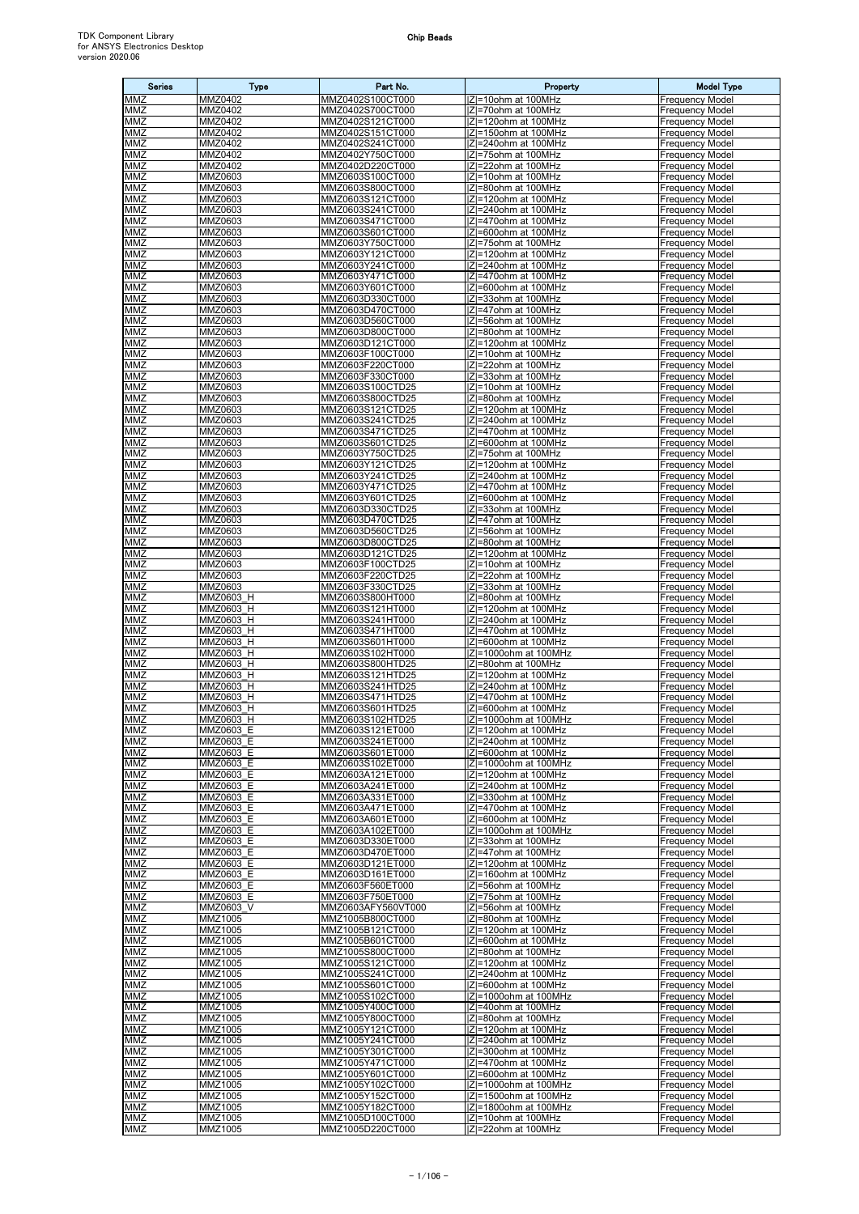TDK Component Library
for ANSYS Electronics Desktop
version 2020.06

# Chip Beads

| Series | Type | Part No. | Property | Model Type |
|---|---|---|---|---|
| MMZ | MMZ0402 | MMZ0402S100CT000 | \|Z\|=10ohm at 100MHz | Frequency Model |
| MMZ | MMZ0402 | MMZ0402S700CT000 | \|Z\|=70ohm at 100MHz | Frequency Model |
| MMZ | MMZ0402 | MMZ0402S121CT000 | \|Z\|=120ohm at 100MHz | Frequency Model |
| MMZ | MMZ0402 | MMZ0402S151CT000 | \|Z\|=150ohm at 100MHz | Frequency Model |
| MMZ | MMZ0402 | MMZ0402S241CT000 | \|Z\|=240ohm at 100MHz | Frequency Model |
| MMZ | MMZ0402 | MMZ0402Y750CT000 | \|Z\|=75ohm at 100MHz | Frequency Model |
| MMZ | MMZ0402 | MMZ0402D220CT000 | \|Z\|=22ohm at 100MHz | Frequency Model |
| MMZ | MMZ0603 | MMZ0603S100CT000 | \|Z\|=10ohm at 100MHz | Frequency Model |
| MMZ | MMZ0603 | MMZ0603S800CT000 | \|Z\|=80ohm at 100MHz | Frequency Model |
| MMZ | MMZ0603 | MMZ0603S121CT000 | \|Z\|=120ohm at 100MHz | Frequency Model |
| MMZ | MMZ0603 | MMZ0603S241CT000 | \|Z\|=240ohm at 100MHz | Frequency Model |
| MMZ | MMZ0603 | MMZ0603S471CT000 | \|Z\|=470ohm at 100MHz | Frequency Model |
| MMZ | MMZ0603 | MMZ0603S601CT000 | \|Z\|=600ohm at 100MHz | Frequency Model |
| MMZ | MMZ0603 | MMZ0603Y750CT000 | \|Z\|=75ohm at 100MHz | Frequency Model |
| MMZ | MMZ0603 | MMZ0603Y121CT000 | \|Z\|=120ohm at 100MHz | Frequency Model |
| MMZ | MMZ0603 | MMZ0603Y241CT000 | \|Z\|=240ohm at 100MHz | Frequency Model |
| MMZ | MMZ0603 | MMZ0603Y471CT000 | \|Z\|=470ohm at 100MHz | Frequency Model |
| MMZ | MMZ0603 | MMZ0603Y601CT000 | \|Z\|=600ohm at 100MHz | Frequency Model |
| MMZ | MMZ0603 | MMZ0603D330CT000 | \|Z\|=33ohm at 100MHz | Frequency Model |
| MMZ | MMZ0603 | MMZ0603D470CT000 | \|Z\|=47ohm at 100MHz | Frequency Model |
| MMZ | MMZ0603 | MMZ0603D560CT000 | \|Z\|=56ohm at 100MHz | Frequency Model |
| MMZ | MMZ0603 | MMZ0603D800CT000 | \|Z\|=80ohm at 100MHz | Frequency Model |
| MMZ | MMZ0603 | MMZ0603D121CT000 | \|Z\|=120ohm at 100MHz | Frequency Model |
| MMZ | MMZ0603 | MMZ0603F100CT000 | \|Z\|=10ohm at 100MHz | Frequency Model |
| MMZ | MMZ0603 | MMZ0603F220CT000 | \|Z\|=22ohm at 100MHz | Frequency Model |
| MMZ | MMZ0603 | MMZ0603F330CT000 | \|Z\|=33ohm at 100MHz | Frequency Model |
| MMZ | MMZ0603 | MMZ0603S100CTD25 | \|Z\|=10ohm at 100MHz | Frequency Model |
| MMZ | MMZ0603 | MMZ0603S800CTD25 | \|Z\|=80ohm at 100MHz | Frequency Model |
| MMZ | MMZ0603 | MMZ0603S121CTD25 | \|Z\|=120ohm at 100MHz | Frequency Model |
| MMZ | MMZ0603 | MMZ0603S241CTD25 | \|Z\|=240ohm at 100MHz | Frequency Model |
| MMZ | MMZ0603 | MMZ0603S471CTD25 | \|Z\|=470ohm at 100MHz | Frequency Model |
| MMZ | MMZ0603 | MMZ0603S601CTD25 | \|Z\|=600ohm at 100MHz | Frequency Model |
| MMZ | MMZ0603 | MMZ0603Y750CTD25 | \|Z\|=75ohm at 100MHz | Frequency Model |
| MMZ | MMZ0603 | MMZ0603Y121CTD25 | \|Z\|=120ohm at 100MHz | Frequency Model |
| MMZ | MMZ0603 | MMZ0603Y241CTD25 | \|Z\|=240ohm at 100MHz | Frequency Model |
| MMZ | MMZ0603 | MMZ0603Y471CTD25 | \|Z\|=470ohm at 100MHz | Frequency Model |
| MMZ | MMZ0603 | MMZ0603Y601CTD25 | \|Z\|=600ohm at 100MHz | Frequency Model |
| MMZ | MMZ0603 | MMZ0603D330CTD25 | \|Z\|=33ohm at 100MHz | Frequency Model |
| MMZ | MMZ0603 | MMZ0603D470CTD25 | \|Z\|=47ohm at 100MHz | Frequency Model |
| MMZ | MMZ0603 | MMZ0603D560CTD25 | \|Z\|=56ohm at 100MHz | Frequency Model |
| MMZ | MMZ0603 | MMZ0603D800CTD25 | \|Z\|=80ohm at 100MHz | Frequency Model |
| MMZ | MMZ0603 | MMZ0603D121CTD25 | \|Z\|=120ohm at 100MHz | Frequency Model |
| MMZ | MMZ0603 | MMZ0603F100CTD25 | \|Z\|=10ohm at 100MHz | Frequency Model |
| MMZ | MMZ0603 | MMZ0603F220CTD25 | \|Z\|=22ohm at 100MHz | Frequency Model |
| MMZ | MMZ0603 | MMZ0603F330CTD25 | \|Z\|=33ohm at 100MHz | Frequency Model |
| MMZ | MMZ0603_H | MMZ0603S800HT000 | \|Z\|=80ohm at 100MHz | Frequency Model |
| MMZ | MMZ0603_H | MMZ0603S121HT000 | \|Z\|=120ohm at 100MHz | Frequency Model |
| MMZ | MMZ0603_H | MMZ0603S241HT000 | \|Z\|=240ohm at 100MHz | Frequency Model |
| MMZ | MMZ0603_H | MMZ0603S471HT000 | \|Z\|=470ohm at 100MHz | Frequency Model |
| MMZ | MMZ0603_H | MMZ0603S601HT000 | \|Z\|=600ohm at 100MHz | Frequency Model |
| MMZ | MMZ0603_H | MMZ0603S102HT000 | \|Z\|=1000ohm at 100MHz | Frequency Model |
| MMZ | MMZ0603_H | MMZ0603S800HTD25 | \|Z\|=80ohm at 100MHz | Frequency Model |
| MMZ | MMZ0603_H | MMZ0603S121HTD25 | \|Z\|=120ohm at 100MHz | Frequency Model |
| MMZ | MMZ0603_H | MMZ0603S241HTD25 | \|Z\|=240ohm at 100MHz | Frequency Model |
| MMZ | MMZ0603_H | MMZ0603S471HTD25 | \|Z\|=470ohm at 100MHz | Frequency Model |
| MMZ | MMZ0603_H | MMZ0603S601HTD25 | \|Z\|=600ohm at 100MHz | Frequency Model |
| MMZ | MMZ0603_H | MMZ0603S102HTD25 | \|Z\|=1000ohm at 100MHz | Frequency Model |
| MMZ | MMZ0603_E | MMZ0603S121ET000 | \|Z\|=120ohm at 100MHz | Frequency Model |
| MMZ | MMZ0603_E | MMZ0603S241ET000 | \|Z\|=240ohm at 100MHz | Frequency Model |
| MMZ | MMZ0603_E | MMZ0603S601ET000 | \|Z\|=600ohm at 100MHz | Frequency Model |
| MMZ | MMZ0603_E | MMZ0603S102ET000 | \|Z\|=1000ohm at 100MHz | Frequency Model |
| MMZ | MMZ0603_E | MMZ0603A121ET000 | \|Z\|=120ohm at 100MHz | Frequency Model |
| MMZ | MMZ0603_E | MMZ0603A241ET000 | \|Z\|=240ohm at 100MHz | Frequency Model |
| MMZ | MMZ0603_E | MMZ0603A331ET000 | \|Z\|=330ohm at 100MHz | Frequency Model |
| MMZ | MMZ0603_E | MMZ0603A471ET000 | \|Z\|=470ohm at 100MHz | Frequency Model |
| MMZ | MMZ0603_E | MMZ0603A601ET000 | \|Z\|=600ohm at 100MHz | Frequency Model |
| MMZ | MMZ0603_E | MMZ0603A102ET000 | \|Z\|=1000ohm at 100MHz | Frequency Model |
| MMZ | MMZ0603_E | MMZ0603D330ET000 | \|Z\|=33ohm at 100MHz | Frequency Model |
| MMZ | MMZ0603_E | MMZ0603D470ET000 | \|Z\|=47ohm at 100MHz | Frequency Model |
| MMZ | MMZ0603_E | MMZ0603D121ET000 | \|Z\|=120ohm at 100MHz | Frequency Model |
| MMZ | MMZ0603_E | MMZ0603D161ET000 | \|Z\|=160ohm at 100MHz | Frequency Model |
| MMZ | MMZ0603_E | MMZ0603F560ET000 | \|Z\|=56ohm at 100MHz | Frequency Model |
| MMZ | MMZ0603_E | MMZ0603F750ET000 | \|Z\|=75ohm at 100MHz | Frequency Model |
| MMZ | MMZ0603_V | MMZ0603AFY560VT000 | \|Z\|=56ohm at 100MHz | Frequency Model |
| MMZ | MMZ1005 | MMZ1005B800CT000 | \|Z\|=80ohm at 100MHz | Frequency Model |
| MMZ | MMZ1005 | MMZ1005B121CT000 | \|Z\|=120ohm at 100MHz | Frequency Model |
| MMZ | MMZ1005 | MMZ1005B601CT000 | \|Z\|=600ohm at 100MHz | Frequency Model |
| MMZ | MMZ1005 | MMZ1005S800CT000 | \|Z\|=80ohm at 100MHz | Frequency Model |
| MMZ | MMZ1005 | MMZ1005S121CT000 | \|Z\|=120ohm at 100MHz | Frequency Model |
| MMZ | MMZ1005 | MMZ1005S241CT000 | \|Z\|=240ohm at 100MHz | Frequency Model |
| MMZ | MMZ1005 | MMZ1005S601CT000 | \|Z\|=600ohm at 100MHz | Frequency Model |
| MMZ | MMZ1005 | MMZ1005S102CT000 | \|Z\|=1000ohm at 100MHz | Frequency Model |
| MMZ | MMZ1005 | MMZ1005Y400CT000 | \|Z\|=40ohm at 100MHz | Frequency Model |
| MMZ | MMZ1005 | MMZ1005Y800CT000 | \|Z\|=80ohm at 100MHz | Frequency Model |
| MMZ | MMZ1005 | MMZ1005Y121CT000 | \|Z\|=120ohm at 100MHz | Frequency Model |
| MMZ | MMZ1005 | MMZ1005Y241CT000 | \|Z\|=240ohm at 100MHz | Frequency Model |
| MMZ | MMZ1005 | MMZ1005Y301CT000 | \|Z\|=300ohm at 100MHz | Frequency Model |
| MMZ | MMZ1005 | MMZ1005Y471CT000 | \|Z\|=470ohm at 100MHz | Frequency Model |
| MMZ | MMZ1005 | MMZ1005Y601CT000 | \|Z\|=600ohm at 100MHz | Frequency Model |
| MMZ | MMZ1005 | MMZ1005Y102CT000 | \|Z\|=1000ohm at 100MHz | Frequency Model |
| MMZ | MMZ1005 | MMZ1005Y152CT000 | \|Z\|=1500ohm at 100MHz | Frequency Model |
| MMZ | MMZ1005 | MMZ1005Y182CT000 | \|Z\|=1800ohm at 100MHz | Frequency Model |
| MMZ | MMZ1005 | MMZ1005D100CT000 | \|Z\|=10ohm at 100MHz | Frequency Model |
| MMZ | MMZ1005 | MMZ1005D220CT000 | \|Z\|=22ohm at 100MHz | Frequency Model |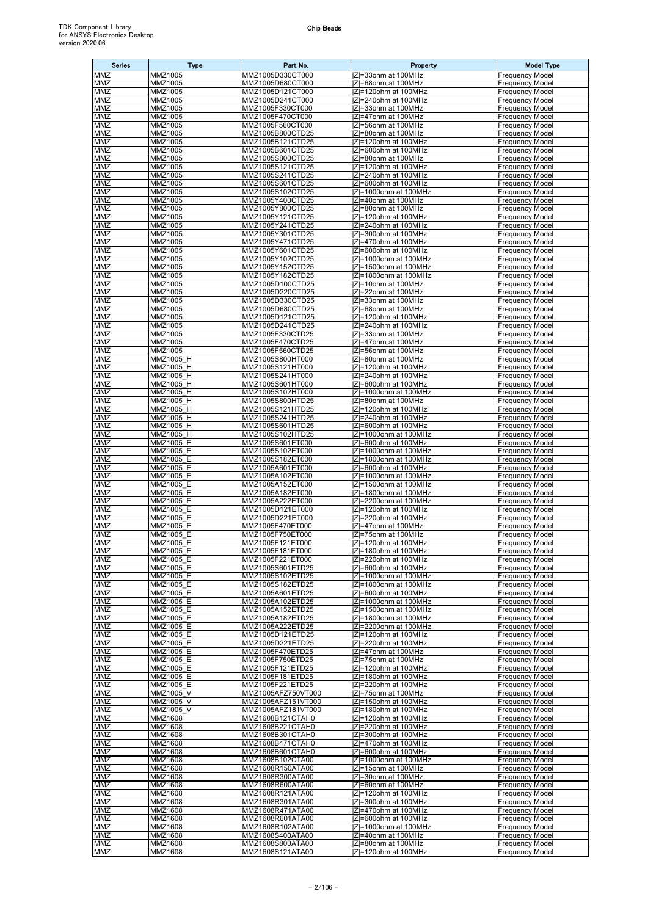| Series | Type | Part No. | Property | Model Type |
|---|---|---|---|---|
| MMZ | MMZ1005 | MMZ1005D330CT000 | \|Z\|=33ohm at 100MHz | Frequency Model |
| MMZ | MMZ1005 | MMZ1005D680CT000 | \|Z\|=68ohm at 100MHz | Frequency Model |
| MMZ | MMZ1005 | MMZ1005D121CT000 | \|Z\|=120ohm at 100MHz | Frequency Model |
| MMZ | MMZ1005 | MMZ1005D241CT000 | \|Z\|=240ohm at 100MHz | Frequency Model |
| MMZ | MMZ1005 | MMZ1005F330CT000 | \|Z\|=33ohm at 100MHz | Frequency Model |
| MMZ | MMZ1005 | MMZ1005F470CT000 | \|Z\|=47ohm at 100MHz | Frequency Model |
| MMZ | MMZ1005 | MMZ1005F560CT000 | \|Z\|=56ohm at 100MHz | Frequency Model |
| MMZ | MMZ1005 | MMZ1005B800CTD25 | \|Z\|=80ohm at 100MHz | Frequency Model |
| MMZ | MMZ1005 | MMZ1005B121CTD25 | \|Z\|=120ohm at 100MHz | Frequency Model |
| MMZ | MMZ1005 | MMZ1005B601CTD25 | \|Z\|=600ohm at 100MHz | Frequency Model |
| MMZ | MMZ1005 | MMZ1005S800CTD25 | \|Z\|=80ohm at 100MHz | Frequency Model |
| MMZ | MMZ1005 | MMZ1005S121CTD25 | \|Z\|=120ohm at 100MHz | Frequency Model |
| MMZ | MMZ1005 | MMZ1005S241CTD25 | \|Z\|=240ohm at 100MHz | Frequency Model |
| MMZ | MMZ1005 | MMZ1005S601CTD25 | \|Z\|=600ohm at 100MHz | Frequency Model |
| MMZ | MMZ1005 | MMZ1005S102CTD25 | \|Z\|=1000ohm at 100MHz | Frequency Model |
| MMZ | MMZ1005 | MMZ1005Y400CTD25 | \|Z\|=40ohm at 100MHz | Frequency Model |
| MMZ | MMZ1005 | MMZ1005Y800CTD25 | \|Z\|=80ohm at 100MHz | Frequency Model |
| MMZ | MMZ1005 | MMZ1005Y121CTD25 | \|Z\|=120ohm at 100MHz | Frequency Model |
| MMZ | MMZ1005 | MMZ1005Y241CTD25 | \|Z\|=240ohm at 100MHz | Frequency Model |
| MMZ | MMZ1005 | MMZ1005Y301CTD25 | \|Z\|=300ohm at 100MHz | Frequency Model |
| MMZ | MMZ1005 | MMZ1005Y471CTD25 | \|Z\|=470ohm at 100MHz | Frequency Model |
| MMZ | MMZ1005 | MMZ1005Y601CTD25 | \|Z\|=600ohm at 100MHz | Frequency Model |
| MMZ | MMZ1005 | MMZ1005Y102CTD25 | \|Z\|=1000ohm at 100MHz | Frequency Model |
| MMZ | MMZ1005 | MMZ1005Y152CTD25 | \|Z\|=1500ohm at 100MHz | Frequency Model |
| MMZ | MMZ1005 | MMZ1005Y182CTD25 | \|Z\|=1800ohm at 100MHz | Frequency Model |
| MMZ | MMZ1005 | MMZ1005D100CTD25 | \|Z\|=10ohm at 100MHz | Frequency Model |
| MMZ | MMZ1005 | MMZ1005D220CTD25 | \|Z\|=22ohm at 100MHz | Frequency Model |
| MMZ | MMZ1005 | MMZ1005D330CTD25 | \|Z\|=33ohm at 100MHz | Frequency Model |
| MMZ | MMZ1005 | MMZ1005D680CTD25 | \|Z\|=68ohm at 100MHz | Frequency Model |
| MMZ | MMZ1005 | MMZ1005D121CTD25 | \|Z\|=120ohm at 100MHz | Frequency Model |
| MMZ | MMZ1005 | MMZ1005D241CTD25 | \|Z\|=240ohm at 100MHz | Frequency Model |
| MMZ | MMZ1005 | MMZ1005F330CTD25 | \|Z\|=33ohm at 100MHz | Frequency Model |
| MMZ | MMZ1005 | MMZ1005F470CTD25 | \|Z\|=47ohm at 100MHz | Frequency Model |
| MMZ | MMZ1005 | MMZ1005F560CTD25 | \|Z\|=56ohm at 100MHz | Frequency Model |
| MMZ | MMZ1005_H | MMZ1005S800HT000 | \|Z\|=80ohm at 100MHz | Frequency Model |
| MMZ | MMZ1005_H | MMZ1005S121HT000 | \|Z\|=120ohm at 100MHz | Frequency Model |
| MMZ | MMZ1005_H | MMZ1005S241HT000 | \|Z\|=240ohm at 100MHz | Frequency Model |
| MMZ | MMZ1005_H | MMZ1005S601HT000 | \|Z\|=600ohm at 100MHz | Frequency Model |
| MMZ | MMZ1005_H | MMZ1005S102HT000 | \|Z\|=1000ohm at 100MHz | Frequency Model |
| MMZ | MMZ1005_H | MMZ1005S800HTD25 | \|Z\|=80ohm at 100MHz | Frequency Model |
| MMZ | MMZ1005_H | MMZ1005S121HTD25 | \|Z\|=120ohm at 100MHz | Frequency Model |
| MMZ | MMZ1005_H | MMZ1005S241HTD25 | \|Z\|=240ohm at 100MHz | Frequency Model |
| MMZ | MMZ1005_H | MMZ1005S601HTD25 | \|Z\|=600ohm at 100MHz | Frequency Model |
| MMZ | MMZ1005_H | MMZ1005S102HTD25 | \|Z\|=1000ohm at 100MHz | Frequency Model |
| MMZ | MMZ1005_E | MMZ1005S601ET000 | \|Z\|=600ohm at 100MHz | Frequency Model |
| MMZ | MMZ1005_E | MMZ1005S102ET000 | \|Z\|=1000ohm at 100MHz | Frequency Model |
| MMZ | MMZ1005_E | MMZ1005S182ET000 | \|Z\|=1800ohm at 100MHz | Frequency Model |
| MMZ | MMZ1005_E | MMZ1005A601ET000 | \|Z\|=600ohm at 100MHz | Frequency Model |
| MMZ | MMZ1005_E | MMZ1005A102ET000 | \|Z\|=1000ohm at 100MHz | Frequency Model |
| MMZ | MMZ1005_E | MMZ1005A152ET000 | \|Z\|=1500ohm at 100MHz | Frequency Model |
| MMZ | MMZ1005_E | MMZ1005A182ET000 | \|Z\|=1800ohm at 100MHz | Frequency Model |
| MMZ | MMZ1005_E | MMZ1005A222ET000 | \|Z\|=2200ohm at 100MHz | Frequency Model |
| MMZ | MMZ1005_E | MMZ1005D121ET000 | \|Z\|=120ohm at 100MHz | Frequency Model |
| MMZ | MMZ1005_E | MMZ1005D221ET000 | \|Z\|=220ohm at 100MHz | Frequency Model |
| MMZ | MMZ1005_E | MMZ1005F470ET000 | \|Z\|=47ohm at 100MHz | Frequency Model |
| MMZ | MMZ1005_E | MMZ1005F750ET000 | \|Z\|=75ohm at 100MHz | Frequency Model |
| MMZ | MMZ1005_E | MMZ1005F121ET000 | \|Z\|=120ohm at 100MHz | Frequency Model |
| MMZ | MMZ1005_E | MMZ1005F181ET000 | \|Z\|=180ohm at 100MHz | Frequency Model |
| MMZ | MMZ1005_E | MMZ1005F221ET000 | \|Z\|=220ohm at 100MHz | Frequency Model |
| MMZ | MMZ1005_E | MMZ1005S601ETD25 | \|Z\|=600ohm at 100MHz | Frequency Model |
| MMZ | MMZ1005_E | MMZ1005S102ETD25 | \|Z\|=1000ohm at 100MHz | Frequency Model |
| MMZ | MMZ1005_E | MMZ1005S182ETD25 | \|Z\|=1800ohm at 100MHz | Frequency Model |
| MMZ | MMZ1005_E | MMZ1005A601ETD25 | \|Z\|=600ohm at 100MHz | Frequency Model |
| MMZ | MMZ1005_E | MMZ1005A102ETD25 | \|Z\|=1000ohm at 100MHz | Frequency Model |
| MMZ | MMZ1005_E | MMZ1005A152ETD25 | \|Z\|=1500ohm at 100MHz | Frequency Model |
| MMZ | MMZ1005_E | MMZ1005A182ETD25 | \|Z\|=1800ohm at 100MHz | Frequency Model |
| MMZ | MMZ1005_E | MMZ1005A222ETD25 | \|Z\|=2200ohm at 100MHz | Frequency Model |
| MMZ | MMZ1005_E | MMZ1005D121ETD25 | \|Z\|=120ohm at 100MHz | Frequency Model |
| MMZ | MMZ1005_E | MMZ1005D221ETD25 | \|Z\|=220ohm at 100MHz | Frequency Model |
| MMZ | MMZ1005_E | MMZ1005F470ETD25 | \|Z\|=47ohm at 100MHz | Frequency Model |
| MMZ | MMZ1005_E | MMZ1005F750ETD25 | \|Z\|=75ohm at 100MHz | Frequency Model |
| MMZ | MMZ1005_E | MMZ1005F121ETD25 | \|Z\|=120ohm at 100MHz | Frequency Model |
| MMZ | MMZ1005_E | MMZ1005F181ETD25 | \|Z\|=180ohm at 100MHz | Frequency Model |
| MMZ | MMZ1005_E | MMZ1005F221ETD25 | \|Z\|=220ohm at 100MHz | Frequency Model |
| MMZ | MMZ1005_V | MMZ1005AFZ750VT000 | \|Z\|=75ohm at 100MHz | Frequency Model |
| MMZ | MMZ1005_V | MMZ1005AFZ151VT000 | \|Z\|=150ohm at 100MHz | Frequency Model |
| MMZ | MMZ1005_V | MMZ1005AFZ181VT000 | \|Z\|=180ohm at 100MHz | Frequency Model |
| MMZ | MMZ1608 | MMZ1608B121CTAH0 | \|Z\|=120ohm at 100MHz | Frequency Model |
| MMZ | MMZ1608 | MMZ1608B221CTAH0 | \|Z\|=220ohm at 100MHz | Frequency Model |
| MMZ | MMZ1608 | MMZ1608B301CTAH0 | \|Z\|=300ohm at 100MHz | Frequency Model |
| MMZ | MMZ1608 | MMZ1608B471CTAH0 | \|Z\|=470ohm at 100MHz | Frequency Model |
| MMZ | MMZ1608 | MMZ1608B601CTAH0 | \|Z\|=600ohm at 100MHz | Frequency Model |
| MMZ | MMZ1608 | MMZ1608B102CTA00 | \|Z\|=1000ohm at 100MHz | Frequency Model |
| MMZ | MMZ1608 | MMZ1608R150ATA00 | \|Z\|=15ohm at 100MHz | Frequency Model |
| MMZ | MMZ1608 | MMZ1608R300ATA00 | \|Z\|=30ohm at 100MHz | Frequency Model |
| MMZ | MMZ1608 | MMZ1608R600ATA00 | \|Z\|=60ohm at 100MHz | Frequency Model |
| MMZ | MMZ1608 | MMZ1608R121ATA00 | \|Z\|=120ohm at 100MHz | Frequency Model |
| MMZ | MMZ1608 | MMZ1608R301ATA00 | \|Z\|=300ohm at 100MHz | Frequency Model |
| MMZ | MMZ1608 | MMZ1608R471ATA00 | \|Z\|=470ohm at 100MHz | Frequency Model |
| MMZ | MMZ1608 | MMZ1608R601ATA00 | \|Z\|=600ohm at 100MHz | Frequency Model |
| MMZ | MMZ1608 | MMZ1608R102ATA00 | \|Z\|=1000ohm at 100MHz | Frequency Model |
| MMZ | MMZ1608 | MMZ1608S400ATA00 | \|Z\|=40ohm at 100MHz | Frequency Model |
| MMZ | MMZ1608 | MMZ1608S800ATA00 | \|Z\|=80ohm at 100MHz | Frequency Model |
| MMZ | MMZ1608 | MMZ1608S121ATA00 | \|Z\|=120ohm at 100MHz | Frequency Model |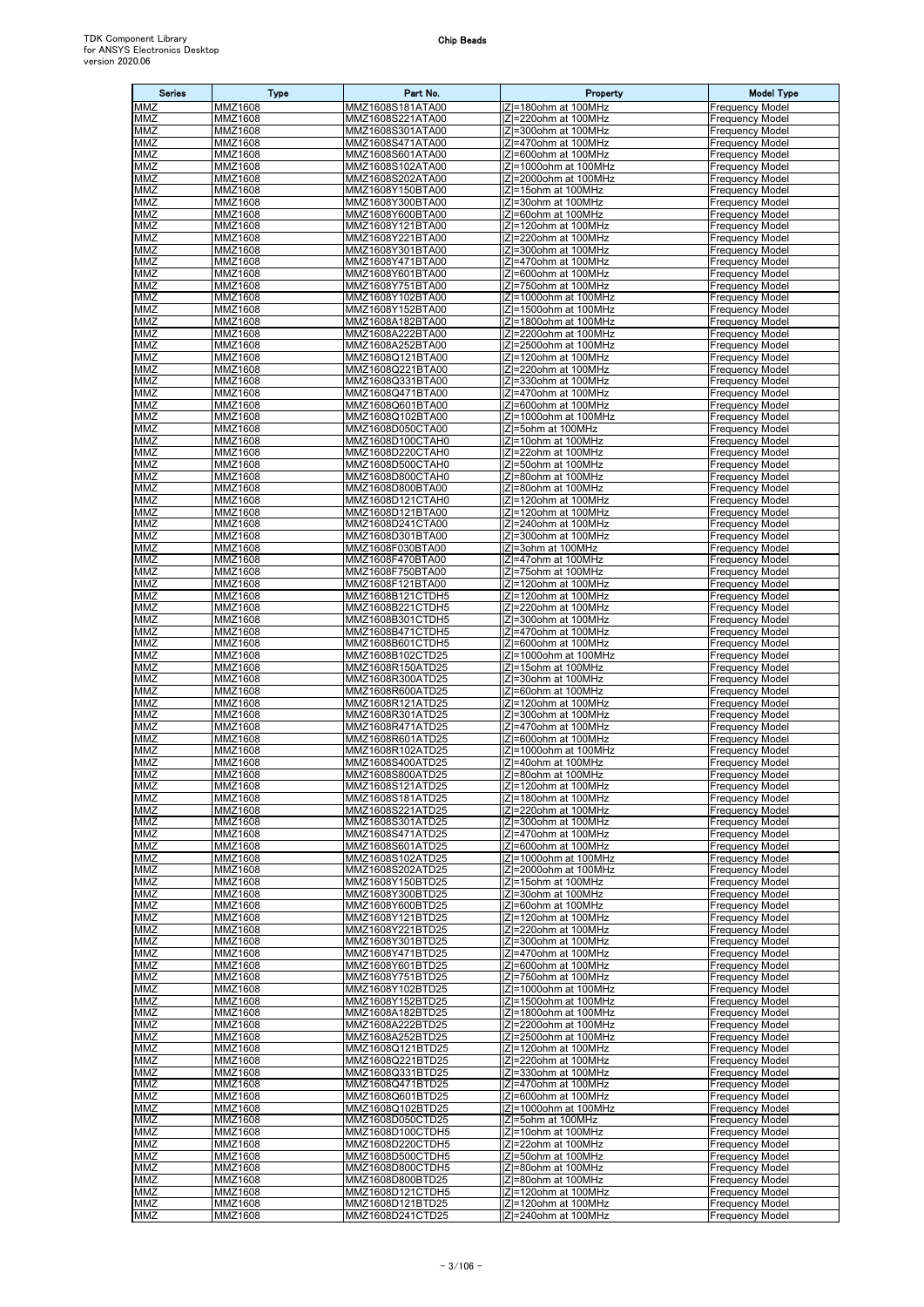| Series | Type | Part No. | Property | Model Type |
|---|---|---|---|---|
| MMZ | MMZ1608 | MMZ1608S181ATA00 | \|Z\|=180ohm at 100MHz | Frequency Model |
| MMZ | MMZ1608 | MMZ1608S221ATA00 | \|Z\|=220ohm at 100MHz | Frequency Model |
| MMZ | MMZ1608 | MMZ1608S301ATA00 | \|Z\|=300ohm at 100MHz | Frequency Model |
| MMZ | MMZ1608 | MMZ1608S471ATA00 | \|Z\|=470ohm at 100MHz | Frequency Model |
| MMZ | MMZ1608 | MMZ1608S601ATA00 | \|Z\|=600ohm at 100MHz | Frequency Model |
| MMZ | MMZ1608 | MMZ1608S102ATA00 | \|Z\|=1000ohm at 100MHz | Frequency Model |
| MMZ | MMZ1608 | MMZ1608S202ATA00 | \|Z\|=2000ohm at 100MHz | Frequency Model |
| MMZ | MMZ1608 | MMZ1608Y150BTA00 | \|Z\|=15ohm at 100MHz | Frequency Model |
| MMZ | MMZ1608 | MMZ1608Y300BTA00 | \|Z\|=30ohm at 100MHz | Frequency Model |
| MMZ | MMZ1608 | MMZ1608Y600BTA00 | \|Z\|=60ohm at 100MHz | Frequency Model |
| MMZ | MMZ1608 | MMZ1608Y121BTA00 | \|Z\|=120ohm at 100MHz | Frequency Model |
| MMZ | MMZ1608 | MMZ1608Y221BTA00 | \|Z\|=220ohm at 100MHz | Frequency Model |
| MMZ | MMZ1608 | MMZ1608Y301BTA00 | \|Z\|=300ohm at 100MHz | Frequency Model |
| MMZ | MMZ1608 | MMZ1608Y471BTA00 | \|Z\|=470ohm at 100MHz | Frequency Model |
| MMZ | MMZ1608 | MMZ1608Y601BTA00 | \|Z\|=600ohm at 100MHz | Frequency Model |
| MMZ | MMZ1608 | MMZ1608Y751BTA00 | \|Z\|=750ohm at 100MHz | Frequency Model |
| MMZ | MMZ1608 | MMZ1608Y102BTA00 | \|Z\|=1000ohm at 100MHz | Frequency Model |
| MMZ | MMZ1608 | MMZ1608Y152BTA00 | \|Z\|=1500ohm at 100MHz | Frequency Model |
| MMZ | MMZ1608 | MMZ1608A182BTA00 | \|Z\|=1800ohm at 100MHz | Frequency Model |
| MMZ | MMZ1608 | MMZ1608A222BTA00 | \|Z\|=2200ohm at 100MHz | Frequency Model |
| MMZ | MMZ1608 | MMZ1608A252BTA00 | \|Z\|=2500ohm at 100MHz | Frequency Model |
| MMZ | MMZ1608 | MMZ1608Q121BTA00 | \|Z\|=120ohm at 100MHz | Frequency Model |
| MMZ | MMZ1608 | MMZ1608Q221BTA00 | \|Z\|=220ohm at 100MHz | Frequency Model |
| MMZ | MMZ1608 | MMZ1608Q331BTA00 | \|Z\|=330ohm at 100MHz | Frequency Model |
| MMZ | MMZ1608 | MMZ1608Q471BTA00 | \|Z\|=470ohm at 100MHz | Frequency Model |
| MMZ | MMZ1608 | MMZ1608Q601BTA00 | \|Z\|=600ohm at 100MHz | Frequency Model |
| MMZ | MMZ1608 | MMZ1608Q102BTA00 | \|Z\|=1000ohm at 100MHz | Frequency Model |
| MMZ | MMZ1608 | MMZ1608D050CTA00 | \|Z\|=5ohm at 100MHz | Frequency Model |
| MMZ | MMZ1608 | MMZ1608D100CTAH0 | \|Z\|=10ohm at 100MHz | Frequency Model |
| MMZ | MMZ1608 | MMZ1608D220CTAH0 | \|Z\|=22ohm at 100MHz | Frequency Model |
| MMZ | MMZ1608 | MMZ1608D500CTAH0 | \|Z\|=50ohm at 100MHz | Frequency Model |
| MMZ | MMZ1608 | MMZ1608D800CTAH0 | \|Z\|=80ohm at 100MHz | Frequency Model |
| MMZ | MMZ1608 | MMZ1608D800BTA00 | \|Z\|=80ohm at 100MHz | Frequency Model |
| MMZ | MMZ1608 | MMZ1608D121CTAH0 | \|Z\|=120ohm at 100MHz | Frequency Model |
| MMZ | MMZ1608 | MMZ1608D121BTA00 | \|Z\|=120ohm at 100MHz | Frequency Model |
| MMZ | MMZ1608 | MMZ1608D241CTA00 | \|Z\|=240ohm at 100MHz | Frequency Model |
| MMZ | MMZ1608 | MMZ1608D301BTA00 | \|Z\|=300ohm at 100MHz | Frequency Model |
| MMZ | MMZ1608 | MMZ1608F030BTA00 | \|Z\|=3ohm at 100MHz | Frequency Model |
| MMZ | MMZ1608 | MMZ1608F470BTA00 | \|Z\|=47ohm at 100MHz | Frequency Model |
| MMZ | MMZ1608 | MMZ1608F750BTA00 | \|Z\|=75ohm at 100MHz | Frequency Model |
| MMZ | MMZ1608 | MMZ1608F121BTA00 | \|Z\|=120ohm at 100MHz | Frequency Model |
| MMZ | MMZ1608 | MMZ1608B121CTDH5 | \|Z\|=120ohm at 100MHz | Frequency Model |
| MMZ | MMZ1608 | MMZ1608B221CTDH5 | \|Z\|=220ohm at 100MHz | Frequency Model |
| MMZ | MMZ1608 | MMZ1608B301CTDH5 | \|Z\|=300ohm at 100MHz | Frequency Model |
| MMZ | MMZ1608 | MMZ1608B471CTDH5 | \|Z\|=470ohm at 100MHz | Frequency Model |
| MMZ | MMZ1608 | MMZ1608B601CTDH5 | \|Z\|=600ohm at 100MHz | Frequency Model |
| MMZ | MMZ1608 | MMZ1608B102CTD25 | \|Z\|=1000ohm at 100MHz | Frequency Model |
| MMZ | MMZ1608 | MMZ1608R150ATD25 | \|Z\|=15ohm at 100MHz | Frequency Model |
| MMZ | MMZ1608 | MMZ1608R300ATD25 | \|Z\|=30ohm at 100MHz | Frequency Model |
| MMZ | MMZ1608 | MMZ1608R600ATD25 | \|Z\|=60ohm at 100MHz | Frequency Model |
| MMZ | MMZ1608 | MMZ1608R121ATD25 | \|Z\|=120ohm at 100MHz | Frequency Model |
| MMZ | MMZ1608 | MMZ1608R301ATD25 | \|Z\|=300ohm at 100MHz | Frequency Model |
| MMZ | MMZ1608 | MMZ1608R471ATD25 | \|Z\|=470ohm at 100MHz | Frequency Model |
| MMZ | MMZ1608 | MMZ1608R601ATD25 | \|Z\|=600ohm at 100MHz | Frequency Model |
| MMZ | MMZ1608 | MMZ1608R102ATD25 | \|Z\|=1000ohm at 100MHz | Frequency Model |
| MMZ | MMZ1608 | MMZ1608S400ATD25 | \|Z\|=40ohm at 100MHz | Frequency Model |
| MMZ | MMZ1608 | MMZ1608S800ATD25 | \|Z\|=80ohm at 100MHz | Frequency Model |
| MMZ | MMZ1608 | MMZ1608S121ATD25 | \|Z\|=120ohm at 100MHz | Frequency Model |
| MMZ | MMZ1608 | MMZ1608S181ATD25 | \|Z\|=180ohm at 100MHz | Frequency Model |
| MMZ | MMZ1608 | MMZ1608S221ATD25 | \|Z\|=220ohm at 100MHz | Frequency Model |
| MMZ | MMZ1608 | MMZ1608S301ATD25 | \|Z\|=300ohm at 100MHz | Frequency Model |
| MMZ | MMZ1608 | MMZ1608S471ATD25 | \|Z\|=470ohm at 100MHz | Frequency Model |
| MMZ | MMZ1608 | MMZ1608S601ATD25 | \|Z\|=600ohm at 100MHz | Frequency Model |
| MMZ | MMZ1608 | MMZ1608S102ATD25 | \|Z\|=1000ohm at 100MHz | Frequency Model |
| MMZ | MMZ1608 | MMZ1608S202ATD25 | \|Z\|=2000ohm at 100MHz | Frequency Model |
| MMZ | MMZ1608 | MMZ1608Y150BTD25 | \|Z\|=15ohm at 100MHz | Frequency Model |
| MMZ | MMZ1608 | MMZ1608Y300BTD25 | \|Z\|=30ohm at 100MHz | Frequency Model |
| MMZ | MMZ1608 | MMZ1608Y600BTD25 | \|Z\|=60ohm at 100MHz | Frequency Model |
| MMZ | MMZ1608 | MMZ1608Y121BTD25 | \|Z\|=120ohm at 100MHz | Frequency Model |
| MMZ | MMZ1608 | MMZ1608Y221BTD25 | \|Z\|=220ohm at 100MHz | Frequency Model |
| MMZ | MMZ1608 | MMZ1608Y301BTD25 | \|Z\|=300ohm at 100MHz | Frequency Model |
| MMZ | MMZ1608 | MMZ1608Y471BTD25 | \|Z\|=470ohm at 100MHz | Frequency Model |
| MMZ | MMZ1608 | MMZ1608Y601BTD25 | \|Z\|=600ohm at 100MHz | Frequency Model |
| MMZ | MMZ1608 | MMZ1608Y751BTD25 | \|Z\|=750ohm at 100MHz | Frequency Model |
| MMZ | MMZ1608 | MMZ1608Y102BTD25 | \|Z\|=1000ohm at 100MHz | Frequency Model |
| MMZ | MMZ1608 | MMZ1608Y152BTD25 | \|Z\|=1500ohm at 100MHz | Frequency Model |
| MMZ | MMZ1608 | MMZ1608A182BTD25 | \|Z\|=1800ohm at 100MHz | Frequency Model |
| MMZ | MMZ1608 | MMZ1608A222BTD25 | \|Z\|=2200ohm at 100MHz | Frequency Model |
| MMZ | MMZ1608 | MMZ1608A252BTD25 | \|Z\|=2500ohm at 100MHz | Frequency Model |
| MMZ | MMZ1608 | MMZ1608Q121BTD25 | \|Z\|=120ohm at 100MHz | Frequency Model |
| MMZ | MMZ1608 | MMZ1608Q221BTD25 | \|Z\|=220ohm at 100MHz | Frequency Model |
| MMZ | MMZ1608 | MMZ1608Q331BTD25 | \|Z\|=330ohm at 100MHz | Frequency Model |
| MMZ | MMZ1608 | MMZ1608Q471BTD25 | \|Z\|=470ohm at 100MHz | Frequency Model |
| MMZ | MMZ1608 | MMZ1608Q601BTD25 | \|Z\|=600ohm at 100MHz | Frequency Model |
| MMZ | MMZ1608 | MMZ1608Q102BTD25 | \|Z\|=1000ohm at 100MHz | Frequency Model |
| MMZ | MMZ1608 | MMZ1608D050CTD25 | \|Z\|=5ohm at 100MHz | Frequency Model |
| MMZ | MMZ1608 | MMZ1608D100CTDH5 | \|Z\|=10ohm at 100MHz | Frequency Model |
| MMZ | MMZ1608 | MMZ1608D220CTDH5 | \|Z\|=22ohm at 100MHz | Frequency Model |
| MMZ | MMZ1608 | MMZ1608D500CTDH5 | \|Z\|=50ohm at 100MHz | Frequency Model |
| MMZ | MMZ1608 | MMZ1608D800CTDH5 | \|Z\|=80ohm at 100MHz | Frequency Model |
| MMZ | MMZ1608 | MMZ1608D800BTD25 | \|Z\|=80ohm at 100MHz | Frequency Model |
| MMZ | MMZ1608 | MMZ1608D121CTDH5 | \|Z\|=120ohm at 100MHz | Frequency Model |
| MMZ | MMZ1608 | MMZ1608D121BTD25 | \|Z\|=120ohm at 100MHz | Frequency Model |
| MMZ | MMZ1608 | MMZ1608D241CTD25 | \|Z\|=240ohm at 100MHz | Frequency Model |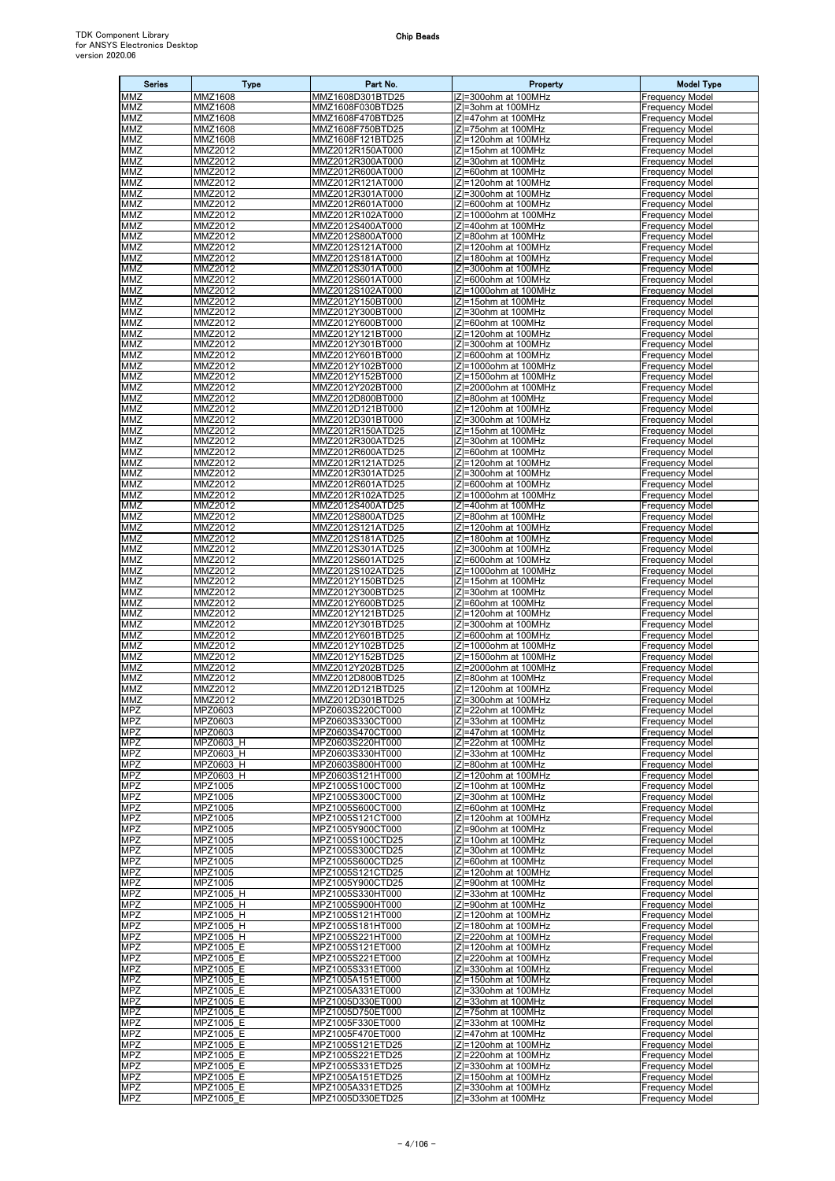| Series | Type | Part No. | Property | Model Type |
|---|---|---|---|---|
| MMZ | MMZ1608 | MMZ1608D301BTD25 | \|Z\|=300ohm at 100MHz | Frequency Model |
| MMZ | MMZ1608 | MMZ1608F030BTD25 | \|Z\|=3ohm at 100MHz | Frequency Model |
| MMZ | MMZ1608 | MMZ1608F470BTD25 | \|Z\|=47ohm at 100MHz | Frequency Model |
| MMZ | MMZ1608 | MMZ1608F750BTD25 | \|Z\|=75ohm at 100MHz | Frequency Model |
| MMZ | MMZ1608 | MMZ1608F121BTD25 | \|Z\|=120ohm at 100MHz | Frequency Model |
| MMZ | MMZ2012 | MMZ2012R150AT000 | \|Z\|=15ohm at 100MHz | Frequency Model |
| MMZ | MMZ2012 | MMZ2012R300AT000 | \|Z\|=30ohm at 100MHz | Frequency Model |
| MMZ | MMZ2012 | MMZ2012R600AT000 | \|Z\|=60ohm at 100MHz | Frequency Model |
| MMZ | MMZ2012 | MMZ2012R121AT000 | \|Z\|=120ohm at 100MHz | Frequency Model |
| MMZ | MMZ2012 | MMZ2012R301AT000 | \|Z\|=300ohm at 100MHz | Frequency Model |
| MMZ | MMZ2012 | MMZ2012R601AT000 | \|Z\|=600ohm at 100MHz | Frequency Model |
| MMZ | MMZ2012 | MMZ2012R102AT000 | \|Z\|=1000ohm at 100MHz | Frequency Model |
| MMZ | MMZ2012 | MMZ2012S400AT000 | \|Z\|=40ohm at 100MHz | Frequency Model |
| MMZ | MMZ2012 | MMZ2012S800AT000 | \|Z\|=80ohm at 100MHz | Frequency Model |
| MMZ | MMZ2012 | MMZ2012S121AT000 | \|Z\|=120ohm at 100MHz | Frequency Model |
| MMZ | MMZ2012 | MMZ2012S181AT000 | \|Z\|=180ohm at 100MHz | Frequency Model |
| MMZ | MMZ2012 | MMZ2012S301AT000 | \|Z\|=300ohm at 100MHz | Frequency Model |
| MMZ | MMZ2012 | MMZ2012S601AT000 | \|Z\|=600ohm at 100MHz | Frequency Model |
| MMZ | MMZ2012 | MMZ2012S102AT000 | \|Z\|=1000ohm at 100MHz | Frequency Model |
| MMZ | MMZ2012 | MMZ2012Y150BT000 | \|Z\|=15ohm at 100MHz | Frequency Model |
| MMZ | MMZ2012 | MMZ2012Y300BT000 | \|Z\|=30ohm at 100MHz | Frequency Model |
| MMZ | MMZ2012 | MMZ2012Y600BT000 | \|Z\|=60ohm at 100MHz | Frequency Model |
| MMZ | MMZ2012 | MMZ2012Y121BT000 | \|Z\|=120ohm at 100MHz | Frequency Model |
| MMZ | MMZ2012 | MMZ2012Y301BT000 | \|Z\|=300ohm at 100MHz | Frequency Model |
| MMZ | MMZ2012 | MMZ2012Y601BT000 | \|Z\|=600ohm at 100MHz | Frequency Model |
| MMZ | MMZ2012 | MMZ2012Y102BT000 | \|Z\|=1000ohm at 100MHz | Frequency Model |
| MMZ | MMZ2012 | MMZ2012Y152BT000 | \|Z\|=1500ohm at 100MHz | Frequency Model |
| MMZ | MMZ2012 | MMZ2012Y202BT000 | \|Z\|=2000ohm at 100MHz | Frequency Model |
| MMZ | MMZ2012 | MMZ2012D800BT000 | \|Z\|=80ohm at 100MHz | Frequency Model |
| MMZ | MMZ2012 | MMZ2012D121BT000 | \|Z\|=120ohm at 100MHz | Frequency Model |
| MMZ | MMZ2012 | MMZ2012D301BT000 | \|Z\|=300ohm at 100MHz | Frequency Model |
| MMZ | MMZ2012 | MMZ2012R150ATD25 | \|Z\|=15ohm at 100MHz | Frequency Model |
| MMZ | MMZ2012 | MMZ2012R300ATD25 | \|Z\|=30ohm at 100MHz | Frequency Model |
| MMZ | MMZ2012 | MMZ2012R600ATD25 | \|Z\|=60ohm at 100MHz | Frequency Model |
| MMZ | MMZ2012 | MMZ2012R121ATD25 | \|Z\|=120ohm at 100MHz | Frequency Model |
| MMZ | MMZ2012 | MMZ2012R301ATD25 | \|Z\|=300ohm at 100MHz | Frequency Model |
| MMZ | MMZ2012 | MMZ2012R601ATD25 | \|Z\|=600ohm at 100MHz | Frequency Model |
| MMZ | MMZ2012 | MMZ2012R102ATD25 | \|Z\|=1000ohm at 100MHz | Frequency Model |
| MMZ | MMZ2012 | MMZ2012S400ATD25 | \|Z\|=40ohm at 100MHz | Frequency Model |
| MMZ | MMZ2012 | MMZ2012S800ATD25 | \|Z\|=80ohm at 100MHz | Frequency Model |
| MMZ | MMZ2012 | MMZ2012S121ATD25 | \|Z\|=120ohm at 100MHz | Frequency Model |
| MMZ | MMZ2012 | MMZ2012S181ATD25 | \|Z\|=180ohm at 100MHz | Frequency Model |
| MMZ | MMZ2012 | MMZ2012S301ATD25 | \|Z\|=300ohm at 100MHz | Frequency Model |
| MMZ | MMZ2012 | MMZ2012S601ATD25 | \|Z\|=600ohm at 100MHz | Frequency Model |
| MMZ | MMZ2012 | MMZ2012S102ATD25 | \|Z\|=1000ohm at 100MHz | Frequency Model |
| MMZ | MMZ2012 | MMZ2012Y150BTD25 | \|Z\|=15ohm at 100MHz | Frequency Model |
| MMZ | MMZ2012 | MMZ2012Y300BTD25 | \|Z\|=30ohm at 100MHz | Frequency Model |
| MMZ | MMZ2012 | MMZ2012Y600BTD25 | \|Z\|=60ohm at 100MHz | Frequency Model |
| MMZ | MMZ2012 | MMZ2012Y121BTD25 | \|Z\|=120ohm at 100MHz | Frequency Model |
| MMZ | MMZ2012 | MMZ2012Y301BTD25 | \|Z\|=300ohm at 100MHz | Frequency Model |
| MMZ | MMZ2012 | MMZ2012Y601BTD25 | \|Z\|=600ohm at 100MHz | Frequency Model |
| MMZ | MMZ2012 | MMZ2012Y102BTD25 | \|Z\|=1000ohm at 100MHz | Frequency Model |
| MMZ | MMZ2012 | MMZ2012Y152BTD25 | \|Z\|=1500ohm at 100MHz | Frequency Model |
| MMZ | MMZ2012 | MMZ2012Y202BTD25 | \|Z\|=2000ohm at 100MHz | Frequency Model |
| MMZ | MMZ2012 | MMZ2012D800BTD25 | \|Z\|=80ohm at 100MHz | Frequency Model |
| MMZ | MMZ2012 | MMZ2012D121BTD25 | \|Z\|=120ohm at 100MHz | Frequency Model |
| MMZ | MMZ2012 | MMZ2012D301BTD25 | \|Z\|=300ohm at 100MHz | Frequency Model |
| MPZ | MPZ0603 | MPZ0603S220CT000 | \|Z\|=22ohm at 100MHz | Frequency Model |
| MPZ | MPZ0603 | MPZ0603S330CT000 | \|Z\|=33ohm at 100MHz | Frequency Model |
| MPZ | MPZ0603 | MPZ0603S470CT000 | \|Z\|=47ohm at 100MHz | Frequency Model |
| MPZ | MPZ0603_H | MPZ0603S220HT000 | \|Z\|=22ohm at 100MHz | Frequency Model |
| MPZ | MPZ0603_H | MPZ0603S330HT000 | \|Z\|=33ohm at 100MHz | Frequency Model |
| MPZ | MPZ0603_H | MPZ0603S800HT000 | \|Z\|=80ohm at 100MHz | Frequency Model |
| MPZ | MPZ0603_H | MPZ0603S121HT000 | \|Z\|=120ohm at 100MHz | Frequency Model |
| MPZ | MPZ1005 | MPZ1005S100CT000 | \|Z\|=10ohm at 100MHz | Frequency Model |
| MPZ | MPZ1005 | MPZ1005S300CT000 | \|Z\|=30ohm at 100MHz | Frequency Model |
| MPZ | MPZ1005 | MPZ1005S600CT000 | \|Z\|=60ohm at 100MHz | Frequency Model |
| MPZ | MPZ1005 | MPZ1005S121CT000 | \|Z\|=120ohm at 100MHz | Frequency Model |
| MPZ | MPZ1005 | MPZ1005Y900CT000 | \|Z\|=90ohm at 100MHz | Frequency Model |
| MPZ | MPZ1005 | MPZ1005S100CTD25 | \|Z\|=10ohm at 100MHz | Frequency Model |
| MPZ | MPZ1005 | MPZ1005S300CTD25 | \|Z\|=30ohm at 100MHz | Frequency Model |
| MPZ | MPZ1005 | MPZ1005S600CTD25 | \|Z\|=60ohm at 100MHz | Frequency Model |
| MPZ | MPZ1005 | MPZ1005S121CTD25 | \|Z\|=120ohm at 100MHz | Frequency Model |
| MPZ | MPZ1005 | MPZ1005Y900CTD25 | \|Z\|=90ohm at 100MHz | Frequency Model |
| MPZ | MPZ1005_H | MPZ1005S330HT000 | \|Z\|=33ohm at 100MHz | Frequency Model |
| MPZ | MPZ1005_H | MPZ1005S900HT000 | \|Z\|=90ohm at 100MHz | Frequency Model |
| MPZ | MPZ1005_H | MPZ1005S121HT000 | \|Z\|=120ohm at 100MHz | Frequency Model |
| MPZ | MPZ1005_H | MPZ1005S181HT000 | \|Z\|=180ohm at 100MHz | Frequency Model |
| MPZ | MPZ1005_H | MPZ1005S221HT000 | \|Z\|=220ohm at 100MHz | Frequency Model |
| MPZ | MPZ1005_E | MPZ1005S121ET000 | \|Z\|=120ohm at 100MHz | Frequency Model |
| MPZ | MPZ1005_E | MPZ1005S221ET000 | \|Z\|=220ohm at 100MHz | Frequency Model |
| MPZ | MPZ1005_E | MPZ1005S331ET000 | \|Z\|=330ohm at 100MHz | Frequency Model |
| MPZ | MPZ1005_E | MPZ1005A151ET000 | \|Z\|=150ohm at 100MHz | Frequency Model |
| MPZ | MPZ1005_E | MPZ1005A331ET000 | \|Z\|=330ohm at 100MHz | Frequency Model |
| MPZ | MPZ1005_E | MPZ1005D330ET000 | \|Z\|=33ohm at 100MHz | Frequency Model |
| MPZ | MPZ1005_E | MPZ1005D750ET000 | \|Z\|=75ohm at 100MHz | Frequency Model |
| MPZ | MPZ1005_E | MPZ1005F330ET000 | \|Z\|=33ohm at 100MHz | Frequency Model |
| MPZ | MPZ1005_E | MPZ1005F470ET000 | \|Z\|=47ohm at 100MHz | Frequency Model |
| MPZ | MPZ1005_E | MPZ1005S121ETD25 | \|Z\|=120ohm at 100MHz | Frequency Model |
| MPZ | MPZ1005_E | MPZ1005S221ETD25 | \|Z\|=220ohm at 100MHz | Frequency Model |
| MPZ | MPZ1005_E | MPZ1005S331ETD25 | \|Z\|=330ohm at 100MHz | Frequency Model |
| MPZ | MPZ1005_E | MPZ1005A151ETD25 | \|Z\|=150ohm at 100MHz | Frequency Model |
| MPZ | MPZ1005_E | MPZ1005A331ETD25 | \|Z\|=330ohm at 100MHz | Frequency Model |
| MPZ | MPZ1005_E | MPZ1005D330ETD25 | \|Z\|=33ohm at 100MHz | Frequency Model |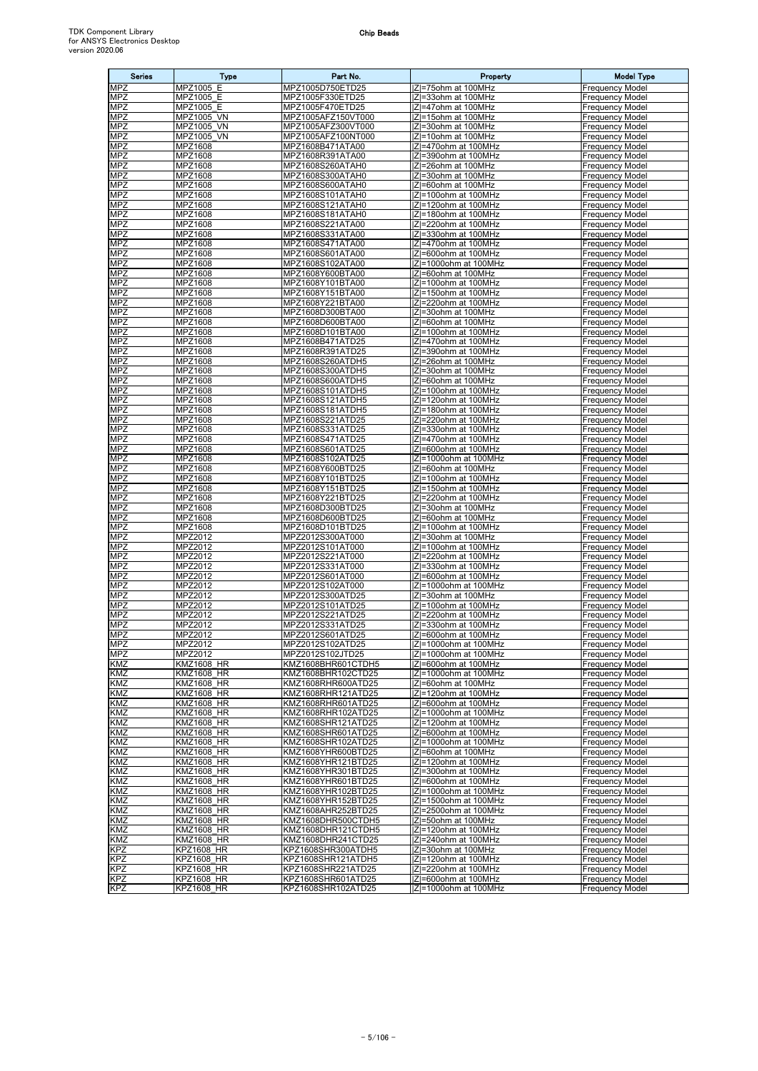| Series | Type | Part No. | Property | Model Type |
|---|---|---|---|---|
| MPZ | MPZ1005_E | MPZ1005D750ETD25 | \|Z\|=75ohm at 100MHz | Frequency Model |
| MPZ | MPZ1005_E | MPZ1005F330ETD25 | \|Z\|=33ohm at 100MHz | Frequency Model |
| MPZ | MPZ1005_E | MPZ1005F470ETD25 | \|Z\|=47ohm at 100MHz | Frequency Model |
| MPZ | MPZ1005_VN | MPZ1005AFZ150VT000 | \|Z\|=15ohm at 100MHz | Frequency Model |
| MPZ | MPZ1005_VN | MPZ1005AFZ300VT000 | \|Z\|=30ohm at 100MHz | Frequency Model |
| MPZ | MPZ1005_VN | MPZ1005AFZ100NT000 | \|Z\|=10ohm at 100MHz | Frequency Model |
| MPZ | MPZ1608 | MPZ1608B471ATA00 | \|Z\|=470ohm at 100MHz | Frequency Model |
| MPZ | MPZ1608 | MPZ1608R391ATA00 | \|Z\|=390ohm at 100MHz | Frequency Model |
| MPZ | MPZ1608 | MPZ1608S260ATAH0 | \|Z\|=26ohm at 100MHz | Frequency Model |
| MPZ | MPZ1608 | MPZ1608S300ATAH0 | \|Z\|=30ohm at 100MHz | Frequency Model |
| MPZ | MPZ1608 | MPZ1608S600ATAH0 | \|Z\|=60ohm at 100MHz | Frequency Model |
| MPZ | MPZ1608 | MPZ1608S101ATAH0 | \|Z\|=100ohm at 100MHz | Frequency Model |
| MPZ | MPZ1608 | MPZ1608S121ATAH0 | \|Z\|=120ohm at 100MHz | Frequency Model |
| MPZ | MPZ1608 | MPZ1608S181ATAH0 | \|Z\|=180ohm at 100MHz | Frequency Model |
| MPZ | MPZ1608 | MPZ1608S221ATA00 | \|Z\|=220ohm at 100MHz | Frequency Model |
| MPZ | MPZ1608 | MPZ1608S331ATA00 | \|Z\|=330ohm at 100MHz | Frequency Model |
| MPZ | MPZ1608 | MPZ1608S471ATA00 | \|Z\|=470ohm at 100MHz | Frequency Model |
| MPZ | MPZ1608 | MPZ1608S601ATA00 | \|Z\|=600ohm at 100MHz | Frequency Model |
| MPZ | MPZ1608 | MPZ1608S102ATA00 | \|Z\|=1000ohm at 100MHz | Frequency Model |
| MPZ | MPZ1608 | MPZ1608Y600BTA00 | \|Z\|=60ohm at 100MHz | Frequency Model |
| MPZ | MPZ1608 | MPZ1608Y101BTA00 | \|Z\|=100ohm at 100MHz | Frequency Model |
| MPZ | MPZ1608 | MPZ1608Y151BTA00 | \|Z\|=150ohm at 100MHz | Frequency Model |
| MPZ | MPZ1608 | MPZ1608Y221BTA00 | \|Z\|=220ohm at 100MHz | Frequency Model |
| MPZ | MPZ1608 | MPZ1608D300BTA00 | \|Z\|=30ohm at 100MHz | Frequency Model |
| MPZ | MPZ1608 | MPZ1608D600BTA00 | \|Z\|=60ohm at 100MHz | Frequency Model |
| MPZ | MPZ1608 | MPZ1608D101BTA00 | \|Z\|=100ohm at 100MHz | Frequency Model |
| MPZ | MPZ1608 | MPZ1608B471ATD25 | \|Z\|=470ohm at 100MHz | Frequency Model |
| MPZ | MPZ1608 | MPZ1608R391ATD25 | \|Z\|=390ohm at 100MHz | Frequency Model |
| MPZ | MPZ1608 | MPZ1608S260ATDH5 | \|Z\|=26ohm at 100MHz | Frequency Model |
| MPZ | MPZ1608 | MPZ1608S300ATDH5 | \|Z\|=30ohm at 100MHz | Frequency Model |
| MPZ | MPZ1608 | MPZ1608S600ATDH5 | \|Z\|=60ohm at 100MHz | Frequency Model |
| MPZ | MPZ1608 | MPZ1608S101ATDH5 | \|Z\|=100ohm at 100MHz | Frequency Model |
| MPZ | MPZ1608 | MPZ1608S121ATDH5 | \|Z\|=120ohm at 100MHz | Frequency Model |
| MPZ | MPZ1608 | MPZ1608S181ATDH5 | \|Z\|=180ohm at 100MHz | Frequency Model |
| MPZ | MPZ1608 | MPZ1608S221ATD25 | \|Z\|=220ohm at 100MHz | Frequency Model |
| MPZ | MPZ1608 | MPZ1608S331ATD25 | \|Z\|=330ohm at 100MHz | Frequency Model |
| MPZ | MPZ1608 | MPZ1608S471ATD25 | \|Z\|=470ohm at 100MHz | Frequency Model |
| MPZ | MPZ1608 | MPZ1608S601ATD25 | \|Z\|=600ohm at 100MHz | Frequency Model |
| MPZ | MPZ1608 | MPZ1608S102ATD25 | \|Z\|=1000ohm at 100MHz | Frequency Model |
| MPZ | MPZ1608 | MPZ1608Y600BTD25 | \|Z\|=60ohm at 100MHz | Frequency Model |
| MPZ | MPZ1608 | MPZ1608Y101BTD25 | \|Z\|=100ohm at 100MHz | Frequency Model |
| MPZ | MPZ1608 | MPZ1608Y151BTD25 | \|Z\|=150ohm at 100MHz | Frequency Model |
| MPZ | MPZ1608 | MPZ1608Y221BTD25 | \|Z\|=220ohm at 100MHz | Frequency Model |
| MPZ | MPZ1608 | MPZ1608D300BTD25 | \|Z\|=30ohm at 100MHz | Frequency Model |
| MPZ | MPZ1608 | MPZ1608D600BTD25 | \|Z\|=60ohm at 100MHz | Frequency Model |
| MPZ | MPZ1608 | MPZ1608D101BTD25 | \|Z\|=100ohm at 100MHz | Frequency Model |
| MPZ | MPZ2012 | MPZ2012S300AT000 | \|Z\|=30ohm at 100MHz | Frequency Model |
| MPZ | MPZ2012 | MPZ2012S101AT000 | \|Z\|=100ohm at 100MHz | Frequency Model |
| MPZ | MPZ2012 | MPZ2012S221AT000 | \|Z\|=220ohm at 100MHz | Frequency Model |
| MPZ | MPZ2012 | MPZ2012S331AT000 | \|Z\|=330ohm at 100MHz | Frequency Model |
| MPZ | MPZ2012 | MPZ2012S601AT000 | \|Z\|=600ohm at 100MHz | Frequency Model |
| MPZ | MPZ2012 | MPZ2012S102AT000 | \|Z\|=1000ohm at 100MHz | Frequency Model |
| MPZ | MPZ2012 | MPZ2012S300ATD25 | \|Z\|=30ohm at 100MHz | Frequency Model |
| MPZ | MPZ2012 | MPZ2012S101ATD25 | \|Z\|=100ohm at 100MHz | Frequency Model |
| MPZ | MPZ2012 | MPZ2012S221ATD25 | \|Z\|=220ohm at 100MHz | Frequency Model |
| MPZ | MPZ2012 | MPZ2012S331ATD25 | \|Z\|=330ohm at 100MHz | Frequency Model |
| MPZ | MPZ2012 | MPZ2012S601ATD25 | \|Z\|=600ohm at 100MHz | Frequency Model |
| MPZ | MPZ2012 | MPZ2012S102ATD25 | \|Z\|=1000ohm at 100MHz | Frequency Model |
| MPZ | MPZ2012 | MPZ2012S102JTD25 | \|Z\|=1000ohm at 100MHz | Frequency Model |
| KMZ | KMZ1608_HR | KMZ1608BHR601CTDH5 | \|Z\|=600ohm at 100MHz | Frequency Model |
| KMZ | KMZ1608_HR | KMZ1608BHR102CTD25 | \|Z\|=1000ohm at 100MHz | Frequency Model |
| KMZ | KMZ1608_HR | KMZ1608RHR600ATD25 | \|Z\|=60ohm at 100MHz | Frequency Model |
| KMZ | KMZ1608_HR | KMZ1608RHR121ATD25 | \|Z\|=120ohm at 100MHz | Frequency Model |
| KMZ | KMZ1608_HR | KMZ1608RHR601ATD25 | \|Z\|=600ohm at 100MHz | Frequency Model |
| KMZ | KMZ1608_HR | KMZ1608RHR102ATD25 | \|Z\|=1000ohm at 100MHz | Frequency Model |
| KMZ | KMZ1608_HR | KMZ1608SHR121ATD25 | \|Z\|=120ohm at 100MHz | Frequency Model |
| KMZ | KMZ1608_HR | KMZ1608SHR601ATD25 | \|Z\|=600ohm at 100MHz | Frequency Model |
| KMZ | KMZ1608_HR | KMZ1608SHR102ATD25 | \|Z\|=1000ohm at 100MHz | Frequency Model |
| KMZ | KMZ1608_HR | KMZ1608YHR600BTD25 | \|Z\|=60ohm at 100MHz | Frequency Model |
| KMZ | KMZ1608_HR | KMZ1608YHR121BTD25 | \|Z\|=120ohm at 100MHz | Frequency Model |
| KMZ | KMZ1608_HR | KMZ1608YHR301BTD25 | \|Z\|=300ohm at 100MHz | Frequency Model |
| KMZ | KMZ1608_HR | KMZ1608YHR601BTD25 | \|Z\|=600ohm at 100MHz | Frequency Model |
| KMZ | KMZ1608_HR | KMZ1608YHR102BTD25 | \|Z\|=1000ohm at 100MHz | Frequency Model |
| KMZ | KMZ1608_HR | KMZ1608YHR152BTD25 | \|Z\|=1500ohm at 100MHz | Frequency Model |
| KMZ | KMZ1608_HR | KMZ1608AHR252BTD25 | \|Z\|=2500ohm at 100MHz | Frequency Model |
| KMZ | KMZ1608_HR | KMZ1608DHR500CTDH5 | \|Z\|=50ohm at 100MHz | Frequency Model |
| KMZ | KMZ1608_HR | KMZ1608DHR121CTDH5 | \|Z\|=120ohm at 100MHz | Frequency Model |
| KMZ | KMZ1608_HR | KMZ1608DHR241CTD25 | \|Z\|=240ohm at 100MHz | Frequency Model |
| KPZ | KPZ1608_HR | KPZ1608SHR300ATDH5 | \|Z\|=30ohm at 100MHz | Frequency Model |
| KPZ | KPZ1608_HR | KPZ1608SHR121ATDH5 | \|Z\|=120ohm at 100MHz | Frequency Model |
| KPZ | KPZ1608_HR | KPZ1608SHR221ATD25 | \|Z\|=220ohm at 100MHz | Frequency Model |
| KPZ | KPZ1608_HR | KPZ1608SHR601ATD25 | \|Z\|=600ohm at 100MHz | Frequency Model |
| KPZ | KPZ1608_HR | KPZ1608SHR102ATD25 | \|Z\|=1000ohm at 100MHz | Frequency Model |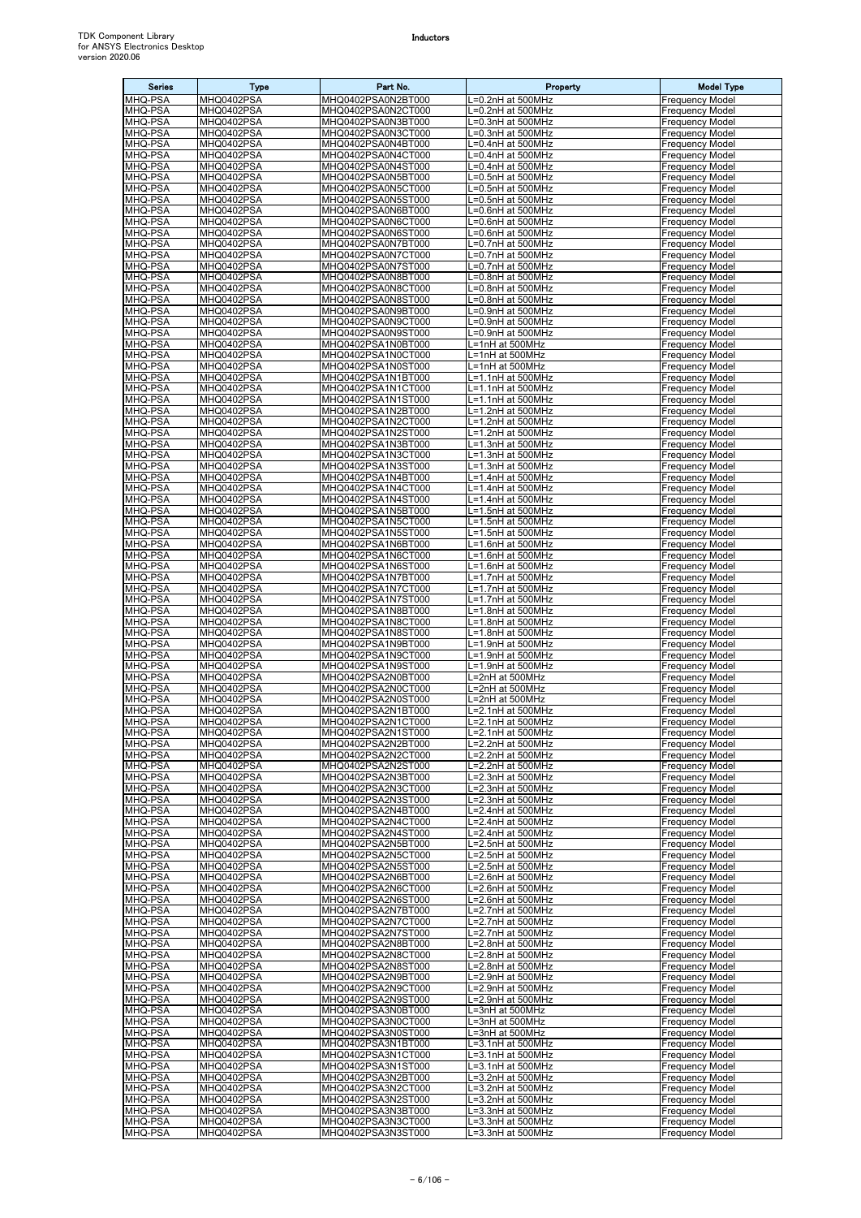| Series | Type | Part No. | Property | Model Type |
|---|---|---|---|---|
| MHQ-PSA | MHQ0402PSA | MHQ0402PSA0N2BT000 | L=0.2nH at 500MHz | Frequency Model |
| MHQ-PSA | MHQ0402PSA | MHQ0402PSA0N2CT000 | L=0.2nH at 500MHz | Frequency Model |
| MHQ-PSA | MHQ0402PSA | MHQ0402PSA0N3BT000 | L=0.3nH at 500MHz | Frequency Model |
| MHQ-PSA | MHQ0402PSA | MHQ0402PSA0N3CT000 | L=0.3nH at 500MHz | Frequency Model |
| MHQ-PSA | MHQ0402PSA | MHQ0402PSA0N4BT000 | L=0.4nH at 500MHz | Frequency Model |
| MHQ-PSA | MHQ0402PSA | MHQ0402PSA0N4CT000 | L=0.4nH at 500MHz | Frequency Model |
| MHQ-PSA | MHQ0402PSA | MHQ0402PSA0N4ST000 | L=0.4nH at 500MHz | Frequency Model |
| MHQ-PSA | MHQ0402PSA | MHQ0402PSA0N5BT000 | L=0.5nH at 500MHz | Frequency Model |
| MHQ-PSA | MHQ0402PSA | MHQ0402PSA0N5CT000 | L=0.5nH at 500MHz | Frequency Model |
| MHQ-PSA | MHQ0402PSA | MHQ0402PSA0N5ST000 | L=0.5nH at 500MHz | Frequency Model |
| MHQ-PSA | MHQ0402PSA | MHQ0402PSA0N6BT000 | L=0.6nH at 500MHz | Frequency Model |
| MHQ-PSA | MHQ0402PSA | MHQ0402PSA0N6CT000 | L=0.6nH at 500MHz | Frequency Model |
| MHQ-PSA | MHQ0402PSA | MHQ0402PSA0N6ST000 | L=0.6nH at 500MHz | Frequency Model |
| MHQ-PSA | MHQ0402PSA | MHQ0402PSA0N7BT000 | L=0.7nH at 500MHz | Frequency Model |
| MHQ-PSA | MHQ0402PSA | MHQ0402PSA0N7CT000 | L=0.7nH at 500MHz | Frequency Model |
| MHQ-PSA | MHQ0402PSA | MHQ0402PSA0N7ST000 | L=0.7nH at 500MHz | Frequency Model |
| MHQ-PSA | MHQ0402PSA | MHQ0402PSA0N8BT000 | L=0.8nH at 500MHz | Frequency Model |
| MHQ-PSA | MHQ0402PSA | MHQ0402PSA0N8CT000 | L=0.8nH at 500MHz | Frequency Model |
| MHQ-PSA | MHQ0402PSA | MHQ0402PSA0N8ST000 | L=0.8nH at 500MHz | Frequency Model |
| MHQ-PSA | MHQ0402PSA | MHQ0402PSA0N9BT000 | L=0.9nH at 500MHz | Frequency Model |
| MHQ-PSA | MHQ0402PSA | MHQ0402PSA0N9CT000 | L=0.9nH at 500MHz | Frequency Model |
| MHQ-PSA | MHQ0402PSA | MHQ0402PSA0N9ST000 | L=0.9nH at 500MHz | Frequency Model |
| MHQ-PSA | MHQ0402PSA | MHQ0402PSA1N0BT000 | L=1nH at 500MHz | Frequency Model |
| MHQ-PSA | MHQ0402PSA | MHQ0402PSA1N0CT000 | L=1nH at 500MHz | Frequency Model |
| MHQ-PSA | MHQ0402PSA | MHQ0402PSA1N0ST000 | L=1nH at 500MHz | Frequency Model |
| MHQ-PSA | MHQ0402PSA | MHQ0402PSA1N1BT000 | L=1.1nH at 500MHz | Frequency Model |
| MHQ-PSA | MHQ0402PSA | MHQ0402PSA1N1CT000 | L=1.1nH at 500MHz | Frequency Model |
| MHQ-PSA | MHQ0402PSA | MHQ0402PSA1N1ST000 | L=1.1nH at 500MHz | Frequency Model |
| MHQ-PSA | MHQ0402PSA | MHQ0402PSA1N2BT000 | L=1.2nH at 500MHz | Frequency Model |
| MHQ-PSA | MHQ0402PSA | MHQ0402PSA1N2CT000 | L=1.2nH at 500MHz | Frequency Model |
| MHQ-PSA | MHQ0402PSA | MHQ0402PSA1N2ST000 | L=1.2nH at 500MHz | Frequency Model |
| MHQ-PSA | MHQ0402PSA | MHQ0402PSA1N3BT000 | L=1.3nH at 500MHz | Frequency Model |
| MHQ-PSA | MHQ0402PSA | MHQ0402PSA1N3CT000 | L=1.3nH at 500MHz | Frequency Model |
| MHQ-PSA | MHQ0402PSA | MHQ0402PSA1N3ST000 | L=1.3nH at 500MHz | Frequency Model |
| MHQ-PSA | MHQ0402PSA | MHQ0402PSA1N4BT000 | L=1.4nH at 500MHz | Frequency Model |
| MHQ-PSA | MHQ0402PSA | MHQ0402PSA1N4CT000 | L=1.4nH at 500MHz | Frequency Model |
| MHQ-PSA | MHQ0402PSA | MHQ0402PSA1N4ST000 | L=1.4nH at 500MHz | Frequency Model |
| MHQ-PSA | MHQ0402PSA | MHQ0402PSA1N5BT000 | L=1.5nH at 500MHz | Frequency Model |
| MHQ-PSA | MHQ0402PSA | MHQ0402PSA1N5CT000 | L=1.5nH at 500MHz | Frequency Model |
| MHQ-PSA | MHQ0402PSA | MHQ0402PSA1N5ST000 | L=1.5nH at 500MHz | Frequency Model |
| MHQ-PSA | MHQ0402PSA | MHQ0402PSA1N6BT000 | L=1.6nH at 500MHz | Frequency Model |
| MHQ-PSA | MHQ0402PSA | MHQ0402PSA1N6CT000 | L=1.6nH at 500MHz | Frequency Model |
| MHQ-PSA | MHQ0402PSA | MHQ0402PSA1N6ST000 | L=1.6nH at 500MHz | Frequency Model |
| MHQ-PSA | MHQ0402PSA | MHQ0402PSA1N7BT000 | L=1.7nH at 500MHz | Frequency Model |
| MHQ-PSA | MHQ0402PSA | MHQ0402PSA1N7CT000 | L=1.7nH at 500MHz | Frequency Model |
| MHQ-PSA | MHQ0402PSA | MHQ0402PSA1N7ST000 | L=1.7nH at 500MHz | Frequency Model |
| MHQ-PSA | MHQ0402PSA | MHQ0402PSA1N8BT000 | L=1.8nH at 500MHz | Frequency Model |
| MHQ-PSA | MHQ0402PSA | MHQ0402PSA1N8CT000 | L=1.8nH at 500MHz | Frequency Model |
| MHQ-PSA | MHQ0402PSA | MHQ0402PSA1N8ST000 | L=1.8nH at 500MHz | Frequency Model |
| MHQ-PSA | MHQ0402PSA | MHQ0402PSA1N9BT000 | L=1.9nH at 500MHz | Frequency Model |
| MHQ-PSA | MHQ0402PSA | MHQ0402PSA1N9CT000 | L=1.9nH at 500MHz | Frequency Model |
| MHQ-PSA | MHQ0402PSA | MHQ0402PSA1N9ST000 | L=1.9nH at 500MHz | Frequency Model |
| MHQ-PSA | MHQ0402PSA | MHQ0402PSA2N0BT000 | L=2nH at 500MHz | Frequency Model |
| MHQ-PSA | MHQ0402PSA | MHQ0402PSA2N0CT000 | L=2nH at 500MHz | Frequency Model |
| MHQ-PSA | MHQ0402PSA | MHQ0402PSA2N0ST000 | L=2nH at 500MHz | Frequency Model |
| MHQ-PSA | MHQ0402PSA | MHQ0402PSA2N1BT000 | L=2.1nH at 500MHz | Frequency Model |
| MHQ-PSA | MHQ0402PSA | MHQ0402PSA2N1CT000 | L=2.1nH at 500MHz | Frequency Model |
| MHQ-PSA | MHQ0402PSA | MHQ0402PSA2N1ST000 | L=2.1nH at 500MHz | Frequency Model |
| MHQ-PSA | MHQ0402PSA | MHQ0402PSA2N2BT000 | L=2.2nH at 500MHz | Frequency Model |
| MHQ-PSA | MHQ0402PSA | MHQ0402PSA2N2CT000 | L=2.2nH at 500MHz | Frequency Model |
| MHQ-PSA | MHQ0402PSA | MHQ0402PSA2N2ST000 | L=2.2nH at 500MHz | Frequency Model |
| MHQ-PSA | MHQ0402PSA | MHQ0402PSA2N3BT000 | L=2.3nH at 500MHz | Frequency Model |
| MHQ-PSA | MHQ0402PSA | MHQ0402PSA2N3CT000 | L=2.3nH at 500MHz | Frequency Model |
| MHQ-PSA | MHQ0402PSA | MHQ0402PSA2N3ST000 | L=2.3nH at 500MHz | Frequency Model |
| MHQ-PSA | MHQ0402PSA | MHQ0402PSA2N4BT000 | L=2.4nH at 500MHz | Frequency Model |
| MHQ-PSA | MHQ0402PSA | MHQ0402PSA2N4CT000 | L=2.4nH at 500MHz | Frequency Model |
| MHQ-PSA | MHQ0402PSA | MHQ0402PSA2N4ST000 | L=2.4nH at 500MHz | Frequency Model |
| MHQ-PSA | MHQ0402PSA | MHQ0402PSA2N5BT000 | L=2.5nH at 500MHz | Frequency Model |
| MHQ-PSA | MHQ0402PSA | MHQ0402PSA2N5CT000 | L=2.5nH at 500MHz | Frequency Model |
| MHQ-PSA | MHQ0402PSA | MHQ0402PSA2N5ST000 | L=2.5nH at 500MHz | Frequency Model |
| MHQ-PSA | MHQ0402PSA | MHQ0402PSA2N6BT000 | L=2.6nH at 500MHz | Frequency Model |
| MHQ-PSA | MHQ0402PSA | MHQ0402PSA2N6CT000 | L=2.6nH at 500MHz | Frequency Model |
| MHQ-PSA | MHQ0402PSA | MHQ0402PSA2N6ST000 | L=2.6nH at 500MHz | Frequency Model |
| MHQ-PSA | MHQ0402PSA | MHQ0402PSA2N7BT000 | L=2.7nH at 500MHz | Frequency Model |
| MHQ-PSA | MHQ0402PSA | MHQ0402PSA2N7CT000 | L=2.7nH at 500MHz | Frequency Model |
| MHQ-PSA | MHQ0402PSA | MHQ0402PSA2N7ST000 | L=2.7nH at 500MHz | Frequency Model |
| MHQ-PSA | MHQ0402PSA | MHQ0402PSA2N8BT000 | L=2.8nH at 500MHz | Frequency Model |
| MHQ-PSA | MHQ0402PSA | MHQ0402PSA2N8CT000 | L=2.8nH at 500MHz | Frequency Model |
| MHQ-PSA | MHQ0402PSA | MHQ0402PSA2N8ST000 | L=2.8nH at 500MHz | Frequency Model |
| MHQ-PSA | MHQ0402PSA | MHQ0402PSA2N9BT000 | L=2.9nH at 500MHz | Frequency Model |
| MHQ-PSA | MHQ0402PSA | MHQ0402PSA2N9CT000 | L=2.9nH at 500MHz | Frequency Model |
| MHQ-PSA | MHQ0402PSA | MHQ0402PSA2N9ST000 | L=2.9nH at 500MHz | Frequency Model |
| MHQ-PSA | MHQ0402PSA | MHQ0402PSA3N0BT000 | L=3nH at 500MHz | Frequency Model |
| MHQ-PSA | MHQ0402PSA | MHQ0402PSA3N0CT000 | L=3nH at 500MHz | Frequency Model |
| MHQ-PSA | MHQ0402PSA | MHQ0402PSA3N0ST000 | L=3nH at 500MHz | Frequency Model |
| MHQ-PSA | MHQ0402PSA | MHQ0402PSA3N1BT000 | L=3.1nH at 500MHz | Frequency Model |
| MHQ-PSA | MHQ0402PSA | MHQ0402PSA3N1CT000 | L=3.1nH at 500MHz | Frequency Model |
| MHQ-PSA | MHQ0402PSA | MHQ0402PSA3N1ST000 | L=3.1nH at 500MHz | Frequency Model |
| MHQ-PSA | MHQ0402PSA | MHQ0402PSA3N2BT000 | L=3.2nH at 500MHz | Frequency Model |
| MHQ-PSA | MHQ0402PSA | MHQ0402PSA3N2CT000 | L=3.2nH at 500MHz | Frequency Model |
| MHQ-PSA | MHQ0402PSA | MHQ0402PSA3N2ST000 | L=3.2nH at 500MHz | Frequency Model |
| MHQ-PSA | MHQ0402PSA | MHQ0402PSA3N3BT000 | L=3.3nH at 500MHz | Frequency Model |
| MHQ-PSA | MHQ0402PSA | MHQ0402PSA3N3CT000 | L=3.3nH at 500MHz | Frequency Model |
| MHQ-PSA | MHQ0402PSA | MHQ0402PSA3N3ST000 | L=3.3nH at 500MHz | Frequency Model |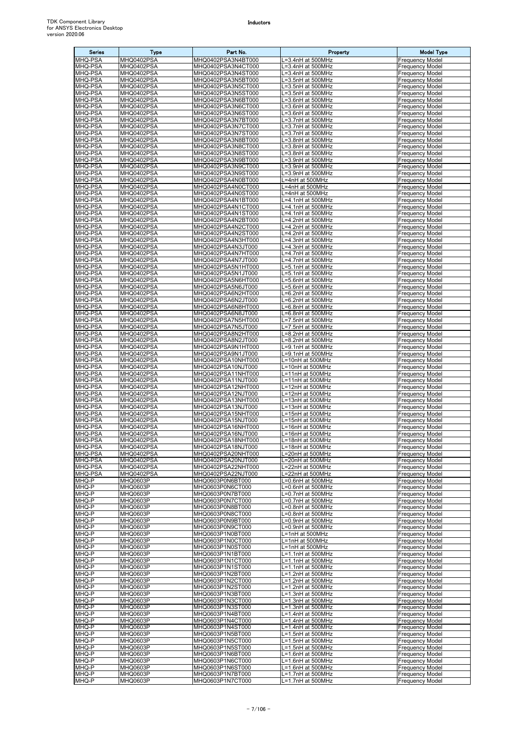| Series | Type | Part No. | Property | Model Type |
|---|---|---|---|---|
| MHQ-PSA | MHQ0402PSA | MHQ0402PSA3N4BT000 | L=3.4nH at 500MHz | Frequency Model |
| MHQ-PSA | MHQ0402PSA | MHQ0402PSA3N4CT000 | L=3.4nH at 500MHz | Frequency Model |
| MHQ-PSA | MHQ0402PSA | MHQ0402PSA3N4ST000 | L=3.4nH at 500MHz | Frequency Model |
| MHQ-PSA | MHQ0402PSA | MHQ0402PSA3N5BT000 | L=3.5nH at 500MHz | Frequency Model |
| MHQ-PSA | MHQ0402PSA | MHQ0402PSA3N5CT000 | L=3.5nH at 500MHz | Frequency Model |
| MHQ-PSA | MHQ0402PSA | MHQ0402PSA3N5ST000 | L=3.5nH at 500MHz | Frequency Model |
| MHQ-PSA | MHQ0402PSA | MHQ0402PSA3N6BT000 | L=3.6nH at 500MHz | Frequency Model |
| MHQ-PSA | MHQ0402PSA | MHQ0402PSA3N6CT000 | L=3.6nH at 500MHz | Frequency Model |
| MHQ-PSA | MHQ0402PSA | MHQ0402PSA3N6ST000 | L=3.6nH at 500MHz | Frequency Model |
| MHQ-PSA | MHQ0402PSA | MHQ0402PSA3N7BT000 | L=3.7nH at 500MHz | Frequency Model |
| MHQ-PSA | MHQ0402PSA | MHQ0402PSA3N7CT000 | L=3.7nH at 500MHz | Frequency Model |
| MHQ-PSA | MHQ0402PSA | MHQ0402PSA3N7ST000 | L=3.7nH at 500MHz | Frequency Model |
| MHQ-PSA | MHQ0402PSA | MHQ0402PSA3N8BT000 | L=3.8nH at 500MHz | Frequency Model |
| MHQ-PSA | MHQ0402PSA | MHQ0402PSA3N8CT000 | L=3.8nH at 500MHz | Frequency Model |
| MHQ-PSA | MHQ0402PSA | MHQ0402PSA3N8ST000 | L=3.8nH at 500MHz | Frequency Model |
| MHQ-PSA | MHQ0402PSA | MHQ0402PSA3N9BT000 | L=3.9nH at 500MHz | Frequency Model |
| MHQ-PSA | MHQ0402PSA | MHQ0402PSA3N9CT000 | L=3.9nH at 500MHz | Frequency Model |
| MHQ-PSA | MHQ0402PSA | MHQ0402PSA3N9ST000 | L=3.9nH at 500MHz | Frequency Model |
| MHQ-PSA | MHQ0402PSA | MHQ0402PSA4N0BT000 | L=4nH at 500MHz | Frequency Model |
| MHQ-PSA | MHQ0402PSA | MHQ0402PSA4N0CT000 | L=4nH at 500MHz | Frequency Model |
| MHQ-PSA | MHQ0402PSA | MHQ0402PSA4N0ST000 | L=4nH at 500MHz | Frequency Model |
| MHQ-PSA | MHQ0402PSA | MHQ0402PSA4N1BT000 | L=4.1nH at 500MHz | Frequency Model |
| MHQ-PSA | MHQ0402PSA | MHQ0402PSA4N1CT000 | L=4.1nH at 500MHz | Frequency Model |
| MHQ-PSA | MHQ0402PSA | MHQ0402PSA4N1ST000 | L=4.1nH at 500MHz | Frequency Model |
| MHQ-PSA | MHQ0402PSA | MHQ0402PSA4N2BT000 | L=4.2nH at 500MHz | Frequency Model |
| MHQ-PSA | MHQ0402PSA | MHQ0402PSA4N2CT000 | L=4.2nH at 500MHz | Frequency Model |
| MHQ-PSA | MHQ0402PSA | MHQ0402PSA4N2ST000 | L=4.2nH at 500MHz | Frequency Model |
| MHQ-PSA | MHQ0402PSA | MHQ0402PSA4N3HT000 | L=4.3nH at 500MHz | Frequency Model |
| MHQ-PSA | MHQ0402PSA | MHQ0402PSA4N3JT000 | L=4.3nH at 500MHz | Frequency Model |
| MHQ-PSA | MHQ0402PSA | MHQ0402PSA4N7HT000 | L=4.7nH at 500MHz | Frequency Model |
| MHQ-PSA | MHQ0402PSA | MHQ0402PSA4N7JT000 | L=4.7nH at 500MHz | Frequency Model |
| MHQ-PSA | MHQ0402PSA | MHQ0402PSA5N1HT000 | L=5.1nH at 500MHz | Frequency Model |
| MHQ-PSA | MHQ0402PSA | MHQ0402PSA5N1JT000 | L=5.1nH at 500MHz | Frequency Model |
| MHQ-PSA | MHQ0402PSA | MHQ0402PSA5N6HT000 | L=5.6nH at 500MHz | Frequency Model |
| MHQ-PSA | MHQ0402PSA | MHQ0402PSA5N6JT000 | L=5.6nH at 500MHz | Frequency Model |
| MHQ-PSA | MHQ0402PSA | MHQ0402PSA6N2HT000 | L=6.2nH at 500MHz | Frequency Model |
| MHQ-PSA | MHQ0402PSA | MHQ0402PSA6N2JT000 | L=6.2nH at 500MHz | Frequency Model |
| MHQ-PSA | MHQ0402PSA | MHQ0402PSA6N8HT000 | L=6.8nH at 500MHz | Frequency Model |
| MHQ-PSA | MHQ0402PSA | MHQ0402PSA6N8JT000 | L=6.8nH at 500MHz | Frequency Model |
| MHQ-PSA | MHQ0402PSA | MHQ0402PSA7N5HT000 | L=7.5nH at 500MHz | Frequency Model |
| MHQ-PSA | MHQ0402PSA | MHQ0402PSA7N5JT000 | L=7.5nH at 500MHz | Frequency Model |
| MHQ-PSA | MHQ0402PSA | MHQ0402PSA8N2HT000 | L=8.2nH at 500MHz | Frequency Model |
| MHQ-PSA | MHQ0402PSA | MHQ0402PSA8N2JT000 | L=8.2nH at 500MHz | Frequency Model |
| MHQ-PSA | MHQ0402PSA | MHQ0402PSA9N1HT000 | L=9.1nH at 500MHz | Frequency Model |
| MHQ-PSA | MHQ0402PSA | MHQ0402PSA9N1JT000 | L=9.1nH at 500MHz | Frequency Model |
| MHQ-PSA | MHQ0402PSA | MHQ0402PSA10NHT000 | L=10nH at 500MHz | Frequency Model |
| MHQ-PSA | MHQ0402PSA | MHQ0402PSA10NJT000 | L=10nH at 500MHz | Frequency Model |
| MHQ-PSA | MHQ0402PSA | MHQ0402PSA11NHT000 | L=11nH at 500MHz | Frequency Model |
| MHQ-PSA | MHQ0402PSA | MHQ0402PSA11NJT000 | L=11nH at 500MHz | Frequency Model |
| MHQ-PSA | MHQ0402PSA | MHQ0402PSA12NHT000 | L=12nH at 500MHz | Frequency Model |
| MHQ-PSA | MHQ0402PSA | MHQ0402PSA12NJT000 | L=12nH at 500MHz | Frequency Model |
| MHQ-PSA | MHQ0402PSA | MHQ0402PSA13NHT000 | L=13nH at 500MHz | Frequency Model |
| MHQ-PSA | MHQ0402PSA | MHQ0402PSA13NJT000 | L=13nH at 500MHz | Frequency Model |
| MHQ-PSA | MHQ0402PSA | MHQ0402PSA15NHT000 | L=15nH at 500MHz | Frequency Model |
| MHQ-PSA | MHQ0402PSA | MHQ0402PSA15NJT000 | L=15nH at 500MHz | Frequency Model |
| MHQ-PSA | MHQ0402PSA | MHQ0402PSA16NHT000 | L=16nH at 500MHz | Frequency Model |
| MHQ-PSA | MHQ0402PSA | MHQ0402PSA16NJT000 | L=16nH at 500MHz | Frequency Model |
| MHQ-PSA | MHQ0402PSA | MHQ0402PSA18NHT000 | L=18nH at 500MHz | Frequency Model |
| MHQ-PSA | MHQ0402PSA | MHQ0402PSA18NJT000 | L=18nH at 500MHz | Frequency Model |
| MHQ-PSA | MHQ0402PSA | MHQ0402PSA20NHT000 | L=20nH at 500MHz | Frequency Model |
| MHQ-PSA | MHQ0402PSA | MHQ0402PSA20NJT000 | L=20nH at 500MHz | Frequency Model |
| MHQ-PSA | MHQ0402PSA | MHQ0402PSA22NHT000 | L=22nH at 500MHz | Frequency Model |
| MHQ-PSA | MHQ0402PSA | MHQ0402PSA22NJT000 | L=22nH at 500MHz | Frequency Model |
| MHQ-P | MHQ0603P | MHQ0603P0N6BT000 | L=0.6nH at 500MHz | Frequency Model |
| MHQ-P | MHQ0603P | MHQ0603P0N6CT000 | L=0.6nH at 500MHz | Frequency Model |
| MHQ-P | MHQ0603P | MHQ0603P0N7BT000 | L=0.7nH at 500MHz | Frequency Model |
| MHQ-P | MHQ0603P | MHQ0603P0N7CT000 | L=0.7nH at 500MHz | Frequency Model |
| MHQ-P | MHQ0603P | MHQ0603P0N8BT000 | L=0.8nH at 500MHz | Frequency Model |
| MHQ-P | MHQ0603P | MHQ0603P0N8CT000 | L=0.8nH at 500MHz | Frequency Model |
| MHQ-P | MHQ0603P | MHQ0603P0N9BT000 | L=0.9nH at 500MHz | Frequency Model |
| MHQ-P | MHQ0603P | MHQ0603P0N9CT000 | L=0.9nH at 500MHz | Frequency Model |
| MHQ-P | MHQ0603P | MHQ0603P1N0BT000 | L=1nH at 500MHz | Frequency Model |
| MHQ-P | MHQ0603P | MHQ0603P1N0CT000 | L=1nH at 500MHz | Frequency Model |
| MHQ-P | MHQ0603P | MHQ0603P1N0ST000 | L=1nH at 500MHz | Frequency Model |
| MHQ-P | MHQ0603P | MHQ0603P1N1BT000 | L=1.1nH at 500MHz | Frequency Model |
| MHQ-P | MHQ0603P | MHQ0603P1N1CT000 | L=1.1nH at 500MHz | Frequency Model |
| MHQ-P | MHQ0603P | MHQ0603P1N1ST000 | L=1.1nH at 500MHz | Frequency Model |
| MHQ-P | MHQ0603P | MHQ0603P1N2BT000 | L=1.2nH at 500MHz | Frequency Model |
| MHQ-P | MHQ0603P | MHQ0603P1N2CT000 | L=1.2nH at 500MHz | Frequency Model |
| MHQ-P | MHQ0603P | MHQ0603P1N2ST000 | L=1.2nH at 500MHz | Frequency Model |
| MHQ-P | MHQ0603P | MHQ0603P1N3BT000 | L=1.3nH at 500MHz | Frequency Model |
| MHQ-P | MHQ0603P | MHQ0603P1N3CT000 | L=1.3nH at 500MHz | Frequency Model |
| MHQ-P | MHQ0603P | MHQ0603P1N3ST000 | L=1.3nH at 500MHz | Frequency Model |
| MHQ-P | MHQ0603P | MHQ0603P1N4BT000 | L=1.4nH at 500MHz | Frequency Model |
| MHQ-P | MHQ0603P | MHQ0603P1N4CT000 | L=1.4nH at 500MHz | Frequency Model |
| MHQ-P | MHQ0603P | MHQ0603P1N4ST000 | L=1.4nH at 500MHz | Frequency Model |
| MHQ-P | MHQ0603P | MHQ0603P1N5BT000 | L=1.5nH at 500MHz | Frequency Model |
| MHQ-P | MHQ0603P | MHQ0603P1N5CT000 | L=1.5nH at 500MHz | Frequency Model |
| MHQ-P | MHQ0603P | MHQ0603P1N5ST000 | L=1.5nH at 500MHz | Frequency Model |
| MHQ-P | MHQ0603P | MHQ0603P1N6BT000 | L=1.6nH at 500MHz | Frequency Model |
| MHQ-P | MHQ0603P | MHQ0603P1N6CT000 | L=1.6nH at 500MHz | Frequency Model |
| MHQ-P | MHQ0603P | MHQ0603P1N6ST000 | L=1.6nH at 500MHz | Frequency Model |
| MHQ-P | MHQ0603P | MHQ0603P1N7BT000 | L=1.7nH at 500MHz | Frequency Model |
| MHQ-P | MHQ0603P | MHQ0603P1N7CT000 | L=1.7nH at 500MHz | Frequency Model |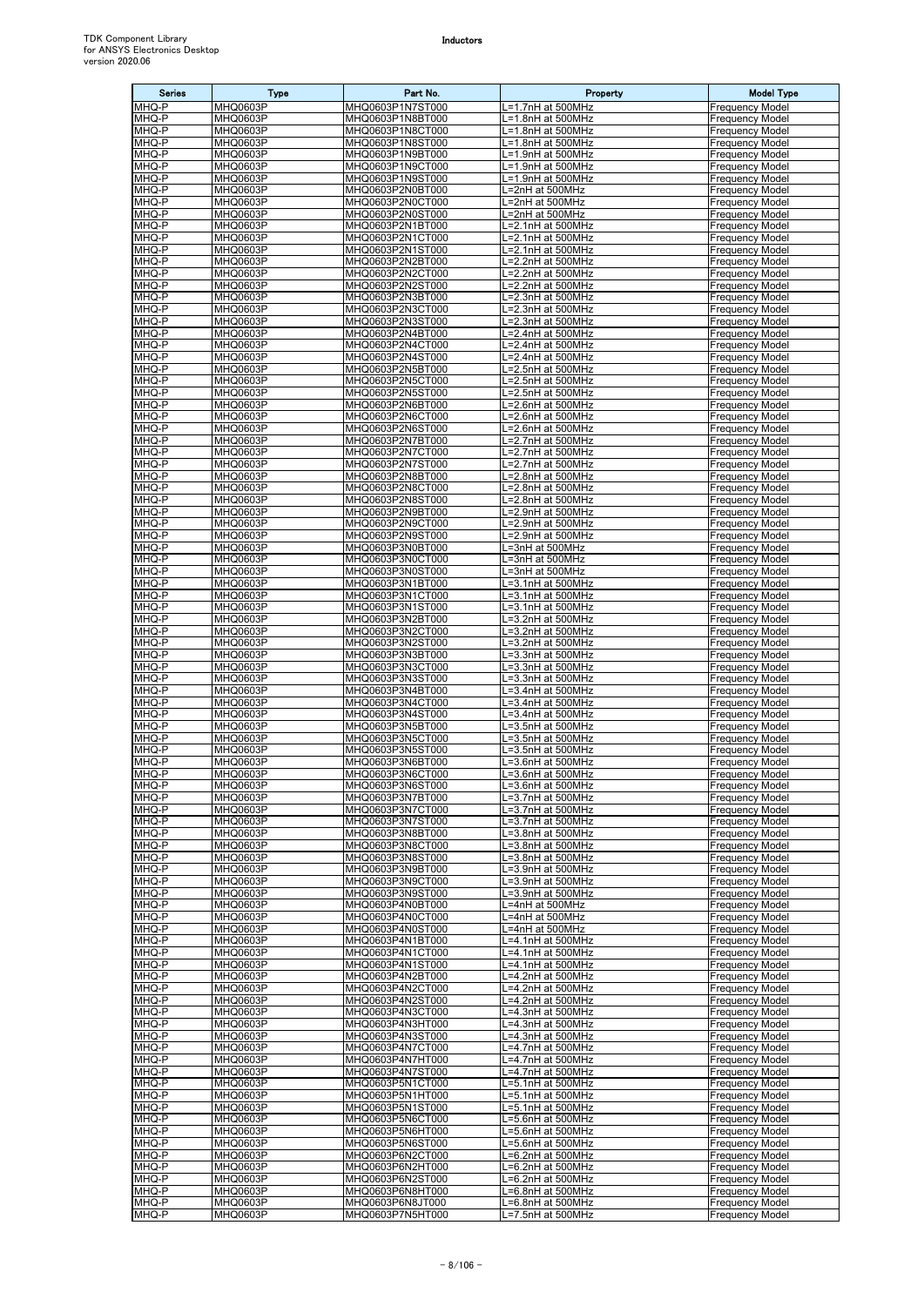| Series | Type | Part No. | Property | Model Type |
|---|---|---|---|---|
| MHQ-P | MHQ0603P | MHQ0603P1N7ST000 | L=1.7nH at 500MHz | Frequency Model |
| MHQ-P | MHQ0603P | MHQ0603P1N8BT000 | L=1.8nH at 500MHz | Frequency Model |
| MHQ-P | MHQ0603P | MHQ0603P1N8CT000 | L=1.8nH at 500MHz | Frequency Model |
| MHQ-P | MHQ0603P | MHQ0603P1N8ST000 | L=1.8nH at 500MHz | Frequency Model |
| MHQ-P | MHQ0603P | MHQ0603P1N9BT000 | L=1.9nH at 500MHz | Frequency Model |
| MHQ-P | MHQ0603P | MHQ0603P1N9CT000 | L=1.9nH at 500MHz | Frequency Model |
| MHQ-P | MHQ0603P | MHQ0603P1N9ST000 | L=1.9nH at 500MHz | Frequency Model |
| MHQ-P | MHQ0603P | MHQ0603P2N0BT000 | L=2nH at 500MHz | Frequency Model |
| MHQ-P | MHQ0603P | MHQ0603P2N0CT000 | L=2nH at 500MHz | Frequency Model |
| MHQ-P | MHQ0603P | MHQ0603P2N0ST000 | L=2nH at 500MHz | Frequency Model |
| MHQ-P | MHQ0603P | MHQ0603P2N1BT000 | L=2.1nH at 500MHz | Frequency Model |
| MHQ-P | MHQ0603P | MHQ0603P2N1CT000 | L=2.1nH at 500MHz | Frequency Model |
| MHQ-P | MHQ0603P | MHQ0603P2N1ST000 | L=2.1nH at 500MHz | Frequency Model |
| MHQ-P | MHQ0603P | MHQ0603P2N2BT000 | L=2.2nH at 500MHz | Frequency Model |
| MHQ-P | MHQ0603P | MHQ0603P2N2CT000 | L=2.2nH at 500MHz | Frequency Model |
| MHQ-P | MHQ0603P | MHQ0603P2N2ST000 | L=2.2nH at 500MHz | Frequency Model |
| MHQ-P | MHQ0603P | MHQ0603P2N3BT000 | L=2.3nH at 500MHz | Frequency Model |
| MHQ-P | MHQ0603P | MHQ0603P2N3CT000 | L=2.3nH at 500MHz | Frequency Model |
| MHQ-P | MHQ0603P | MHQ0603P2N3ST000 | L=2.3nH at 500MHz | Frequency Model |
| MHQ-P | MHQ0603P | MHQ0603P2N4BT000 | L=2.4nH at 500MHz | Frequency Model |
| MHQ-P | MHQ0603P | MHQ0603P2N4CT000 | L=2.4nH at 500MHz | Frequency Model |
| MHQ-P | MHQ0603P | MHQ0603P2N4ST000 | L=2.4nH at 500MHz | Frequency Model |
| MHQ-P | MHQ0603P | MHQ0603P2N5BT000 | L=2.5nH at 500MHz | Frequency Model |
| MHQ-P | MHQ0603P | MHQ0603P2N5CT000 | L=2.5nH at 500MHz | Frequency Model |
| MHQ-P | MHQ0603P | MHQ0603P2N5ST000 | L=2.5nH at 500MHz | Frequency Model |
| MHQ-P | MHQ0603P | MHQ0603P2N6BT000 | L=2.6nH at 500MHz | Frequency Model |
| MHQ-P | MHQ0603P | MHQ0603P2N6CT000 | L=2.6nH at 500MHz | Frequency Model |
| MHQ-P | MHQ0603P | MHQ0603P2N6ST000 | L=2.6nH at 500MHz | Frequency Model |
| MHQ-P | MHQ0603P | MHQ0603P2N7BT000 | L=2.7nH at 500MHz | Frequency Model |
| MHQ-P | MHQ0603P | MHQ0603P2N7CT000 | L=2.7nH at 500MHz | Frequency Model |
| MHQ-P | MHQ0603P | MHQ0603P2N7ST000 | L=2.7nH at 500MHz | Frequency Model |
| MHQ-P | MHQ0603P | MHQ0603P2N8BT000 | L=2.8nH at 500MHz | Frequency Model |
| MHQ-P | MHQ0603P | MHQ0603P2N8CT000 | L=2.8nH at 500MHz | Frequency Model |
| MHQ-P | MHQ0603P | MHQ0603P2N8ST000 | L=2.8nH at 500MHz | Frequency Model |
| MHQ-P | MHQ0603P | MHQ0603P2N9BT000 | L=2.9nH at 500MHz | Frequency Model |
| MHQ-P | MHQ0603P | MHQ0603P2N9CT000 | L=2.9nH at 500MHz | Frequency Model |
| MHQ-P | MHQ0603P | MHQ0603P2N9ST000 | L=2.9nH at 500MHz | Frequency Model |
| MHQ-P | MHQ0603P | MHQ0603P3N0BT000 | L=3nH at 500MHz | Frequency Model |
| MHQ-P | MHQ0603P | MHQ0603P3N0CT000 | L=3nH at 500MHz | Frequency Model |
| MHQ-P | MHQ0603P | MHQ0603P3N0ST000 | L=3nH at 500MHz | Frequency Model |
| MHQ-P | MHQ0603P | MHQ0603P3N1BT000 | L=3.1nH at 500MHz | Frequency Model |
| MHQ-P | MHQ0603P | MHQ0603P3N1CT000 | L=3.1nH at 500MHz | Frequency Model |
| MHQ-P | MHQ0603P | MHQ0603P3N1ST000 | L=3.1nH at 500MHz | Frequency Model |
| MHQ-P | MHQ0603P | MHQ0603P3N2BT000 | L=3.2nH at 500MHz | Frequency Model |
| MHQ-P | MHQ0603P | MHQ0603P3N2CT000 | L=3.2nH at 500MHz | Frequency Model |
| MHQ-P | MHQ0603P | MHQ0603P3N2ST000 | L=3.2nH at 500MHz | Frequency Model |
| MHQ-P | MHQ0603P | MHQ0603P3N3BT000 | L=3.3nH at 500MHz | Frequency Model |
| MHQ-P | MHQ0603P | MHQ0603P3N3CT000 | L=3.3nH at 500MHz | Frequency Model |
| MHQ-P | MHQ0603P | MHQ0603P3N3ST000 | L=3.3nH at 500MHz | Frequency Model |
| MHQ-P | MHQ0603P | MHQ0603P3N4BT000 | L=3.4nH at 500MHz | Frequency Model |
| MHQ-P | MHQ0603P | MHQ0603P3N4CT000 | L=3.4nH at 500MHz | Frequency Model |
| MHQ-P | MHQ0603P | MHQ0603P3N4ST000 | L=3.4nH at 500MHz | Frequency Model |
| MHQ-P | MHQ0603P | MHQ0603P3N5BT000 | L=3.5nH at 500MHz | Frequency Model |
| MHQ-P | MHQ0603P | MHQ0603P3N5CT000 | L=3.5nH at 500MHz | Frequency Model |
| MHQ-P | MHQ0603P | MHQ0603P3N5ST000 | L=3.5nH at 500MHz | Frequency Model |
| MHQ-P | MHQ0603P | MHQ0603P3N6BT000 | L=3.6nH at 500MHz | Frequency Model |
| MHQ-P | MHQ0603P | MHQ0603P3N6CT000 | L=3.6nH at 500MHz | Frequency Model |
| MHQ-P | MHQ0603P | MHQ0603P3N6ST000 | L=3.6nH at 500MHz | Frequency Model |
| MHQ-P | MHQ0603P | MHQ0603P3N7BT000 | L=3.7nH at 500MHz | Frequency Model |
| MHQ-P | MHQ0603P | MHQ0603P3N7CT000 | L=3.7nH at 500MHz | Frequency Model |
| MHQ-P | MHQ0603P | MHQ0603P3N7ST000 | L=3.7nH at 500MHz | Frequency Model |
| MHQ-P | MHQ0603P | MHQ0603P3N8BT000 | L=3.8nH at 500MHz | Frequency Model |
| MHQ-P | MHQ0603P | MHQ0603P3N8CT000 | L=3.8nH at 500MHz | Frequency Model |
| MHQ-P | MHQ0603P | MHQ0603P3N8ST000 | L=3.8nH at 500MHz | Frequency Model |
| MHQ-P | MHQ0603P | MHQ0603P3N9BT000 | L=3.9nH at 500MHz | Frequency Model |
| MHQ-P | MHQ0603P | MHQ0603P3N9CT000 | L=3.9nH at 500MHz | Frequency Model |
| MHQ-P | MHQ0603P | MHQ0603P3N9ST000 | L=3.9nH at 500MHz | Frequency Model |
| MHQ-P | MHQ0603P | MHQ0603P4N0BT000 | L=4nH at 500MHz | Frequency Model |
| MHQ-P | MHQ0603P | MHQ0603P4N0CT000 | L=4nH at 500MHz | Frequency Model |
| MHQ-P | MHQ0603P | MHQ0603P4N0ST000 | L=4nH at 500MHz | Frequency Model |
| MHQ-P | MHQ0603P | MHQ0603P4N1BT000 | L=4.1nH at 500MHz | Frequency Model |
| MHQ-P | MHQ0603P | MHQ0603P4N1CT000 | L=4.1nH at 500MHz | Frequency Model |
| MHQ-P | MHQ0603P | MHQ0603P4N1ST000 | L=4.1nH at 500MHz | Frequency Model |
| MHQ-P | MHQ0603P | MHQ0603P4N2BT000 | L=4.2nH at 500MHz | Frequency Model |
| MHQ-P | MHQ0603P | MHQ0603P4N2CT000 | L=4.2nH at 500MHz | Frequency Model |
| MHQ-P | MHQ0603P | MHQ0603P4N2ST000 | L=4.2nH at 500MHz | Frequency Model |
| MHQ-P | MHQ0603P | MHQ0603P4N3CT000 | L=4.3nH at 500MHz | Frequency Model |
| MHQ-P | MHQ0603P | MHQ0603P4N3HT000 | L=4.3nH at 500MHz | Frequency Model |
| MHQ-P | MHQ0603P | MHQ0603P4N3ST000 | L=4.3nH at 500MHz | Frequency Model |
| MHQ-P | MHQ0603P | MHQ0603P4N7CT000 | L=4.7nH at 500MHz | Frequency Model |
| MHQ-P | MHQ0603P | MHQ0603P4N7HT000 | L=4.7nH at 500MHz | Frequency Model |
| MHQ-P | MHQ0603P | MHQ0603P4N7ST000 | L=4.7nH at 500MHz | Frequency Model |
| MHQ-P | MHQ0603P | MHQ0603P5N1CT000 | L=5.1nH at 500MHz | Frequency Model |
| MHQ-P | MHQ0603P | MHQ0603P5N1HT000 | L=5.1nH at 500MHz | Frequency Model |
| MHQ-P | MHQ0603P | MHQ0603P5N1ST000 | L=5.1nH at 500MHz | Frequency Model |
| MHQ-P | MHQ0603P | MHQ0603P5N6CT000 | L=5.6nH at 500MHz | Frequency Model |
| MHQ-P | MHQ0603P | MHQ0603P5N6HT000 | L=5.6nH at 500MHz | Frequency Model |
| MHQ-P | MHQ0603P | MHQ0603P5N6ST000 | L=5.6nH at 500MHz | Frequency Model |
| MHQ-P | MHQ0603P | MHQ0603P6N2CT000 | L=6.2nH at 500MHz | Frequency Model |
| MHQ-P | MHQ0603P | MHQ0603P6N2HT000 | L=6.2nH at 500MHz | Frequency Model |
| MHQ-P | MHQ0603P | MHQ0603P6N2ST000 | L=6.2nH at 500MHz | Frequency Model |
| MHQ-P | MHQ0603P | MHQ0603P6N8HT000 | L=6.8nH at 500MHz | Frequency Model |
| MHQ-P | MHQ0603P | MHQ0603P6N8JT000 | L=6.8nH at 500MHz | Frequency Model |
| MHQ-P | MHQ0603P | MHQ0603P7N5HT000 | L=7.5nH at 500MHz | Frequency Model |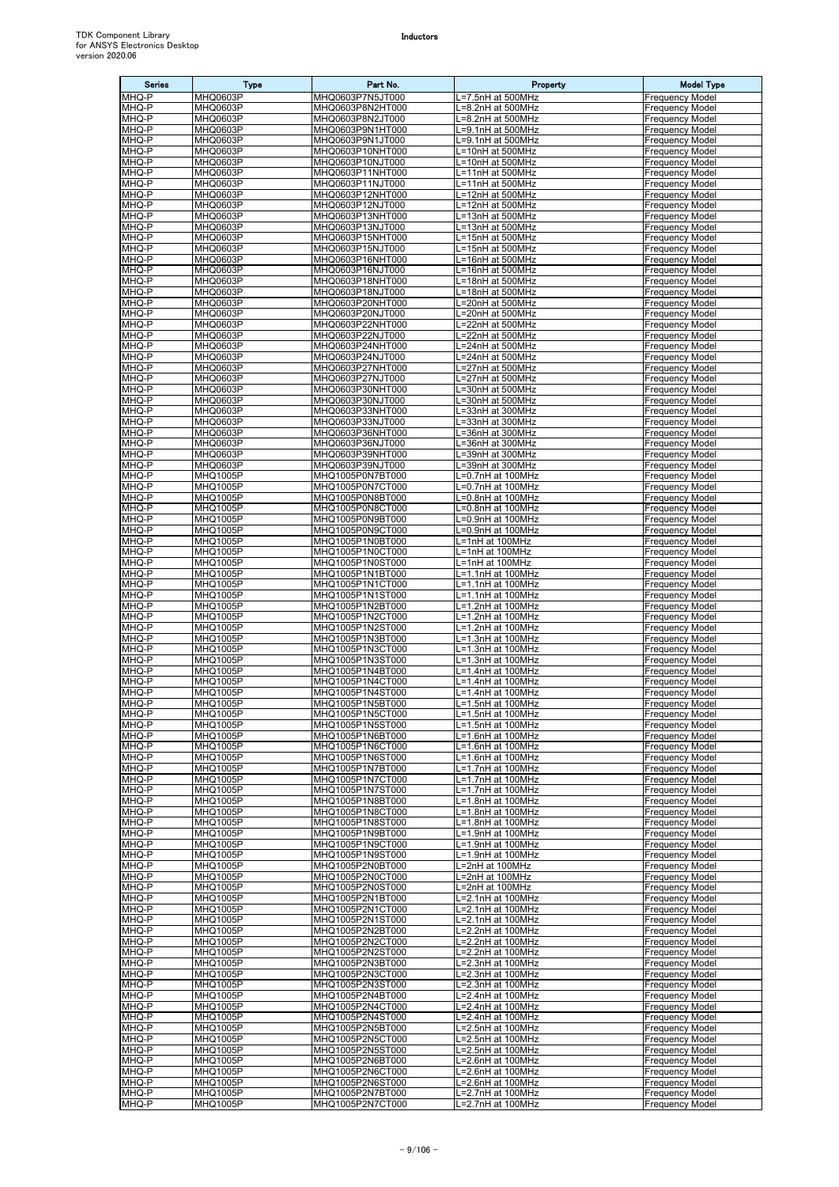| Series | Type | Part No. | Property | Model Type |
|---|---|---|---|---|
| MHQ-P | MHQ0603P | MHQ0603P7N5JT000 | L=7.5nH at 500MHz | Frequency Model |
| MHQ-P | MHQ0603P | MHQ0603P8N2HT000 | L=8.2nH at 500MHz | Frequency Model |
| MHQ-P | MHQ0603P | MHQ0603P8N2JT000 | L=8.2nH at 500MHz | Frequency Model |
| MHQ-P | MHQ0603P | MHQ0603P9N1HT000 | L=9.1nH at 500MHz | Frequency Model |
| MHQ-P | MHQ0603P | MHQ0603P9N1JT000 | L=9.1nH at 500MHz | Frequency Model |
| MHQ-P | MHQ0603P | MHQ0603P10NHT000 | L=10nH at 500MHz | Frequency Model |
| MHQ-P | MHQ0603P | MHQ0603P10NJT000 | L=10nH at 500MHz | Frequency Model |
| MHQ-P | MHQ0603P | MHQ0603P11NHT000 | L=11nH at 500MHz | Frequency Model |
| MHQ-P | MHQ0603P | MHQ0603P11NJT000 | L=11nH at 500MHz | Frequency Model |
| MHQ-P | MHQ0603P | MHQ0603P12NHT000 | L=12nH at 500MHz | Frequency Model |
| MHQ-P | MHQ0603P | MHQ0603P12NJT000 | L=12nH at 500MHz | Frequency Model |
| MHQ-P | MHQ0603P | MHQ0603P13NHT000 | L=13nH at 500MHz | Frequency Model |
| MHQ-P | MHQ0603P | MHQ0603P13NJT000 | L=13nH at 500MHz | Frequency Model |
| MHQ-P | MHQ0603P | MHQ0603P15NHT000 | L=15nH at 500MHz | Frequency Model |
| MHQ-P | MHQ0603P | MHQ0603P15NJT000 | L=15nH at 500MHz | Frequency Model |
| MHQ-P | MHQ0603P | MHQ0603P16NHT000 | L=16nH at 500MHz | Frequency Model |
| MHQ-P | MHQ0603P | MHQ0603P16NJT000 | L=16nH at 500MHz | Frequency Model |
| MHQ-P | MHQ0603P | MHQ0603P18NHT000 | L=18nH at 500MHz | Frequency Model |
| MHQ-P | MHQ0603P | MHQ0603P18NJT000 | L=18nH at 500MHz | Frequency Model |
| MHQ-P | MHQ0603P | MHQ0603P20NHT000 | L=20nH at 500MHz | Frequency Model |
| MHQ-P | MHQ0603P | MHQ0603P20NJT000 | L=20nH at 500MHz | Frequency Model |
| MHQ-P | MHQ0603P | MHQ0603P22NHT000 | L=22nH at 500MHz | Frequency Model |
| MHQ-P | MHQ0603P | MHQ0603P22NJT000 | L=22nH at 500MHz | Frequency Model |
| MHQ-P | MHQ0603P | MHQ0603P24NHT000 | L=24nH at 500MHz | Frequency Model |
| MHQ-P | MHQ0603P | MHQ0603P24NJT000 | L=24nH at 500MHz | Frequency Model |
| MHQ-P | MHQ0603P | MHQ0603P27NHT000 | L=27nH at 500MHz | Frequency Model |
| MHQ-P | MHQ0603P | MHQ0603P27NJT000 | L=27nH at 500MHz | Frequency Model |
| MHQ-P | MHQ0603P | MHQ0603P30NHT000 | L=30nH at 500MHz | Frequency Model |
| MHQ-P | MHQ0603P | MHQ0603P30NJT000 | L=30nH at 500MHz | Frequency Model |
| MHQ-P | MHQ0603P | MHQ0603P33NHT000 | L=33nH at 300MHz | Frequency Model |
| MHQ-P | MHQ0603P | MHQ0603P33NJT000 | L=33nH at 300MHz | Frequency Model |
| MHQ-P | MHQ0603P | MHQ0603P36NHT000 | L=36nH at 300MHz | Frequency Model |
| MHQ-P | MHQ0603P | MHQ0603P36NJT000 | L=36nH at 300MHz | Frequency Model |
| MHQ-P | MHQ0603P | MHQ0603P39NHT000 | L=39nH at 300MHz | Frequency Model |
| MHQ-P | MHQ0603P | MHQ0603P39NJT000 | L=39nH at 300MHz | Frequency Model |
| MHQ-P | MHQ1005P | MHQ1005P0N7BT000 | L=0.7nH at 100MHz | Frequency Model |
| MHQ-P | MHQ1005P | MHQ1005P0N7CT000 | L=0.7nH at 100MHz | Frequency Model |
| MHQ-P | MHQ1005P | MHQ1005P0N8BT000 | L=0.8nH at 100MHz | Frequency Model |
| MHQ-P | MHQ1005P | MHQ1005P0N8CT000 | L=0.8nH at 100MHz | Frequency Model |
| MHQ-P | MHQ1005P | MHQ1005P0N9BT000 | L=0.9nH at 100MHz | Frequency Model |
| MHQ-P | MHQ1005P | MHQ1005P0N9CT000 | L=0.9nH at 100MHz | Frequency Model |
| MHQ-P | MHQ1005P | MHQ1005P1N0BT000 | L=1nH at 100MHz | Frequency Model |
| MHQ-P | MHQ1005P | MHQ1005P1N0CT000 | L=1nH at 100MHz | Frequency Model |
| MHQ-P | MHQ1005P | MHQ1005P1N0ST000 | L=1nH at 100MHz | Frequency Model |
| MHQ-P | MHQ1005P | MHQ1005P1N1BT000 | L=1.1nH at 100MHz | Frequency Model |
| MHQ-P | MHQ1005P | MHQ1005P1N1CT000 | L=1.1nH at 100MHz | Frequency Model |
| MHQ-P | MHQ1005P | MHQ1005P1N1ST000 | L=1.1nH at 100MHz | Frequency Model |
| MHQ-P | MHQ1005P | MHQ1005P1N2BT000 | L=1.2nH at 100MHz | Frequency Model |
| MHQ-P | MHQ1005P | MHQ1005P1N2CT000 | L=1.2nH at 100MHz | Frequency Model |
| MHQ-P | MHQ1005P | MHQ1005P1N2ST000 | L=1.2nH at 100MHz | Frequency Model |
| MHQ-P | MHQ1005P | MHQ1005P1N3BT000 | L=1.3nH at 100MHz | Frequency Model |
| MHQ-P | MHQ1005P | MHQ1005P1N3CT000 | L=1.3nH at 100MHz | Frequency Model |
| MHQ-P | MHQ1005P | MHQ1005P1N3ST000 | L=1.3nH at 100MHz | Frequency Model |
| MHQ-P | MHQ1005P | MHQ1005P1N4BT000 | L=1.4nH at 100MHz | Frequency Model |
| MHQ-P | MHQ1005P | MHQ1005P1N4CT000 | L=1.4nH at 100MHz | Frequency Model |
| MHQ-P | MHQ1005P | MHQ1005P1N4ST000 | L=1.4nH at 100MHz | Frequency Model |
| MHQ-P | MHQ1005P | MHQ1005P1N5BT000 | L=1.5nH at 100MHz | Frequency Model |
| MHQ-P | MHQ1005P | MHQ1005P1N5CT000 | L=1.5nH at 100MHz | Frequency Model |
| MHQ-P | MHQ1005P | MHQ1005P1N5ST000 | L=1.5nH at 100MHz | Frequency Model |
| MHQ-P | MHQ1005P | MHQ1005P1N6BT000 | L=1.6nH at 100MHz | Frequency Model |
| MHQ-P | MHQ1005P | MHQ1005P1N6CT000 | L=1.6nH at 100MHz | Frequency Model |
| MHQ-P | MHQ1005P | MHQ1005P1N6ST000 | L=1.6nH at 100MHz | Frequency Model |
| MHQ-P | MHQ1005P | MHQ1005P1N7BT000 | L=1.7nH at 100MHz | Frequency Model |
| MHQ-P | MHQ1005P | MHQ1005P1N7CT000 | L=1.7nH at 100MHz | Frequency Model |
| MHQ-P | MHQ1005P | MHQ1005P1N7ST000 | L=1.7nH at 100MHz | Frequency Model |
| MHQ-P | MHQ1005P | MHQ1005P1N8BT000 | L=1.8nH at 100MHz | Frequency Model |
| MHQ-P | MHQ1005P | MHQ1005P1N8CT000 | L=1.8nH at 100MHz | Frequency Model |
| MHQ-P | MHQ1005P | MHQ1005P1N8ST000 | L=1.8nH at 100MHz | Frequency Model |
| MHQ-P | MHQ1005P | MHQ1005P1N9BT000 | L=1.9nH at 100MHz | Frequency Model |
| MHQ-P | MHQ1005P | MHQ1005P1N9CT000 | L=1.9nH at 100MHz | Frequency Model |
| MHQ-P | MHQ1005P | MHQ1005P1N9ST000 | L=1.9nH at 100MHz | Frequency Model |
| MHQ-P | MHQ1005P | MHQ1005P2N0BT000 | L=2nH at 100MHz | Frequency Model |
| MHQ-P | MHQ1005P | MHQ1005P2N0CT000 | L=2nH at 100MHz | Frequency Model |
| MHQ-P | MHQ1005P | MHQ1005P2N0ST000 | L=2nH at 100MHz | Frequency Model |
| MHQ-P | MHQ1005P | MHQ1005P2N1BT000 | L=2.1nH at 100MHz | Frequency Model |
| MHQ-P | MHQ1005P | MHQ1005P2N1CT000 | L=2.1nH at 100MHz | Frequency Model |
| MHQ-P | MHQ1005P | MHQ1005P2N1ST000 | L=2.1nH at 100MHz | Frequency Model |
| MHQ-P | MHQ1005P | MHQ1005P2N2BT000 | L=2.2nH at 100MHz | Frequency Model |
| MHQ-P | MHQ1005P | MHQ1005P2N2CT000 | L=2.2nH at 100MHz | Frequency Model |
| MHQ-P | MHQ1005P | MHQ1005P2N2ST000 | L=2.2nH at 100MHz | Frequency Model |
| MHQ-P | MHQ1005P | MHQ1005P2N3BT000 | L=2.3nH at 100MHz | Frequency Model |
| MHQ-P | MHQ1005P | MHQ1005P2N3CT000 | L=2.3nH at 100MHz | Frequency Model |
| MHQ-P | MHQ1005P | MHQ1005P2N3ST000 | L=2.3nH at 100MHz | Frequency Model |
| MHQ-P | MHQ1005P | MHQ1005P2N4BT000 | L=2.4nH at 100MHz | Frequency Model |
| MHQ-P | MHQ1005P | MHQ1005P2N4CT000 | L=2.4nH at 100MHz | Frequency Model |
| MHQ-P | MHQ1005P | MHQ1005P2N4ST000 | L=2.4nH at 100MHz | Frequency Model |
| MHQ-P | MHQ1005P | MHQ1005P2N5BT000 | L=2.5nH at 100MHz | Frequency Model |
| MHQ-P | MHQ1005P | MHQ1005P2N5CT000 | L=2.5nH at 100MHz | Frequency Model |
| MHQ-P | MHQ1005P | MHQ1005P2N5ST000 | L=2.5nH at 100MHz | Frequency Model |
| MHQ-P | MHQ1005P | MHQ1005P2N6BT000 | L=2.6nH at 100MHz | Frequency Model |
| MHQ-P | MHQ1005P | MHQ1005P2N6CT000 | L=2.6nH at 100MHz | Frequency Model |
| MHQ-P | MHQ1005P | MHQ1005P2N6ST000 | L=2.6nH at 100MHz | Frequency Model |
| MHQ-P | MHQ1005P | MHQ1005P2N7BT000 | L=2.7nH at 100MHz | Frequency Model |
| MHQ-P | MHQ1005P | MHQ1005P2N7CT000 | L=2.7nH at 100MHz | Frequency Model |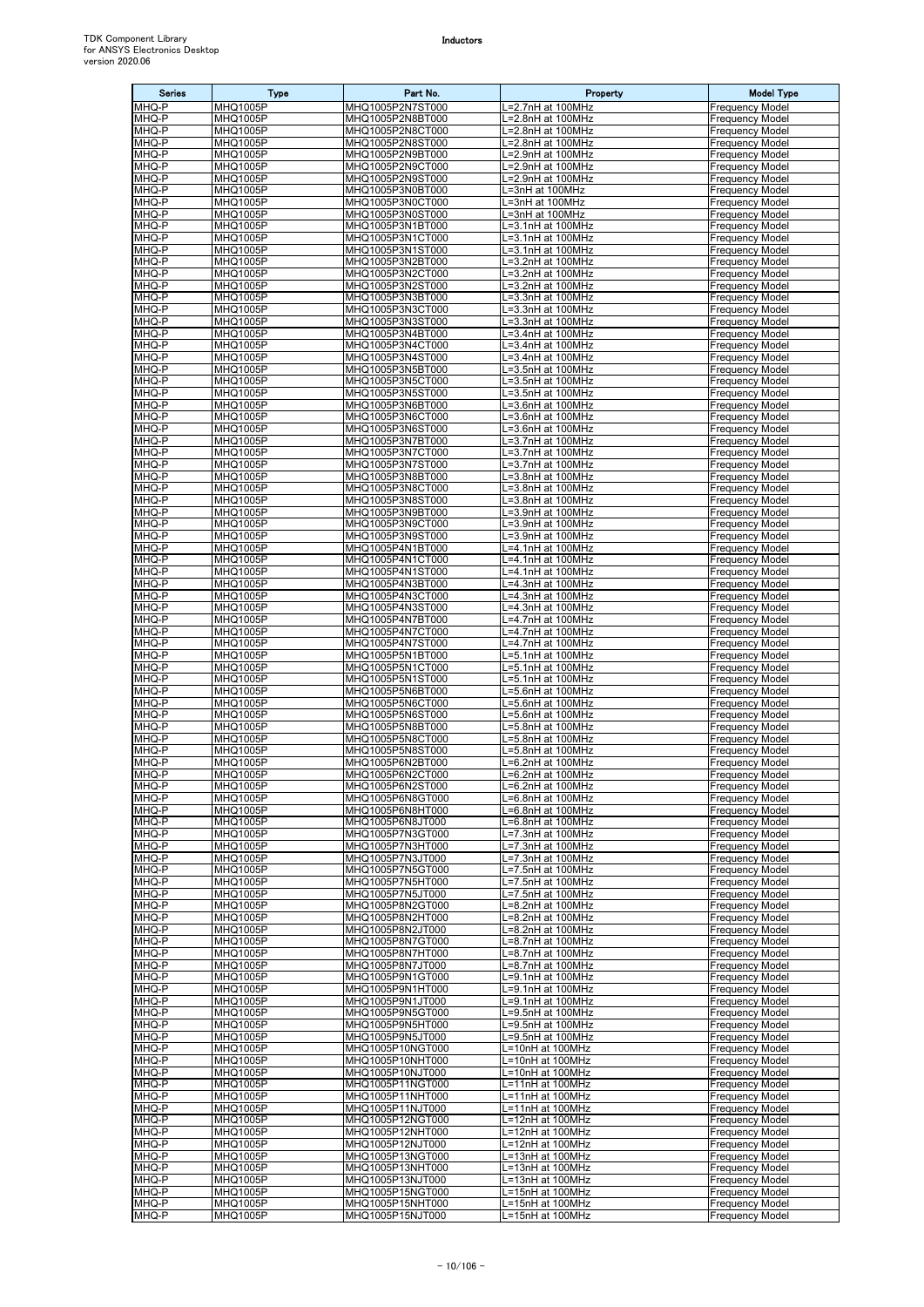| Series | Type | Part No. | Property | Model Type |
|---|---|---|---|---|
| MHQ-P | MHQ1005P | MHQ1005P2N7ST000 | L=2.7nH at 100MHz | Frequency Model |
| MHQ-P | MHQ1005P | MHQ1005P2N8BT000 | L=2.8nH at 100MHz | Frequency Model |
| MHQ-P | MHQ1005P | MHQ1005P2N8CT000 | L=2.8nH at 100MHz | Frequency Model |
| MHQ-P | MHQ1005P | MHQ1005P2N8ST000 | L=2.8nH at 100MHz | Frequency Model |
| MHQ-P | MHQ1005P | MHQ1005P2N9BT000 | L=2.9nH at 100MHz | Frequency Model |
| MHQ-P | MHQ1005P | MHQ1005P2N9CT000 | L=2.9nH at 100MHz | Frequency Model |
| MHQ-P | MHQ1005P | MHQ1005P2N9ST000 | L=2.9nH at 100MHz | Frequency Model |
| MHQ-P | MHQ1005P | MHQ1005P3N0BT000 | L=3nH at 100MHz | Frequency Model |
| MHQ-P | MHQ1005P | MHQ1005P3N0CT000 | L=3nH at 100MHz | Frequency Model |
| MHQ-P | MHQ1005P | MHQ1005P3N0ST000 | L=3nH at 100MHz | Frequency Model |
| MHQ-P | MHQ1005P | MHQ1005P3N1BT000 | L=3.1nH at 100MHz | Frequency Model |
| MHQ-P | MHQ1005P | MHQ1005P3N1CT000 | L=3.1nH at 100MHz | Frequency Model |
| MHQ-P | MHQ1005P | MHQ1005P3N1ST000 | L=3.1nH at 100MHz | Frequency Model |
| MHQ-P | MHQ1005P | MHQ1005P3N2BT000 | L=3.2nH at 100MHz | Frequency Model |
| MHQ-P | MHQ1005P | MHQ1005P3N2CT000 | L=3.2nH at 100MHz | Frequency Model |
| MHQ-P | MHQ1005P | MHQ1005P3N2ST000 | L=3.2nH at 100MHz | Frequency Model |
| MHQ-P | MHQ1005P | MHQ1005P3N3BT000 | L=3.3nH at 100MHz | Frequency Model |
| MHQ-P | MHQ1005P | MHQ1005P3N3CT000 | L=3.3nH at 100MHz | Frequency Model |
| MHQ-P | MHQ1005P | MHQ1005P3N3ST000 | L=3.3nH at 100MHz | Frequency Model |
| MHQ-P | MHQ1005P | MHQ1005P3N4BT000 | L=3.4nH at 100MHz | Frequency Model |
| MHQ-P | MHQ1005P | MHQ1005P3N4CT000 | L=3.4nH at 100MHz | Frequency Model |
| MHQ-P | MHQ1005P | MHQ1005P3N4ST000 | L=3.4nH at 100MHz | Frequency Model |
| MHQ-P | MHQ1005P | MHQ1005P3N5BT000 | L=3.5nH at 100MHz | Frequency Model |
| MHQ-P | MHQ1005P | MHQ1005P3N5CT000 | L=3.5nH at 100MHz | Frequency Model |
| MHQ-P | MHQ1005P | MHQ1005P3N5ST000 | L=3.5nH at 100MHz | Frequency Model |
| MHQ-P | MHQ1005P | MHQ1005P3N6BT000 | L=3.6nH at 100MHz | Frequency Model |
| MHQ-P | MHQ1005P | MHQ1005P3N6CT000 | L=3.6nH at 100MHz | Frequency Model |
| MHQ-P | MHQ1005P | MHQ1005P3N6ST000 | L=3.6nH at 100MHz | Frequency Model |
| MHQ-P | MHQ1005P | MHQ1005P3N7BT000 | L=3.7nH at 100MHz | Frequency Model |
| MHQ-P | MHQ1005P | MHQ1005P3N7CT000 | L=3.7nH at 100MHz | Frequency Model |
| MHQ-P | MHQ1005P | MHQ1005P3N7ST000 | L=3.7nH at 100MHz | Frequency Model |
| MHQ-P | MHQ1005P | MHQ1005P3N8BT000 | L=3.8nH at 100MHz | Frequency Model |
| MHQ-P | MHQ1005P | MHQ1005P3N8CT000 | L=3.8nH at 100MHz | Frequency Model |
| MHQ-P | MHQ1005P | MHQ1005P3N8ST000 | L=3.8nH at 100MHz | Frequency Model |
| MHQ-P | MHQ1005P | MHQ1005P3N9BT000 | L=3.9nH at 100MHz | Frequency Model |
| MHQ-P | MHQ1005P | MHQ1005P3N9CT000 | L=3.9nH at 100MHz | Frequency Model |
| MHQ-P | MHQ1005P | MHQ1005P3N9ST000 | L=3.9nH at 100MHz | Frequency Model |
| MHQ-P | MHQ1005P | MHQ1005P4N1BT000 | L=4.1nH at 100MHz | Frequency Model |
| MHQ-P | MHQ1005P | MHQ1005P4N1CT000 | L=4.1nH at 100MHz | Frequency Model |
| MHQ-P | MHQ1005P | MHQ1005P4N1ST000 | L=4.1nH at 100MHz | Frequency Model |
| MHQ-P | MHQ1005P | MHQ1005P4N3BT000 | L=4.3nH at 100MHz | Frequency Model |
| MHQ-P | MHQ1005P | MHQ1005P4N3CT000 | L=4.3nH at 100MHz | Frequency Model |
| MHQ-P | MHQ1005P | MHQ1005P4N3ST000 | L=4.3nH at 100MHz | Frequency Model |
| MHQ-P | MHQ1005P | MHQ1005P4N7BT000 | L=4.7nH at 100MHz | Frequency Model |
| MHQ-P | MHQ1005P | MHQ1005P4N7CT000 | L=4.7nH at 100MHz | Frequency Model |
| MHQ-P | MHQ1005P | MHQ1005P4N7ST000 | L=4.7nH at 100MHz | Frequency Model |
| MHQ-P | MHQ1005P | MHQ1005P5N1BT000 | L=5.1nH at 100MHz | Frequency Model |
| MHQ-P | MHQ1005P | MHQ1005P5N1CT000 | L=5.1nH at 100MHz | Frequency Model |
| MHQ-P | MHQ1005P | MHQ1005P5N1ST000 | L=5.1nH at 100MHz | Frequency Model |
| MHQ-P | MHQ1005P | MHQ1005P5N6BT000 | L=5.6nH at 100MHz | Frequency Model |
| MHQ-P | MHQ1005P | MHQ1005P5N6CT000 | L=5.6nH at 100MHz | Frequency Model |
| MHQ-P | MHQ1005P | MHQ1005P5N6ST000 | L=5.6nH at 100MHz | Frequency Model |
| MHQ-P | MHQ1005P | MHQ1005P5N8BT000 | L=5.8nH at 100MHz | Frequency Model |
| MHQ-P | MHQ1005P | MHQ1005P5N8CT000 | L=5.8nH at 100MHz | Frequency Model |
| MHQ-P | MHQ1005P | MHQ1005P5N8ST000 | L=5.8nH at 100MHz | Frequency Model |
| MHQ-P | MHQ1005P | MHQ1005P6N2BT000 | L=6.2nH at 100MHz | Frequency Model |
| MHQ-P | MHQ1005P | MHQ1005P6N2CT000 | L=6.2nH at 100MHz | Frequency Model |
| MHQ-P | MHQ1005P | MHQ1005P6N2ST000 | L=6.2nH at 100MHz | Frequency Model |
| MHQ-P | MHQ1005P | MHQ1005P6N8GT000 | L=6.8nH at 100MHz | Frequency Model |
| MHQ-P | MHQ1005P | MHQ1005P6N8HT000 | L=6.8nH at 100MHz | Frequency Model |
| MHQ-P | MHQ1005P | MHQ1005P6N8JT000 | L=6.8nH at 100MHz | Frequency Model |
| MHQ-P | MHQ1005P | MHQ1005P7N3GT000 | L=7.3nH at 100MHz | Frequency Model |
| MHQ-P | MHQ1005P | MHQ1005P7N3HT000 | L=7.3nH at 100MHz | Frequency Model |
| MHQ-P | MHQ1005P | MHQ1005P7N3JT000 | L=7.3nH at 100MHz | Frequency Model |
| MHQ-P | MHQ1005P | MHQ1005P7N5GT000 | L=7.5nH at 100MHz | Frequency Model |
| MHQ-P | MHQ1005P | MHQ1005P7N5HT000 | L=7.5nH at 100MHz | Frequency Model |
| MHQ-P | MHQ1005P | MHQ1005P7N5JT000 | L=7.5nH at 100MHz | Frequency Model |
| MHQ-P | MHQ1005P | MHQ1005P8N2GT000 | L=8.2nH at 100MHz | Frequency Model |
| MHQ-P | MHQ1005P | MHQ1005P8N2HT000 | L=8.2nH at 100MHz | Frequency Model |
| MHQ-P | MHQ1005P | MHQ1005P8N2JT000 | L=8.2nH at 100MHz | Frequency Model |
| MHQ-P | MHQ1005P | MHQ1005P8N7GT000 | L=8.7nH at 100MHz | Frequency Model |
| MHQ-P | MHQ1005P | MHQ1005P8N7HT000 | L=8.7nH at 100MHz | Frequency Model |
| MHQ-P | MHQ1005P | MHQ1005P8N7JT000 | L=8.7nH at 100MHz | Frequency Model |
| MHQ-P | MHQ1005P | MHQ1005P9N1GT000 | L=9.1nH at 100MHz | Frequency Model |
| MHQ-P | MHQ1005P | MHQ1005P9N1HT000 | L=9.1nH at 100MHz | Frequency Model |
| MHQ-P | MHQ1005P | MHQ1005P9N1JT000 | L=9.1nH at 100MHz | Frequency Model |
| MHQ-P | MHQ1005P | MHQ1005P9N5GT000 | L=9.5nH at 100MHz | Frequency Model |
| MHQ-P | MHQ1005P | MHQ1005P9N5HT000 | L=9.5nH at 100MHz | Frequency Model |
| MHQ-P | MHQ1005P | MHQ1005P9N5JT000 | L=9.5nH at 100MHz | Frequency Model |
| MHQ-P | MHQ1005P | MHQ1005P10NGT000 | L=10nH at 100MHz | Frequency Model |
| MHQ-P | MHQ1005P | MHQ1005P10NHT000 | L=10nH at 100MHz | Frequency Model |
| MHQ-P | MHQ1005P | MHQ1005P10NJT000 | L=10nH at 100MHz | Frequency Model |
| MHQ-P | MHQ1005P | MHQ1005P11NGT000 | L=11nH at 100MHz | Frequency Model |
| MHQ-P | MHQ1005P | MHQ1005P11NHT000 | L=11nH at 100MHz | Frequency Model |
| MHQ-P | MHQ1005P | MHQ1005P11NJT000 | L=11nH at 100MHz | Frequency Model |
| MHQ-P | MHQ1005P | MHQ1005P12NGT000 | L=12nH at 100MHz | Frequency Model |
| MHQ-P | MHQ1005P | MHQ1005P12NHT000 | L=12nH at 100MHz | Frequency Model |
| MHQ-P | MHQ1005P | MHQ1005P12NJT000 | L=12nH at 100MHz | Frequency Model |
| MHQ-P | MHQ1005P | MHQ1005P13NGT000 | L=13nH at 100MHz | Frequency Model |
| MHQ-P | MHQ1005P | MHQ1005P13NHT000 | L=13nH at 100MHz | Frequency Model |
| MHQ-P | MHQ1005P | MHQ1005P13NJT000 | L=13nH at 100MHz | Frequency Model |
| MHQ-P | MHQ1005P | MHQ1005P15NGT000 | L=15nH at 100MHz | Frequency Model |
| MHQ-P | MHQ1005P | MHQ1005P15NHT000 | L=15nH at 100MHz | Frequency Model |
| MHQ-P | MHQ1005P | MHQ1005P15NJT000 | L=15nH at 100MHz | Frequency Model |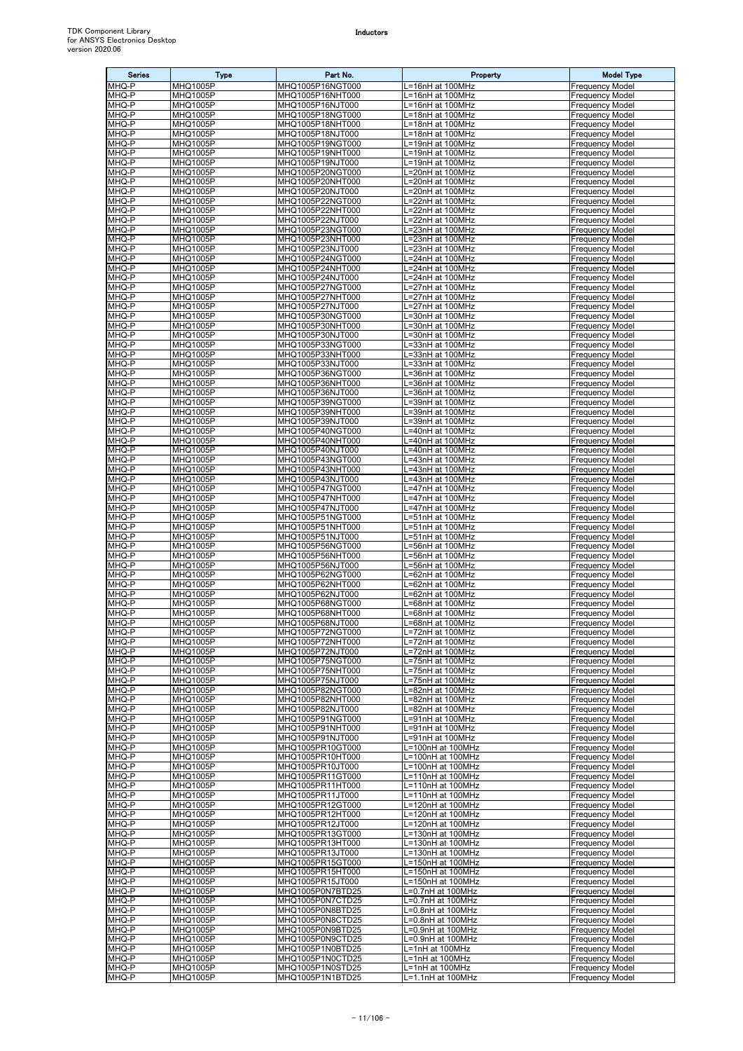| Series | Type | Part No. | Property | Model Type |
| --- | --- | --- | --- | --- |
| MHQ-P | MHQ1005P | MHQ1005P16NGT000 | L=16nH at 100MHz | Frequency Model |
| MHQ-P | MHQ1005P | MHQ1005P16NHT000 | L=16nH at 100MHz | Frequency Model |
| MHQ-P | MHQ1005P | MHQ1005P16NJT000 | L=16nH at 100MHz | Frequency Model |
| MHQ-P | MHQ1005P | MHQ1005P18NGT000 | L=18nH at 100MHz | Frequency Model |
| MHQ-P | MHQ1005P | MHQ1005P18NHT000 | L=18nH at 100MHz | Frequency Model |
| MHQ-P | MHQ1005P | MHQ1005P18NJT000 | L=18nH at 100MHz | Frequency Model |
| MHQ-P | MHQ1005P | MHQ1005P19NGT000 | L=19nH at 100MHz | Frequency Model |
| MHQ-P | MHQ1005P | MHQ1005P19NHT000 | L=19nH at 100MHz | Frequency Model |
| MHQ-P | MHQ1005P | MHQ1005P19NJT000 | L=19nH at 100MHz | Frequency Model |
| MHQ-P | MHQ1005P | MHQ1005P20NGT000 | L=20nH at 100MHz | Frequency Model |
| MHQ-P | MHQ1005P | MHQ1005P20NHT000 | L=20nH at 100MHz | Frequency Model |
| MHQ-P | MHQ1005P | MHQ1005P20NJT000 | L=20nH at 100MHz | Frequency Model |
| MHQ-P | MHQ1005P | MHQ1005P22NGT000 | L=22nH at 100MHz | Frequency Model |
| MHQ-P | MHQ1005P | MHQ1005P22NHT000 | L=22nH at 100MHz | Frequency Model |
| MHQ-P | MHQ1005P | MHQ1005P22NJT000 | L=22nH at 100MHz | Frequency Model |
| MHQ-P | MHQ1005P | MHQ1005P23NGT000 | L=23nH at 100MHz | Frequency Model |
| MHQ-P | MHQ1005P | MHQ1005P23NHT000 | L=23nH at 100MHz | Frequency Model |
| MHQ-P | MHQ1005P | MHQ1005P23NJT000 | L=23nH at 100MHz | Frequency Model |
| MHQ-P | MHQ1005P | MHQ1005P24NGT000 | L=24nH at 100MHz | Frequency Model |
| MHQ-P | MHQ1005P | MHQ1005P24NHT000 | L=24nH at 100MHz | Frequency Model |
| MHQ-P | MHQ1005P | MHQ1005P24NJT000 | L=24nH at 100MHz | Frequency Model |
| MHQ-P | MHQ1005P | MHQ1005P27NGT000 | L=27nH at 100MHz | Frequency Model |
| MHQ-P | MHQ1005P | MHQ1005P27NHT000 | L=27nH at 100MHz | Frequency Model |
| MHQ-P | MHQ1005P | MHQ1005P27NJT000 | L=27nH at 100MHz | Frequency Model |
| MHQ-P | MHQ1005P | MHQ1005P30NGT000 | L=30nH at 100MHz | Frequency Model |
| MHQ-P | MHQ1005P | MHQ1005P30NHT000 | L=30nH at 100MHz | Frequency Model |
| MHQ-P | MHQ1005P | MHQ1005P30NJT000 | L=30nH at 100MHz | Frequency Model |
| MHQ-P | MHQ1005P | MHQ1005P33NGT000 | L=33nH at 100MHz | Frequency Model |
| MHQ-P | MHQ1005P | MHQ1005P33NHT000 | L=33nH at 100MHz | Frequency Model |
| MHQ-P | MHQ1005P | MHQ1005P33NJT000 | L=33nH at 100MHz | Frequency Model |
| MHQ-P | MHQ1005P | MHQ1005P36NGT000 | L=36nH at 100MHz | Frequency Model |
| MHQ-P | MHQ1005P | MHQ1005P36NHT000 | L=36nH at 100MHz | Frequency Model |
| MHQ-P | MHQ1005P | MHQ1005P36NJT000 | L=36nH at 100MHz | Frequency Model |
| MHQ-P | MHQ1005P | MHQ1005P39NGT000 | L=39nH at 100MHz | Frequency Model |
| MHQ-P | MHQ1005P | MHQ1005P39NHT000 | L=39nH at 100MHz | Frequency Model |
| MHQ-P | MHQ1005P | MHQ1005P39NJT000 | L=39nH at 100MHz | Frequency Model |
| MHQ-P | MHQ1005P | MHQ1005P40NGT000 | L=40nH at 100MHz | Frequency Model |
| MHQ-P | MHQ1005P | MHQ1005P40NHT000 | L=40nH at 100MHz | Frequency Model |
| MHQ-P | MHQ1005P | MHQ1005P40NJT000 | L=40nH at 100MHz | Frequency Model |
| MHQ-P | MHQ1005P | MHQ1005P43NGT000 | L=43nH at 100MHz | Frequency Model |
| MHQ-P | MHQ1005P | MHQ1005P43NHT000 | L=43nH at 100MHz | Frequency Model |
| MHQ-P | MHQ1005P | MHQ1005P43NJT000 | L=43nH at 100MHz | Frequency Model |
| MHQ-P | MHQ1005P | MHQ1005P47NGT000 | L=47nH at 100MHz | Frequency Model |
| MHQ-P | MHQ1005P | MHQ1005P47NHT000 | L=47nH at 100MHz | Frequency Model |
| MHQ-P | MHQ1005P | MHQ1005P47NJT000 | L=47nH at 100MHz | Frequency Model |
| MHQ-P | MHQ1005P | MHQ1005P51NGT000 | L=51nH at 100MHz | Frequency Model |
| MHQ-P | MHQ1005P | MHQ1005P51NHT000 | L=51nH at 100MHz | Frequency Model |
| MHQ-P | MHQ1005P | MHQ1005P51NJT000 | L=51nH at 100MHz | Frequency Model |
| MHQ-P | MHQ1005P | MHQ1005P56NGT000 | L=56nH at 100MHz | Frequency Model |
| MHQ-P | MHQ1005P | MHQ1005P56NHT000 | L=56nH at 100MHz | Frequency Model |
| MHQ-P | MHQ1005P | MHQ1005P56NJT000 | L=56nH at 100MHz | Frequency Model |
| MHQ-P | MHQ1005P | MHQ1005P62NGT000 | L=62nH at 100MHz | Frequency Model |
| MHQ-P | MHQ1005P | MHQ1005P62NHT000 | L=62nH at 100MHz | Frequency Model |
| MHQ-P | MHQ1005P | MHQ1005P62NJT000 | L=62nH at 100MHz | Frequency Model |
| MHQ-P | MHQ1005P | MHQ1005P68NGT000 | L=68nH at 100MHz | Frequency Model |
| MHQ-P | MHQ1005P | MHQ1005P68NHT000 | L=68nH at 100MHz | Frequency Model |
| MHQ-P | MHQ1005P | MHQ1005P68NJT000 | L=68nH at 100MHz | Frequency Model |
| MHQ-P | MHQ1005P | MHQ1005P72NGT000 | L=72nH at 100MHz | Frequency Model |
| MHQ-P | MHQ1005P | MHQ1005P72NHT000 | L=72nH at 100MHz | Frequency Model |
| MHQ-P | MHQ1005P | MHQ1005P72NJT000 | L=72nH at 100MHz | Frequency Model |
| MHQ-P | MHQ1005P | MHQ1005P75NGT000 | L=75nH at 100MHz | Frequency Model |
| MHQ-P | MHQ1005P | MHQ1005P75NHT000 | L=75nH at 100MHz | Frequency Model |
| MHQ-P | MHQ1005P | MHQ1005P75NJT000 | L=75nH at 100MHz | Frequency Model |
| MHQ-P | MHQ1005P | MHQ1005P82NGT000 | L=82nH at 100MHz | Frequency Model |
| MHQ-P | MHQ1005P | MHQ1005P82NHT000 | L=82nH at 100MHz | Frequency Model |
| MHQ-P | MHQ1005P | MHQ1005P82NJT000 | L=82nH at 100MHz | Frequency Model |
| MHQ-P | MHQ1005P | MHQ1005P91NGT000 | L=91nH at 100MHz | Frequency Model |
| MHQ-P | MHQ1005P | MHQ1005P91NHT000 | L=91nH at 100MHz | Frequency Model |
| MHQ-P | MHQ1005P | MHQ1005P91NJT000 | L=91nH at 100MHz | Frequency Model |
| MHQ-P | MHQ1005P | MHQ1005PR10GT000 | L=100nH at 100MHz | Frequency Model |
| MHQ-P | MHQ1005P | MHQ1005PR10HT000 | L=100nH at 100MHz | Frequency Model |
| MHQ-P | MHQ1005P | MHQ1005PR10JT000 | L=100nH at 100MHz | Frequency Model |
| MHQ-P | MHQ1005P | MHQ1005PR11GT000 | L=110nH at 100MHz | Frequency Model |
| MHQ-P | MHQ1005P | MHQ1005PR11HT000 | L=110nH at 100MHz | Frequency Model |
| MHQ-P | MHQ1005P | MHQ1005PR11JT000 | L=110nH at 100MHz | Frequency Model |
| MHQ-P | MHQ1005P | MHQ1005PR12GT000 | L=120nH at 100MHz | Frequency Model |
| MHQ-P | MHQ1005P | MHQ1005PR12HT000 | L=120nH at 100MHz | Frequency Model |
| MHQ-P | MHQ1005P | MHQ1005PR12JT000 | L=120nH at 100MHz | Frequency Model |
| MHQ-P | MHQ1005P | MHQ1005PR13GT000 | L=130nH at 100MHz | Frequency Model |
| MHQ-P | MHQ1005P | MHQ1005PR13HT000 | L=130nH at 100MHz | Frequency Model |
| MHQ-P | MHQ1005P | MHQ1005PR13JT000 | L=130nH at 100MHz | Frequency Model |
| MHQ-P | MHQ1005P | MHQ1005PR15GT000 | L=150nH at 100MHz | Frequency Model |
| MHQ-P | MHQ1005P | MHQ1005PR15HT000 | L=150nH at 100MHz | Frequency Model |
| MHQ-P | MHQ1005P | MHQ1005PR15JT000 | L=150nH at 100MHz | Frequency Model |
| MHQ-P | MHQ1005P | MHQ1005P0N7BTD25 | L=0.7nH at 100MHz | Frequency Model |
| MHQ-P | MHQ1005P | MHQ1005P0N7CTD25 | L=0.7nH at 100MHz | Frequency Model |
| MHQ-P | MHQ1005P | MHQ1005P0N8BTD25 | L=0.8nH at 100MHz | Frequency Model |
| MHQ-P | MHQ1005P | MHQ1005P0N8CTD25 | L=0.8nH at 100MHz | Frequency Model |
| MHQ-P | MHQ1005P | MHQ1005P0N9BTD25 | L=0.9nH at 100MHz | Frequency Model |
| MHQ-P | MHQ1005P | MHQ1005P0N9CTD25 | L=0.9nH at 100MHz | Frequency Model |
| MHQ-P | MHQ1005P | MHQ1005P1N0BTD25 | L=1nH at 100MHz | Frequency Model |
| MHQ-P | MHQ1005P | MHQ1005P1N0CTD25 | L=1nH at 100MHz | Frequency Model |
| MHQ-P | MHQ1005P | MHQ1005P1N0STD25 | L=1nH at 100MHz | Frequency Model |
| MHQ-P | MHQ1005P | MHQ1005P1N1BTD25 | L=1.1nH at 100MHz | Frequency Model |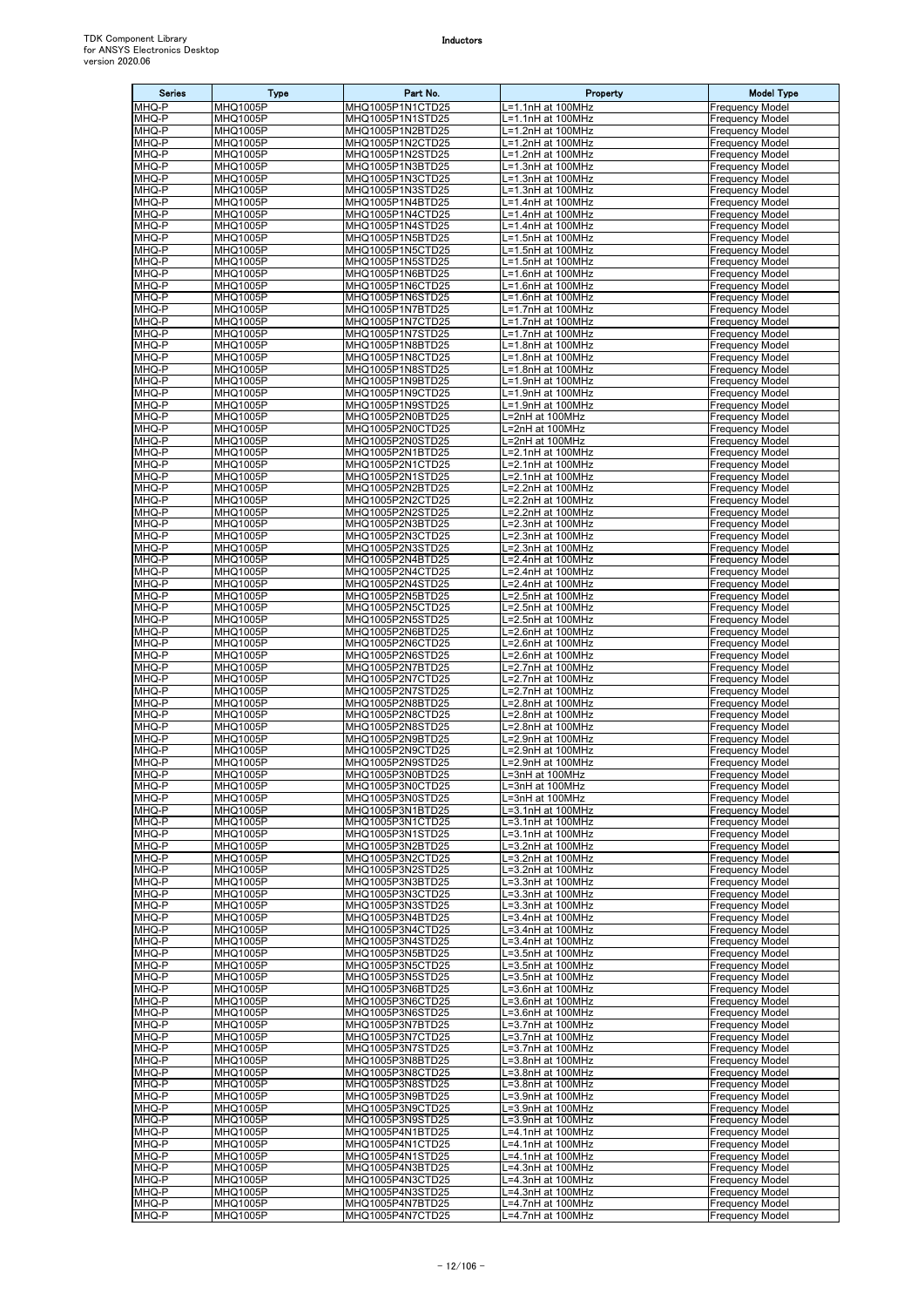| Series | Type | Part No. | Property | Model Type |
|---|---|---|---|---|
| MHQ-P | MHQ1005P | MHQ1005P1N1CTD25 | L=1.1nH at 100MHz | Frequency Model |
| MHQ-P | MHQ1005P | MHQ1005P1N1STD25 | L=1.1nH at 100MHz | Frequency Model |
| MHQ-P | MHQ1005P | MHQ1005P1N2BTD25 | L=1.2nH at 100MHz | Frequency Model |
| MHQ-P | MHQ1005P | MHQ1005P1N2CTD25 | L=1.2nH at 100MHz | Frequency Model |
| MHQ-P | MHQ1005P | MHQ1005P1N2STD25 | L=1.2nH at 100MHz | Frequency Model |
| MHQ-P | MHQ1005P | MHQ1005P1N3BTD25 | L=1.3nH at 100MHz | Frequency Model |
| MHQ-P | MHQ1005P | MHQ1005P1N3CTD25 | L=1.3nH at 100MHz | Frequency Model |
| MHQ-P | MHQ1005P | MHQ1005P1N3STD25 | L=1.3nH at 100MHz | Frequency Model |
| MHQ-P | MHQ1005P | MHQ1005P1N4BTD25 | L=1.4nH at 100MHz | Frequency Model |
| MHQ-P | MHQ1005P | MHQ1005P1N4CTD25 | L=1.4nH at 100MHz | Frequency Model |
| MHQ-P | MHQ1005P | MHQ1005P1N4STD25 | L=1.4nH at 100MHz | Frequency Model |
| MHQ-P | MHQ1005P | MHQ1005P1N5BTD25 | L=1.5nH at 100MHz | Frequency Model |
| MHQ-P | MHQ1005P | MHQ1005P1N5CTD25 | L=1.5nH at 100MHz | Frequency Model |
| MHQ-P | MHQ1005P | MHQ1005P1N5STD25 | L=1.5nH at 100MHz | Frequency Model |
| MHQ-P | MHQ1005P | MHQ1005P1N6BTD25 | L=1.6nH at 100MHz | Frequency Model |
| MHQ-P | MHQ1005P | MHQ1005P1N6CTD25 | L=1.6nH at 100MHz | Frequency Model |
| MHQ-P | MHQ1005P | MHQ1005P1N6STD25 | L=1.6nH at 100MHz | Frequency Model |
| MHQ-P | MHQ1005P | MHQ1005P1N7BTD25 | L=1.7nH at 100MHz | Frequency Model |
| MHQ-P | MHQ1005P | MHQ1005P1N7CTD25 | L=1.7nH at 100MHz | Frequency Model |
| MHQ-P | MHQ1005P | MHQ1005P1N7STD25 | L=1.7nH at 100MHz | Frequency Model |
| MHQ-P | MHQ1005P | MHQ1005P1N8BTD25 | L=1.8nH at 100MHz | Frequency Model |
| MHQ-P | MHQ1005P | MHQ1005P1N8CTD25 | L=1.8nH at 100MHz | Frequency Model |
| MHQ-P | MHQ1005P | MHQ1005P1N8STD25 | L=1.8nH at 100MHz | Frequency Model |
| MHQ-P | MHQ1005P | MHQ1005P1N9BTD25 | L=1.9nH at 100MHz | Frequency Model |
| MHQ-P | MHQ1005P | MHQ1005P1N9CTD25 | L=1.9nH at 100MHz | Frequency Model |
| MHQ-P | MHQ1005P | MHQ1005P1N9STD25 | L=1.9nH at 100MHz | Frequency Model |
| MHQ-P | MHQ1005P | MHQ1005P2N0BTD25 | L=2nH at 100MHz | Frequency Model |
| MHQ-P | MHQ1005P | MHQ1005P2N0CTD25 | L=2nH at 100MHz | Frequency Model |
| MHQ-P | MHQ1005P | MHQ1005P2N0STD25 | L=2nH at 100MHz | Frequency Model |
| MHQ-P | MHQ1005P | MHQ1005P2N1BTD25 | L=2.1nH at 100MHz | Frequency Model |
| MHQ-P | MHQ1005P | MHQ1005P2N1CTD25 | L=2.1nH at 100MHz | Frequency Model |
| MHQ-P | MHQ1005P | MHQ1005P2N1STD25 | L=2.1nH at 100MHz | Frequency Model |
| MHQ-P | MHQ1005P | MHQ1005P2N2BTD25 | L=2.2nH at 100MHz | Frequency Model |
| MHQ-P | MHQ1005P | MHQ1005P2N2CTD25 | L=2.2nH at 100MHz | Frequency Model |
| MHQ-P | MHQ1005P | MHQ1005P2N2STD25 | L=2.2nH at 100MHz | Frequency Model |
| MHQ-P | MHQ1005P | MHQ1005P2N3BTD25 | L=2.3nH at 100MHz | Frequency Model |
| MHQ-P | MHQ1005P | MHQ1005P2N3CTD25 | L=2.3nH at 100MHz | Frequency Model |
| MHQ-P | MHQ1005P | MHQ1005P2N3STD25 | L=2.3nH at 100MHz | Frequency Model |
| MHQ-P | MHQ1005P | MHQ1005P2N4BTD25 | L=2.4nH at 100MHz | Frequency Model |
| MHQ-P | MHQ1005P | MHQ1005P2N4CTD25 | L=2.4nH at 100MHz | Frequency Model |
| MHQ-P | MHQ1005P | MHQ1005P2N4STD25 | L=2.4nH at 100MHz | Frequency Model |
| MHQ-P | MHQ1005P | MHQ1005P2N5BTD25 | L=2.5nH at 100MHz | Frequency Model |
| MHQ-P | MHQ1005P | MHQ1005P2N5CTD25 | L=2.5nH at 100MHz | Frequency Model |
| MHQ-P | MHQ1005P | MHQ1005P2N5STD25 | L=2.5nH at 100MHz | Frequency Model |
| MHQ-P | MHQ1005P | MHQ1005P2N6BTD25 | L=2.6nH at 100MHz | Frequency Model |
| MHQ-P | MHQ1005P | MHQ1005P2N6CTD25 | L=2.6nH at 100MHz | Frequency Model |
| MHQ-P | MHQ1005P | MHQ1005P2N6STD25 | L=2.6nH at 100MHz | Frequency Model |
| MHQ-P | MHQ1005P | MHQ1005P2N7BTD25 | L=2.7nH at 100MHz | Frequency Model |
| MHQ-P | MHQ1005P | MHQ1005P2N7CTD25 | L=2.7nH at 100MHz | Frequency Model |
| MHQ-P | MHQ1005P | MHQ1005P2N7STD25 | L=2.7nH at 100MHz | Frequency Model |
| MHQ-P | MHQ1005P | MHQ1005P2N8BTD25 | L=2.8nH at 100MHz | Frequency Model |
| MHQ-P | MHQ1005P | MHQ1005P2N8CTD25 | L=2.8nH at 100MHz | Frequency Model |
| MHQ-P | MHQ1005P | MHQ1005P2N8STD25 | L=2.8nH at 100MHz | Frequency Model |
| MHQ-P | MHQ1005P | MHQ1005P2N9BTD25 | L=2.9nH at 100MHz | Frequency Model |
| MHQ-P | MHQ1005P | MHQ1005P2N9CTD25 | L=2.9nH at 100MHz | Frequency Model |
| MHQ-P | MHQ1005P | MHQ1005P2N9STD25 | L=2.9nH at 100MHz | Frequency Model |
| MHQ-P | MHQ1005P | MHQ1005P3N0BTD25 | L=3nH at 100MHz | Frequency Model |
| MHQ-P | MHQ1005P | MHQ1005P3N0CTD25 | L=3nH at 100MHz | Frequency Model |
| MHQ-P | MHQ1005P | MHQ1005P3N0STD25 | L=3nH at 100MHz | Frequency Model |
| MHQ-P | MHQ1005P | MHQ1005P3N1BTD25 | L=3.1nH at 100MHz | Frequency Model |
| MHQ-P | MHQ1005P | MHQ1005P3N1CTD25 | L=3.1nH at 100MHz | Frequency Model |
| MHQ-P | MHQ1005P | MHQ1005P3N1STD25 | L=3.1nH at 100MHz | Frequency Model |
| MHQ-P | MHQ1005P | MHQ1005P3N2BTD25 | L=3.2nH at 100MHz | Frequency Model |
| MHQ-P | MHQ1005P | MHQ1005P3N2CTD25 | L=3.2nH at 100MHz | Frequency Model |
| MHQ-P | MHQ1005P | MHQ1005P3N2STD25 | L=3.2nH at 100MHz | Frequency Model |
| MHQ-P | MHQ1005P | MHQ1005P3N3BTD25 | L=3.3nH at 100MHz | Frequency Model |
| MHQ-P | MHQ1005P | MHQ1005P3N3CTD25 | L=3.3nH at 100MHz | Frequency Model |
| MHQ-P | MHQ1005P | MHQ1005P3N3STD25 | L=3.3nH at 100MHz | Frequency Model |
| MHQ-P | MHQ1005P | MHQ1005P3N4BTD25 | L=3.4nH at 100MHz | Frequency Model |
| MHQ-P | MHQ1005P | MHQ1005P3N4CTD25 | L=3.4nH at 100MHz | Frequency Model |
| MHQ-P | MHQ1005P | MHQ1005P3N4STD25 | L=3.4nH at 100MHz | Frequency Model |
| MHQ-P | MHQ1005P | MHQ1005P3N5BTD25 | L=3.5nH at 100MHz | Frequency Model |
| MHQ-P | MHQ1005P | MHQ1005P3N5CTD25 | L=3.5nH at 100MHz | Frequency Model |
| MHQ-P | MHQ1005P | MHQ1005P3N5STD25 | L=3.5nH at 100MHz | Frequency Model |
| MHQ-P | MHQ1005P | MHQ1005P3N6BTD25 | L=3.6nH at 100MHz | Frequency Model |
| MHQ-P | MHQ1005P | MHQ1005P3N6CTD25 | L=3.6nH at 100MHz | Frequency Model |
| MHQ-P | MHQ1005P | MHQ1005P3N6STD25 | L=3.6nH at 100MHz | Frequency Model |
| MHQ-P | MHQ1005P | MHQ1005P3N7BTD25 | L=3.7nH at 100MHz | Frequency Model |
| MHQ-P | MHQ1005P | MHQ1005P3N7CTD25 | L=3.7nH at 100MHz | Frequency Model |
| MHQ-P | MHQ1005P | MHQ1005P3N7STD25 | L=3.7nH at 100MHz | Frequency Model |
| MHQ-P | MHQ1005P | MHQ1005P3N8BTD25 | L=3.8nH at 100MHz | Frequency Model |
| MHQ-P | MHQ1005P | MHQ1005P3N8CTD25 | L=3.8nH at 100MHz | Frequency Model |
| MHQ-P | MHQ1005P | MHQ1005P3N8STD25 | L=3.8nH at 100MHz | Frequency Model |
| MHQ-P | MHQ1005P | MHQ1005P3N9BTD25 | L=3.9nH at 100MHz | Frequency Model |
| MHQ-P | MHQ1005P | MHQ1005P3N9CTD25 | L=3.9nH at 100MHz | Frequency Model |
| MHQ-P | MHQ1005P | MHQ1005P3N9STD25 | L=3.9nH at 100MHz | Frequency Model |
| MHQ-P | MHQ1005P | MHQ1005P4N1BTD25 | L=4.1nH at 100MHz | Frequency Model |
| MHQ-P | MHQ1005P | MHQ1005P4N1CTD25 | L=4.1nH at 100MHz | Frequency Model |
| MHQ-P | MHQ1005P | MHQ1005P4N1STD25 | L=4.1nH at 100MHz | Frequency Model |
| MHQ-P | MHQ1005P | MHQ1005P4N3BTD25 | L=4.3nH at 100MHz | Frequency Model |
| MHQ-P | MHQ1005P | MHQ1005P4N3CTD25 | L=4.3nH at 100MHz | Frequency Model |
| MHQ-P | MHQ1005P | MHQ1005P4N3STD25 | L=4.3nH at 100MHz | Frequency Model |
| MHQ-P | MHQ1005P | MHQ1005P4N7BTD25 | L=4.7nH at 100MHz | Frequency Model |
| MHQ-P | MHQ1005P | MHQ1005P4N7CTD25 | L=4.7nH at 100MHz | Frequency Model |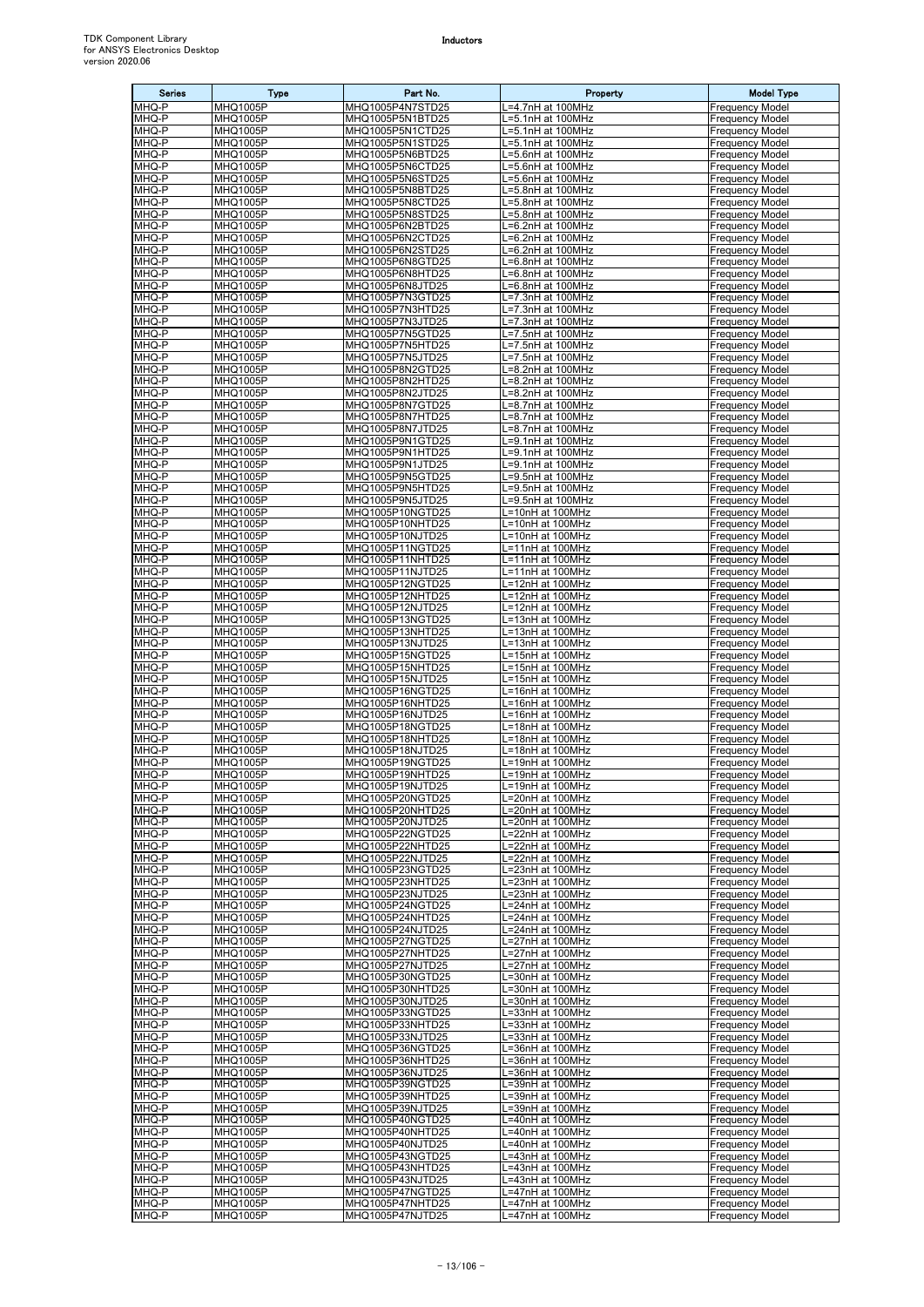| Series | Type | Part No. | Property | Model Type |
|---|---|---|---|---|
| MHQ-P | MHQ1005P | MHQ1005P4N7STD25 | L=4.7nH at 100MHz | Frequency Model |
| MHQ-P | MHQ1005P | MHQ1005P5N1BTD25 | L=5.1nH at 100MHz | Frequency Model |
| MHQ-P | MHQ1005P | MHQ1005P5N1CTD25 | L=5.1nH at 100MHz | Frequency Model |
| MHQ-P | MHQ1005P | MHQ1005P5N1STD25 | L=5.1nH at 100MHz | Frequency Model |
| MHQ-P | MHQ1005P | MHQ1005P5N6BTD25 | L=5.6nH at 100MHz | Frequency Model |
| MHQ-P | MHQ1005P | MHQ1005P5N6CTD25 | L=5.6nH at 100MHz | Frequency Model |
| MHQ-P | MHQ1005P | MHQ1005P5N6STD25 | L=5.6nH at 100MHz | Frequency Model |
| MHQ-P | MHQ1005P | MHQ1005P5N8BTD25 | L=5.8nH at 100MHz | Frequency Model |
| MHQ-P | MHQ1005P | MHQ1005P5N8CTD25 | L=5.8nH at 100MHz | Frequency Model |
| MHQ-P | MHQ1005P | MHQ1005P5N8STD25 | L=5.8nH at 100MHz | Frequency Model |
| MHQ-P | MHQ1005P | MHQ1005P6N2BTD25 | L=6.2nH at 100MHz | Frequency Model |
| MHQ-P | MHQ1005P | MHQ1005P6N2CTD25 | L=6.2nH at 100MHz | Frequency Model |
| MHQ-P | MHQ1005P | MHQ1005P6N2STD25 | L=6.2nH at 100MHz | Frequency Model |
| MHQ-P | MHQ1005P | MHQ1005P6N8GTD25 | L=6.8nH at 100MHz | Frequency Model |
| MHQ-P | MHQ1005P | MHQ1005P6N8HTD25 | L=6.8nH at 100MHz | Frequency Model |
| MHQ-P | MHQ1005P | MHQ1005P6N8JTD25 | L=6.8nH at 100MHz | Frequency Model |
| MHQ-P | MHQ1005P | MHQ1005P7N3GTD25 | L=7.3nH at 100MHz | Frequency Model |
| MHQ-P | MHQ1005P | MHQ1005P7N3HTD25 | L=7.3nH at 100MHz | Frequency Model |
| MHQ-P | MHQ1005P | MHQ1005P7N3JTD25 | L=7.3nH at 100MHz | Frequency Model |
| MHQ-P | MHQ1005P | MHQ1005P7N5GTD25 | L=7.5nH at 100MHz | Frequency Model |
| MHQ-P | MHQ1005P | MHQ1005P7N5HTD25 | L=7.5nH at 100MHz | Frequency Model |
| MHQ-P | MHQ1005P | MHQ1005P7N5JTD25 | L=7.5nH at 100MHz | Frequency Model |
| MHQ-P | MHQ1005P | MHQ1005P8N2GTD25 | L=8.2nH at 100MHz | Frequency Model |
| MHQ-P | MHQ1005P | MHQ1005P8N2HTD25 | L=8.2nH at 100MHz | Frequency Model |
| MHQ-P | MHQ1005P | MHQ1005P8N2JTD25 | L=8.2nH at 100MHz | Frequency Model |
| MHQ-P | MHQ1005P | MHQ1005P8N7GTD25 | L=8.7nH at 100MHz | Frequency Model |
| MHQ-P | MHQ1005P | MHQ1005P8N7HTD25 | L=8.7nH at 100MHz | Frequency Model |
| MHQ-P | MHQ1005P | MHQ1005P8N7JTD25 | L=8.7nH at 100MHz | Frequency Model |
| MHQ-P | MHQ1005P | MHQ1005P9N1GTD25 | L=9.1nH at 100MHz | Frequency Model |
| MHQ-P | MHQ1005P | MHQ1005P9N1HTD25 | L=9.1nH at 100MHz | Frequency Model |
| MHQ-P | MHQ1005P | MHQ1005P9N1JTD25 | L=9.1nH at 100MHz | Frequency Model |
| MHQ-P | MHQ1005P | MHQ1005P9N5GTD25 | L=9.5nH at 100MHz | Frequency Model |
| MHQ-P | MHQ1005P | MHQ1005P9N5HTD25 | L=9.5nH at 100MHz | Frequency Model |
| MHQ-P | MHQ1005P | MHQ1005P9N5JTD25 | L=9.5nH at 100MHz | Frequency Model |
| MHQ-P | MHQ1005P | MHQ1005P10NGTD25 | L=10nH at 100MHz | Frequency Model |
| MHQ-P | MHQ1005P | MHQ1005P10NHTD25 | L=10nH at 100MHz | Frequency Model |
| MHQ-P | MHQ1005P | MHQ1005P10NJTD25 | L=10nH at 100MHz | Frequency Model |
| MHQ-P | MHQ1005P | MHQ1005P11NGTD25 | L=11nH at 100MHz | Frequency Model |
| MHQ-P | MHQ1005P | MHQ1005P11NHTD25 | L=11nH at 100MHz | Frequency Model |
| MHQ-P | MHQ1005P | MHQ1005P11NJTD25 | L=11nH at 100MHz | Frequency Model |
| MHQ-P | MHQ1005P | MHQ1005P12NGTD25 | L=12nH at 100MHz | Frequency Model |
| MHQ-P | MHQ1005P | MHQ1005P12NHTD25 | L=12nH at 100MHz | Frequency Model |
| MHQ-P | MHQ1005P | MHQ1005P12NJTD25 | L=12nH at 100MHz | Frequency Model |
| MHQ-P | MHQ1005P | MHQ1005P13NGTD25 | L=13nH at 100MHz | Frequency Model |
| MHQ-P | MHQ1005P | MHQ1005P13NHTD25 | L=13nH at 100MHz | Frequency Model |
| MHQ-P | MHQ1005P | MHQ1005P13NJTD25 | L=13nH at 100MHz | Frequency Model |
| MHQ-P | MHQ1005P | MHQ1005P15NGTD25 | L=15nH at 100MHz | Frequency Model |
| MHQ-P | MHQ1005P | MHQ1005P15NHTD25 | L=15nH at 100MHz | Frequency Model |
| MHQ-P | MHQ1005P | MHQ1005P15NJTD25 | L=15nH at 100MHz | Frequency Model |
| MHQ-P | MHQ1005P | MHQ1005P16NGTD25 | L=16nH at 100MHz | Frequency Model |
| MHQ-P | MHQ1005P | MHQ1005P16NHTD25 | L=16nH at 100MHz | Frequency Model |
| MHQ-P | MHQ1005P | MHQ1005P16NJTD25 | L=16nH at 100MHz | Frequency Model |
| MHQ-P | MHQ1005P | MHQ1005P18NGTD25 | L=18nH at 100MHz | Frequency Model |
| MHQ-P | MHQ1005P | MHQ1005P18NHTD25 | L=18nH at 100MHz | Frequency Model |
| MHQ-P | MHQ1005P | MHQ1005P18NJTD25 | L=18nH at 100MHz | Frequency Model |
| MHQ-P | MHQ1005P | MHQ1005P19NGTD25 | L=19nH at 100MHz | Frequency Model |
| MHQ-P | MHQ1005P | MHQ1005P19NHTD25 | L=19nH at 100MHz | Frequency Model |
| MHQ-P | MHQ1005P | MHQ1005P19NJTD25 | L=19nH at 100MHz | Frequency Model |
| MHQ-P | MHQ1005P | MHQ1005P20NGTD25 | L=20nH at 100MHz | Frequency Model |
| MHQ-P | MHQ1005P | MHQ1005P20NHTD25 | L=20nH at 100MHz | Frequency Model |
| MHQ-P | MHQ1005P | MHQ1005P20NJTD25 | L=20nH at 100MHz | Frequency Model |
| MHQ-P | MHQ1005P | MHQ1005P22NGTD25 | L=22nH at 100MHz | Frequency Model |
| MHQ-P | MHQ1005P | MHQ1005P22NHTD25 | L=22nH at 100MHz | Frequency Model |
| MHQ-P | MHQ1005P | MHQ1005P22NJTD25 | L=22nH at 100MHz | Frequency Model |
| MHQ-P | MHQ1005P | MHQ1005P23NGTD25 | L=23nH at 100MHz | Frequency Model |
| MHQ-P | MHQ1005P | MHQ1005P23NHTD25 | L=23nH at 100MHz | Frequency Model |
| MHQ-P | MHQ1005P | MHQ1005P23NJTD25 | L=23nH at 100MHz | Frequency Model |
| MHQ-P | MHQ1005P | MHQ1005P24NGTD25 | L=24nH at 100MHz | Frequency Model |
| MHQ-P | MHQ1005P | MHQ1005P24NHTD25 | L=24nH at 100MHz | Frequency Model |
| MHQ-P | MHQ1005P | MHQ1005P24NJTD25 | L=24nH at 100MHz | Frequency Model |
| MHQ-P | MHQ1005P | MHQ1005P27NGTD25 | L=27nH at 100MHz | Frequency Model |
| MHQ-P | MHQ1005P | MHQ1005P27NHTD25 | L=27nH at 100MHz | Frequency Model |
| MHQ-P | MHQ1005P | MHQ1005P27NJTD25 | L=27nH at 100MHz | Frequency Model |
| MHQ-P | MHQ1005P | MHQ1005P30NGTD25 | L=30nH at 100MHz | Frequency Model |
| MHQ-P | MHQ1005P | MHQ1005P30NHTD25 | L=30nH at 100MHz | Frequency Model |
| MHQ-P | MHQ1005P | MHQ1005P30NJTD25 | L=30nH at 100MHz | Frequency Model |
| MHQ-P | MHQ1005P | MHQ1005P33NGTD25 | L=33nH at 100MHz | Frequency Model |
| MHQ-P | MHQ1005P | MHQ1005P33NHTD25 | L=33nH at 100MHz | Frequency Model |
| MHQ-P | MHQ1005P | MHQ1005P33NJTD25 | L=33nH at 100MHz | Frequency Model |
| MHQ-P | MHQ1005P | MHQ1005P36NGTD25 | L=36nH at 100MHz | Frequency Model |
| MHQ-P | MHQ1005P | MHQ1005P36NHTD25 | L=36nH at 100MHz | Frequency Model |
| MHQ-P | MHQ1005P | MHQ1005P36NJTD25 | L=36nH at 100MHz | Frequency Model |
| MHQ-P | MHQ1005P | MHQ1005P39NGTD25 | L=39nH at 100MHz | Frequency Model |
| MHQ-P | MHQ1005P | MHQ1005P39NHTD25 | L=39nH at 100MHz | Frequency Model |
| MHQ-P | MHQ1005P | MHQ1005P39NJTD25 | L=39nH at 100MHz | Frequency Model |
| MHQ-P | MHQ1005P | MHQ1005P40NGTD25 | L=40nH at 100MHz | Frequency Model |
| MHQ-P | MHQ1005P | MHQ1005P40NHTD25 | L=40nH at 100MHz | Frequency Model |
| MHQ-P | MHQ1005P | MHQ1005P40NJTD25 | L=40nH at 100MHz | Frequency Model |
| MHQ-P | MHQ1005P | MHQ1005P43NGTD25 | L=43nH at 100MHz | Frequency Model |
| MHQ-P | MHQ1005P | MHQ1005P43NHTD25 | L=43nH at 100MHz | Frequency Model |
| MHQ-P | MHQ1005P | MHQ1005P43NJTD25 | L=43nH at 100MHz | Frequency Model |
| MHQ-P | MHQ1005P | MHQ1005P47NGTD25 | L=47nH at 100MHz | Frequency Model |
| MHQ-P | MHQ1005P | MHQ1005P47NHTD25 | L=47nH at 100MHz | Frequency Model |
| MHQ-P | MHQ1005P | MHQ1005P47NJTD25 | L=47nH at 100MHz | Frequency Model |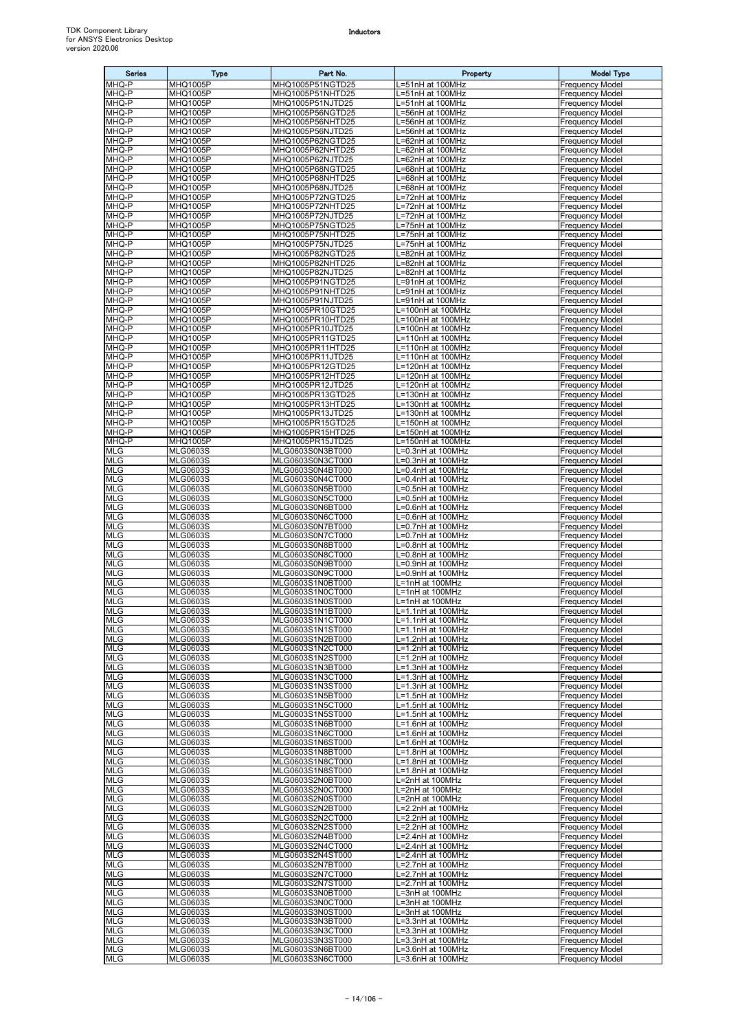| Series | Type | Part No. | Property | Model Type |
|---|---|---|---|---|
| MHQ-P | MHQ1005P | MHQ1005P51NGTD25 | L=51nH at 100MHz | Frequency Model |
| MHQ-P | MHQ1005P | MHQ1005P51NHTD25 | L=51nH at 100MHz | Frequency Model |
| MHQ-P | MHQ1005P | MHQ1005P51NJTD25 | L=51nH at 100MHz | Frequency Model |
| MHQ-P | MHQ1005P | MHQ1005P56NGTD25 | L=56nH at 100MHz | Frequency Model |
| MHQ-P | MHQ1005P | MHQ1005P56NHTD25 | L=56nH at 100MHz | Frequency Model |
| MHQ-P | MHQ1005P | MHQ1005P56NJTD25 | L=56nH at 100MHz | Frequency Model |
| MHQ-P | MHQ1005P | MHQ1005P62NGTD25 | L=62nH at 100MHz | Frequency Model |
| MHQ-P | MHQ1005P | MHQ1005P62NHTD25 | L=62nH at 100MHz | Frequency Model |
| MHQ-P | MHQ1005P | MHQ1005P62NJTD25 | L=62nH at 100MHz | Frequency Model |
| MHQ-P | MHQ1005P | MHQ1005P68NGTD25 | L=68nH at 100MHz | Frequency Model |
| MHQ-P | MHQ1005P | MHQ1005P68NHTD25 | L=68nH at 100MHz | Frequency Model |
| MHQ-P | MHQ1005P | MHQ1005P68NJTD25 | L=68nH at 100MHz | Frequency Model |
| MHQ-P | MHQ1005P | MHQ1005P72NGTD25 | L=72nH at 100MHz | Frequency Model |
| MHQ-P | MHQ1005P | MHQ1005P72NHTD25 | L=72nH at 100MHz | Frequency Model |
| MHQ-P | MHQ1005P | MHQ1005P72NJTD25 | L=72nH at 100MHz | Frequency Model |
| MHQ-P | MHQ1005P | MHQ1005P75NGTD25 | L=75nH at 100MHz | Frequency Model |
| MHQ-P | MHQ1005P | MHQ1005P75NHTD25 | L=75nH at 100MHz | Frequency Model |
| MHQ-P | MHQ1005P | MHQ1005P75NJTD25 | L=75nH at 100MHz | Frequency Model |
| MHQ-P | MHQ1005P | MHQ1005P82NGTD25 | L=82nH at 100MHz | Frequency Model |
| MHQ-P | MHQ1005P | MHQ1005P82NHTD25 | L=82nH at 100MHz | Frequency Model |
| MHQ-P | MHQ1005P | MHQ1005P82NJTD25 | L=82nH at 100MHz | Frequency Model |
| MHQ-P | MHQ1005P | MHQ1005P91NGTD25 | L=91nH at 100MHz | Frequency Model |
| MHQ-P | MHQ1005P | MHQ1005P91NHTD25 | L=91nH at 100MHz | Frequency Model |
| MHQ-P | MHQ1005P | MHQ1005P91NJTD25 | L=91nH at 100MHz | Frequency Model |
| MHQ-P | MHQ1005P | MHQ1005PR10GTD25 | L=100nH at 100MHz | Frequency Model |
| MHQ-P | MHQ1005P | MHQ1005PR10HTD25 | L=100nH at 100MHz | Frequency Model |
| MHQ-P | MHQ1005P | MHQ1005PR10JTD25 | L=100nH at 100MHz | Frequency Model |
| MHQ-P | MHQ1005P | MHQ1005PR11GTD25 | L=110nH at 100MHz | Frequency Model |
| MHQ-P | MHQ1005P | MHQ1005PR11HTD25 | L=110nH at 100MHz | Frequency Model |
| MHQ-P | MHQ1005P | MHQ1005PR11JTD25 | L=110nH at 100MHz | Frequency Model |
| MHQ-P | MHQ1005P | MHQ1005PR12GTD25 | L=120nH at 100MHz | Frequency Model |
| MHQ-P | MHQ1005P | MHQ1005PR12HTD25 | L=120nH at 100MHz | Frequency Model |
| MHQ-P | MHQ1005P | MHQ1005PR12JTD25 | L=120nH at 100MHz | Frequency Model |
| MHQ-P | MHQ1005P | MHQ1005PR13GTD25 | L=130nH at 100MHz | Frequency Model |
| MHQ-P | MHQ1005P | MHQ1005PR13HTD25 | L=130nH at 100MHz | Frequency Model |
| MHQ-P | MHQ1005P | MHQ1005PR13JTD25 | L=130nH at 100MHz | Frequency Model |
| MHQ-P | MHQ1005P | MHQ1005PR15GTD25 | L=150nH at 100MHz | Frequency Model |
| MHQ-P | MHQ1005P | MHQ1005PR15HTD25 | L=150nH at 100MHz | Frequency Model |
| MHQ-P | MHQ1005P | MHQ1005PR15JTD25 | L=150nH at 100MHz | Frequency Model |
| MLG | MLG0603S | MLG0603S0N3BT000 | L=0.3nH at 100MHz | Frequency Model |
| MLG | MLG0603S | MLG0603S0N3CT000 | L=0.3nH at 100MHz | Frequency Model |
| MLG | MLG0603S | MLG0603S0N4BT000 | L=0.4nH at 100MHz | Frequency Model |
| MLG | MLG0603S | MLG0603S0N4CT000 | L=0.4nH at 100MHz | Frequency Model |
| MLG | MLG0603S | MLG0603S0N5BT000 | L=0.5nH at 100MHz | Frequency Model |
| MLG | MLG0603S | MLG0603S0N5CT000 | L=0.5nH at 100MHz | Frequency Model |
| MLG | MLG0603S | MLG0603S0N6BT000 | L=0.6nH at 100MHz | Frequency Model |
| MLG | MLG0603S | MLG0603S0N6CT000 | L=0.6nH at 100MHz | Frequency Model |
| MLG | MLG0603S | MLG0603S0N7BT000 | L=0.7nH at 100MHz | Frequency Model |
| MLG | MLG0603S | MLG0603S0N7CT000 | L=0.7nH at 100MHz | Frequency Model |
| MLG | MLG0603S | MLG0603S0N8BT000 | L=0.8nH at 100MHz | Frequency Model |
| MLG | MLG0603S | MLG0603S0N8CT000 | L=0.8nH at 100MHz | Frequency Model |
| MLG | MLG0603S | MLG0603S0N9BT000 | L=0.9nH at 100MHz | Frequency Model |
| MLG | MLG0603S | MLG0603S0N9CT000 | L=0.9nH at 100MHz | Frequency Model |
| MLG | MLG0603S | MLG0603S1N0BT000 | L=1nH at 100MHz | Frequency Model |
| MLG | MLG0603S | MLG0603S1N0CT000 | L=1nH at 100MHz | Frequency Model |
| MLG | MLG0603S | MLG0603S1N0ST000 | L=1nH at 100MHz | Frequency Model |
| MLG | MLG0603S | MLG0603S1N1BT000 | L=1.1nH at 100MHz | Frequency Model |
| MLG | MLG0603S | MLG0603S1N1CT000 | L=1.1nH at 100MHz | Frequency Model |
| MLG | MLG0603S | MLG0603S1N1ST000 | L=1.1nH at 100MHz | Frequency Model |
| MLG | MLG0603S | MLG0603S1N2BT000 | L=1.2nH at 100MHz | Frequency Model |
| MLG | MLG0603S | MLG0603S1N2CT000 | L=1.2nH at 100MHz | Frequency Model |
| MLG | MLG0603S | MLG0603S1N2ST000 | L=1.2nH at 100MHz | Frequency Model |
| MLG | MLG0603S | MLG0603S1N3BT000 | L=1.3nH at 100MHz | Frequency Model |
| MLG | MLG0603S | MLG0603S1N3CT000 | L=1.3nH at 100MHz | Frequency Model |
| MLG | MLG0603S | MLG0603S1N3ST000 | L=1.3nH at 100MHz | Frequency Model |
| MLG | MLG0603S | MLG0603S1N5BT000 | L=1.5nH at 100MHz | Frequency Model |
| MLG | MLG0603S | MLG0603S1N5CT000 | L=1.5nH at 100MHz | Frequency Model |
| MLG | MLG0603S | MLG0603S1N5ST000 | L=1.5nH at 100MHz | Frequency Model |
| MLG | MLG0603S | MLG0603S1N6BT000 | L=1.6nH at 100MHz | Frequency Model |
| MLG | MLG0603S | MLG0603S1N6CT000 | L=1.6nH at 100MHz | Frequency Model |
| MLG | MLG0603S | MLG0603S1N6ST000 | L=1.6nH at 100MHz | Frequency Model |
| MLG | MLG0603S | MLG0603S1N8BT000 | L=1.8nH at 100MHz | Frequency Model |
| MLG | MLG0603S | MLG0603S1N8CT000 | L=1.8nH at 100MHz | Frequency Model |
| MLG | MLG0603S | MLG0603S1N8ST000 | L=1.8nH at 100MHz | Frequency Model |
| MLG | MLG0603S | MLG0603S2N0BT000 | L=2nH at 100MHz | Frequency Model |
| MLG | MLG0603S | MLG0603S2N0CT000 | L=2nH at 100MHz | Frequency Model |
| MLG | MLG0603S | MLG0603S2N0ST000 | L=2nH at 100MHz | Frequency Model |
| MLG | MLG0603S | MLG0603S2N2BT000 | L=2.2nH at 100MHz | Frequency Model |
| MLG | MLG0603S | MLG0603S2N2CT000 | L=2.2nH at 100MHz | Frequency Model |
| MLG | MLG0603S | MLG0603S2N2ST000 | L=2.2nH at 100MHz | Frequency Model |
| MLG | MLG0603S | MLG0603S2N4BT000 | L=2.4nH at 100MHz | Frequency Model |
| MLG | MLG0603S | MLG0603S2N4CT000 | L=2.4nH at 100MHz | Frequency Model |
| MLG | MLG0603S | MLG0603S2N4ST000 | L=2.4nH at 100MHz | Frequency Model |
| MLG | MLG0603S | MLG0603S2N7BT000 | L=2.7nH at 100MHz | Frequency Model |
| MLG | MLG0603S | MLG0603S2N7CT000 | L=2.7nH at 100MHz | Frequency Model |
| MLG | MLG0603S | MLG0603S2N7ST000 | L=2.7nH at 100MHz | Frequency Model |
| MLG | MLG0603S | MLG0603S3N0BT000 | L=3nH at 100MHz | Frequency Model |
| MLG | MLG0603S | MLG0603S3N0CT000 | L=3nH at 100MHz | Frequency Model |
| MLG | MLG0603S | MLG0603S3N0ST000 | L=3nH at 100MHz | Frequency Model |
| MLG | MLG0603S | MLG0603S3N3BT000 | L=3.3nH at 100MHz | Frequency Model |
| MLG | MLG0603S | MLG0603S3N3CT000 | L=3.3nH at 100MHz | Frequency Model |
| MLG | MLG0603S | MLG0603S3N3ST000 | L=3.3nH at 100MHz | Frequency Model |
| MLG | MLG0603S | MLG0603S3N6BT000 | L=3.6nH at 100MHz | Frequency Model |
| MLG | MLG0603S | MLG0603S3N6CT000 | L=3.6nH at 100MHz | Frequency Model |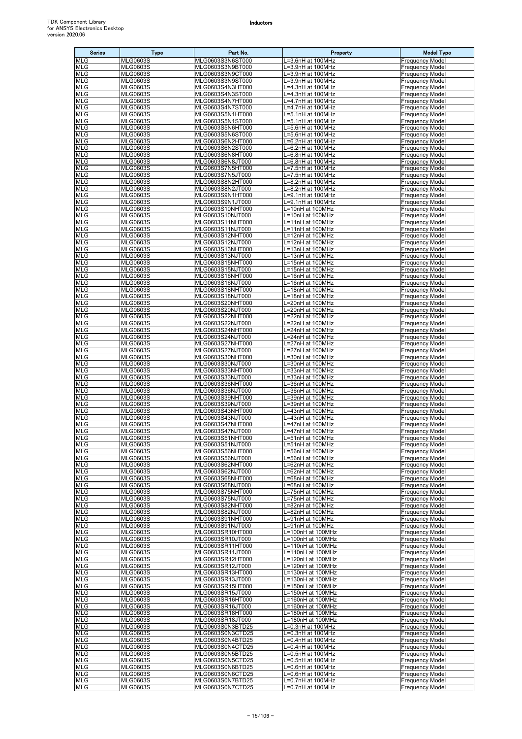| Series | Type | Part No. | Property | Model Type |
|---|---|---|---|---|
| MLG | MLG0603S | MLG0603S3N6ST000 | L=3.6nH at 100MHz | Frequency Model |
| MLG | MLG0603S | MLG0603S3N9BT000 | L=3.9nH at 100MHz | Frequency Model |
| MLG | MLG0603S | MLG0603S3N9CT000 | L=3.9nH at 100MHz | Frequency Model |
| MLG | MLG0603S | MLG0603S3N9ST000 | L=3.9nH at 100MHz | Frequency Model |
| MLG | MLG0603S | MLG0603S4N3HT000 | L=4.3nH at 100MHz | Frequency Model |
| MLG | MLG0603S | MLG0603S4N3ST000 | L=4.3nH at 100MHz | Frequency Model |
| MLG | MLG0603S | MLG0603S4N7HT000 | L=4.7nH at 100MHz | Frequency Model |
| MLG | MLG0603S | MLG0603S4N7ST000 | L=4.7nH at 100MHz | Frequency Model |
| MLG | MLG0603S | MLG0603S5N1HT000 | L=5.1nH at 100MHz | Frequency Model |
| MLG | MLG0603S | MLG0603S5N1ST000 | L=5.1nH at 100MHz | Frequency Model |
| MLG | MLG0603S | MLG0603S5N6HT000 | L=5.6nH at 100MHz | Frequency Model |
| MLG | MLG0603S | MLG0603S5N6ST000 | L=5.6nH at 100MHz | Frequency Model |
| MLG | MLG0603S | MLG0603S6N2HT000 | L=6.2nH at 100MHz | Frequency Model |
| MLG | MLG0603S | MLG0603S6N2ST000 | L=6.2nH at 100MHz | Frequency Model |
| MLG | MLG0603S | MLG0603S6N8HT000 | L=6.8nH at 100MHz | Frequency Model |
| MLG | MLG0603S | MLG0603S6N8JT000 | L=6.8nH at 100MHz | Frequency Model |
| MLG | MLG0603S | MLG0603S7N5HT000 | L=7.5nH at 100MHz | Frequency Model |
| MLG | MLG0603S | MLG0603S7N5JT000 | L=7.5nH at 100MHz | Frequency Model |
| MLG | MLG0603S | MLG0603S8N2HT000 | L=8.2nH at 100MHz | Frequency Model |
| MLG | MLG0603S | MLG0603S8N2JT000 | L=8.2nH at 100MHz | Frequency Model |
| MLG | MLG0603S | MLG0603S9N1HT000 | L=9.1nH at 100MHz | Frequency Model |
| MLG | MLG0603S | MLG0603S9N1JT000 | L=9.1nH at 100MHz | Frequency Model |
| MLG | MLG0603S | MLG0603S10NHT000 | L=10nH at 100MHz | Frequency Model |
| MLG | MLG0603S | MLG0603S10NJT000 | L=10nH at 100MHz | Frequency Model |
| MLG | MLG0603S | MLG0603S11NHT000 | L=11nH at 100MHz | Frequency Model |
| MLG | MLG0603S | MLG0603S11NJT000 | L=11nH at 100MHz | Frequency Model |
| MLG | MLG0603S | MLG0603S12NHT000 | L=12nH at 100MHz | Frequency Model |
| MLG | MLG0603S | MLG0603S12NJT000 | L=12nH at 100MHz | Frequency Model |
| MLG | MLG0603S | MLG0603S13NHT000 | L=13nH at 100MHz | Frequency Model |
| MLG | MLG0603S | MLG0603S13NJT000 | L=13nH at 100MHz | Frequency Model |
| MLG | MLG0603S | MLG0603S15NHT000 | L=15nH at 100MHz | Frequency Model |
| MLG | MLG0603S | MLG0603S15NJT000 | L=15nH at 100MHz | Frequency Model |
| MLG | MLG0603S | MLG0603S16NHT000 | L=16nH at 100MHz | Frequency Model |
| MLG | MLG0603S | MLG0603S16NJT000 | L=16nH at 100MHz | Frequency Model |
| MLG | MLG0603S | MLG0603S18NHT000 | L=18nH at 100MHz | Frequency Model |
| MLG | MLG0603S | MLG0603S18NJT000 | L=18nH at 100MHz | Frequency Model |
| MLG | MLG0603S | MLG0603S20NHT000 | L=20nH at 100MHz | Frequency Model |
| MLG | MLG0603S | MLG0603S20NJT000 | L=20nH at 100MHz | Frequency Model |
| MLG | MLG0603S | MLG0603S22NHT000 | L=22nH at 100MHz | Frequency Model |
| MLG | MLG0603S | MLG0603S22NJT000 | L=22nH at 100MHz | Frequency Model |
| MLG | MLG0603S | MLG0603S24NHT000 | L=24nH at 100MHz | Frequency Model |
| MLG | MLG0603S | MLG0603S24NJT000 | L=24nH at 100MHz | Frequency Model |
| MLG | MLG0603S | MLG0603S27NHT000 | L=27nH at 100MHz | Frequency Model |
| MLG | MLG0603S | MLG0603S27NJT000 | L=27nH at 100MHz | Frequency Model |
| MLG | MLG0603S | MLG0603S30NHT000 | L=30nH at 100MHz | Frequency Model |
| MLG | MLG0603S | MLG0603S30NJT000 | L=30nH at 100MHz | Frequency Model |
| MLG | MLG0603S | MLG0603S33NHT000 | L=33nH at 100MHz | Frequency Model |
| MLG | MLG0603S | MLG0603S33NJT000 | L=33nH at 100MHz | Frequency Model |
| MLG | MLG0603S | MLG0603S36NHT000 | L=36nH at 100MHz | Frequency Model |
| MLG | MLG0603S | MLG0603S36NJT000 | L=36nH at 100MHz | Frequency Model |
| MLG | MLG0603S | MLG0603S39NHT000 | L=39nH at 100MHz | Frequency Model |
| MLG | MLG0603S | MLG0603S39NJT000 | L=39nH at 100MHz | Frequency Model |
| MLG | MLG0603S | MLG0603S43NHT000 | L=43nH at 100MHz | Frequency Model |
| MLG | MLG0603S | MLG0603S43NJT000 | L=43nH at 100MHz | Frequency Model |
| MLG | MLG0603S | MLG0603S47NHT000 | L=47nH at 100MHz | Frequency Model |
| MLG | MLG0603S | MLG0603S47NJT000 | L=47nH at 100MHz | Frequency Model |
| MLG | MLG0603S | MLG0603S51NHT000 | L=51nH at 100MHz | Frequency Model |
| MLG | MLG0603S | MLG0603S51NJT000 | L=51nH at 100MHz | Frequency Model |
| MLG | MLG0603S | MLG0603S56NHT000 | L=56nH at 100MHz | Frequency Model |
| MLG | MLG0603S | MLG0603S56NJT000 | L=56nH at 100MHz | Frequency Model |
| MLG | MLG0603S | MLG0603S62NHT000 | L=62nH at 100MHz | Frequency Model |
| MLG | MLG0603S | MLG0603S62NJT000 | L=62nH at 100MHz | Frequency Model |
| MLG | MLG0603S | MLG0603S68NHT000 | L=68nH at 100MHz | Frequency Model |
| MLG | MLG0603S | MLG0603S68NJT000 | L=68nH at 100MHz | Frequency Model |
| MLG | MLG0603S | MLG0603S75NHT000 | L=75nH at 100MHz | Frequency Model |
| MLG | MLG0603S | MLG0603S75NJT000 | L=75nH at 100MHz | Frequency Model |
| MLG | MLG0603S | MLG0603S82NHT000 | L=82nH at 100MHz | Frequency Model |
| MLG | MLG0603S | MLG0603S82NJT000 | L=82nH at 100MHz | Frequency Model |
| MLG | MLG0603S | MLG0603S91NHT000 | L=91nH at 100MHz | Frequency Model |
| MLG | MLG0603S | MLG0603S91NJT000 | L=91nH at 100MHz | Frequency Model |
| MLG | MLG0603S | MLG0603SR10HT000 | L=100nH at 100MHz | Frequency Model |
| MLG | MLG0603S | MLG0603SR10JT000 | L=100nH at 100MHz | Frequency Model |
| MLG | MLG0603S | MLG0603SR11HT000 | L=110nH at 100MHz | Frequency Model |
| MLG | MLG0603S | MLG0603SR11JT000 | L=110nH at 100MHz | Frequency Model |
| MLG | MLG0603S | MLG0603SR12HT000 | L=120nH at 100MHz | Frequency Model |
| MLG | MLG0603S | MLG0603SR12JT000 | L=120nH at 100MHz | Frequency Model |
| MLG | MLG0603S | MLG0603SR13HT000 | L=130nH at 100MHz | Frequency Model |
| MLG | MLG0603S | MLG0603SR13JT000 | L=130nH at 100MHz | Frequency Model |
| MLG | MLG0603S | MLG0603SR15HT000 | L=150nH at 100MHz | Frequency Model |
| MLG | MLG0603S | MLG0603SR15JT000 | L=150nH at 100MHz | Frequency Model |
| MLG | MLG0603S | MLG0603SR16HT000 | L=160nH at 100MHz | Frequency Model |
| MLG | MLG0603S | MLG0603SR16JT000 | L=160nH at 100MHz | Frequency Model |
| MLG | MLG0603S | MLG0603SR18HT000 | L=180nH at 100MHz | Frequency Model |
| MLG | MLG0603S | MLG0603SR18JT000 | L=180nH at 100MHz | Frequency Model |
| MLG | MLG0603S | MLG0603S0N3BTD25 | L=0.3nH at 100MHz | Frequency Model |
| MLG | MLG0603S | MLG0603S0N3CTD25 | L=0.3nH at 100MHz | Frequency Model |
| MLG | MLG0603S | MLG0603S0N4BTD25 | L=0.4nH at 100MHz | Frequency Model |
| MLG | MLG0603S | MLG0603S0N4CTD25 | L=0.4nH at 100MHz | Frequency Model |
| MLG | MLG0603S | MLG0603S0N5BTD25 | L=0.5nH at 100MHz | Frequency Model |
| MLG | MLG0603S | MLG0603S0N5CTD25 | L=0.5nH at 100MHz | Frequency Model |
| MLG | MLG0603S | MLG0603S0N6BTD25 | L=0.6nH at 100MHz | Frequency Model |
| MLG | MLG0603S | MLG0603S0N6CTD25 | L=0.6nH at 100MHz | Frequency Model |
| MLG | MLG0603S | MLG0603S0N7BTD25 | L=0.7nH at 100MHz | Frequency Model |
| MLG | MLG0603S | MLG0603S0N7CTD25 | L=0.7nH at 100MHz | Frequency Model |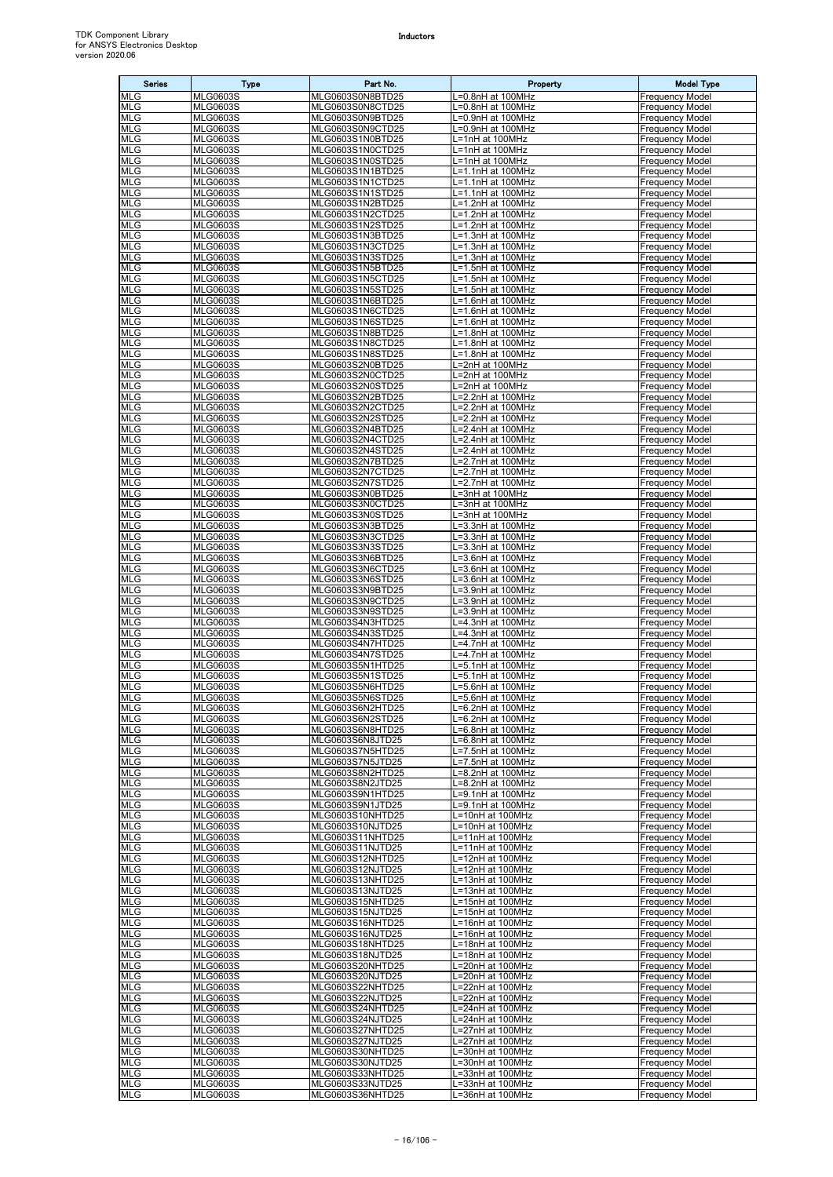| Series | Type | Part No. | Property | Model Type |
|---|---|---|---|---|
| MLG | MLG0603S | MLG0603S0N8BTD25 | L=0.8nH at 100MHz | Frequency Model |
| MLG | MLG0603S | MLG0603S0N8CTD25 | L=0.8nH at 100MHz | Frequency Model |
| MLG | MLG0603S | MLG0603S0N9BTD25 | L=0.9nH at 100MHz | Frequency Model |
| MLG | MLG0603S | MLG0603S0N9CTD25 | L=0.9nH at 100MHz | Frequency Model |
| MLG | MLG0603S | MLG0603S1N0BTD25 | L=1nH at 100MHz | Frequency Model |
| MLG | MLG0603S | MLG0603S1N0CTD25 | L=1nH at 100MHz | Frequency Model |
| MLG | MLG0603S | MLG0603S1N0STD25 | L=1nH at 100MHz | Frequency Model |
| MLG | MLG0603S | MLG0603S1N1BTD25 | L=1.1nH at 100MHz | Frequency Model |
| MLG | MLG0603S | MLG0603S1N1CTD25 | L=1.1nH at 100MHz | Frequency Model |
| MLG | MLG0603S | MLG0603S1N1STD25 | L=1.1nH at 100MHz | Frequency Model |
| MLG | MLG0603S | MLG0603S1N2BTD25 | L=1.2nH at 100MHz | Frequency Model |
| MLG | MLG0603S | MLG0603S1N2CTD25 | L=1.2nH at 100MHz | Frequency Model |
| MLG | MLG0603S | MLG0603S1N2STD25 | L=1.2nH at 100MHz | Frequency Model |
| MLG | MLG0603S | MLG0603S1N3BTD25 | L=1.3nH at 100MHz | Frequency Model |
| MLG | MLG0603S | MLG0603S1N3CTD25 | L=1.3nH at 100MHz | Frequency Model |
| MLG | MLG0603S | MLG0603S1N3STD25 | L=1.3nH at 100MHz | Frequency Model |
| MLG | MLG0603S | MLG0603S1N5BTD25 | L=1.5nH at 100MHz | Frequency Model |
| MLG | MLG0603S | MLG0603S1N5CTD25 | L=1.5nH at 100MHz | Frequency Model |
| MLG | MLG0603S | MLG0603S1N5STD25 | L=1.5nH at 100MHz | Frequency Model |
| MLG | MLG0603S | MLG0603S1N6BTD25 | L=1.6nH at 100MHz | Frequency Model |
| MLG | MLG0603S | MLG0603S1N6CTD25 | L=1.6nH at 100MHz | Frequency Model |
| MLG | MLG0603S | MLG0603S1N6STD25 | L=1.6nH at 100MHz | Frequency Model |
| MLG | MLG0603S | MLG0603S1N8BTD25 | L=1.8nH at 100MHz | Frequency Model |
| MLG | MLG0603S | MLG0603S1N8CTD25 | L=1.8nH at 100MHz | Frequency Model |
| MLG | MLG0603S | MLG0603S1N8STD25 | L=1.8nH at 100MHz | Frequency Model |
| MLG | MLG0603S | MLG0603S2N0BTD25 | L=2nH at 100MHz | Frequency Model |
| MLG | MLG0603S | MLG0603S2N0CTD25 | L=2nH at 100MHz | Frequency Model |
| MLG | MLG0603S | MLG0603S2N0STD25 | L=2nH at 100MHz | Frequency Model |
| MLG | MLG0603S | MLG0603S2N2BTD25 | L=2.2nH at 100MHz | Frequency Model |
| MLG | MLG0603S | MLG0603S2N2CTD25 | L=2.2nH at 100MHz | Frequency Model |
| MLG | MLG0603S | MLG0603S2N2STD25 | L=2.2nH at 100MHz | Frequency Model |
| MLG | MLG0603S | MLG0603S2N4BTD25 | L=2.4nH at 100MHz | Frequency Model |
| MLG | MLG0603S | MLG0603S2N4CTD25 | L=2.4nH at 100MHz | Frequency Model |
| MLG | MLG0603S | MLG0603S2N4STD25 | L=2.4nH at 100MHz | Frequency Model |
| MLG | MLG0603S | MLG0603S2N7BTD25 | L=2.7nH at 100MHz | Frequency Model |
| MLG | MLG0603S | MLG0603S2N7CTD25 | L=2.7nH at 100MHz | Frequency Model |
| MLG | MLG0603S | MLG0603S2N7STD25 | L=2.7nH at 100MHz | Frequency Model |
| MLG | MLG0603S | MLG0603S3N0BTD25 | L=3nH at 100MHz | Frequency Model |
| MLG | MLG0603S | MLG0603S3N0CTD25 | L=3nH at 100MHz | Frequency Model |
| MLG | MLG0603S | MLG0603S3N0STD25 | L=3nH at 100MHz | Frequency Model |
| MLG | MLG0603S | MLG0603S3N3BTD25 | L=3.3nH at 100MHz | Frequency Model |
| MLG | MLG0603S | MLG0603S3N3CTD25 | L=3.3nH at 100MHz | Frequency Model |
| MLG | MLG0603S | MLG0603S3N3STD25 | L=3.3nH at 100MHz | Frequency Model |
| MLG | MLG0603S | MLG0603S3N6BTD25 | L=3.6nH at 100MHz | Frequency Model |
| MLG | MLG0603S | MLG0603S3N6CTD25 | L=3.6nH at 100MHz | Frequency Model |
| MLG | MLG0603S | MLG0603S3N6STD25 | L=3.6nH at 100MHz | Frequency Model |
| MLG | MLG0603S | MLG0603S3N9BTD25 | L=3.9nH at 100MHz | Frequency Model |
| MLG | MLG0603S | MLG0603S3N9CTD25 | L=3.9nH at 100MHz | Frequency Model |
| MLG | MLG0603S | MLG0603S3N9STD25 | L=3.9nH at 100MHz | Frequency Model |
| MLG | MLG0603S | MLG0603S4N3HTD25 | L=4.3nH at 100MHz | Frequency Model |
| MLG | MLG0603S | MLG0603S4N3STD25 | L=4.3nH at 100MHz | Frequency Model |
| MLG | MLG0603S | MLG0603S4N7HTD25 | L=4.7nH at 100MHz | Frequency Model |
| MLG | MLG0603S | MLG0603S4N7STD25 | L=4.7nH at 100MHz | Frequency Model |
| MLG | MLG0603S | MLG0603S5N1HTD25 | L=5.1nH at 100MHz | Frequency Model |
| MLG | MLG0603S | MLG0603S5N1STD25 | L=5.1nH at 100MHz | Frequency Model |
| MLG | MLG0603S | MLG0603S5N6HTD25 | L=5.6nH at 100MHz | Frequency Model |
| MLG | MLG0603S | MLG0603S5N6STD25 | L=5.6nH at 100MHz | Frequency Model |
| MLG | MLG0603S | MLG0603S6N2HTD25 | L=6.2nH at 100MHz | Frequency Model |
| MLG | MLG0603S | MLG0603S6N2STD25 | L=6.2nH at 100MHz | Frequency Model |
| MLG | MLG0603S | MLG0603S6N8HTD25 | L=6.8nH at 100MHz | Frequency Model |
| MLG | MLG0603S | MLG0603S6N8JTD25 | L=6.8nH at 100MHz | Frequency Model |
| MLG | MLG0603S | MLG0603S7N5HTD25 | L=7.5nH at 100MHz | Frequency Model |
| MLG | MLG0603S | MLG0603S7N5JTD25 | L=7.5nH at 100MHz | Frequency Model |
| MLG | MLG0603S | MLG0603S8N2HTD25 | L=8.2nH at 100MHz | Frequency Model |
| MLG | MLG0603S | MLG0603S8N2JTD25 | L=8.2nH at 100MHz | Frequency Model |
| MLG | MLG0603S | MLG0603S9N1HTD25 | L=9.1nH at 100MHz | Frequency Model |
| MLG | MLG0603S | MLG0603S9N1JTD25 | L=9.1nH at 100MHz | Frequency Model |
| MLG | MLG0603S | MLG0603S10NHTD25 | L=10nH at 100MHz | Frequency Model |
| MLG | MLG0603S | MLG0603S10NJTD25 | L=10nH at 100MHz | Frequency Model |
| MLG | MLG0603S | MLG0603S11NHTD25 | L=11nH at 100MHz | Frequency Model |
| MLG | MLG0603S | MLG0603S11NJTD25 | L=11nH at 100MHz | Frequency Model |
| MLG | MLG0603S | MLG0603S12NHTD25 | L=12nH at 100MHz | Frequency Model |
| MLG | MLG0603S | MLG0603S12NJTD25 | L=12nH at 100MHz | Frequency Model |
| MLG | MLG0603S | MLG0603S13NHTD25 | L=13nH at 100MHz | Frequency Model |
| MLG | MLG0603S | MLG0603S13NJTD25 | L=13nH at 100MHz | Frequency Model |
| MLG | MLG0603S | MLG0603S15NHTD25 | L=15nH at 100MHz | Frequency Model |
| MLG | MLG0603S | MLG0603S15NJTD25 | L=15nH at 100MHz | Frequency Model |
| MLG | MLG0603S | MLG0603S16NHTD25 | L=16nH at 100MHz | Frequency Model |
| MLG | MLG0603S | MLG0603S16NJTD25 | L=16nH at 100MHz | Frequency Model |
| MLG | MLG0603S | MLG0603S18NHTD25 | L=18nH at 100MHz | Frequency Model |
| MLG | MLG0603S | MLG0603S18NJTD25 | L=18nH at 100MHz | Frequency Model |
| MLG | MLG0603S | MLG0603S20NHTD25 | L=20nH at 100MHz | Frequency Model |
| MLG | MLG0603S | MLG0603S20NJTD25 | L=20nH at 100MHz | Frequency Model |
| MLG | MLG0603S | MLG0603S22NHTD25 | L=22nH at 100MHz | Frequency Model |
| MLG | MLG0603S | MLG0603S22NJTD25 | L=22nH at 100MHz | Frequency Model |
| MLG | MLG0603S | MLG0603S24NHTD25 | L=24nH at 100MHz | Frequency Model |
| MLG | MLG0603S | MLG0603S24NJTD25 | L=24nH at 100MHz | Frequency Model |
| MLG | MLG0603S | MLG0603S27NHTD25 | L=27nH at 100MHz | Frequency Model |
| MLG | MLG0603S | MLG0603S27NJTD25 | L=27nH at 100MHz | Frequency Model |
| MLG | MLG0603S | MLG0603S30NHTD25 | L=30nH at 100MHz | Frequency Model |
| MLG | MLG0603S | MLG0603S30NJTD25 | L=30nH at 100MHz | Frequency Model |
| MLG | MLG0603S | MLG0603S33NHTD25 | L=33nH at 100MHz | Frequency Model |
| MLG | MLG0603S | MLG0603S33NJTD25 | L=33nH at 100MHz | Frequency Model |
| MLG | MLG0603S | MLG0603S36NHTD25 | L=36nH at 100MHz | Frequency Model |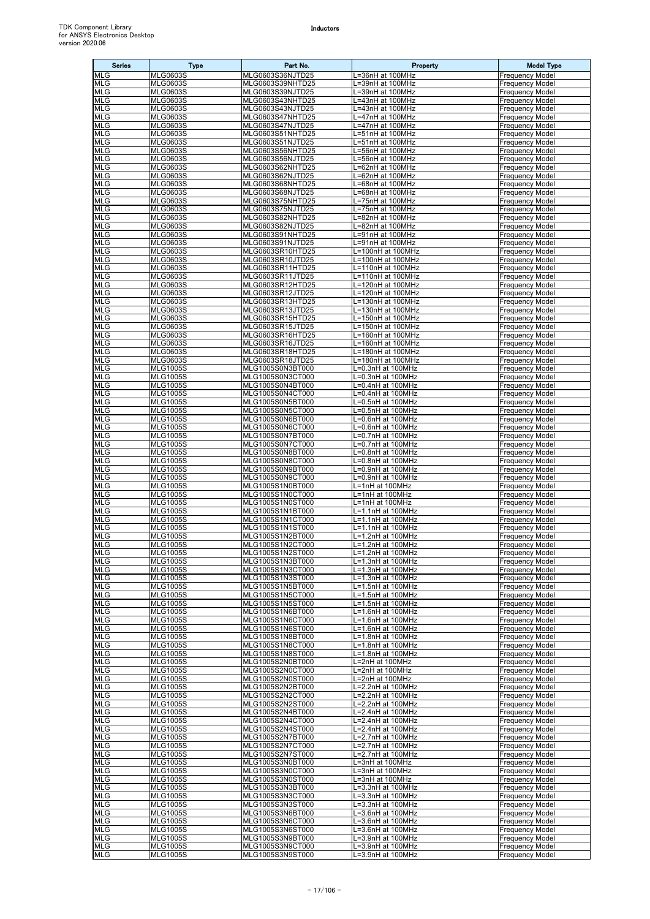| Series | Type | Part No. | Property | Model Type |
|---|---|---|---|---|
| MLG | MLG0603S | MLG0603S36NJTD25 | L=36nH at 100MHz | Frequency Model |
| MLG | MLG0603S | MLG0603S39NHTD25 | L=39nH at 100MHz | Frequency Model |
| MLG | MLG0603S | MLG0603S39NJTD25 | L=39nH at 100MHz | Frequency Model |
| MLG | MLG0603S | MLG0603S43NHTD25 | L=43nH at 100MHz | Frequency Model |
| MLG | MLG0603S | MLG0603S43NJTD25 | L=43nH at 100MHz | Frequency Model |
| MLG | MLG0603S | MLG0603S47NHTD25 | L=47nH at 100MHz | Frequency Model |
| MLG | MLG0603S | MLG0603S47NJTD25 | L=47nH at 100MHz | Frequency Model |
| MLG | MLG0603S | MLG0603S51NHTD25 | L=51nH at 100MHz | Frequency Model |
| MLG | MLG0603S | MLG0603S51NJTD25 | L=51nH at 100MHz | Frequency Model |
| MLG | MLG0603S | MLG0603S56NHTD25 | L=56nH at 100MHz | Frequency Model |
| MLG | MLG0603S | MLG0603S56NJTD25 | L=56nH at 100MHz | Frequency Model |
| MLG | MLG0603S | MLG0603S62NHTD25 | L=62nH at 100MHz | Frequency Model |
| MLG | MLG0603S | MLG0603S62NJTD25 | L=62nH at 100MHz | Frequency Model |
| MLG | MLG0603S | MLG0603S68NHTD25 | L=68nH at 100MHz | Frequency Model |
| MLG | MLG0603S | MLG0603S68NJTD25 | L=68nH at 100MHz | Frequency Model |
| MLG | MLG0603S | MLG0603S75NHTD25 | L=75nH at 100MHz | Frequency Model |
| MLG | MLG0603S | MLG0603S75NJTD25 | L=75nH at 100MHz | Frequency Model |
| MLG | MLG0603S | MLG0603S82NHTD25 | L=82nH at 100MHz | Frequency Model |
| MLG | MLG0603S | MLG0603S82NJTD25 | L=82nH at 100MHz | Frequency Model |
| MLG | MLG0603S | MLG0603S91NHTD25 | L=91nH at 100MHz | Frequency Model |
| MLG | MLG0603S | MLG0603S91NJTD25 | L=91nH at 100MHz | Frequency Model |
| MLG | MLG0603S | MLG0603SR10HTD25 | L=100nH at 100MHz | Frequency Model |
| MLG | MLG0603S | MLG0603SR10JTD25 | L=100nH at 100MHz | Frequency Model |
| MLG | MLG0603S | MLG0603SR11HTD25 | L=110nH at 100MHz | Frequency Model |
| MLG | MLG0603S | MLG0603SR11JTD25 | L=110nH at 100MHz | Frequency Model |
| MLG | MLG0603S | MLG0603SR12HTD25 | L=120nH at 100MHz | Frequency Model |
| MLG | MLG0603S | MLG0603SR12JTD25 | L=120nH at 100MHz | Frequency Model |
| MLG | MLG0603S | MLG0603SR13HTD25 | L=130nH at 100MHz | Frequency Model |
| MLG | MLG0603S | MLG0603SR13JTD25 | L=130nH at 100MHz | Frequency Model |
| MLG | MLG0603S | MLG0603SR15HTD25 | L=150nH at 100MHz | Frequency Model |
| MLG | MLG0603S | MLG0603SR15JTD25 | L=150nH at 100MHz | Frequency Model |
| MLG | MLG0603S | MLG0603SR16HTD25 | L=160nH at 100MHz | Frequency Model |
| MLG | MLG0603S | MLG0603SR16JTD25 | L=160nH at 100MHz | Frequency Model |
| MLG | MLG0603S | MLG0603SR18HTD25 | L=180nH at 100MHz | Frequency Model |
| MLG | MLG0603S | MLG0603SR18JTD25 | L=180nH at 100MHz | Frequency Model |
| MLG | MLG1005S | MLG1005S0N3BT000 | L=0.3nH at 100MHz | Frequency Model |
| MLG | MLG1005S | MLG1005S0N3CT000 | L=0.3nH at 100MHz | Frequency Model |
| MLG | MLG1005S | MLG1005S0N4BT000 | L=0.4nH at 100MHz | Frequency Model |
| MLG | MLG1005S | MLG1005S0N4CT000 | L=0.4nH at 100MHz | Frequency Model |
| MLG | MLG1005S | MLG1005S0N5BT000 | L=0.5nH at 100MHz | Frequency Model |
| MLG | MLG1005S | MLG1005S0N5CT000 | L=0.5nH at 100MHz | Frequency Model |
| MLG | MLG1005S | MLG1005S0N6BT000 | L=0.6nH at 100MHz | Frequency Model |
| MLG | MLG1005S | MLG1005S0N6CT000 | L=0.6nH at 100MHz | Frequency Model |
| MLG | MLG1005S | MLG1005S0N7BT000 | L=0.7nH at 100MHz | Frequency Model |
| MLG | MLG1005S | MLG1005S0N7CT000 | L=0.7nH at 100MHz | Frequency Model |
| MLG | MLG1005S | MLG1005S0N8BT000 | L=0.8nH at 100MHz | Frequency Model |
| MLG | MLG1005S | MLG1005S0N8CT000 | L=0.8nH at 100MHz | Frequency Model |
| MLG | MLG1005S | MLG1005S0N9BT000 | L=0.9nH at 100MHz | Frequency Model |
| MLG | MLG1005S | MLG1005S0N9CT000 | L=0.9nH at 100MHz | Frequency Model |
| MLG | MLG1005S | MLG1005S1N0BT000 | L=1nH at 100MHz | Frequency Model |
| MLG | MLG1005S | MLG1005S1N0CT000 | L=1nH at 100MHz | Frequency Model |
| MLG | MLG1005S | MLG1005S1N0ST000 | L=1nH at 100MHz | Frequency Model |
| MLG | MLG1005S | MLG1005S1N1BT000 | L=1.1nH at 100MHz | Frequency Model |
| MLG | MLG1005S | MLG1005S1N1CT000 | L=1.1nH at 100MHz | Frequency Model |
| MLG | MLG1005S | MLG1005S1N1ST000 | L=1.1nH at 100MHz | Frequency Model |
| MLG | MLG1005S | MLG1005S1N2BT000 | L=1.2nH at 100MHz | Frequency Model |
| MLG | MLG1005S | MLG1005S1N2CT000 | L=1.2nH at 100MHz | Frequency Model |
| MLG | MLG1005S | MLG1005S1N2ST000 | L=1.2nH at 100MHz | Frequency Model |
| MLG | MLG1005S | MLG1005S1N3BT000 | L=1.3nH at 100MHz | Frequency Model |
| MLG | MLG1005S | MLG1005S1N3CT000 | L=1.3nH at 100MHz | Frequency Model |
| MLG | MLG1005S | MLG1005S1N3ST000 | L=1.3nH at 100MHz | Frequency Model |
| MLG | MLG1005S | MLG1005S1N5BT000 | L=1.5nH at 100MHz | Frequency Model |
| MLG | MLG1005S | MLG1005S1N5CT000 | L=1.5nH at 100MHz | Frequency Model |
| MLG | MLG1005S | MLG1005S1N5ST000 | L=1.5nH at 100MHz | Frequency Model |
| MLG | MLG1005S | MLG1005S1N6BT000 | L=1.6nH at 100MHz | Frequency Model |
| MLG | MLG1005S | MLG1005S1N6CT000 | L=1.6nH at 100MHz | Frequency Model |
| MLG | MLG1005S | MLG1005S1N6ST000 | L=1.6nH at 100MHz | Frequency Model |
| MLG | MLG1005S | MLG1005S1N8BT000 | L=1.8nH at 100MHz | Frequency Model |
| MLG | MLG1005S | MLG1005S1N8CT000 | L=1.8nH at 100MHz | Frequency Model |
| MLG | MLG1005S | MLG1005S1N8ST000 | L=1.8nH at 100MHz | Frequency Model |
| MLG | MLG1005S | MLG1005S2N0BT000 | L=2nH at 100MHz | Frequency Model |
| MLG | MLG1005S | MLG1005S2N0CT000 | L=2nH at 100MHz | Frequency Model |
| MLG | MLG1005S | MLG1005S2N0ST000 | L=2nH at 100MHz | Frequency Model |
| MLG | MLG1005S | MLG1005S2N2BT000 | L=2.2nH at 100MHz | Frequency Model |
| MLG | MLG1005S | MLG1005S2N2CT000 | L=2.2nH at 100MHz | Frequency Model |
| MLG | MLG1005S | MLG1005S2N2ST000 | L=2.2nH at 100MHz | Frequency Model |
| MLG | MLG1005S | MLG1005S2N4BT000 | L=2.4nH at 100MHz | Frequency Model |
| MLG | MLG1005S | MLG1005S2N4CT000 | L=2.4nH at 100MHz | Frequency Model |
| MLG | MLG1005S | MLG1005S2N4ST000 | L=2.4nH at 100MHz | Frequency Model |
| MLG | MLG1005S | MLG1005S2N7BT000 | L=2.7nH at 100MHz | Frequency Model |
| MLG | MLG1005S | MLG1005S2N7CT000 | L=2.7nH at 100MHz | Frequency Model |
| MLG | MLG1005S | MLG1005S2N7ST000 | L=2.7nH at 100MHz | Frequency Model |
| MLG | MLG1005S | MLG1005S3N0BT000 | L=3nH at 100MHz | Frequency Model |
| MLG | MLG1005S | MLG1005S3N0CT000 | L=3nH at 100MHz | Frequency Model |
| MLG | MLG1005S | MLG1005S3N0ST000 | L=3nH at 100MHz | Frequency Model |
| MLG | MLG1005S | MLG1005S3N3BT000 | L=3.3nH at 100MHz | Frequency Model |
| MLG | MLG1005S | MLG1005S3N3CT000 | L=3.3nH at 100MHz | Frequency Model |
| MLG | MLG1005S | MLG1005S3N3ST000 | L=3.3nH at 100MHz | Frequency Model |
| MLG | MLG1005S | MLG1005S3N6BT000 | L=3.6nH at 100MHz | Frequency Model |
| MLG | MLG1005S | MLG1005S3N6CT000 | L=3.6nH at 100MHz | Frequency Model |
| MLG | MLG1005S | MLG1005S3N6ST000 | L=3.6nH at 100MHz | Frequency Model |
| MLG | MLG1005S | MLG1005S3N9BT000 | L=3.9nH at 100MHz | Frequency Model |
| MLG | MLG1005S | MLG1005S3N9CT000 | L=3.9nH at 100MHz | Frequency Model |
| MLG | MLG1005S | MLG1005S3N9ST000 | L=3.9nH at 100MHz | Frequency Model |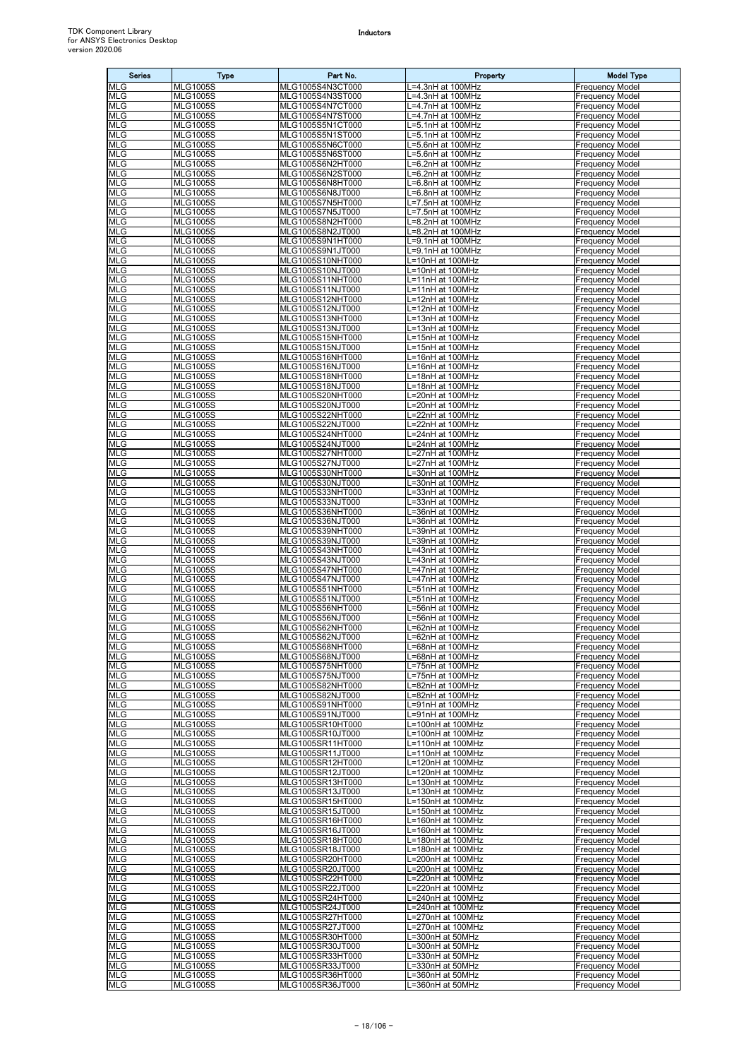| Series | Type | Part No. | Property | Model Type |
|---|---|---|---|---|
| MLG | MLG1005S | MLG1005S4N3CT000 | L=4.3nH at 100MHz | Frequency Model |
| MLG | MLG1005S | MLG1005S4N3ST000 | L=4.3nH at 100MHz | Frequency Model |
| MLG | MLG1005S | MLG1005S4N7CT000 | L=4.7nH at 100MHz | Frequency Model |
| MLG | MLG1005S | MLG1005S4N7ST000 | L=4.7nH at 100MHz | Frequency Model |
| MLG | MLG1005S | MLG1005S5N1CT000 | L=5.1nH at 100MHz | Frequency Model |
| MLG | MLG1005S | MLG1005S5N1ST000 | L=5.1nH at 100MHz | Frequency Model |
| MLG | MLG1005S | MLG1005S5N6CT000 | L=5.6nH at 100MHz | Frequency Model |
| MLG | MLG1005S | MLG1005S5N6ST000 | L=5.6nH at 100MHz | Frequency Model |
| MLG | MLG1005S | MLG1005S6N2HT000 | L=6.2nH at 100MHz | Frequency Model |
| MLG | MLG1005S | MLG1005S6N2ST000 | L=6.2nH at 100MHz | Frequency Model |
| MLG | MLG1005S | MLG1005S6N8HT000 | L=6.8nH at 100MHz | Frequency Model |
| MLG | MLG1005S | MLG1005S6N8JT000 | L=6.8nH at 100MHz | Frequency Model |
| MLG | MLG1005S | MLG1005S7N5HT000 | L=7.5nH at 100MHz | Frequency Model |
| MLG | MLG1005S | MLG1005S7N5JT000 | L=7.5nH at 100MHz | Frequency Model |
| MLG | MLG1005S | MLG1005S8N2HT000 | L=8.2nH at 100MHz | Frequency Model |
| MLG | MLG1005S | MLG1005S8N2JT000 | L=8.2nH at 100MHz | Frequency Model |
| MLG | MLG1005S | MLG1005S9N1HT000 | L=9.1nH at 100MHz | Frequency Model |
| MLG | MLG1005S | MLG1005S9N1JT000 | L=9.1nH at 100MHz | Frequency Model |
| MLG | MLG1005S | MLG1005S10NHT000 | L=10nH at 100MHz | Frequency Model |
| MLG | MLG1005S | MLG1005S10NJT000 | L=10nH at 100MHz | Frequency Model |
| MLG | MLG1005S | MLG1005S11NHT000 | L=11nH at 100MHz | Frequency Model |
| MLG | MLG1005S | MLG1005S11NJT000 | L=11nH at 100MHz | Frequency Model |
| MLG | MLG1005S | MLG1005S12NHT000 | L=12nH at 100MHz | Frequency Model |
| MLG | MLG1005S | MLG1005S12NJT000 | L=12nH at 100MHz | Frequency Model |
| MLG | MLG1005S | MLG1005S13NHT000 | L=13nH at 100MHz | Frequency Model |
| MLG | MLG1005S | MLG1005S13NJT000 | L=13nH at 100MHz | Frequency Model |
| MLG | MLG1005S | MLG1005S15NHT000 | L=15nH at 100MHz | Frequency Model |
| MLG | MLG1005S | MLG1005S15NJT000 | L=15nH at 100MHz | Frequency Model |
| MLG | MLG1005S | MLG1005S16NHT000 | L=16nH at 100MHz | Frequency Model |
| MLG | MLG1005S | MLG1005S16NJT000 | L=16nH at 100MHz | Frequency Model |
| MLG | MLG1005S | MLG1005S18NHT000 | L=18nH at 100MHz | Frequency Model |
| MLG | MLG1005S | MLG1005S18NJT000 | L=18nH at 100MHz | Frequency Model |
| MLG | MLG1005S | MLG1005S20NHT000 | L=20nH at 100MHz | Frequency Model |
| MLG | MLG1005S | MLG1005S20NJT000 | L=20nH at 100MHz | Frequency Model |
| MLG | MLG1005S | MLG1005S22NHT000 | L=22nH at 100MHz | Frequency Model |
| MLG | MLG1005S | MLG1005S22NJT000 | L=22nH at 100MHz | Frequency Model |
| MLG | MLG1005S | MLG1005S24NHT000 | L=24nH at 100MHz | Frequency Model |
| MLG | MLG1005S | MLG1005S24NJT000 | L=24nH at 100MHz | Frequency Model |
| MLG | MLG1005S | MLG1005S27NHT000 | L=27nH at 100MHz | Frequency Model |
| MLG | MLG1005S | MLG1005S27NJT000 | L=27nH at 100MHz | Frequency Model |
| MLG | MLG1005S | MLG1005S30NHT000 | L=30nH at 100MHz | Frequency Model |
| MLG | MLG1005S | MLG1005S30NJT000 | L=30nH at 100MHz | Frequency Model |
| MLG | MLG1005S | MLG1005S33NHT000 | L=33nH at 100MHz | Frequency Model |
| MLG | MLG1005S | MLG1005S33NJT000 | L=33nH at 100MHz | Frequency Model |
| MLG | MLG1005S | MLG1005S36NHT000 | L=36nH at 100MHz | Frequency Model |
| MLG | MLG1005S | MLG1005S36NJT000 | L=36nH at 100MHz | Frequency Model |
| MLG | MLG1005S | MLG1005S39NHT000 | L=39nH at 100MHz | Frequency Model |
| MLG | MLG1005S | MLG1005S39NJT000 | L=39nH at 100MHz | Frequency Model |
| MLG | MLG1005S | MLG1005S43NHT000 | L=43nH at 100MHz | Frequency Model |
| MLG | MLG1005S | MLG1005S43NJT000 | L=43nH at 100MHz | Frequency Model |
| MLG | MLG1005S | MLG1005S47NHT000 | L=47nH at 100MHz | Frequency Model |
| MLG | MLG1005S | MLG1005S47NJT000 | L=47nH at 100MHz | Frequency Model |
| MLG | MLG1005S | MLG1005S51NHT000 | L=51nH at 100MHz | Frequency Model |
| MLG | MLG1005S | MLG1005S51NJT000 | L=51nH at 100MHz | Frequency Model |
| MLG | MLG1005S | MLG1005S56NHT000 | L=56nH at 100MHz | Frequency Model |
| MLG | MLG1005S | MLG1005S56NJT000 | L=56nH at 100MHz | Frequency Model |
| MLG | MLG1005S | MLG1005S62NHT000 | L=62nH at 100MHz | Frequency Model |
| MLG | MLG1005S | MLG1005S62NJT000 | L=62nH at 100MHz | Frequency Model |
| MLG | MLG1005S | MLG1005S68NHT000 | L=68nH at 100MHz | Frequency Model |
| MLG | MLG1005S | MLG1005S68NJT000 | L=68nH at 100MHz | Frequency Model |
| MLG | MLG1005S | MLG1005S75NHT000 | L=75nH at 100MHz | Frequency Model |
| MLG | MLG1005S | MLG1005S75NJT000 | L=75nH at 100MHz | Frequency Model |
| MLG | MLG1005S | MLG1005S82NHT000 | L=82nH at 100MHz | Frequency Model |
| MLG | MLG1005S | MLG1005S82NJT000 | L=82nH at 100MHz | Frequency Model |
| MLG | MLG1005S | MLG1005S91NHT000 | L=91nH at 100MHz | Frequency Model |
| MLG | MLG1005S | MLG1005S91NJT000 | L=91nH at 100MHz | Frequency Model |
| MLG | MLG1005S | MLG1005SR10HT000 | L=100nH at 100MHz | Frequency Model |
| MLG | MLG1005S | MLG1005SR10JT000 | L=100nH at 100MHz | Frequency Model |
| MLG | MLG1005S | MLG1005SR11HT000 | L=110nH at 100MHz | Frequency Model |
| MLG | MLG1005S | MLG1005SR11JT000 | L=110nH at 100MHz | Frequency Model |
| MLG | MLG1005S | MLG1005SR12HT000 | L=120nH at 100MHz | Frequency Model |
| MLG | MLG1005S | MLG1005SR12JT000 | L=120nH at 100MHz | Frequency Model |
| MLG | MLG1005S | MLG1005SR13HT000 | L=130nH at 100MHz | Frequency Model |
| MLG | MLG1005S | MLG1005SR13JT000 | L=130nH at 100MHz | Frequency Model |
| MLG | MLG1005S | MLG1005SR15HT000 | L=150nH at 100MHz | Frequency Model |
| MLG | MLG1005S | MLG1005SR15JT000 | L=150nH at 100MHz | Frequency Model |
| MLG | MLG1005S | MLG1005SR16HT000 | L=160nH at 100MHz | Frequency Model |
| MLG | MLG1005S | MLG1005SR16JT000 | L=160nH at 100MHz | Frequency Model |
| MLG | MLG1005S | MLG1005SR18HT000 | L=180nH at 100MHz | Frequency Model |
| MLG | MLG1005S | MLG1005SR18JT000 | L=180nH at 100MHz | Frequency Model |
| MLG | MLG1005S | MLG1005SR20HT000 | L=200nH at 100MHz | Frequency Model |
| MLG | MLG1005S | MLG1005SR20JT000 | L=200nH at 100MHz | Frequency Model |
| MLG | MLG1005S | MLG1005SR22HT000 | L=220nH at 100MHz | Frequency Model |
| MLG | MLG1005S | MLG1005SR22JT000 | L=220nH at 100MHz | Frequency Model |
| MLG | MLG1005S | MLG1005SR24HT000 | L=240nH at 100MHz | Frequency Model |
| MLG | MLG1005S | MLG1005SR24JT000 | L=240nH at 100MHz | Frequency Model |
| MLG | MLG1005S | MLG1005SR27HT000 | L=270nH at 100MHz | Frequency Model |
| MLG | MLG1005S | MLG1005SR27JT000 | L=270nH at 100MHz | Frequency Model |
| MLG | MLG1005S | MLG1005SR30HT000 | L=300nH at 50MHz | Frequency Model |
| MLG | MLG1005S | MLG1005SR30JT000 | L=300nH at 50MHz | Frequency Model |
| MLG | MLG1005S | MLG1005SR33HT000 | L=330nH at 50MHz | Frequency Model |
| MLG | MLG1005S | MLG1005SR33JT000 | L=330nH at 50MHz | Frequency Model |
| MLG | MLG1005S | MLG1005SR36HT000 | L=360nH at 50MHz | Frequency Model |
| MLG | MLG1005S | MLG1005SR36JT000 | L=360nH at 50MHz | Frequency Model |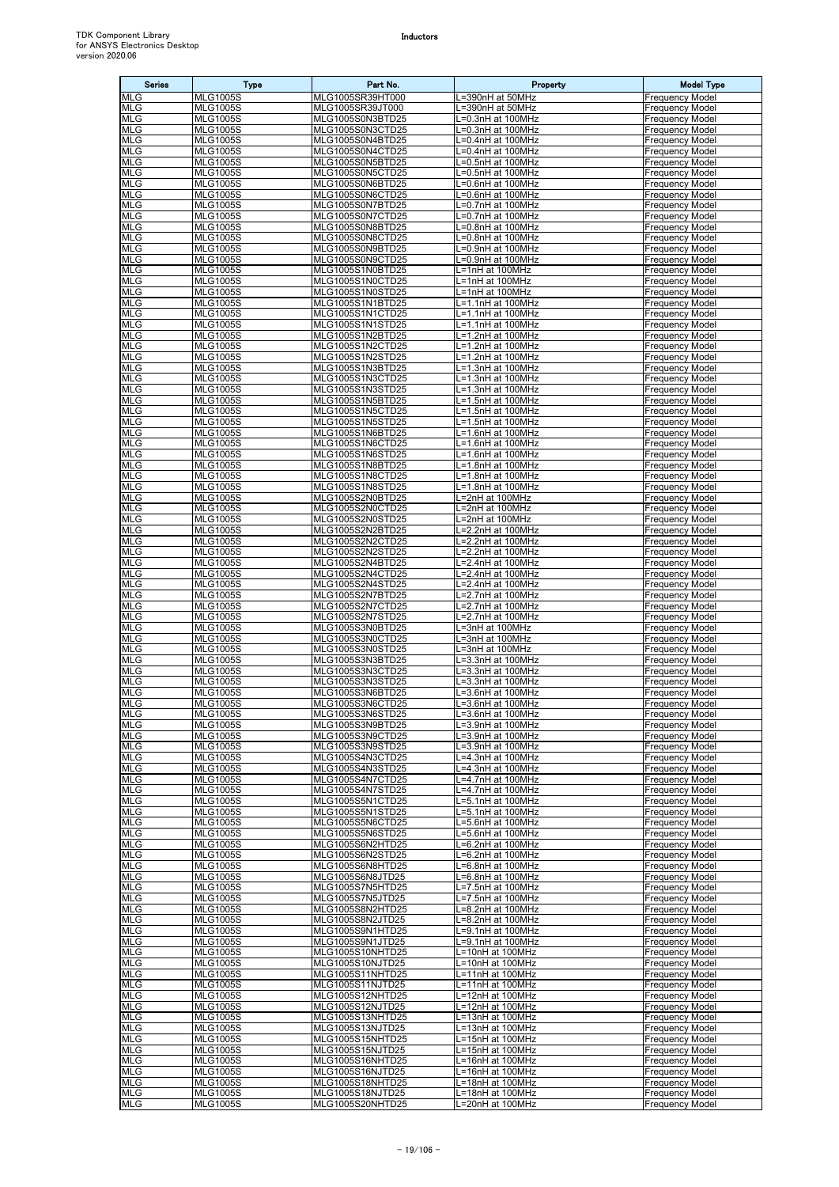| Series | Type | Part No. | Property | Model Type |
|---|---|---|---|---|
| MLG | MLG1005S | MLG1005SR39HT000 | L=390nH at 50MHz | Frequency Model |
| MLG | MLG1005S | MLG1005SR39JT000 | L=390nH at 50MHz | Frequency Model |
| MLG | MLG1005S | MLG1005S0N3BTD25 | L=0.3nH at 100MHz | Frequency Model |
| MLG | MLG1005S | MLG1005S0N3CTD25 | L=0.3nH at 100MHz | Frequency Model |
| MLG | MLG1005S | MLG1005S0N4BTD25 | L=0.4nH at 100MHz | Frequency Model |
| MLG | MLG1005S | MLG1005S0N4CTD25 | L=0.4nH at 100MHz | Frequency Model |
| MLG | MLG1005S | MLG1005S0N5BTD25 | L=0.5nH at 100MHz | Frequency Model |
| MLG | MLG1005S | MLG1005S0N5CTD25 | L=0.5nH at 100MHz | Frequency Model |
| MLG | MLG1005S | MLG1005S0N6BTD25 | L=0.6nH at 100MHz | Frequency Model |
| MLG | MLG1005S | MLG1005S0N6CTD25 | L=0.6nH at 100MHz | Frequency Model |
| MLG | MLG1005S | MLG1005S0N7BTD25 | L=0.7nH at 100MHz | Frequency Model |
| MLG | MLG1005S | MLG1005S0N7CTD25 | L=0.7nH at 100MHz | Frequency Model |
| MLG | MLG1005S | MLG1005S0N8BTD25 | L=0.8nH at 100MHz | Frequency Model |
| MLG | MLG1005S | MLG1005S0N8CTD25 | L=0.8nH at 100MHz | Frequency Model |
| MLG | MLG1005S | MLG1005S0N9BTD25 | L=0.9nH at 100MHz | Frequency Model |
| MLG | MLG1005S | MLG1005S0N9CTD25 | L=0.9nH at 100MHz | Frequency Model |
| MLG | MLG1005S | MLG1005S1N0BTD25 | L=1nH at 100MHz | Frequency Model |
| MLG | MLG1005S | MLG1005S1N0CTD25 | L=1nH at 100MHz | Frequency Model |
| MLG | MLG1005S | MLG1005S1N0STD25 | L=1nH at 100MHz | Frequency Model |
| MLG | MLG1005S | MLG1005S1N1BTD25 | L=1.1nH at 100MHz | Frequency Model |
| MLG | MLG1005S | MLG1005S1N1CTD25 | L=1.1nH at 100MHz | Frequency Model |
| MLG | MLG1005S | MLG1005S1N1STD25 | L=1.1nH at 100MHz | Frequency Model |
| MLG | MLG1005S | MLG1005S1N2BTD25 | L=1.2nH at 100MHz | Frequency Model |
| MLG | MLG1005S | MLG1005S1N2CTD25 | L=1.2nH at 100MHz | Frequency Model |
| MLG | MLG1005S | MLG1005S1N2STD25 | L=1.2nH at 100MHz | Frequency Model |
| MLG | MLG1005S | MLG1005S1N3BTD25 | L=1.3nH at 100MHz | Frequency Model |
| MLG | MLG1005S | MLG1005S1N3CTD25 | L=1.3nH at 100MHz | Frequency Model |
| MLG | MLG1005S | MLG1005S1N3STD25 | L=1.3nH at 100MHz | Frequency Model |
| MLG | MLG1005S | MLG1005S1N5BTD25 | L=1.5nH at 100MHz | Frequency Model |
| MLG | MLG1005S | MLG1005S1N5CTD25 | L=1.5nH at 100MHz | Frequency Model |
| MLG | MLG1005S | MLG1005S1N5STD25 | L=1.5nH at 100MHz | Frequency Model |
| MLG | MLG1005S | MLG1005S1N6BTD25 | L=1.6nH at 100MHz | Frequency Model |
| MLG | MLG1005S | MLG1005S1N6CTD25 | L=1.6nH at 100MHz | Frequency Model |
| MLG | MLG1005S | MLG1005S1N6STD25 | L=1.6nH at 100MHz | Frequency Model |
| MLG | MLG1005S | MLG1005S1N8BTD25 | L=1.8nH at 100MHz | Frequency Model |
| MLG | MLG1005S | MLG1005S1N8CTD25 | L=1.8nH at 100MHz | Frequency Model |
| MLG | MLG1005S | MLG1005S1N8STD25 | L=1.8nH at 100MHz | Frequency Model |
| MLG | MLG1005S | MLG1005S2N0BTD25 | L=2nH at 100MHz | Frequency Model |
| MLG | MLG1005S | MLG1005S2N0CTD25 | L=2nH at 100MHz | Frequency Model |
| MLG | MLG1005S | MLG1005S2N0STD25 | L=2nH at 100MHz | Frequency Model |
| MLG | MLG1005S | MLG1005S2N2BTD25 | L=2.2nH at 100MHz | Frequency Model |
| MLG | MLG1005S | MLG1005S2N2CTD25 | L=2.2nH at 100MHz | Frequency Model |
| MLG | MLG1005S | MLG1005S2N2STD25 | L=2.2nH at 100MHz | Frequency Model |
| MLG | MLG1005S | MLG1005S2N4BTD25 | L=2.4nH at 100MHz | Frequency Model |
| MLG | MLG1005S | MLG1005S2N4CTD25 | L=2.4nH at 100MHz | Frequency Model |
| MLG | MLG1005S | MLG1005S2N4STD25 | L=2.4nH at 100MHz | Frequency Model |
| MLG | MLG1005S | MLG1005S2N7BTD25 | L=2.7nH at 100MHz | Frequency Model |
| MLG | MLG1005S | MLG1005S2N7CTD25 | L=2.7nH at 100MHz | Frequency Model |
| MLG | MLG1005S | MLG1005S2N7STD25 | L=2.7nH at 100MHz | Frequency Model |
| MLG | MLG1005S | MLG1005S3N0BTD25 | L=3nH at 100MHz | Frequency Model |
| MLG | MLG1005S | MLG1005S3N0CTD25 | L=3nH at 100MHz | Frequency Model |
| MLG | MLG1005S | MLG1005S3N0STD25 | L=3nH at 100MHz | Frequency Model |
| MLG | MLG1005S | MLG1005S3N3BTD25 | L=3.3nH at 100MHz | Frequency Model |
| MLG | MLG1005S | MLG1005S3N3CTD25 | L=3.3nH at 100MHz | Frequency Model |
| MLG | MLG1005S | MLG1005S3N3STD25 | L=3.3nH at 100MHz | Frequency Model |
| MLG | MLG1005S | MLG1005S3N6BTD25 | L=3.6nH at 100MHz | Frequency Model |
| MLG | MLG1005S | MLG1005S3N6CTD25 | L=3.6nH at 100MHz | Frequency Model |
| MLG | MLG1005S | MLG1005S3N6STD25 | L=3.6nH at 100MHz | Frequency Model |
| MLG | MLG1005S | MLG1005S3N9BTD25 | L=3.9nH at 100MHz | Frequency Model |
| MLG | MLG1005S | MLG1005S3N9CTD25 | L=3.9nH at 100MHz | Frequency Model |
| MLG | MLG1005S | MLG1005S3N9STD25 | L=3.9nH at 100MHz | Frequency Model |
| MLG | MLG1005S | MLG1005S4N3CTD25 | L=4.3nH at 100MHz | Frequency Model |
| MLG | MLG1005S | MLG1005S4N3STD25 | L=4.3nH at 100MHz | Frequency Model |
| MLG | MLG1005S | MLG1005S4N7CTD25 | L=4.7nH at 100MHz | Frequency Model |
| MLG | MLG1005S | MLG1005S4N7STD25 | L=4.7nH at 100MHz | Frequency Model |
| MLG | MLG1005S | MLG1005S5N1CTD25 | L=5.1nH at 100MHz | Frequency Model |
| MLG | MLG1005S | MLG1005S5N1STD25 | L=5.1nH at 100MHz | Frequency Model |
| MLG | MLG1005S | MLG1005S5N6CTD25 | L=5.6nH at 100MHz | Frequency Model |
| MLG | MLG1005S | MLG1005S5N6STD25 | L=5.6nH at 100MHz | Frequency Model |
| MLG | MLG1005S | MLG1005S6N2HTD25 | L=6.2nH at 100MHz | Frequency Model |
| MLG | MLG1005S | MLG1005S6N2STD25 | L=6.2nH at 100MHz | Frequency Model |
| MLG | MLG1005S | MLG1005S6N8HTD25 | L=6.8nH at 100MHz | Frequency Model |
| MLG | MLG1005S | MLG1005S6N8JTD25 | L=6.8nH at 100MHz | Frequency Model |
| MLG | MLG1005S | MLG1005S7N5HTD25 | L=7.5nH at 100MHz | Frequency Model |
| MLG | MLG1005S | MLG1005S7N5JTD25 | L=7.5nH at 100MHz | Frequency Model |
| MLG | MLG1005S | MLG1005S8N2HTD25 | L=8.2nH at 100MHz | Frequency Model |
| MLG | MLG1005S | MLG1005S8N2JTD25 | L=8.2nH at 100MHz | Frequency Model |
| MLG | MLG1005S | MLG1005S9N1HTD25 | L=9.1nH at 100MHz | Frequency Model |
| MLG | MLG1005S | MLG1005S9N1JTD25 | L=9.1nH at 100MHz | Frequency Model |
| MLG | MLG1005S | MLG1005S10NHTD25 | L=10nH at 100MHz | Frequency Model |
| MLG | MLG1005S | MLG1005S10NJTD25 | L=10nH at 100MHz | Frequency Model |
| MLG | MLG1005S | MLG1005S11NHTD25 | L=11nH at 100MHz | Frequency Model |
| MLG | MLG1005S | MLG1005S11NJTD25 | L=11nH at 100MHz | Frequency Model |
| MLG | MLG1005S | MLG1005S12NHTD25 | L=12nH at 100MHz | Frequency Model |
| MLG | MLG1005S | MLG1005S12NJTD25 | L=12nH at 100MHz | Frequency Model |
| MLG | MLG1005S | MLG1005S13NHTD25 | L=13nH at 100MHz | Frequency Model |
| MLG | MLG1005S | MLG1005S13NJTD25 | L=13nH at 100MHz | Frequency Model |
| MLG | MLG1005S | MLG1005S15NHTD25 | L=15nH at 100MHz | Frequency Model |
| MLG | MLG1005S | MLG1005S15NJTD25 | L=15nH at 100MHz | Frequency Model |
| MLG | MLG1005S | MLG1005S16NHTD25 | L=16nH at 100MHz | Frequency Model |
| MLG | MLG1005S | MLG1005S16NJTD25 | L=16nH at 100MHz | Frequency Model |
| MLG | MLG1005S | MLG1005S18NHTD25 | L=18nH at 100MHz | Frequency Model |
| MLG | MLG1005S | MLG1005S18NJTD25 | L=18nH at 100MHz | Frequency Model |
| MLG | MLG1005S | MLG1005S20NHTD25 | L=20nH at 100MHz | Frequency Model |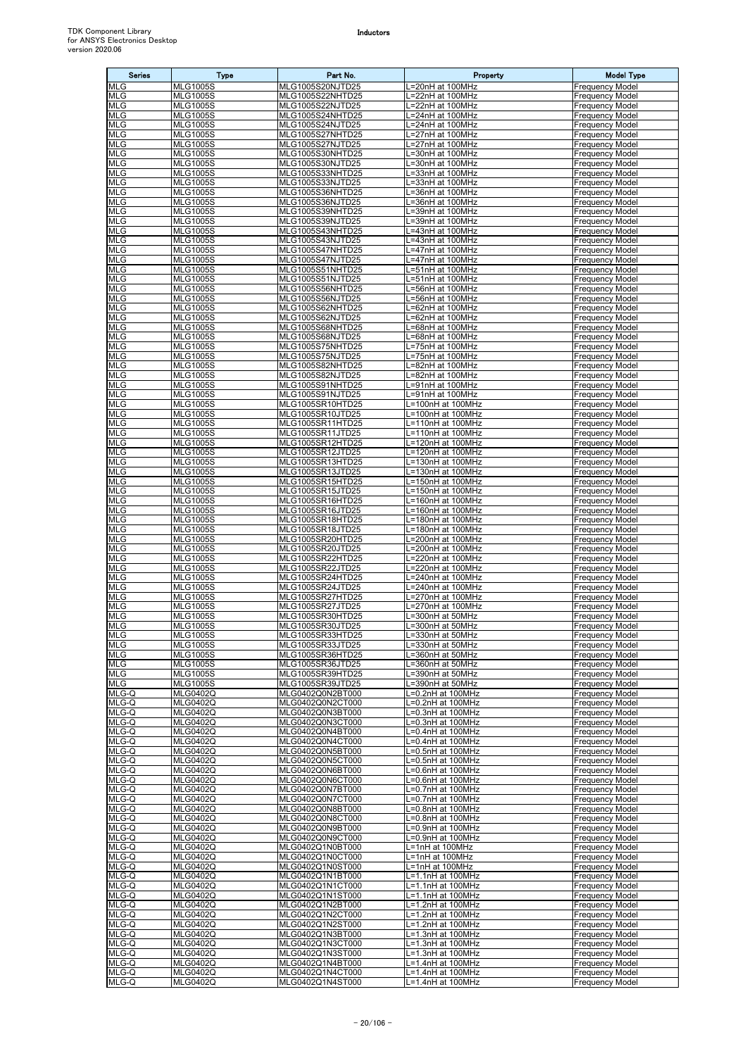| Series | Type | Part No. | Property | Model Type |
|---|---|---|---|---|
| MLG | MLG1005S | MLG1005S20NJTD25 | L=20nH at 100MHz | Frequency Model |
| MLG | MLG1005S | MLG1005S22NHTD25 | L=22nH at 100MHz | Frequency Model |
| MLG | MLG1005S | MLG1005S22NJTD25 | L=22nH at 100MHz | Frequency Model |
| MLG | MLG1005S | MLG1005S24NHTD25 | L=24nH at 100MHz | Frequency Model |
| MLG | MLG1005S | MLG1005S24NJTD25 | L=24nH at 100MHz | Frequency Model |
| MLG | MLG1005S | MLG1005S27NHTD25 | L=27nH at 100MHz | Frequency Model |
| MLG | MLG1005S | MLG1005S27NJTD25 | L=27nH at 100MHz | Frequency Model |
| MLG | MLG1005S | MLG1005S30NHTD25 | L=30nH at 100MHz | Frequency Model |
| MLG | MLG1005S | MLG1005S30NJTD25 | L=30nH at 100MHz | Frequency Model |
| MLG | MLG1005S | MLG1005S33NHTD25 | L=33nH at 100MHz | Frequency Model |
| MLG | MLG1005S | MLG1005S33NJTD25 | L=33nH at 100MHz | Frequency Model |
| MLG | MLG1005S | MLG1005S36NHTD25 | L=36nH at 100MHz | Frequency Model |
| MLG | MLG1005S | MLG1005S36NJTD25 | L=36nH at 100MHz | Frequency Model |
| MLG | MLG1005S | MLG1005S39NHTD25 | L=39nH at 100MHz | Frequency Model |
| MLG | MLG1005S | MLG1005S39NJTD25 | L=39nH at 100MHz | Frequency Model |
| MLG | MLG1005S | MLG1005S43NHTD25 | L=43nH at 100MHz | Frequency Model |
| MLG | MLG1005S | MLG1005S43NJTD25 | L=43nH at 100MHz | Frequency Model |
| MLG | MLG1005S | MLG1005S47NHTD25 | L=47nH at 100MHz | Frequency Model |
| MLG | MLG1005S | MLG1005S47NJTD25 | L=47nH at 100MHz | Frequency Model |
| MLG | MLG1005S | MLG1005S51NHTD25 | L=51nH at 100MHz | Frequency Model |
| MLG | MLG1005S | MLG1005S51NJTD25 | L=51nH at 100MHz | Frequency Model |
| MLG | MLG1005S | MLG1005S56NHTD25 | L=56nH at 100MHz | Frequency Model |
| MLG | MLG1005S | MLG1005S56NJTD25 | L=56nH at 100MHz | Frequency Model |
| MLG | MLG1005S | MLG1005S62NHTD25 | L=62nH at 100MHz | Frequency Model |
| MLG | MLG1005S | MLG1005S62NJTD25 | L=62nH at 100MHz | Frequency Model |
| MLG | MLG1005S | MLG1005S68NHTD25 | L=68nH at 100MHz | Frequency Model |
| MLG | MLG1005S | MLG1005S68NJTD25 | L=68nH at 100MHz | Frequency Model |
| MLG | MLG1005S | MLG1005S75NHTD25 | L=75nH at 100MHz | Frequency Model |
| MLG | MLG1005S | MLG1005S75NJTD25 | L=75nH at 100MHz | Frequency Model |
| MLG | MLG1005S | MLG1005S82NHTD25 | L=82nH at 100MHz | Frequency Model |
| MLG | MLG1005S | MLG1005S82NJTD25 | L=82nH at 100MHz | Frequency Model |
| MLG | MLG1005S | MLG1005S91NHTD25 | L=91nH at 100MHz | Frequency Model |
| MLG | MLG1005S | MLG1005S91NJTD25 | L=91nH at 100MHz | Frequency Model |
| MLG | MLG1005S | MLG1005SR10HTD25 | L=100nH at 100MHz | Frequency Model |
| MLG | MLG1005S | MLG1005SR10JTD25 | L=100nH at 100MHz | Frequency Model |
| MLG | MLG1005S | MLG1005SR11HTD25 | L=110nH at 100MHz | Frequency Model |
| MLG | MLG1005S | MLG1005SR11JTD25 | L=110nH at 100MHz | Frequency Model |
| MLG | MLG1005S | MLG1005SR12HTD25 | L=120nH at 100MHz | Frequency Model |
| MLG | MLG1005S | MLG1005SR12JTD25 | L=120nH at 100MHz | Frequency Model |
| MLG | MLG1005S | MLG1005SR13HTD25 | L=130nH at 100MHz | Frequency Model |
| MLG | MLG1005S | MLG1005SR13JTD25 | L=130nH at 100MHz | Frequency Model |
| MLG | MLG1005S | MLG1005SR15HTD25 | L=150nH at 100MHz | Frequency Model |
| MLG | MLG1005S | MLG1005SR15JTD25 | L=150nH at 100MHz | Frequency Model |
| MLG | MLG1005S | MLG1005SR16HTD25 | L=160nH at 100MHz | Frequency Model |
| MLG | MLG1005S | MLG1005SR16JTD25 | L=160nH at 100MHz | Frequency Model |
| MLG | MLG1005S | MLG1005SR18HTD25 | L=180nH at 100MHz | Frequency Model |
| MLG | MLG1005S | MLG1005SR18JTD25 | L=180nH at 100MHz | Frequency Model |
| MLG | MLG1005S | MLG1005SR20HTD25 | L=200nH at 100MHz | Frequency Model |
| MLG | MLG1005S | MLG1005SR20JTD25 | L=200nH at 100MHz | Frequency Model |
| MLG | MLG1005S | MLG1005SR22HTD25 | L=220nH at 100MHz | Frequency Model |
| MLG | MLG1005S | MLG1005SR22JTD25 | L=220nH at 100MHz | Frequency Model |
| MLG | MLG1005S | MLG1005SR24HTD25 | L=240nH at 100MHz | Frequency Model |
| MLG | MLG1005S | MLG1005SR24JTD25 | L=240nH at 100MHz | Frequency Model |
| MLG | MLG1005S | MLG1005SR27HTD25 | L=270nH at 100MHz | Frequency Model |
| MLG | MLG1005S | MLG1005SR27JTD25 | L=270nH at 100MHz | Frequency Model |
| MLG | MLG1005S | MLG1005SR30HTD25 | L=300nH at 50MHz | Frequency Model |
| MLG | MLG1005S | MLG1005SR30JTD25 | L=300nH at 50MHz | Frequency Model |
| MLG | MLG1005S | MLG1005SR33HTD25 | L=330nH at 50MHz | Frequency Model |
| MLG | MLG1005S | MLG1005SR33JTD25 | L=330nH at 50MHz | Frequency Model |
| MLG | MLG1005S | MLG1005SR36HTD25 | L=360nH at 50MHz | Frequency Model |
| MLG | MLG1005S | MLG1005SR36JTD25 | L=360nH at 50MHz | Frequency Model |
| MLG | MLG1005S | MLG1005SR39HTD25 | L=390nH at 50MHz | Frequency Model |
| MLG | MLG1005S | MLG1005SR39JTD25 | L=390nH at 50MHz | Frequency Model |
| MLG-Q | MLG0402Q | MLG0402Q0N2BT000 | L=0.2nH at 100MHz | Frequency Model |
| MLG-Q | MLG0402Q | MLG0402Q0N2CT000 | L=0.2nH at 100MHz | Frequency Model |
| MLG-Q | MLG0402Q | MLG0402Q0N3BT000 | L=0.3nH at 100MHz | Frequency Model |
| MLG-Q | MLG0402Q | MLG0402Q0N3CT000 | L=0.3nH at 100MHz | Frequency Model |
| MLG-Q | MLG0402Q | MLG0402Q0N4BT000 | L=0.4nH at 100MHz | Frequency Model |
| MLG-Q | MLG0402Q | MLG0402Q0N4CT000 | L=0.4nH at 100MHz | Frequency Model |
| MLG-Q | MLG0402Q | MLG0402Q0N5BT000 | L=0.5nH at 100MHz | Frequency Model |
| MLG-Q | MLG0402Q | MLG0402Q0N5CT000 | L=0.5nH at 100MHz | Frequency Model |
| MLG-Q | MLG0402Q | MLG0402Q0N6BT000 | L=0.6nH at 100MHz | Frequency Model |
| MLG-Q | MLG0402Q | MLG0402Q0N6CT000 | L=0.6nH at 100MHz | Frequency Model |
| MLG-Q | MLG0402Q | MLG0402Q0N7BT000 | L=0.7nH at 100MHz | Frequency Model |
| MLG-Q | MLG0402Q | MLG0402Q0N7CT000 | L=0.7nH at 100MHz | Frequency Model |
| MLG-Q | MLG0402Q | MLG0402Q0N8BT000 | L=0.8nH at 100MHz | Frequency Model |
| MLG-Q | MLG0402Q | MLG0402Q0N8CT000 | L=0.8nH at 100MHz | Frequency Model |
| MLG-Q | MLG0402Q | MLG0402Q0N9BT000 | L=0.9nH at 100MHz | Frequency Model |
| MLG-Q | MLG0402Q | MLG0402Q0N9CT000 | L=0.9nH at 100MHz | Frequency Model |
| MLG-Q | MLG0402Q | MLG0402Q1N0BT000 | L=1nH at 100MHz | Frequency Model |
| MLG-Q | MLG0402Q | MLG0402Q1N0CT000 | L=1nH at 100MHz | Frequency Model |
| MLG-Q | MLG0402Q | MLG0402Q1N0ST000 | L=1nH at 100MHz | Frequency Model |
| MLG-Q | MLG0402Q | MLG0402Q1N1BT000 | L=1.1nH at 100MHz | Frequency Model |
| MLG-Q | MLG0402Q | MLG0402Q1N1CT000 | L=1.1nH at 100MHz | Frequency Model |
| MLG-Q | MLG0402Q | MLG0402Q1N1ST000 | L=1.1nH at 100MHz | Frequency Model |
| MLG-Q | MLG0402Q | MLG0402Q1N2BT000 | L=1.2nH at 100MHz | Frequency Model |
| MLG-Q | MLG0402Q | MLG0402Q1N2CT000 | L=1.2nH at 100MHz | Frequency Model |
| MLG-Q | MLG0402Q | MLG0402Q1N2ST000 | L=1.2nH at 100MHz | Frequency Model |
| MLG-Q | MLG0402Q | MLG0402Q1N3BT000 | L=1.3nH at 100MHz | Frequency Model |
| MLG-Q | MLG0402Q | MLG0402Q1N3CT000 | L=1.3nH at 100MHz | Frequency Model |
| MLG-Q | MLG0402Q | MLG0402Q1N3ST000 | L=1.3nH at 100MHz | Frequency Model |
| MLG-Q | MLG0402Q | MLG0402Q1N4BT000 | L=1.4nH at 100MHz | Frequency Model |
| MLG-Q | MLG0402Q | MLG0402Q1N4CT000 | L=1.4nH at 100MHz | Frequency Model |
| MLG-Q | MLG0402Q | MLG0402Q1N4ST000 | L=1.4nH at 100MHz | Frequency Model |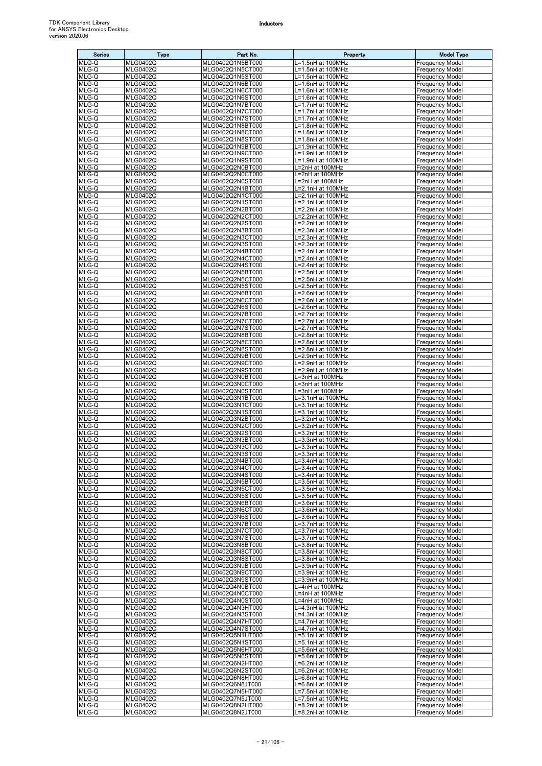| Series | Type | Part No. | Property | Model Type |
|---|---|---|---|---|
| MLG-Q | MLG0402Q | MLG0402Q1N5BT000 | L=1.5nH at 100MHz | Frequency Model |
| MLG-Q | MLG0402Q | MLG0402Q1N5CT000 | L=1.5nH at 100MHz | Frequency Model |
| MLG-Q | MLG0402Q | MLG0402Q1N5ST000 | L=1.5nH at 100MHz | Frequency Model |
| MLG-Q | MLG0402Q | MLG0402Q1N6BT000 | L=1.6nH at 100MHz | Frequency Model |
| MLG-Q | MLG0402Q | MLG0402Q1N6CT000 | L=1.6nH at 100MHz | Frequency Model |
| MLG-Q | MLG0402Q | MLG0402Q1N6ST000 | L=1.6nH at 100MHz | Frequency Model |
| MLG-Q | MLG0402Q | MLG0402Q1N7BT000 | L=1.7nH at 100MHz | Frequency Model |
| MLG-Q | MLG0402Q | MLG0402Q1N7CT000 | L=1.7nH at 100MHz | Frequency Model |
| MLG-Q | MLG0402Q | MLG0402Q1N7ST000 | L=1.7nH at 100MHz | Frequency Model |
| MLG-Q | MLG0402Q | MLG0402Q1N8BT000 | L=1.8nH at 100MHz | Frequency Model |
| MLG-Q | MLG0402Q | MLG0402Q1N8CT000 | L=1.8nH at 100MHz | Frequency Model |
| MLG-Q | MLG0402Q | MLG0402Q1N8ST000 | L=1.8nH at 100MHz | Frequency Model |
| MLG-Q | MLG0402Q | MLG0402Q1N9BT000 | L=1.9nH at 100MHz | Frequency Model |
| MLG-Q | MLG0402Q | MLG0402Q1N9CT000 | L=1.9nH at 100MHz | Frequency Model |
| MLG-Q | MLG0402Q | MLG0402Q1N9ST000 | L=1.9nH at 100MHz | Frequency Model |
| MLG-Q | MLG0402Q | MLG0402Q2N0BT000 | L=2nH at 100MHz | Frequency Model |
| MLG-Q | MLG0402Q | MLG0402Q2N0CT000 | L=2nH at 100MHz | Frequency Model |
| MLG-Q | MLG0402Q | MLG0402Q2N0ST000 | L=2nH at 100MHz | Frequency Model |
| MLG-Q | MLG0402Q | MLG0402Q2N1BT000 | L=2.1nH at 100MHz | Frequency Model |
| MLG-Q | MLG0402Q | MLG0402Q2N1CT000 | L=2.1nH at 100MHz | Frequency Model |
| MLG-Q | MLG0402Q | MLG0402Q2N1ST000 | L=2.1nH at 100MHz | Frequency Model |
| MLG-Q | MLG0402Q | MLG0402Q2N2BT000 | L=2.2nH at 100MHz | Frequency Model |
| MLG-Q | MLG0402Q | MLG0402Q2N2CT000 | L=2.2nH at 100MHz | Frequency Model |
| MLG-Q | MLG0402Q | MLG0402Q2N2ST000 | L=2.2nH at 100MHz | Frequency Model |
| MLG-Q | MLG0402Q | MLG0402Q2N3BT000 | L=2.3nH at 100MHz | Frequency Model |
| MLG-Q | MLG0402Q | MLG0402Q2N3CT000 | L=2.3nH at 100MHz | Frequency Model |
| MLG-Q | MLG0402Q | MLG0402Q2N3ST000 | L=2.3nH at 100MHz | Frequency Model |
| MLG-Q | MLG0402Q | MLG0402Q2N4BT000 | L=2.4nH at 100MHz | Frequency Model |
| MLG-Q | MLG0402Q | MLG0402Q2N4CT000 | L=2.4nH at 100MHz | Frequency Model |
| MLG-Q | MLG0402Q | MLG0402Q2N4ST000 | L=2.4nH at 100MHz | Frequency Model |
| MLG-Q | MLG0402Q | MLG0402Q2N5BT000 | L=2.5nH at 100MHz | Frequency Model |
| MLG-Q | MLG0402Q | MLG0402Q2N5CT000 | L=2.5nH at 100MHz | Frequency Model |
| MLG-Q | MLG0402Q | MLG0402Q2N5ST000 | L=2.5nH at 100MHz | Frequency Model |
| MLG-Q | MLG0402Q | MLG0402Q2N6BT000 | L=2.6nH at 100MHz | Frequency Model |
| MLG-Q | MLG0402Q | MLG0402Q2N6CT000 | L=2.6nH at 100MHz | Frequency Model |
| MLG-Q | MLG0402Q | MLG0402Q2N6ST000 | L=2.6nH at 100MHz | Frequency Model |
| MLG-Q | MLG0402Q | MLG0402Q2N7BT000 | L=2.7nH at 100MHz | Frequency Model |
| MLG-Q | MLG0402Q | MLG0402Q2N7CT000 | L=2.7nH at 100MHz | Frequency Model |
| MLG-Q | MLG0402Q | MLG0402Q2N7ST000 | L=2.7nH at 100MHz | Frequency Model |
| MLG-Q | MLG0402Q | MLG0402Q2N8BT000 | L=2.8nH at 100MHz | Frequency Model |
| MLG-Q | MLG0402Q | MLG0402Q2N8CT000 | L=2.8nH at 100MHz | Frequency Model |
| MLG-Q | MLG0402Q | MLG0402Q2N8ST000 | L=2.8nH at 100MHz | Frequency Model |
| MLG-Q | MLG0402Q | MLG0402Q2N9BT000 | L=2.9nH at 100MHz | Frequency Model |
| MLG-Q | MLG0402Q | MLG0402Q2N9CT000 | L=2.9nH at 100MHz | Frequency Model |
| MLG-Q | MLG0402Q | MLG0402Q2N9ST000 | L=2.9nH at 100MHz | Frequency Model |
| MLG-Q | MLG0402Q | MLG0402Q3N0BT000 | L=3nH at 100MHz | Frequency Model |
| MLG-Q | MLG0402Q | MLG0402Q3N0CT000 | L=3nH at 100MHz | Frequency Model |
| MLG-Q | MLG0402Q | MLG0402Q3N0ST000 | L=3nH at 100MHz | Frequency Model |
| MLG-Q | MLG0402Q | MLG0402Q3N1BT000 | L=3.1nH at 100MHz | Frequency Model |
| MLG-Q | MLG0402Q | MLG0402Q3N1CT000 | L=3.1nH at 100MHz | Frequency Model |
| MLG-Q | MLG0402Q | MLG0402Q3N1ST000 | L=3.1nH at 100MHz | Frequency Model |
| MLG-Q | MLG0402Q | MLG0402Q3N2BT000 | L=3.2nH at 100MHz | Frequency Model |
| MLG-Q | MLG0402Q | MLG0402Q3N2CT000 | L=3.2nH at 100MHz | Frequency Model |
| MLG-Q | MLG0402Q | MLG0402Q3N2ST000 | L=3.2nH at 100MHz | Frequency Model |
| MLG-Q | MLG0402Q | MLG0402Q3N3BT000 | L=3.3nH at 100MHz | Frequency Model |
| MLG-Q | MLG0402Q | MLG0402Q3N3CT000 | L=3.3nH at 100MHz | Frequency Model |
| MLG-Q | MLG0402Q | MLG0402Q3N3ST000 | L=3.3nH at 100MHz | Frequency Model |
| MLG-Q | MLG0402Q | MLG0402Q3N4BT000 | L=3.4nH at 100MHz | Frequency Model |
| MLG-Q | MLG0402Q | MLG0402Q3N4CT000 | L=3.4nH at 100MHz | Frequency Model |
| MLG-Q | MLG0402Q | MLG0402Q3N4ST000 | L=3.4nH at 100MHz | Frequency Model |
| MLG-Q | MLG0402Q | MLG0402Q3N5BT000 | L=3.5nH at 100MHz | Frequency Model |
| MLG-Q | MLG0402Q | MLG0402Q3N5CT000 | L=3.5nH at 100MHz | Frequency Model |
| MLG-Q | MLG0402Q | MLG0402Q3N5ST000 | L=3.5nH at 100MHz | Frequency Model |
| MLG-Q | MLG0402Q | MLG0402Q3N6BT000 | L=3.6nH at 100MHz | Frequency Model |
| MLG-Q | MLG0402Q | MLG0402Q3N6CT000 | L=3.6nH at 100MHz | Frequency Model |
| MLG-Q | MLG0402Q | MLG0402Q3N6ST000 | L=3.6nH at 100MHz | Frequency Model |
| MLG-Q | MLG0402Q | MLG0402Q3N7BT000 | L=3.7nH at 100MHz | Frequency Model |
| MLG-Q | MLG0402Q | MLG0402Q3N7CT000 | L=3.7nH at 100MHz | Frequency Model |
| MLG-Q | MLG0402Q | MLG0402Q3N7ST000 | L=3.7nH at 100MHz | Frequency Model |
| MLG-Q | MLG0402Q | MLG0402Q3N8BT000 | L=3.8nH at 100MHz | Frequency Model |
| MLG-Q | MLG0402Q | MLG0402Q3N8CT000 | L=3.8nH at 100MHz | Frequency Model |
| MLG-Q | MLG0402Q | MLG0402Q3N8ST000 | L=3.8nH at 100MHz | Frequency Model |
| MLG-Q | MLG0402Q | MLG0402Q3N9BT000 | L=3.9nH at 100MHz | Frequency Model |
| MLG-Q | MLG0402Q | MLG0402Q3N9CT000 | L=3.9nH at 100MHz | Frequency Model |
| MLG-Q | MLG0402Q | MLG0402Q3N9ST000 | L=3.9nH at 100MHz | Frequency Model |
| MLG-Q | MLG0402Q | MLG0402Q4N0BT000 | L=4nH at 100MHz | Frequency Model |
| MLG-Q | MLG0402Q | MLG0402Q4N0CT000 | L=4nH at 100MHz | Frequency Model |
| MLG-Q | MLG0402Q | MLG0402Q4N0ST000 | L=4nH at 100MHz | Frequency Model |
| MLG-Q | MLG0402Q | MLG0402Q4N3HT000 | L=4.3nH at 100MHz | Frequency Model |
| MLG-Q | MLG0402Q | MLG0402Q4N3ST000 | L=4.3nH at 100MHz | Frequency Model |
| MLG-Q | MLG0402Q | MLG0402Q4N7HT000 | L=4.7nH at 100MHz | Frequency Model |
| MLG-Q | MLG0402Q | MLG0402Q4N7ST000 | L=4.7nH at 100MHz | Frequency Model |
| MLG-Q | MLG0402Q | MLG0402Q5N1HT000 | L=5.1nH at 100MHz | Frequency Model |
| MLG-Q | MLG0402Q | MLG0402Q5N1ST000 | L=5.1nH at 100MHz | Frequency Model |
| MLG-Q | MLG0402Q | MLG0402Q5N6HT000 | L=5.6nH at 100MHz | Frequency Model |
| MLG-Q | MLG0402Q | MLG0402Q5N6ST000 | L=5.6nH at 100MHz | Frequency Model |
| MLG-Q | MLG0402Q | MLG0402Q6N2HT000 | L=6.2nH at 100MHz | Frequency Model |
| MLG-Q | MLG0402Q | MLG0402Q6N2ST000 | L=6.2nH at 100MHz | Frequency Model |
| MLG-Q | MLG0402Q | MLG0402Q6N8HT000 | L=6.8nH at 100MHz | Frequency Model |
| MLG-Q | MLG0402Q | MLG0402Q6N8JT000 | L=6.8nH at 100MHz | Frequency Model |
| MLG-Q | MLG0402Q | MLG0402Q7N5HT000 | L=7.5nH at 100MHz | Frequency Model |
| MLG-Q | MLG0402Q | MLG0402Q7N5JT000 | L=7.5nH at 100MHz | Frequency Model |
| MLG-Q | MLG0402Q | MLG0402Q8N2HT000 | L=8.2nH at 100MHz | Frequency Model |
| MLG-Q | MLG0402Q | MLG0402Q8N2JT000 | L=8.2nH at 100MHz | Frequency Model |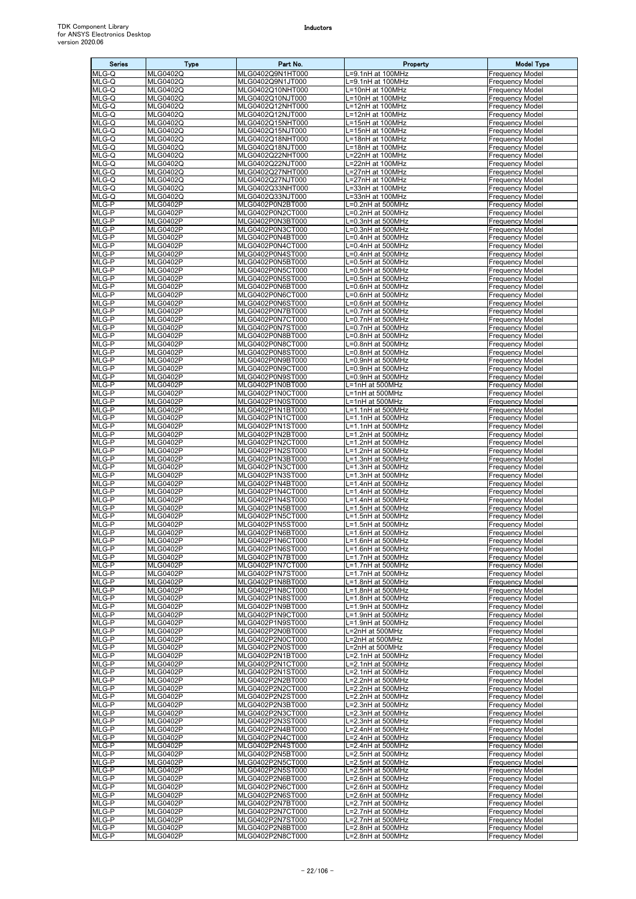| Series | Type | Part No. | Property | Model Type |
|---|---|---|---|---|
| MLG-Q | MLG0402Q | MLG0402Q9N1HT000 | L=9.1nH at 100MHz | Frequency Model |
| MLG-Q | MLG0402Q | MLG0402Q9N1JT000 | L=9.1nH at 100MHz | Frequency Model |
| MLG-Q | MLG0402Q | MLG0402Q10NHT000 | L=10nH at 100MHz | Frequency Model |
| MLG-Q | MLG0402Q | MLG0402Q10NJT000 | L=10nH at 100MHz | Frequency Model |
| MLG-Q | MLG0402Q | MLG0402Q12NHT000 | L=12nH at 100MHz | Frequency Model |
| MLG-Q | MLG0402Q | MLG0402Q12NJT000 | L=12nH at 100MHz | Frequency Model |
| MLG-Q | MLG0402Q | MLG0402Q15NHT000 | L=15nH at 100MHz | Frequency Model |
| MLG-Q | MLG0402Q | MLG0402Q15NJT000 | L=15nH at 100MHz | Frequency Model |
| MLG-Q | MLG0402Q | MLG0402Q18NHT000 | L=18nH at 100MHz | Frequency Model |
| MLG-Q | MLG0402Q | MLG0402Q18NJT000 | L=18nH at 100MHz | Frequency Model |
| MLG-Q | MLG0402Q | MLG0402Q22NHT000 | L=22nH at 100MHz | Frequency Model |
| MLG-Q | MLG0402Q | MLG0402Q22NJT000 | L=22nH at 100MHz | Frequency Model |
| MLG-Q | MLG0402Q | MLG0402Q27NHT000 | L=27nH at 100MHz | Frequency Model |
| MLG-Q | MLG0402Q | MLG0402Q27NJT000 | L=27nH at 100MHz | Frequency Model |
| MLG-Q | MLG0402Q | MLG0402Q33NHT000 | L=33nH at 100MHz | Frequency Model |
| MLG-Q | MLG0402Q | MLG0402Q33NJT000 | L=33nH at 100MHz | Frequency Model |
| MLG-P | MLG0402P | MLG0402P0N2BT000 | L=0.2nH at 500MHz | Frequency Model |
| MLG-P | MLG0402P | MLG0402P0N2CT000 | L=0.2nH at 500MHz | Frequency Model |
| MLG-P | MLG0402P | MLG0402P0N3BT000 | L=0.3nH at 500MHz | Frequency Model |
| MLG-P | MLG0402P | MLG0402P0N3CT000 | L=0.3nH at 500MHz | Frequency Model |
| MLG-P | MLG0402P | MLG0402P0N4BT000 | L=0.4nH at 500MHz | Frequency Model |
| MLG-P | MLG0402P | MLG0402P0N4CT000 | L=0.4nH at 500MHz | Frequency Model |
| MLG-P | MLG0402P | MLG0402P0N4ST000 | L=0.4nH at 500MHz | Frequency Model |
| MLG-P | MLG0402P | MLG0402P0N5BT000 | L=0.5nH at 500MHz | Frequency Model |
| MLG-P | MLG0402P | MLG0402P0N5CT000 | L=0.5nH at 500MHz | Frequency Model |
| MLG-P | MLG0402P | MLG0402P0N5ST000 | L=0.5nH at 500MHz | Frequency Model |
| MLG-P | MLG0402P | MLG0402P0N6BT000 | L=0.6nH at 500MHz | Frequency Model |
| MLG-P | MLG0402P | MLG0402P0N6CT000 | L=0.6nH at 500MHz | Frequency Model |
| MLG-P | MLG0402P | MLG0402P0N6ST000 | L=0.6nH at 500MHz | Frequency Model |
| MLG-P | MLG0402P | MLG0402P0N7BT000 | L=0.7nH at 500MHz | Frequency Model |
| MLG-P | MLG0402P | MLG0402P0N7CT000 | L=0.7nH at 500MHz | Frequency Model |
| MLG-P | MLG0402P | MLG0402P0N7ST000 | L=0.7nH at 500MHz | Frequency Model |
| MLG-P | MLG0402P | MLG0402P0N8BT000 | L=0.8nH at 500MHz | Frequency Model |
| MLG-P | MLG0402P | MLG0402P0N8CT000 | L=0.8nH at 500MHz | Frequency Model |
| MLG-P | MLG0402P | MLG0402P0N8ST000 | L=0.8nH at 500MHz | Frequency Model |
| MLG-P | MLG0402P | MLG0402P0N9BT000 | L=0.9nH at 500MHz | Frequency Model |
| MLG-P | MLG0402P | MLG0402P0N9CT000 | L=0.9nH at 500MHz | Frequency Model |
| MLG-P | MLG0402P | MLG0402P0N9ST000 | L=0.9nH at 500MHz | Frequency Model |
| MLG-P | MLG0402P | MLG0402P1N0BT000 | L=1nH at 500MHz | Frequency Model |
| MLG-P | MLG0402P | MLG0402P1N0CT000 | L=1nH at 500MHz | Frequency Model |
| MLG-P | MLG0402P | MLG0402P1N0ST000 | L=1nH at 500MHz | Frequency Model |
| MLG-P | MLG0402P | MLG0402P1N1BT000 | L=1.1nH at 500MHz | Frequency Model |
| MLG-P | MLG0402P | MLG0402P1N1CT000 | L=1.1nH at 500MHz | Frequency Model |
| MLG-P | MLG0402P | MLG0402P1N1ST000 | L=1.1nH at 500MHz | Frequency Model |
| MLG-P | MLG0402P | MLG0402P1N2BT000 | L=1.2nH at 500MHz | Frequency Model |
| MLG-P | MLG0402P | MLG0402P1N2CT000 | L=1.2nH at 500MHz | Frequency Model |
| MLG-P | MLG0402P | MLG0402P1N2ST000 | L=1.2nH at 500MHz | Frequency Model |
| MLG-P | MLG0402P | MLG0402P1N3BT000 | L=1.3nH at 500MHz | Frequency Model |
| MLG-P | MLG0402P | MLG0402P1N3CT000 | L=1.3nH at 500MHz | Frequency Model |
| MLG-P | MLG0402P | MLG0402P1N3ST000 | L=1.3nH at 500MHz | Frequency Model |
| MLG-P | MLG0402P | MLG0402P1N4BT000 | L=1.4nH at 500MHz | Frequency Model |
| MLG-P | MLG0402P | MLG0402P1N4CT000 | L=1.4nH at 500MHz | Frequency Model |
| MLG-P | MLG0402P | MLG0402P1N4ST000 | L=1.4nH at 500MHz | Frequency Model |
| MLG-P | MLG0402P | MLG0402P1N5BT000 | L=1.5nH at 500MHz | Frequency Model |
| MLG-P | MLG0402P | MLG0402P1N5CT000 | L=1.5nH at 500MHz | Frequency Model |
| MLG-P | MLG0402P | MLG0402P1N5ST000 | L=1.5nH at 500MHz | Frequency Model |
| MLG-P | MLG0402P | MLG0402P1N6BT000 | L=1.6nH at 500MHz | Frequency Model |
| MLG-P | MLG0402P | MLG0402P1N6CT000 | L=1.6nH at 500MHz | Frequency Model |
| MLG-P | MLG0402P | MLG0402P1N6ST000 | L=1.6nH at 500MHz | Frequency Model |
| MLG-P | MLG0402P | MLG0402P1N7BT000 | L=1.7nH at 500MHz | Frequency Model |
| MLG-P | MLG0402P | MLG0402P1N7CT000 | L=1.7nH at 500MHz | Frequency Model |
| MLG-P | MLG0402P | MLG0402P1N7ST000 | L=1.7nH at 500MHz | Frequency Model |
| MLG-P | MLG0402P | MLG0402P1N8BT000 | L=1.8nH at 500MHz | Frequency Model |
| MLG-P | MLG0402P | MLG0402P1N8CT000 | L=1.8nH at 500MHz | Frequency Model |
| MLG-P | MLG0402P | MLG0402P1N8ST000 | L=1.8nH at 500MHz | Frequency Model |
| MLG-P | MLG0402P | MLG0402P1N9BT000 | L=1.9nH at 500MHz | Frequency Model |
| MLG-P | MLG0402P | MLG0402P1N9CT000 | L=1.9nH at 500MHz | Frequency Model |
| MLG-P | MLG0402P | MLG0402P1N9ST000 | L=1.9nH at 500MHz | Frequency Model |
| MLG-P | MLG0402P | MLG0402P2N0BT000 | L=2nH at 500MHz | Frequency Model |
| MLG-P | MLG0402P | MLG0402P2N0CT000 | L=2nH at 500MHz | Frequency Model |
| MLG-P | MLG0402P | MLG0402P2N0ST000 | L=2nH at 500MHz | Frequency Model |
| MLG-P | MLG0402P | MLG0402P2N1BT000 | L=2.1nH at 500MHz | Frequency Model |
| MLG-P | MLG0402P | MLG0402P2N1CT000 | L=2.1nH at 500MHz | Frequency Model |
| MLG-P | MLG0402P | MLG0402P2N1ST000 | L=2.1nH at 500MHz | Frequency Model |
| MLG-P | MLG0402P | MLG0402P2N2BT000 | L=2.2nH at 500MHz | Frequency Model |
| MLG-P | MLG0402P | MLG0402P2N2CT000 | L=2.2nH at 500MHz | Frequency Model |
| MLG-P | MLG0402P | MLG0402P2N2ST000 | L=2.2nH at 500MHz | Frequency Model |
| MLG-P | MLG0402P | MLG0402P2N3BT000 | L=2.3nH at 500MHz | Frequency Model |
| MLG-P | MLG0402P | MLG0402P2N3CT000 | L=2.3nH at 500MHz | Frequency Model |
| MLG-P | MLG0402P | MLG0402P2N3ST000 | L=2.3nH at 500MHz | Frequency Model |
| MLG-P | MLG0402P | MLG0402P2N4BT000 | L=2.4nH at 500MHz | Frequency Model |
| MLG-P | MLG0402P | MLG0402P2N4CT000 | L=2.4nH at 500MHz | Frequency Model |
| MLG-P | MLG0402P | MLG0402P2N4ST000 | L=2.4nH at 500MHz | Frequency Model |
| MLG-P | MLG0402P | MLG0402P2N5BT000 | L=2.5nH at 500MHz | Frequency Model |
| MLG-P | MLG0402P | MLG0402P2N5CT000 | L=2.5nH at 500MHz | Frequency Model |
| MLG-P | MLG0402P | MLG0402P2N5ST000 | L=2.5nH at 500MHz | Frequency Model |
| MLG-P | MLG0402P | MLG0402P2N6BT000 | L=2.6nH at 500MHz | Frequency Model |
| MLG-P | MLG0402P | MLG0402P2N6CT000 | L=2.6nH at 500MHz | Frequency Model |
| MLG-P | MLG0402P | MLG0402P2N6ST000 | L=2.6nH at 500MHz | Frequency Model |
| MLG-P | MLG0402P | MLG0402P2N7BT000 | L=2.7nH at 500MHz | Frequency Model |
| MLG-P | MLG0402P | MLG0402P2N7CT000 | L=2.7nH at 500MHz | Frequency Model |
| MLG-P | MLG0402P | MLG0402P2N7ST000 | L=2.7nH at 500MHz | Frequency Model |
| MLG-P | MLG0402P | MLG0402P2N8BT000 | L=2.8nH at 500MHz | Frequency Model |
| MLG-P | MLG0402P | MLG0402P2N8CT000 | L=2.8nH at 500MHz | Frequency Model |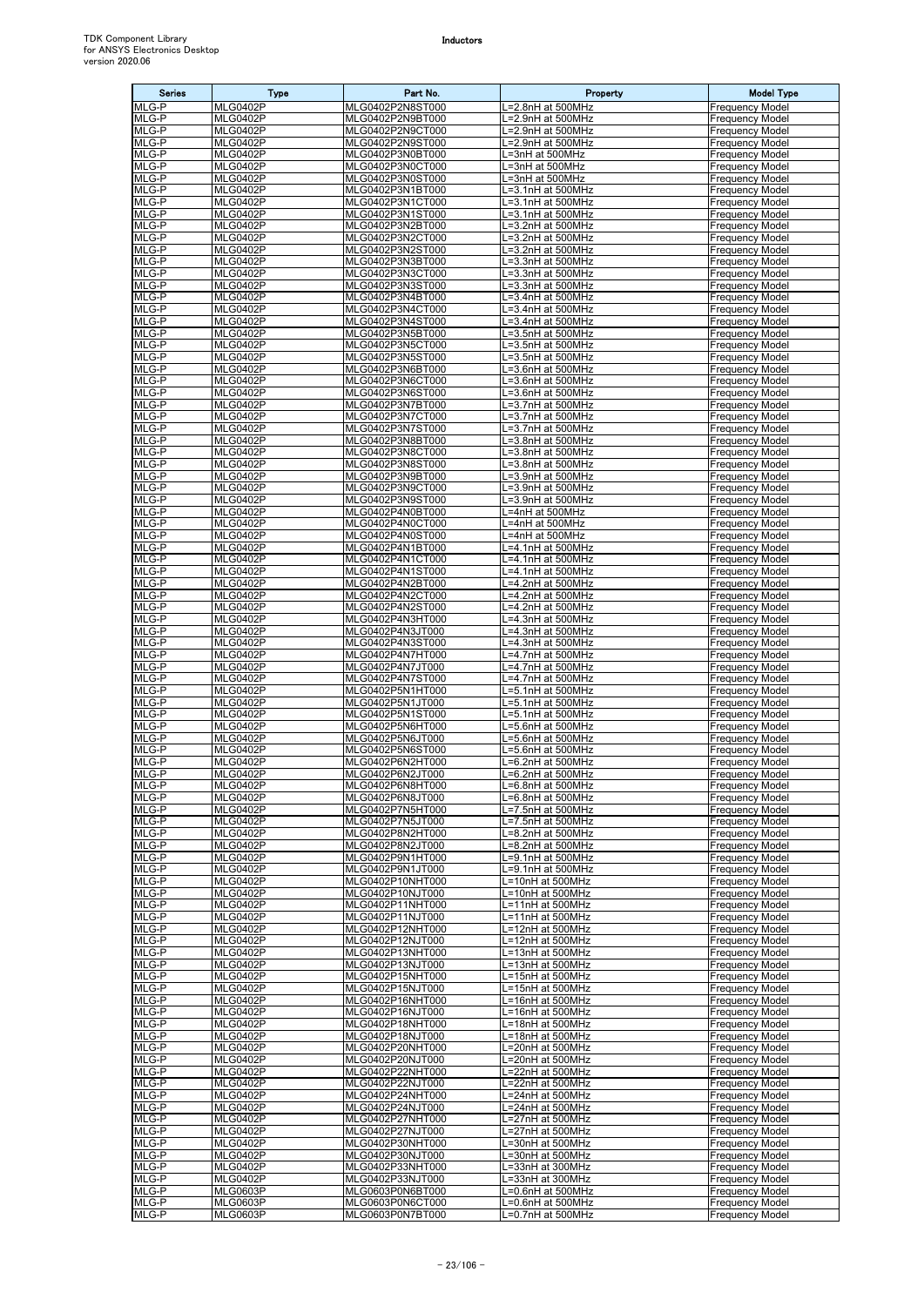| Series | Type | Part No. | Property | Model Type |
|---|---|---|---|---|
| MLG-P | MLG0402P | MLG0402P2N8ST000 | L=2.8nH at 500MHz | Frequency Model |
| MLG-P | MLG0402P | MLG0402P2N9BT000 | L=2.9nH at 500MHz | Frequency Model |
| MLG-P | MLG0402P | MLG0402P2N9CT000 | L=2.9nH at 500MHz | Frequency Model |
| MLG-P | MLG0402P | MLG0402P2N9ST000 | L=2.9nH at 500MHz | Frequency Model |
| MLG-P | MLG0402P | MLG0402P3N0BT000 | L=3nH at 500MHz | Frequency Model |
| MLG-P | MLG0402P | MLG0402P3N0CT000 | L=3nH at 500MHz | Frequency Model |
| MLG-P | MLG0402P | MLG0402P3N0ST000 | L=3nH at 500MHz | Frequency Model |
| MLG-P | MLG0402P | MLG0402P3N1BT000 | L=3.1nH at 500MHz | Frequency Model |
| MLG-P | MLG0402P | MLG0402P3N1CT000 | L=3.1nH at 500MHz | Frequency Model |
| MLG-P | MLG0402P | MLG0402P3N1ST000 | L=3.1nH at 500MHz | Frequency Model |
| MLG-P | MLG0402P | MLG0402P3N2BT000 | L=3.2nH at 500MHz | Frequency Model |
| MLG-P | MLG0402P | MLG0402P3N2CT000 | L=3.2nH at 500MHz | Frequency Model |
| MLG-P | MLG0402P | MLG0402P3N2ST000 | L=3.2nH at 500MHz | Frequency Model |
| MLG-P | MLG0402P | MLG0402P3N3BT000 | L=3.3nH at 500MHz | Frequency Model |
| MLG-P | MLG0402P | MLG0402P3N3CT000 | L=3.3nH at 500MHz | Frequency Model |
| MLG-P | MLG0402P | MLG0402P3N3ST000 | L=3.3nH at 500MHz | Frequency Model |
| MLG-P | MLG0402P | MLG0402P3N4BT000 | L=3.4nH at 500MHz | Frequency Model |
| MLG-P | MLG0402P | MLG0402P3N4CT000 | L=3.4nH at 500MHz | Frequency Model |
| MLG-P | MLG0402P | MLG0402P3N4ST000 | L=3.4nH at 500MHz | Frequency Model |
| MLG-P | MLG0402P | MLG0402P3N5BT000 | L=3.5nH at 500MHz | Frequency Model |
| MLG-P | MLG0402P | MLG0402P3N5CT000 | L=3.5nH at 500MHz | Frequency Model |
| MLG-P | MLG0402P | MLG0402P3N5ST000 | L=3.5nH at 500MHz | Frequency Model |
| MLG-P | MLG0402P | MLG0402P3N6BT000 | L=3.6nH at 500MHz | Frequency Model |
| MLG-P | MLG0402P | MLG0402P3N6CT000 | L=3.6nH at 500MHz | Frequency Model |
| MLG-P | MLG0402P | MLG0402P3N6ST000 | L=3.6nH at 500MHz | Frequency Model |
| MLG-P | MLG0402P | MLG0402P3N7BT000 | L=3.7nH at 500MHz | Frequency Model |
| MLG-P | MLG0402P | MLG0402P3N7CT000 | L=3.7nH at 500MHz | Frequency Model |
| MLG-P | MLG0402P | MLG0402P3N7ST000 | L=3.7nH at 500MHz | Frequency Model |
| MLG-P | MLG0402P | MLG0402P3N8BT000 | L=3.8nH at 500MHz | Frequency Model |
| MLG-P | MLG0402P | MLG0402P3N8CT000 | L=3.8nH at 500MHz | Frequency Model |
| MLG-P | MLG0402P | MLG0402P3N8ST000 | L=3.8nH at 500MHz | Frequency Model |
| MLG-P | MLG0402P | MLG0402P3N9BT000 | L=3.9nH at 500MHz | Frequency Model |
| MLG-P | MLG0402P | MLG0402P3N9CT000 | L=3.9nH at 500MHz | Frequency Model |
| MLG-P | MLG0402P | MLG0402P3N9ST000 | L=3.9nH at 500MHz | Frequency Model |
| MLG-P | MLG0402P | MLG0402P4N0BT000 | L=4nH at 500MHz | Frequency Model |
| MLG-P | MLG0402P | MLG0402P4N0CT000 | L=4nH at 500MHz | Frequency Model |
| MLG-P | MLG0402P | MLG0402P4N0ST000 | L=4nH at 500MHz | Frequency Model |
| MLG-P | MLG0402P | MLG0402P4N1BT000 | L=4.1nH at 500MHz | Frequency Model |
| MLG-P | MLG0402P | MLG0402P4N1CT000 | L=4.1nH at 500MHz | Frequency Model |
| MLG-P | MLG0402P | MLG0402P4N1ST000 | L=4.1nH at 500MHz | Frequency Model |
| MLG-P | MLG0402P | MLG0402P4N2BT000 | L=4.2nH at 500MHz | Frequency Model |
| MLG-P | MLG0402P | MLG0402P4N2CT000 | L=4.2nH at 500MHz | Frequency Model |
| MLG-P | MLG0402P | MLG0402P4N2ST000 | L=4.2nH at 500MHz | Frequency Model |
| MLG-P | MLG0402P | MLG0402P4N3HT000 | L=4.3nH at 500MHz | Frequency Model |
| MLG-P | MLG0402P | MLG0402P4N3JT000 | L=4.3nH at 500MHz | Frequency Model |
| MLG-P | MLG0402P | MLG0402P4N3ST000 | L=4.3nH at 500MHz | Frequency Model |
| MLG-P | MLG0402P | MLG0402P4N7HT000 | L=4.7nH at 500MHz | Frequency Model |
| MLG-P | MLG0402P | MLG0402P4N7JT000 | L=4.7nH at 500MHz | Frequency Model |
| MLG-P | MLG0402P | MLG0402P4N7ST000 | L=4.7nH at 500MHz | Frequency Model |
| MLG-P | MLG0402P | MLG0402P5N1HT000 | L=5.1nH at 500MHz | Frequency Model |
| MLG-P | MLG0402P | MLG0402P5N1JT000 | L=5.1nH at 500MHz | Frequency Model |
| MLG-P | MLG0402P | MLG0402P5N1ST000 | L=5.1nH at 500MHz | Frequency Model |
| MLG-P | MLG0402P | MLG0402P5N6HT000 | L=5.6nH at 500MHz | Frequency Model |
| MLG-P | MLG0402P | MLG0402P5N6JT000 | L=5.6nH at 500MHz | Frequency Model |
| MLG-P | MLG0402P | MLG0402P5N6ST000 | L=5.6nH at 500MHz | Frequency Model |
| MLG-P | MLG0402P | MLG0402P6N2HT000 | L=6.2nH at 500MHz | Frequency Model |
| MLG-P | MLG0402P | MLG0402P6N2JT000 | L=6.2nH at 500MHz | Frequency Model |
| MLG-P | MLG0402P | MLG0402P6N8HT000 | L=6.8nH at 500MHz | Frequency Model |
| MLG-P | MLG0402P | MLG0402P6N8JT000 | L=6.8nH at 500MHz | Frequency Model |
| MLG-P | MLG0402P | MLG0402P7N5HT000 | L=7.5nH at 500MHz | Frequency Model |
| MLG-P | MLG0402P | MLG0402P7N5JT000 | L=7.5nH at 500MHz | Frequency Model |
| MLG-P | MLG0402P | MLG0402P8N2HT000 | L=8.2nH at 500MHz | Frequency Model |
| MLG-P | MLG0402P | MLG0402P8N2JT000 | L=8.2nH at 500MHz | Frequency Model |
| MLG-P | MLG0402P | MLG0402P9N1HT000 | L=9.1nH at 500MHz | Frequency Model |
| MLG-P | MLG0402P | MLG0402P9N1JT000 | L=9.1nH at 500MHz | Frequency Model |
| MLG-P | MLG0402P | MLG0402P10NHT000 | L=10nH at 500MHz | Frequency Model |
| MLG-P | MLG0402P | MLG0402P10NJT000 | L=10nH at 500MHz | Frequency Model |
| MLG-P | MLG0402P | MLG0402P11NHT000 | L=11nH at 500MHz | Frequency Model |
| MLG-P | MLG0402P | MLG0402P11NJT000 | L=11nH at 500MHz | Frequency Model |
| MLG-P | MLG0402P | MLG0402P12NHT000 | L=12nH at 500MHz | Frequency Model |
| MLG-P | MLG0402P | MLG0402P12NJT000 | L=12nH at 500MHz | Frequency Model |
| MLG-P | MLG0402P | MLG0402P13NHT000 | L=13nH at 500MHz | Frequency Model |
| MLG-P | MLG0402P | MLG0402P13NJT000 | L=13nH at 500MHz | Frequency Model |
| MLG-P | MLG0402P | MLG0402P15NHT000 | L=15nH at 500MHz | Frequency Model |
| MLG-P | MLG0402P | MLG0402P15NJT000 | L=15nH at 500MHz | Frequency Model |
| MLG-P | MLG0402P | MLG0402P16NHT000 | L=16nH at 500MHz | Frequency Model |
| MLG-P | MLG0402P | MLG0402P16NJT000 | L=16nH at 500MHz | Frequency Model |
| MLG-P | MLG0402P | MLG0402P18NHT000 | L=18nH at 500MHz | Frequency Model |
| MLG-P | MLG0402P | MLG0402P18NJT000 | L=18nH at 500MHz | Frequency Model |
| MLG-P | MLG0402P | MLG0402P20NHT000 | L=20nH at 500MHz | Frequency Model |
| MLG-P | MLG0402P | MLG0402P20NJT000 | L=20nH at 500MHz | Frequency Model |
| MLG-P | MLG0402P | MLG0402P22NHT000 | L=22nH at 500MHz | Frequency Model |
| MLG-P | MLG0402P | MLG0402P22NJT000 | L=22nH at 500MHz | Frequency Model |
| MLG-P | MLG0402P | MLG0402P24NHT000 | L=24nH at 500MHz | Frequency Model |
| MLG-P | MLG0402P | MLG0402P24NJT000 | L=24nH at 500MHz | Frequency Model |
| MLG-P | MLG0402P | MLG0402P27NHT000 | L=27nH at 500MHz | Frequency Model |
| MLG-P | MLG0402P | MLG0402P27NJT000 | L=27nH at 500MHz | Frequency Model |
| MLG-P | MLG0402P | MLG0402P30NHT000 | L=30nH at 500MHz | Frequency Model |
| MLG-P | MLG0402P | MLG0402P30NJT000 | L=30nH at 500MHz | Frequency Model |
| MLG-P | MLG0402P | MLG0402P33NHT000 | L=33nH at 300MHz | Frequency Model |
| MLG-P | MLG0402P | MLG0402P33NJT000 | L=33nH at 300MHz | Frequency Model |
| MLG-P | MLG0603P | MLG0603P0N6BT000 | L=0.6nH at 500MHz | Frequency Model |
| MLG-P | MLG0603P | MLG0603P0N6CT000 | L=0.6nH at 500MHz | Frequency Model |
| MLG-P | MLG0603P | MLG0603P0N7BT000 | L=0.7nH at 500MHz | Frequency Model |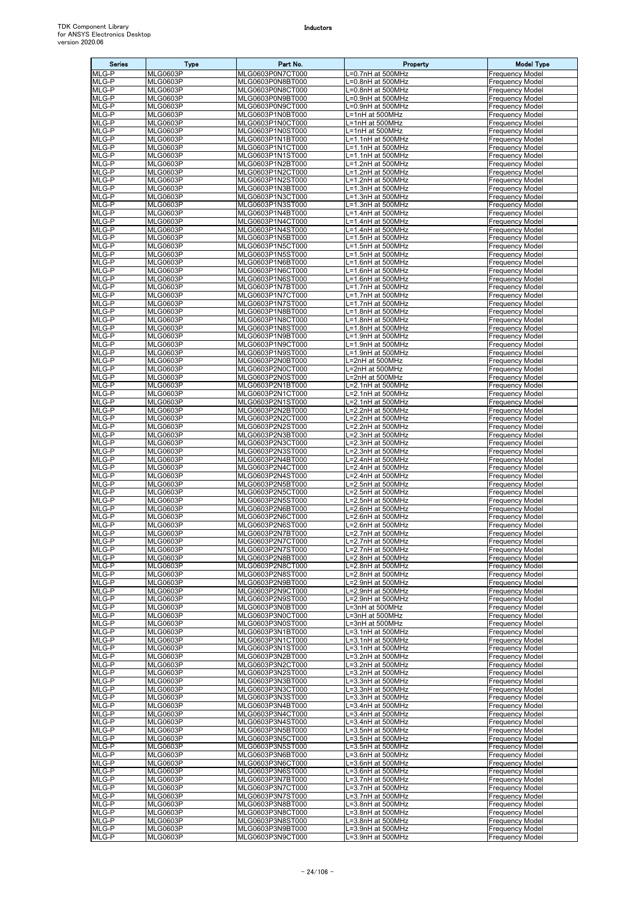| Series | Type | Part No. | Property | Model Type |
|---|---|---|---|---|
| MLG-P | MLG0603P | MLG0603P0N7CT000 | L=0.7nH at 500MHz | Frequency Model |
| MLG-P | MLG0603P | MLG0603P0N8BT000 | L=0.8nH at 500MHz | Frequency Model |
| MLG-P | MLG0603P | MLG0603P0N8CT000 | L=0.8nH at 500MHz | Frequency Model |
| MLG-P | MLG0603P | MLG0603P0N9BT000 | L=0.9nH at 500MHz | Frequency Model |
| MLG-P | MLG0603P | MLG0603P0N9CT000 | L=0.9nH at 500MHz | Frequency Model |
| MLG-P | MLG0603P | MLG0603P1N0BT000 | L=1nH at 500MHz | Frequency Model |
| MLG-P | MLG0603P | MLG0603P1N0CT000 | L=1nH at 500MHz | Frequency Model |
| MLG-P | MLG0603P | MLG0603P1N0ST000 | L=1nH at 500MHz | Frequency Model |
| MLG-P | MLG0603P | MLG0603P1N1BT000 | L=1.1nH at 500MHz | Frequency Model |
| MLG-P | MLG0603P | MLG0603P1N1CT000 | L=1.1nH at 500MHz | Frequency Model |
| MLG-P | MLG0603P | MLG0603P1N1ST000 | L=1.1nH at 500MHz | Frequency Model |
| MLG-P | MLG0603P | MLG0603P1N2BT000 | L=1.2nH at 500MHz | Frequency Model |
| MLG-P | MLG0603P | MLG0603P1N2CT000 | L=1.2nH at 500MHz | Frequency Model |
| MLG-P | MLG0603P | MLG0603P1N2ST000 | L=1.2nH at 500MHz | Frequency Model |
| MLG-P | MLG0603P | MLG0603P1N3BT000 | L=1.3nH at 500MHz | Frequency Model |
| MLG-P | MLG0603P | MLG0603P1N3CT000 | L=1.3nH at 500MHz | Frequency Model |
| MLG-P | MLG0603P | MLG0603P1N3ST000 | L=1.3nH at 500MHz | Frequency Model |
| MLG-P | MLG0603P | MLG0603P1N4BT000 | L=1.4nH at 500MHz | Frequency Model |
| MLG-P | MLG0603P | MLG0603P1N4CT000 | L=1.4nH at 500MHz | Frequency Model |
| MLG-P | MLG0603P | MLG0603P1N4ST000 | L=1.4nH at 500MHz | Frequency Model |
| MLG-P | MLG0603P | MLG0603P1N5BT000 | L=1.5nH at 500MHz | Frequency Model |
| MLG-P | MLG0603P | MLG0603P1N5CT000 | L=1.5nH at 500MHz | Frequency Model |
| MLG-P | MLG0603P | MLG0603P1N5ST000 | L=1.5nH at 500MHz | Frequency Model |
| MLG-P | MLG0603P | MLG0603P1N6BT000 | L=1.6nH at 500MHz | Frequency Model |
| MLG-P | MLG0603P | MLG0603P1N6CT000 | L=1.6nH at 500MHz | Frequency Model |
| MLG-P | MLG0603P | MLG0603P1N6ST000 | L=1.6nH at 500MHz | Frequency Model |
| MLG-P | MLG0603P | MLG0603P1N7BT000 | L=1.7nH at 500MHz | Frequency Model |
| MLG-P | MLG0603P | MLG0603P1N7CT000 | L=1.7nH at 500MHz | Frequency Model |
| MLG-P | MLG0603P | MLG0603P1N7ST000 | L=1.7nH at 500MHz | Frequency Model |
| MLG-P | MLG0603P | MLG0603P1N8BT000 | L=1.8nH at 500MHz | Frequency Model |
| MLG-P | MLG0603P | MLG0603P1N8CT000 | L=1.8nH at 500MHz | Frequency Model |
| MLG-P | MLG0603P | MLG0603P1N8ST000 | L=1.8nH at 500MHz | Frequency Model |
| MLG-P | MLG0603P | MLG0603P1N9BT000 | L=1.9nH at 500MHz | Frequency Model |
| MLG-P | MLG0603P | MLG0603P1N9CT000 | L=1.9nH at 500MHz | Frequency Model |
| MLG-P | MLG0603P | MLG0603P1N9ST000 | L=1.9nH at 500MHz | Frequency Model |
| MLG-P | MLG0603P | MLG0603P2N0BT000 | L=2nH at 500MHz | Frequency Model |
| MLG-P | MLG0603P | MLG0603P2N0CT000 | L=2nH at 500MHz | Frequency Model |
| MLG-P | MLG0603P | MLG0603P2N0ST000 | L=2nH at 500MHz | Frequency Model |
| MLG-P | MLG0603P | MLG0603P2N1BT000 | L=2.1nH at 500MHz | Frequency Model |
| MLG-P | MLG0603P | MLG0603P2N1CT000 | L=2.1nH at 500MHz | Frequency Model |
| MLG-P | MLG0603P | MLG0603P2N1ST000 | L=2.1nH at 500MHz | Frequency Model |
| MLG-P | MLG0603P | MLG0603P2N2BT000 | L=2.2nH at 500MHz | Frequency Model |
| MLG-P | MLG0603P | MLG0603P2N2CT000 | L=2.2nH at 500MHz | Frequency Model |
| MLG-P | MLG0603P | MLG0603P2N2ST000 | L=2.2nH at 500MHz | Frequency Model |
| MLG-P | MLG0603P | MLG0603P2N3BT000 | L=2.3nH at 500MHz | Frequency Model |
| MLG-P | MLG0603P | MLG0603P2N3CT000 | L=2.3nH at 500MHz | Frequency Model |
| MLG-P | MLG0603P | MLG0603P2N3ST000 | L=2.3nH at 500MHz | Frequency Model |
| MLG-P | MLG0603P | MLG0603P2N4BT000 | L=2.4nH at 500MHz | Frequency Model |
| MLG-P | MLG0603P | MLG0603P2N4CT000 | L=2.4nH at 500MHz | Frequency Model |
| MLG-P | MLG0603P | MLG0603P2N4ST000 | L=2.4nH at 500MHz | Frequency Model |
| MLG-P | MLG0603P | MLG0603P2N5BT000 | L=2.5nH at 500MHz | Frequency Model |
| MLG-P | MLG0603P | MLG0603P2N5CT000 | L=2.5nH at 500MHz | Frequency Model |
| MLG-P | MLG0603P | MLG0603P2N5ST000 | L=2.5nH at 500MHz | Frequency Model |
| MLG-P | MLG0603P | MLG0603P2N6BT000 | L=2.6nH at 500MHz | Frequency Model |
| MLG-P | MLG0603P | MLG0603P2N6CT000 | L=2.6nH at 500MHz | Frequency Model |
| MLG-P | MLG0603P | MLG0603P2N6ST000 | L=2.6nH at 500MHz | Frequency Model |
| MLG-P | MLG0603P | MLG0603P2N7BT000 | L=2.7nH at 500MHz | Frequency Model |
| MLG-P | MLG0603P | MLG0603P2N7CT000 | L=2.7nH at 500MHz | Frequency Model |
| MLG-P | MLG0603P | MLG0603P2N7ST000 | L=2.7nH at 500MHz | Frequency Model |
| MLG-P | MLG0603P | MLG0603P2N8BT000 | L=2.8nH at 500MHz | Frequency Model |
| MLG-P | MLG0603P | MLG0603P2N8CT000 | L=2.8nH at 500MHz | Frequency Model |
| MLG-P | MLG0603P | MLG0603P2N8ST000 | L=2.8nH at 500MHz | Frequency Model |
| MLG-P | MLG0603P | MLG0603P2N9BT000 | L=2.9nH at 500MHz | Frequency Model |
| MLG-P | MLG0603P | MLG0603P2N9CT000 | L=2.9nH at 500MHz | Frequency Model |
| MLG-P | MLG0603P | MLG0603P2N9ST000 | L=2.9nH at 500MHz | Frequency Model |
| MLG-P | MLG0603P | MLG0603P3N0BT000 | L=3nH at 500MHz | Frequency Model |
| MLG-P | MLG0603P | MLG0603P3N0CT000 | L=3nH at 500MHz | Frequency Model |
| MLG-P | MLG0603P | MLG0603P3N0ST000 | L=3nH at 500MHz | Frequency Model |
| MLG-P | MLG0603P | MLG0603P3N1BT000 | L=3.1nH at 500MHz | Frequency Model |
| MLG-P | MLG0603P | MLG0603P3N1CT000 | L=3.1nH at 500MHz | Frequency Model |
| MLG-P | MLG0603P | MLG0603P3N1ST000 | L=3.1nH at 500MHz | Frequency Model |
| MLG-P | MLG0603P | MLG0603P3N2BT000 | L=3.2nH at 500MHz | Frequency Model |
| MLG-P | MLG0603P | MLG0603P3N2CT000 | L=3.2nH at 500MHz | Frequency Model |
| MLG-P | MLG0603P | MLG0603P3N2ST000 | L=3.2nH at 500MHz | Frequency Model |
| MLG-P | MLG0603P | MLG0603P3N3BT000 | L=3.3nH at 500MHz | Frequency Model |
| MLG-P | MLG0603P | MLG0603P3N3CT000 | L=3.3nH at 500MHz | Frequency Model |
| MLG-P | MLG0603P | MLG0603P3N3ST000 | L=3.3nH at 500MHz | Frequency Model |
| MLG-P | MLG0603P | MLG0603P3N4BT000 | L=3.4nH at 500MHz | Frequency Model |
| MLG-P | MLG0603P | MLG0603P3N4CT000 | L=3.4nH at 500MHz | Frequency Model |
| MLG-P | MLG0603P | MLG0603P3N4ST000 | L=3.4nH at 500MHz | Frequency Model |
| MLG-P | MLG0603P | MLG0603P3N5BT000 | L=3.5nH at 500MHz | Frequency Model |
| MLG-P | MLG0603P | MLG0603P3N5CT000 | L=3.5nH at 500MHz | Frequency Model |
| MLG-P | MLG0603P | MLG0603P3N5ST000 | L=3.5nH at 500MHz | Frequency Model |
| MLG-P | MLG0603P | MLG0603P3N6BT000 | L=3.6nH at 500MHz | Frequency Model |
| MLG-P | MLG0603P | MLG0603P3N6CT000 | L=3.6nH at 500MHz | Frequency Model |
| MLG-P | MLG0603P | MLG0603P3N6ST000 | L=3.6nH at 500MHz | Frequency Model |
| MLG-P | MLG0603P | MLG0603P3N7BT000 | L=3.7nH at 500MHz | Frequency Model |
| MLG-P | MLG0603P | MLG0603P3N7CT000 | L=3.7nH at 500MHz | Frequency Model |
| MLG-P | MLG0603P | MLG0603P3N7ST000 | L=3.7nH at 500MHz | Frequency Model |
| MLG-P | MLG0603P | MLG0603P3N8BT000 | L=3.8nH at 500MHz | Frequency Model |
| MLG-P | MLG0603P | MLG0603P3N8CT000 | L=3.8nH at 500MHz | Frequency Model |
| MLG-P | MLG0603P | MLG0603P3N8ST000 | L=3.8nH at 500MHz | Frequency Model |
| MLG-P | MLG0603P | MLG0603P3N9BT000 | L=3.9nH at 500MHz | Frequency Model |
| MLG-P | MLG0603P | MLG0603P3N9CT000 | L=3.9nH at 500MHz | Frequency Model |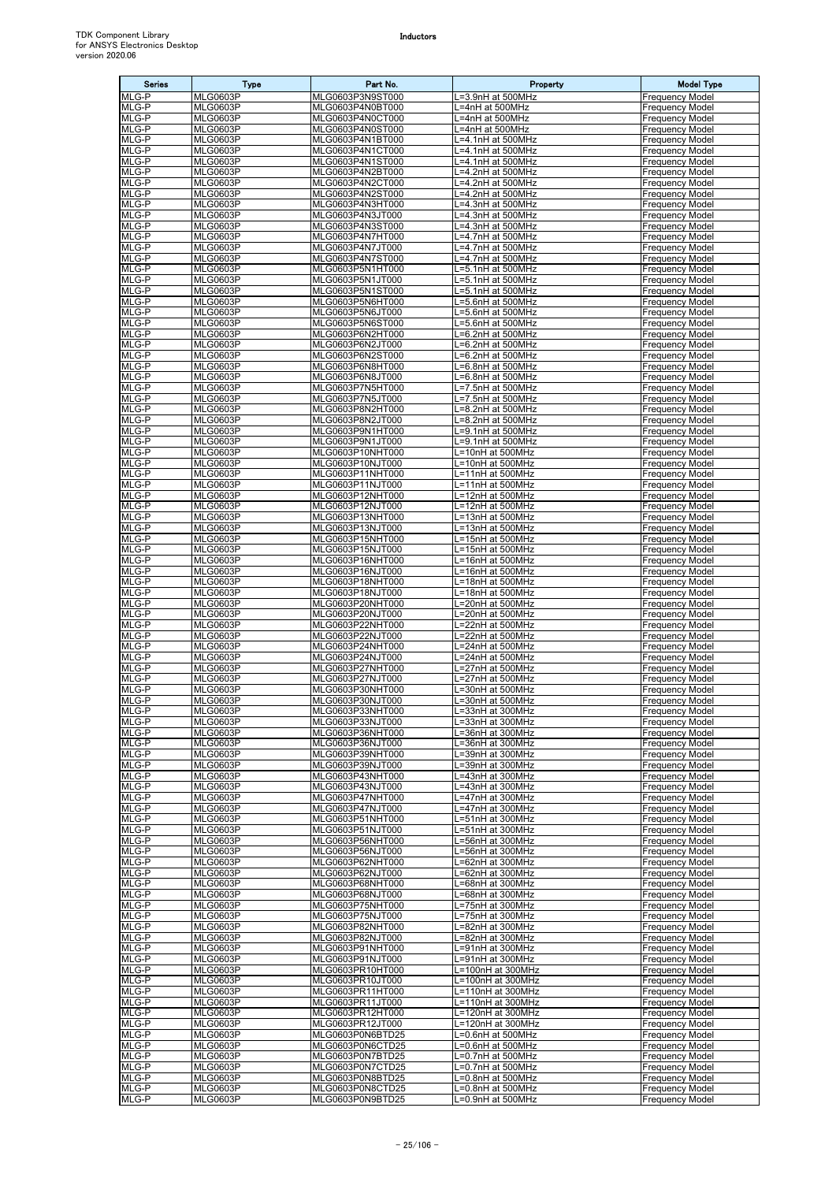| Series | Type | Part No. | Property | Model Type |
|---|---|---|---|---|
| MLG-P | MLG0603P | MLG0603P3N9ST000 | L=3.9nH at 500MHz | Frequency Model |
| MLG-P | MLG0603P | MLG0603P4N0BT000 | L=4nH at 500MHz | Frequency Model |
| MLG-P | MLG0603P | MLG0603P4N0CT000 | L=4nH at 500MHz | Frequency Model |
| MLG-P | MLG0603P | MLG0603P4N0ST000 | L=4nH at 500MHz | Frequency Model |
| MLG-P | MLG0603P | MLG0603P4N1BT000 | L=4.1nH at 500MHz | Frequency Model |
| MLG-P | MLG0603P | MLG0603P4N1CT000 | L=4.1nH at 500MHz | Frequency Model |
| MLG-P | MLG0603P | MLG0603P4N1ST000 | L=4.1nH at 500MHz | Frequency Model |
| MLG-P | MLG0603P | MLG0603P4N2BT000 | L=4.2nH at 500MHz | Frequency Model |
| MLG-P | MLG0603P | MLG0603P4N2CT000 | L=4.2nH at 500MHz | Frequency Model |
| MLG-P | MLG0603P | MLG0603P4N2ST000 | L=4.2nH at 500MHz | Frequency Model |
| MLG-P | MLG0603P | MLG0603P4N3HT000 | L=4.3nH at 500MHz | Frequency Model |
| MLG-P | MLG0603P | MLG0603P4N3JT000 | L=4.3nH at 500MHz | Frequency Model |
| MLG-P | MLG0603P | MLG0603P4N3ST000 | L=4.3nH at 500MHz | Frequency Model |
| MLG-P | MLG0603P | MLG0603P4N7HT000 | L=4.7nH at 500MHz | Frequency Model |
| MLG-P | MLG0603P | MLG0603P4N7JT000 | L=4.7nH at 500MHz | Frequency Model |
| MLG-P | MLG0603P | MLG0603P4N7ST000 | L=4.7nH at 500MHz | Frequency Model |
| MLG-P | MLG0603P | MLG0603P5N1HT000 | L=5.1nH at 500MHz | Frequency Model |
| MLG-P | MLG0603P | MLG0603P5N1JT000 | L=5.1nH at 500MHz | Frequency Model |
| MLG-P | MLG0603P | MLG0603P5N1ST000 | L=5.1nH at 500MHz | Frequency Model |
| MLG-P | MLG0603P | MLG0603P5N6HT000 | L=5.6nH at 500MHz | Frequency Model |
| MLG-P | MLG0603P | MLG0603P5N6JT000 | L=5.6nH at 500MHz | Frequency Model |
| MLG-P | MLG0603P | MLG0603P5N6ST000 | L=5.6nH at 500MHz | Frequency Model |
| MLG-P | MLG0603P | MLG0603P6N2HT000 | L=6.2nH at 500MHz | Frequency Model |
| MLG-P | MLG0603P | MLG0603P6N2JT000 | L=6.2nH at 500MHz | Frequency Model |
| MLG-P | MLG0603P | MLG0603P6N2ST000 | L=6.2nH at 500MHz | Frequency Model |
| MLG-P | MLG0603P | MLG0603P6N8HT000 | L=6.8nH at 500MHz | Frequency Model |
| MLG-P | MLG0603P | MLG0603P6N8JT000 | L=6.8nH at 500MHz | Frequency Model |
| MLG-P | MLG0603P | MLG0603P7N5HT000 | L=7.5nH at 500MHz | Frequency Model |
| MLG-P | MLG0603P | MLG0603P7N5JT000 | L=7.5nH at 500MHz | Frequency Model |
| MLG-P | MLG0603P | MLG0603P8N2HT000 | L=8.2nH at 500MHz | Frequency Model |
| MLG-P | MLG0603P | MLG0603P8N2JT000 | L=8.2nH at 500MHz | Frequency Model |
| MLG-P | MLG0603P | MLG0603P9N1HT000 | L=9.1nH at 500MHz | Frequency Model |
| MLG-P | MLG0603P | MLG0603P9N1JT000 | L=9.1nH at 500MHz | Frequency Model |
| MLG-P | MLG0603P | MLG0603P10NHT000 | L=10nH at 500MHz | Frequency Model |
| MLG-P | MLG0603P | MLG0603P10NJT000 | L=10nH at 500MHz | Frequency Model |
| MLG-P | MLG0603P | MLG0603P11NHT000 | L=11nH at 500MHz | Frequency Model |
| MLG-P | MLG0603P | MLG0603P11NJT000 | L=11nH at 500MHz | Frequency Model |
| MLG-P | MLG0603P | MLG0603P12NHT000 | L=12nH at 500MHz | Frequency Model |
| MLG-P | MLG0603P | MLG0603P12NJT000 | L=12nH at 500MHz | Frequency Model |
| MLG-P | MLG0603P | MLG0603P13NHT000 | L=13nH at 500MHz | Frequency Model |
| MLG-P | MLG0603P | MLG0603P13NJT000 | L=13nH at 500MHz | Frequency Model |
| MLG-P | MLG0603P | MLG0603P15NHT000 | L=15nH at 500MHz | Frequency Model |
| MLG-P | MLG0603P | MLG0603P15NJT000 | L=15nH at 500MHz | Frequency Model |
| MLG-P | MLG0603P | MLG0603P16NHT000 | L=16nH at 500MHz | Frequency Model |
| MLG-P | MLG0603P | MLG0603P16NJT000 | L=16nH at 500MHz | Frequency Model |
| MLG-P | MLG0603P | MLG0603P18NHT000 | L=18nH at 500MHz | Frequency Model |
| MLG-P | MLG0603P | MLG0603P18NJT000 | L=18nH at 500MHz | Frequency Model |
| MLG-P | MLG0603P | MLG0603P20NHT000 | L=20nH at 500MHz | Frequency Model |
| MLG-P | MLG0603P | MLG0603P20NJT000 | L=20nH at 500MHz | Frequency Model |
| MLG-P | MLG0603P | MLG0603P22NHT000 | L=22nH at 500MHz | Frequency Model |
| MLG-P | MLG0603P | MLG0603P22NJT000 | L=22nH at 500MHz | Frequency Model |
| MLG-P | MLG0603P | MLG0603P24NHT000 | L=24nH at 500MHz | Frequency Model |
| MLG-P | MLG0603P | MLG0603P24NJT000 | L=24nH at 500MHz | Frequency Model |
| MLG-P | MLG0603P | MLG0603P27NHT000 | L=27nH at 500MHz | Frequency Model |
| MLG-P | MLG0603P | MLG0603P27NJT000 | L=27nH at 500MHz | Frequency Model |
| MLG-P | MLG0603P | MLG0603P30NHT000 | L=30nH at 500MHz | Frequency Model |
| MLG-P | MLG0603P | MLG0603P30NJT000 | L=30nH at 500MHz | Frequency Model |
| MLG-P | MLG0603P | MLG0603P33NHT000 | L=33nH at 300MHz | Frequency Model |
| MLG-P | MLG0603P | MLG0603P33NJT000 | L=33nH at 300MHz | Frequency Model |
| MLG-P | MLG0603P | MLG0603P36NHT000 | L=36nH at 300MHz | Frequency Model |
| MLG-P | MLG0603P | MLG0603P36NJT000 | L=36nH at 300MHz | Frequency Model |
| MLG-P | MLG0603P | MLG0603P39NHT000 | L=39nH at 300MHz | Frequency Model |
| MLG-P | MLG0603P | MLG0603P39NJT000 | L=39nH at 300MHz | Frequency Model |
| MLG-P | MLG0603P | MLG0603P43NHT000 | L=43nH at 300MHz | Frequency Model |
| MLG-P | MLG0603P | MLG0603P43NJT000 | L=43nH at 300MHz | Frequency Model |
| MLG-P | MLG0603P | MLG0603P47NHT000 | L=47nH at 300MHz | Frequency Model |
| MLG-P | MLG0603P | MLG0603P47NJT000 | L=47nH at 300MHz | Frequency Model |
| MLG-P | MLG0603P | MLG0603P51NHT000 | L=51nH at 300MHz | Frequency Model |
| MLG-P | MLG0603P | MLG0603P51NJT000 | L=51nH at 300MHz | Frequency Model |
| MLG-P | MLG0603P | MLG0603P56NHT000 | L=56nH at 300MHz | Frequency Model |
| MLG-P | MLG0603P | MLG0603P56NJT000 | L=56nH at 300MHz | Frequency Model |
| MLG-P | MLG0603P | MLG0603P62NHT000 | L=62nH at 300MHz | Frequency Model |
| MLG-P | MLG0603P | MLG0603P62NJT000 | L=62nH at 300MHz | Frequency Model |
| MLG-P | MLG0603P | MLG0603P68NHT000 | L=68nH at 300MHz | Frequency Model |
| MLG-P | MLG0603P | MLG0603P68NJT000 | L=68nH at 300MHz | Frequency Model |
| MLG-P | MLG0603P | MLG0603P75NHT000 | L=75nH at 300MHz | Frequency Model |
| MLG-P | MLG0603P | MLG0603P75NJT000 | L=75nH at 300MHz | Frequency Model |
| MLG-P | MLG0603P | MLG0603P82NHT000 | L=82nH at 300MHz | Frequency Model |
| MLG-P | MLG0603P | MLG0603P82NJT000 | L=82nH at 300MHz | Frequency Model |
| MLG-P | MLG0603P | MLG0603P91NHT000 | L=91nH at 300MHz | Frequency Model |
| MLG-P | MLG0603P | MLG0603P91NJT000 | L=91nH at 300MHz | Frequency Model |
| MLG-P | MLG0603P | MLG0603PR10HT000 | L=100nH at 300MHz | Frequency Model |
| MLG-P | MLG0603P | MLG0603PR10JT000 | L=100nH at 300MHz | Frequency Model |
| MLG-P | MLG0603P | MLG0603PR11HT000 | L=110nH at 300MHz | Frequency Model |
| MLG-P | MLG0603P | MLG0603PR11JT000 | L=110nH at 300MHz | Frequency Model |
| MLG-P | MLG0603P | MLG0603PR12HT000 | L=120nH at 300MHz | Frequency Model |
| MLG-P | MLG0603P | MLG0603PR12JT000 | L=120nH at 300MHz | Frequency Model |
| MLG-P | MLG0603P | MLG0603P0N6BTD25 | L=0.6nH at 500MHz | Frequency Model |
| MLG-P | MLG0603P | MLG0603P0N6CTD25 | L=0.6nH at 500MHz | Frequency Model |
| MLG-P | MLG0603P | MLG0603P0N7BTD25 | L=0.7nH at 500MHz | Frequency Model |
| MLG-P | MLG0603P | MLG0603P0N7CTD25 | L=0.7nH at 500MHz | Frequency Model |
| MLG-P | MLG0603P | MLG0603P0N8BTD25 | L=0.8nH at 500MHz | Frequency Model |
| MLG-P | MLG0603P | MLG0603P0N8CTD25 | L=0.8nH at 500MHz | Frequency Model |
| MLG-P | MLG0603P | MLG0603P0N9BTD25 | L=0.9nH at 500MHz | Frequency Model |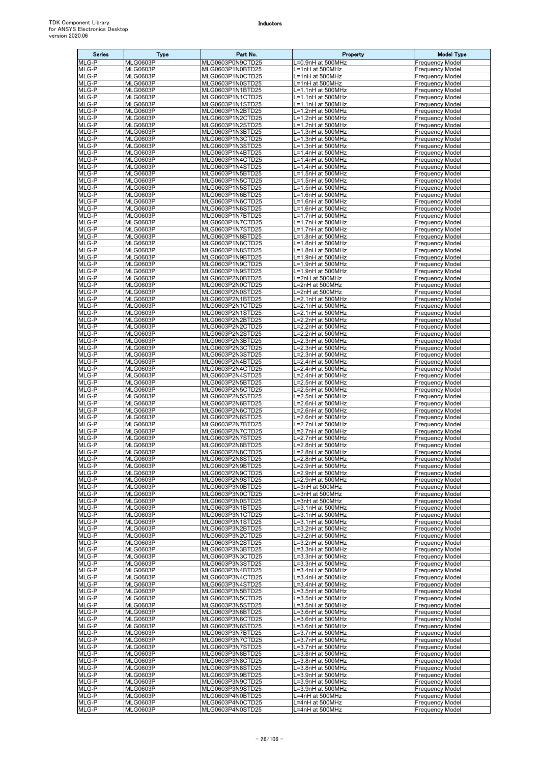| Series | Type | Part No. | Property | Model Type |
|---|---|---|---|---|
| MLG-P | MLG0603P | MLG0603P0N9CTD25 | L=0.9nH at 500MHz | Frequency Model |
| MLG-P | MLG0603P | MLG0603P1N0BTD25 | L=1nH at 500MHz | Frequency Model |
| MLG-P | MLG0603P | MLG0603P1N0CTD25 | L=1nH at 500MHz | Frequency Model |
| MLG-P | MLG0603P | MLG0603P1N0STD25 | L=1nH at 500MHz | Frequency Model |
| MLG-P | MLG0603P | MLG0603P1N1BTD25 | L=1.1nH at 500MHz | Frequency Model |
| MLG-P | MLG0603P | MLG0603P1N1CTD25 | L=1.1nH at 500MHz | Frequency Model |
| MLG-P | MLG0603P | MLG0603P1N1STD25 | L=1.1nH at 500MHz | Frequency Model |
| MLG-P | MLG0603P | MLG0603P1N2BTD25 | L=1.2nH at 500MHz | Frequency Model |
| MLG-P | MLG0603P | MLG0603P1N2CTD25 | L=1.2nH at 500MHz | Frequency Model |
| MLG-P | MLG0603P | MLG0603P1N2STD25 | L=1.2nH at 500MHz | Frequency Model |
| MLG-P | MLG0603P | MLG0603P1N3BTD25 | L=1.3nH at 500MHz | Frequency Model |
| MLG-P | MLG0603P | MLG0603P1N3CTD25 | L=1.3nH at 500MHz | Frequency Model |
| MLG-P | MLG0603P | MLG0603P1N3STD25 | L=1.3nH at 500MHz | Frequency Model |
| MLG-P | MLG0603P | MLG0603P1N4BTD25 | L=1.4nH at 500MHz | Frequency Model |
| MLG-P | MLG0603P | MLG0603P1N4CTD25 | L=1.4nH at 500MHz | Frequency Model |
| MLG-P | MLG0603P | MLG0603P1N4STD25 | L=1.4nH at 500MHz | Frequency Model |
| MLG-P | MLG0603P | MLG0603P1N5BTD25 | L=1.5nH at 500MHz | Frequency Model |
| MLG-P | MLG0603P | MLG0603P1N5CTD25 | L=1.5nH at 500MHz | Frequency Model |
| MLG-P | MLG0603P | MLG0603P1N5STD25 | L=1.5nH at 500MHz | Frequency Model |
| MLG-P | MLG0603P | MLG0603P1N6BTD25 | L=1.6nH at 500MHz | Frequency Model |
| MLG-P | MLG0603P | MLG0603P1N6CTD25 | L=1.6nH at 500MHz | Frequency Model |
| MLG-P | MLG0603P | MLG0603P1N6STD25 | L=1.6nH at 500MHz | Frequency Model |
| MLG-P | MLG0603P | MLG0603P1N7BTD25 | L=1.7nH at 500MHz | Frequency Model |
| MLG-P | MLG0603P | MLG0603P1N7CTD25 | L=1.7nH at 500MHz | Frequency Model |
| MLG-P | MLG0603P | MLG0603P1N7STD25 | L=1.7nH at 500MHz | Frequency Model |
| MLG-P | MLG0603P | MLG0603P1N8BTD25 | L=1.8nH at 500MHz | Frequency Model |
| MLG-P | MLG0603P | MLG0603P1N8CTD25 | L=1.8nH at 500MHz | Frequency Model |
| MLG-P | MLG0603P | MLG0603P1N8STD25 | L=1.8nH at 500MHz | Frequency Model |
| MLG-P | MLG0603P | MLG0603P1N9BTD25 | L=1.9nH at 500MHz | Frequency Model |
| MLG-P | MLG0603P | MLG0603P1N9CTD25 | L=1.9nH at 500MHz | Frequency Model |
| MLG-P | MLG0603P | MLG0603P1N9STD25 | L=1.9nH at 500MHz | Frequency Model |
| MLG-P | MLG0603P | MLG0603P2N0BTD25 | L=2nH at 500MHz | Frequency Model |
| MLG-P | MLG0603P | MLG0603P2N0CTD25 | L=2nH at 500MHz | Frequency Model |
| MLG-P | MLG0603P | MLG0603P2N0STD25 | L=2nH at 500MHz | Frequency Model |
| MLG-P | MLG0603P | MLG0603P2N1BTD25 | L=2.1nH at 500MHz | Frequency Model |
| MLG-P | MLG0603P | MLG0603P2N1CTD25 | L=2.1nH at 500MHz | Frequency Model |
| MLG-P | MLG0603P | MLG0603P2N1STD25 | L=2.1nH at 500MHz | Frequency Model |
| MLG-P | MLG0603P | MLG0603P2N2BTD25 | L=2.2nH at 500MHz | Frequency Model |
| MLG-P | MLG0603P | MLG0603P2N2CTD25 | L=2.2nH at 500MHz | Frequency Model |
| MLG-P | MLG0603P | MLG0603P2N2STD25 | L=2.2nH at 500MHz | Frequency Model |
| MLG-P | MLG0603P | MLG0603P2N3BTD25 | L=2.3nH at 500MHz | Frequency Model |
| MLG-P | MLG0603P | MLG0603P2N3CTD25 | L=2.3nH at 500MHz | Frequency Model |
| MLG-P | MLG0603P | MLG0603P2N3STD25 | L=2.3nH at 500MHz | Frequency Model |
| MLG-P | MLG0603P | MLG0603P2N4BTD25 | L=2.4nH at 500MHz | Frequency Model |
| MLG-P | MLG0603P | MLG0603P2N4CTD25 | L=2.4nH at 500MHz | Frequency Model |
| MLG-P | MLG0603P | MLG0603P2N4STD25 | L=2.4nH at 500MHz | Frequency Model |
| MLG-P | MLG0603P | MLG0603P2N5BTD25 | L=2.5nH at 500MHz | Frequency Model |
| MLG-P | MLG0603P | MLG0603P2N5CTD25 | L=2.5nH at 500MHz | Frequency Model |
| MLG-P | MLG0603P | MLG0603P2N5STD25 | L=2.5nH at 500MHz | Frequency Model |
| MLG-P | MLG0603P | MLG0603P2N6BTD25 | L=2.6nH at 500MHz | Frequency Model |
| MLG-P | MLG0603P | MLG0603P2N6CTD25 | L=2.6nH at 500MHz | Frequency Model |
| MLG-P | MLG0603P | MLG0603P2N6STD25 | L=2.6nH at 500MHz | Frequency Model |
| MLG-P | MLG0603P | MLG0603P2N7BTD25 | L=2.7nH at 500MHz | Frequency Model |
| MLG-P | MLG0603P | MLG0603P2N7CTD25 | L=2.7nH at 500MHz | Frequency Model |
| MLG-P | MLG0603P | MLG0603P2N7STD25 | L=2.7nH at 500MHz | Frequency Model |
| MLG-P | MLG0603P | MLG0603P2N8BTD25 | L=2.8nH at 500MHz | Frequency Model |
| MLG-P | MLG0603P | MLG0603P2N8CTD25 | L=2.8nH at 500MHz | Frequency Model |
| MLG-P | MLG0603P | MLG0603P2N8STD25 | L=2.8nH at 500MHz | Frequency Model |
| MLG-P | MLG0603P | MLG0603P2N9BTD25 | L=2.9nH at 500MHz | Frequency Model |
| MLG-P | MLG0603P | MLG0603P2N9CTD25 | L=2.9nH at 500MHz | Frequency Model |
| MLG-P | MLG0603P | MLG0603P2N9STD25 | L=2.9nH at 500MHz | Frequency Model |
| MLG-P | MLG0603P | MLG0603P3N0BTD25 | L=3nH at 500MHz | Frequency Model |
| MLG-P | MLG0603P | MLG0603P3N0CTD25 | L=3nH at 500MHz | Frequency Model |
| MLG-P | MLG0603P | MLG0603P3N0STD25 | L=3nH at 500MHz | Frequency Model |
| MLG-P | MLG0603P | MLG0603P3N1BTD25 | L=3.1nH at 500MHz | Frequency Model |
| MLG-P | MLG0603P | MLG0603P3N1CTD25 | L=3.1nH at 500MHz | Frequency Model |
| MLG-P | MLG0603P | MLG0603P3N1STD25 | L=3.1nH at 500MHz | Frequency Model |
| MLG-P | MLG0603P | MLG0603P3N2BTD25 | L=3.2nH at 500MHz | Frequency Model |
| MLG-P | MLG0603P | MLG0603P3N2CTD25 | L=3.2nH at 500MHz | Frequency Model |
| MLG-P | MLG0603P | MLG0603P3N2STD25 | L=3.2nH at 500MHz | Frequency Model |
| MLG-P | MLG0603P | MLG0603P3N3BTD25 | L=3.3nH at 500MHz | Frequency Model |
| MLG-P | MLG0603P | MLG0603P3N3CTD25 | L=3.3nH at 500MHz | Frequency Model |
| MLG-P | MLG0603P | MLG0603P3N3STD25 | L=3.3nH at 500MHz | Frequency Model |
| MLG-P | MLG0603P | MLG0603P3N4BTD25 | L=3.4nH at 500MHz | Frequency Model |
| MLG-P | MLG0603P | MLG0603P3N4CTD25 | L=3.4nH at 500MHz | Frequency Model |
| MLG-P | MLG0603P | MLG0603P3N4STD25 | L=3.4nH at 500MHz | Frequency Model |
| MLG-P | MLG0603P | MLG0603P3N5BTD25 | L=3.5nH at 500MHz | Frequency Model |
| MLG-P | MLG0603P | MLG0603P3N5CTD25 | L=3.5nH at 500MHz | Frequency Model |
| MLG-P | MLG0603P | MLG0603P3N5STD25 | L=3.5nH at 500MHz | Frequency Model |
| MLG-P | MLG0603P | MLG0603P3N6BTD25 | L=3.6nH at 500MHz | Frequency Model |
| MLG-P | MLG0603P | MLG0603P3N6CTD25 | L=3.6nH at 500MHz | Frequency Model |
| MLG-P | MLG0603P | MLG0603P3N6STD25 | L=3.6nH at 500MHz | Frequency Model |
| MLG-P | MLG0603P | MLG0603P3N7BTD25 | L=3.7nH at 500MHz | Frequency Model |
| MLG-P | MLG0603P | MLG0603P3N7CTD25 | L=3.7nH at 500MHz | Frequency Model |
| MLG-P | MLG0603P | MLG0603P3N7STD25 | L=3.7nH at 500MHz | Frequency Model |
| MLG-P | MLG0603P | MLG0603P3N8BTD25 | L=3.8nH at 500MHz | Frequency Model |
| MLG-P | MLG0603P | MLG0603P3N8CTD25 | L=3.8nH at 500MHz | Frequency Model |
| MLG-P | MLG0603P | MLG0603P3N8STD25 | L=3.8nH at 500MHz | Frequency Model |
| MLG-P | MLG0603P | MLG0603P3N9BTD25 | L=3.9nH at 500MHz | Frequency Model |
| MLG-P | MLG0603P | MLG0603P3N9CTD25 | L=3.9nH at 500MHz | Frequency Model |
| MLG-P | MLG0603P | MLG0603P3N9STD25 | L=3.9nH at 500MHz | Frequency Model |
| MLG-P | MLG0603P | MLG0603P4N0BTD25 | L=4nH at 500MHz | Frequency Model |
| MLG-P | MLG0603P | MLG0603P4N0CTD25 | L=4nH at 500MHz | Frequency Model |
| MLG-P | MLG0603P | MLG0603P4N0STD25 | L=4nH at 500MHz | Frequency Model |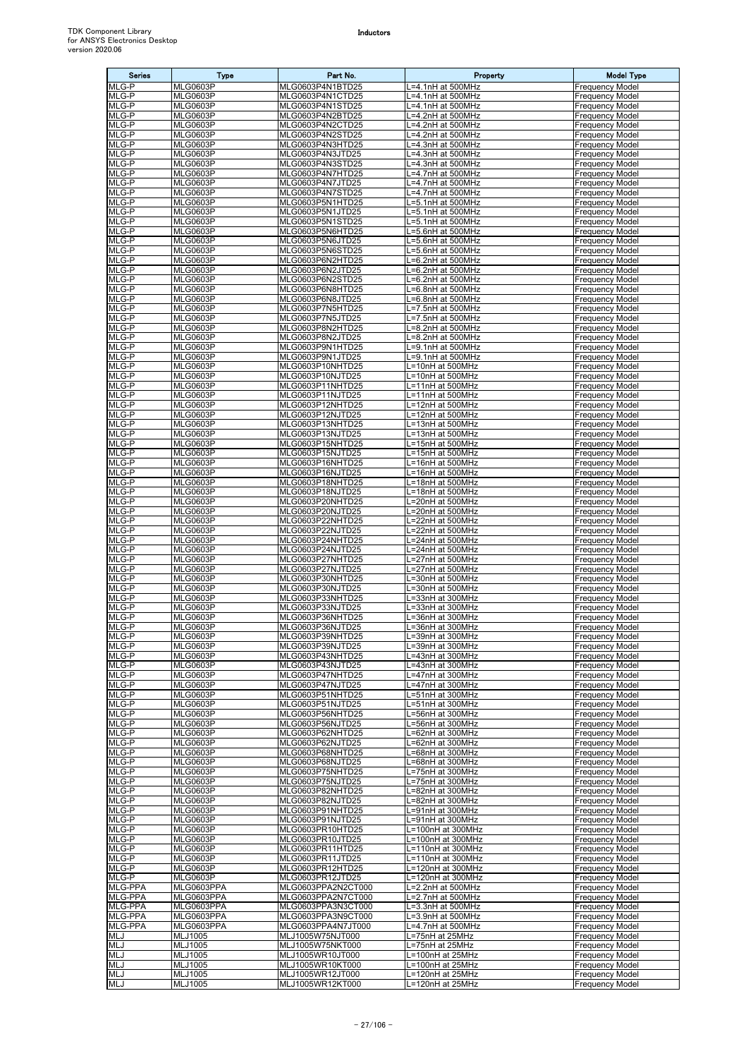| Series | Type | Part No. | Property | Model Type |
|---|---|---|---|---|
| MLG-P | MLG0603P | MLG0603P4N1BTD25 | L=4.1nH at 500MHz | Frequency Model |
| MLG-P | MLG0603P | MLG0603P4N1CTD25 | L=4.1nH at 500MHz | Frequency Model |
| MLG-P | MLG0603P | MLG0603P4N1STD25 | L=4.1nH at 500MHz | Frequency Model |
| MLG-P | MLG0603P | MLG0603P4N2BTD25 | L=4.2nH at 500MHz | Frequency Model |
| MLG-P | MLG0603P | MLG0603P4N2CTD25 | L=4.2nH at 500MHz | Frequency Model |
| MLG-P | MLG0603P | MLG0603P4N2STD25 | L=4.2nH at 500MHz | Frequency Model |
| MLG-P | MLG0603P | MLG0603P4N3HTD25 | L=4.3nH at 500MHz | Frequency Model |
| MLG-P | MLG0603P | MLG0603P4N3JTD25 | L=4.3nH at 500MHz | Frequency Model |
| MLG-P | MLG0603P | MLG0603P4N3STD25 | L=4.3nH at 500MHz | Frequency Model |
| MLG-P | MLG0603P | MLG0603P4N7HTD25 | L=4.7nH at 500MHz | Frequency Model |
| MLG-P | MLG0603P | MLG0603P4N7JTD25 | L=4.7nH at 500MHz | Frequency Model |
| MLG-P | MLG0603P | MLG0603P4N7STD25 | L=4.7nH at 500MHz | Frequency Model |
| MLG-P | MLG0603P | MLG0603P5N1HTD25 | L=5.1nH at 500MHz | Frequency Model |
| MLG-P | MLG0603P | MLG0603P5N1JTD25 | L=5.1nH at 500MHz | Frequency Model |
| MLG-P | MLG0603P | MLG0603P5N1STD25 | L=5.1nH at 500MHz | Frequency Model |
| MLG-P | MLG0603P | MLG0603P5N6HTD25 | L=5.6nH at 500MHz | Frequency Model |
| MLG-P | MLG0603P | MLG0603P5N6JTD25 | L=5.6nH at 500MHz | Frequency Model |
| MLG-P | MLG0603P | MLG0603P5N6STD25 | L=5.6nH at 500MHz | Frequency Model |
| MLG-P | MLG0603P | MLG0603P6N2HTD25 | L=6.2nH at 500MHz | Frequency Model |
| MLG-P | MLG0603P | MLG0603P6N2JTD25 | L=6.2nH at 500MHz | Frequency Model |
| MLG-P | MLG0603P | MLG0603P6N2STD25 | L=6.2nH at 500MHz | Frequency Model |
| MLG-P | MLG0603P | MLG0603P6N8HTD25 | L=6.8nH at 500MHz | Frequency Model |
| MLG-P | MLG0603P | MLG0603P6N8JTD25 | L=6.8nH at 500MHz | Frequency Model |
| MLG-P | MLG0603P | MLG0603P7N5HTD25 | L=7.5nH at 500MHz | Frequency Model |
| MLG-P | MLG0603P | MLG0603P7N5JTD25 | L=7.5nH at 500MHz | Frequency Model |
| MLG-P | MLG0603P | MLG0603P8N2HTD25 | L=8.2nH at 500MHz | Frequency Model |
| MLG-P | MLG0603P | MLG0603P8N2JTD25 | L=8.2nH at 500MHz | Frequency Model |
| MLG-P | MLG0603P | MLG0603P9N1HTD25 | L=9.1nH at 500MHz | Frequency Model |
| MLG-P | MLG0603P | MLG0603P9N1JTD25 | L=9.1nH at 500MHz | Frequency Model |
| MLG-P | MLG0603P | MLG0603P10NHTD25 | L=10nH at 500MHz | Frequency Model |
| MLG-P | MLG0603P | MLG0603P10NJTD25 | L=10nH at 500MHz | Frequency Model |
| MLG-P | MLG0603P | MLG0603P11NHTD25 | L=11nH at 500MHz | Frequency Model |
| MLG-P | MLG0603P | MLG0603P11NJTD25 | L=11nH at 500MHz | Frequency Model |
| MLG-P | MLG0603P | MLG0603P12NHTD25 | L=12nH at 500MHz | Frequency Model |
| MLG-P | MLG0603P | MLG0603P12NJTD25 | L=12nH at 500MHz | Frequency Model |
| MLG-P | MLG0603P | MLG0603P13NHTD25 | L=13nH at 500MHz | Frequency Model |
| MLG-P | MLG0603P | MLG0603P13NJTD25 | L=13nH at 500MHz | Frequency Model |
| MLG-P | MLG0603P | MLG0603P15NHTD25 | L=15nH at 500MHz | Frequency Model |
| MLG-P | MLG0603P | MLG0603P15NJTD25 | L=15nH at 500MHz | Frequency Model |
| MLG-P | MLG0603P | MLG0603P16NHTD25 | L=16nH at 500MHz | Frequency Model |
| MLG-P | MLG0603P | MLG0603P16NJTD25 | L=16nH at 500MHz | Frequency Model |
| MLG-P | MLG0603P | MLG0603P18NHTD25 | L=18nH at 500MHz | Frequency Model |
| MLG-P | MLG0603P | MLG0603P18NJTD25 | L=18nH at 500MHz | Frequency Model |
| MLG-P | MLG0603P | MLG0603P20NHTD25 | L=20nH at 500MHz | Frequency Model |
| MLG-P | MLG0603P | MLG0603P20NJTD25 | L=20nH at 500MHz | Frequency Model |
| MLG-P | MLG0603P | MLG0603P22NHTD25 | L=22nH at 500MHz | Frequency Model |
| MLG-P | MLG0603P | MLG0603P22NJTD25 | L=22nH at 500MHz | Frequency Model |
| MLG-P | MLG0603P | MLG0603P24NHTD25 | L=24nH at 500MHz | Frequency Model |
| MLG-P | MLG0603P | MLG0603P24NJTD25 | L=24nH at 500MHz | Frequency Model |
| MLG-P | MLG0603P | MLG0603P27NHTD25 | L=27nH at 500MHz | Frequency Model |
| MLG-P | MLG0603P | MLG0603P27NJTD25 | L=27nH at 500MHz | Frequency Model |
| MLG-P | MLG0603P | MLG0603P30NHTD25 | L=30nH at 500MHz | Frequency Model |
| MLG-P | MLG0603P | MLG0603P30NJTD25 | L=30nH at 500MHz | Frequency Model |
| MLG-P | MLG0603P | MLG0603P33NHTD25 | L=33nH at 300MHz | Frequency Model |
| MLG-P | MLG0603P | MLG0603P33NJTD25 | L=33nH at 300MHz | Frequency Model |
| MLG-P | MLG0603P | MLG0603P36NHTD25 | L=36nH at 300MHz | Frequency Model |
| MLG-P | MLG0603P | MLG0603P36NJTD25 | L=36nH at 300MHz | Frequency Model |
| MLG-P | MLG0603P | MLG0603P39NHTD25 | L=39nH at 300MHz | Frequency Model |
| MLG-P | MLG0603P | MLG0603P39NJTD25 | L=39nH at 300MHz | Frequency Model |
| MLG-P | MLG0603P | MLG0603P43NHTD25 | L=43nH at 300MHz | Frequency Model |
| MLG-P | MLG0603P | MLG0603P43NJTD25 | L=43nH at 300MHz | Frequency Model |
| MLG-P | MLG0603P | MLG0603P47NHTD25 | L=47nH at 300MHz | Frequency Model |
| MLG-P | MLG0603P | MLG0603P47NJTD25 | L=47nH at 300MHz | Frequency Model |
| MLG-P | MLG0603P | MLG0603P51NHTD25 | L=51nH at 300MHz | Frequency Model |
| MLG-P | MLG0603P | MLG0603P51NJTD25 | L=51nH at 300MHz | Frequency Model |
| MLG-P | MLG0603P | MLG0603P56NHTD25 | L=56nH at 300MHz | Frequency Model |
| MLG-P | MLG0603P | MLG0603P56NJTD25 | L=56nH at 300MHz | Frequency Model |
| MLG-P | MLG0603P | MLG0603P62NHTD25 | L=62nH at 300MHz | Frequency Model |
| MLG-P | MLG0603P | MLG0603P62NJTD25 | L=62nH at 300MHz | Frequency Model |
| MLG-P | MLG0603P | MLG0603P68NHTD25 | L=68nH at 300MHz | Frequency Model |
| MLG-P | MLG0603P | MLG0603P68NJTD25 | L=68nH at 300MHz | Frequency Model |
| MLG-P | MLG0603P | MLG0603P75NHTD25 | L=75nH at 300MHz | Frequency Model |
| MLG-P | MLG0603P | MLG0603P75NJTD25 | L=75nH at 300MHz | Frequency Model |
| MLG-P | MLG0603P | MLG0603P82NHTD25 | L=82nH at 300MHz | Frequency Model |
| MLG-P | MLG0603P | MLG0603P82NJTD25 | L=82nH at 300MHz | Frequency Model |
| MLG-P | MLG0603P | MLG0603P91NHTD25 | L=91nH at 300MHz | Frequency Model |
| MLG-P | MLG0603P | MLG0603P91NJTD25 | L=91nH at 300MHz | Frequency Model |
| MLG-P | MLG0603P | MLG0603PR10HTD25 | L=100nH at 300MHz | Frequency Model |
| MLG-P | MLG0603P | MLG0603PR10JTD25 | L=100nH at 300MHz | Frequency Model |
| MLG-P | MLG0603P | MLG0603PR11HTD25 | L=110nH at 300MHz | Frequency Model |
| MLG-P | MLG0603P | MLG0603PR11JTD25 | L=110nH at 300MHz | Frequency Model |
| MLG-P | MLG0603P | MLG0603PR12HTD25 | L=120nH at 300MHz | Frequency Model |
| MLG-P | MLG0603P | MLG0603PR12JTD25 | L=120nH at 300MHz | Frequency Model |
| MLG-PPA | MLG0603PPA | MLG0603PPA2N2CT000 | L=2.2nH at 500MHz | Frequency Model |
| MLG-PPA | MLG0603PPA | MLG0603PPA2N7CT000 | L=2.7nH at 500MHz | Frequency Model |
| MLG-PPA | MLG0603PPA | MLG0603PPA3N3CT000 | L=3.3nH at 500MHz | Frequency Model |
| MLG-PPA | MLG0603PPA | MLG0603PPA3N9CT000 | L=3.9nH at 500MHz | Frequency Model |
| MLG-PPA | MLG0603PPA | MLG0603PPA4N7JT000 | L=4.7nH at 500MHz | Frequency Model |
| MLJ | MLJ1005 | MLJ1005W75NJT000 | L=75nH at 25MHz | Frequency Model |
| MLJ | MLJ1005 | MLJ1005W75NKT000 | L=75nH at 25MHz | Frequency Model |
| MLJ | MLJ1005 | MLJ1005WR10JT000 | L=100nH at 25MHz | Frequency Model |
| MLJ | MLJ1005 | MLJ1005WR10KT000 | L=100nH at 25MHz | Frequency Model |
| MLJ | MLJ1005 | MLJ1005WR12JT000 | L=120nH at 25MHz | Frequency Model |
| MLJ | MLJ1005 | MLJ1005WR12KT000 | L=120nH at 25MHz | Frequency Model |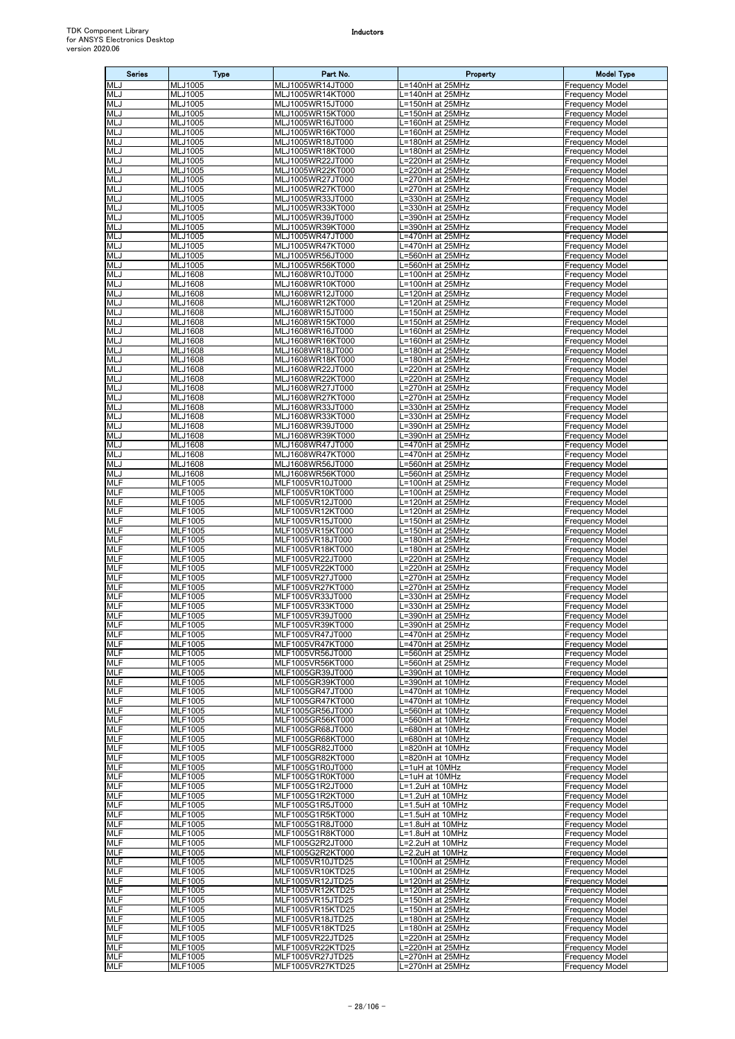| Series | Type | Part No. | Property | Model Type |
|---|---|---|---|---|
| MLJ | MLJ1005 | MLJ1005WR14JT000 | L=140nH at 25MHz | Frequency Model |
| MLJ | MLJ1005 | MLJ1005WR14KT000 | L=140nH at 25MHz | Frequency Model |
| MLJ | MLJ1005 | MLJ1005WR15JT000 | L=150nH at 25MHz | Frequency Model |
| MLJ | MLJ1005 | MLJ1005WR15KT000 | L=150nH at 25MHz | Frequency Model |
| MLJ | MLJ1005 | MLJ1005WR16JT000 | L=160nH at 25MHz | Frequency Model |
| MLJ | MLJ1005 | MLJ1005WR16KT000 | L=160nH at 25MHz | Frequency Model |
| MLJ | MLJ1005 | MLJ1005WR18JT000 | L=180nH at 25MHz | Frequency Model |
| MLJ | MLJ1005 | MLJ1005WR18KT000 | L=180nH at 25MHz | Frequency Model |
| MLJ | MLJ1005 | MLJ1005WR22JT000 | L=220nH at 25MHz | Frequency Model |
| MLJ | MLJ1005 | MLJ1005WR22KT000 | L=220nH at 25MHz | Frequency Model |
| MLJ | MLJ1005 | MLJ1005WR27JT000 | L=270nH at 25MHz | Frequency Model |
| MLJ | MLJ1005 | MLJ1005WR27KT000 | L=270nH at 25MHz | Frequency Model |
| MLJ | MLJ1005 | MLJ1005WR33JT000 | L=330nH at 25MHz | Frequency Model |
| MLJ | MLJ1005 | MLJ1005WR33KT000 | L=330nH at 25MHz | Frequency Model |
| MLJ | MLJ1005 | MLJ1005WR39JT000 | L=390nH at 25MHz | Frequency Model |
| MLJ | MLJ1005 | MLJ1005WR39KT000 | L=390nH at 25MHz | Frequency Model |
| MLJ | MLJ1005 | MLJ1005WR47JT000 | L=470nH at 25MHz | Frequency Model |
| MLJ | MLJ1005 | MLJ1005WR47KT000 | L=470nH at 25MHz | Frequency Model |
| MLJ | MLJ1005 | MLJ1005WR56JT000 | L=560nH at 25MHz | Frequency Model |
| MLJ | MLJ1005 | MLJ1005WR56KT000 | L=560nH at 25MHz | Frequency Model |
| MLJ | MLJ1608 | MLJ1608WR10JT000 | L=100nH at 25MHz | Frequency Model |
| MLJ | MLJ1608 | MLJ1608WR10KT000 | L=100nH at 25MHz | Frequency Model |
| MLJ | MLJ1608 | MLJ1608WR12JT000 | L=120nH at 25MHz | Frequency Model |
| MLJ | MLJ1608 | MLJ1608WR12KT000 | L=120nH at 25MHz | Frequency Model |
| MLJ | MLJ1608 | MLJ1608WR15JT000 | L=150nH at 25MHz | Frequency Model |
| MLJ | MLJ1608 | MLJ1608WR15KT000 | L=150nH at 25MHz | Frequency Model |
| MLJ | MLJ1608 | MLJ1608WR16JT000 | L=160nH at 25MHz | Frequency Model |
| MLJ | MLJ1608 | MLJ1608WR16KT000 | L=160nH at 25MHz | Frequency Model |
| MLJ | MLJ1608 | MLJ1608WR18JT000 | L=180nH at 25MHz | Frequency Model |
| MLJ | MLJ1608 | MLJ1608WR18KT000 | L=180nH at 25MHz | Frequency Model |
| MLJ | MLJ1608 | MLJ1608WR22JT000 | L=220nH at 25MHz | Frequency Model |
| MLJ | MLJ1608 | MLJ1608WR22KT000 | L=220nH at 25MHz | Frequency Model |
| MLJ | MLJ1608 | MLJ1608WR27JT000 | L=270nH at 25MHz | Frequency Model |
| MLJ | MLJ1608 | MLJ1608WR27KT000 | L=270nH at 25MHz | Frequency Model |
| MLJ | MLJ1608 | MLJ1608WR33JT000 | L=330nH at 25MHz | Frequency Model |
| MLJ | MLJ1608 | MLJ1608WR33KT000 | L=330nH at 25MHz | Frequency Model |
| MLJ | MLJ1608 | MLJ1608WR39JT000 | L=390nH at 25MHz | Frequency Model |
| MLJ | MLJ1608 | MLJ1608WR39KT000 | L=390nH at 25MHz | Frequency Model |
| MLJ | MLJ1608 | MLJ1608WR47JT000 | L=470nH at 25MHz | Frequency Model |
| MLJ | MLJ1608 | MLJ1608WR47KT000 | L=470nH at 25MHz | Frequency Model |
| MLJ | MLJ1608 | MLJ1608WR56JT000 | L=560nH at 25MHz | Frequency Model |
| MLJ | MLJ1608 | MLJ1608WR56KT000 | L=560nH at 25MHz | Frequency Model |
| MLF | MLF1005 | MLF1005VR10JT000 | L=100nH at 25MHz | Frequency Model |
| MLF | MLF1005 | MLF1005VR10KT000 | L=100nH at 25MHz | Frequency Model |
| MLF | MLF1005 | MLF1005VR12JT000 | L=120nH at 25MHz | Frequency Model |
| MLF | MLF1005 | MLF1005VR12KT000 | L=120nH at 25MHz | Frequency Model |
| MLF | MLF1005 | MLF1005VR15JT000 | L=150nH at 25MHz | Frequency Model |
| MLF | MLF1005 | MLF1005VR15KT000 | L=150nH at 25MHz | Frequency Model |
| MLF | MLF1005 | MLF1005VR18JT000 | L=180nH at 25MHz | Frequency Model |
| MLF | MLF1005 | MLF1005VR18KT000 | L=180nH at 25MHz | Frequency Model |
| MLF | MLF1005 | MLF1005VR22JT000 | L=220nH at 25MHz | Frequency Model |
| MLF | MLF1005 | MLF1005VR22KT000 | L=220nH at 25MHz | Frequency Model |
| MLF | MLF1005 | MLF1005VR27JT000 | L=270nH at 25MHz | Frequency Model |
| MLF | MLF1005 | MLF1005VR27KT000 | L=270nH at 25MHz | Frequency Model |
| MLF | MLF1005 | MLF1005VR33JT000 | L=330nH at 25MHz | Frequency Model |
| MLF | MLF1005 | MLF1005VR33KT000 | L=330nH at 25MHz | Frequency Model |
| MLF | MLF1005 | MLF1005VR39JT000 | L=390nH at 25MHz | Frequency Model |
| MLF | MLF1005 | MLF1005VR39KT000 | L=390nH at 25MHz | Frequency Model |
| MLF | MLF1005 | MLF1005VR47JT000 | L=470nH at 25MHz | Frequency Model |
| MLF | MLF1005 | MLF1005VR47KT000 | L=470nH at 25MHz | Frequency Model |
| MLF | MLF1005 | MLF1005VR56JT000 | L=560nH at 25MHz | Frequency Model |
| MLF | MLF1005 | MLF1005VR56KT000 | L=560nH at 25MHz | Frequency Model |
| MLF | MLF1005 | MLF1005GR39JT000 | L=390nH at 10MHz | Frequency Model |
| MLF | MLF1005 | MLF1005GR39KT000 | L=390nH at 10MHz | Frequency Model |
| MLF | MLF1005 | MLF1005GR47JT000 | L=470nH at 10MHz | Frequency Model |
| MLF | MLF1005 | MLF1005GR47KT000 | L=470nH at 10MHz | Frequency Model |
| MLF | MLF1005 | MLF1005GR56JT000 | L=560nH at 10MHz | Frequency Model |
| MLF | MLF1005 | MLF1005GR56KT000 | L=560nH at 10MHz | Frequency Model |
| MLF | MLF1005 | MLF1005GR68JT000 | L=680nH at 10MHz | Frequency Model |
| MLF | MLF1005 | MLF1005GR68KT000 | L=680nH at 10MHz | Frequency Model |
| MLF | MLF1005 | MLF1005GR82JT000 | L=820nH at 10MHz | Frequency Model |
| MLF | MLF1005 | MLF1005GR82KT000 | L=820nH at 10MHz | Frequency Model |
| MLF | MLF1005 | MLF1005G1R0JT000 | L=1uH at 10MHz | Frequency Model |
| MLF | MLF1005 | MLF1005G1R0KT000 | L=1uH at 10MHz | Frequency Model |
| MLF | MLF1005 | MLF1005G1R2JT000 | L=1.2uH at 10MHz | Frequency Model |
| MLF | MLF1005 | MLF1005G1R2KT000 | L=1.2uH at 10MHz | Frequency Model |
| MLF | MLF1005 | MLF1005G1R5JT000 | L=1.5uH at 10MHz | Frequency Model |
| MLF | MLF1005 | MLF1005G1R5KT000 | L=1.5uH at 10MHz | Frequency Model |
| MLF | MLF1005 | MLF1005G1R8JT000 | L=1.8uH at 10MHz | Frequency Model |
| MLF | MLF1005 | MLF1005G1R8KT000 | L=1.8uH at 10MHz | Frequency Model |
| MLF | MLF1005 | MLF1005G2R2JT000 | L=2.2uH at 10MHz | Frequency Model |
| MLF | MLF1005 | MLF1005G2R2KT000 | L=2.2uH at 10MHz | Frequency Model |
| MLF | MLF1005 | MLF1005VR10JTD25 | L=100nH at 25MHz | Frequency Model |
| MLF | MLF1005 | MLF1005VR10KTD25 | L=100nH at 25MHz | Frequency Model |
| MLF | MLF1005 | MLF1005VR12JTD25 | L=120nH at 25MHz | Frequency Model |
| MLF | MLF1005 | MLF1005VR12KTD25 | L=120nH at 25MHz | Frequency Model |
| MLF | MLF1005 | MLF1005VR15JTD25 | L=150nH at 25MHz | Frequency Model |
| MLF | MLF1005 | MLF1005VR15KTD25 | L=150nH at 25MHz | Frequency Model |
| MLF | MLF1005 | MLF1005VR18JTD25 | L=180nH at 25MHz | Frequency Model |
| MLF | MLF1005 | MLF1005VR18KTD25 | L=180nH at 25MHz | Frequency Model |
| MLF | MLF1005 | MLF1005VR22JTD25 | L=220nH at 25MHz | Frequency Model |
| MLF | MLF1005 | MLF1005VR22KTD25 | L=220nH at 25MHz | Frequency Model |
| MLF | MLF1005 | MLF1005VR27JTD25 | L=270nH at 25MHz | Frequency Model |
| MLF | MLF1005 | MLF1005VR27KTD25 | L=270nH at 25MHz | Frequency Model |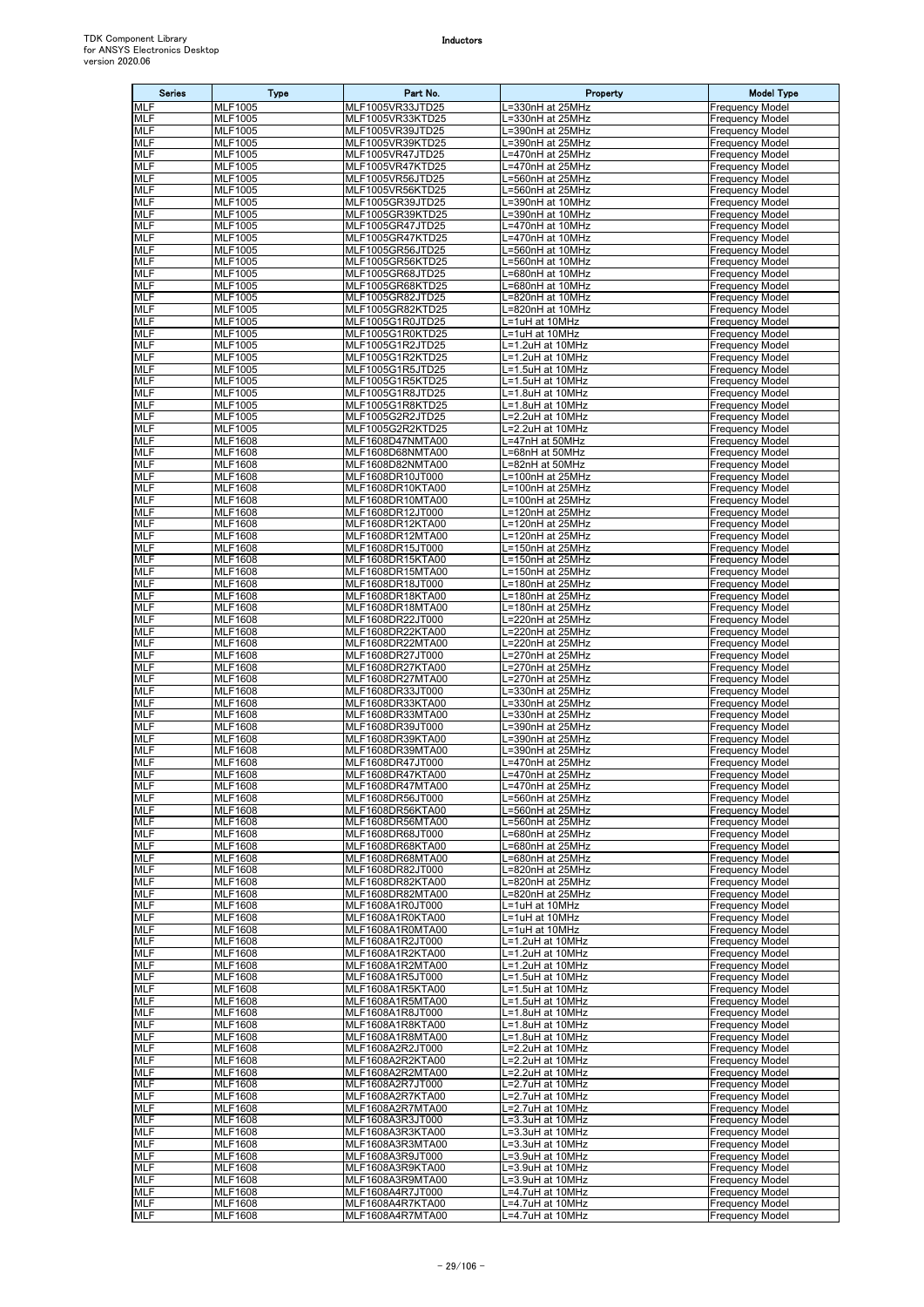| Series | Type | Part No. | Property | Model Type |
|---|---|---|---|---|
| MLF | MLF1005 | MLF1005VR33JTD25 | L=330nH at 25MHz | Frequency Model |
| MLF | MLF1005 | MLF1005VR33KTD25 | L=330nH at 25MHz | Frequency Model |
| MLF | MLF1005 | MLF1005VR39JTD25 | L=390nH at 25MHz | Frequency Model |
| MLF | MLF1005 | MLF1005VR39KTD25 | L=390nH at 25MHz | Frequency Model |
| MLF | MLF1005 | MLF1005VR47JTD25 | L=470nH at 25MHz | Frequency Model |
| MLF | MLF1005 | MLF1005VR47KTD25 | L=470nH at 25MHz | Frequency Model |
| MLF | MLF1005 | MLF1005VR56JTD25 | L=560nH at 25MHz | Frequency Model |
| MLF | MLF1005 | MLF1005VR56KTD25 | L=560nH at 25MHz | Frequency Model |
| MLF | MLF1005 | MLF1005GR39JTD25 | L=390nH at 10MHz | Frequency Model |
| MLF | MLF1005 | MLF1005GR39KTD25 | L=390nH at 10MHz | Frequency Model |
| MLF | MLF1005 | MLF1005GR47JTD25 | L=470nH at 10MHz | Frequency Model |
| MLF | MLF1005 | MLF1005GR47KTD25 | L=470nH at 10MHz | Frequency Model |
| MLF | MLF1005 | MLF1005GR56JTD25 | L=560nH at 10MHz | Frequency Model |
| MLF | MLF1005 | MLF1005GR56KTD25 | L=560nH at 10MHz | Frequency Model |
| MLF | MLF1005 | MLF1005GR68JTD25 | L=680nH at 10MHz | Frequency Model |
| MLF | MLF1005 | MLF1005GR68KTD25 | L=680nH at 10MHz | Frequency Model |
| MLF | MLF1005 | MLF1005GR82JTD25 | L=820nH at 10MHz | Frequency Model |
| MLF | MLF1005 | MLF1005GR82KTD25 | L=820nH at 10MHz | Frequency Model |
| MLF | MLF1005 | MLF1005G1R0JTD25 | L=1uH at 10MHz | Frequency Model |
| MLF | MLF1005 | MLF1005G1R0KTD25 | L=1uH at 10MHz | Frequency Model |
| MLF | MLF1005 | MLF1005G1R2JTD25 | L=1.2uH at 10MHz | Frequency Model |
| MLF | MLF1005 | MLF1005G1R2KTD25 | L=1.2uH at 10MHz | Frequency Model |
| MLF | MLF1005 | MLF1005G1R5JTD25 | L=1.5uH at 10MHz | Frequency Model |
| MLF | MLF1005 | MLF1005G1R5KTD25 | L=1.5uH at 10MHz | Frequency Model |
| MLF | MLF1005 | MLF1005G1R8JTD25 | L=1.8uH at 10MHz | Frequency Model |
| MLF | MLF1005 | MLF1005G1R8KTD25 | L=1.8uH at 10MHz | Frequency Model |
| MLF | MLF1005 | MLF1005G2R2JTD25 | L=2.2uH at 10MHz | Frequency Model |
| MLF | MLF1005 | MLF1005G2R2KTD25 | L=2.2uH at 10MHz | Frequency Model |
| MLF | MLF1608 | MLF1608D47NMTA00 | L=47nH at 50MHz | Frequency Model |
| MLF | MLF1608 | MLF1608D68NMTA00 | L=68nH at 50MHz | Frequency Model |
| MLF | MLF1608 | MLF1608D82NMTA00 | L=82nH at 50MHz | Frequency Model |
| MLF | MLF1608 | MLF1608DR10JT000 | L=100nH at 25MHz | Frequency Model |
| MLF | MLF1608 | MLF1608DR10KTA00 | L=100nH at 25MHz | Frequency Model |
| MLF | MLF1608 | MLF1608DR10MTA00 | L=100nH at 25MHz | Frequency Model |
| MLF | MLF1608 | MLF1608DR12JT000 | L=120nH at 25MHz | Frequency Model |
| MLF | MLF1608 | MLF1608DR12KTA00 | L=120nH at 25MHz | Frequency Model |
| MLF | MLF1608 | MLF1608DR12MTA00 | L=120nH at 25MHz | Frequency Model |
| MLF | MLF1608 | MLF1608DR15JT000 | L=150nH at 25MHz | Frequency Model |
| MLF | MLF1608 | MLF1608DR15KTA00 | L=150nH at 25MHz | Frequency Model |
| MLF | MLF1608 | MLF1608DR15MTA00 | L=150nH at 25MHz | Frequency Model |
| MLF | MLF1608 | MLF1608DR18JT000 | L=180nH at 25MHz | Frequency Model |
| MLF | MLF1608 | MLF1608DR18KTA00 | L=180nH at 25MHz | Frequency Model |
| MLF | MLF1608 | MLF1608DR18MTA00 | L=180nH at 25MHz | Frequency Model |
| MLF | MLF1608 | MLF1608DR22JT000 | L=220nH at 25MHz | Frequency Model |
| MLF | MLF1608 | MLF1608DR22KTA00 | L=220nH at 25MHz | Frequency Model |
| MLF | MLF1608 | MLF1608DR22MTA00 | L=220nH at 25MHz | Frequency Model |
| MLF | MLF1608 | MLF1608DR27JT000 | L=270nH at 25MHz | Frequency Model |
| MLF | MLF1608 | MLF1608DR27KTA00 | L=270nH at 25MHz | Frequency Model |
| MLF | MLF1608 | MLF1608DR27MTA00 | L=270nH at 25MHz | Frequency Model |
| MLF | MLF1608 | MLF1608DR33JT000 | L=330nH at 25MHz | Frequency Model |
| MLF | MLF1608 | MLF1608DR33KTA00 | L=330nH at 25MHz | Frequency Model |
| MLF | MLF1608 | MLF1608DR33MTA00 | L=330nH at 25MHz | Frequency Model |
| MLF | MLF1608 | MLF1608DR39JT000 | L=390nH at 25MHz | Frequency Model |
| MLF | MLF1608 | MLF1608DR39KTA00 | L=390nH at 25MHz | Frequency Model |
| MLF | MLF1608 | MLF1608DR39MTA00 | L=390nH at 25MHz | Frequency Model |
| MLF | MLF1608 | MLF1608DR47JT000 | L=470nH at 25MHz | Frequency Model |
| MLF | MLF1608 | MLF1608DR47KTA00 | L=470nH at 25MHz | Frequency Model |
| MLF | MLF1608 | MLF1608DR47MTA00 | L=470nH at 25MHz | Frequency Model |
| MLF | MLF1608 | MLF1608DR56JT000 | L=560nH at 25MHz | Frequency Model |
| MLF | MLF1608 | MLF1608DR56KTA00 | L=560nH at 25MHz | Frequency Model |
| MLF | MLF1608 | MLF1608DR56MTA00 | L=560nH at 25MHz | Frequency Model |
| MLF | MLF1608 | MLF1608DR68JT000 | L=680nH at 25MHz | Frequency Model |
| MLF | MLF1608 | MLF1608DR68KTA00 | L=680nH at 25MHz | Frequency Model |
| MLF | MLF1608 | MLF1608DR68MTA00 | L=680nH at 25MHz | Frequency Model |
| MLF | MLF1608 | MLF1608DR82JT000 | L=820nH at 25MHz | Frequency Model |
| MLF | MLF1608 | MLF1608DR82KTA00 | L=820nH at 25MHz | Frequency Model |
| MLF | MLF1608 | MLF1608DR82MTA00 | L=820nH at 25MHz | Frequency Model |
| MLF | MLF1608 | MLF1608A1R0JT000 | L=1uH at 10MHz | Frequency Model |
| MLF | MLF1608 | MLF1608A1R0KTA00 | L=1uH at 10MHz | Frequency Model |
| MLF | MLF1608 | MLF1608A1R0MTA00 | L=1uH at 10MHz | Frequency Model |
| MLF | MLF1608 | MLF1608A1R2JT000 | L=1.2uH at 10MHz | Frequency Model |
| MLF | MLF1608 | MLF1608A1R2KTA00 | L=1.2uH at 10MHz | Frequency Model |
| MLF | MLF1608 | MLF1608A1R2MTA00 | L=1.2uH at 10MHz | Frequency Model |
| MLF | MLF1608 | MLF1608A1R5JT000 | L=1.5uH at 10MHz | Frequency Model |
| MLF | MLF1608 | MLF1608A1R5KTA00 | L=1.5uH at 10MHz | Frequency Model |
| MLF | MLF1608 | MLF1608A1R5MTA00 | L=1.5uH at 10MHz | Frequency Model |
| MLF | MLF1608 | MLF1608A1R8JT000 | L=1.8uH at 10MHz | Frequency Model |
| MLF | MLF1608 | MLF1608A1R8KTA00 | L=1.8uH at 10MHz | Frequency Model |
| MLF | MLF1608 | MLF1608A1R8MTA00 | L=1.8uH at 10MHz | Frequency Model |
| MLF | MLF1608 | MLF1608A2R2JT000 | L=2.2uH at 10MHz | Frequency Model |
| MLF | MLF1608 | MLF1608A2R2KTA00 | L=2.2uH at 10MHz | Frequency Model |
| MLF | MLF1608 | MLF1608A2R2MTA00 | L=2.2uH at 10MHz | Frequency Model |
| MLF | MLF1608 | MLF1608A2R7JT000 | L=2.7uH at 10MHz | Frequency Model |
| MLF | MLF1608 | MLF1608A2R7KTA00 | L=2.7uH at 10MHz | Frequency Model |
| MLF | MLF1608 | MLF1608A2R7MTA00 | L=2.7uH at 10MHz | Frequency Model |
| MLF | MLF1608 | MLF1608A3R3JT000 | L=3.3uH at 10MHz | Frequency Model |
| MLF | MLF1608 | MLF1608A3R3KTA00 | L=3.3uH at 10MHz | Frequency Model |
| MLF | MLF1608 | MLF1608A3R3MTA00 | L=3.3uH at 10MHz | Frequency Model |
| MLF | MLF1608 | MLF1608A3R9JT000 | L=3.9uH at 10MHz | Frequency Model |
| MLF | MLF1608 | MLF1608A3R9KTA00 | L=3.9uH at 10MHz | Frequency Model |
| MLF | MLF1608 | MLF1608A3R9MTA00 | L=3.9uH at 10MHz | Frequency Model |
| MLF | MLF1608 | MLF1608A4R7JT000 | L=4.7uH at 10MHz | Frequency Model |
| MLF | MLF1608 | MLF1608A4R7KTA00 | L=4.7uH at 10MHz | Frequency Model |
| MLF | MLF1608 | MLF1608A4R7MTA00 | L=4.7uH at 10MHz | Frequency Model |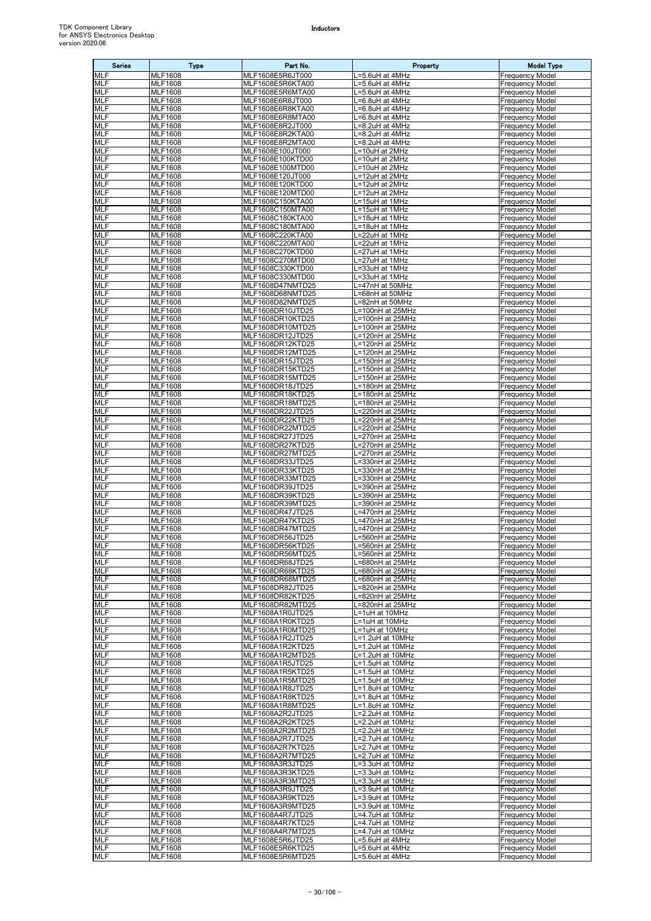| Series | Type | Part No. | Property | Model Type |
|---|---|---|---|---|
| MLF | MLF1608 | MLF1608E5R6JT000 | L=5.6uH at 4MHz | Frequency Model |
| MLF | MLF1608 | MLF1608E5R6KTA00 | L=5.6uH at 4MHz | Frequency Model |
| MLF | MLF1608 | MLF1608E5R6MTA00 | L=5.6uH at 4MHz | Frequency Model |
| MLF | MLF1608 | MLF1608E6R8JT000 | L=6.8uH at 4MHz | Frequency Model |
| MLF | MLF1608 | MLF1608E6R8KTA00 | L=6.8uH at 4MHz | Frequency Model |
| MLF | MLF1608 | MLF1608E6R8MTA00 | L=6.8uH at 4MHz | Frequency Model |
| MLF | MLF1608 | MLF1608E8R2JT000 | L=8.2uH at 4MHz | Frequency Model |
| MLF | MLF1608 | MLF1608E8R2KTA00 | L=8.2uH at 4MHz | Frequency Model |
| MLF | MLF1608 | MLF1608E8R2MTA00 | L=8.2uH at 4MHz | Frequency Model |
| MLF | MLF1608 | MLF1608E100JT000 | L=10uH at 2MHz | Frequency Model |
| MLF | MLF1608 | MLF1608E100KTD00 | L=10uH at 2MHz | Frequency Model |
| MLF | MLF1608 | MLF1608E100MTD00 | L=10uH at 2MHz | Frequency Model |
| MLF | MLF1608 | MLF1608E120JT000 | L=12uH at 2MHz | Frequency Model |
| MLF | MLF1608 | MLF1608E120KTD00 | L=12uH at 2MHz | Frequency Model |
| MLF | MLF1608 | MLF1608E120MTD00 | L=12uH at 2MHz | Frequency Model |
| MLF | MLF1608 | MLF1608C150KTA00 | L=15uH at 1MHz | Frequency Model |
| MLF | MLF1608 | MLF1608C150MTA00 | L=15uH at 1MHz | Frequency Model |
| MLF | MLF1608 | MLF1608C180KTA00 | L=18uH at 1MHz | Frequency Model |
| MLF | MLF1608 | MLF1608C180MTA00 | L=18uH at 1MHz | Frequency Model |
| MLF | MLF1608 | MLF1608C220KTA00 | L=22uH at 1MHz | Frequency Model |
| MLF | MLF1608 | MLF1608C220MTA00 | L=22uH at 1MHz | Frequency Model |
| MLF | MLF1608 | MLF1608C270KTD00 | L=27uH at 1MHz | Frequency Model |
| MLF | MLF1608 | MLF1608C270MTD00 | L=27uH at 1MHz | Frequency Model |
| MLF | MLF1608 | MLF1608C330KTD00 | L=33uH at 1MHz | Frequency Model |
| MLF | MLF1608 | MLF1608C330MTD00 | L=33uH at 1MHz | Frequency Model |
| MLF | MLF1608 | MLF1608D47NMTD25 | L=47nH at 50MHz | Frequency Model |
| MLF | MLF1608 | MLF1608D68NMTD25 | L=68nH at 50MHz | Frequency Model |
| MLF | MLF1608 | MLF1608D82NMTD25 | L=82nH at 50MHz | Frequency Model |
| MLF | MLF1608 | MLF1608DR10JTD25 | L=100nH at 25MHz | Frequency Model |
| MLF | MLF1608 | MLF1608DR10KTD25 | L=100nH at 25MHz | Frequency Model |
| MLF | MLF1608 | MLF1608DR10MTD25 | L=100nH at 25MHz | Frequency Model |
| MLF | MLF1608 | MLF1608DR12JTD25 | L=120nH at 25MHz | Frequency Model |
| MLF | MLF1608 | MLF1608DR12KTD25 | L=120nH at 25MHz | Frequency Model |
| MLF | MLF1608 | MLF1608DR12MTD25 | L=120nH at 25MHz | Frequency Model |
| MLF | MLF1608 | MLF1608DR15JTD25 | L=150nH at 25MHz | Frequency Model |
| MLF | MLF1608 | MLF1608DR15KTD25 | L=150nH at 25MHz | Frequency Model |
| MLF | MLF1608 | MLF1608DR15MTD25 | L=150nH at 25MHz | Frequency Model |
| MLF | MLF1608 | MLF1608DR18JTD25 | L=180nH at 25MHz | Frequency Model |
| MLF | MLF1608 | MLF1608DR18KTD25 | L=180nH at 25MHz | Frequency Model |
| MLF | MLF1608 | MLF1608DR18MTD25 | L=180nH at 25MHz | Frequency Model |
| MLF | MLF1608 | MLF1608DR22JTD25 | L=220nH at 25MHz | Frequency Model |
| MLF | MLF1608 | MLF1608DR22KTD25 | L=220nH at 25MHz | Frequency Model |
| MLF | MLF1608 | MLF1608DR22MTD25 | L=220nH at 25MHz | Frequency Model |
| MLF | MLF1608 | MLF1608DR27JTD25 | L=270nH at 25MHz | Frequency Model |
| MLF | MLF1608 | MLF1608DR27KTD25 | L=270nH at 25MHz | Frequency Model |
| MLF | MLF1608 | MLF1608DR27MTD25 | L=270nH at 25MHz | Frequency Model |
| MLF | MLF1608 | MLF1608DR33JTD25 | L=330nH at 25MHz | Frequency Model |
| MLF | MLF1608 | MLF1608DR33KTD25 | L=330nH at 25MHz | Frequency Model |
| MLF | MLF1608 | MLF1608DR33MTD25 | L=330nH at 25MHz | Frequency Model |
| MLF | MLF1608 | MLF1608DR39JTD25 | L=390nH at 25MHz | Frequency Model |
| MLF | MLF1608 | MLF1608DR39KTD25 | L=390nH at 25MHz | Frequency Model |
| MLF | MLF1608 | MLF1608DR39MTD25 | L=390nH at 25MHz | Frequency Model |
| MLF | MLF1608 | MLF1608DR47JTD25 | L=470nH at 25MHz | Frequency Model |
| MLF | MLF1608 | MLF1608DR47KTD25 | L=470nH at 25MHz | Frequency Model |
| MLF | MLF1608 | MLF1608DR47MTD25 | L=470nH at 25MHz | Frequency Model |
| MLF | MLF1608 | MLF1608DR56JTD25 | L=560nH at 25MHz | Frequency Model |
| MLF | MLF1608 | MLF1608DR56KTD25 | L=560nH at 25MHz | Frequency Model |
| MLF | MLF1608 | MLF1608DR56MTD25 | L=560nH at 25MHz | Frequency Model |
| MLF | MLF1608 | MLF1608DR68JTD25 | L=680nH at 25MHz | Frequency Model |
| MLF | MLF1608 | MLF1608DR68KTD25 | L=680nH at 25MHz | Frequency Model |
| MLF | MLF1608 | MLF1608DR68MTD25 | L=680nH at 25MHz | Frequency Model |
| MLF | MLF1608 | MLF1608DR82JTD25 | L=820nH at 25MHz | Frequency Model |
| MLF | MLF1608 | MLF1608DR82KTD25 | L=820nH at 25MHz | Frequency Model |
| MLF | MLF1608 | MLF1608DR82MTD25 | L=820nH at 25MHz | Frequency Model |
| MLF | MLF1608 | MLF1608A1R0JTD25 | L=1uH at 10MHz | Frequency Model |
| MLF | MLF1608 | MLF1608A1R0KTD25 | L=1uH at 10MHz | Frequency Model |
| MLF | MLF1608 | MLF1608A1R0MTD25 | L=1uH at 10MHz | Frequency Model |
| MLF | MLF1608 | MLF1608A1R2JTD25 | L=1.2uH at 10MHz | Frequency Model |
| MLF | MLF1608 | MLF1608A1R2KTD25 | L=1.2uH at 10MHz | Frequency Model |
| MLF | MLF1608 | MLF1608A1R2MTD25 | L=1.2uH at 10MHz | Frequency Model |
| MLF | MLF1608 | MLF1608A1R5JTD25 | L=1.5uH at 10MHz | Frequency Model |
| MLF | MLF1608 | MLF1608A1R5KTD25 | L=1.5uH at 10MHz | Frequency Model |
| MLF | MLF1608 | MLF1608A1R5MTD25 | L=1.5uH at 10MHz | Frequency Model |
| MLF | MLF1608 | MLF1608A1R8JTD25 | L=1.8uH at 10MHz | Frequency Model |
| MLF | MLF1608 | MLF1608A1R8KTD25 | L=1.8uH at 10MHz | Frequency Model |
| MLF | MLF1608 | MLF1608A1R8MTD25 | L=1.8uH at 10MHz | Frequency Model |
| MLF | MLF1608 | MLF1608A2R2JTD25 | L=2.2uH at 10MHz | Frequency Model |
| MLF | MLF1608 | MLF1608A2R2KTD25 | L=2.2uH at 10MHz | Frequency Model |
| MLF | MLF1608 | MLF1608A2R2MTD25 | L=2.2uH at 10MHz | Frequency Model |
| MLF | MLF1608 | MLF1608A2R7JTD25 | L=2.7uH at 10MHz | Frequency Model |
| MLF | MLF1608 | MLF1608A2R7KTD25 | L=2.7uH at 10MHz | Frequency Model |
| MLF | MLF1608 | MLF1608A2R7MTD25 | L=2.7uH at 10MHz | Frequency Model |
| MLF | MLF1608 | MLF1608A3R3JTD25 | L=3.3uH at 10MHz | Frequency Model |
| MLF | MLF1608 | MLF1608A3R3KTD25 | L=3.3uH at 10MHz | Frequency Model |
| MLF | MLF1608 | MLF1608A3R3MTD25 | L=3.3uH at 10MHz | Frequency Model |
| MLF | MLF1608 | MLF1608A3R9JTD25 | L=3.9uH at 10MHz | Frequency Model |
| MLF | MLF1608 | MLF1608A3R9KTD25 | L=3.9uH at 10MHz | Frequency Model |
| MLF | MLF1608 | MLF1608A3R9MTD25 | L=3.9uH at 10MHz | Frequency Model |
| MLF | MLF1608 | MLF1608A4R7JTD25 | L=4.7uH at 10MHz | Frequency Model |
| MLF | MLF1608 | MLF1608A4R7KTD25 | L=4.7uH at 10MHz | Frequency Model |
| MLF | MLF1608 | MLF1608A4R7MTD25 | L=4.7uH at 10MHz | Frequency Model |
| MLF | MLF1608 | MLF1608E5R6JTD25 | L=5.6uH at 4MHz | Frequency Model |
| MLF | MLF1608 | MLF1608E5R6KTD25 | L=5.6uH at 4MHz | Frequency Model |
| MLF | MLF1608 | MLF1608E5R6MTD25 | L=5.6uH at 4MHz | Frequency Model |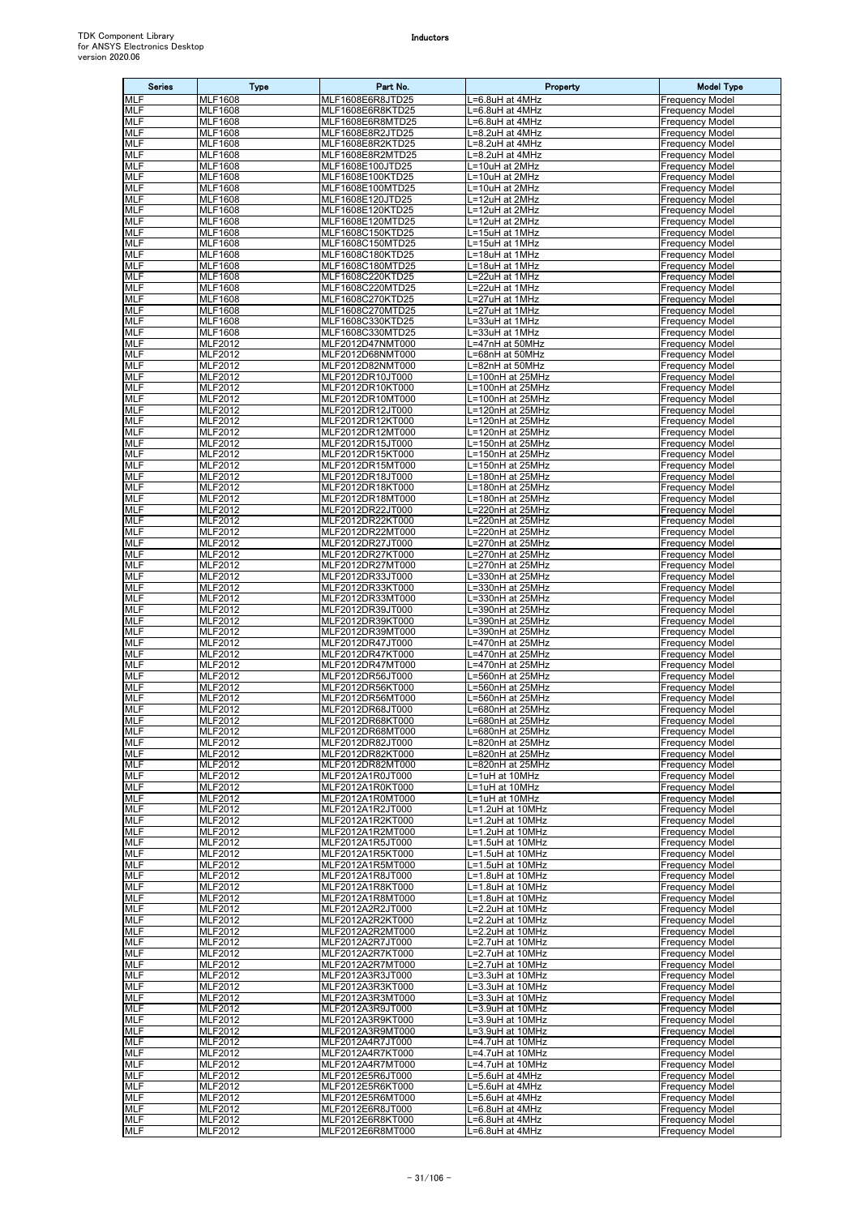| Series | Type | Part No. | Property | Model Type |
| --- | --- | --- | --- | --- |
| MLF | MLF1608 | MLF1608E6R8JTD25 | L=6.8uH at 4MHz | Frequency Model |
| MLF | MLF1608 | MLF1608E6R8KTD25 | L=6.8uH at 4MHz | Frequency Model |
| MLF | MLF1608 | MLF1608E6R8MTD25 | L=6.8uH at 4MHz | Frequency Model |
| MLF | MLF1608 | MLF1608E8R2JTD25 | L=8.2uH at 4MHz | Frequency Model |
| MLF | MLF1608 | MLF1608E8R2KTD25 | L=8.2uH at 4MHz | Frequency Model |
| MLF | MLF1608 | MLF1608E8R2MTD25 | L=8.2uH at 4MHz | Frequency Model |
| MLF | MLF1608 | MLF1608E100JTD25 | L=10uH at 2MHz | Frequency Model |
| MLF | MLF1608 | MLF1608E100KTD25 | L=10uH at 2MHz | Frequency Model |
| MLF | MLF1608 | MLF1608E100MTD25 | L=10uH at 2MHz | Frequency Model |
| MLF | MLF1608 | MLF1608E120JTD25 | L=12uH at 2MHz | Frequency Model |
| MLF | MLF1608 | MLF1608E120KTD25 | L=12uH at 2MHz | Frequency Model |
| MLF | MLF1608 | MLF1608E120MTD25 | L=12uH at 2MHz | Frequency Model |
| MLF | MLF1608 | MLF1608C150KTD25 | L=15uH at 1MHz | Frequency Model |
| MLF | MLF1608 | MLF1608C150MTD25 | L=15uH at 1MHz | Frequency Model |
| MLF | MLF1608 | MLF1608C180KTD25 | L=18uH at 1MHz | Frequency Model |
| MLF | MLF1608 | MLF1608C180MTD25 | L=18uH at 1MHz | Frequency Model |
| MLF | MLF1608 | MLF1608C220KTD25 | L=22uH at 1MHz | Frequency Model |
| MLF | MLF1608 | MLF1608C220MTD25 | L=22uH at 1MHz | Frequency Model |
| MLF | MLF1608 | MLF1608C270KTD25 | L=27uH at 1MHz | Frequency Model |
| MLF | MLF1608 | MLF1608C270MTD25 | L=27uH at 1MHz | Frequency Model |
| MLF | MLF1608 | MLF1608C330KTD25 | L=33uH at 1MHz | Frequency Model |
| MLF | MLF1608 | MLF1608C330MTD25 | L=33uH at 1MHz | Frequency Model |
| MLF | MLF2012 | MLF2012D47NMT000 | L=47nH at 50MHz | Frequency Model |
| MLF | MLF2012 | MLF2012D68NMT000 | L=68nH at 50MHz | Frequency Model |
| MLF | MLF2012 | MLF2012D82NMT000 | L=82nH at 50MHz | Frequency Model |
| MLF | MLF2012 | MLF2012DR10JT000 | L=100nH at 25MHz | Frequency Model |
| MLF | MLF2012 | MLF2012DR10KT000 | L=100nH at 25MHz | Frequency Model |
| MLF | MLF2012 | MLF2012DR10MT000 | L=100nH at 25MHz | Frequency Model |
| MLF | MLF2012 | MLF2012DR12JT000 | L=120nH at 25MHz | Frequency Model |
| MLF | MLF2012 | MLF2012DR12KT000 | L=120nH at 25MHz | Frequency Model |
| MLF | MLF2012 | MLF2012DR12MT000 | L=120nH at 25MHz | Frequency Model |
| MLF | MLF2012 | MLF2012DR15JT000 | L=150nH at 25MHz | Frequency Model |
| MLF | MLF2012 | MLF2012DR15KT000 | L=150nH at 25MHz | Frequency Model |
| MLF | MLF2012 | MLF2012DR15MT000 | L=150nH at 25MHz | Frequency Model |
| MLF | MLF2012 | MLF2012DR18JT000 | L=180nH at 25MHz | Frequency Model |
| MLF | MLF2012 | MLF2012DR18KT000 | L=180nH at 25MHz | Frequency Model |
| MLF | MLF2012 | MLF2012DR18MT000 | L=180nH at 25MHz | Frequency Model |
| MLF | MLF2012 | MLF2012DR22JT000 | L=220nH at 25MHz | Frequency Model |
| MLF | MLF2012 | MLF2012DR22KT000 | L=220nH at 25MHz | Frequency Model |
| MLF | MLF2012 | MLF2012DR22MT000 | L=220nH at 25MHz | Frequency Model |
| MLF | MLF2012 | MLF2012DR27JT000 | L=270nH at 25MHz | Frequency Model |
| MLF | MLF2012 | MLF2012DR27KT000 | L=270nH at 25MHz | Frequency Model |
| MLF | MLF2012 | MLF2012DR27MT000 | L=270nH at 25MHz | Frequency Model |
| MLF | MLF2012 | MLF2012DR33JT000 | L=330nH at 25MHz | Frequency Model |
| MLF | MLF2012 | MLF2012DR33KT000 | L=330nH at 25MHz | Frequency Model |
| MLF | MLF2012 | MLF2012DR33MT000 | L=330nH at 25MHz | Frequency Model |
| MLF | MLF2012 | MLF2012DR39JT000 | L=390nH at 25MHz | Frequency Model |
| MLF | MLF2012 | MLF2012DR39KT000 | L=390nH at 25MHz | Frequency Model |
| MLF | MLF2012 | MLF2012DR39MT000 | L=390nH at 25MHz | Frequency Model |
| MLF | MLF2012 | MLF2012DR47JT000 | L=470nH at 25MHz | Frequency Model |
| MLF | MLF2012 | MLF2012DR47KT000 | L=470nH at 25MHz | Frequency Model |
| MLF | MLF2012 | MLF2012DR47MT000 | L=470nH at 25MHz | Frequency Model |
| MLF | MLF2012 | MLF2012DR56JT000 | L=560nH at 25MHz | Frequency Model |
| MLF | MLF2012 | MLF2012DR56KT000 | L=560nH at 25MHz | Frequency Model |
| MLF | MLF2012 | MLF2012DR56MT000 | L=560nH at 25MHz | Frequency Model |
| MLF | MLF2012 | MLF2012DR68JT000 | L=680nH at 25MHz | Frequency Model |
| MLF | MLF2012 | MLF2012DR68KT000 | L=680nH at 25MHz | Frequency Model |
| MLF | MLF2012 | MLF2012DR68MT000 | L=680nH at 25MHz | Frequency Model |
| MLF | MLF2012 | MLF2012DR82JT000 | L=820nH at 25MHz | Frequency Model |
| MLF | MLF2012 | MLF2012DR82KT000 | L=820nH at 25MHz | Frequency Model |
| MLF | MLF2012 | MLF2012DR82MT000 | L=820nH at 25MHz | Frequency Model |
| MLF | MLF2012 | MLF2012A1R0JT000 | L=1uH at 10MHz | Frequency Model |
| MLF | MLF2012 | MLF2012A1R0KT000 | L=1uH at 10MHz | Frequency Model |
| MLF | MLF2012 | MLF2012A1R0MT000 | L=1uH at 10MHz | Frequency Model |
| MLF | MLF2012 | MLF2012A1R2JT000 | L=1.2uH at 10MHz | Frequency Model |
| MLF | MLF2012 | MLF2012A1R2KT000 | L=1.2uH at 10MHz | Frequency Model |
| MLF | MLF2012 | MLF2012A1R2MT000 | L=1.2uH at 10MHz | Frequency Model |
| MLF | MLF2012 | MLF2012A1R5JT000 | L=1.5uH at 10MHz | Frequency Model |
| MLF | MLF2012 | MLF2012A1R5KT000 | L=1.5uH at 10MHz | Frequency Model |
| MLF | MLF2012 | MLF2012A1R5MT000 | L=1.5uH at 10MHz | Frequency Model |
| MLF | MLF2012 | MLF2012A1R8JT000 | L=1.8uH at 10MHz | Frequency Model |
| MLF | MLF2012 | MLF2012A1R8KT000 | L=1.8uH at 10MHz | Frequency Model |
| MLF | MLF2012 | MLF2012A1R8MT000 | L=1.8uH at 10MHz | Frequency Model |
| MLF | MLF2012 | MLF2012A2R2JT000 | L=2.2uH at 10MHz | Frequency Model |
| MLF | MLF2012 | MLF2012A2R2KT000 | L=2.2uH at 10MHz | Frequency Model |
| MLF | MLF2012 | MLF2012A2R2MT000 | L=2.2uH at 10MHz | Frequency Model |
| MLF | MLF2012 | MLF2012A2R7JT000 | L=2.7uH at 10MHz | Frequency Model |
| MLF | MLF2012 | MLF2012A2R7KT000 | L=2.7uH at 10MHz | Frequency Model |
| MLF | MLF2012 | MLF2012A2R7MT000 | L=2.7uH at 10MHz | Frequency Model |
| MLF | MLF2012 | MLF2012A3R3JT000 | L=3.3uH at 10MHz | Frequency Model |
| MLF | MLF2012 | MLF2012A3R3KT000 | L=3.3uH at 10MHz | Frequency Model |
| MLF | MLF2012 | MLF2012A3R3MT000 | L=3.3uH at 10MHz | Frequency Model |
| MLF | MLF2012 | MLF2012A3R9JT000 | L=3.9uH at 10MHz | Frequency Model |
| MLF | MLF2012 | MLF2012A3R9KT000 | L=3.9uH at 10MHz | Frequency Model |
| MLF | MLF2012 | MLF2012A3R9MT000 | L=3.9uH at 10MHz | Frequency Model |
| MLF | MLF2012 | MLF2012A4R7JT000 | L=4.7uH at 10MHz | Frequency Model |
| MLF | MLF2012 | MLF2012A4R7KT000 | L=4.7uH at 10MHz | Frequency Model |
| MLF | MLF2012 | MLF2012A4R7MT000 | L=4.7uH at 10MHz | Frequency Model |
| MLF | MLF2012 | MLF2012E5R6JT000 | L=5.6uH at 4MHz | Frequency Model |
| MLF | MLF2012 | MLF2012E5R6KT000 | L=5.6uH at 4MHz | Frequency Model |
| MLF | MLF2012 | MLF2012E5R6MT000 | L=5.6uH at 4MHz | Frequency Model |
| MLF | MLF2012 | MLF2012E6R8JT000 | L=6.8uH at 4MHz | Frequency Model |
| MLF | MLF2012 | MLF2012E6R8KT000 | L=6.8uH at 4MHz | Frequency Model |
| MLF | MLF2012 | MLF2012E6R8MT000 | L=6.8uH at 4MHz | Frequency Model |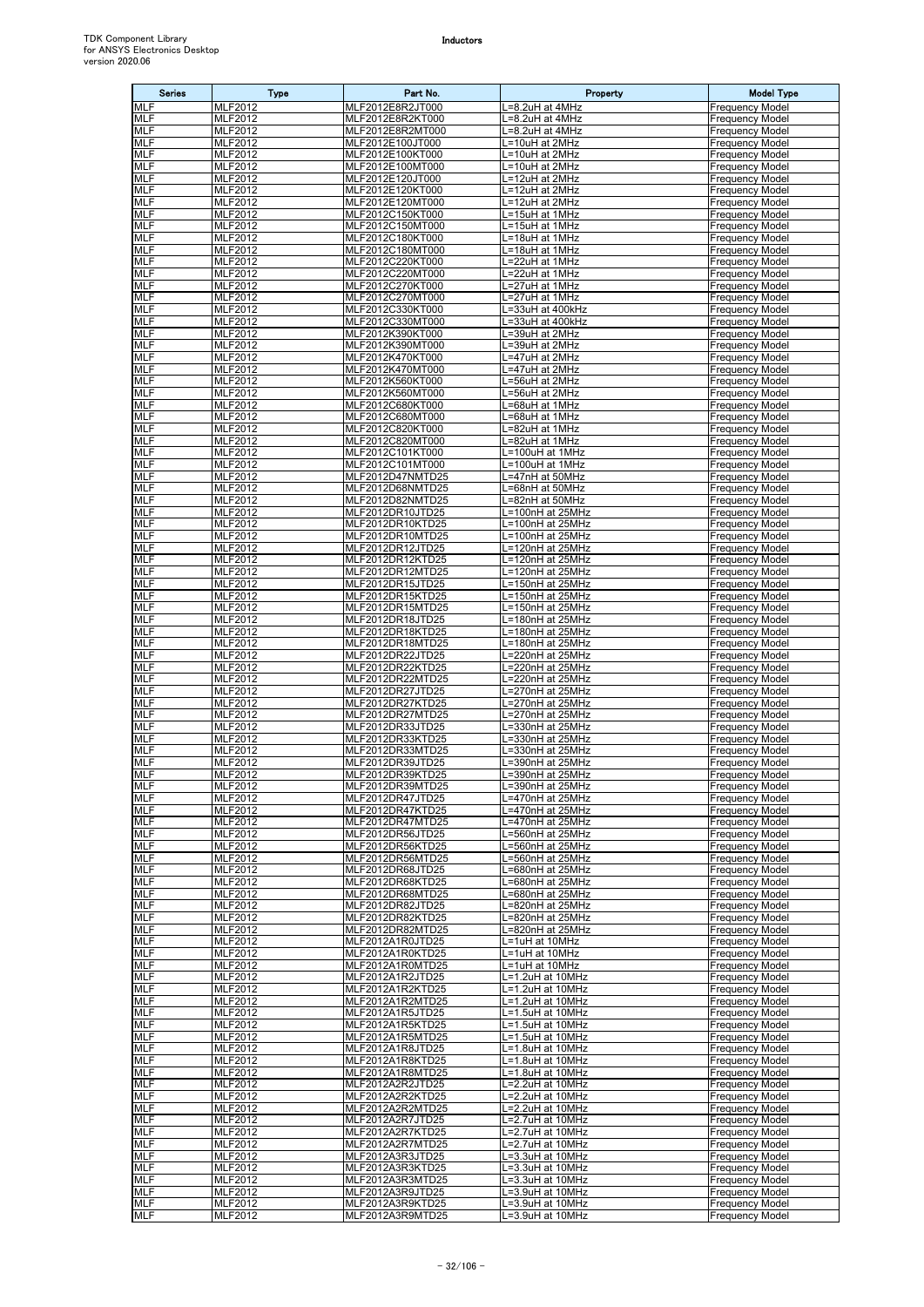| Series | Type | Part No. | Property | Model Type |
|---|---|---|---|---|
| MLF | MLF2012 | MLF2012E8R2JT000 | L=8.2uH at 4MHz | Frequency Model |
| MLF | MLF2012 | MLF2012E8R2KT000 | L=8.2uH at 4MHz | Frequency Model |
| MLF | MLF2012 | MLF2012E8R2MT000 | L=8.2uH at 4MHz | Frequency Model |
| MLF | MLF2012 | MLF2012E100JT000 | L=10uH at 2MHz | Frequency Model |
| MLF | MLF2012 | MLF2012E100KT000 | L=10uH at 2MHz | Frequency Model |
| MLF | MLF2012 | MLF2012E100MT000 | L=10uH at 2MHz | Frequency Model |
| MLF | MLF2012 | MLF2012E120JT000 | L=12uH at 2MHz | Frequency Model |
| MLF | MLF2012 | MLF2012E120KT000 | L=12uH at 2MHz | Frequency Model |
| MLF | MLF2012 | MLF2012E120MT000 | L=12uH at 2MHz | Frequency Model |
| MLF | MLF2012 | MLF2012C150KT000 | L=15uH at 1MHz | Frequency Model |
| MLF | MLF2012 | MLF2012C150MT000 | L=15uH at 1MHz | Frequency Model |
| MLF | MLF2012 | MLF2012C180KT000 | L=18uH at 1MHz | Frequency Model |
| MLF | MLF2012 | MLF2012C180MT000 | L=18uH at 1MHz | Frequency Model |
| MLF | MLF2012 | MLF2012C220KT000 | L=22uH at 1MHz | Frequency Model |
| MLF | MLF2012 | MLF2012C220MT000 | L=22uH at 1MHz | Frequency Model |
| MLF | MLF2012 | MLF2012C270KT000 | L=27uH at 1MHz | Frequency Model |
| MLF | MLF2012 | MLF2012C270MT000 | L=27uH at 1MHz | Frequency Model |
| MLF | MLF2012 | MLF2012C330KT000 | L=33uH at 400kHz | Frequency Model |
| MLF | MLF2012 | MLF2012C330MT000 | L=33uH at 400kHz | Frequency Model |
| MLF | MLF2012 | MLF2012K390KT000 | L=39uH at 2MHz | Frequency Model |
| MLF | MLF2012 | MLF2012K390MT000 | L=39uH at 2MHz | Frequency Model |
| MLF | MLF2012 | MLF2012K470KT000 | L=47uH at 2MHz | Frequency Model |
| MLF | MLF2012 | MLF2012K470MT000 | L=47uH at 2MHz | Frequency Model |
| MLF | MLF2012 | MLF2012K560KT000 | L=56uH at 2MHz | Frequency Model |
| MLF | MLF2012 | MLF2012K560MT000 | L=56uH at 2MHz | Frequency Model |
| MLF | MLF2012 | MLF2012C680KT000 | L=68uH at 1MHz | Frequency Model |
| MLF | MLF2012 | MLF2012C680MT000 | L=68uH at 1MHz | Frequency Model |
| MLF | MLF2012 | MLF2012C820KT000 | L=82uH at 1MHz | Frequency Model |
| MLF | MLF2012 | MLF2012C820MT000 | L=82uH at 1MHz | Frequency Model |
| MLF | MLF2012 | MLF2012C101KT000 | L=100uH at 1MHz | Frequency Model |
| MLF | MLF2012 | MLF2012C101MT000 | L=100uH at 1MHz | Frequency Model |
| MLF | MLF2012 | MLF2012D47NMTD25 | L=47nH at 50MHz | Frequency Model |
| MLF | MLF2012 | MLF2012D68NMTD25 | L=68nH at 50MHz | Frequency Model |
| MLF | MLF2012 | MLF2012D82NMTD25 | L=82nH at 50MHz | Frequency Model |
| MLF | MLF2012 | MLF2012DR10JTD25 | L=100nH at 25MHz | Frequency Model |
| MLF | MLF2012 | MLF2012DR10KTD25 | L=100nH at 25MHz | Frequency Model |
| MLF | MLF2012 | MLF2012DR10MTD25 | L=100nH at 25MHz | Frequency Model |
| MLF | MLF2012 | MLF2012DR12JTD25 | L=120nH at 25MHz | Frequency Model |
| MLF | MLF2012 | MLF2012DR12KTD25 | L=120nH at 25MHz | Frequency Model |
| MLF | MLF2012 | MLF2012DR12MTD25 | L=120nH at 25MHz | Frequency Model |
| MLF | MLF2012 | MLF2012DR15JTD25 | L=150nH at 25MHz | Frequency Model |
| MLF | MLF2012 | MLF2012DR15KTD25 | L=150nH at 25MHz | Frequency Model |
| MLF | MLF2012 | MLF2012DR15MTD25 | L=150nH at 25MHz | Frequency Model |
| MLF | MLF2012 | MLF2012DR18JTD25 | L=180nH at 25MHz | Frequency Model |
| MLF | MLF2012 | MLF2012DR18KTD25 | L=180nH at 25MHz | Frequency Model |
| MLF | MLF2012 | MLF2012DR18MTD25 | L=180nH at 25MHz | Frequency Model |
| MLF | MLF2012 | MLF2012DR22JTD25 | L=220nH at 25MHz | Frequency Model |
| MLF | MLF2012 | MLF2012DR22KTD25 | L=220nH at 25MHz | Frequency Model |
| MLF | MLF2012 | MLF2012DR22MTD25 | L=220nH at 25MHz | Frequency Model |
| MLF | MLF2012 | MLF2012DR27JTD25 | L=270nH at 25MHz | Frequency Model |
| MLF | MLF2012 | MLF2012DR27KTD25 | L=270nH at 25MHz | Frequency Model |
| MLF | MLF2012 | MLF2012DR27MTD25 | L=270nH at 25MHz | Frequency Model |
| MLF | MLF2012 | MLF2012DR33JTD25 | L=330nH at 25MHz | Frequency Model |
| MLF | MLF2012 | MLF2012DR33KTD25 | L=330nH at 25MHz | Frequency Model |
| MLF | MLF2012 | MLF2012DR33MTD25 | L=330nH at 25MHz | Frequency Model |
| MLF | MLF2012 | MLF2012DR39JTD25 | L=390nH at 25MHz | Frequency Model |
| MLF | MLF2012 | MLF2012DR39KTD25 | L=390nH at 25MHz | Frequency Model |
| MLF | MLF2012 | MLF2012DR39MTD25 | L=390nH at 25MHz | Frequency Model |
| MLF | MLF2012 | MLF2012DR47JTD25 | L=470nH at 25MHz | Frequency Model |
| MLF | MLF2012 | MLF2012DR47KTD25 | L=470nH at 25MHz | Frequency Model |
| MLF | MLF2012 | MLF2012DR47MTD25 | L=470nH at 25MHz | Frequency Model |
| MLF | MLF2012 | MLF2012DR56JTD25 | L=560nH at 25MHz | Frequency Model |
| MLF | MLF2012 | MLF2012DR56KTD25 | L=560nH at 25MHz | Frequency Model |
| MLF | MLF2012 | MLF2012DR56MTD25 | L=560nH at 25MHz | Frequency Model |
| MLF | MLF2012 | MLF2012DR68JTD25 | L=680nH at 25MHz | Frequency Model |
| MLF | MLF2012 | MLF2012DR68KTD25 | L=680nH at 25MHz | Frequency Model |
| MLF | MLF2012 | MLF2012DR68MTD25 | L=680nH at 25MHz | Frequency Model |
| MLF | MLF2012 | MLF2012DR82JTD25 | L=820nH at 25MHz | Frequency Model |
| MLF | MLF2012 | MLF2012DR82KTD25 | L=820nH at 25MHz | Frequency Model |
| MLF | MLF2012 | MLF2012DR82MTD25 | L=820nH at 25MHz | Frequency Model |
| MLF | MLF2012 | MLF2012A1R0JTD25 | L=1uH at 10MHz | Frequency Model |
| MLF | MLF2012 | MLF2012A1R0KTD25 | L=1uH at 10MHz | Frequency Model |
| MLF | MLF2012 | MLF2012A1R0MTD25 | L=1uH at 10MHz | Frequency Model |
| MLF | MLF2012 | MLF2012A1R2JTD25 | L=1.2uH at 10MHz | Frequency Model |
| MLF | MLF2012 | MLF2012A1R2KTD25 | L=1.2uH at 10MHz | Frequency Model |
| MLF | MLF2012 | MLF2012A1R2MTD25 | L=1.2uH at 10MHz | Frequency Model |
| MLF | MLF2012 | MLF2012A1R5JTD25 | L=1.5uH at 10MHz | Frequency Model |
| MLF | MLF2012 | MLF2012A1R5KTD25 | L=1.5uH at 10MHz | Frequency Model |
| MLF | MLF2012 | MLF2012A1R5MTD25 | L=1.5uH at 10MHz | Frequency Model |
| MLF | MLF2012 | MLF2012A1R8JTD25 | L=1.8uH at 10MHz | Frequency Model |
| MLF | MLF2012 | MLF2012A1R8KTD25 | L=1.8uH at 10MHz | Frequency Model |
| MLF | MLF2012 | MLF2012A1R8MTD25 | L=1.8uH at 10MHz | Frequency Model |
| MLF | MLF2012 | MLF2012A2R2JTD25 | L=2.2uH at 10MHz | Frequency Model |
| MLF | MLF2012 | MLF2012A2R2KTD25 | L=2.2uH at 10MHz | Frequency Model |
| MLF | MLF2012 | MLF2012A2R2MTD25 | L=2.2uH at 10MHz | Frequency Model |
| MLF | MLF2012 | MLF2012A2R7JTD25 | L=2.7uH at 10MHz | Frequency Model |
| MLF | MLF2012 | MLF2012A2R7KTD25 | L=2.7uH at 10MHz | Frequency Model |
| MLF | MLF2012 | MLF2012A2R7MTD25 | L=2.7uH at 10MHz | Frequency Model |
| MLF | MLF2012 | MLF2012A3R3JTD25 | L=3.3uH at 10MHz | Frequency Model |
| MLF | MLF2012 | MLF2012A3R3KTD25 | L=3.3uH at 10MHz | Frequency Model |
| MLF | MLF2012 | MLF2012A3R3MTD25 | L=3.3uH at 10MHz | Frequency Model |
| MLF | MLF2012 | MLF2012A3R9JTD25 | L=3.9uH at 10MHz | Frequency Model |
| MLF | MLF2012 | MLF2012A3R9KTD25 | L=3.9uH at 10MHz | Frequency Model |
| MLF | MLF2012 | MLF2012A3R9MTD25 | L=3.9uH at 10MHz | Frequency Model |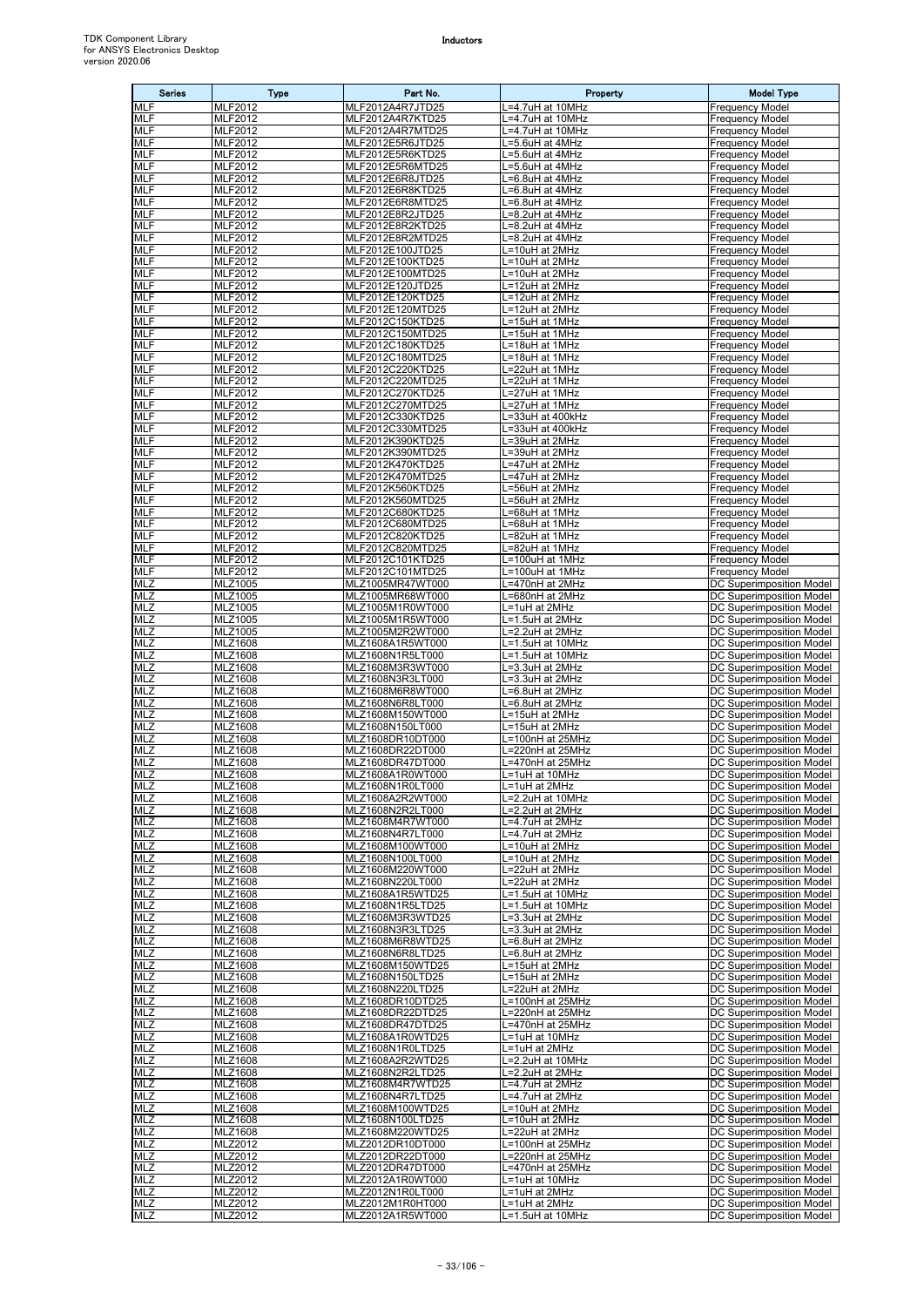| Series | Type | Part No. | Property | Model Type |
|---|---|---|---|---|
| MLF | MLF2012 | MLF2012A4R7JTD25 | L=4.7uH at 10MHz | Frequency Model |
| MLF | MLF2012 | MLF2012A4R7KTD25 | L=4.7uH at 10MHz | Frequency Model |
| MLF | MLF2012 | MLF2012A4R7MTD25 | L=4.7uH at 10MHz | Frequency Model |
| MLF | MLF2012 | MLF2012E5R6JTD25 | L=5.6uH at 4MHz | Frequency Model |
| MLF | MLF2012 | MLF2012E5R6KTD25 | L=5.6uH at 4MHz | Frequency Model |
| MLF | MLF2012 | MLF2012E5R6MTD25 | L=5.6uH at 4MHz | Frequency Model |
| MLF | MLF2012 | MLF2012E6R8JTD25 | L=6.8uH at 4MHz | Frequency Model |
| MLF | MLF2012 | MLF2012E6R8KTD25 | L=6.8uH at 4MHz | Frequency Model |
| MLF | MLF2012 | MLF2012E6R8MTD25 | L=6.8uH at 4MHz | Frequency Model |
| MLF | MLF2012 | MLF2012E8R2JTD25 | L=8.2uH at 4MHz | Frequency Model |
| MLF | MLF2012 | MLF2012E8R2KTD25 | L=8.2uH at 4MHz | Frequency Model |
| MLF | MLF2012 | MLF2012E8R2MTD25 | L=8.2uH at 4MHz | Frequency Model |
| MLF | MLF2012 | MLF2012E100JTD25 | L=10uH at 2MHz | Frequency Model |
| MLF | MLF2012 | MLF2012E100KTD25 | L=10uH at 2MHz | Frequency Model |
| MLF | MLF2012 | MLF2012E100MTD25 | L=10uH at 2MHz | Frequency Model |
| MLF | MLF2012 | MLF2012E120JTD25 | L=12uH at 2MHz | Frequency Model |
| MLF | MLF2012 | MLF2012E120KTD25 | L=12uH at 2MHz | Frequency Model |
| MLF | MLF2012 | MLF2012E120MTD25 | L=12uH at 2MHz | Frequency Model |
| MLF | MLF2012 | MLF2012C150KTD25 | L=15uH at 1MHz | Frequency Model |
| MLF | MLF2012 | MLF2012C150MTD25 | L=15uH at 1MHz | Frequency Model |
| MLF | MLF2012 | MLF2012C180KTD25 | L=18uH at 1MHz | Frequency Model |
| MLF | MLF2012 | MLF2012C180MTD25 | L=18uH at 1MHz | Frequency Model |
| MLF | MLF2012 | MLF2012C220KTD25 | L=22uH at 1MHz | Frequency Model |
| MLF | MLF2012 | MLF2012C220MTD25 | L=22uH at 1MHz | Frequency Model |
| MLF | MLF2012 | MLF2012C270KTD25 | L=27uH at 1MHz | Frequency Model |
| MLF | MLF2012 | MLF2012C270MTD25 | L=27uH at 1MHz | Frequency Model |
| MLF | MLF2012 | MLF2012C330KTD25 | L=33uH at 400kHz | Frequency Model |
| MLF | MLF2012 | MLF2012C330MTD25 | L=33uH at 400kHz | Frequency Model |
| MLF | MLF2012 | MLF2012K390KTD25 | L=39uH at 2MHz | Frequency Model |
| MLF | MLF2012 | MLF2012K390MTD25 | L=39uH at 2MHz | Frequency Model |
| MLF | MLF2012 | MLF2012K470KTD25 | L=47uH at 2MHz | Frequency Model |
| MLF | MLF2012 | MLF2012K470MTD25 | L=47uH at 2MHz | Frequency Model |
| MLF | MLF2012 | MLF2012K560KTD25 | L=56uH at 2MHz | Frequency Model |
| MLF | MLF2012 | MLF2012K560MTD25 | L=56uH at 2MHz | Frequency Model |
| MLF | MLF2012 | MLF2012C680KTD25 | L=68uH at 1MHz | Frequency Model |
| MLF | MLF2012 | MLF2012C680MTD25 | L=68uH at 1MHz | Frequency Model |
| MLF | MLF2012 | MLF2012C820KTD25 | L=82uH at 1MHz | Frequency Model |
| MLF | MLF2012 | MLF2012C820MTD25 | L=82uH at 1MHz | Frequency Model |
| MLF | MLF2012 | MLF2012C101KTD25 | L=100uH at 1MHz | Frequency Model |
| MLF | MLF2012 | MLF2012C101MTD25 | L=100uH at 1MHz | Frequency Model |
| MLZ | MLZ1005 | MLZ1005MR47WT000 | L=470nH at 2MHz | DC Superimposition Model |
| MLZ | MLZ1005 | MLZ1005MR68WT000 | L=680nH at 2MHz | DC Superimposition Model |
| MLZ | MLZ1005 | MLZ1005M1R0WT000 | L=1uH at 2MHz | DC Superimposition Model |
| MLZ | MLZ1005 | MLZ1005M1R5WT000 | L=1.5uH at 2MHz | DC Superimposition Model |
| MLZ | MLZ1005 | MLZ1005M2R2WT000 | L=2.2uH at 2MHz | DC Superimposition Model |
| MLZ | MLZ1608 | MLZ1608A1R5WT000 | L=1.5uH at 10MHz | DC Superimposition Model |
| MLZ | MLZ1608 | MLZ1608N1R5LT000 | L=1.5uH at 10MHz | DC Superimposition Model |
| MLZ | MLZ1608 | MLZ1608M3R3WT000 | L=3.3uH at 2MHz | DC Superimposition Model |
| MLZ | MLZ1608 | MLZ1608N3R3LT000 | L=3.3uH at 2MHz | DC Superimposition Model |
| MLZ | MLZ1608 | MLZ1608M6R8WT000 | L=6.8uH at 2MHz | DC Superimposition Model |
| MLZ | MLZ1608 | MLZ1608N6R8LT000 | L=6.8uH at 2MHz | DC Superimposition Model |
| MLZ | MLZ1608 | MLZ1608M150WT000 | L=15uH at 2MHz | DC Superimposition Model |
| MLZ | MLZ1608 | MLZ1608N150LT000 | L=15uH at 2MHz | DC Superimposition Model |
| MLZ | MLZ1608 | MLZ1608DR10DT000 | L=100nH at 25MHz | DC Superimposition Model |
| MLZ | MLZ1608 | MLZ1608DR22DT000 | L=220nH at 25MHz | DC Superimposition Model |
| MLZ | MLZ1608 | MLZ1608DR47DT000 | L=470nH at 25MHz | DC Superimposition Model |
| MLZ | MLZ1608 | MLZ1608A1R0WT000 | L=1uH at 10MHz | DC Superimposition Model |
| MLZ | MLZ1608 | MLZ1608N1R0LT000 | L=1uH at 2MHz | DC Superimposition Model |
| MLZ | MLZ1608 | MLZ1608A2R2WT000 | L=2.2uH at 10MHz | DC Superimposition Model |
| MLZ | MLZ1608 | MLZ1608N2R2LT000 | L=2.2uH at 2MHz | DC Superimposition Model |
| MLZ | MLZ1608 | MLZ1608M4R7WT000 | L=4.7uH at 2MHz | DC Superimposition Model |
| MLZ | MLZ1608 | MLZ1608N4R7LT000 | L=4.7uH at 2MHz | DC Superimposition Model |
| MLZ | MLZ1608 | MLZ1608M100WT000 | L=10uH at 2MHz | DC Superimposition Model |
| MLZ | MLZ1608 | MLZ1608N100LT000 | L=10uH at 2MHz | DC Superimposition Model |
| MLZ | MLZ1608 | MLZ1608M220WT000 | L=22uH at 2MHz | DC Superimposition Model |
| MLZ | MLZ1608 | MLZ1608N220LT000 | L=22uH at 2MHz | DC Superimposition Model |
| MLZ | MLZ1608 | MLZ1608A1R5WTD25 | L=1.5uH at 10MHz | DC Superimposition Model |
| MLZ | MLZ1608 | MLZ1608N1R5LTD25 | L=1.5uH at 10MHz | DC Superimposition Model |
| MLZ | MLZ1608 | MLZ1608M3R3WTD25 | L=3.3uH at 2MHz | DC Superimposition Model |
| MLZ | MLZ1608 | MLZ1608N3R3LTD25 | L=3.3uH at 2MHz | DC Superimposition Model |
| MLZ | MLZ1608 | MLZ1608M6R8WTD25 | L=6.8uH at 2MHz | DC Superimposition Model |
| MLZ | MLZ1608 | MLZ1608N6R8LTD25 | L=6.8uH at 2MHz | DC Superimposition Model |
| MLZ | MLZ1608 | MLZ1608M150WTD25 | L=15uH at 2MHz | DC Superimposition Model |
| MLZ | MLZ1608 | MLZ1608N150LTD25 | L=15uH at 2MHz | DC Superimposition Model |
| MLZ | MLZ1608 | MLZ1608N220LTD25 | L=22uH at 2MHz | DC Superimposition Model |
| MLZ | MLZ1608 | MLZ1608DR10DTD25 | L=100nH at 25MHz | DC Superimposition Model |
| MLZ | MLZ1608 | MLZ1608DR22DTD25 | L=220nH at 25MHz | DC Superimposition Model |
| MLZ | MLZ1608 | MLZ1608DR47DTD25 | L=470nH at 25MHz | DC Superimposition Model |
| MLZ | MLZ1608 | MLZ1608A1R0WTD25 | L=1uH at 10MHz | DC Superimposition Model |
| MLZ | MLZ1608 | MLZ1608N1R0LTD25 | L=1uH at 2MHz | DC Superimposition Model |
| MLZ | MLZ1608 | MLZ1608A2R2WTD25 | L=2.2uH at 10MHz | DC Superimposition Model |
| MLZ | MLZ1608 | MLZ1608N2R2LTD25 | L=2.2uH at 2MHz | DC Superimposition Model |
| MLZ | MLZ1608 | MLZ1608M4R7WTD25 | L=4.7uH at 2MHz | DC Superimposition Model |
| MLZ | MLZ1608 | MLZ1608N4R7LTD25 | L=4.7uH at 2MHz | DC Superimposition Model |
| MLZ | MLZ1608 | MLZ1608M100WTD25 | L=10uH at 2MHz | DC Superimposition Model |
| MLZ | MLZ1608 | MLZ1608N100LTD25 | L=10uH at 2MHz | DC Superimposition Model |
| MLZ | MLZ1608 | MLZ1608M220WTD25 | L=22uH at 2MHz | DC Superimposition Model |
| MLZ | MLZ2012 | MLZ2012DR10DT000 | L=100nH at 25MHz | DC Superimposition Model |
| MLZ | MLZ2012 | MLZ2012DR22DT000 | L=220nH at 25MHz | DC Superimposition Model |
| MLZ | MLZ2012 | MLZ2012DR47DT000 | L=470nH at 25MHz | DC Superimposition Model |
| MLZ | MLZ2012 | MLZ2012A1R0WT000 | L=1uH at 10MHz | DC Superimposition Model |
| MLZ | MLZ2012 | MLZ2012N1R0LT000 | L=1uH at 2MHz | DC Superimposition Model |
| MLZ | MLZ2012 | MLZ2012M1R0HT000 | L=1uH at 2MHz | DC Superimposition Model |
| MLZ | MLZ2012 | MLZ2012A1R5WT000 | L=1.5uH at 10MHz | DC Superimposition Model |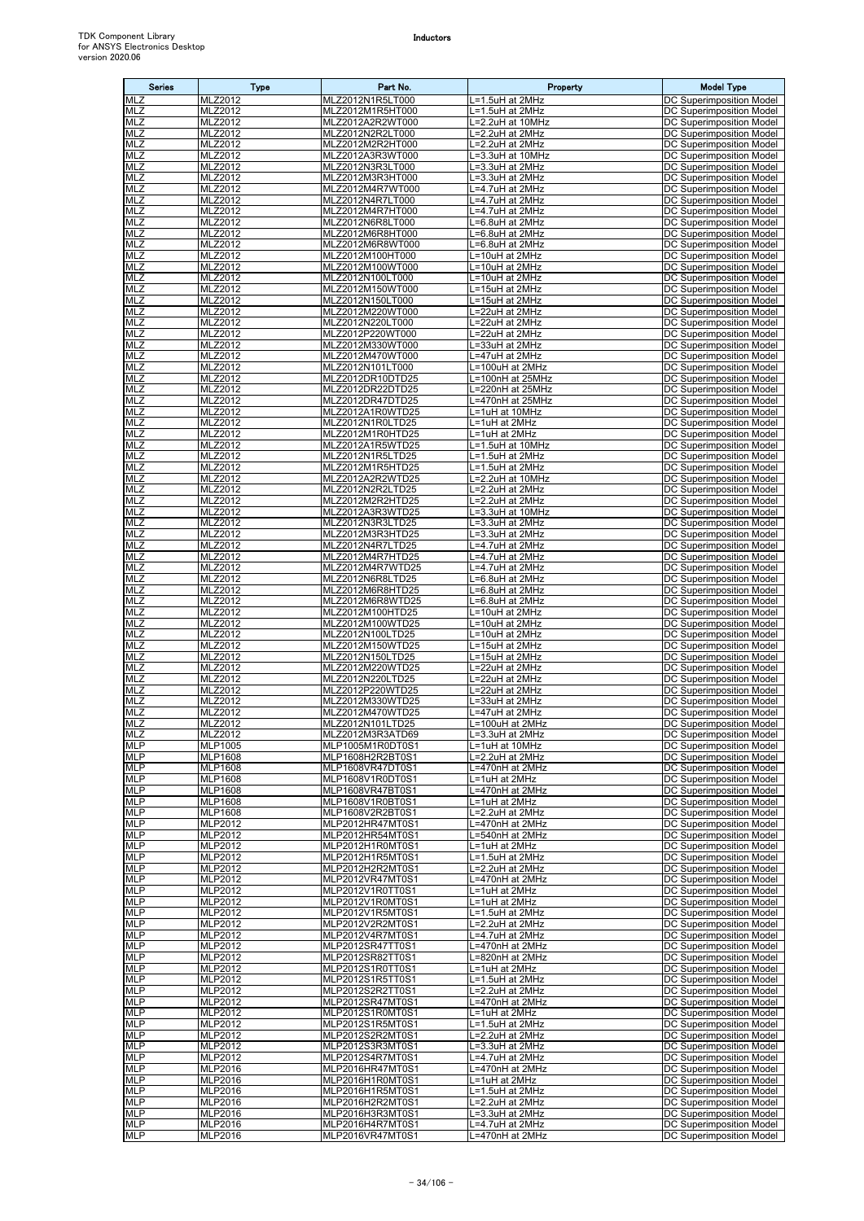| Series | Type | Part No. | Property | Model Type |
|---|---|---|---|---|
| MLZ | MLZ2012 | MLZ2012N1R5LT000 | L=1.5uH at 2MHz | DC Superimposition Model |
| MLZ | MLZ2012 | MLZ2012M1R5HT000 | L=1.5uH at 2MHz | DC Superimposition Model |
| MLZ | MLZ2012 | MLZ2012A2R2WT000 | L=2.2uH at 10MHz | DC Superimposition Model |
| MLZ | MLZ2012 | MLZ2012N2R2LT000 | L=2.2uH at 2MHz | DC Superimposition Model |
| MLZ | MLZ2012 | MLZ2012M2R2HT000 | L=2.2uH at 2MHz | DC Superimposition Model |
| MLZ | MLZ2012 | MLZ2012A3R3WT000 | L=3.3uH at 10MHz | DC Superimposition Model |
| MLZ | MLZ2012 | MLZ2012N3R3LT000 | L=3.3uH at 2MHz | DC Superimposition Model |
| MLZ | MLZ2012 | MLZ2012M3R3HT000 | L=3.3uH at 2MHz | DC Superimposition Model |
| MLZ | MLZ2012 | MLZ2012M4R7WT000 | L=4.7uH at 2MHz | DC Superimposition Model |
| MLZ | MLZ2012 | MLZ2012N4R7LT000 | L=4.7uH at 2MHz | DC Superimposition Model |
| MLZ | MLZ2012 | MLZ2012M4R7HT000 | L=4.7uH at 2MHz | DC Superimposition Model |
| MLZ | MLZ2012 | MLZ2012N6R8LT000 | L=6.8uH at 2MHz | DC Superimposition Model |
| MLZ | MLZ2012 | MLZ2012M6R8HT000 | L=6.8uH at 2MHz | DC Superimposition Model |
| MLZ | MLZ2012 | MLZ2012M6R8WT000 | L=6.8uH at 2MHz | DC Superimposition Model |
| MLZ | MLZ2012 | MLZ2012M100HT000 | L=10uH at 2MHz | DC Superimposition Model |
| MLZ | MLZ2012 | MLZ2012M100WT000 | L=10uH at 2MHz | DC Superimposition Model |
| MLZ | MLZ2012 | MLZ2012N100LT000 | L=10uH at 2MHz | DC Superimposition Model |
| MLZ | MLZ2012 | MLZ2012M150WT000 | L=15uH at 2MHz | DC Superimposition Model |
| MLZ | MLZ2012 | MLZ2012N150LT000 | L=15uH at 2MHz | DC Superimposition Model |
| MLZ | MLZ2012 | MLZ2012M220WT000 | L=22uH at 2MHz | DC Superimposition Model |
| MLZ | MLZ2012 | MLZ2012N220LT000 | L=22uH at 2MHz | DC Superimposition Model |
| MLZ | MLZ2012 | MLZ2012P220WT000 | L=22uH at 2MHz | DC Superimposition Model |
| MLZ | MLZ2012 | MLZ2012M330WT000 | L=33uH at 2MHz | DC Superimposition Model |
| MLZ | MLZ2012 | MLZ2012M470WT000 | L=47uH at 2MHz | DC Superimposition Model |
| MLZ | MLZ2012 | MLZ2012N101LT000 | L=100uH at 2MHz | DC Superimposition Model |
| MLZ | MLZ2012 | MLZ2012DR10DTD25 | L=100nH at 25MHz | DC Superimposition Model |
| MLZ | MLZ2012 | MLZ2012DR22DTD25 | L=220nH at 25MHz | DC Superimposition Model |
| MLZ | MLZ2012 | MLZ2012DR47DTD25 | L=470nH at 25MHz | DC Superimposition Model |
| MLZ | MLZ2012 | MLZ2012A1R0WTD25 | L=1uH at 10MHz | DC Superimposition Model |
| MLZ | MLZ2012 | MLZ2012N1R0LTD25 | L=1uH at 2MHz | DC Superimposition Model |
| MLZ | MLZ2012 | MLZ2012M1R0HTD25 | L=1uH at 2MHz | DC Superimposition Model |
| MLZ | MLZ2012 | MLZ2012A1R5WTD25 | L=1.5uH at 10MHz | DC Superimposition Model |
| MLZ | MLZ2012 | MLZ2012N1R5LTD25 | L=1.5uH at 2MHz | DC Superimposition Model |
| MLZ | MLZ2012 | MLZ2012M1R5HTD25 | L=1.5uH at 2MHz | DC Superimposition Model |
| MLZ | MLZ2012 | MLZ2012A2R2WTD25 | L=2.2uH at 10MHz | DC Superimposition Model |
| MLZ | MLZ2012 | MLZ2012N2R2LTD25 | L=2.2uH at 2MHz | DC Superimposition Model |
| MLZ | MLZ2012 | MLZ2012M2R2HTD25 | L=2.2uH at 2MHz | DC Superimposition Model |
| MLZ | MLZ2012 | MLZ2012A3R3WTD25 | L=3.3uH at 10MHz | DC Superimposition Model |
| MLZ | MLZ2012 | MLZ2012N3R3LTD25 | L=3.3uH at 2MHz | DC Superimposition Model |
| MLZ | MLZ2012 | MLZ2012M3R3HTD25 | L=3.3uH at 2MHz | DC Superimposition Model |
| MLZ | MLZ2012 | MLZ2012N4R7LTD25 | L=4.7uH at 2MHz | DC Superimposition Model |
| MLZ | MLZ2012 | MLZ2012M4R7HTD25 | L=4.7uH at 2MHz | DC Superimposition Model |
| MLZ | MLZ2012 | MLZ2012M4R7WTD25 | L=4.7uH at 2MHz | DC Superimposition Model |
| MLZ | MLZ2012 | MLZ2012N6R8LTD25 | L=6.8uH at 2MHz | DC Superimposition Model |
| MLZ | MLZ2012 | MLZ2012M6R8HTD25 | L=6.8uH at 2MHz | DC Superimposition Model |
| MLZ | MLZ2012 | MLZ2012M6R8WTD25 | L=6.8uH at 2MHz | DC Superimposition Model |
| MLZ | MLZ2012 | MLZ2012M100HTD25 | L=10uH at 2MHz | DC Superimposition Model |
| MLZ | MLZ2012 | MLZ2012M100WTD25 | L=10uH at 2MHz | DC Superimposition Model |
| MLZ | MLZ2012 | MLZ2012N100LTD25 | L=10uH at 2MHz | DC Superimposition Model |
| MLZ | MLZ2012 | MLZ2012M150WTD25 | L=15uH at 2MHz | DC Superimposition Model |
| MLZ | MLZ2012 | MLZ2012N150LTD25 | L=15uH at 2MHz | DC Superimposition Model |
| MLZ | MLZ2012 | MLZ2012M220WTD25 | L=22uH at 2MHz | DC Superimposition Model |
| MLZ | MLZ2012 | MLZ2012N220LTD25 | L=22uH at 2MHz | DC Superimposition Model |
| MLZ | MLZ2012 | MLZ2012P220WTD25 | L=22uH at 2MHz | DC Superimposition Model |
| MLZ | MLZ2012 | MLZ2012M330WTD25 | L=33uH at 2MHz | DC Superimposition Model |
| MLZ | MLZ2012 | MLZ2012M470WTD25 | L=47uH at 2MHz | DC Superimposition Model |
| MLZ | MLZ2012 | MLZ2012N101LTD25 | L=100uH at 2MHz | DC Superimposition Model |
| MLZ | MLZ2012 | MLZ2012M3R3ATD69 | L=3.3uH at 2MHz | DC Superimposition Model |
| MLP | MLP1005 | MLP1005M1R0DT0S1 | L=1uH at 10MHz | DC Superimposition Model |
| MLP | MLP1608 | MLP1608H2R2BT0S1 | L=2.2uH at 2MHz | DC Superimposition Model |
| MLP | MLP1608 | MLP1608VR47DT0S1 | L=470nH at 2MHz | DC Superimposition Model |
| MLP | MLP1608 | MLP1608V1R0DT0S1 | L=1uH at 2MHz | DC Superimposition Model |
| MLP | MLP1608 | MLP1608VR47BT0S1 | L=470nH at 2MHz | DC Superimposition Model |
| MLP | MLP1608 | MLP1608V1R0BT0S1 | L=1uH at 2MHz | DC Superimposition Model |
| MLP | MLP1608 | MLP1608V2R2BT0S1 | L=2.2uH at 2MHz | DC Superimposition Model |
| MLP | MLP2012 | MLP2012HR47MT0S1 | L=470nH at 2MHz | DC Superimposition Model |
| MLP | MLP2012 | MLP2012HR54MT0S1 | L=540nH at 2MHz | DC Superimposition Model |
| MLP | MLP2012 | MLP2012H1R0MT0S1 | L=1uH at 2MHz | DC Superimposition Model |
| MLP | MLP2012 | MLP2012H1R5MT0S1 | L=1.5uH at 2MHz | DC Superimposition Model |
| MLP | MLP2012 | MLP2012H2R2MT0S1 | L=2.2uH at 2MHz | DC Superimposition Model |
| MLP | MLP2012 | MLP2012VR47MT0S1 | L=470nH at 2MHz | DC Superimposition Model |
| MLP | MLP2012 | MLP2012V1R0TT0S1 | L=1uH at 2MHz | DC Superimposition Model |
| MLP | MLP2012 | MLP2012V1R0MT0S1 | L=1uH at 2MHz | DC Superimposition Model |
| MLP | MLP2012 | MLP2012V1R5MT0S1 | L=1.5uH at 2MHz | DC Superimposition Model |
| MLP | MLP2012 | MLP2012V2R2MT0S1 | L=2.2uH at 2MHz | DC Superimposition Model |
| MLP | MLP2012 | MLP2012V4R7MT0S1 | L=4.7uH at 2MHz | DC Superimposition Model |
| MLP | MLP2012 | MLP2012SR47TT0S1 | L=470nH at 2MHz | DC Superimposition Model |
| MLP | MLP2012 | MLP2012SR82TT0S1 | L=820nH at 2MHz | DC Superimposition Model |
| MLP | MLP2012 | MLP2012S1R0TT0S1 | L=1uH at 2MHz | DC Superimposition Model |
| MLP | MLP2012 | MLP2012S1R5TT0S1 | L=1.5uH at 2MHz | DC Superimposition Model |
| MLP | MLP2012 | MLP2012S2R2TT0S1 | L=2.2uH at 2MHz | DC Superimposition Model |
| MLP | MLP2012 | MLP2012SR47MT0S1 | L=470nH at 2MHz | DC Superimposition Model |
| MLP | MLP2012 | MLP2012S1R0MT0S1 | L=1uH at 2MHz | DC Superimposition Model |
| MLP | MLP2012 | MLP2012S1R5MT0S1 | L=1.5uH at 2MHz | DC Superimposition Model |
| MLP | MLP2012 | MLP2012S2R2MT0S1 | L=2.2uH at 2MHz | DC Superimposition Model |
| MLP | MLP2012 | MLP2012S3R3MT0S1 | L=3.3uH at 2MHz | DC Superimposition Model |
| MLP | MLP2012 | MLP2012S4R7MT0S1 | L=4.7uH at 2MHz | DC Superimposition Model |
| MLP | MLP2016 | MLP2016HR47MT0S1 | L=470nH at 2MHz | DC Superimposition Model |
| MLP | MLP2016 | MLP2016H1R0MT0S1 | L=1uH at 2MHz | DC Superimposition Model |
| MLP | MLP2016 | MLP2016H1R5MT0S1 | L=1.5uH at 2MHz | DC Superimposition Model |
| MLP | MLP2016 | MLP2016H2R2MT0S1 | L=2.2uH at 2MHz | DC Superimposition Model |
| MLP | MLP2016 | MLP2016H3R3MT0S1 | L=3.3uH at 2MHz | DC Superimposition Model |
| MLP | MLP2016 | MLP2016H4R7MT0S1 | L=4.7uH at 2MHz | DC Superimposition Model |
| MLP | MLP2016 | MLP2016VR47MT0S1 | L=470nH at 2MHz | DC Superimposition Model |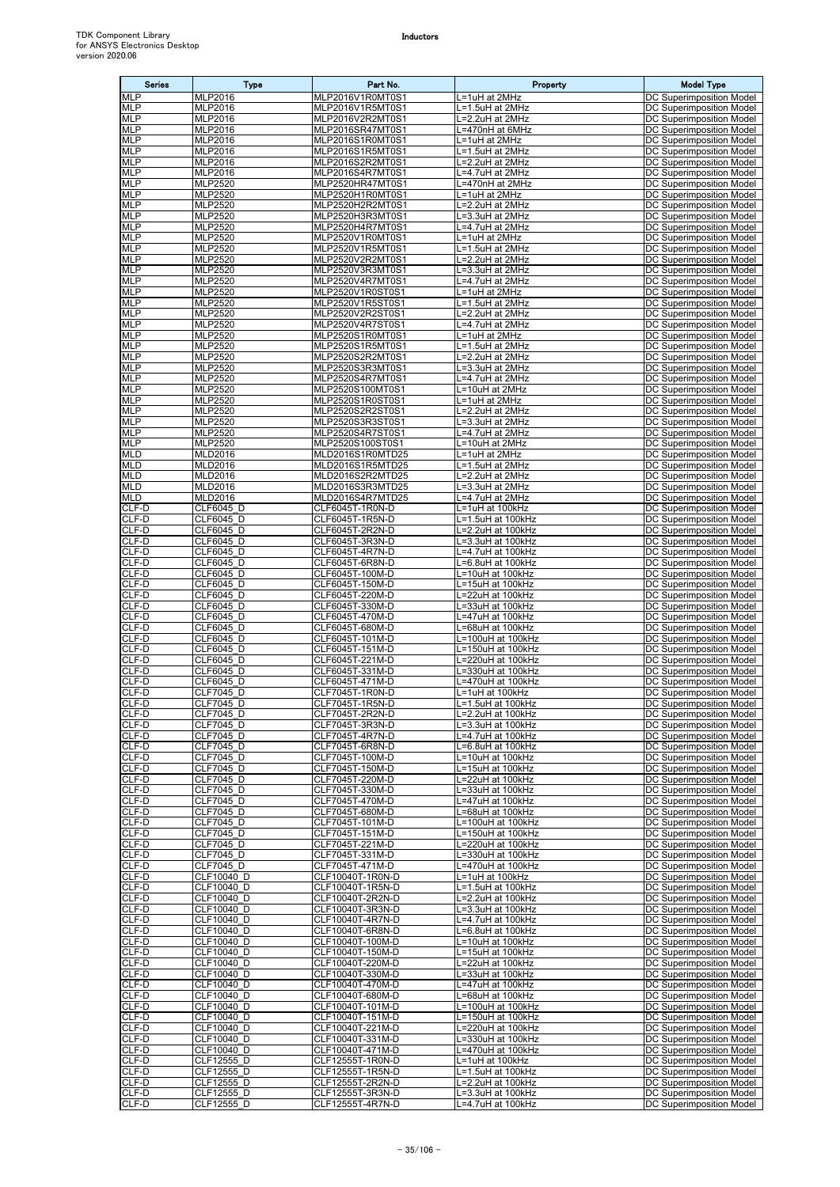| Series | Type | Part No. | Property | Model Type |
|---|---|---|---|---|
| MLP | MLP2016 | MLP2016V1R0MT0S1 | L=1uH at 2MHz | DC Superimposition Model |
| MLP | MLP2016 | MLP2016V1R5MT0S1 | L=1.5uH at 2MHz | DC Superimposition Model |
| MLP | MLP2016 | MLP2016V2R2MT0S1 | L=2.2uH at 2MHz | DC Superimposition Model |
| MLP | MLP2016 | MLP2016SR47MT0S1 | L=470nH at 6MHz | DC Superimposition Model |
| MLP | MLP2016 | MLP2016S1R0MT0S1 | L=1uH at 2MHz | DC Superimposition Model |
| MLP | MLP2016 | MLP2016S1R5MT0S1 | L=1.5uH at 2MHz | DC Superimposition Model |
| MLP | MLP2016 | MLP2016S2R2MT0S1 | L=2.2uH at 2MHz | DC Superimposition Model |
| MLP | MLP2016 | MLP2016S4R7MT0S1 | L=4.7uH at 2MHz | DC Superimposition Model |
| MLP | MLP2520 | MLP2520HR47MT0S1 | L=470nH at 2MHz | DC Superimposition Model |
| MLP | MLP2520 | MLP2520H1R0MT0S1 | L=1uH at 2MHz | DC Superimposition Model |
| MLP | MLP2520 | MLP2520H2R2MT0S1 | L=2.2uH at 2MHz | DC Superimposition Model |
| MLP | MLP2520 | MLP2520H3R3MT0S1 | L=3.3uH at 2MHz | DC Superimposition Model |
| MLP | MLP2520 | MLP2520H4R7MT0S1 | L=4.7uH at 2MHz | DC Superimposition Model |
| MLP | MLP2520 | MLP2520V1R0MT0S1 | L=1uH at 2MHz | DC Superimposition Model |
| MLP | MLP2520 | MLP2520V1R5MT0S1 | L=1.5uH at 2MHz | DC Superimposition Model |
| MLP | MLP2520 | MLP2520V2R2MT0S1 | L=2.2uH at 2MHz | DC Superimposition Model |
| MLP | MLP2520 | MLP2520V3R3MT0S1 | L=3.3uH at 2MHz | DC Superimposition Model |
| MLP | MLP2520 | MLP2520V4R7MT0S1 | L=4.7uH at 2MHz | DC Superimposition Model |
| MLP | MLP2520 | MLP2520V1R0ST0S1 | L=1uH at 2MHz | DC Superimposition Model |
| MLP | MLP2520 | MLP2520V1R5ST0S1 | L=1.5uH at 2MHz | DC Superimposition Model |
| MLP | MLP2520 | MLP2520V2R2ST0S1 | L=2.2uH at 2MHz | DC Superimposition Model |
| MLP | MLP2520 | MLP2520V4R7ST0S1 | L=4.7uH at 2MHz | DC Superimposition Model |
| MLP | MLP2520 | MLP2520S1R0MT0S1 | L=1uH at 2MHz | DC Superimposition Model |
| MLP | MLP2520 | MLP2520S1R5MT0S1 | L=1.5uH at 2MHz | DC Superimposition Model |
| MLP | MLP2520 | MLP2520S2R2MT0S1 | L=2.2uH at 2MHz | DC Superimposition Model |
| MLP | MLP2520 | MLP2520S3R3MT0S1 | L=3.3uH at 2MHz | DC Superimposition Model |
| MLP | MLP2520 | MLP2520S4R7MT0S1 | L=4.7uH at 2MHz | DC Superimposition Model |
| MLP | MLP2520 | MLP2520S100MT0S1 | L=10uH at 2MHz | DC Superimposition Model |
| MLP | MLP2520 | MLP2520S1R0ST0S1 | L=1uH at 2MHz | DC Superimposition Model |
| MLP | MLP2520 | MLP2520S2R2ST0S1 | L=2.2uH at 2MHz | DC Superimposition Model |
| MLP | MLP2520 | MLP2520S3R3ST0S1 | L=3.3uH at 2MHz | DC Superimposition Model |
| MLP | MLP2520 | MLP2520S4R7ST0S1 | L=4.7uH at 2MHz | DC Superimposition Model |
| MLP | MLP2520 | MLP2520S100ST0S1 | L=10uH at 2MHz | DC Superimposition Model |
| MLD | MLD2016 | MLD2016S1R0MTD25 | L=1uH at 2MHz | DC Superimposition Model |
| MLD | MLD2016 | MLD2016S1R5MTD25 | L=1.5uH at 2MHz | DC Superimposition Model |
| MLD | MLD2016 | MLD2016S2R2MTD25 | L=2.2uH at 2MHz | DC Superimposition Model |
| MLD | MLD2016 | MLD2016S3R3MTD25 | L=3.3uH at 2MHz | DC Superimposition Model |
| MLD | MLD2016 | MLD2016S4R7MTD25 | L=4.7uH at 2MHz | DC Superimposition Model |
| CLF-D | CLF6045_D | CLF6045T-1R0N-D | L=1uH at 100kHz | DC Superimposition Model |
| CLF-D | CLF6045_D | CLF6045T-1R5N-D | L=1.5uH at 100kHz | DC Superimposition Model |
| CLF-D | CLF6045_D | CLF6045T-2R2N-D | L=2.2uH at 100kHz | DC Superimposition Model |
| CLF-D | CLF6045_D | CLF6045T-3R3N-D | L=3.3uH at 100kHz | DC Superimposition Model |
| CLF-D | CLF6045_D | CLF6045T-4R7N-D | L=4.7uH at 100kHz | DC Superimposition Model |
| CLF-D | CLF6045_D | CLF6045T-6R8N-D | L=6.8uH at 100kHz | DC Superimposition Model |
| CLF-D | CLF6045_D | CLF6045T-100M-D | L=10uH at 100kHz | DC Superimposition Model |
| CLF-D | CLF6045_D | CLF6045T-150M-D | L=15uH at 100kHz | DC Superimposition Model |
| CLF-D | CLF6045_D | CLF6045T-220M-D | L=22uH at 100kHz | DC Superimposition Model |
| CLF-D | CLF6045_D | CLF6045T-330M-D | L=33uH at 100kHz | DC Superimposition Model |
| CLF-D | CLF6045_D | CLF6045T-470M-D | L=47uH at 100kHz | DC Superimposition Model |
| CLF-D | CLF6045_D | CLF6045T-680M-D | L=68uH at 100kHz | DC Superimposition Model |
| CLF-D | CLF6045_D | CLF6045T-101M-D | L=100uH at 100kHz | DC Superimposition Model |
| CLF-D | CLF6045_D | CLF6045T-151M-D | L=150uH at 100kHz | DC Superimposition Model |
| CLF-D | CLF6045_D | CLF6045T-221M-D | L=220uH at 100kHz | DC Superimposition Model |
| CLF-D | CLF6045_D | CLF6045T-331M-D | L=330uH at 100kHz | DC Superimposition Model |
| CLF-D | CLF6045_D | CLF6045T-471M-D | L=470uH at 100kHz | DC Superimposition Model |
| CLF-D | CLF7045_D | CLF7045T-1R0N-D | L=1uH at 100kHz | DC Superimposition Model |
| CLF-D | CLF7045_D | CLF7045T-1R5N-D | L=1.5uH at 100kHz | DC Superimposition Model |
| CLF-D | CLF7045_D | CLF7045T-2R2N-D | L=2.2uH at 100kHz | DC Superimposition Model |
| CLF-D | CLF7045_D | CLF7045T-3R3N-D | L=3.3uH at 100kHz | DC Superimposition Model |
| CLF-D | CLF7045_D | CLF7045T-4R7N-D | L=4.7uH at 100kHz | DC Superimposition Model |
| CLF-D | CLF7045_D | CLF7045T-6R8N-D | L=6.8uH at 100kHz | DC Superimposition Model |
| CLF-D | CLF7045_D | CLF7045T-100M-D | L=10uH at 100kHz | DC Superimposition Model |
| CLF-D | CLF7045_D | CLF7045T-150M-D | L=15uH at 100kHz | DC Superimposition Model |
| CLF-D | CLF7045_D | CLF7045T-220M-D | L=22uH at 100kHz | DC Superimposition Model |
| CLF-D | CLF7045_D | CLF7045T-330M-D | L=33uH at 100kHz | DC Superimposition Model |
| CLF-D | CLF7045_D | CLF7045T-470M-D | L=47uH at 100kHz | DC Superimposition Model |
| CLF-D | CLF7045_D | CLF7045T-680M-D | L=68uH at 100kHz | DC Superimposition Model |
| CLF-D | CLF7045_D | CLF7045T-101M-D | L=100uH at 100kHz | DC Superimposition Model |
| CLF-D | CLF7045_D | CLF7045T-151M-D | L=150uH at 100kHz | DC Superimposition Model |
| CLF-D | CLF7045_D | CLF7045T-221M-D | L=220uH at 100kHz | DC Superimposition Model |
| CLF-D | CLF7045_D | CLF7045T-331M-D | L=330uH at 100kHz | DC Superimposition Model |
| CLF-D | CLF7045_D | CLF7045T-471M-D | L=470uH at 100kHz | DC Superimposition Model |
| CLF-D | CLF10040_D | CLF10040T-1R0N-D | L=1uH at 100kHz | DC Superimposition Model |
| CLF-D | CLF10040_D | CLF10040T-1R5N-D | L=1.5uH at 100kHz | DC Superimposition Model |
| CLF-D | CLF10040_D | CLF10040T-2R2N-D | L=2.2uH at 100kHz | DC Superimposition Model |
| CLF-D | CLF10040_D | CLF10040T-3R3N-D | L=3.3uH at 100kHz | DC Superimposition Model |
| CLF-D | CLF10040_D | CLF10040T-4R7N-D | L=4.7uH at 100kHz | DC Superimposition Model |
| CLF-D | CLF10040_D | CLF10040T-6R8N-D | L=6.8uH at 100kHz | DC Superimposition Model |
| CLF-D | CLF10040_D | CLF10040T-100M-D | L=10uH at 100kHz | DC Superimposition Model |
| CLF-D | CLF10040_D | CLF10040T-150M-D | L=15uH at 100kHz | DC Superimposition Model |
| CLF-D | CLF10040_D | CLF10040T-220M-D | L=22uH at 100kHz | DC Superimposition Model |
| CLF-D | CLF10040_D | CLF10040T-330M-D | L=33uH at 100kHz | DC Superimposition Model |
| CLF-D | CLF10040_D | CLF10040T-470M-D | L=47uH at 100kHz | DC Superimposition Model |
| CLF-D | CLF10040_D | CLF10040T-680M-D | L=68uH at 100kHz | DC Superimposition Model |
| CLF-D | CLF10040_D | CLF10040T-101M-D | L=100uH at 100kHz | DC Superimposition Model |
| CLF-D | CLF10040_D | CLF10040T-151M-D | L=150uH at 100kHz | DC Superimposition Model |
| CLF-D | CLF10040_D | CLF10040T-221M-D | L=220uH at 100kHz | DC Superimposition Model |
| CLF-D | CLF10040_D | CLF10040T-331M-D | L=330uH at 100kHz | DC Superimposition Model |
| CLF-D | CLF10040_D | CLF10040T-471M-D | L=470uH at 100kHz | DC Superimposition Model |
| CLF-D | CLF12555_D | CLF12555T-1R0N-D | L=1uH at 100kHz | DC Superimposition Model |
| CLF-D | CLF12555_D | CLF12555T-1R5N-D | L=1.5uH at 100kHz | DC Superimposition Model |
| CLF-D | CLF12555_D | CLF12555T-2R2N-D | L=2.2uH at 100kHz | DC Superimposition Model |
| CLF-D | CLF12555_D | CLF12555T-3R3N-D | L=3.3uH at 100kHz | DC Superimposition Model |
| CLF-D | CLF12555_D | CLF12555T-4R7N-D | L=4.7uH at 100kHz | DC Superimposition Model |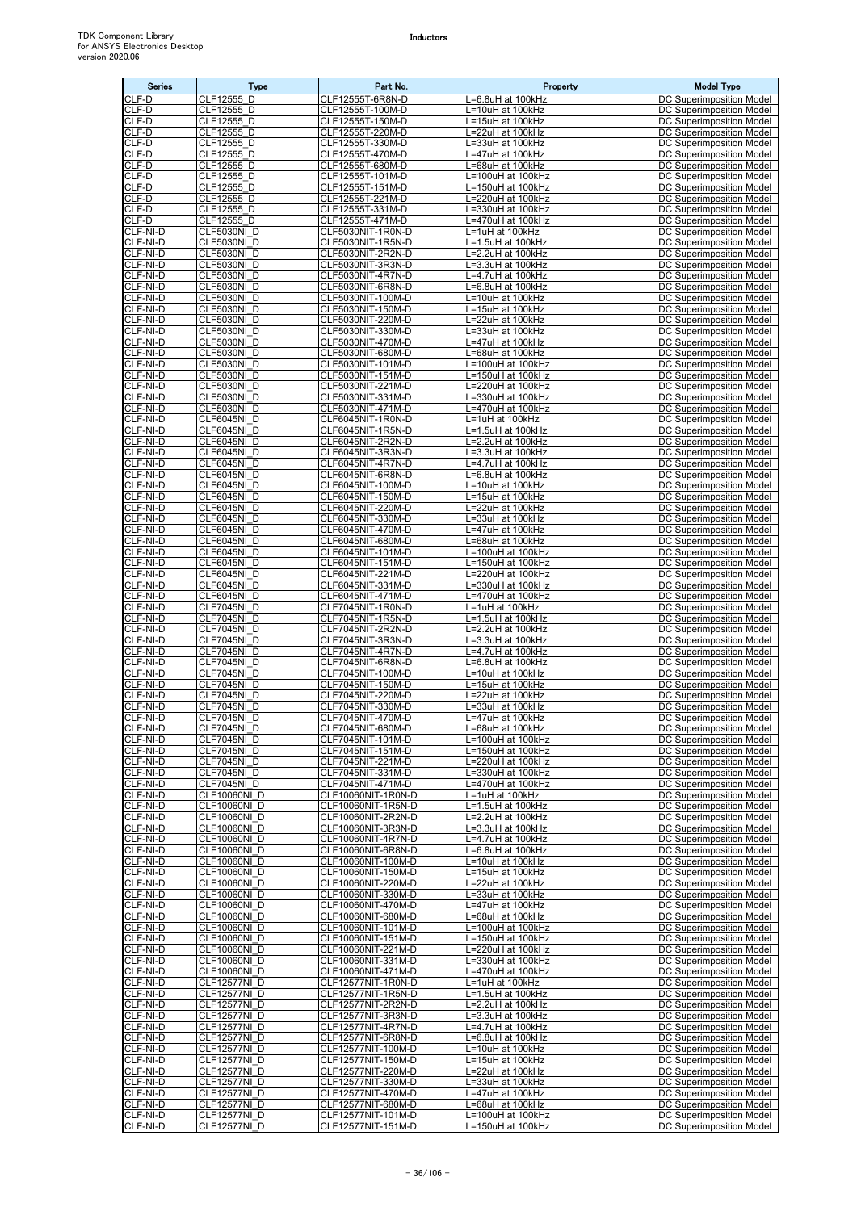| Series | Type | Part No. | Property | Model Type |
|---|---|---|---|---|
| CLF-D | CLF12555_D | CLF12555T-6R8N-D | L=6.8uH at 100kHz | DC Superimposition Model |
| CLF-D | CLF12555_D | CLF12555T-100M-D | L=10uH at 100kHz | DC Superimposition Model |
| CLF-D | CLF12555_D | CLF12555T-150M-D | L=15uH at 100kHz | DC Superimposition Model |
| CLF-D | CLF12555_D | CLF12555T-220M-D | L=22uH at 100kHz | DC Superimposition Model |
| CLF-D | CLF12555_D | CLF12555T-330M-D | L=33uH at 100kHz | DC Superimposition Model |
| CLF-D | CLF12555_D | CLF12555T-470M-D | L=47uH at 100kHz | DC Superimposition Model |
| CLF-D | CLF12555_D | CLF12555T-680M-D | L=68uH at 100kHz | DC Superimposition Model |
| CLF-D | CLF12555_D | CLF12555T-101M-D | L=100uH at 100kHz | DC Superimposition Model |
| CLF-D | CLF12555_D | CLF12555T-151M-D | L=150uH at 100kHz | DC Superimposition Model |
| CLF-D | CLF12555_D | CLF12555T-221M-D | L=220uH at 100kHz | DC Superimposition Model |
| CLF-D | CLF12555_D | CLF12555T-331M-D | L=330uH at 100kHz | DC Superimposition Model |
| CLF-D | CLF12555_D | CLF12555T-471M-D | L=470uH at 100kHz | DC Superimposition Model |
| CLF-NI-D | CLF5030NI_D | CLF5030NIT-1R0N-D | L=1uH at 100kHz | DC Superimposition Model |
| CLF-NI-D | CLF5030NI_D | CLF5030NIT-1R5N-D | L=1.5uH at 100kHz | DC Superimposition Model |
| CLF-NI-D | CLF5030NI_D | CLF5030NIT-2R2N-D | L=2.2uH at 100kHz | DC Superimposition Model |
| CLF-NI-D | CLF5030NI_D | CLF5030NIT-3R3N-D | L=3.3uH at 100kHz | DC Superimposition Model |
| CLF-NI-D | CLF5030NI_D | CLF5030NIT-4R7N-D | L=4.7uH at 100kHz | DC Superimposition Model |
| CLF-NI-D | CLF5030NI_D | CLF5030NIT-6R8N-D | L=6.8uH at 100kHz | DC Superimposition Model |
| CLF-NI-D | CLF5030NI_D | CLF5030NIT-100M-D | L=10uH at 100kHz | DC Superimposition Model |
| CLF-NI-D | CLF5030NI_D | CLF5030NIT-150M-D | L=15uH at 100kHz | DC Superimposition Model |
| CLF-NI-D | CLF5030NI_D | CLF5030NIT-220M-D | L=22uH at 100kHz | DC Superimposition Model |
| CLF-NI-D | CLF5030NI_D | CLF5030NIT-330M-D | L=33uH at 100kHz | DC Superimposition Model |
| CLF-NI-D | CLF5030NI_D | CLF5030NIT-470M-D | L=47uH at 100kHz | DC Superimposition Model |
| CLF-NI-D | CLF5030NI_D | CLF5030NIT-680M-D | L=68uH at 100kHz | DC Superimposition Model |
| CLF-NI-D | CLF5030NI_D | CLF5030NIT-101M-D | L=100uH at 100kHz | DC Superimposition Model |
| CLF-NI-D | CLF5030NI_D | CLF5030NIT-151M-D | L=150uH at 100kHz | DC Superimposition Model |
| CLF-NI-D | CLF5030NI_D | CLF5030NIT-221M-D | L=220uH at 100kHz | DC Superimposition Model |
| CLF-NI-D | CLF5030NI_D | CLF5030NIT-331M-D | L=330uH at 100kHz | DC Superimposition Model |
| CLF-NI-D | CLF5030NI_D | CLF5030NIT-471M-D | L=470uH at 100kHz | DC Superimposition Model |
| CLF-NI-D | CLF6045NI_D | CLF6045NIT-1R0N-D | L=1uH at 100kHz | DC Superimposition Model |
| CLF-NI-D | CLF6045NI_D | CLF6045NIT-1R5N-D | L=1.5uH at 100kHz | DC Superimposition Model |
| CLF-NI-D | CLF6045NI_D | CLF6045NIT-2R2N-D | L=2.2uH at 100kHz | DC Superimposition Model |
| CLF-NI-D | CLF6045NI_D | CLF6045NIT-3R3N-D | L=3.3uH at 100kHz | DC Superimposition Model |
| CLF-NI-D | CLF6045NI_D | CLF6045NIT-4R7N-D | L=4.7uH at 100kHz | DC Superimposition Model |
| CLF-NI-D | CLF6045NI_D | CLF6045NIT-6R8N-D | L=6.8uH at 100kHz | DC Superimposition Model |
| CLF-NI-D | CLF6045NI_D | CLF6045NIT-100M-D | L=10uH at 100kHz | DC Superimposition Model |
| CLF-NI-D | CLF6045NI_D | CLF6045NIT-150M-D | L=15uH at 100kHz | DC Superimposition Model |
| CLF-NI-D | CLF6045NI_D | CLF6045NIT-220M-D | L=22uH at 100kHz | DC Superimposition Model |
| CLF-NI-D | CLF6045NI_D | CLF6045NIT-330M-D | L=33uH at 100kHz | DC Superimposition Model |
| CLF-NI-D | CLF6045NI_D | CLF6045NIT-470M-D | L=47uH at 100kHz | DC Superimposition Model |
| CLF-NI-D | CLF6045NI_D | CLF6045NIT-680M-D | L=68uH at 100kHz | DC Superimposition Model |
| CLF-NI-D | CLF6045NI_D | CLF6045NIT-101M-D | L=100uH at 100kHz | DC Superimposition Model |
| CLF-NI-D | CLF6045NI_D | CLF6045NIT-151M-D | L=150uH at 100kHz | DC Superimposition Model |
| CLF-NI-D | CLF6045NI_D | CLF6045NIT-221M-D | L=220uH at 100kHz | DC Superimposition Model |
| CLF-NI-D | CLF6045NI_D | CLF6045NIT-331M-D | L=330uH at 100kHz | DC Superimposition Model |
| CLF-NI-D | CLF6045NI_D | CLF6045NIT-471M-D | L=470uH at 100kHz | DC Superimposition Model |
| CLF-NI-D | CLF7045NI_D | CLF7045NIT-1R0N-D | L=1uH at 100kHz | DC Superimposition Model |
| CLF-NI-D | CLF7045NI_D | CLF7045NIT-1R5N-D | L=1.5uH at 100kHz | DC Superimposition Model |
| CLF-NI-D | CLF7045NI_D | CLF7045NIT-2R2N-D | L=2.2uH at 100kHz | DC Superimposition Model |
| CLF-NI-D | CLF7045NI_D | CLF7045NIT-3R3N-D | L=3.3uH at 100kHz | DC Superimposition Model |
| CLF-NI-D | CLF7045NI_D | CLF7045NIT-4R7N-D | L=4.7uH at 100kHz | DC Superimposition Model |
| CLF-NI-D | CLF7045NI_D | CLF7045NIT-6R8N-D | L=6.8uH at 100kHz | DC Superimposition Model |
| CLF-NI-D | CLF7045NI_D | CLF7045NIT-100M-D | L=10uH at 100kHz | DC Superimposition Model |
| CLF-NI-D | CLF7045NI_D | CLF7045NIT-150M-D | L=15uH at 100kHz | DC Superimposition Model |
| CLF-NI-D | CLF7045NI_D | CLF7045NIT-220M-D | L=22uH at 100kHz | DC Superimposition Model |
| CLF-NI-D | CLF7045NI_D | CLF7045NIT-330M-D | L=33uH at 100kHz | DC Superimposition Model |
| CLF-NI-D | CLF7045NI_D | CLF7045NIT-470M-D | L=47uH at 100kHz | DC Superimposition Model |
| CLF-NI-D | CLF7045NI_D | CLF7045NIT-680M-D | L=68uH at 100kHz | DC Superimposition Model |
| CLF-NI-D | CLF7045NI_D | CLF7045NIT-101M-D | L=100uH at 100kHz | DC Superimposition Model |
| CLF-NI-D | CLF7045NI_D | CLF7045NIT-151M-D | L=150uH at 100kHz | DC Superimposition Model |
| CLF-NI-D | CLF7045NI_D | CLF7045NIT-221M-D | L=220uH at 100kHz | DC Superimposition Model |
| CLF-NI-D | CLF7045NI_D | CLF7045NIT-331M-D | L=330uH at 100kHz | DC Superimposition Model |
| CLF-NI-D | CLF7045NI_D | CLF7045NIT-471M-D | L=470uH at 100kHz | DC Superimposition Model |
| CLF-NI-D | CLF10060NI_D | CLF10060NIT-1R0N-D | L=1uH at 100kHz | DC Superimposition Model |
| CLF-NI-D | CLF10060NI_D | CLF10060NIT-1R5N-D | L=1.5uH at 100kHz | DC Superimposition Model |
| CLF-NI-D | CLF10060NI_D | CLF10060NIT-2R2N-D | L=2.2uH at 100kHz | DC Superimposition Model |
| CLF-NI-D | CLF10060NI_D | CLF10060NIT-3R3N-D | L=3.3uH at 100kHz | DC Superimposition Model |
| CLF-NI-D | CLF10060NI_D | CLF10060NIT-4R7N-D | L=4.7uH at 100kHz | DC Superimposition Model |
| CLF-NI-D | CLF10060NI_D | CLF10060NIT-6R8N-D | L=6.8uH at 100kHz | DC Superimposition Model |
| CLF-NI-D | CLF10060NI_D | CLF10060NIT-100M-D | L=10uH at 100kHz | DC Superimposition Model |
| CLF-NI-D | CLF10060NI_D | CLF10060NIT-150M-D | L=15uH at 100kHz | DC Superimposition Model |
| CLF-NI-D | CLF10060NI_D | CLF10060NIT-220M-D | L=22uH at 100kHz | DC Superimposition Model |
| CLF-NI-D | CLF10060NI_D | CLF10060NIT-330M-D | L=33uH at 100kHz | DC Superimposition Model |
| CLF-NI-D | CLF10060NI_D | CLF10060NIT-470M-D | L=47uH at 100kHz | DC Superimposition Model |
| CLF-NI-D | CLF10060NI_D | CLF10060NIT-680M-D | L=68uH at 100kHz | DC Superimposition Model |
| CLF-NI-D | CLF10060NI_D | CLF10060NIT-101M-D | L=100uH at 100kHz | DC Superimposition Model |
| CLF-NI-D | CLF10060NI_D | CLF10060NIT-151M-D | L=150uH at 100kHz | DC Superimposition Model |
| CLF-NI-D | CLF10060NI_D | CLF10060NIT-221M-D | L=220uH at 100kHz | DC Superimposition Model |
| CLF-NI-D | CLF10060NI_D | CLF10060NIT-331M-D | L=330uH at 100kHz | DC Superimposition Model |
| CLF-NI-D | CLF10060NI_D | CLF10060NIT-471M-D | L=470uH at 100kHz | DC Superimposition Model |
| CLF-NI-D | CLF12577NI_D | CLF12577NIT-1R0N-D | L=1uH at 100kHz | DC Superimposition Model |
| CLF-NI-D | CLF12577NI_D | CLF12577NIT-1R5N-D | L=1.5uH at 100kHz | DC Superimposition Model |
| CLF-NI-D | CLF12577NI_D | CLF12577NIT-2R2N-D | L=2.2uH at 100kHz | DC Superimposition Model |
| CLF-NI-D | CLF12577NI_D | CLF12577NIT-3R3N-D | L=3.3uH at 100kHz | DC Superimposition Model |
| CLF-NI-D | CLF12577NI_D | CLF12577NIT-4R7N-D | L=4.7uH at 100kHz | DC Superimposition Model |
| CLF-NI-D | CLF12577NI_D | CLF12577NIT-6R8N-D | L=6.8uH at 100kHz | DC Superimposition Model |
| CLF-NI-D | CLF12577NI_D | CLF12577NIT-100M-D | L=10uH at 100kHz | DC Superimposition Model |
| CLF-NI-D | CLF12577NI_D | CLF12577NIT-150M-D | L=15uH at 100kHz | DC Superimposition Model |
| CLF-NI-D | CLF12577NI_D | CLF12577NIT-220M-D | L=22uH at 100kHz | DC Superimposition Model |
| CLF-NI-D | CLF12577NI_D | CLF12577NIT-330M-D | L=33uH at 100kHz | DC Superimposition Model |
| CLF-NI-D | CLF12577NI_D | CLF12577NIT-470M-D | L=47uH at 100kHz | DC Superimposition Model |
| CLF-NI-D | CLF12577NI_D | CLF12577NIT-680M-D | L=68uH at 100kHz | DC Superimposition Model |
| CLF-NI-D | CLF12577NI_D | CLF12577NIT-101M-D | L=100uH at 100kHz | DC Superimposition Model |
| CLF-NI-D | CLF12577NI_D | CLF12577NIT-151M-D | L=150uH at 100kHz | DC Superimposition Model |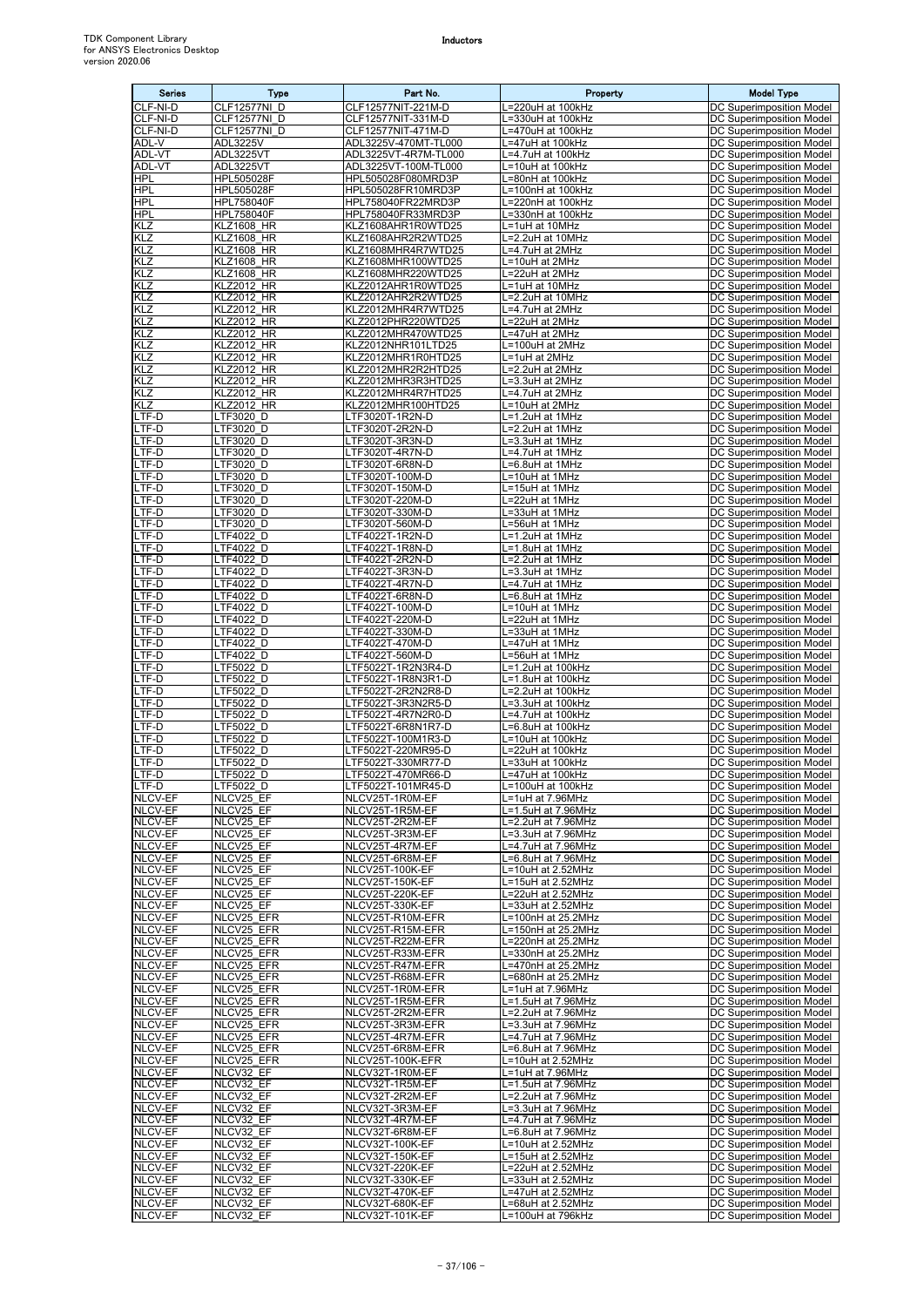| Series | Type | Part No. | Property | Model Type |
|---|---|---|---|---|
| CLF-NI-D | CLF12577NI_D | CLF12577NIT-221M-D | L=220uH at 100kHz | DC Superimposition Model |
| CLF-NI-D | CLF12577NI_D | CLF12577NIT-331M-D | L=330uH at 100kHz | DC Superimposition Model |
| CLF-NI-D | CLF12577NI_D | CLF12577NIT-471M-D | L=470uH at 100kHz | DC Superimposition Model |
| ADL-V | ADL3225V | ADL3225V-470MT-TL000 | L=47uH at 100kHz | DC Superimposition Model |
| ADL-VT | ADL3225VT | ADL3225VT-4R7M-TL000 | L=4.7uH at 100kHz | DC Superimposition Model |
| ADL-VT | ADL3225VT | ADL3225VT-100M-TL000 | L=10uH at 100kHz | DC Superimposition Model |
| HPL | HPL505028F | HPL505028F080MRD3P | L=80nH at 100kHz | DC Superimposition Model |
| HPL | HPL505028F | HPL505028FR10MRD3P | L=100nH at 100kHz | DC Superimposition Model |
| HPL | HPL758040F | HPL758040FR22MRD3P | L=220nH at 100kHz | DC Superimposition Model |
| HPL | HPL758040F | HPL758040FR33MRD3P | L=330nH at 100kHz | DC Superimposition Model |
| KLZ | KLZ1608_HR | KLZ1608AHR1R0WTD25 | L=1uH at 10MHz | DC Superimposition Model |
| KLZ | KLZ1608_HR | KLZ1608AHR2R2WTD25 | L=2.2uH at 10MHz | DC Superimposition Model |
| KLZ | KLZ1608_HR | KLZ1608MHR4R7WTD25 | L=4.7uH at 2MHz | DC Superimposition Model |
| KLZ | KLZ1608_HR | KLZ1608MHR100WTD25 | L=10uH at 2MHz | DC Superimposition Model |
| KLZ | KLZ1608_HR | KLZ1608MHR220WTD25 | L=22uH at 2MHz | DC Superimposition Model |
| KLZ | KLZ2012_HR | KLZ2012AHR1R0WTD25 | L=1uH at 10MHz | DC Superimposition Model |
| KLZ | KLZ2012_HR | KLZ2012AHR2R2WTD25 | L=2.2uH at 10MHz | DC Superimposition Model |
| KLZ | KLZ2012_HR | KLZ2012MHR4R7WTD25 | L=4.7uH at 2MHz | DC Superimposition Model |
| KLZ | KLZ2012_HR | KLZ2012PHR220WTD25 | L=22uH at 2MHz | DC Superimposition Model |
| KLZ | KLZ2012_HR | KLZ2012MHR470WTD25 | L=47uH at 2MHz | DC Superimposition Model |
| KLZ | KLZ2012_HR | KLZ2012NHR101LTD25 | L=100uH at 2MHz | DC Superimposition Model |
| KLZ | KLZ2012_HR | KLZ2012MHR1R0HTD25 | L=1uH at 2MHz | DC Superimposition Model |
| KLZ | KLZ2012_HR | KLZ2012MHR2R2HTD25 | L=2.2uH at 2MHz | DC Superimposition Model |
| KLZ | KLZ2012_HR | KLZ2012MHR3R3HTD25 | L=3.3uH at 2MHz | DC Superimposition Model |
| KLZ | KLZ2012_HR | KLZ2012MHR4R7HTD25 | L=4.7uH at 2MHz | DC Superimposition Model |
| KLZ | KLZ2012_HR | KLZ2012MHR100HTD25 | L=10uH at 2MHz | DC Superimposition Model |
| LTF-D | LTF3020_D | LTF3020T-1R2N-D | L=1.2uH at 1MHz | DC Superimposition Model |
| LTF-D | LTF3020_D | LTF3020T-2R2N-D | L=2.2uH at 1MHz | DC Superimposition Model |
| LTF-D | LTF3020_D | LTF3020T-3R3N-D | L=3.3uH at 1MHz | DC Superimposition Model |
| LTF-D | LTF3020_D | LTF3020T-4R7N-D | L=4.7uH at 1MHz | DC Superimposition Model |
| LTF-D | LTF3020_D | LTF3020T-6R8N-D | L=6.8uH at 1MHz | DC Superimposition Model |
| LTF-D | LTF3020_D | LTF3020T-100M-D | L=10uH at 1MHz | DC Superimposition Model |
| LTF-D | LTF3020_D | LTF3020T-150M-D | L=15uH at 1MHz | DC Superimposition Model |
| LTF-D | LTF3020_D | LTF3020T-220M-D | L=22uH at 1MHz | DC Superimposition Model |
| LTF-D | LTF3020_D | LTF3020T-330M-D | L=33uH at 1MHz | DC Superimposition Model |
| LTF-D | LTF3020_D | LTF3020T-560M-D | L=56uH at 1MHz | DC Superimposition Model |
| LTF-D | LTF4022_D | LTF4022T-1R2N-D | L=1.2uH at 1MHz | DC Superimposition Model |
| LTF-D | LTF4022_D | LTF4022T-1R8N-D | L=1.8uH at 1MHz | DC Superimposition Model |
| LTF-D | LTF4022_D | LTF4022T-2R2N-D | L=2.2uH at 1MHz | DC Superimposition Model |
| LTF-D | LTF4022_D | LTF4022T-3R3N-D | L=3.3uH at 1MHz | DC Superimposition Model |
| LTF-D | LTF4022_D | LTF4022T-4R7N-D | L=4.7uH at 1MHz | DC Superimposition Model |
| LTF-D | LTF4022_D | LTF4022T-6R8N-D | L=6.8uH at 1MHz | DC Superimposition Model |
| LTF-D | LTF4022_D | LTF4022T-100M-D | L=10uH at 1MHz | DC Superimposition Model |
| LTF-D | LTF4022_D | LTF4022T-220M-D | L=22uH at 1MHz | DC Superimposition Model |
| LTF-D | LTF4022_D | LTF4022T-330M-D | L=33uH at 1MHz | DC Superimposition Model |
| LTF-D | LTF4022_D | LTF4022T-470M-D | L=47uH at 1MHz | DC Superimposition Model |
| LTF-D | LTF4022_D | LTF4022T-560M-D | L=56uH at 1MHz | DC Superimposition Model |
| LTF-D | LTF5022_D | LTF5022T-1R2N3R4-D | L=1.2uH at 100kHz | DC Superimposition Model |
| LTF-D | LTF5022_D | LTF5022T-1R8N3R1-D | L=1.8uH at 100kHz | DC Superimposition Model |
| LTF-D | LTF5022_D | LTF5022T-2R2N2R8-D | L=2.2uH at 100kHz | DC Superimposition Model |
| LTF-D | LTF5022_D | LTF5022T-3R3N2R5-D | L=3.3uH at 100kHz | DC Superimposition Model |
| LTF-D | LTF5022_D | LTF5022T-4R7N2R0-D | L=4.7uH at 100kHz | DC Superimposition Model |
| LTF-D | LTF5022_D | LTF5022T-6R8N1R7-D | L=6.8uH at 100kHz | DC Superimposition Model |
| LTF-D | LTF5022_D | LTF5022T-100M1R3-D | L=10uH at 100kHz | DC Superimposition Model |
| LTF-D | LTF5022_D | LTF5022T-220MR95-D | L=22uH at 100kHz | DC Superimposition Model |
| LTF-D | LTF5022_D | LTF5022T-330MR77-D | L=33uH at 100kHz | DC Superimposition Model |
| LTF-D | LTF5022_D | LTF5022T-470MR66-D | L=47uH at 100kHz | DC Superimposition Model |
| LTF-D | LTF5022_D | LTF5022T-101MR45-D | L=100uH at 100kHz | DC Superimposition Model |
| NLCV-EF | NLCV25_EF | NLCV25T-1R0M-EF | L=1uH at 7.96MHz | DC Superimposition Model |
| NLCV-EF | NLCV25_EF | NLCV25T-1R5M-EF | L=1.5uH at 7.96MHz | DC Superimposition Model |
| NLCV-EF | NLCV25_EF | NLCV25T-2R2M-EF | L=2.2uH at 7.96MHz | DC Superimposition Model |
| NLCV-EF | NLCV25_EF | NLCV25T-3R3M-EF | L=3.3uH at 7.96MHz | DC Superimposition Model |
| NLCV-EF | NLCV25_EF | NLCV25T-4R7M-EF | L=4.7uH at 7.96MHz | DC Superimposition Model |
| NLCV-EF | NLCV25_EF | NLCV25T-6R8M-EF | L=6.8uH at 7.96MHz | DC Superimposition Model |
| NLCV-EF | NLCV25_EF | NLCV25T-100K-EF | L=10uH at 2.52MHz | DC Superimposition Model |
| NLCV-EF | NLCV25_EF | NLCV25T-150K-EF | L=15uH at 2.52MHz | DC Superimposition Model |
| NLCV-EF | NLCV25_EF | NLCV25T-220K-EF | L=22uH at 2.52MHz | DC Superimposition Model |
| NLCV-EF | NLCV25_EF | NLCV25T-330K-EF | L=33uH at 2.52MHz | DC Superimposition Model |
| NLCV-EF | NLCV25_EFR | NLCV25T-R10M-EFR | L=100nH at 25.2MHz | DC Superimposition Model |
| NLCV-EF | NLCV25_EFR | NLCV25T-R15M-EFR | L=150nH at 25.2MHz | DC Superimposition Model |
| NLCV-EF | NLCV25_EFR | NLCV25T-R22M-EFR | L=220nH at 25.2MHz | DC Superimposition Model |
| NLCV-EF | NLCV25_EFR | NLCV25T-R33M-EFR | L=330nH at 25.2MHz | DC Superimposition Model |
| NLCV-EF | NLCV25_EFR | NLCV25T-R47M-EFR | L=470nH at 25.2MHz | DC Superimposition Model |
| NLCV-EF | NLCV25_EFR | NLCV25T-R68M-EFR | L=680nH at 25.2MHz | DC Superimposition Model |
| NLCV-EF | NLCV25_EFR | NLCV25T-1R0M-EFR | L=1uH at 7.96MHz | DC Superimposition Model |
| NLCV-EF | NLCV25_EFR | NLCV25T-1R5M-EFR | L=1.5uH at 7.96MHz | DC Superimposition Model |
| NLCV-EF | NLCV25_EFR | NLCV25T-2R2M-EFR | L=2.2uH at 7.96MHz | DC Superimposition Model |
| NLCV-EF | NLCV25_EFR | NLCV25T-3R3M-EFR | L=3.3uH at 7.96MHz | DC Superimposition Model |
| NLCV-EF | NLCV25_EFR | NLCV25T-4R7M-EFR | L=4.7uH at 7.96MHz | DC Superimposition Model |
| NLCV-EF | NLCV25_EFR | NLCV25T-6R8M-EFR | L=6.8uH at 7.96MHz | DC Superimposition Model |
| NLCV-EF | NLCV25_EFR | NLCV25T-100K-EFR | L=10uH at 2.52MHz | DC Superimposition Model |
| NLCV-EF | NLCV32_EF | NLCV32T-1R0M-EF | L=1uH at 7.96MHz | DC Superimposition Model |
| NLCV-EF | NLCV32_EF | NLCV32T-1R5M-EF | L=1.5uH at 7.96MHz | DC Superimposition Model |
| NLCV-EF | NLCV32_EF | NLCV32T-2R2M-EF | L=2.2uH at 7.96MHz | DC Superimposition Model |
| NLCV-EF | NLCV32_EF | NLCV32T-3R3M-EF | L=3.3uH at 7.96MHz | DC Superimposition Model |
| NLCV-EF | NLCV32_EF | NLCV32T-4R7M-EF | L=4.7uH at 7.96MHz | DC Superimposition Model |
| NLCV-EF | NLCV32_EF | NLCV32T-6R8M-EF | L=6.8uH at 7.96MHz | DC Superimposition Model |
| NLCV-EF | NLCV32_EF | NLCV32T-100K-EF | L=10uH at 2.52MHz | DC Superimposition Model |
| NLCV-EF | NLCV32_EF | NLCV32T-150K-EF | L=15uH at 2.52MHz | DC Superimposition Model |
| NLCV-EF | NLCV32_EF | NLCV32T-220K-EF | L=22uH at 2.52MHz | DC Superimposition Model |
| NLCV-EF | NLCV32_EF | NLCV32T-330K-EF | L=33uH at 2.52MHz | DC Superimposition Model |
| NLCV-EF | NLCV32_EF | NLCV32T-470K-EF | L=47uH at 2.52MHz | DC Superimposition Model |
| NLCV-EF | NLCV32_EF | NLCV32T-680K-EF | L=68uH at 2.52MHz | DC Superimposition Model |
| NLCV-EF | NLCV32_EF | NLCV32T-101K-EF | L=100uH at 796kHz | DC Superimposition Model |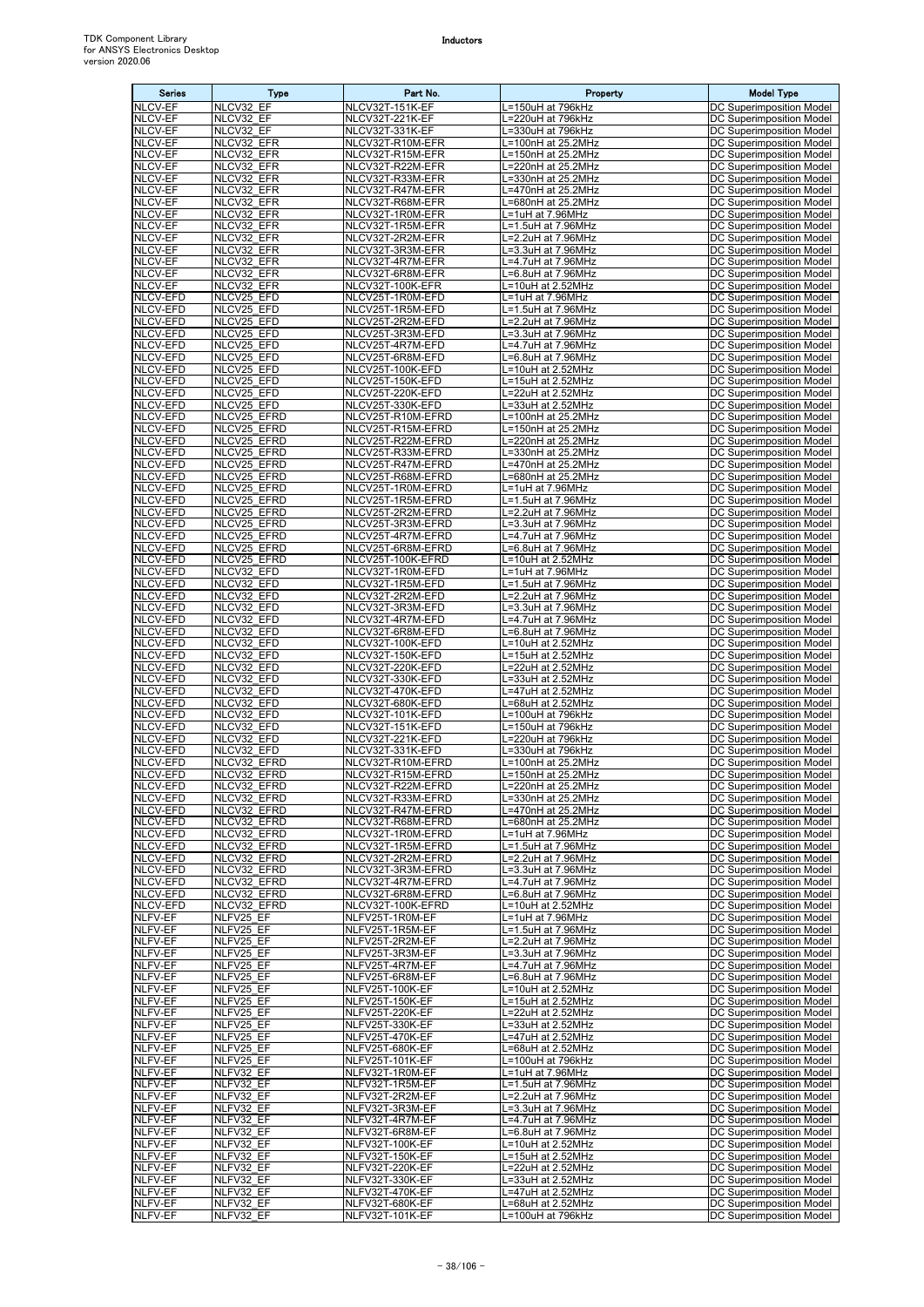| Series | Type | Part No. | Property | Model Type |
|---|---|---|---|---|
| NLCV-EF | NLCV32_EF | NLCV32T-151K-EF | L=150uH at 796kHz | DC Superimposition Model |
| NLCV-EF | NLCV32_EF | NLCV32T-221K-EF | L=220uH at 796kHz | DC Superimposition Model |
| NLCV-EF | NLCV32_EF | NLCV32T-331K-EF | L=330uH at 796kHz | DC Superimposition Model |
| NLCV-EF | NLCV32_EFR | NLCV32T-R10M-EFR | L=100nH at 25.2MHz | DC Superimposition Model |
| NLCV-EF | NLCV32_EFR | NLCV32T-R15M-EFR | L=150nH at 25.2MHz | DC Superimposition Model |
| NLCV-EF | NLCV32_EFR | NLCV32T-R22M-EFR | L=220nH at 25.2MHz | DC Superimposition Model |
| NLCV-EF | NLCV32_EFR | NLCV32T-R33M-EFR | L=330nH at 25.2MHz | DC Superimposition Model |
| NLCV-EF | NLCV32_EFR | NLCV32T-R47M-EFR | L=470nH at 25.2MHz | DC Superimposition Model |
| NLCV-EF | NLCV32_EFR | NLCV32T-R68M-EFR | L=680nH at 25.2MHz | DC Superimposition Model |
| NLCV-EF | NLCV32_EFR | NLCV32T-1R0M-EFR | L=1uH at 7.96MHz | DC Superimposition Model |
| NLCV-EF | NLCV32_EFR | NLCV32T-1R5M-EFR | L=1.5uH at 7.96MHz | DC Superimposition Model |
| NLCV-EF | NLCV32_EFR | NLCV32T-2R2M-EFR | L=2.2uH at 7.96MHz | DC Superimposition Model |
| NLCV-EF | NLCV32_EFR | NLCV32T-3R3M-EFR | L=3.3uH at 7.96MHz | DC Superimposition Model |
| NLCV-EF | NLCV32_EFR | NLCV32T-4R7M-EFR | L=4.7uH at 7.96MHz | DC Superimposition Model |
| NLCV-EF | NLCV32_EFR | NLCV32T-6R8M-EFR | L=6.8uH at 7.96MHz | DC Superimposition Model |
| NLCV-EF | NLCV32_EFR | NLCV32T-100K-EFR | L=10uH at 2.52MHz | DC Superimposition Model |
| NLCV-EFD | NLCV25_EFD | NLCV25T-1R0M-EFD | L=1uH at 7.96MHz | DC Superimposition Model |
| NLCV-EFD | NLCV25_EFD | NLCV25T-1R5M-EFD | L=1.5uH at 7.96MHz | DC Superimposition Model |
| NLCV-EFD | NLCV25_EFD | NLCV25T-2R2M-EFD | L=2.2uH at 7.96MHz | DC Superimposition Model |
| NLCV-EFD | NLCV25_EFD | NLCV25T-3R3M-EFD | L=3.3uH at 7.96MHz | DC Superimposition Model |
| NLCV-EFD | NLCV25_EFD | NLCV25T-4R7M-EFD | L=4.7uH at 7.96MHz | DC Superimposition Model |
| NLCV-EFD | NLCV25_EFD | NLCV25T-6R8M-EFD | L=6.8uH at 7.96MHz | DC Superimposition Model |
| NLCV-EFD | NLCV25_EFD | NLCV25T-100K-EFD | L=10uH at 2.52MHz | DC Superimposition Model |
| NLCV-EFD | NLCV25_EFD | NLCV25T-150K-EFD | L=15uH at 2.52MHz | DC Superimposition Model |
| NLCV-EFD | NLCV25_EFD | NLCV25T-220K-EFD | L=22uH at 2.52MHz | DC Superimposition Model |
| NLCV-EFD | NLCV25_EFD | NLCV25T-330K-EFD | L=33uH at 2.52MHz | DC Superimposition Model |
| NLCV-EFD | NLCV25_EFRD | NLCV25T-R10M-EFRD | L=100nH at 25.2MHz | DC Superimposition Model |
| NLCV-EFD | NLCV25_EFRD | NLCV25T-R15M-EFRD | L=150nH at 25.2MHz | DC Superimposition Model |
| NLCV-EFD | NLCV25_EFRD | NLCV25T-R22M-EFRD | L=220nH at 25.2MHz | DC Superimposition Model |
| NLCV-EFD | NLCV25_EFRD | NLCV25T-R33M-EFRD | L=330nH at 25.2MHz | DC Superimposition Model |
| NLCV-EFD | NLCV25_EFRD | NLCV25T-R47M-EFRD | L=470nH at 25.2MHz | DC Superimposition Model |
| NLCV-EFD | NLCV25_EFRD | NLCV25T-R68M-EFRD | L=680nH at 25.2MHz | DC Superimposition Model |
| NLCV-EFD | NLCV25_EFRD | NLCV25T-1R0M-EFRD | L=1uH at 7.96MHz | DC Superimposition Model |
| NLCV-EFD | NLCV25_EFRD | NLCV25T-1R5M-EFRD | L=1.5uH at 7.96MHz | DC Superimposition Model |
| NLCV-EFD | NLCV25_EFRD | NLCV25T-2R2M-EFRD | L=2.2uH at 7.96MHz | DC Superimposition Model |
| NLCV-EFD | NLCV25_EFRD | NLCV25T-3R3M-EFRD | L=3.3uH at 7.96MHz | DC Superimposition Model |
| NLCV-EFD | NLCV25_EFRD | NLCV25T-4R7M-EFRD | L=4.7uH at 7.96MHz | DC Superimposition Model |
| NLCV-EFD | NLCV25_EFRD | NLCV25T-6R8M-EFRD | L=6.8uH at 7.96MHz | DC Superimposition Model |
| NLCV-EFD | NLCV25_EFRD | NLCV25T-100K-EFRD | L=10uH at 2.52MHz | DC Superimposition Model |
| NLCV-EFD | NLCV32_EFD | NLCV32T-1R0M-EFD | L=1uH at 7.96MHz | DC Superimposition Model |
| NLCV-EFD | NLCV32_EFD | NLCV32T-1R5M-EFD | L=1.5uH at 7.96MHz | DC Superimposition Model |
| NLCV-EFD | NLCV32_EFD | NLCV32T-2R2M-EFD | L=2.2uH at 7.96MHz | DC Superimposition Model |
| NLCV-EFD | NLCV32_EFD | NLCV32T-3R3M-EFD | L=3.3uH at 7.96MHz | DC Superimposition Model |
| NLCV-EFD | NLCV32_EFD | NLCV32T-4R7M-EFD | L=4.7uH at 7.96MHz | DC Superimposition Model |
| NLCV-EFD | NLCV32_EFD | NLCV32T-6R8M-EFD | L=6.8uH at 7.96MHz | DC Superimposition Model |
| NLCV-EFD | NLCV32_EFD | NLCV32T-100K-EFD | L=10uH at 2.52MHz | DC Superimposition Model |
| NLCV-EFD | NLCV32_EFD | NLCV32T-150K-EFD | L=15uH at 2.52MHz | DC Superimposition Model |
| NLCV-EFD | NLCV32_EFD | NLCV32T-220K-EFD | L=22uH at 2.52MHz | DC Superimposition Model |
| NLCV-EFD | NLCV32_EFD | NLCV32T-330K-EFD | L=33uH at 2.52MHz | DC Superimposition Model |
| NLCV-EFD | NLCV32_EFD | NLCV32T-470K-EFD | L=47uH at 2.52MHz | DC Superimposition Model |
| NLCV-EFD | NLCV32_EFD | NLCV32T-680K-EFD | L=68uH at 2.52MHz | DC Superimposition Model |
| NLCV-EFD | NLCV32_EFD | NLCV32T-101K-EFD | L=100uH at 796kHz | DC Superimposition Model |
| NLCV-EFD | NLCV32_EFD | NLCV32T-151K-EFD | L=150uH at 796kHz | DC Superimposition Model |
| NLCV-EFD | NLCV32_EFD | NLCV32T-221K-EFD | L=220uH at 796kHz | DC Superimposition Model |
| NLCV-EFD | NLCV32_EFD | NLCV32T-331K-EFD | L=330uH at 796kHz | DC Superimposition Model |
| NLCV-EFD | NLCV32_EFRD | NLCV32T-R10M-EFRD | L=100nH at 25.2MHz | DC Superimposition Model |
| NLCV-EFD | NLCV32_EFRD | NLCV32T-R15M-EFRD | L=150nH at 25.2MHz | DC Superimposition Model |
| NLCV-EFD | NLCV32_EFRD | NLCV32T-R22M-EFRD | L=220nH at 25.2MHz | DC Superimposition Model |
| NLCV-EFD | NLCV32_EFRD | NLCV32T-R33M-EFRD | L=330nH at 25.2MHz | DC Superimposition Model |
| NLCV-EFD | NLCV32_EFRD | NLCV32T-R47M-EFRD | L=470nH at 25.2MHz | DC Superimposition Model |
| NLCV-EFD | NLCV32_EFRD | NLCV32T-R68M-EFRD | L=680nH at 25.2MHz | DC Superimposition Model |
| NLCV-EFD | NLCV32_EFRD | NLCV32T-1R0M-EFRD | L=1uH at 7.96MHz | DC Superimposition Model |
| NLCV-EFD | NLCV32_EFRD | NLCV32T-1R5M-EFRD | L=1.5uH at 7.96MHz | DC Superimposition Model |
| NLCV-EFD | NLCV32_EFRD | NLCV32T-2R2M-EFRD | L=2.2uH at 7.96MHz | DC Superimposition Model |
| NLCV-EFD | NLCV32_EFRD | NLCV32T-3R3M-EFRD | L=3.3uH at 7.96MHz | DC Superimposition Model |
| NLCV-EFD | NLCV32_EFRD | NLCV32T-4R7M-EFRD | L=4.7uH at 7.96MHz | DC Superimposition Model |
| NLCV-EFD | NLCV32_EFRD | NLCV32T-6R8M-EFRD | L=6.8uH at 7.96MHz | DC Superimposition Model |
| NLCV-EFD | NLCV32_EFRD | NLCV32T-100K-EFRD | L=10uH at 2.52MHz | DC Superimposition Model |
| NLFV-EF | NLFV25_EF | NLFV25T-1R0M-EF | L=1uH at 7.96MHz | DC Superimposition Model |
| NLFV-EF | NLFV25_EF | NLFV25T-1R5M-EF | L=1.5uH at 7.96MHz | DC Superimposition Model |
| NLFV-EF | NLFV25_EF | NLFV25T-2R2M-EF | L=2.2uH at 7.96MHz | DC Superimposition Model |
| NLFV-EF | NLFV25_EF | NLFV25T-3R3M-EF | L=3.3uH at 7.96MHz | DC Superimposition Model |
| NLFV-EF | NLFV25_EF | NLFV25T-4R7M-EF | L=4.7uH at 7.96MHz | DC Superimposition Model |
| NLFV-EF | NLFV25_EF | NLFV25T-6R8M-EF | L=6.8uH at 7.96MHz | DC Superimposition Model |
| NLFV-EF | NLFV25_EF | NLFV25T-100K-EF | L=10uH at 2.52MHz | DC Superimposition Model |
| NLFV-EF | NLFV25_EF | NLFV25T-150K-EF | L=15uH at 2.52MHz | DC Superimposition Model |
| NLFV-EF | NLFV25_EF | NLFV25T-220K-EF | L=22uH at 2.52MHz | DC Superimposition Model |
| NLFV-EF | NLFV25_EF | NLFV25T-330K-EF | L=33uH at 2.52MHz | DC Superimposition Model |
| NLFV-EF | NLFV25_EF | NLFV25T-470K-EF | L=47uH at 2.52MHz | DC Superimposition Model |
| NLFV-EF | NLFV25_EF | NLFV25T-680K-EF | L=68uH at 2.52MHz | DC Superimposition Model |
| NLFV-EF | NLFV25_EF | NLFV25T-101K-EF | L=100uH at 796kHz | DC Superimposition Model |
| NLFV-EF | NLFV32_EF | NLFV32T-1R0M-EF | L=1uH at 7.96MHz | DC Superimposition Model |
| NLFV-EF | NLFV32_EF | NLFV32T-1R5M-EF | L=1.5uH at 7.96MHz | DC Superimposition Model |
| NLFV-EF | NLFV32_EF | NLFV32T-2R2M-EF | L=2.2uH at 7.96MHz | DC Superimposition Model |
| NLFV-EF | NLFV32_EF | NLFV32T-3R3M-EF | L=3.3uH at 7.96MHz | DC Superimposition Model |
| NLFV-EF | NLFV32_EF | NLFV32T-4R7M-EF | L=4.7uH at 7.96MHz | DC Superimposition Model |
| NLFV-EF | NLFV32_EF | NLFV32T-6R8M-EF | L=6.8uH at 7.96MHz | DC Superimposition Model |
| NLFV-EF | NLFV32_EF | NLFV32T-100K-EF | L=10uH at 2.52MHz | DC Superimposition Model |
| NLFV-EF | NLFV32_EF | NLFV32T-150K-EF | L=15uH at 2.52MHz | DC Superimposition Model |
| NLFV-EF | NLFV32_EF | NLFV32T-220K-EF | L=22uH at 2.52MHz | DC Superimposition Model |
| NLFV-EF | NLFV32_EF | NLFV32T-330K-EF | L=33uH at 2.52MHz | DC Superimposition Model |
| NLFV-EF | NLFV32_EF | NLFV32T-470K-EF | L=47uH at 2.52MHz | DC Superimposition Model |
| NLFV-EF | NLFV32_EF | NLFV32T-680K-EF | L=68uH at 2.52MHz | DC Superimposition Model |
| NLFV-EF | NLFV32_EF | NLFV32T-101K-EF | L=100uH at 796kHz | DC Superimposition Model |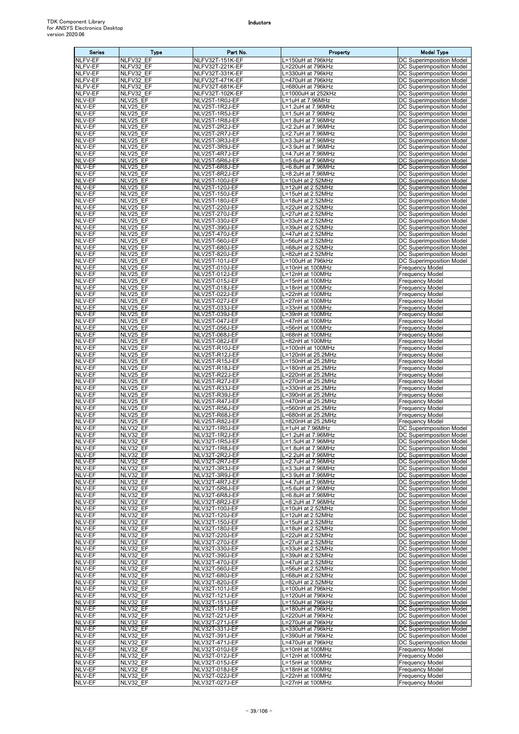| Series | Type | Part No. | Property | Model Type |
|---|---|---|---|---|
| NLFV-EF | NLFV32_EF | NLFV32T-151K-EF | L=150uH at 796kHz | DC Superimposition Model |
| NLFV-EF | NLFV32_EF | NLFV32T-221K-EF | L=220uH at 796kHz | DC Superimposition Model |
| NLFV-EF | NLFV32_EF | NLFV32T-331K-EF | L=330uH at 796kHz | DC Superimposition Model |
| NLFV-EF | NLFV32_EF | NLFV32T-471K-EF | L=470uH at 796kHz | DC Superimposition Model |
| NLFV-EF | NLFV32_EF | NLFV32T-681K-EF | L=680uH at 796kHz | DC Superimposition Model |
| NLFV-EF | NLFV32_EF | NLFV32T-102K-EF | L=1000uH at 252kHz | DC Superimposition Model |
| NLV-EF | NLV25_EF | NLV25T-1R0J-EF | L=1uH at 7.96MHz | DC Superimposition Model |
| NLV-EF | NLV25_EF | NLV25T-1R2J-EF | L=1.2uH at 7.96MHz | DC Superimposition Model |
| NLV-EF | NLV25_EF | NLV25T-1R5J-EF | L=1.5uH at 7.96MHz | DC Superimposition Model |
| NLV-EF | NLV25_EF | NLV25T-1R8J-EF | L=1.8uH at 7.96MHz | DC Superimposition Model |
| NLV-EF | NLV25_EF | NLV25T-2R2J-EF | L=2.2uH at 7.96MHz | DC Superimposition Model |
| NLV-EF | NLV25_EF | NLV25T-2R7J-EF | L=2.7uH at 7.96MHz | DC Superimposition Model |
| NLV-EF | NLV25_EF | NLV25T-3R3J-EF | L=3.3uH at 7.96MHz | DC Superimposition Model |
| NLV-EF | NLV25_EF | NLV25T-3R9J-EF | L=3.9uH at 7.96MHz | DC Superimposition Model |
| NLV-EF | NLV25_EF | NLV25T-4R7J-EF | L=4.7uH at 7.96MHz | DC Superimposition Model |
| NLV-EF | NLV25_EF | NLV25T-5R6J-EF | L=5.6uH at 7.96MHz | DC Superimposition Model |
| NLV-EF | NLV25_EF | NLV25T-6R8J-EF | L=6.8uH at 7.96MHz | DC Superimposition Model |
| NLV-EF | NLV25_EF | NLV25T-8R2J-EF | L=8.2uH at 7.96MHz | DC Superimposition Model |
| NLV-EF | NLV25_EF | NLV25T-100J-EF | L=10uH at 2.52MHz | DC Superimposition Model |
| NLV-EF | NLV25_EF | NLV25T-120J-EF | L=12uH at 2.52MHz | DC Superimposition Model |
| NLV-EF | NLV25_EF | NLV25T-150J-EF | L=15uH at 2.52MHz | DC Superimposition Model |
| NLV-EF | NLV25_EF | NLV25T-180J-EF | L=18uH at 2.52MHz | DC Superimposition Model |
| NLV-EF | NLV25_EF | NLV25T-220J-EF | L=22uH at 2.52MHz | DC Superimposition Model |
| NLV-EF | NLV25_EF | NLV25T-270J-EF | L=27uH at 2.52MHz | DC Superimposition Model |
| NLV-EF | NLV25_EF | NLV25T-330J-EF | L=33uH at 2.52MHz | DC Superimposition Model |
| NLV-EF | NLV25_EF | NLV25T-390J-EF | L=39uH at 2.52MHz | DC Superimposition Model |
| NLV-EF | NLV25_EF | NLV25T-470J-EF | L=47uH at 2.52MHz | DC Superimposition Model |
| NLV-EF | NLV25_EF | NLV25T-560J-EF | L=56uH at 2.52MHz | DC Superimposition Model |
| NLV-EF | NLV25_EF | NLV25T-680J-EF | L=68uH at 2.52MHz | DC Superimposition Model |
| NLV-EF | NLV25_EF | NLV25T-820J-EF | L=82uH at 2.52MHz | DC Superimposition Model |
| NLV-EF | NLV25_EF | NLV25T-101J-EF | L=100uH at 796kHz | DC Superimposition Model |
| NLV-EF | NLV25_EF | NLV25T-010J-EF | L=10nH at 100MHz | Frequency Model |
| NLV-EF | NLV25_EF | NLV25T-012J-EF | L=12nH at 100MHz | Frequency Model |
| NLV-EF | NLV25_EF | NLV25T-015J-EF | L=15nH at 100MHz | Frequency Model |
| NLV-EF | NLV25_EF | NLV25T-018J-EF | L=18nH at 100MHz | Frequency Model |
| NLV-EF | NLV25_EF | NLV25T-022J-EF | L=22nH at 100MHz | Frequency Model |
| NLV-EF | NLV25_EF | NLV25T-027J-EF | L=27nH at 100MHz | Frequency Model |
| NLV-EF | NLV25_EF | NLV25T-033J-EF | L=33nH at 100MHz | Frequency Model |
| NLV-EF | NLV25_EF | NLV25T-039J-EF | L=39nH at 100MHz | Frequency Model |
| NLV-EF | NLV25_EF | NLV25T-047J-EF | L=47nH at 100MHz | Frequency Model |
| NLV-EF | NLV25_EF | NLV25T-056J-EF | L=56nH at 100MHz | Frequency Model |
| NLV-EF | NLV25_EF | NLV25T-068J-EF | L=68nH at 100MHz | Frequency Model |
| NLV-EF | NLV25_EF | NLV25T-082J-EF | L=82nH at 100MHz | Frequency Model |
| NLV-EF | NLV25_EF | NLV25T-R10J-EF | L=100nH at 100MHz | Frequency Model |
| NLV-EF | NLV25_EF | NLV25T-R12J-EF | L=120nH at 25.2MHz | Frequency Model |
| NLV-EF | NLV25_EF | NLV25T-R15J-EF | L=150nH at 25.2MHz | Frequency Model |
| NLV-EF | NLV25_EF | NLV25T-R18J-EF | L=180nH at 25.2MHz | Frequency Model |
| NLV-EF | NLV25_EF | NLV25T-R22J-EF | L=220nH at 25.2MHz | Frequency Model |
| NLV-EF | NLV25_EF | NLV25T-R27J-EF | L=270nH at 25.2MHz | Frequency Model |
| NLV-EF | NLV25_EF | NLV25T-R33J-EF | L=330nH at 25.2MHz | Frequency Model |
| NLV-EF | NLV25_EF | NLV25T-R39J-EF | L=390nH at 25.2MHz | Frequency Model |
| NLV-EF | NLV25_EF | NLV25T-R47J-EF | L=470nH at 25.2MHz | Frequency Model |
| NLV-EF | NLV25_EF | NLV25T-R56J-EF | L=560nH at 25.2MHz | Frequency Model |
| NLV-EF | NLV25_EF | NLV25T-R68J-EF | L=680nH at 25.2MHz | Frequency Model |
| NLV-EF | NLV25_EF | NLV25T-R82J-EF | L=820nH at 25.2MHz | Frequency Model |
| NLV-EF | NLV32_EF | NLV32T-1R0J-EF | L=1uH at 7.96MHz | DC Superimposition Model |
| NLV-EF | NLV32_EF | NLV32T-1R2J-EF | L=1.2uH at 7.96MHz | DC Superimposition Model |
| NLV-EF | NLV32_EF | NLV32T-1R5J-EF | L=1.5uH at 7.96MHz | DC Superimposition Model |
| NLV-EF | NLV32_EF | NLV32T-1R8J-EF | L=1.8uH at 7.96MHz | DC Superimposition Model |
| NLV-EF | NLV32_EF | NLV32T-2R2J-EF | L=2.2uH at 7.96MHz | DC Superimposition Model |
| NLV-EF | NLV32_EF | NLV32T-2R7J-EF | L=2.7uH at 7.96MHz | DC Superimposition Model |
| NLV-EF | NLV32_EF | NLV32T-3R3J-EF | L=3.3uH at 7.96MHz | DC Superimposition Model |
| NLV-EF | NLV32_EF | NLV32T-3R9J-EF | L=3.9uH at 7.96MHz | DC Superimposition Model |
| NLV-EF | NLV32_EF | NLV32T-4R7J-EF | L=4.7uH at 7.96MHz | DC Superimposition Model |
| NLV-EF | NLV32_EF | NLV32T-5R6J-EF | L=5.6uH at 7.96MHz | DC Superimposition Model |
| NLV-EF | NLV32_EF | NLV32T-6R8J-EF | L=6.8uH at 7.96MHz | DC Superimposition Model |
| NLV-EF | NLV32_EF | NLV32T-8R2J-EF | L=8.2uH at 7.96MHz | DC Superimposition Model |
| NLV-EF | NLV32_EF | NLV32T-100J-EF | L=10uH at 2.52MHz | DC Superimposition Model |
| NLV-EF | NLV32_EF | NLV32T-120J-EF | L=12uH at 2.52MHz | DC Superimposition Model |
| NLV-EF | NLV32_EF | NLV32T-150J-EF | L=15uH at 2.52MHz | DC Superimposition Model |
| NLV-EF | NLV32_EF | NLV32T-180J-EF | L=18uH at 2.52MHz | DC Superimposition Model |
| NLV-EF | NLV32_EF | NLV32T-220J-EF | L=22uH at 2.52MHz | DC Superimposition Model |
| NLV-EF | NLV32_EF | NLV32T-270J-EF | L=27uH at 2.52MHz | DC Superimposition Model |
| NLV-EF | NLV32_EF | NLV32T-330J-EF | L=33uH at 2.52MHz | DC Superimposition Model |
| NLV-EF | NLV32_EF | NLV32T-390J-EF | L=39uH at 2.52MHz | DC Superimposition Model |
| NLV-EF | NLV32_EF | NLV32T-470J-EF | L=47uH at 2.52MHz | DC Superimposition Model |
| NLV-EF | NLV32_EF | NLV32T-560J-EF | L=56uH at 2.52MHz | DC Superimposition Model |
| NLV-EF | NLV32_EF | NLV32T-680J-EF | L=68uH at 2.52MHz | DC Superimposition Model |
| NLV-EF | NLV32_EF | NLV32T-820J-EF | L=82uH at 2.52MHz | DC Superimposition Model |
| NLV-EF | NLV32_EF | NLV32T-101J-EF | L=100uH at 796kHz | DC Superimposition Model |
| NLV-EF | NLV32_EF | NLV32T-121J-EF | L=120uH at 796kHz | DC Superimposition Model |
| NLV-EF | NLV32_EF | NLV32T-151J-EF | L=150uH at 796kHz | DC Superimposition Model |
| NLV-EF | NLV32_EF | NLV32T-181J-EF | L=180uH at 796kHz | DC Superimposition Model |
| NLV-EF | NLV32_EF | NLV32T-221J-EF | L=220uH at 796kHz | DC Superimposition Model |
| NLV-EF | NLV32_EF | NLV32T-271J-EF | L=270uH at 796kHz | DC Superimposition Model |
| NLV-EF | NLV32_EF | NLV32T-331J-EF | L=330uH at 796kHz | DC Superimposition Model |
| NLV-EF | NLV32_EF | NLV32T-391J-EF | L=390uH at 796kHz | DC Superimposition Model |
| NLV-EF | NLV32_EF | NLV32T-471J-EF | L=470uH at 796kHz | DC Superimposition Model |
| NLV-EF | NLV32_EF | NLV32T-010J-EF | L=10nH at 100MHz | Frequency Model |
| NLV-EF | NLV32_EF | NLV32T-012J-EF | L=12nH at 100MHz | Frequency Model |
| NLV-EF | NLV32_EF | NLV32T-015J-EF | L=15nH at 100MHz | Frequency Model |
| NLV-EF | NLV32_EF | NLV32T-018J-EF | L=18nH at 100MHz | Frequency Model |
| NLV-EF | NLV32_EF | NLV32T-022J-EF | L=22nH at 100MHz | Frequency Model |
| NLV-EF | NLV32_EF | NLV32T-027J-EF | L=27nH at 100MHz | Frequency Model |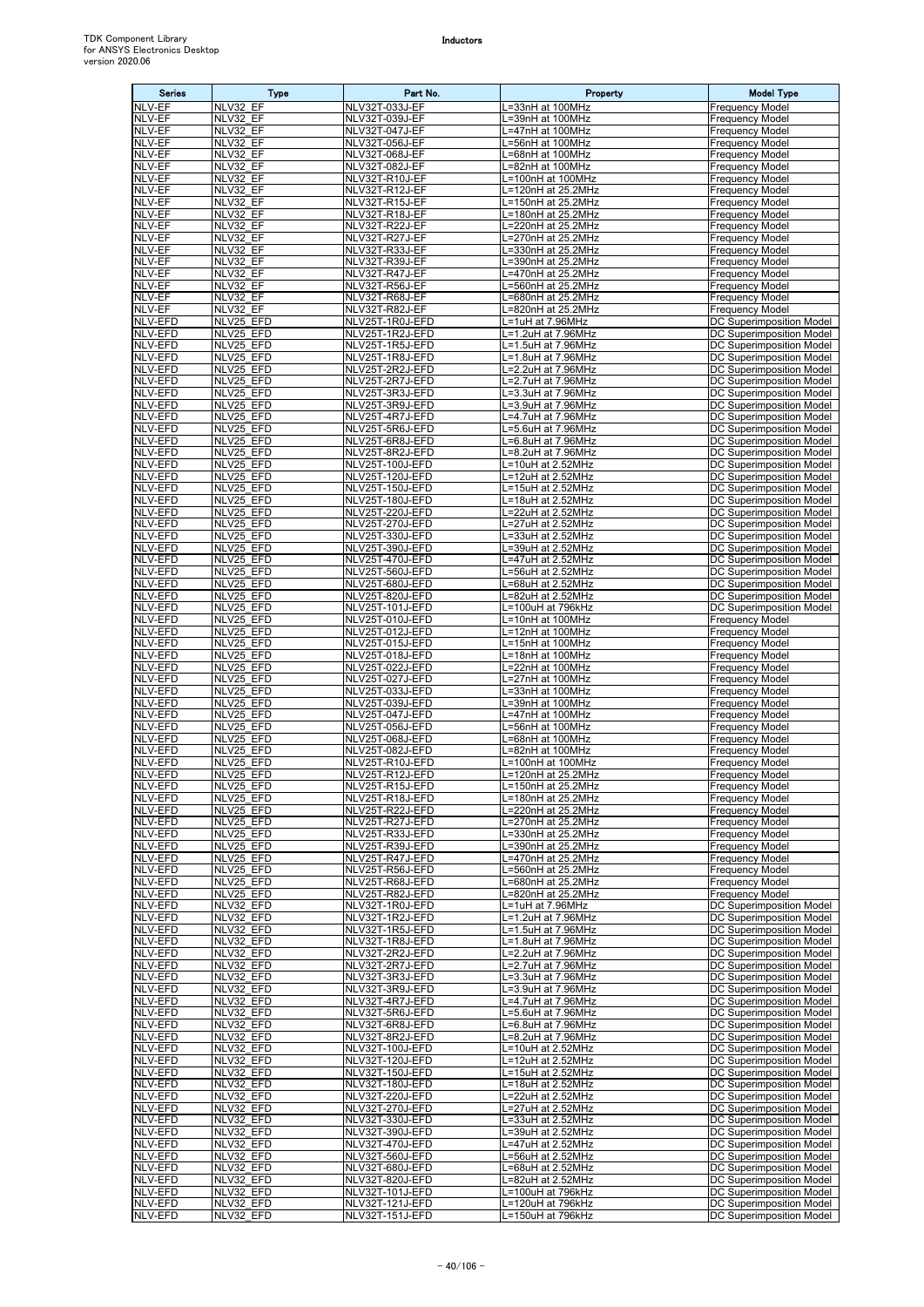| Series | Type | Part No. | Property | Model Type |
|---|---|---|---|---|
| NLV-EF | NLV32_EF | NLV32T-033J-EF | L=33nH at 100MHz | Frequency Model |
| NLV-EF | NLV32_EF | NLV32T-039J-EF | L=39nH at 100MHz | Frequency Model |
| NLV-EF | NLV32_EF | NLV32T-047J-EF | L=47nH at 100MHz | Frequency Model |
| NLV-EF | NLV32_EF | NLV32T-056J-EF | L=56nH at 100MHz | Frequency Model |
| NLV-EF | NLV32_EF | NLV32T-068J-EF | L=68nH at 100MHz | Frequency Model |
| NLV-EF | NLV32_EF | NLV32T-082J-EF | L=82nH at 100MHz | Frequency Model |
| NLV-EF | NLV32_EF | NLV32T-R10J-EF | L=100nH at 100MHz | Frequency Model |
| NLV-EF | NLV32_EF | NLV32T-R12J-EF | L=120nH at 25.2MHz | Frequency Model |
| NLV-EF | NLV32_EF | NLV32T-R15J-EF | L=150nH at 25.2MHz | Frequency Model |
| NLV-EF | NLV32_EF | NLV32T-R18J-EF | L=180nH at 25.2MHz | Frequency Model |
| NLV-EF | NLV32_EF | NLV32T-R22J-EF | L=220nH at 25.2MHz | Frequency Model |
| NLV-EF | NLV32_EF | NLV32T-R27J-EF | L=270nH at 25.2MHz | Frequency Model |
| NLV-EF | NLV32_EF | NLV32T-R33J-EF | L=330nH at 25.2MHz | Frequency Model |
| NLV-EF | NLV32_EF | NLV32T-R39J-EF | L=390nH at 25.2MHz | Frequency Model |
| NLV-EF | NLV32_EF | NLV32T-R47J-EF | L=470nH at 25.2MHz | Frequency Model |
| NLV-EF | NLV32_EF | NLV32T-R56J-EF | L=560nH at 25.2MHz | Frequency Model |
| NLV-EF | NLV32_EF | NLV32T-R68J-EF | L=680nH at 25.2MHz | Frequency Model |
| NLV-EF | NLV32_EF | NLV32T-R82J-EF | L=820nH at 25.2MHz | Frequency Model |
| NLV-EFD | NLV25_EFD | NLV25T-1R0J-EFD | L=1uH at 7.96MHz | DC Superimposition Model |
| NLV-EFD | NLV25_EFD | NLV25T-1R2J-EFD | L=1.2uH at 7.96MHz | DC Superimposition Model |
| NLV-EFD | NLV25_EFD | NLV25T-1R5J-EFD | L=1.5uH at 7.96MHz | DC Superimposition Model |
| NLV-EFD | NLV25_EFD | NLV25T-1R8J-EFD | L=1.8uH at 7.96MHz | DC Superimposition Model |
| NLV-EFD | NLV25_EFD | NLV25T-2R2J-EFD | L=2.2uH at 7.96MHz | DC Superimposition Model |
| NLV-EFD | NLV25_EFD | NLV25T-2R7J-EFD | L=2.7uH at 7.96MHz | DC Superimposition Model |
| NLV-EFD | NLV25_EFD | NLV25T-3R3J-EFD | L=3.3uH at 7.96MHz | DC Superimposition Model |
| NLV-EFD | NLV25_EFD | NLV25T-3R9J-EFD | L=3.9uH at 7.96MHz | DC Superimposition Model |
| NLV-EFD | NLV25_EFD | NLV25T-4R7J-EFD | L=4.7uH at 7.96MHz | DC Superimposition Model |
| NLV-EFD | NLV25_EFD | NLV25T-5R6J-EFD | L=5.6uH at 7.96MHz | DC Superimposition Model |
| NLV-EFD | NLV25_EFD | NLV25T-6R8J-EFD | L=6.8uH at 7.96MHz | DC Superimposition Model |
| NLV-EFD | NLV25_EFD | NLV25T-8R2J-EFD | L=8.2uH at 7.96MHz | DC Superimposition Model |
| NLV-EFD | NLV25_EFD | NLV25T-100J-EFD | L=10uH at 2.52MHz | DC Superimposition Model |
| NLV-EFD | NLV25_EFD | NLV25T-120J-EFD | L=12uH at 2.52MHz | DC Superimposition Model |
| NLV-EFD | NLV25_EFD | NLV25T-150J-EFD | L=15uH at 2.52MHz | DC Superimposition Model |
| NLV-EFD | NLV25_EFD | NLV25T-180J-EFD | L=18uH at 2.52MHz | DC Superimposition Model |
| NLV-EFD | NLV25_EFD | NLV25T-220J-EFD | L=22uH at 2.52MHz | DC Superimposition Model |
| NLV-EFD | NLV25_EFD | NLV25T-270J-EFD | L=27uH at 2.52MHz | DC Superimposition Model |
| NLV-EFD | NLV25_EFD | NLV25T-330J-EFD | L=33uH at 2.52MHz | DC Superimposition Model |
| NLV-EFD | NLV25_EFD | NLV25T-390J-EFD | L=39uH at 2.52MHz | DC Superimposition Model |
| NLV-EFD | NLV25_EFD | NLV25T-470J-EFD | L=47uH at 2.52MHz | DC Superimposition Model |
| NLV-EFD | NLV25_EFD | NLV25T-560J-EFD | L=56uH at 2.52MHz | DC Superimposition Model |
| NLV-EFD | NLV25_EFD | NLV25T-680J-EFD | L=68uH at 2.52MHz | DC Superimposition Model |
| NLV-EFD | NLV25_EFD | NLV25T-820J-EFD | L=82uH at 2.52MHz | DC Superimposition Model |
| NLV-EFD | NLV25_EFD | NLV25T-101J-EFD | L=100uH at 796kHz | DC Superimposition Model |
| NLV-EFD | NLV25_EFD | NLV25T-010J-EFD | L=10nH at 100MHz | Frequency Model |
| NLV-EFD | NLV25_EFD | NLV25T-012J-EFD | L=12nH at 100MHz | Frequency Model |
| NLV-EFD | NLV25_EFD | NLV25T-015J-EFD | L=15nH at 100MHz | Frequency Model |
| NLV-EFD | NLV25_EFD | NLV25T-018J-EFD | L=18nH at 100MHz | Frequency Model |
| NLV-EFD | NLV25_EFD | NLV25T-022J-EFD | L=22nH at 100MHz | Frequency Model |
| NLV-EFD | NLV25_EFD | NLV25T-027J-EFD | L=27nH at 100MHz | Frequency Model |
| NLV-EFD | NLV25_EFD | NLV25T-033J-EFD | L=33nH at 100MHz | Frequency Model |
| NLV-EFD | NLV25_EFD | NLV25T-039J-EFD | L=39nH at 100MHz | Frequency Model |
| NLV-EFD | NLV25_EFD | NLV25T-047J-EFD | L=47nH at 100MHz | Frequency Model |
| NLV-EFD | NLV25_EFD | NLV25T-056J-EFD | L=56nH at 100MHz | Frequency Model |
| NLV-EFD | NLV25_EFD | NLV25T-068J-EFD | L=68nH at 100MHz | Frequency Model |
| NLV-EFD | NLV25_EFD | NLV25T-082J-EFD | L=82nH at 100MHz | Frequency Model |
| NLV-EFD | NLV25_EFD | NLV25T-R10J-EFD | L=100nH at 100MHz | Frequency Model |
| NLV-EFD | NLV25_EFD | NLV25T-R12J-EFD | L=120nH at 25.2MHz | Frequency Model |
| NLV-EFD | NLV25_EFD | NLV25T-R15J-EFD | L=150nH at 25.2MHz | Frequency Model |
| NLV-EFD | NLV25_EFD | NLV25T-R18J-EFD | L=180nH at 25.2MHz | Frequency Model |
| NLV-EFD | NLV25_EFD | NLV25T-R22J-EFD | L=220nH at 25.2MHz | Frequency Model |
| NLV-EFD | NLV25_EFD | NLV25T-R27J-EFD | L=270nH at 25.2MHz | Frequency Model |
| NLV-EFD | NLV25_EFD | NLV25T-R33J-EFD | L=330nH at 25.2MHz | Frequency Model |
| NLV-EFD | NLV25_EFD | NLV25T-R39J-EFD | L=390nH at 25.2MHz | Frequency Model |
| NLV-EFD | NLV25_EFD | NLV25T-R47J-EFD | L=470nH at 25.2MHz | Frequency Model |
| NLV-EFD | NLV25_EFD | NLV25T-R56J-EFD | L=560nH at 25.2MHz | Frequency Model |
| NLV-EFD | NLV25_EFD | NLV25T-R68J-EFD | L=680nH at 25.2MHz | Frequency Model |
| NLV-EFD | NLV25_EFD | NLV25T-R82J-EFD | L=820nH at 25.2MHz | Frequency Model |
| NLV-EFD | NLV32_EFD | NLV32T-1R0J-EFD | L=1uH at 7.96MHz | DC Superimposition Model |
| NLV-EFD | NLV32_EFD | NLV32T-1R2J-EFD | L=1.2uH at 7.96MHz | DC Superimposition Model |
| NLV-EFD | NLV32_EFD | NLV32T-1R5J-EFD | L=1.5uH at 7.96MHz | DC Superimposition Model |
| NLV-EFD | NLV32_EFD | NLV32T-1R8J-EFD | L=1.8uH at 7.96MHz | DC Superimposition Model |
| NLV-EFD | NLV32_EFD | NLV32T-2R2J-EFD | L=2.2uH at 7.96MHz | DC Superimposition Model |
| NLV-EFD | NLV32_EFD | NLV32T-2R7J-EFD | L=2.7uH at 7.96MHz | DC Superimposition Model |
| NLV-EFD | NLV32_EFD | NLV32T-3R3J-EFD | L=3.3uH at 7.96MHz | DC Superimposition Model |
| NLV-EFD | NLV32_EFD | NLV32T-3R9J-EFD | L=3.9uH at 7.96MHz | DC Superimposition Model |
| NLV-EFD | NLV32_EFD | NLV32T-4R7J-EFD | L=4.7uH at 7.96MHz | DC Superimposition Model |
| NLV-EFD | NLV32_EFD | NLV32T-5R6J-EFD | L=5.6uH at 7.96MHz | DC Superimposition Model |
| NLV-EFD | NLV32_EFD | NLV32T-6R8J-EFD | L=6.8uH at 7.96MHz | DC Superimposition Model |
| NLV-EFD | NLV32_EFD | NLV32T-8R2J-EFD | L=8.2uH at 7.96MHz | DC Superimposition Model |
| NLV-EFD | NLV32_EFD | NLV32T-100J-EFD | L=10uH at 2.52MHz | DC Superimposition Model |
| NLV-EFD | NLV32_EFD | NLV32T-120J-EFD | L=12uH at 2.52MHz | DC Superimposition Model |
| NLV-EFD | NLV32_EFD | NLV32T-150J-EFD | L=15uH at 2.52MHz | DC Superimposition Model |
| NLV-EFD | NLV32_EFD | NLV32T-180J-EFD | L=18uH at 2.52MHz | DC Superimposition Model |
| NLV-EFD | NLV32_EFD | NLV32T-220J-EFD | L=22uH at 2.52MHz | DC Superimposition Model |
| NLV-EFD | NLV32_EFD | NLV32T-270J-EFD | L=27uH at 2.52MHz | DC Superimposition Model |
| NLV-EFD | NLV32_EFD | NLV32T-330J-EFD | L=33uH at 2.52MHz | DC Superimposition Model |
| NLV-EFD | NLV32_EFD | NLV32T-390J-EFD | L=39uH at 2.52MHz | DC Superimposition Model |
| NLV-EFD | NLV32_EFD | NLV32T-470J-EFD | L=47uH at 2.52MHz | DC Superimposition Model |
| NLV-EFD | NLV32_EFD | NLV32T-560J-EFD | L=56uH at 2.52MHz | DC Superimposition Model |
| NLV-EFD | NLV32_EFD | NLV32T-680J-EFD | L=68uH at 2.52MHz | DC Superimposition Model |
| NLV-EFD | NLV32_EFD | NLV32T-820J-EFD | L=82uH at 2.52MHz | DC Superimposition Model |
| NLV-EFD | NLV32_EFD | NLV32T-101J-EFD | L=100uH at 796kHz | DC Superimposition Model |
| NLV-EFD | NLV32_EFD | NLV32T-121J-EFD | L=120uH at 796kHz | DC Superimposition Model |
| NLV-EFD | NLV32_EFD | NLV32T-151J-EFD | L=150uH at 796kHz | DC Superimposition Model |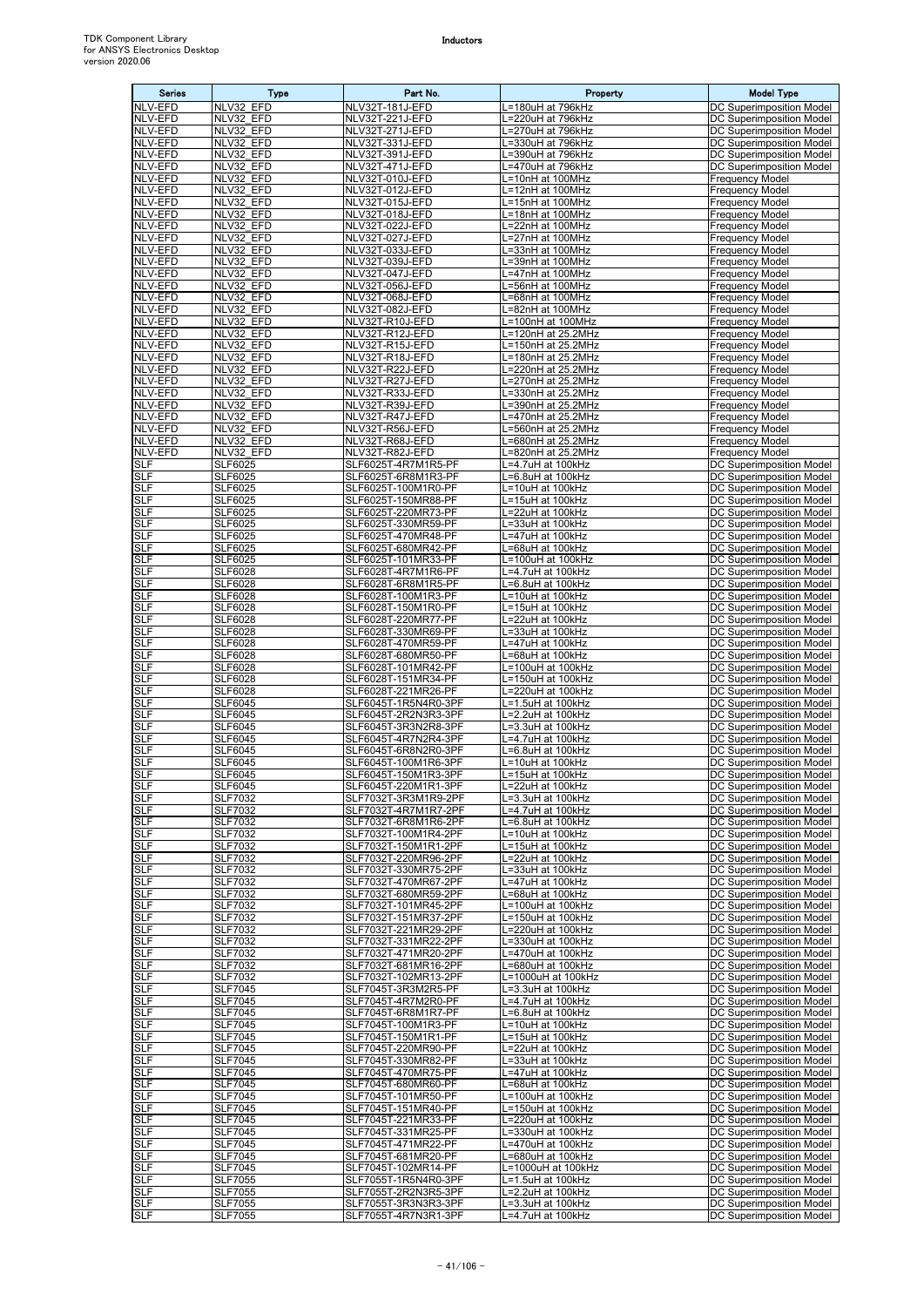| Series | Type | Part No. | Property | Model Type |
|---|---|---|---|---|
| NLV-EFD | NLV32_EFD | NLV32T-181J-EFD | L=180uH at 796kHz | DC Superimposition Model |
| NLV-EFD | NLV32_EFD | NLV32T-221J-EFD | L=220uH at 796kHz | DC Superimposition Model |
| NLV-EFD | NLV32_EFD | NLV32T-271J-EFD | L=270uH at 796kHz | DC Superimposition Model |
| NLV-EFD | NLV32_EFD | NLV32T-331J-EFD | L=330uH at 796kHz | DC Superimposition Model |
| NLV-EFD | NLV32_EFD | NLV32T-391J-EFD | L=390uH at 796kHz | DC Superimposition Model |
| NLV-EFD | NLV32_EFD | NLV32T-471J-EFD | L=470uH at 796kHz | DC Superimposition Model |
| NLV-EFD | NLV32_EFD | NLV32T-010J-EFD | L=10nH at 100MHz | Frequency Model |
| NLV-EFD | NLV32_EFD | NLV32T-012J-EFD | L=12nH at 100MHz | Frequency Model |
| NLV-EFD | NLV32_EFD | NLV32T-015J-EFD | L=15nH at 100MHz | Frequency Model |
| NLV-EFD | NLV32_EFD | NLV32T-018J-EFD | L=18nH at 100MHz | Frequency Model |
| NLV-EFD | NLV32_EFD | NLV32T-022J-EFD | L=22nH at 100MHz | Frequency Model |
| NLV-EFD | NLV32_EFD | NLV32T-027J-EFD | L=27nH at 100MHz | Frequency Model |
| NLV-EFD | NLV32_EFD | NLV32T-033J-EFD | L=33nH at 100MHz | Frequency Model |
| NLV-EFD | NLV32_EFD | NLV32T-039J-EFD | L=39nH at 100MHz | Frequency Model |
| NLV-EFD | NLV32_EFD | NLV32T-047J-EFD | L=47nH at 100MHz | Frequency Model |
| NLV-EFD | NLV32_EFD | NLV32T-056J-EFD | L=56nH at 100MHz | Frequency Model |
| NLV-EFD | NLV32_EFD | NLV32T-068J-EFD | L=68nH at 100MHz | Frequency Model |
| NLV-EFD | NLV32_EFD | NLV32T-082J-EFD | L=82nH at 100MHz | Frequency Model |
| NLV-EFD | NLV32_EFD | NLV32T-R10J-EFD | L=100nH at 100MHz | Frequency Model |
| NLV-EFD | NLV32_EFD | NLV32T-R12J-EFD | L=120nH at 25.2MHz | Frequency Model |
| NLV-EFD | NLV32_EFD | NLV32T-R15J-EFD | L=150nH at 25.2MHz | Frequency Model |
| NLV-EFD | NLV32_EFD | NLV32T-R18J-EFD | L=180nH at 25.2MHz | Frequency Model |
| NLV-EFD | NLV32_EFD | NLV32T-R22J-EFD | L=220nH at 25.2MHz | Frequency Model |
| NLV-EFD | NLV32_EFD | NLV32T-R27J-EFD | L=270nH at 25.2MHz | Frequency Model |
| NLV-EFD | NLV32_EFD | NLV32T-R33J-EFD | L=330nH at 25.2MHz | Frequency Model |
| NLV-EFD | NLV32_EFD | NLV32T-R39J-EFD | L=390nH at 25.2MHz | Frequency Model |
| NLV-EFD | NLV32_EFD | NLV32T-R47J-EFD | L=470nH at 25.2MHz | Frequency Model |
| NLV-EFD | NLV32_EFD | NLV32T-R56J-EFD | L=560nH at 25.2MHz | Frequency Model |
| NLV-EFD | NLV32_EFD | NLV32T-R68J-EFD | L=680nH at 25.2MHz | Frequency Model |
| NLV-EFD | NLV32_EFD | NLV32T-R82J-EFD | L=820nH at 25.2MHz | Frequency Model |
| SLF | SLF6025 | SLF6025T-4R7M1R5-PF | L=4.7uH at 100kHz | DC Superimposition Model |
| SLF | SLF6025 | SLF6025T-6R8M1R3-PF | L=6.8uH at 100kHz | DC Superimposition Model |
| SLF | SLF6025 | SLF6025T-100M1R0-PF | L=10uH at 100kHz | DC Superimposition Model |
| SLF | SLF6025 | SLF6025T-150MR88-PF | L=15uH at 100kHz | DC Superimposition Model |
| SLF | SLF6025 | SLF6025T-220MR73-PF | L=22uH at 100kHz | DC Superimposition Model |
| SLF | SLF6025 | SLF6025T-330MR59-PF | L=33uH at 100kHz | DC Superimposition Model |
| SLF | SLF6025 | SLF6025T-470MR48-PF | L=47uH at 100kHz | DC Superimposition Model |
| SLF | SLF6025 | SLF6025T-680MR42-PF | L=68uH at 100kHz | DC Superimposition Model |
| SLF | SLF6025 | SLF6025T-101MR33-PF | L=100uH at 100kHz | DC Superimposition Model |
| SLF | SLF6028 | SLF6028T-4R7M1R6-PF | L=4.7uH at 100kHz | DC Superimposition Model |
| SLF | SLF6028 | SLF6028T-6R8M1R5-PF | L=6.8uH at 100kHz | DC Superimposition Model |
| SLF | SLF6028 | SLF6028T-100M1R3-PF | L=10uH at 100kHz | DC Superimposition Model |
| SLF | SLF6028 | SLF6028T-150M1R0-PF | L=15uH at 100kHz | DC Superimposition Model |
| SLF | SLF6028 | SLF6028T-220MR77-PF | L=22uH at 100kHz | DC Superimposition Model |
| SLF | SLF6028 | SLF6028T-330MR69-PF | L=33uH at 100kHz | DC Superimposition Model |
| SLF | SLF6028 | SLF6028T-470MR59-PF | L=47uH at 100kHz | DC Superimposition Model |
| SLF | SLF6028 | SLF6028T-680MR50-PF | L=68uH at 100kHz | DC Superimposition Model |
| SLF | SLF6028 | SLF6028T-101MR42-PF | L=100uH at 100kHz | DC Superimposition Model |
| SLF | SLF6028 | SLF6028T-151MR34-PF | L=150uH at 100kHz | DC Superimposition Model |
| SLF | SLF6028 | SLF6028T-221MR26-PF | L=220uH at 100kHz | DC Superimposition Model |
| SLF | SLF6045 | SLF6045T-1R5N4R0-3PF | L=1.5uH at 100kHz | DC Superimposition Model |
| SLF | SLF6045 | SLF6045T-2R2N3R3-3PF | L=2.2uH at 100kHz | DC Superimposition Model |
| SLF | SLF6045 | SLF6045T-3R3N2R8-3PF | L=3.3uH at 100kHz | DC Superimposition Model |
| SLF | SLF6045 | SLF6045T-4R7N2R4-3PF | L=4.7uH at 100kHz | DC Superimposition Model |
| SLF | SLF6045 | SLF6045T-6R8N2R0-3PF | L=6.8uH at 100kHz | DC Superimposition Model |
| SLF | SLF6045 | SLF6045T-100M1R6-3PF | L=10uH at 100kHz | DC Superimposition Model |
| SLF | SLF6045 | SLF6045T-150M1R3-3PF | L=15uH at 100kHz | DC Superimposition Model |
| SLF | SLF6045 | SLF6045T-220M1R1-3PF | L=22uH at 100kHz | DC Superimposition Model |
| SLF | SLF7032 | SLF7032T-3R3M1R9-2PF | L=3.3uH at 100kHz | DC Superimposition Model |
| SLF | SLF7032 | SLF7032T-4R7M1R7-2PF | L=4.7uH at 100kHz | DC Superimposition Model |
| SLF | SLF7032 | SLF7032T-6R8M1R6-2PF | L=6.8uH at 100kHz | DC Superimposition Model |
| SLF | SLF7032 | SLF7032T-100M1R4-2PF | L=10uH at 100kHz | DC Superimposition Model |
| SLF | SLF7032 | SLF7032T-150M1R1-2PF | L=15uH at 100kHz | DC Superimposition Model |
| SLF | SLF7032 | SLF7032T-220MR96-2PF | L=22uH at 100kHz | DC Superimposition Model |
| SLF | SLF7032 | SLF7032T-330MR75-2PF | L=33uH at 100kHz | DC Superimposition Model |
| SLF | SLF7032 | SLF7032T-470MR67-2PF | L=47uH at 100kHz | DC Superimposition Model |
| SLF | SLF7032 | SLF7032T-680MR59-2PF | L=68uH at 100kHz | DC Superimposition Model |
| SLF | SLF7032 | SLF7032T-101MR45-2PF | L=100uH at 100kHz | DC Superimposition Model |
| SLF | SLF7032 | SLF7032T-151MR37-2PF | L=150uH at 100kHz | DC Superimposition Model |
| SLF | SLF7032 | SLF7032T-221MR29-2PF | L=220uH at 100kHz | DC Superimposition Model |
| SLF | SLF7032 | SLF7032T-331MR22-2PF | L=330uH at 100kHz | DC Superimposition Model |
| SLF | SLF7032 | SLF7032T-471MR20-2PF | L=470uH at 100kHz | DC Superimposition Model |
| SLF | SLF7032 | SLF7032T-681MR16-2PF | L=680uH at 100kHz | DC Superimposition Model |
| SLF | SLF7032 | SLF7032T-102MR13-2PF | L=1000uH at 100kHz | DC Superimposition Model |
| SLF | SLF7045 | SLF7045T-3R3M2R5-PF | L=3.3uH at 100kHz | DC Superimposition Model |
| SLF | SLF7045 | SLF7045T-4R7M2R0-PF | L=4.7uH at 100kHz | DC Superimposition Model |
| SLF | SLF7045 | SLF7045T-6R8M1R7-PF | L=6.8uH at 100kHz | DC Superimposition Model |
| SLF | SLF7045 | SLF7045T-100M1R3-PF | L=10uH at 100kHz | DC Superimposition Model |
| SLF | SLF7045 | SLF7045T-150M1R1-PF | L=15uH at 100kHz | DC Superimposition Model |
| SLF | SLF7045 | SLF7045T-220MR90-PF | L=22uH at 100kHz | DC Superimposition Model |
| SLF | SLF7045 | SLF7045T-330MR82-PF | L=33uH at 100kHz | DC Superimposition Model |
| SLF | SLF7045 | SLF7045T-470MR75-PF | L=47uH at 100kHz | DC Superimposition Model |
| SLF | SLF7045 | SLF7045T-680MR60-PF | L=68uH at 100kHz | DC Superimposition Model |
| SLF | SLF7045 | SLF7045T-101MR50-PF | L=100uH at 100kHz | DC Superimposition Model |
| SLF | SLF7045 | SLF7045T-151MR40-PF | L=150uH at 100kHz | DC Superimposition Model |
| SLF | SLF7045 | SLF7045T-221MR33-PF | L=220uH at 100kHz | DC Superimposition Model |
| SLF | SLF7045 | SLF7045T-331MR25-PF | L=330uH at 100kHz | DC Superimposition Model |
| SLF | SLF7045 | SLF7045T-471MR22-PF | L=470uH at 100kHz | DC Superimposition Model |
| SLF | SLF7045 | SLF7045T-681MR20-PF | L=680uH at 100kHz | DC Superimposition Model |
| SLF | SLF7045 | SLF7045T-102MR14-PF | L=1000uH at 100kHz | DC Superimposition Model |
| SLF | SLF7055 | SLF7055T-1R5N4R0-3PF | L=1.5uH at 100kHz | DC Superimposition Model |
| SLF | SLF7055 | SLF7055T-2R2N3R5-3PF | L=2.2uH at 100kHz | DC Superimposition Model |
| SLF | SLF7055 | SLF7055T-3R3N3R3-3PF | L=3.3uH at 100kHz | DC Superimposition Model |
| SLF | SLF7055 | SLF7055T-4R7N3R1-3PF | L=4.7uH at 100kHz | DC Superimposition Model |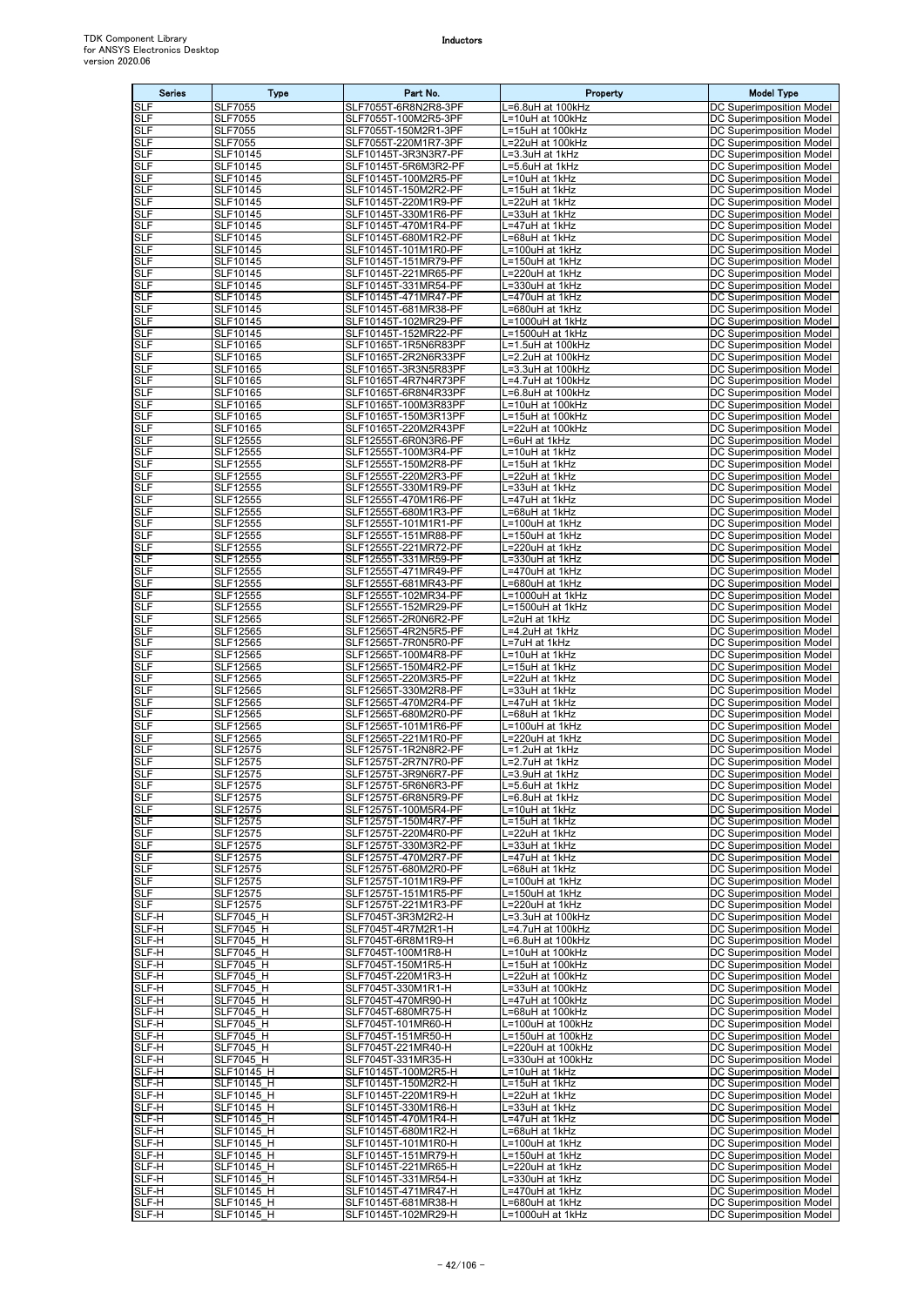| Series | Type | Part No. | Property | Model Type |
|---|---|---|---|---|
| SLF | SLF7055 | SLF7055T-6R8N2R8-3PF | L=6.8uH at 100kHz | DC Superimposition Model |
| SLF | SLF7055 | SLF7055T-100M2R5-3PF | L=10uH at 100kHz | DC Superimposition Model |
| SLF | SLF7055 | SLF7055T-150M2R1-3PF | L=15uH at 100kHz | DC Superimposition Model |
| SLF | SLF7055 | SLF7055T-220M1R7-3PF | L=22uH at 100kHz | DC Superimposition Model |
| SLF | SLF10145 | SLF10145T-3R3N3R7-PF | L=3.3uH at 1kHz | DC Superimposition Model |
| SLF | SLF10145 | SLF10145T-5R6M3R2-PF | L=5.6uH at 1kHz | DC Superimposition Model |
| SLF | SLF10145 | SLF10145T-100M2R5-PF | L=10uH at 1kHz | DC Superimposition Model |
| SLF | SLF10145 | SLF10145T-150M2R2-PF | L=15uH at 1kHz | DC Superimposition Model |
| SLF | SLF10145 | SLF10145T-220M1R9-PF | L=22uH at 1kHz | DC Superimposition Model |
| SLF | SLF10145 | SLF10145T-330M1R6-PF | L=33uH at 1kHz | DC Superimposition Model |
| SLF | SLF10145 | SLF10145T-470M1R4-PF | L=47uH at 1kHz | DC Superimposition Model |
| SLF | SLF10145 | SLF10145T-680M1R2-PF | L=68uH at 1kHz | DC Superimposition Model |
| SLF | SLF10145 | SLF10145T-101M1R0-PF | L=100uH at 1kHz | DC Superimposition Model |
| SLF | SLF10145 | SLF10145T-151MR79-PF | L=150uH at 1kHz | DC Superimposition Model |
| SLF | SLF10145 | SLF10145T-221MR65-PF | L=220uH at 1kHz | DC Superimposition Model |
| SLF | SLF10145 | SLF10145T-331MR54-PF | L=330uH at 1kHz | DC Superimposition Model |
| SLF | SLF10145 | SLF10145T-471MR47-PF | L=470uH at 1kHz | DC Superimposition Model |
| SLF | SLF10145 | SLF10145T-681MR38-PF | L=680uH at 1kHz | DC Superimposition Model |
| SLF | SLF10145 | SLF10145T-102MR29-PF | L=1000uH at 1kHz | DC Superimposition Model |
| SLF | SLF10145 | SLF10145T-152MR22-PF | L=1500uH at 1kHz | DC Superimposition Model |
| SLF | SLF10165 | SLF10165T-1R5N6R83PF | L=1.5uH at 100kHz | DC Superimposition Model |
| SLF | SLF10165 | SLF10165T-2R2N6R33PF | L=2.2uH at 100kHz | DC Superimposition Model |
| SLF | SLF10165 | SLF10165T-3R3N5R83PF | L=3.3uH at 100kHz | DC Superimposition Model |
| SLF | SLF10165 | SLF10165T-4R7N4R73PF | L=4.7uH at 100kHz | DC Superimposition Model |
| SLF | SLF10165 | SLF10165T-6R8N4R33PF | L=6.8uH at 100kHz | DC Superimposition Model |
| SLF | SLF10165 | SLF10165T-100M3R83PF | L=10uH at 100kHz | DC Superimposition Model |
| SLF | SLF10165 | SLF10165T-150M3R13PF | L=15uH at 100kHz | DC Superimposition Model |
| SLF | SLF10165 | SLF10165T-220M2R43PF | L=22uH at 100kHz | DC Superimposition Model |
| SLF | SLF12555 | SLF12555T-6R0N3R6-PF | L=6uH at 1kHz | DC Superimposition Model |
| SLF | SLF12555 | SLF12555T-100M3R4-PF | L=10uH at 1kHz | DC Superimposition Model |
| SLF | SLF12555 | SLF12555T-150M2R8-PF | L=15uH at 1kHz | DC Superimposition Model |
| SLF | SLF12555 | SLF12555T-220M2R3-PF | L=22uH at 1kHz | DC Superimposition Model |
| SLF | SLF12555 | SLF12555T-330M1R9-PF | L=33uH at 1kHz | DC Superimposition Model |
| SLF | SLF12555 | SLF12555T-470M1R6-PF | L=47uH at 1kHz | DC Superimposition Model |
| SLF | SLF12555 | SLF12555T-680M1R3-PF | L=68uH at 1kHz | DC Superimposition Model |
| SLF | SLF12555 | SLF12555T-101M1R1-PF | L=100uH at 1kHz | DC Superimposition Model |
| SLF | SLF12555 | SLF12555T-151MR88-PF | L=150uH at 1kHz | DC Superimposition Model |
| SLF | SLF12555 | SLF12555T-221MR72-PF | L=220uH at 1kHz | DC Superimposition Model |
| SLF | SLF12555 | SLF12555T-331MR59-PF | L=330uH at 1kHz | DC Superimposition Model |
| SLF | SLF12555 | SLF12555T-471MR49-PF | L=470uH at 1kHz | DC Superimposition Model |
| SLF | SLF12555 | SLF12555T-681MR43-PF | L=680uH at 1kHz | DC Superimposition Model |
| SLF | SLF12555 | SLF12555T-102MR34-PF | L=1000uH at 1kHz | DC Superimposition Model |
| SLF | SLF12555 | SLF12555T-152MR29-PF | L=1500uH at 1kHz | DC Superimposition Model |
| SLF | SLF12565 | SLF12565T-2R0N6R2-PF | L=2uH at 1kHz | DC Superimposition Model |
| SLF | SLF12565 | SLF12565T-4R2N5R5-PF | L=4.2uH at 1kHz | DC Superimposition Model |
| SLF | SLF12565 | SLF12565T-7R0N5R0-PF | L=7uH at 1kHz | DC Superimposition Model |
| SLF | SLF12565 | SLF12565T-100M4R8-PF | L=10uH at 1kHz | DC Superimposition Model |
| SLF | SLF12565 | SLF12565T-150M4R2-PF | L=15uH at 1kHz | DC Superimposition Model |
| SLF | SLF12565 | SLF12565T-220M3R5-PF | L=22uH at 1kHz | DC Superimposition Model |
| SLF | SLF12565 | SLF12565T-330M2R8-PF | L=33uH at 1kHz | DC Superimposition Model |
| SLF | SLF12565 | SLF12565T-470M2R4-PF | L=47uH at 1kHz | DC Superimposition Model |
| SLF | SLF12565 | SLF12565T-680M2R0-PF | L=68uH at 1kHz | DC Superimposition Model |
| SLF | SLF12565 | SLF12565T-101M1R6-PF | L=100uH at 1kHz | DC Superimposition Model |
| SLF | SLF12565 | SLF12565T-221M1R0-PF | L=220uH at 1kHz | DC Superimposition Model |
| SLF | SLF12575 | SLF12575T-1R2N8R2-PF | L=1.2uH at 1kHz | DC Superimposition Model |
| SLF | SLF12575 | SLF12575T-2R7N7R0-PF | L=2.7uH at 1kHz | DC Superimposition Model |
| SLF | SLF12575 | SLF12575T-3R9N6R7-PF | L=3.9uH at 1kHz | DC Superimposition Model |
| SLF | SLF12575 | SLF12575T-5R6N6R3-PF | L=5.6uH at 1kHz | DC Superimposition Model |
| SLF | SLF12575 | SLF12575T-6R8N5R9-PF | L=6.8uH at 1kHz | DC Superimposition Model |
| SLF | SLF12575 | SLF12575T-100M5R4-PF | L=10uH at 1kHz | DC Superimposition Model |
| SLF | SLF12575 | SLF12575T-150M4R7-PF | L=15uH at 1kHz | DC Superimposition Model |
| SLF | SLF12575 | SLF12575T-220M4R0-PF | L=22uH at 1kHz | DC Superimposition Model |
| SLF | SLF12575 | SLF12575T-330M3R2-PF | L=33uH at 1kHz | DC Superimposition Model |
| SLF | SLF12575 | SLF12575T-470M2R7-PF | L=47uH at 1kHz | DC Superimposition Model |
| SLF | SLF12575 | SLF12575T-680M2R0-PF | L=68uH at 1kHz | DC Superimposition Model |
| SLF | SLF12575 | SLF12575T-101M1R9-PF | L=100uH at 1kHz | DC Superimposition Model |
| SLF | SLF12575 | SLF12575T-151M1R5-PF | L=150uH at 1kHz | DC Superimposition Model |
| SLF | SLF12575 | SLF12575T-221M1R3-PF | L=220uH at 1kHz | DC Superimposition Model |
| SLF-H | SLF7045_H | SLF7045T-3R3M2R2-H | L=3.3uH at 100kHz | DC Superimposition Model |
| SLF-H | SLF7045_H | SLF7045T-4R7M2R1-H | L=4.7uH at 100kHz | DC Superimposition Model |
| SLF-H | SLF7045_H | SLF7045T-6R8M1R9-H | L=6.8uH at 100kHz | DC Superimposition Model |
| SLF-H | SLF7045_H | SLF7045T-100M1R8-H | L=10uH at 100kHz | DC Superimposition Model |
| SLF-H | SLF7045_H | SLF7045T-150M1R5-H | L=15uH at 100kHz | DC Superimposition Model |
| SLF-H | SLF7045_H | SLF7045T-220M1R3-H | L=22uH at 100kHz | DC Superimposition Model |
| SLF-H | SLF7045_H | SLF7045T-330M1R1-H | L=33uH at 100kHz | DC Superimposition Model |
| SLF-H | SLF7045_H | SLF7045T-470MR90-H | L=47uH at 100kHz | DC Superimposition Model |
| SLF-H | SLF7045_H | SLF7045T-680MR75-H | L=68uH at 100kHz | DC Superimposition Model |
| SLF-H | SLF7045_H | SLF7045T-101MR60-H | L=100uH at 100kHz | DC Superimposition Model |
| SLF-H | SLF7045_H | SLF7045T-151MR50-H | L=150uH at 100kHz | DC Superimposition Model |
| SLF-H | SLF7045_H | SLF7045T-221MR40-H | L=220uH at 100kHz | DC Superimposition Model |
| SLF-H | SLF7045_H | SLF7045T-331MR35-H | L=330uH at 100kHz | DC Superimposition Model |
| SLF-H | SLF10145_H | SLF10145T-100M2R5-H | L=10uH at 1kHz | DC Superimposition Model |
| SLF-H | SLF10145_H | SLF10145T-150M2R2-H | L=15uH at 1kHz | DC Superimposition Model |
| SLF-H | SLF10145_H | SLF10145T-220M1R9-H | L=22uH at 1kHz | DC Superimposition Model |
| SLF-H | SLF10145_H | SLF10145T-330M1R6-H | L=33uH at 1kHz | DC Superimposition Model |
| SLF-H | SLF10145_H | SLF10145T-470M1R4-H | L=47uH at 1kHz | DC Superimposition Model |
| SLF-H | SLF10145_H | SLF10145T-680M1R2-H | L=68uH at 1kHz | DC Superimposition Model |
| SLF-H | SLF10145_H | SLF10145T-101M1R0-H | L=100uH at 1kHz | DC Superimposition Model |
| SLF-H | SLF10145_H | SLF10145T-151MR79-H | L=150uH at 1kHz | DC Superimposition Model |
| SLF-H | SLF10145_H | SLF10145T-221MR65-H | L=220uH at 1kHz | DC Superimposition Model |
| SLF-H | SLF10145_H | SLF10145T-331MR54-H | L=330uH at 1kHz | DC Superimposition Model |
| SLF-H | SLF10145_H | SLF10145T-471MR47-H | L=470uH at 1kHz | DC Superimposition Model |
| SLF-H | SLF10145_H | SLF10145T-681MR38-H | L=680uH at 1kHz | DC Superimposition Model |
| SLF-H | SLF10145_H | SLF10145T-102MR29-H | L=1000uH at 1kHz | DC Superimposition Model |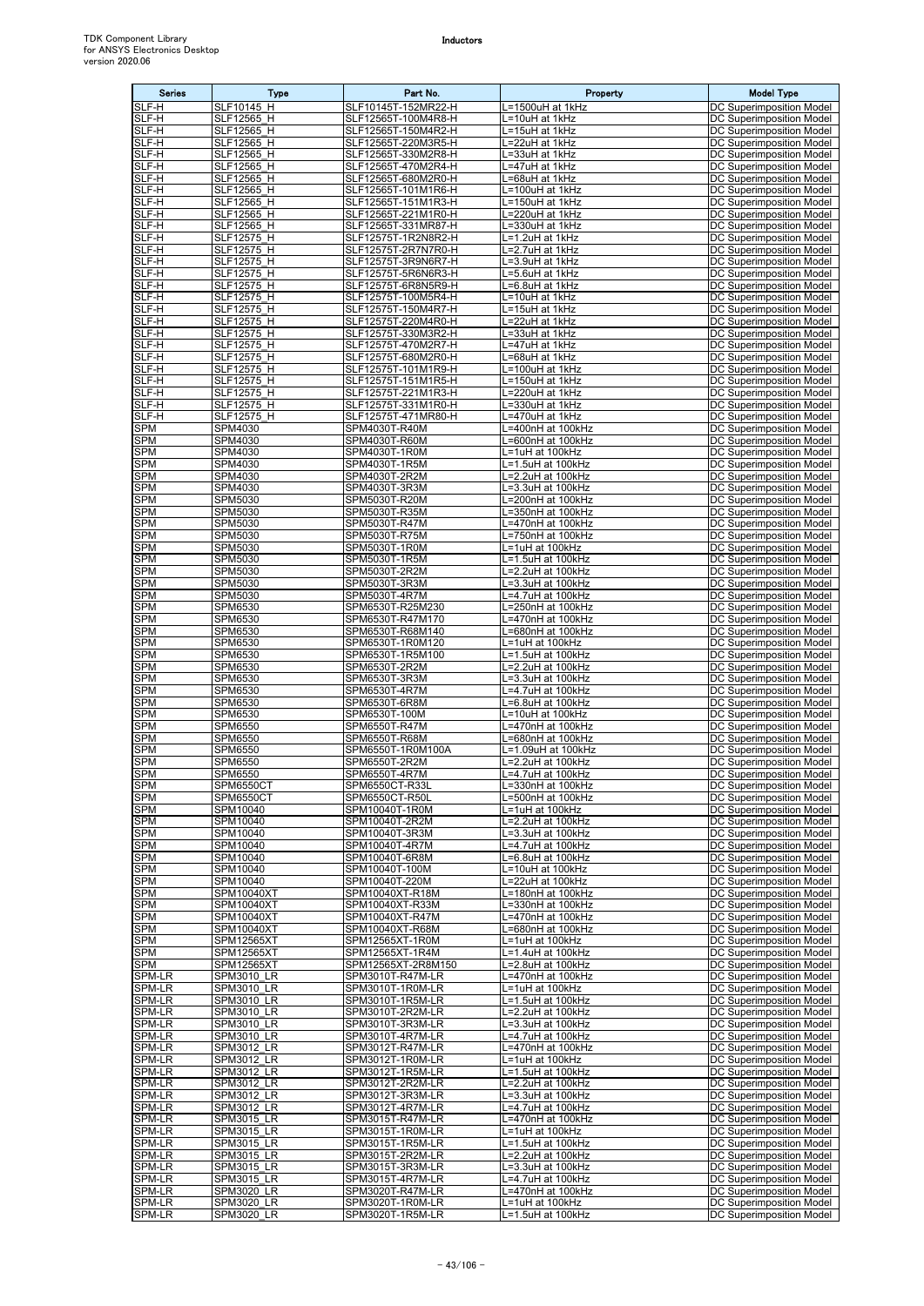| Series | Type | Part No. | Property | Model Type |
|---|---|---|---|---|
| SLF-H | SLF10145_H | SLF10145T-152MR22-H | L=1500uH at 1kHz | DC Superimposition Model |
| SLF-H | SLF12565_H | SLF12565T-100M4R8-H | L=10uH at 1kHz | DC Superimposition Model |
| SLF-H | SLF12565_H | SLF12565T-150M4R2-H | L=15uH at 1kHz | DC Superimposition Model |
| SLF-H | SLF12565_H | SLF12565T-220M3R5-H | L=22uH at 1kHz | DC Superimposition Model |
| SLF-H | SLF12565_H | SLF12565T-330M2R8-H | L=33uH at 1kHz | DC Superimposition Model |
| SLF-H | SLF12565_H | SLF12565T-470M2R4-H | L=47uH at 1kHz | DC Superimposition Model |
| SLF-H | SLF12565_H | SLF12565T-680M2R0-H | L=68uH at 1kHz | DC Superimposition Model |
| SLF-H | SLF12565_H | SLF12565T-101M1R6-H | L=100uH at 1kHz | DC Superimposition Model |
| SLF-H | SLF12565_H | SLF12565T-151M1R3-H | L=150uH at 1kHz | DC Superimposition Model |
| SLF-H | SLF12565_H | SLF12565T-221M1R0-H | L=220uH at 1kHz | DC Superimposition Model |
| SLF-H | SLF12565_H | SLF12565T-331MR87-H | L=330uH at 1kHz | DC Superimposition Model |
| SLF-H | SLF12575_H | SLF12575T-1R2N8R2-H | L=1.2uH at 1kHz | DC Superimposition Model |
| SLF-H | SLF12575_H | SLF12575T-2R7N7R0-H | L=2.7uH at 1kHz | DC Superimposition Model |
| SLF-H | SLF12575_H | SLF12575T-3R9N6R7-H | L=3.9uH at 1kHz | DC Superimposition Model |
| SLF-H | SLF12575_H | SLF12575T-5R6N6R3-H | L=5.6uH at 1kHz | DC Superimposition Model |
| SLF-H | SLF12575_H | SLF12575T-6R8N5R9-H | L=6.8uH at 1kHz | DC Superimposition Model |
| SLF-H | SLF12575_H | SLF12575T-100M5R4-H | L=10uH at 1kHz | DC Superimposition Model |
| SLF-H | SLF12575_H | SLF12575T-150M4R7-H | L=15uH at 1kHz | DC Superimposition Model |
| SLF-H | SLF12575_H | SLF12575T-220M4R0-H | L=22uH at 1kHz | DC Superimposition Model |
| SLF-H | SLF12575_H | SLF12575T-330M3R2-H | L=33uH at 1kHz | DC Superimposition Model |
| SLF-H | SLF12575_H | SLF12575T-470M2R7-H | L=47uH at 1kHz | DC Superimposition Model |
| SLF-H | SLF12575_H | SLF12575T-680M2R0-H | L=68uH at 1kHz | DC Superimposition Model |
| SLF-H | SLF12575_H | SLF12575T-101M1R9-H | L=100uH at 1kHz | DC Superimposition Model |
| SLF-H | SLF12575_H | SLF12575T-151M1R5-H | L=150uH at 1kHz | DC Superimposition Model |
| SLF-H | SLF12575_H | SLF12575T-221M1R3-H | L=220uH at 1kHz | DC Superimposition Model |
| SLF-H | SLF12575_H | SLF12575T-331M1R0-H | L=330uH at 1kHz | DC Superimposition Model |
| SLF-H | SLF12575_H | SLF12575T-471MR80-H | L=470uH at 1kHz | DC Superimposition Model |
| SPM | SPM4030 | SPM4030T-R40M | L=400nH at 100kHz | DC Superimposition Model |
| SPM | SPM4030 | SPM4030T-R60M | L=600nH at 100kHz | DC Superimposition Model |
| SPM | SPM4030 | SPM4030T-1R0M | L=1uH at 100kHz | DC Superimposition Model |
| SPM | SPM4030 | SPM4030T-1R5M | L=1.5uH at 100kHz | DC Superimposition Model |
| SPM | SPM4030 | SPM4030T-2R2M | L=2.2uH at 100kHz | DC Superimposition Model |
| SPM | SPM4030 | SPM4030T-3R3M | L=3.3uH at 100kHz | DC Superimposition Model |
| SPM | SPM5030 | SPM5030T-R20M | L=200nH at 100kHz | DC Superimposition Model |
| SPM | SPM5030 | SPM5030T-R35M | L=350nH at 100kHz | DC Superimposition Model |
| SPM | SPM5030 | SPM5030T-R47M | L=470nH at 100kHz | DC Superimposition Model |
| SPM | SPM5030 | SPM5030T-R75M | L=750nH at 100kHz | DC Superimposition Model |
| SPM | SPM5030 | SPM5030T-1R0M | L=1uH at 100kHz | DC Superimposition Model |
| SPM | SPM5030 | SPM5030T-1R5M | L=1.5uH at 100kHz | DC Superimposition Model |
| SPM | SPM5030 | SPM5030T-2R2M | L=2.2uH at 100kHz | DC Superimposition Model |
| SPM | SPM5030 | SPM5030T-3R3M | L=3.3uH at 100kHz | DC Superimposition Model |
| SPM | SPM5030 | SPM5030T-4R7M | L=4.7uH at 100kHz | DC Superimposition Model |
| SPM | SPM6530 | SPM6530T-R25M230 | L=250nH at 100kHz | DC Superimposition Model |
| SPM | SPM6530 | SPM6530T-R47M170 | L=470nH at 100kHz | DC Superimposition Model |
| SPM | SPM6530 | SPM6530T-R68M140 | L=680nH at 100kHz | DC Superimposition Model |
| SPM | SPM6530 | SPM6530T-1R0M120 | L=1uH at 100kHz | DC Superimposition Model |
| SPM | SPM6530 | SPM6530T-1R5M100 | L=1.5uH at 100kHz | DC Superimposition Model |
| SPM | SPM6530 | SPM6530T-2R2M | L=2.2uH at 100kHz | DC Superimposition Model |
| SPM | SPM6530 | SPM6530T-3R3M | L=3.3uH at 100kHz | DC Superimposition Model |
| SPM | SPM6530 | SPM6530T-4R7M | L=4.7uH at 100kHz | DC Superimposition Model |
| SPM | SPM6530 | SPM6530T-6R8M | L=6.8uH at 100kHz | DC Superimposition Model |
| SPM | SPM6530 | SPM6530T-100M | L=10uH at 100kHz | DC Superimposition Model |
| SPM | SPM6550 | SPM6550T-R47M | L=470nH at 100kHz | DC Superimposition Model |
| SPM | SPM6550 | SPM6550T-R68M | L=680nH at 100kHz | DC Superimposition Model |
| SPM | SPM6550 | SPM6550T-1R0M100A | L=1.09uH at 100kHz | DC Superimposition Model |
| SPM | SPM6550 | SPM6550T-2R2M | L=2.2uH at 100kHz | DC Superimposition Model |
| SPM | SPM6550 | SPM6550T-4R7M | L=4.7uH at 100kHz | DC Superimposition Model |
| SPM | SPM6550CT | SPM6550CT-R33L | L=330nH at 100kHz | DC Superimposition Model |
| SPM | SPM6550CT | SPM6550CT-R50L | L=500nH at 100kHz | DC Superimposition Model |
| SPM | SPM10040 | SPM10040T-1R0M | L=1uH at 100kHz | DC Superimposition Model |
| SPM | SPM10040 | SPM10040T-2R2M | L=2.2uH at 100kHz | DC Superimposition Model |
| SPM | SPM10040 | SPM10040T-3R3M | L=3.3uH at 100kHz | DC Superimposition Model |
| SPM | SPM10040 | SPM10040T-4R7M | L=4.7uH at 100kHz | DC Superimposition Model |
| SPM | SPM10040 | SPM10040T-6R8M | L=6.8uH at 100kHz | DC Superimposition Model |
| SPM | SPM10040 | SPM10040T-100M | L=10uH at 100kHz | DC Superimposition Model |
| SPM | SPM10040 | SPM10040T-220M | L=22uH at 100kHz | DC Superimposition Model |
| SPM | SPM10040XT | SPM10040XT-R18M | L=180nH at 100kHz | DC Superimposition Model |
| SPM | SPM10040XT | SPM10040XT-R33M | L=330nH at 100kHz | DC Superimposition Model |
| SPM | SPM10040XT | SPM10040XT-R47M | L=470nH at 100kHz | DC Superimposition Model |
| SPM | SPM10040XT | SPM10040XT-R68M | L=680nH at 100kHz | DC Superimposition Model |
| SPM | SPM12565XT | SPM12565XT-1R0M | L=1uH at 100kHz | DC Superimposition Model |
| SPM | SPM12565XT | SPM12565XT-1R4M | L=1.4uH at 100kHz | DC Superimposition Model |
| SPM | SPM12565XT | SPM12565XT-2R8M150 | L=2.8uH at 100kHz | DC Superimposition Model |
| SPM-LR | SPM3010_LR | SPM3010T-R47M-LR | L=470nH at 100kHz | DC Superimposition Model |
| SPM-LR | SPM3010_LR | SPM3010T-1R0M-LR | L=1uH at 100kHz | DC Superimposition Model |
| SPM-LR | SPM3010_LR | SPM3010T-1R5M-LR | L=1.5uH at 100kHz | DC Superimposition Model |
| SPM-LR | SPM3010_LR | SPM3010T-2R2M-LR | L=2.2uH at 100kHz | DC Superimposition Model |
| SPM-LR | SPM3010_LR | SPM3010T-3R3M-LR | L=3.3uH at 100kHz | DC Superimposition Model |
| SPM-LR | SPM3010_LR | SPM3010T-4R7M-LR | L=4.7uH at 100kHz | DC Superimposition Model |
| SPM-LR | SPM3012_LR | SPM3012T-R47M-LR | L=470nH at 100kHz | DC Superimposition Model |
| SPM-LR | SPM3012_LR | SPM3012T-1R0M-LR | L=1uH at 100kHz | DC Superimposition Model |
| SPM-LR | SPM3012_LR | SPM3012T-1R5M-LR | L=1.5uH at 100kHz | DC Superimposition Model |
| SPM-LR | SPM3012_LR | SPM3012T-2R2M-LR | L=2.2uH at 100kHz | DC Superimposition Model |
| SPM-LR | SPM3012_LR | SPM3012T-3R3M-LR | L=3.3uH at 100kHz | DC Superimposition Model |
| SPM-LR | SPM3012_LR | SPM3012T-4R7M-LR | L=4.7uH at 100kHz | DC Superimposition Model |
| SPM-LR | SPM3015_LR | SPM3015T-R47M-LR | L=470nH at 100kHz | DC Superimposition Model |
| SPM-LR | SPM3015_LR | SPM3015T-1R0M-LR | L=1uH at 100kHz | DC Superimposition Model |
| SPM-LR | SPM3015_LR | SPM3015T-1R5M-LR | L=1.5uH at 100kHz | DC Superimposition Model |
| SPM-LR | SPM3015_LR | SPM3015T-2R2M-LR | L=2.2uH at 100kHz | DC Superimposition Model |
| SPM-LR | SPM3015_LR | SPM3015T-3R3M-LR | L=3.3uH at 100kHz | DC Superimposition Model |
| SPM-LR | SPM3015_LR | SPM3015T-4R7M-LR | L=4.7uH at 100kHz | DC Superimposition Model |
| SPM-LR | SPM3020_LR | SPM3020T-R47M-LR | L=470nH at 100kHz | DC Superimposition Model |
| SPM-LR | SPM3020_LR | SPM3020T-1R0M-LR | L=1uH at 100kHz | DC Superimposition Model |
| SPM-LR | SPM3020_LR | SPM3020T-1R5M-LR | L=1.5uH at 100kHz | DC Superimposition Model |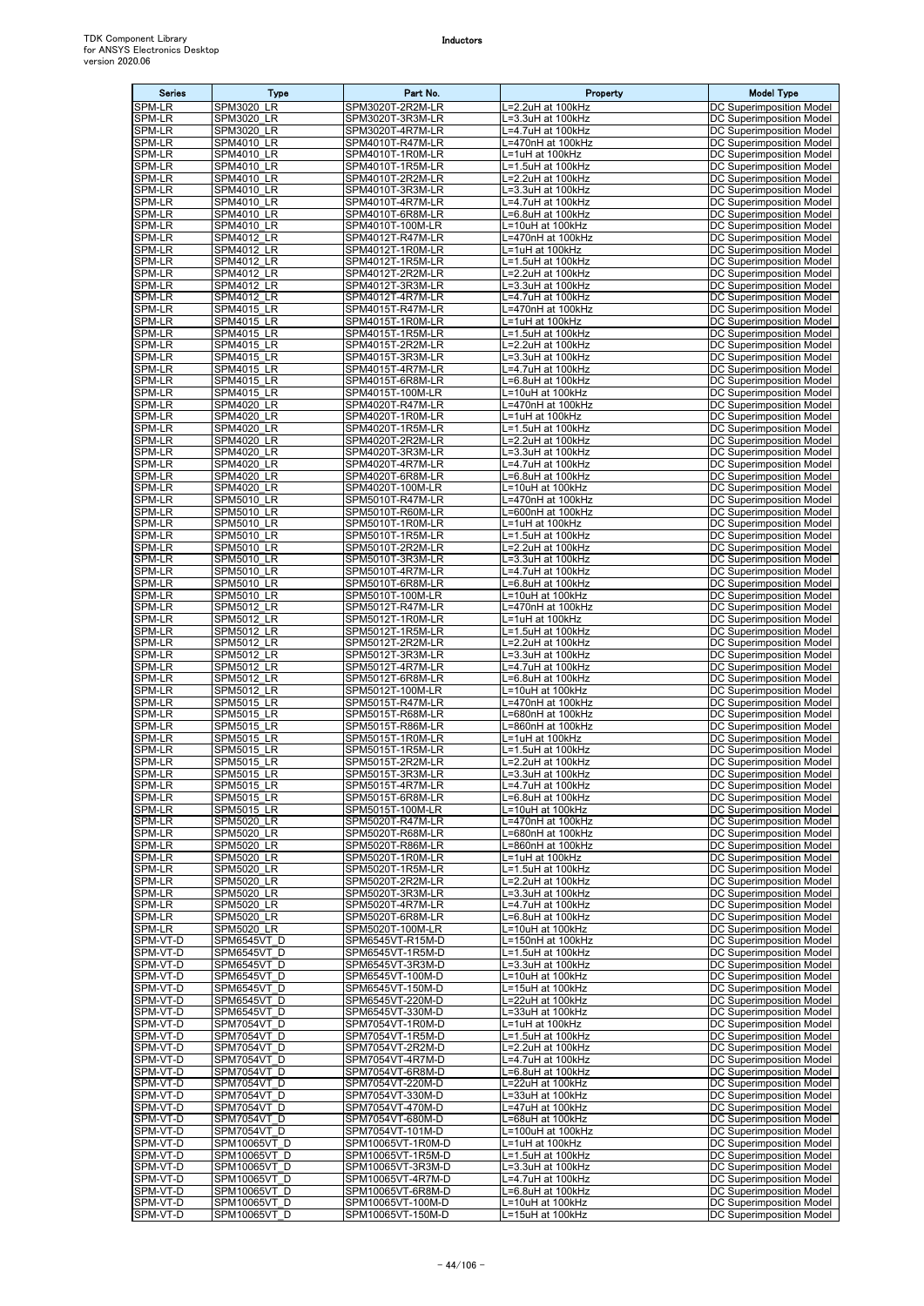| Series | Type | Part No. | Property | Model Type |
|---|---|---|---|---|
| SPM-LR | SPM3020_LR | SPM3020T-2R2M-LR | L=2.2uH at 100kHz | DC Superimposition Model |
| SPM-LR | SPM3020_LR | SPM3020T-3R3M-LR | L=3.3uH at 100kHz | DC Superimposition Model |
| SPM-LR | SPM3020_LR | SPM3020T-4R7M-LR | L=4.7uH at 100kHz | DC Superimposition Model |
| SPM-LR | SPM4010_LR | SPM4010T-R47M-LR | L=470nH at 100kHz | DC Superimposition Model |
| SPM-LR | SPM4010_LR | SPM4010T-1R0M-LR | L=1uH at 100kHz | DC Superimposition Model |
| SPM-LR | SPM4010_LR | SPM4010T-1R5M-LR | L=1.5uH at 100kHz | DC Superimposition Model |
| SPM-LR | SPM4010_LR | SPM4010T-2R2M-LR | L=2.2uH at 100kHz | DC Superimposition Model |
| SPM-LR | SPM4010_LR | SPM4010T-3R3M-LR | L=3.3uH at 100kHz | DC Superimposition Model |
| SPM-LR | SPM4010_LR | SPM4010T-4R7M-LR | L=4.7uH at 100kHz | DC Superimposition Model |
| SPM-LR | SPM4010_LR | SPM4010T-6R8M-LR | L=6.8uH at 100kHz | DC Superimposition Model |
| SPM-LR | SPM4010_LR | SPM4010T-100M-LR | L=10uH at 100kHz | DC Superimposition Model |
| SPM-LR | SPM4012_LR | SPM4012T-R47M-LR | L=470nH at 100kHz | DC Superimposition Model |
| SPM-LR | SPM4012_LR | SPM4012T-1R0M-LR | L=1uH at 100kHz | DC Superimposition Model |
| SPM-LR | SPM4012_LR | SPM4012T-1R5M-LR | L=1.5uH at 100kHz | DC Superimposition Model |
| SPM-LR | SPM4012_LR | SPM4012T-2R2M-LR | L=2.2uH at 100kHz | DC Superimposition Model |
| SPM-LR | SPM4012_LR | SPM4012T-3R3M-LR | L=3.3uH at 100kHz | DC Superimposition Model |
| SPM-LR | SPM4012_LR | SPM4012T-4R7M-LR | L=4.7uH at 100kHz | DC Superimposition Model |
| SPM-LR | SPM4015_LR | SPM4015T-R47M-LR | L=470nH at 100kHz | DC Superimposition Model |
| SPM-LR | SPM4015_LR | SPM4015T-1R0M-LR | L=1uH at 100kHz | DC Superimposition Model |
| SPM-LR | SPM4015_LR | SPM4015T-1R5M-LR | L=1.5uH at 100kHz | DC Superimposition Model |
| SPM-LR | SPM4015_LR | SPM4015T-2R2M-LR | L=2.2uH at 100kHz | DC Superimposition Model |
| SPM-LR | SPM4015_LR | SPM4015T-3R3M-LR | L=3.3uH at 100kHz | DC Superimposition Model |
| SPM-LR | SPM4015_LR | SPM4015T-4R7M-LR | L=4.7uH at 100kHz | DC Superimposition Model |
| SPM-LR | SPM4015_LR | SPM4015T-6R8M-LR | L=6.8uH at 100kHz | DC Superimposition Model |
| SPM-LR | SPM4015_LR | SPM4015T-100M-LR | L=10uH at 100kHz | DC Superimposition Model |
| SPM-LR | SPM4020_LR | SPM4020T-R47M-LR | L=470nH at 100kHz | DC Superimposition Model |
| SPM-LR | SPM4020_LR | SPM4020T-1R0M-LR | L=1uH at 100kHz | DC Superimposition Model |
| SPM-LR | SPM4020_LR | SPM4020T-1R5M-LR | L=1.5uH at 100kHz | DC Superimposition Model |
| SPM-LR | SPM4020_LR | SPM4020T-2R2M-LR | L=2.2uH at 100kHz | DC Superimposition Model |
| SPM-LR | SPM4020_LR | SPM4020T-3R3M-LR | L=3.3uH at 100kHz | DC Superimposition Model |
| SPM-LR | SPM4020_LR | SPM4020T-4R7M-LR | L=4.7uH at 100kHz | DC Superimposition Model |
| SPM-LR | SPM4020_LR | SPM4020T-6R8M-LR | L=6.8uH at 100kHz | DC Superimposition Model |
| SPM-LR | SPM4020_LR | SPM4020T-100M-LR | L=10uH at 100kHz | DC Superimposition Model |
| SPM-LR | SPM5010_LR | SPM5010T-R47M-LR | L=470nH at 100kHz | DC Superimposition Model |
| SPM-LR | SPM5010_LR | SPM5010T-R60M-LR | L=600nH at 100kHz | DC Superimposition Model |
| SPM-LR | SPM5010_LR | SPM5010T-1R0M-LR | L=1uH at 100kHz | DC Superimposition Model |
| SPM-LR | SPM5010_LR | SPM5010T-1R5M-LR | L=1.5uH at 100kHz | DC Superimposition Model |
| SPM-LR | SPM5010_LR | SPM5010T-2R2M-LR | L=2.2uH at 100kHz | DC Superimposition Model |
| SPM-LR | SPM5010_LR | SPM5010T-3R3M-LR | L=3.3uH at 100kHz | DC Superimposition Model |
| SPM-LR | SPM5010_LR | SPM5010T-4R7M-LR | L=4.7uH at 100kHz | DC Superimposition Model |
| SPM-LR | SPM5010_LR | SPM5010T-6R8M-LR | L=6.8uH at 100kHz | DC Superimposition Model |
| SPM-LR | SPM5010_LR | SPM5010T-100M-LR | L=10uH at 100kHz | DC Superimposition Model |
| SPM-LR | SPM5012_LR | SPM5012T-R47M-LR | L=470nH at 100kHz | DC Superimposition Model |
| SPM-LR | SPM5012_LR | SPM5012T-1R0M-LR | L=1uH at 100kHz | DC Superimposition Model |
| SPM-LR | SPM5012_LR | SPM5012T-1R5M-LR | L=1.5uH at 100kHz | DC Superimposition Model |
| SPM-LR | SPM5012_LR | SPM5012T-2R2M-LR | L=2.2uH at 100kHz | DC Superimposition Model |
| SPM-LR | SPM5012_LR | SPM5012T-3R3M-LR | L=3.3uH at 100kHz | DC Superimposition Model |
| SPM-LR | SPM5012_LR | SPM5012T-4R7M-LR | L=4.7uH at 100kHz | DC Superimposition Model |
| SPM-LR | SPM5012_LR | SPM5012T-6R8M-LR | L=6.8uH at 100kHz | DC Superimposition Model |
| SPM-LR | SPM5012_LR | SPM5012T-100M-LR | L=10uH at 100kHz | DC Superimposition Model |
| SPM-LR | SPM5015_LR | SPM5015T-R47M-LR | L=470nH at 100kHz | DC Superimposition Model |
| SPM-LR | SPM5015_LR | SPM5015T-R68M-LR | L=680nH at 100kHz | DC Superimposition Model |
| SPM-LR | SPM5015_LR | SPM5015T-R86M-LR | L=860nH at 100kHz | DC Superimposition Model |
| SPM-LR | SPM5015_LR | SPM5015T-1R0M-LR | L=1uH at 100kHz | DC Superimposition Model |
| SPM-LR | SPM5015_LR | SPM5015T-1R5M-LR | L=1.5uH at 100kHz | DC Superimposition Model |
| SPM-LR | SPM5015_LR | SPM5015T-2R2M-LR | L=2.2uH at 100kHz | DC Superimposition Model |
| SPM-LR | SPM5015_LR | SPM5015T-3R3M-LR | L=3.3uH at 100kHz | DC Superimposition Model |
| SPM-LR | SPM5015_LR | SPM5015T-4R7M-LR | L=4.7uH at 100kHz | DC Superimposition Model |
| SPM-LR | SPM5015_LR | SPM5015T-6R8M-LR | L=6.8uH at 100kHz | DC Superimposition Model |
| SPM-LR | SPM5015_LR | SPM5015T-100M-LR | L=10uH at 100kHz | DC Superimposition Model |
| SPM-LR | SPM5020_LR | SPM5020T-R47M-LR | L=470nH at 100kHz | DC Superimposition Model |
| SPM-LR | SPM5020_LR | SPM5020T-R68M-LR | L=680nH at 100kHz | DC Superimposition Model |
| SPM-LR | SPM5020_LR | SPM5020T-R86M-LR | L=860nH at 100kHz | DC Superimposition Model |
| SPM-LR | SPM5020_LR | SPM5020T-1R0M-LR | L=1uH at 100kHz | DC Superimposition Model |
| SPM-LR | SPM5020_LR | SPM5020T-1R5M-LR | L=1.5uH at 100kHz | DC Superimposition Model |
| SPM-LR | SPM5020_LR | SPM5020T-2R2M-LR | L=2.2uH at 100kHz | DC Superimposition Model |
| SPM-LR | SPM5020_LR | SPM5020T-3R3M-LR | L=3.3uH at 100kHz | DC Superimposition Model |
| SPM-LR | SPM5020_LR | SPM5020T-4R7M-LR | L=4.7uH at 100kHz | DC Superimposition Model |
| SPM-LR | SPM5020_LR | SPM5020T-6R8M-LR | L=6.8uH at 100kHz | DC Superimposition Model |
| SPM-LR | SPM5020_LR | SPM5020T-100M-LR | L=10uH at 100kHz | DC Superimposition Model |
| SPM-VT-D | SPM6545VT_D | SPM6545VT-R15M-D | L=150nH at 100kHz | DC Superimposition Model |
| SPM-VT-D | SPM6545VT_D | SPM6545VT-1R5M-D | L=1.5uH at 100kHz | DC Superimposition Model |
| SPM-VT-D | SPM6545VT_D | SPM6545VT-3R3M-D | L=3.3uH at 100kHz | DC Superimposition Model |
| SPM-VT-D | SPM6545VT_D | SPM6545VT-100M-D | L=10uH at 100kHz | DC Superimposition Model |
| SPM-VT-D | SPM6545VT_D | SPM6545VT-150M-D | L=15uH at 100kHz | DC Superimposition Model |
| SPM-VT-D | SPM6545VT_D | SPM6545VT-220M-D | L=22uH at 100kHz | DC Superimposition Model |
| SPM-VT-D | SPM6545VT_D | SPM6545VT-330M-D | L=33uH at 100kHz | DC Superimposition Model |
| SPM-VT-D | SPM7054VT_D | SPM7054VT-1R0M-D | L=1uH at 100kHz | DC Superimposition Model |
| SPM-VT-D | SPM7054VT_D | SPM7054VT-1R5M-D | L=1.5uH at 100kHz | DC Superimposition Model |
| SPM-VT-D | SPM7054VT_D | SPM7054VT-2R2M-D | L=2.2uH at 100kHz | DC Superimposition Model |
| SPM-VT-D | SPM7054VT_D | SPM7054VT-4R7M-D | L=4.7uH at 100kHz | DC Superimposition Model |
| SPM-VT-D | SPM7054VT_D | SPM7054VT-6R8M-D | L=6.8uH at 100kHz | DC Superimposition Model |
| SPM-VT-D | SPM7054VT_D | SPM7054VT-220M-D | L=22uH at 100kHz | DC Superimposition Model |
| SPM-VT-D | SPM7054VT_D | SPM7054VT-330M-D | L=33uH at 100kHz | DC Superimposition Model |
| SPM-VT-D | SPM7054VT_D | SPM7054VT-470M-D | L=47uH at 100kHz | DC Superimposition Model |
| SPM-VT-D | SPM7054VT_D | SPM7054VT-680M-D | L=68uH at 100kHz | DC Superimposition Model |
| SPM-VT-D | SPM7054VT_D | SPM7054VT-101M-D | L=100uH at 100kHz | DC Superimposition Model |
| SPM-VT-D | SPM10065VT_D | SPM10065VT-1R0M-D | L=1uH at 100kHz | DC Superimposition Model |
| SPM-VT-D | SPM10065VT_D | SPM10065VT-1R5M-D | L=1.5uH at 100kHz | DC Superimposition Model |
| SPM-VT-D | SPM10065VT_D | SPM10065VT-3R3M-D | L=3.3uH at 100kHz | DC Superimposition Model |
| SPM-VT-D | SPM10065VT_D | SPM10065VT-4R7M-D | L=4.7uH at 100kHz | DC Superimposition Model |
| SPM-VT-D | SPM10065VT_D | SPM10065VT-6R8M-D | L=6.8uH at 100kHz | DC Superimposition Model |
| SPM-VT-D | SPM10065VT_D | SPM10065VT-100M-D | L=10uH at 100kHz | DC Superimposition Model |
| SPM-VT-D | SPM10065VT_D | SPM10065VT-150M-D | L=15uH at 100kHz | DC Superimposition Model |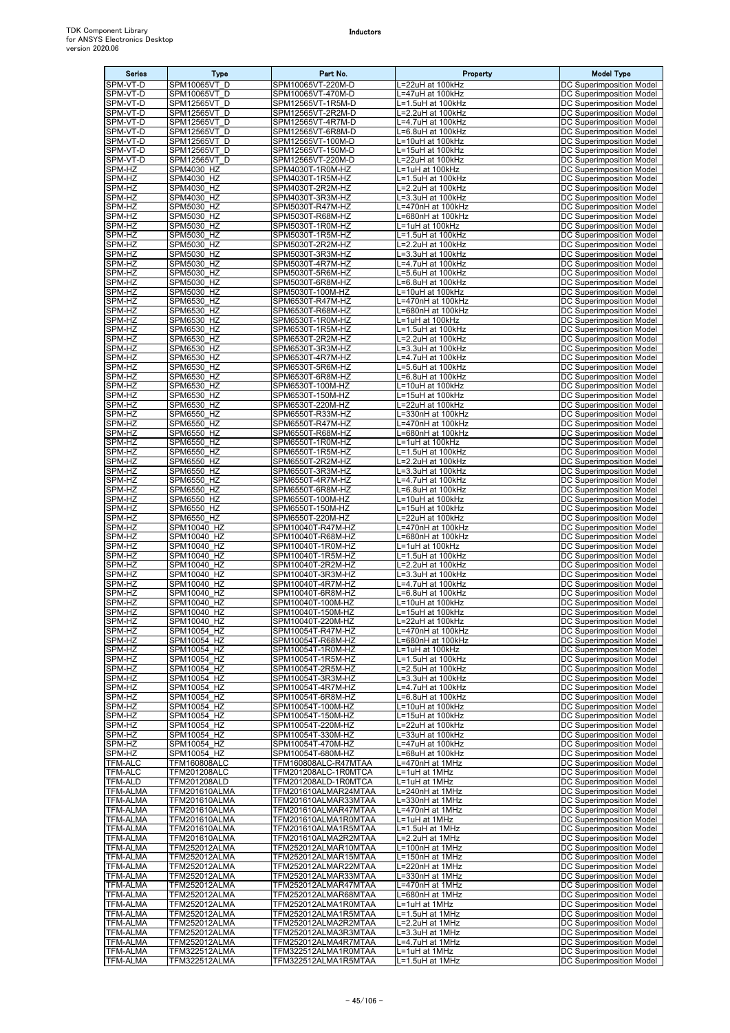| Series | Type | Part No. | Property | Model Type |
|---|---|---|---|---|
| SPM-VT-D | SPM10065VT_D | SPM10065VT-220M-D | L=22uH at 100kHz | DC Superimposition Model |
| SPM-VT-D | SPM10065VT_D | SPM10065VT-470M-D | L=47uH at 100kHz | DC Superimposition Model |
| SPM-VT-D | SPM12565VT_D | SPM12565VT-1R5M-D | L=1.5uH at 100kHz | DC Superimposition Model |
| SPM-VT-D | SPM12565VT_D | SPM12565VT-2R2M-D | L=2.2uH at 100kHz | DC Superimposition Model |
| SPM-VT-D | SPM12565VT_D | SPM12565VT-4R7M-D | L=4.7uH at 100kHz | DC Superimposition Model |
| SPM-VT-D | SPM12565VT_D | SPM12565VT-6R8M-D | L=6.8uH at 100kHz | DC Superimposition Model |
| SPM-VT-D | SPM12565VT_D | SPM12565VT-100M-D | L=10uH at 100kHz | DC Superimposition Model |
| SPM-VT-D | SPM12565VT_D | SPM12565VT-150M-D | L=15uH at 100kHz | DC Superimposition Model |
| SPM-VT-D | SPM12565VT_D | SPM12565VT-220M-D | L=22uH at 100kHz | DC Superimposition Model |
| SPM-HZ | SPM4030_HZ | SPM4030T-1R0M-HZ | L=1uH at 100kHz | DC Superimposition Model |
| SPM-HZ | SPM4030_HZ | SPM4030T-1R5M-HZ | L=1.5uH at 100kHz | DC Superimposition Model |
| SPM-HZ | SPM4030_HZ | SPM4030T-2R2M-HZ | L=2.2uH at 100kHz | DC Superimposition Model |
| SPM-HZ | SPM4030_HZ | SPM4030T-3R3M-HZ | L=3.3uH at 100kHz | DC Superimposition Model |
| SPM-HZ | SPM5030_HZ | SPM5030T-R47M-HZ | L=470nH at 100kHz | DC Superimposition Model |
| SPM-HZ | SPM5030_HZ | SPM5030T-R68M-HZ | L=680nH at 100kHz | DC Superimposition Model |
| SPM-HZ | SPM5030_HZ | SPM5030T-1R0M-HZ | L=1uH at 100kHz | DC Superimposition Model |
| SPM-HZ | SPM5030_HZ | SPM5030T-1R5M-HZ | L=1.5uH at 100kHz | DC Superimposition Model |
| SPM-HZ | SPM5030_HZ | SPM5030T-2R2M-HZ | L=2.2uH at 100kHz | DC Superimposition Model |
| SPM-HZ | SPM5030_HZ | SPM5030T-3R3M-HZ | L=3.3uH at 100kHz | DC Superimposition Model |
| SPM-HZ | SPM5030_HZ | SPM5030T-4R7M-HZ | L=4.7uH at 100kHz | DC Superimposition Model |
| SPM-HZ | SPM5030_HZ | SPM5030T-5R6M-HZ | L=5.6uH at 100kHz | DC Superimposition Model |
| SPM-HZ | SPM5030_HZ | SPM5030T-6R8M-HZ | L=6.8uH at 100kHz | DC Superimposition Model |
| SPM-HZ | SPM5030_HZ | SPM5030T-100M-HZ | L=10uH at 100kHz | DC Superimposition Model |
| SPM-HZ | SPM6530_HZ | SPM6530T-R47M-HZ | L=470nH at 100kHz | DC Superimposition Model |
| SPM-HZ | SPM6530_HZ | SPM6530T-R68M-HZ | L=680nH at 100kHz | DC Superimposition Model |
| SPM-HZ | SPM6530_HZ | SPM6530T-1R0M-HZ | L=1uH at 100kHz | DC Superimposition Model |
| SPM-HZ | SPM6530_HZ | SPM6530T-1R5M-HZ | L=1.5uH at 100kHz | DC Superimposition Model |
| SPM-HZ | SPM6530_HZ | SPM6530T-2R2M-HZ | L=2.2uH at 100kHz | DC Superimposition Model |
| SPM-HZ | SPM6530_HZ | SPM6530T-3R3M-HZ | L=3.3uH at 100kHz | DC Superimposition Model |
| SPM-HZ | SPM6530_HZ | SPM6530T-4R7M-HZ | L=4.7uH at 100kHz | DC Superimposition Model |
| SPM-HZ | SPM6530_HZ | SPM6530T-5R6M-HZ | L=5.6uH at 100kHz | DC Superimposition Model |
| SPM-HZ | SPM6530_HZ | SPM6530T-6R8M-HZ | L=6.8uH at 100kHz | DC Superimposition Model |
| SPM-HZ | SPM6530_HZ | SPM6530T-100M-HZ | L=10uH at 100kHz | DC Superimposition Model |
| SPM-HZ | SPM6530_HZ | SPM6530T-150M-HZ | L=15uH at 100kHz | DC Superimposition Model |
| SPM-HZ | SPM6530_HZ | SPM6530T-220M-HZ | L=22uH at 100kHz | DC Superimposition Model |
| SPM-HZ | SPM6550_HZ | SPM6550T-R33M-HZ | L=330nH at 100kHz | DC Superimposition Model |
| SPM-HZ | SPM6550_HZ | SPM6550T-R47M-HZ | L=470nH at 100kHz | DC Superimposition Model |
| SPM-HZ | SPM6550_HZ | SPM6550T-R68M-HZ | L=680nH at 100kHz | DC Superimposition Model |
| SPM-HZ | SPM6550_HZ | SPM6550T-1R0M-HZ | L=1uH at 100kHz | DC Superimposition Model |
| SPM-HZ | SPM6550_HZ | SPM6550T-1R5M-HZ | L=1.5uH at 100kHz | DC Superimposition Model |
| SPM-HZ | SPM6550_HZ | SPM6550T-2R2M-HZ | L=2.2uH at 100kHz | DC Superimposition Model |
| SPM-HZ | SPM6550_HZ | SPM6550T-3R3M-HZ | L=3.3uH at 100kHz | DC Superimposition Model |
| SPM-HZ | SPM6550_HZ | SPM6550T-4R7M-HZ | L=4.7uH at 100kHz | DC Superimposition Model |
| SPM-HZ | SPM6550_HZ | SPM6550T-6R8M-HZ | L=6.8uH at 100kHz | DC Superimposition Model |
| SPM-HZ | SPM6550_HZ | SPM6550T-100M-HZ | L=10uH at 100kHz | DC Superimposition Model |
| SPM-HZ | SPM6550_HZ | SPM6550T-150M-HZ | L=15uH at 100kHz | DC Superimposition Model |
| SPM-HZ | SPM6550_HZ | SPM6550T-220M-HZ | L=22uH at 100kHz | DC Superimposition Model |
| SPM-HZ | SPM10040_HZ | SPM10040T-R47M-HZ | L=470nH at 100kHz | DC Superimposition Model |
| SPM-HZ | SPM10040_HZ | SPM10040T-R68M-HZ | L=680nH at 100kHz | DC Superimposition Model |
| SPM-HZ | SPM10040_HZ | SPM10040T-1R0M-HZ | L=1uH at 100kHz | DC Superimposition Model |
| SPM-HZ | SPM10040_HZ | SPM10040T-1R5M-HZ | L=1.5uH at 100kHz | DC Superimposition Model |
| SPM-HZ | SPM10040_HZ | SPM10040T-2R2M-HZ | L=2.2uH at 100kHz | DC Superimposition Model |
| SPM-HZ | SPM10040_HZ | SPM10040T-3R3M-HZ | L=3.3uH at 100kHz | DC Superimposition Model |
| SPM-HZ | SPM10040_HZ | SPM10040T-4R7M-HZ | L=4.7uH at 100kHz | DC Superimposition Model |
| SPM-HZ | SPM10040_HZ | SPM10040T-6R8M-HZ | L=6.8uH at 100kHz | DC Superimposition Model |
| SPM-HZ | SPM10040_HZ | SPM10040T-100M-HZ | L=10uH at 100kHz | DC Superimposition Model |
| SPM-HZ | SPM10040_HZ | SPM10040T-150M-HZ | L=15uH at 100kHz | DC Superimposition Model |
| SPM-HZ | SPM10040_HZ | SPM10040T-220M-HZ | L=22uH at 100kHz | DC Superimposition Model |
| SPM-HZ | SPM10054_HZ | SPM10054T-R47M-HZ | L=470nH at 100kHz | DC Superimposition Model |
| SPM-HZ | SPM10054_HZ | SPM10054T-R68M-HZ | L=680nH at 100kHz | DC Superimposition Model |
| SPM-HZ | SPM10054_HZ | SPM10054T-1R0M-HZ | L=1uH at 100kHz | DC Superimposition Model |
| SPM-HZ | SPM10054_HZ | SPM10054T-1R5M-HZ | L=1.5uH at 100kHz | DC Superimposition Model |
| SPM-HZ | SPM10054_HZ | SPM10054T-2R5M-HZ | L=2.5uH at 100kHz | DC Superimposition Model |
| SPM-HZ | SPM10054_HZ | SPM10054T-3R3M-HZ | L=3.3uH at 100kHz | DC Superimposition Model |
| SPM-HZ | SPM10054_HZ | SPM10054T-4R7M-HZ | L=4.7uH at 100kHz | DC Superimposition Model |
| SPM-HZ | SPM10054_HZ | SPM10054T-6R8M-HZ | L=6.8uH at 100kHz | DC Superimposition Model |
| SPM-HZ | SPM10054_HZ | SPM10054T-100M-HZ | L=10uH at 100kHz | DC Superimposition Model |
| SPM-HZ | SPM10054_HZ | SPM10054T-150M-HZ | L=15uH at 100kHz | DC Superimposition Model |
| SPM-HZ | SPM10054_HZ | SPM10054T-220M-HZ | L=22uH at 100kHz | DC Superimposition Model |
| SPM-HZ | SPM10054_HZ | SPM10054T-330M-HZ | L=33uH at 100kHz | DC Superimposition Model |
| SPM-HZ | SPM10054_HZ | SPM10054T-470M-HZ | L=47uH at 100kHz | DC Superimposition Model |
| SPM-HZ | SPM10054_HZ | SPM10054T-680M-HZ | L=68uH at 100kHz | DC Superimposition Model |
| TFM-ALC | TFM160808ALC | TFM160808ALC-R47MTAA | L=470nH at 1MHz | DC Superimposition Model |
| TFM-ALC | TFM201208ALC | TFM201208ALC-1R0MTCA | L=1uH at 1MHz | DC Superimposition Model |
| TFM-ALD | TFM201208ALD | TFM201208ALD-1R0MTCA | L=1uH at 1MHz | DC Superimposition Model |
| TFM-ALMA | TFM201610ALMA | TFM201610ALMAR24MTAA | L=240nH at 1MHz | DC Superimposition Model |
| TFM-ALMA | TFM201610ALMA | TFM201610ALMAR33MTAA | L=330nH at 1MHz | DC Superimposition Model |
| TFM-ALMA | TFM201610ALMA | TFM201610ALMAR47MTAA | L=470nH at 1MHz | DC Superimposition Model |
| TFM-ALMA | TFM201610ALMA | TFM201610ALMA1R0MTAA | L=1uH at 1MHz | DC Superimposition Model |
| TFM-ALMA | TFM201610ALMA | TFM201610ALMA1R5MTAA | L=1.5uH at 1MHz | DC Superimposition Model |
| TFM-ALMA | TFM201610ALMA | TFM201610ALMA2R2MTAA | L=2.2uH at 1MHz | DC Superimposition Model |
| TFM-ALMA | TFM252012ALMA | TFM252012ALMAR10MTAA | L=100nH at 1MHz | DC Superimposition Model |
| TFM-ALMA | TFM252012ALMA | TFM252012ALMAR15MTAA | L=150nH at 1MHz | DC Superimposition Model |
| TFM-ALMA | TFM252012ALMA | TFM252012ALMAR22MTAA | L=220nH at 1MHz | DC Superimposition Model |
| TFM-ALMA | TFM252012ALMA | TFM252012ALMAR33MTAA | L=330nH at 1MHz | DC Superimposition Model |
| TFM-ALMA | TFM252012ALMA | TFM252012ALMAR47MTAA | L=470nH at 1MHz | DC Superimposition Model |
| TFM-ALMA | TFM252012ALMA | TFM252012ALMAR68MTAA | L=680nH at 1MHz | DC Superimposition Model |
| TFM-ALMA | TFM252012ALMA | TFM252012ALMA1R0MTAA | L=1uH at 1MHz | DC Superimposition Model |
| TFM-ALMA | TFM252012ALMA | TFM252012ALMA1R5MTAA | L=1.5uH at 1MHz | DC Superimposition Model |
| TFM-ALMA | TFM252012ALMA | TFM252012ALMA2R2MTAA | L=2.2uH at 1MHz | DC Superimposition Model |
| TFM-ALMA | TFM252012ALMA | TFM252012ALMA3R3MTAA | L=3.3uH at 1MHz | DC Superimposition Model |
| TFM-ALMA | TFM252012ALMA | TFM252012ALMA4R7MTAA | L=4.7uH at 1MHz | DC Superimposition Model |
| TFM-ALMA | TFM322512ALMA | TFM322512ALMA1R0MTAA | L=1uH at 1MHz | DC Superimposition Model |
| TFM-ALMA | TFM322512ALMA | TFM322512ALMA1R5MTAA | L=1.5uH at 1MHz | DC Superimposition Model |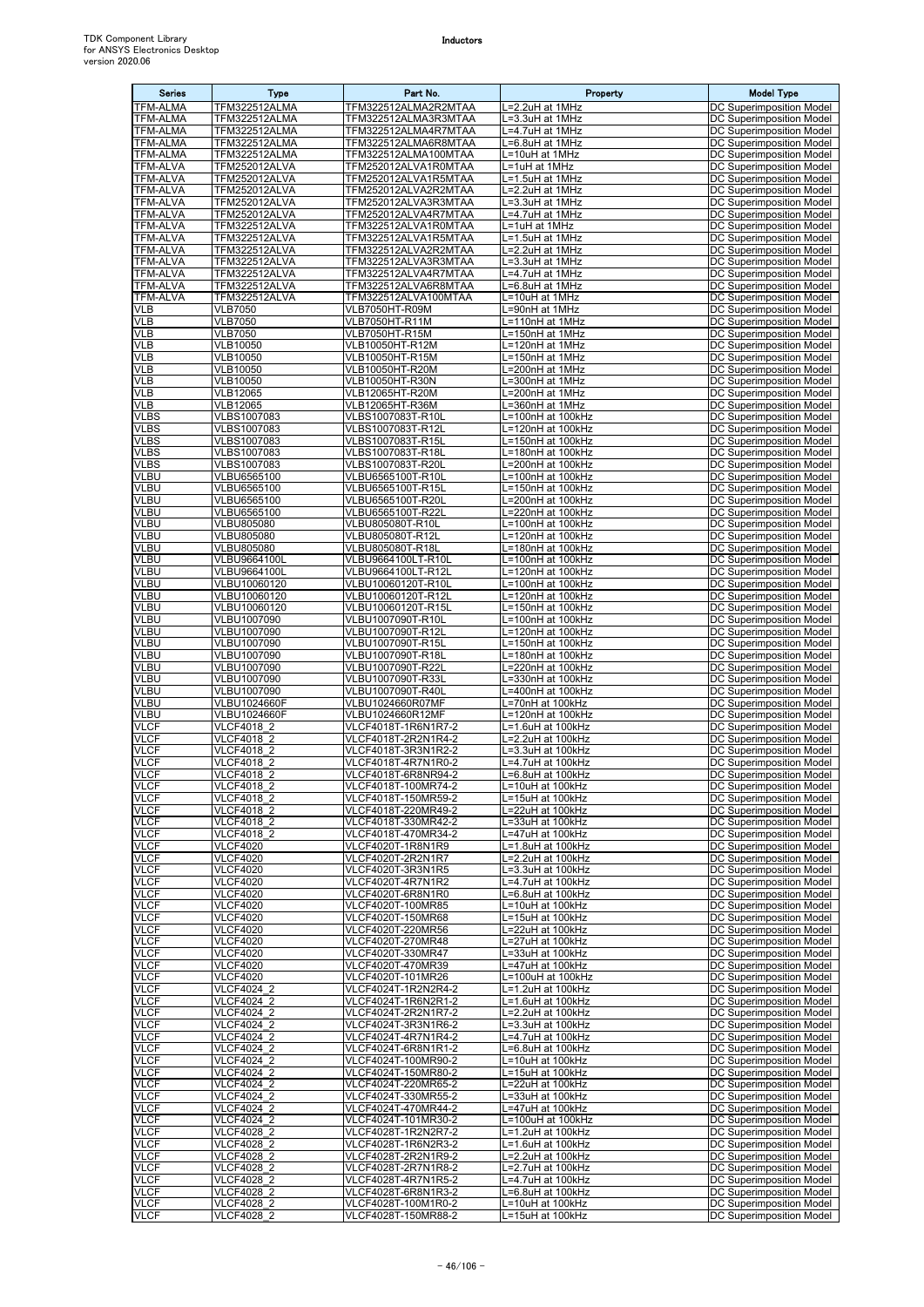| Series | Type | Part No. | Property | Model Type |
|---|---|---|---|---|
| TFM-ALMA | TFM322512ALMA | TFM322512ALMA2R2MTAA | L=2.2uH at 1MHz | DC Superimposition Model |
| TFM-ALMA | TFM322512ALMA | TFM322512ALMA3R3MTAA | L=3.3uH at 1MHz | DC Superimposition Model |
| TFM-ALMA | TFM322512ALMA | TFM322512ALMA4R7MTAA | L=4.7uH at 1MHz | DC Superimposition Model |
| TFM-ALMA | TFM322512ALMA | TFM322512ALMA6R8MTAA | L=6.8uH at 1MHz | DC Superimposition Model |
| TFM-ALMA | TFM322512ALMA | TFM322512ALMA100MTAA | L=10uH at 1MHz | DC Superimposition Model |
| TFM-ALVA | TFM252012ALVA | TFM252012ALVA1R0MTAA | L=1uH at 1MHz | DC Superimposition Model |
| TFM-ALVA | TFM252012ALVA | TFM252012ALVA1R5MTAA | L=1.5uH at 1MHz | DC Superimposition Model |
| TFM-ALVA | TFM252012ALVA | TFM252012ALVA2R2MTAA | L=2.2uH at 1MHz | DC Superimposition Model |
| TFM-ALVA | TFM252012ALVA | TFM252012ALVA3R3MTAA | L=3.3uH at 1MHz | DC Superimposition Model |
| TFM-ALVA | TFM252012ALVA | TFM252012ALVA4R7MTAA | L=4.7uH at 1MHz | DC Superimposition Model |
| TFM-ALVA | TFM322512ALVA | TFM322512ALVA1R0MTAA | L=1uH at 1MHz | DC Superimposition Model |
| TFM-ALVA | TFM322512ALVA | TFM322512ALVA1R5MTAA | L=1.5uH at 1MHz | DC Superimposition Model |
| TFM-ALVA | TFM322512ALVA | TFM322512ALVA2R2MTAA | L=2.2uH at 1MHz | DC Superimposition Model |
| TFM-ALVA | TFM322512ALVA | TFM322512ALVA3R3MTAA | L=3.3uH at 1MHz | DC Superimposition Model |
| TFM-ALVA | TFM322512ALVA | TFM322512ALVA4R7MTAA | L=4.7uH at 1MHz | DC Superimposition Model |
| TFM-ALVA | TFM322512ALVA | TFM322512ALVA6R8MTAA | L=6.8uH at 1MHz | DC Superimposition Model |
| TFM-ALVA | TFM322512ALVA | TFM322512ALVA100MTAA | L=10uH at 1MHz | DC Superimposition Model |
| VLB | VLB7050 | VLB7050HT-R09M | L=90nH at 1MHz | DC Superimposition Model |
| VLB | VLB7050 | VLB7050HT-R11M | L=110nH at 1MHz | DC Superimposition Model |
| VLB | VLB7050 | VLB7050HT-R15M | L=150nH at 1MHz | DC Superimposition Model |
| VLB | VLB10050 | VLB10050HT-R12M | L=120nH at 1MHz | DC Superimposition Model |
| VLB | VLB10050 | VLB10050HT-R15M | L=150nH at 1MHz | DC Superimposition Model |
| VLB | VLB10050 | VLB10050HT-R20M | L=200nH at 1MHz | DC Superimposition Model |
| VLB | VLB10050 | VLB10050HT-R30N | L=300nH at 1MHz | DC Superimposition Model |
| VLB | VLB12065 | VLB12065HT-R20M | L=200nH at 1MHz | DC Superimposition Model |
| VLB | VLB12065 | VLB12065HT-R36M | L=360nH at 1MHz | DC Superimposition Model |
| VLBS | VLBS1007083 | VLBS1007083T-R10L | L=100nH at 100kHz | DC Superimposition Model |
| VLBS | VLBS1007083 | VLBS1007083T-R12L | L=120nH at 100kHz | DC Superimposition Model |
| VLBS | VLBS1007083 | VLBS1007083T-R15L | L=150nH at 100kHz | DC Superimposition Model |
| VLBS | VLBS1007083 | VLBS1007083T-R18L | L=180nH at 100kHz | DC Superimposition Model |
| VLBS | VLBS1007083 | VLBS1007083T-R20L | L=200nH at 100kHz | DC Superimposition Model |
| VLBU | VLBU6565100 | VLBU6565100T-R10L | L=100nH at 100kHz | DC Superimposition Model |
| VLBU | VLBU6565100 | VLBU6565100T-R15L | L=150nH at 100kHz | DC Superimposition Model |
| VLBU | VLBU6565100 | VLBU6565100T-R20L | L=200nH at 100kHz | DC Superimposition Model |
| VLBU | VLBU6565100 | VLBU6565100T-R22L | L=220nH at 100kHz | DC Superimposition Model |
| VLBU | VLBU805080 | VLBU805080T-R10L | L=100nH at 100kHz | DC Superimposition Model |
| VLBU | VLBU805080 | VLBU805080T-R12L | L=120nH at 100kHz | DC Superimposition Model |
| VLBU | VLBU805080 | VLBU805080T-R18L | L=180nH at 100kHz | DC Superimposition Model |
| VLBU | VLBU9664100L | VLBU9664100LT-R10L | L=100nH at 100kHz | DC Superimposition Model |
| VLBU | VLBU9664100L | VLBU9664100LT-R12L | L=120nH at 100kHz | DC Superimposition Model |
| VLBU | VLBU10060120 | VLBU10060120T-R10L | L=100nH at 100kHz | DC Superimposition Model |
| VLBU | VLBU10060120 | VLBU10060120T-R12L | L=120nH at 100kHz | DC Superimposition Model |
| VLBU | VLBU10060120 | VLBU10060120T-R15L | L=150nH at 100kHz | DC Superimposition Model |
| VLBU | VLBU1007090 | VLBU1007090T-R10L | L=100nH at 100kHz | DC Superimposition Model |
| VLBU | VLBU1007090 | VLBU1007090T-R12L | L=120nH at 100kHz | DC Superimposition Model |
| VLBU | VLBU1007090 | VLBU1007090T-R15L | L=150nH at 100kHz | DC Superimposition Model |
| VLBU | VLBU1007090 | VLBU1007090T-R18L | L=180nH at 100kHz | DC Superimposition Model |
| VLBU | VLBU1007090 | VLBU1007090T-R22L | L=220nH at 100kHz | DC Superimposition Model |
| VLBU | VLBU1007090 | VLBU1007090T-R33L | L=330nH at 100kHz | DC Superimposition Model |
| VLBU | VLBU1007090 | VLBU1007090T-R40L | L=400nH at 100kHz | DC Superimposition Model |
| VLBU | VLBU1024660F | VLBU1024660R07MF | L=70nH at 100kHz | DC Superimposition Model |
| VLBU | VLBU1024660F | VLBU1024660R12MF | L=120nH at 100kHz | DC Superimposition Model |
| VLCF | VLCF4018_2 | VLCF4018T-1R6N1R7-2 | L=1.6uH at 100kHz | DC Superimposition Model |
| VLCF | VLCF4018_2 | VLCF4018T-2R2N1R4-2 | L=2.2uH at 100kHz | DC Superimposition Model |
| VLCF | VLCF4018_2 | VLCF4018T-3R3N1R2-2 | L=3.3uH at 100kHz | DC Superimposition Model |
| VLCF | VLCF4018_2 | VLCF4018T-4R7N1R0-2 | L=4.7uH at 100kHz | DC Superimposition Model |
| VLCF | VLCF4018_2 | VLCF4018T-6R8NR94-2 | L=6.8uH at 100kHz | DC Superimposition Model |
| VLCF | VLCF4018_2 | VLCF4018T-100MR74-2 | L=10uH at 100kHz | DC Superimposition Model |
| VLCF | VLCF4018_2 | VLCF4018T-150MR59-2 | L=15uH at 100kHz | DC Superimposition Model |
| VLCF | VLCF4018_2 | VLCF4018T-220MR49-2 | L=22uH at 100kHz | DC Superimposition Model |
| VLCF | VLCF4018_2 | VLCF4018T-330MR42-2 | L=33uH at 100kHz | DC Superimposition Model |
| VLCF | VLCF4018_2 | VLCF4018T-470MR34-2 | L=47uH at 100kHz | DC Superimposition Model |
| VLCF | VLCF4020 | VLCF4020T-1R8N1R9 | L=1.8uH at 100kHz | DC Superimposition Model |
| VLCF | VLCF4020 | VLCF4020T-2R2N1R7 | L=2.2uH at 100kHz | DC Superimposition Model |
| VLCF | VLCF4020 | VLCF4020T-3R3N1R5 | L=3.3uH at 100kHz | DC Superimposition Model |
| VLCF | VLCF4020 | VLCF4020T-4R7N1R2 | L=4.7uH at 100kHz | DC Superimposition Model |
| VLCF | VLCF4020 | VLCF4020T-6R8N1R0 | L=6.8uH at 100kHz | DC Superimposition Model |
| VLCF | VLCF4020 | VLCF4020T-100MR85 | L=10uH at 100kHz | DC Superimposition Model |
| VLCF | VLCF4020 | VLCF4020T-150MR68 | L=15uH at 100kHz | DC Superimposition Model |
| VLCF | VLCF4020 | VLCF4020T-220MR56 | L=22uH at 100kHz | DC Superimposition Model |
| VLCF | VLCF4020 | VLCF4020T-270MR48 | L=27uH at 100kHz | DC Superimposition Model |
| VLCF | VLCF4020 | VLCF4020T-330MR47 | L=33uH at 100kHz | DC Superimposition Model |
| VLCF | VLCF4020 | VLCF4020T-470MR39 | L=47uH at 100kHz | DC Superimposition Model |
| VLCF | VLCF4020 | VLCF4020T-101MR26 | L=100uH at 100kHz | DC Superimposition Model |
| VLCF | VLCF4024_2 | VLCF4024T-1R2N2R4-2 | L=1.2uH at 100kHz | DC Superimposition Model |
| VLCF | VLCF4024_2 | VLCF4024T-1R6N2R1-2 | L=1.6uH at 100kHz | DC Superimposition Model |
| VLCF | VLCF4024_2 | VLCF4024T-2R2N1R7-2 | L=2.2uH at 100kHz | DC Superimposition Model |
| VLCF | VLCF4024_2 | VLCF4024T-3R3N1R6-2 | L=3.3uH at 100kHz | DC Superimposition Model |
| VLCF | VLCF4024_2 | VLCF4024T-4R7N1R4-2 | L=4.7uH at 100kHz | DC Superimposition Model |
| VLCF | VLCF4024_2 | VLCF4024T-6R8N1R1-2 | L=6.8uH at 100kHz | DC Superimposition Model |
| VLCF | VLCF4024_2 | VLCF4024T-100MR90-2 | L=10uH at 100kHz | DC Superimposition Model |
| VLCF | VLCF4024_2 | VLCF4024T-150MR80-2 | L=15uH at 100kHz | DC Superimposition Model |
| VLCF | VLCF4024_2 | VLCF4024T-220MR65-2 | L=22uH at 100kHz | DC Superimposition Model |
| VLCF | VLCF4024_2 | VLCF4024T-330MR55-2 | L=33uH at 100kHz | DC Superimposition Model |
| VLCF | VLCF4024_2 | VLCF4024T-470MR44-2 | L=47uH at 100kHz | DC Superimposition Model |
| VLCF | VLCF4024_2 | VLCF4024T-101MR30-2 | L=100uH at 100kHz | DC Superimposition Model |
| VLCF | VLCF4028_2 | VLCF4028T-1R2N2R7-2 | L=1.2uH at 100kHz | DC Superimposition Model |
| VLCF | VLCF4028_2 | VLCF4028T-1R6N2R3-2 | L=1.6uH at 100kHz | DC Superimposition Model |
| VLCF | VLCF4028_2 | VLCF4028T-2R2N1R9-2 | L=2.2uH at 100kHz | DC Superimposition Model |
| VLCF | VLCF4028_2 | VLCF4028T-2R7N1R8-2 | L=2.7uH at 100kHz | DC Superimposition Model |
| VLCF | VLCF4028_2 | VLCF4028T-4R7N1R5-2 | L=4.7uH at 100kHz | DC Superimposition Model |
| VLCF | VLCF4028_2 | VLCF4028T-6R8N1R3-2 | L=6.8uH at 100kHz | DC Superimposition Model |
| VLCF | VLCF4028_2 | VLCF4028T-100M1R0-2 | L=10uH at 100kHz | DC Superimposition Model |
| VLCF | VLCF4028_2 | VLCF4028T-150MR88-2 | L=15uH at 100kHz | DC Superimposition Model |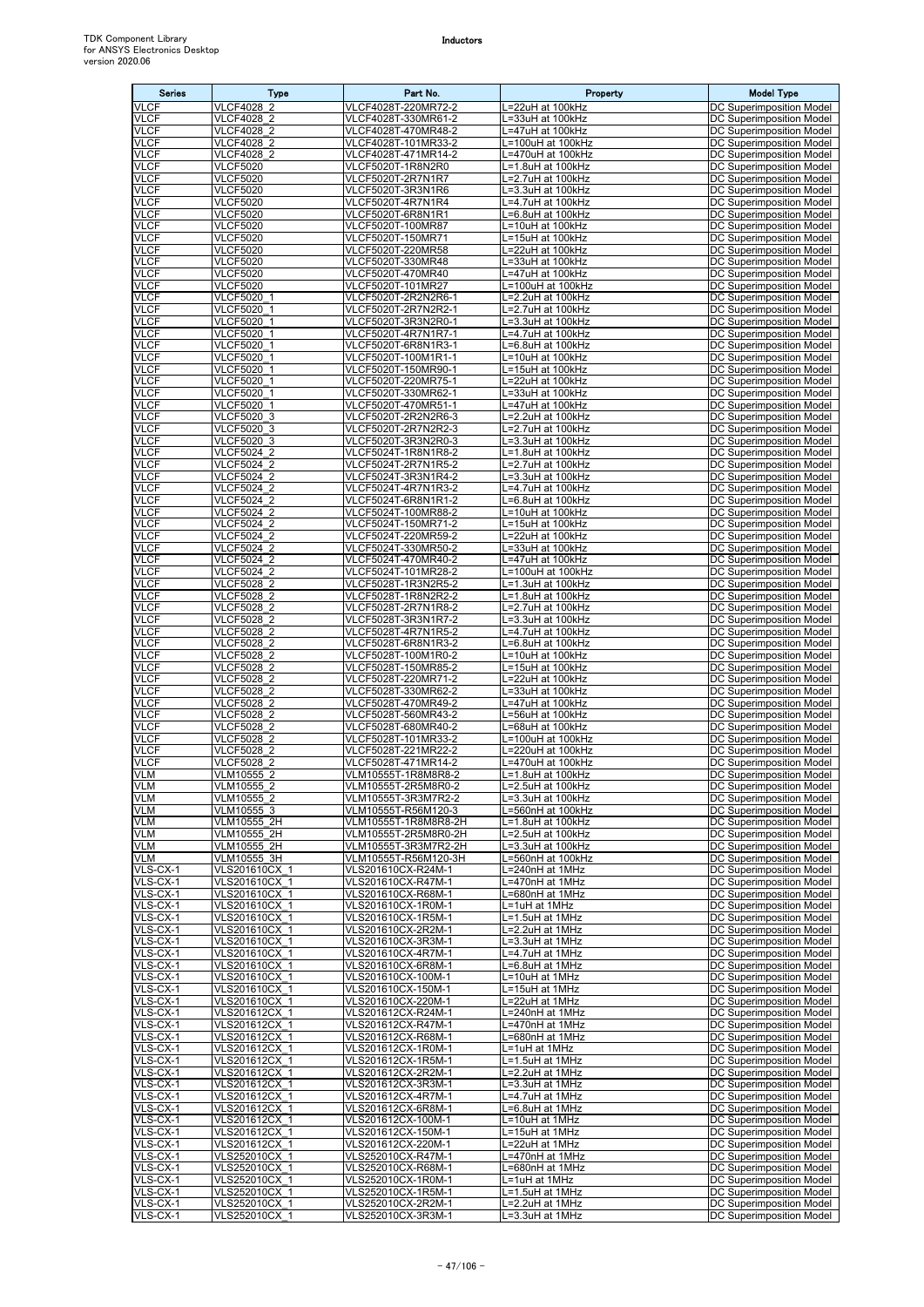| Series | Type | Part No. | Property | Model Type |
|---|---|---|---|---|
| VLCF | VLCF4028_2 | VLCF4028T-220MR72-2 | L=22uH at 100kHz | DC Superimposition Model |
| VLCF | VLCF4028_2 | VLCF4028T-330MR61-2 | L=33uH at 100kHz | DC Superimposition Model |
| VLCF | VLCF4028_2 | VLCF4028T-470MR48-2 | L=47uH at 100kHz | DC Superimposition Model |
| VLCF | VLCF4028_2 | VLCF4028T-101MR33-2 | L=100uH at 100kHz | DC Superimposition Model |
| VLCF | VLCF4028_2 | VLCF4028T-471MR14-2 | L=470uH at 100kHz | DC Superimposition Model |
| VLCF | VLCF5020 | VLCF5020T-1R8N2R0 | L=1.8uH at 100kHz | DC Superimposition Model |
| VLCF | VLCF5020 | VLCF5020T-2R7N1R7 | L=2.7uH at 100kHz | DC Superimposition Model |
| VLCF | VLCF5020 | VLCF5020T-3R3N1R6 | L=3.3uH at 100kHz | DC Superimposition Model |
| VLCF | VLCF5020 | VLCF5020T-4R7N1R4 | L=4.7uH at 100kHz | DC Superimposition Model |
| VLCF | VLCF5020 | VLCF5020T-6R8N1R1 | L=6.8uH at 100kHz | DC Superimposition Model |
| VLCF | VLCF5020 | VLCF5020T-100MR87 | L=10uH at 100kHz | DC Superimposition Model |
| VLCF | VLCF5020 | VLCF5020T-150MR71 | L=15uH at 100kHz | DC Superimposition Model |
| VLCF | VLCF5020 | VLCF5020T-220MR58 | L=22uH at 100kHz | DC Superimposition Model |
| VLCF | VLCF5020 | VLCF5020T-330MR48 | L=33uH at 100kHz | DC Superimposition Model |
| VLCF | VLCF5020 | VLCF5020T-470MR40 | L=47uH at 100kHz | DC Superimposition Model |
| VLCF | VLCF5020 | VLCF5020T-101MR27 | L=100uH at 100kHz | DC Superimposition Model |
| VLCF | VLCF5020_1 | VLCF5020T-2R2N2R6-1 | L=2.2uH at 100kHz | DC Superimposition Model |
| VLCF | VLCF5020_1 | VLCF5020T-2R7N2R2-1 | L=2.7uH at 100kHz | DC Superimposition Model |
| VLCF | VLCF5020_1 | VLCF5020T-3R3N2R0-1 | L=3.3uH at 100kHz | DC Superimposition Model |
| VLCF | VLCF5020_1 | VLCF5020T-4R7N1R7-1 | L=4.7uH at 100kHz | DC Superimposition Model |
| VLCF | VLCF5020_1 | VLCF5020T-6R8N1R3-1 | L=6.8uH at 100kHz | DC Superimposition Model |
| VLCF | VLCF5020_1 | VLCF5020T-100M1R1-1 | L=10uH at 100kHz | DC Superimposition Model |
| VLCF | VLCF5020_1 | VLCF5020T-150MR90-1 | L=15uH at 100kHz | DC Superimposition Model |
| VLCF | VLCF5020_1 | VLCF5020T-220MR75-1 | L=22uH at 100kHz | DC Superimposition Model |
| VLCF | VLCF5020_1 | VLCF5020T-330MR62-1 | L=33uH at 100kHz | DC Superimposition Model |
| VLCF | VLCF5020_1 | VLCF5020T-470MR51-1 | L=47uH at 100kHz | DC Superimposition Model |
| VLCF | VLCF5020_3 | VLCF5020T-2R2N2R6-3 | L=2.2uH at 100kHz | DC Superimposition Model |
| VLCF | VLCF5020_3 | VLCF5020T-2R7N2R2-3 | L=2.7uH at 100kHz | DC Superimposition Model |
| VLCF | VLCF5020_3 | VLCF5020T-3R3N2R0-3 | L=3.3uH at 100kHz | DC Superimposition Model |
| VLCF | VLCF5024_2 | VLCF5024T-1R8N1R8-2 | L=1.8uH at 100kHz | DC Superimposition Model |
| VLCF | VLCF5024_2 | VLCF5024T-2R7N1R5-2 | L=2.7uH at 100kHz | DC Superimposition Model |
| VLCF | VLCF5024_2 | VLCF5024T-3R3N1R4-2 | L=3.3uH at 100kHz | DC Superimposition Model |
| VLCF | VLCF5024_2 | VLCF5024T-4R7N1R3-2 | L=4.7uH at 100kHz | DC Superimposition Model |
| VLCF | VLCF5024_2 | VLCF5024T-6R8N1R1-2 | L=6.8uH at 100kHz | DC Superimposition Model |
| VLCF | VLCF5024_2 | VLCF5024T-100MR88-2 | L=10uH at 100kHz | DC Superimposition Model |
| VLCF | VLCF5024_2 | VLCF5024T-150MR71-2 | L=15uH at 100kHz | DC Superimposition Model |
| VLCF | VLCF5024_2 | VLCF5024T-220MR59-2 | L=22uH at 100kHz | DC Superimposition Model |
| VLCF | VLCF5024_2 | VLCF5024T-330MR50-2 | L=33uH at 100kHz | DC Superimposition Model |
| VLCF | VLCF5024_2 | VLCF5024T-470MR40-2 | L=47uH at 100kHz | DC Superimposition Model |
| VLCF | VLCF5024_2 | VLCF5024T-101MR28-2 | L=100uH at 100kHz | DC Superimposition Model |
| VLCF | VLCF5028_2 | VLCF5028T-1R3N2R5-2 | L=1.3uH at 100kHz | DC Superimposition Model |
| VLCF | VLCF5028_2 | VLCF5028T-1R8N2R2-2 | L=1.8uH at 100kHz | DC Superimposition Model |
| VLCF | VLCF5028_2 | VLCF5028T-2R7N1R8-2 | L=2.7uH at 100kHz | DC Superimposition Model |
| VLCF | VLCF5028_2 | VLCF5028T-3R3N1R7-2 | L=3.3uH at 100kHz | DC Superimposition Model |
| VLCF | VLCF5028_2 | VLCF5028T-4R7N1R5-2 | L=4.7uH at 100kHz | DC Superimposition Model |
| VLCF | VLCF5028_2 | VLCF5028T-6R8N1R3-2 | L=6.8uH at 100kHz | DC Superimposition Model |
| VLCF | VLCF5028_2 | VLCF5028T-100M1R0-2 | L=10uH at 100kHz | DC Superimposition Model |
| VLCF | VLCF5028_2 | VLCF5028T-150MR85-2 | L=15uH at 100kHz | DC Superimposition Model |
| VLCF | VLCF5028_2 | VLCF5028T-220MR71-2 | L=22uH at 100kHz | DC Superimposition Model |
| VLCF | VLCF5028_2 | VLCF5028T-330MR62-2 | L=33uH at 100kHz | DC Superimposition Model |
| VLCF | VLCF5028_2 | VLCF5028T-470MR49-2 | L=47uH at 100kHz | DC Superimposition Model |
| VLCF | VLCF5028_2 | VLCF5028T-560MR43-2 | L=56uH at 100kHz | DC Superimposition Model |
| VLCF | VLCF5028_2 | VLCF5028T-680MR40-2 | L=68uH at 100kHz | DC Superimposition Model |
| VLCF | VLCF5028_2 | VLCF5028T-101MR33-2 | L=100uH at 100kHz | DC Superimposition Model |
| VLCF | VLCF5028_2 | VLCF5028T-221MR22-2 | L=220uH at 100kHz | DC Superimposition Model |
| VLCF | VLCF5028_2 | VLCF5028T-471MR14-2 | L=470uH at 100kHz | DC Superimposition Model |
| VLM | VLM10555_2 | VLM10555T-1R8M8R8-2 | L=1.8uH at 100kHz | DC Superimposition Model |
| VLM | VLM10555_2 | VLM10555T-2R5M8R0-2 | L=2.5uH at 100kHz | DC Superimposition Model |
| VLM | VLM10555_2 | VLM10555T-3R3M7R2-2 | L=3.3uH at 100kHz | DC Superimposition Model |
| VLM | VLM10555_3 | VLM10555T-R56M120-3 | L=560nH at 100kHz | DC Superimposition Model |
| VLM | VLM10555_2H | VLM10555T-1R8M8R8-2H | L=1.8uH at 100kHz | DC Superimposition Model |
| VLM | VLM10555_2H | VLM10555T-2R5M8R0-2H | L=2.5uH at 100kHz | DC Superimposition Model |
| VLM | VLM10555_2H | VLM10555T-3R3M7R2-2H | L=3.3uH at 100kHz | DC Superimposition Model |
| VLM | VLM10555_3H | VLM10555T-R56M120-3H | L=560nH at 100kHz | DC Superimposition Model |
| VLS-CX-1 | VLS201610CX_1 | VLS201610CX-R24M-1 | L=240nH at 1MHz | DC Superimposition Model |
| VLS-CX-1 | VLS201610CX_1 | VLS201610CX-R47M-1 | L=470nH at 1MHz | DC Superimposition Model |
| VLS-CX-1 | VLS201610CX_1 | VLS201610CX-R68M-1 | L=680nH at 1MHz | DC Superimposition Model |
| VLS-CX-1 | VLS201610CX_1 | VLS201610CX-1R0M-1 | L=1uH at 1MHz | DC Superimposition Model |
| VLS-CX-1 | VLS201610CX_1 | VLS201610CX-1R5M-1 | L=1.5uH at 1MHz | DC Superimposition Model |
| VLS-CX-1 | VLS201610CX_1 | VLS201610CX-2R2M-1 | L=2.2uH at 1MHz | DC Superimposition Model |
| VLS-CX-1 | VLS201610CX_1 | VLS201610CX-3R3M-1 | L=3.3uH at 1MHz | DC Superimposition Model |
| VLS-CX-1 | VLS201610CX_1 | VLS201610CX-4R7M-1 | L=4.7uH at 1MHz | DC Superimposition Model |
| VLS-CX-1 | VLS201610CX_1 | VLS201610CX-6R8M-1 | L=6.8uH at 1MHz | DC Superimposition Model |
| VLS-CX-1 | VLS201610CX_1 | VLS201610CX-100M-1 | L=10uH at 1MHz | DC Superimposition Model |
| VLS-CX-1 | VLS201610CX_1 | VLS201610CX-150M-1 | L=15uH at 1MHz | DC Superimposition Model |
| VLS-CX-1 | VLS201610CX_1 | VLS201610CX-220M-1 | L=22uH at 1MHz | DC Superimposition Model |
| VLS-CX-1 | VLS201612CX_1 | VLS201612CX-R24M-1 | L=240nH at 1MHz | DC Superimposition Model |
| VLS-CX-1 | VLS201612CX_1 | VLS201612CX-R47M-1 | L=470nH at 1MHz | DC Superimposition Model |
| VLS-CX-1 | VLS201612CX_1 | VLS201612CX-R68M-1 | L=680nH at 1MHz | DC Superimposition Model |
| VLS-CX-1 | VLS201612CX_1 | VLS201612CX-1R0M-1 | L=1uH at 1MHz | DC Superimposition Model |
| VLS-CX-1 | VLS201612CX_1 | VLS201612CX-1R5M-1 | L=1.5uH at 1MHz | DC Superimposition Model |
| VLS-CX-1 | VLS201612CX_1 | VLS201612CX-2R2M-1 | L=2.2uH at 1MHz | DC Superimposition Model |
| VLS-CX-1 | VLS201612CX_1 | VLS201612CX-3R3M-1 | L=3.3uH at 1MHz | DC Superimposition Model |
| VLS-CX-1 | VLS201612CX_1 | VLS201612CX-4R7M-1 | L=4.7uH at 1MHz | DC Superimposition Model |
| VLS-CX-1 | VLS201612CX_1 | VLS201612CX-6R8M-1 | L=6.8uH at 1MHz | DC Superimposition Model |
| VLS-CX-1 | VLS201612CX_1 | VLS201612CX-100M-1 | L=10uH at 1MHz | DC Superimposition Model |
| VLS-CX-1 | VLS201612CX_1 | VLS201612CX-150M-1 | L=15uH at 1MHz | DC Superimposition Model |
| VLS-CX-1 | VLS201612CX_1 | VLS201612CX-220M-1 | L=22uH at 1MHz | DC Superimposition Model |
| VLS-CX-1 | VLS252010CX_1 | VLS252010CX-R47M-1 | L=470nH at 1MHz | DC Superimposition Model |
| VLS-CX-1 | VLS252010CX_1 | VLS252010CX-R68M-1 | L=680nH at 1MHz | DC Superimposition Model |
| VLS-CX-1 | VLS252010CX_1 | VLS252010CX-1R0M-1 | L=1uH at 1MHz | DC Superimposition Model |
| VLS-CX-1 | VLS252010CX_1 | VLS252010CX-1R5M-1 | L=1.5uH at 1MHz | DC Superimposition Model |
| VLS-CX-1 | VLS252010CX_1 | VLS252010CX-2R2M-1 | L=2.2uH at 1MHz | DC Superimposition Model |
| VLS-CX-1 | VLS252010CX_1 | VLS252010CX-3R3M-1 | L=3.3uH at 1MHz | DC Superimposition Model |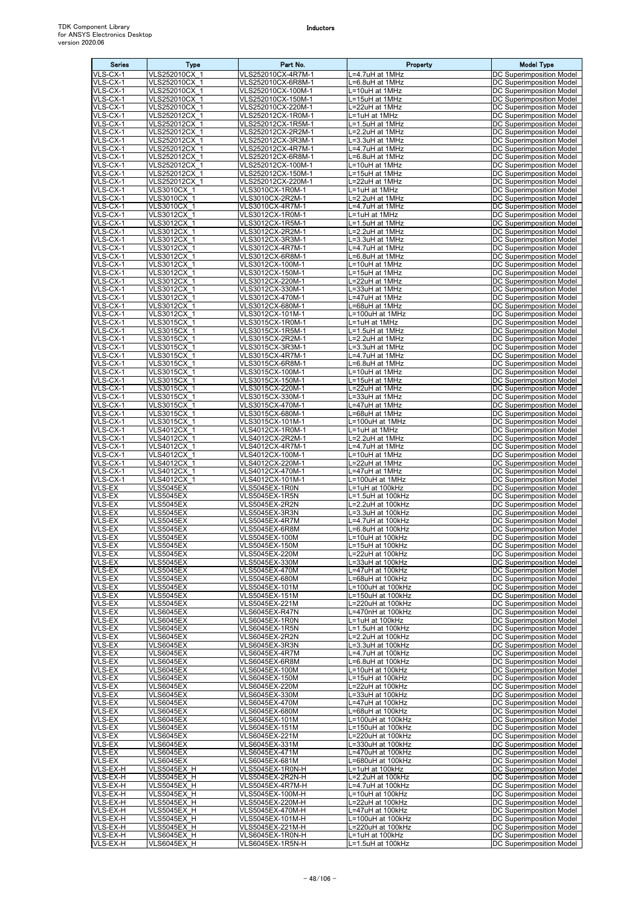| Series | Type | Part No. | Property | Model Type |
| --- | --- | --- | --- | --- |
| VLS-CX-1 | VLS252010CX_1 | VLS252010CX-4R7M-1 | L=4.7uH at 1MHz | DC Superimposition Model |
| VLS-CX-1 | VLS252010CX_1 | VLS252010CX-6R8M-1 | L=6.8uH at 1MHz | DC Superimposition Model |
| VLS-CX-1 | VLS252010CX_1 | VLS252010CX-100M-1 | L=10uH at 1MHz | DC Superimposition Model |
| VLS-CX-1 | VLS252010CX_1 | VLS252010CX-150M-1 | L=15uH at 1MHz | DC Superimposition Model |
| VLS-CX-1 | VLS252010CX_1 | VLS252010CX-220M-1 | L=22uH at 1MHz | DC Superimposition Model |
| VLS-CX-1 | VLS252012CX_1 | VLS252012CX-1R0M-1 | L=1uH at 1MHz | DC Superimposition Model |
| VLS-CX-1 | VLS252012CX_1 | VLS252012CX-1R5M-1 | L=1.5uH at 1MHz | DC Superimposition Model |
| VLS-CX-1 | VLS252012CX_1 | VLS252012CX-2R2M-1 | L=2.2uH at 1MHz | DC Superimposition Model |
| VLS-CX-1 | VLS252012CX_1 | VLS252012CX-3R3M-1 | L=3.3uH at 1MHz | DC Superimposition Model |
| VLS-CX-1 | VLS252012CX_1 | VLS252012CX-4R7M-1 | L=4.7uH at 1MHz | DC Superimposition Model |
| VLS-CX-1 | VLS252012CX_1 | VLS252012CX-6R8M-1 | L=6.8uH at 1MHz | DC Superimposition Model |
| VLS-CX-1 | VLS252012CX_1 | VLS252012CX-100M-1 | L=10uH at 1MHz | DC Superimposition Model |
| VLS-CX-1 | VLS252012CX_1 | VLS252012CX-150M-1 | L=15uH at 1MHz | DC Superimposition Model |
| VLS-CX-1 | VLS252012CX_1 | VLS252012CX-220M-1 | L=22uH at 1MHz | DC Superimposition Model |
| VLS-CX-1 | VLS3010CX_1 | VLS3010CX-1R0M-1 | L=1uH at 1MHz | DC Superimposition Model |
| VLS-CX-1 | VLS3010CX_1 | VLS3010CX-2R2M-1 | L=2.2uH at 1MHz | DC Superimposition Model |
| VLS-CX-1 | VLS3010CX_1 | VLS3010CX-4R7M-1 | L=4.7uH at 1MHz | DC Superimposition Model |
| VLS-CX-1 | VLS3012CX_1 | VLS3012CX-1R0M-1 | L=1uH at 1MHz | DC Superimposition Model |
| VLS-CX-1 | VLS3012CX_1 | VLS3012CX-1R5M-1 | L=1.5uH at 1MHz | DC Superimposition Model |
| VLS-CX-1 | VLS3012CX_1 | VLS3012CX-2R2M-1 | L=2.2uH at 1MHz | DC Superimposition Model |
| VLS-CX-1 | VLS3012CX_1 | VLS3012CX-3R3M-1 | L=3.3uH at 1MHz | DC Superimposition Model |
| VLS-CX-1 | VLS3012CX_1 | VLS3012CX-4R7M-1 | L=4.7uH at 1MHz | DC Superimposition Model |
| VLS-CX-1 | VLS3012CX_1 | VLS3012CX-6R8M-1 | L=6.8uH at 1MHz | DC Superimposition Model |
| VLS-CX-1 | VLS3012CX_1 | VLS3012CX-100M-1 | L=10uH at 1MHz | DC Superimposition Model |
| VLS-CX-1 | VLS3012CX_1 | VLS3012CX-150M-1 | L=15uH at 1MHz | DC Superimposition Model |
| VLS-CX-1 | VLS3012CX_1 | VLS3012CX-220M-1 | L=22uH at 1MHz | DC Superimposition Model |
| VLS-CX-1 | VLS3012CX_1 | VLS3012CX-330M-1 | L=33uH at 1MHz | DC Superimposition Model |
| VLS-CX-1 | VLS3012CX_1 | VLS3012CX-470M-1 | L=47uH at 1MHz | DC Superimposition Model |
| VLS-CX-1 | VLS3012CX_1 | VLS3012CX-680M-1 | L=68uH at 1MHz | DC Superimposition Model |
| VLS-CX-1 | VLS3012CX_1 | VLS3012CX-101M-1 | L=100uH at 1MHz | DC Superimposition Model |
| VLS-CX-1 | VLS3015CX_1 | VLS3015CX-1R0M-1 | L=1uH at 1MHz | DC Superimposition Model |
| VLS-CX-1 | VLS3015CX_1 | VLS3015CX-1R5M-1 | L=1.5uH at 1MHz | DC Superimposition Model |
| VLS-CX-1 | VLS3015CX_1 | VLS3015CX-2R2M-1 | L=2.2uH at 1MHz | DC Superimposition Model |
| VLS-CX-1 | VLS3015CX_1 | VLS3015CX-3R3M-1 | L=3.3uH at 1MHz | DC Superimposition Model |
| VLS-CX-1 | VLS3015CX_1 | VLS3015CX-4R7M-1 | L=4.7uH at 1MHz | DC Superimposition Model |
| VLS-CX-1 | VLS3015CX_1 | VLS3015CX-6R8M-1 | L=6.8uH at 1MHz | DC Superimposition Model |
| VLS-CX-1 | VLS3015CX_1 | VLS3015CX-100M-1 | L=10uH at 1MHz | DC Superimposition Model |
| VLS-CX-1 | VLS3015CX_1 | VLS3015CX-150M-1 | L=15uH at 1MHz | DC Superimposition Model |
| VLS-CX-1 | VLS3015CX_1 | VLS3015CX-220M-1 | L=22uH at 1MHz | DC Superimposition Model |
| VLS-CX-1 | VLS3015CX_1 | VLS3015CX-330M-1 | L=33uH at 1MHz | DC Superimposition Model |
| VLS-CX-1 | VLS3015CX_1 | VLS3015CX-470M-1 | L=47uH at 1MHz | DC Superimposition Model |
| VLS-CX-1 | VLS3015CX_1 | VLS3015CX-680M-1 | L=68uH at 1MHz | DC Superimposition Model |
| VLS-CX-1 | VLS3015CX_1 | VLS3015CX-101M-1 | L=100uH at 1MHz | DC Superimposition Model |
| VLS-CX-1 | VLS4012CX_1 | VLS4012CX-1R0M-1 | L=1uH at 1MHz | DC Superimposition Model |
| VLS-CX-1 | VLS4012CX_1 | VLS4012CX-2R2M-1 | L=2.2uH at 1MHz | DC Superimposition Model |
| VLS-CX-1 | VLS4012CX_1 | VLS4012CX-4R7M-1 | L=4.7uH at 1MHz | DC Superimposition Model |
| VLS-CX-1 | VLS4012CX_1 | VLS4012CX-100M-1 | L=10uH at 1MHz | DC Superimposition Model |
| VLS-CX-1 | VLS4012CX_1 | VLS4012CX-220M-1 | L=22uH at 1MHz | DC Superimposition Model |
| VLS-CX-1 | VLS4012CX_1 | VLS4012CX-470M-1 | L=47uH at 1MHz | DC Superimposition Model |
| VLS-CX-1 | VLS4012CX_1 | VLS4012CX-101M-1 | L=100uH at 1MHz | DC Superimposition Model |
| VLS-EX | VLS5045EX | VLS5045EX-1R0N | L=1uH at 100kHz | DC Superimposition Model |
| VLS-EX | VLS5045EX | VLS5045EX-1R5N | L=1.5uH at 100kHz | DC Superimposition Model |
| VLS-EX | VLS5045EX | VLS5045EX-2R2N | L=2.2uH at 100kHz | DC Superimposition Model |
| VLS-EX | VLS5045EX | VLS5045EX-3R3N | L=3.3uH at 100kHz | DC Superimposition Model |
| VLS-EX | VLS5045EX | VLS5045EX-4R7M | L=4.7uH at 100kHz | DC Superimposition Model |
| VLS-EX | VLS5045EX | VLS5045EX-6R8M | L=6.8uH at 100kHz | DC Superimposition Model |
| VLS-EX | VLS5045EX | VLS5045EX-100M | L=10uH at 100kHz | DC Superimposition Model |
| VLS-EX | VLS5045EX | VLS5045EX-150M | L=15uH at 100kHz | DC Superimposition Model |
| VLS-EX | VLS5045EX | VLS5045EX-220M | L=22uH at 100kHz | DC Superimposition Model |
| VLS-EX | VLS5045EX | VLS5045EX-330M | L=33uH at 100kHz | DC Superimposition Model |
| VLS-EX | VLS5045EX | VLS5045EX-470M | L=47uH at 100kHz | DC Superimposition Model |
| VLS-EX | VLS5045EX | VLS5045EX-680M | L=68uH at 100kHz | DC Superimposition Model |
| VLS-EX | VLS5045EX | VLS5045EX-101M | L=100uH at 100kHz | DC Superimposition Model |
| VLS-EX | VLS5045EX | VLS5045EX-151M | L=150uH at 100kHz | DC Superimposition Model |
| VLS-EX | VLS5045EX | VLS5045EX-221M | L=220uH at 100kHz | DC Superimposition Model |
| VLS-EX | VLS6045EX | VLS6045EX-R47N | L=470nH at 100kHz | DC Superimposition Model |
| VLS-EX | VLS6045EX | VLS6045EX-1R0N | L=1uH at 100kHz | DC Superimposition Model |
| VLS-EX | VLS6045EX | VLS6045EX-1R5N | L=1.5uH at 100kHz | DC Superimposition Model |
| VLS-EX | VLS6045EX | VLS6045EX-2R2N | L=2.2uH at 100kHz | DC Superimposition Model |
| VLS-EX | VLS6045EX | VLS6045EX-3R3N | L=3.3uH at 100kHz | DC Superimposition Model |
| VLS-EX | VLS6045EX | VLS6045EX-4R7M | L=4.7uH at 100kHz | DC Superimposition Model |
| VLS-EX | VLS6045EX | VLS6045EX-6R8M | L=6.8uH at 100kHz | DC Superimposition Model |
| VLS-EX | VLS6045EX | VLS6045EX-100M | L=10uH at 100kHz | DC Superimposition Model |
| VLS-EX | VLS6045EX | VLS6045EX-150M | L=15uH at 100kHz | DC Superimposition Model |
| VLS-EX | VLS6045EX | VLS6045EX-220M | L=22uH at 100kHz | DC Superimposition Model |
| VLS-EX | VLS6045EX | VLS6045EX-330M | L=33uH at 100kHz | DC Superimposition Model |
| VLS-EX | VLS6045EX | VLS6045EX-470M | L=47uH at 100kHz | DC Superimposition Model |
| VLS-EX | VLS6045EX | VLS6045EX-680M | L=68uH at 100kHz | DC Superimposition Model |
| VLS-EX | VLS6045EX | VLS6045EX-101M | L=100uH at 100kHz | DC Superimposition Model |
| VLS-EX | VLS6045EX | VLS6045EX-151M | L=150uH at 100kHz | DC Superimposition Model |
| VLS-EX | VLS6045EX | VLS6045EX-221M | L=220uH at 100kHz | DC Superimposition Model |
| VLS-EX | VLS6045EX | VLS6045EX-331M | L=330uH at 100kHz | DC Superimposition Model |
| VLS-EX | VLS6045EX | VLS6045EX-471M | L=470uH at 100kHz | DC Superimposition Model |
| VLS-EX | VLS6045EX | VLS6045EX-681M | L=680uH at 100kHz | DC Superimposition Model |
| VLS-EX-H | VLS5045EX_H | VLS5045EX-1R0N-H | L=1uH at 100kHz | DC Superimposition Model |
| VLS-EX-H | VLS5045EX_H | VLS5045EX-2R2N-H | L=2.2uH at 100kHz | DC Superimposition Model |
| VLS-EX-H | VLS5045EX_H | VLS5045EX-4R7M-H | L=4.7uH at 100kHz | DC Superimposition Model |
| VLS-EX-H | VLS5045EX_H | VLS5045EX-100M-H | L=10uH at 100kHz | DC Superimposition Model |
| VLS-EX-H | VLS5045EX_H | VLS5045EX-220M-H | L=22uH at 100kHz | DC Superimposition Model |
| VLS-EX-H | VLS5045EX_H | VLS5045EX-470M-H | L=47uH at 100kHz | DC Superimposition Model |
| VLS-EX-H | VLS5045EX_H | VLS5045EX-101M-H | L=100uH at 100kHz | DC Superimposition Model |
| VLS-EX-H | VLS5045EX_H | VLS5045EX-221M-H | L=220uH at 100kHz | DC Superimposition Model |
| VLS-EX-H | VLS6045EX_H | VLS6045EX-1R0N-H | L=1uH at 100kHz | DC Superimposition Model |
| VLS-EX-H | VLS6045EX_H | VLS6045EX-1R5N-H | L=1.5uH at 100kHz | DC Superimposition Model |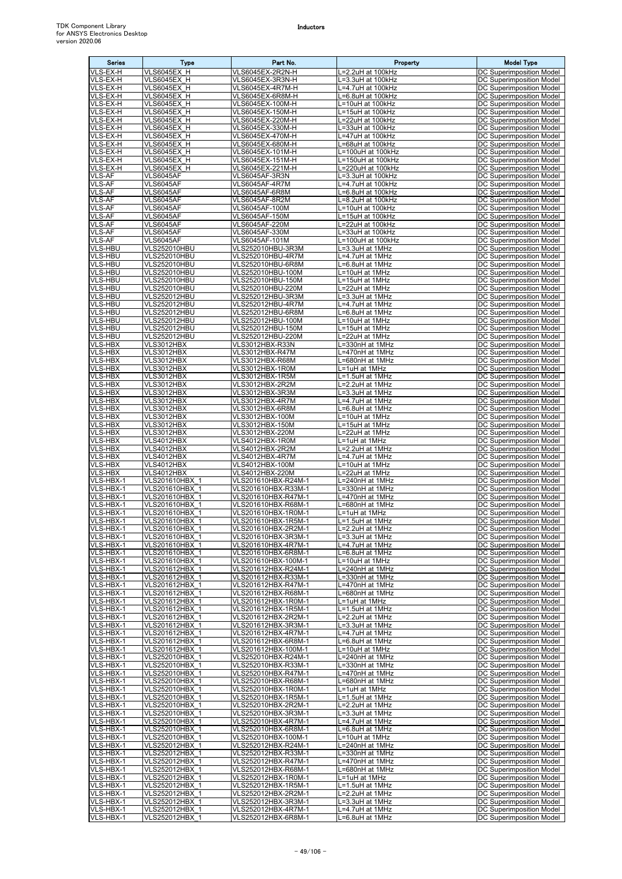| Series | Type | Part No. | Property | Model Type |
|---|---|---|---|---|
| VLS-EX-H | VLS6045EX_H | VLS6045EX-2R2N-H | L=2.2uH at 100kHz | DC Superimposition Model |
| VLS-EX-H | VLS6045EX_H | VLS6045EX-3R3N-H | L=3.3uH at 100kHz | DC Superimposition Model |
| VLS-EX-H | VLS6045EX_H | VLS6045EX-4R7M-H | L=4.7uH at 100kHz | DC Superimposition Model |
| VLS-EX-H | VLS6045EX_H | VLS6045EX-6R8M-H | L=6.8uH at 100kHz | DC Superimposition Model |
| VLS-EX-H | VLS6045EX_H | VLS6045EX-100M-H | L=10uH at 100kHz | DC Superimposition Model |
| VLS-EX-H | VLS6045EX_H | VLS6045EX-150M-H | L=15uH at 100kHz | DC Superimposition Model |
| VLS-EX-H | VLS6045EX_H | VLS6045EX-220M-H | L=22uH at 100kHz | DC Superimposition Model |
| VLS-EX-H | VLS6045EX_H | VLS6045EX-330M-H | L=33uH at 100kHz | DC Superimposition Model |
| VLS-EX-H | VLS6045EX_H | VLS6045EX-470M-H | L=47uH at 100kHz | DC Superimposition Model |
| VLS-EX-H | VLS6045EX_H | VLS6045EX-680M-H | L=68uH at 100kHz | DC Superimposition Model |
| VLS-EX-H | VLS6045EX_H | VLS6045EX-101M-H | L=100uH at 100kHz | DC Superimposition Model |
| VLS-EX-H | VLS6045EX_H | VLS6045EX-151M-H | L=150uH at 100kHz | DC Superimposition Model |
| VLS-EX-H | VLS6045EX_H | VLS6045EX-221M-H | L=220uH at 100kHz | DC Superimposition Model |
| VLS-AF | VLS6045AF | VLS6045AF-3R3N | L=3.3uH at 100kHz | DC Superimposition Model |
| VLS-AF | VLS6045AF | VLS6045AF-4R7M | L=4.7uH at 100kHz | DC Superimposition Model |
| VLS-AF | VLS6045AF | VLS6045AF-6R8M | L=6.8uH at 100kHz | DC Superimposition Model |
| VLS-AF | VLS6045AF | VLS6045AF-8R2M | L=8.2uH at 100kHz | DC Superimposition Model |
| VLS-AF | VLS6045AF | VLS6045AF-100M | L=10uH at 100kHz | DC Superimposition Model |
| VLS-AF | VLS6045AF | VLS6045AF-150M | L=15uH at 100kHz | DC Superimposition Model |
| VLS-AF | VLS6045AF | VLS6045AF-220M | L=22uH at 100kHz | DC Superimposition Model |
| VLS-AF | VLS6045AF | VLS6045AF-330M | L=33uH at 100kHz | DC Superimposition Model |
| VLS-AF | VLS6045AF | VLS6045AF-101M | L=100uH at 100kHz | DC Superimposition Model |
| VLS-HBU | VLS252010HBU | VLS252010HBU-3R3M | L=3.3uH at 1MHz | DC Superimposition Model |
| VLS-HBU | VLS252010HBU | VLS252010HBU-4R7M | L=4.7uH at 1MHz | DC Superimposition Model |
| VLS-HBU | VLS252010HBU | VLS252010HBU-6R8M | L=6.8uH at 1MHz | DC Superimposition Model |
| VLS-HBU | VLS252010HBU | VLS252010HBU-100M | L=10uH at 1MHz | DC Superimposition Model |
| VLS-HBU | VLS252010HBU | VLS252010HBU-150M | L=15uH at 1MHz | DC Superimposition Model |
| VLS-HBU | VLS252010HBU | VLS252010HBU-220M | L=22uH at 1MHz | DC Superimposition Model |
| VLS-HBU | VLS252012HBU | VLS252012HBU-3R3M | L=3.3uH at 1MHz | DC Superimposition Model |
| VLS-HBU | VLS252012HBU | VLS252012HBU-4R7M | L=4.7uH at 1MHz | DC Superimposition Model |
| VLS-HBU | VLS252012HBU | VLS252012HBU-6R8M | L=6.8uH at 1MHz | DC Superimposition Model |
| VLS-HBU | VLS252012HBU | VLS252012HBU-100M | L=10uH at 1MHz | DC Superimposition Model |
| VLS-HBU | VLS252012HBU | VLS252012HBU-150M | L=15uH at 1MHz | DC Superimposition Model |
| VLS-HBU | VLS252012HBU | VLS252012HBU-220M | L=22uH at 1MHz | DC Superimposition Model |
| VLS-HBX | VLS3012HBX | VLS3012HBX-R33N | L=330nH at 1MHz | DC Superimposition Model |
| VLS-HBX | VLS3012HBX | VLS3012HBX-R47M | L=470nH at 1MHz | DC Superimposition Model |
| VLS-HBX | VLS3012HBX | VLS3012HBX-R68M | L=680nH at 1MHz | DC Superimposition Model |
| VLS-HBX | VLS3012HBX | VLS3012HBX-1R0M | L=1uH at 1MHz | DC Superimposition Model |
| VLS-HBX | VLS3012HBX | VLS3012HBX-1R5M | L=1.5uH at 1MHz | DC Superimposition Model |
| VLS-HBX | VLS3012HBX | VLS3012HBX-2R2M | L=2.2uH at 1MHz | DC Superimposition Model |
| VLS-HBX | VLS3012HBX | VLS3012HBX-3R3M | L=3.3uH at 1MHz | DC Superimposition Model |
| VLS-HBX | VLS3012HBX | VLS3012HBX-4R7M | L=4.7uH at 1MHz | DC Superimposition Model |
| VLS-HBX | VLS3012HBX | VLS3012HBX-6R8M | L=6.8uH at 1MHz | DC Superimposition Model |
| VLS-HBX | VLS3012HBX | VLS3012HBX-100M | L=10uH at 1MHz | DC Superimposition Model |
| VLS-HBX | VLS3012HBX | VLS3012HBX-150M | L=15uH at 1MHz | DC Superimposition Model |
| VLS-HBX | VLS3012HBX | VLS3012HBX-220M | L=22uH at 1MHz | DC Superimposition Model |
| VLS-HBX | VLS4012HBX | VLS4012HBX-1R0M | L=1uH at 1MHz | DC Superimposition Model |
| VLS-HBX | VLS4012HBX | VLS4012HBX-2R2M | L=2.2uH at 1MHz | DC Superimposition Model |
| VLS-HBX | VLS4012HBX | VLS4012HBX-4R7M | L=4.7uH at 1MHz | DC Superimposition Model |
| VLS-HBX | VLS4012HBX | VLS4012HBX-100M | L=10uH at 1MHz | DC Superimposition Model |
| VLS-HBX | VLS4012HBX | VLS4012HBX-220M | L=22uH at 1MHz | DC Superimposition Model |
| VLS-HBX-1 | VLS201610HBX_1 | VLS201610HBX-R24M-1 | L=240nH at 1MHz | DC Superimposition Model |
| VLS-HBX-1 | VLS201610HBX_1 | VLS201610HBX-R33M-1 | L=330nH at 1MHz | DC Superimposition Model |
| VLS-HBX-1 | VLS201610HBX_1 | VLS201610HBX-R47M-1 | L=470nH at 1MHz | DC Superimposition Model |
| VLS-HBX-1 | VLS201610HBX_1 | VLS201610HBX-R68M-1 | L=680nH at 1MHz | DC Superimposition Model |
| VLS-HBX-1 | VLS201610HBX_1 | VLS201610HBX-1R0M-1 | L=1uH at 1MHz | DC Superimposition Model |
| VLS-HBX-1 | VLS201610HBX_1 | VLS201610HBX-1R5M-1 | L=1.5uH at 1MHz | DC Superimposition Model |
| VLS-HBX-1 | VLS201610HBX_1 | VLS201610HBX-2R2M-1 | L=2.2uH at 1MHz | DC Superimposition Model |
| VLS-HBX-1 | VLS201610HBX_1 | VLS201610HBX-3R3M-1 | L=3.3uH at 1MHz | DC Superimposition Model |
| VLS-HBX-1 | VLS201610HBX_1 | VLS201610HBX-4R7M-1 | L=4.7uH at 1MHz | DC Superimposition Model |
| VLS-HBX-1 | VLS201610HBX_1 | VLS201610HBX-6R8M-1 | L=6.8uH at 1MHz | DC Superimposition Model |
| VLS-HBX-1 | VLS201610HBX_1 | VLS201610HBX-100M-1 | L=10uH at 1MHz | DC Superimposition Model |
| VLS-HBX-1 | VLS201612HBX_1 | VLS201612HBX-R24M-1 | L=240nH at 1MHz | DC Superimposition Model |
| VLS-HBX-1 | VLS201612HBX_1 | VLS201612HBX-R33M-1 | L=330nH at 1MHz | DC Superimposition Model |
| VLS-HBX-1 | VLS201612HBX_1 | VLS201612HBX-R47M-1 | L=470nH at 1MHz | DC Superimposition Model |
| VLS-HBX-1 | VLS201612HBX_1 | VLS201612HBX-R68M-1 | L=680nH at 1MHz | DC Superimposition Model |
| VLS-HBX-1 | VLS201612HBX_1 | VLS201612HBX-1R0M-1 | L=1uH at 1MHz | DC Superimposition Model |
| VLS-HBX-1 | VLS201612HBX_1 | VLS201612HBX-1R5M-1 | L=1.5uH at 1MHz | DC Superimposition Model |
| VLS-HBX-1 | VLS201612HBX_1 | VLS201612HBX-2R2M-1 | L=2.2uH at 1MHz | DC Superimposition Model |
| VLS-HBX-1 | VLS201612HBX_1 | VLS201612HBX-3R3M-1 | L=3.3uH at 1MHz | DC Superimposition Model |
| VLS-HBX-1 | VLS201612HBX_1 | VLS201612HBX-4R7M-1 | L=4.7uH at 1MHz | DC Superimposition Model |
| VLS-HBX-1 | VLS201612HBX_1 | VLS201612HBX-6R8M-1 | L=6.8uH at 1MHz | DC Superimposition Model |
| VLS-HBX-1 | VLS201612HBX_1 | VLS201612HBX-100M-1 | L=10uH at 1MHz | DC Superimposition Model |
| VLS-HBX-1 | VLS252010HBX_1 | VLS252010HBX-R24M-1 | L=240nH at 1MHz | DC Superimposition Model |
| VLS-HBX-1 | VLS252010HBX_1 | VLS252010HBX-R33M-1 | L=330nH at 1MHz | DC Superimposition Model |
| VLS-HBX-1 | VLS252010HBX_1 | VLS252010HBX-R47M-1 | L=470nH at 1MHz | DC Superimposition Model |
| VLS-HBX-1 | VLS252010HBX_1 | VLS252010HBX-R68M-1 | L=680nH at 1MHz | DC Superimposition Model |
| VLS-HBX-1 | VLS252010HBX_1 | VLS252010HBX-1R0M-1 | L=1uH at 1MHz | DC Superimposition Model |
| VLS-HBX-1 | VLS252010HBX_1 | VLS252010HBX-1R5M-1 | L=1.5uH at 1MHz | DC Superimposition Model |
| VLS-HBX-1 | VLS252010HBX_1 | VLS252010HBX-2R2M-1 | L=2.2uH at 1MHz | DC Superimposition Model |
| VLS-HBX-1 | VLS252010HBX_1 | VLS252010HBX-3R3M-1 | L=3.3uH at 1MHz | DC Superimposition Model |
| VLS-HBX-1 | VLS252010HBX_1 | VLS252010HBX-4R7M-1 | L=4.7uH at 1MHz | DC Superimposition Model |
| VLS-HBX-1 | VLS252010HBX_1 | VLS252010HBX-6R8M-1 | L=6.8uH at 1MHz | DC Superimposition Model |
| VLS-HBX-1 | VLS252010HBX_1 | VLS252010HBX-100M-1 | L=10uH at 1MHz | DC Superimposition Model |
| VLS-HBX-1 | VLS252012HBX_1 | VLS252012HBX-R24M-1 | L=240nH at 1MHz | DC Superimposition Model |
| VLS-HBX-1 | VLS252012HBX_1 | VLS252012HBX-R33M-1 | L=330nH at 1MHz | DC Superimposition Model |
| VLS-HBX-1 | VLS252012HBX_1 | VLS252012HBX-R47M-1 | L=470nH at 1MHz | DC Superimposition Model |
| VLS-HBX-1 | VLS252012HBX_1 | VLS252012HBX-R68M-1 | L=680nH at 1MHz | DC Superimposition Model |
| VLS-HBX-1 | VLS252012HBX_1 | VLS252012HBX-1R0M-1 | L=1uH at 1MHz | DC Superimposition Model |
| VLS-HBX-1 | VLS252012HBX_1 | VLS252012HBX-1R5M-1 | L=1.5uH at 1MHz | DC Superimposition Model |
| VLS-HBX-1 | VLS252012HBX_1 | VLS252012HBX-2R2M-1 | L=2.2uH at 1MHz | DC Superimposition Model |
| VLS-HBX-1 | VLS252012HBX_1 | VLS252012HBX-3R3M-1 | L=3.3uH at 1MHz | DC Superimposition Model |
| VLS-HBX-1 | VLS252012HBX_1 | VLS252012HBX-4R7M-1 | L=4.7uH at 1MHz | DC Superimposition Model |
| VLS-HBX-1 | VLS252012HBX_1 | VLS252012HBX-6R8M-1 | L=6.8uH at 1MHz | DC Superimposition Model |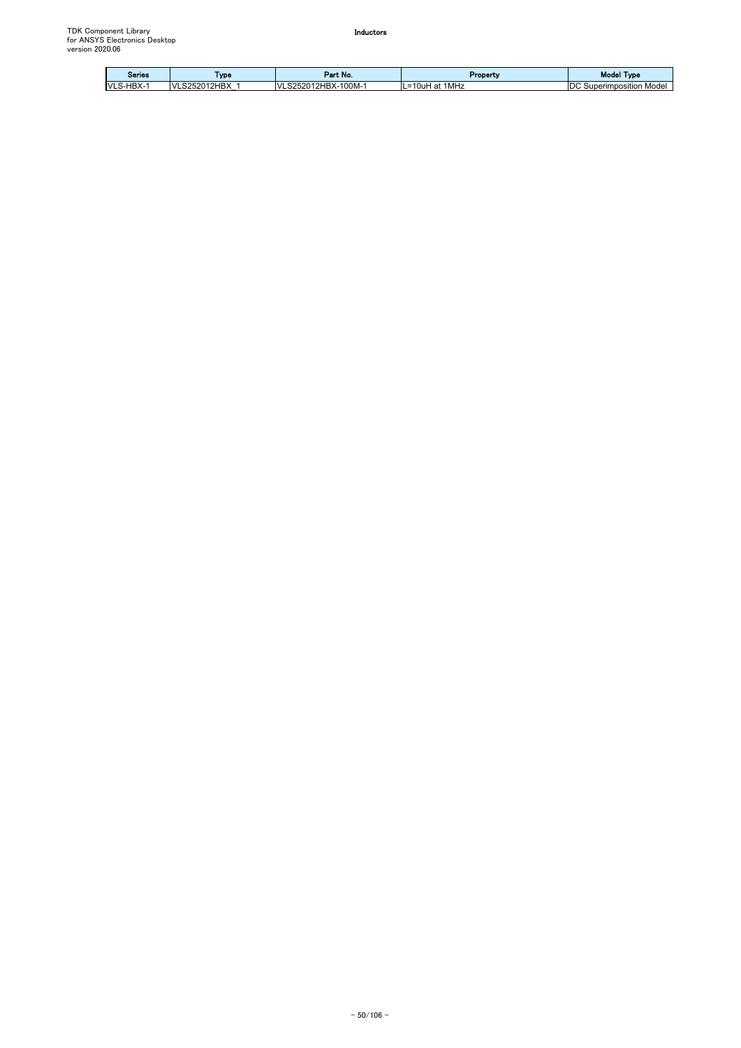| Series | Type | Part No. | Property | Model Type |
| --- | --- | --- | --- | --- |
| VLS-HBX-1 | VLS252012HBX_1 | VLS252012HBX-100M-1 | L=10uH at 1MHz | DC Superimposition Model |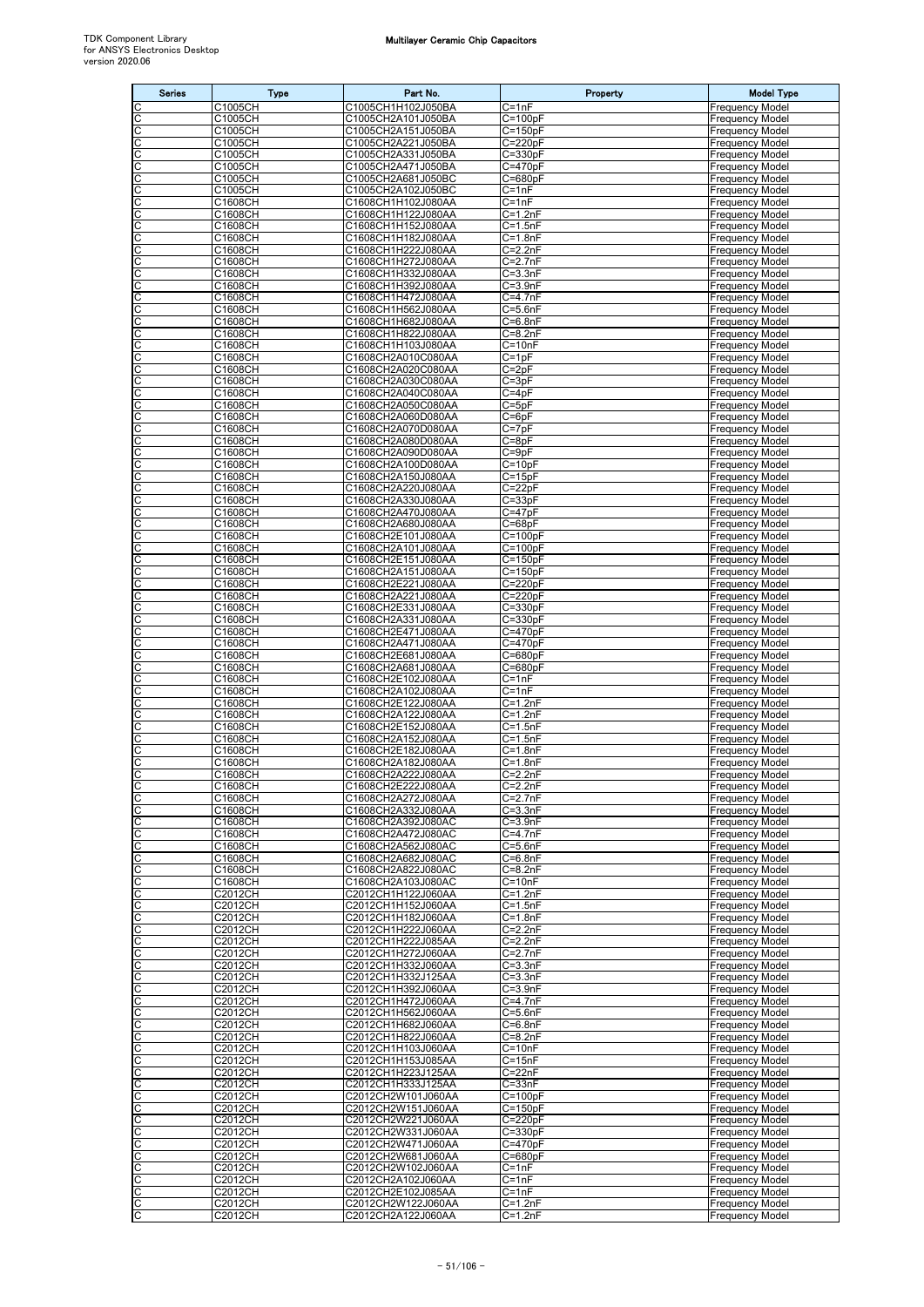| Series | Type | Part No. | Property | Model Type |
|---|---|---|---|---|
| C | C1005CH | C1005CH1H102J050BA | C=1nF | Frequency Model |
| C | C1005CH | C1005CH2A101J050BA | C=100pF | Frequency Model |
| C | C1005CH | C1005CH2A151J050BA | C=150pF | Frequency Model |
| C | C1005CH | C1005CH2A221J050BA | C=220pF | Frequency Model |
| C | C1005CH | C1005CH2A331J050BA | C=330pF | Frequency Model |
| C | C1005CH | C1005CH2A471J050BA | C=470pF | Frequency Model |
| C | C1005CH | C1005CH2A681J050BC | C=680pF | Frequency Model |
| C | C1005CH | C1005CH2A102J050BC | C=1nF | Frequency Model |
| C | C1608CH | C1608CH1H102J080AA | C=1nF | Frequency Model |
| C | C1608CH | C1608CH1H122J080AA | C=1.2nF | Frequency Model |
| C | C1608CH | C1608CH1H152J080AA | C=1.5nF | Frequency Model |
| C | C1608CH | C1608CH1H182J080AA | C=1.8nF | Frequency Model |
| C | C1608CH | C1608CH1H222J080AA | C=2.2nF | Frequency Model |
| C | C1608CH | C1608CH1H272J080AA | C=2.7nF | Frequency Model |
| C | C1608CH | C1608CH1H332J080AA | C=3.3nF | Frequency Model |
| C | C1608CH | C1608CH1H392J080AA | C=3.9nF | Frequency Model |
| C | C1608CH | C1608CH1H472J080AA | C=4.7nF | Frequency Model |
| C | C1608CH | C1608CH1H562J080AA | C=5.6nF | Frequency Model |
| C | C1608CH | C1608CH1H682J080AA | C=6.8nF | Frequency Model |
| C | C1608CH | C1608CH1H822J080AA | C=8.2nF | Frequency Model |
| C | C1608CH | C1608CH1H103J080AA | C=10nF | Frequency Model |
| C | C1608CH | C1608CH2A010C080AA | C=1pF | Frequency Model |
| C | C1608CH | C1608CH2A020C080AA | C=2pF | Frequency Model |
| C | C1608CH | C1608CH2A030C080AA | C=3pF | Frequency Model |
| C | C1608CH | C1608CH2A040C080AA | C=4pF | Frequency Model |
| C | C1608CH | C1608CH2A050C080AA | C=5pF | Frequency Model |
| C | C1608CH | C1608CH2A060D080AA | C=6pF | Frequency Model |
| C | C1608CH | C1608CH2A070D080AA | C=7pF | Frequency Model |
| C | C1608CH | C1608CH2A080D080AA | C=8pF | Frequency Model |
| C | C1608CH | C1608CH2A090D080AA | C=9pF | Frequency Model |
| C | C1608CH | C1608CH2A100D080AA | C=10pF | Frequency Model |
| C | C1608CH | C1608CH2A150J080AA | C=15pF | Frequency Model |
| C | C1608CH | C1608CH2A220J080AA | C=22pF | Frequency Model |
| C | C1608CH | C1608CH2A330J080AA | C=33pF | Frequency Model |
| C | C1608CH | C1608CH2A470J080AA | C=47pF | Frequency Model |
| C | C1608CH | C1608CH2A680J080AA | C=68pF | Frequency Model |
| C | C1608CH | C1608CH2E101J080AA | C=100pF | Frequency Model |
| C | C1608CH | C1608CH2A101J080AA | C=100pF | Frequency Model |
| C | C1608CH | C1608CH2E151J080AA | C=150pF | Frequency Model |
| C | C1608CH | C1608CH2A151J080AA | C=150pF | Frequency Model |
| C | C1608CH | C1608CH2E221J080AA | C=220pF | Frequency Model |
| C | C1608CH | C1608CH2A221J080AA | C=220pF | Frequency Model |
| C | C1608CH | C1608CH2E331J080AA | C=330pF | Frequency Model |
| C | C1608CH | C1608CH2A331J080AA | C=330pF | Frequency Model |
| C | C1608CH | C1608CH2E471J080AA | C=470pF | Frequency Model |
| C | C1608CH | C1608CH2A471J080AA | C=470pF | Frequency Model |
| C | C1608CH | C1608CH2E681J080AA | C=680pF | Frequency Model |
| C | C1608CH | C1608CH2A681J080AA | C=680pF | Frequency Model |
| C | C1608CH | C1608CH2E102J080AA | C=1nF | Frequency Model |
| C | C1608CH | C1608CH2A102J080AA | C=1nF | Frequency Model |
| C | C1608CH | C1608CH2E122J080AA | C=1.2nF | Frequency Model |
| C | C1608CH | C1608CH2A122J080AA | C=1.2nF | Frequency Model |
| C | C1608CH | C1608CH2E152J080AA | C=1.5nF | Frequency Model |
| C | C1608CH | C1608CH2A152J080AA | C=1.5nF | Frequency Model |
| C | C1608CH | C1608CH2E182J080AA | C=1.8nF | Frequency Model |
| C | C1608CH | C1608CH2A182J080AA | C=1.8nF | Frequency Model |
| C | C1608CH | C1608CH2A222J080AA | C=2.2nF | Frequency Model |
| C | C1608CH | C1608CH2E222J080AA | C=2.2nF | Frequency Model |
| C | C1608CH | C1608CH2A272J080AA | C=2.7nF | Frequency Model |
| C | C1608CH | C1608CH2A332J080AA | C=3.3nF | Frequency Model |
| C | C1608CH | C1608CH2A392J080AC | C=3.9nF | Frequency Model |
| C | C1608CH | C1608CH2A472J080AC | C=4.7nF | Frequency Model |
| C | C1608CH | C1608CH2A562J080AC | C=5.6nF | Frequency Model |
| C | C1608CH | C1608CH2A682J080AC | C=6.8nF | Frequency Model |
| C | C1608CH | C1608CH2A822J080AC | C=8.2nF | Frequency Model |
| C | C1608CH | C1608CH2A103J080AC | C=10nF | Frequency Model |
| C | C2012CH | C2012CH1H122J060AA | C=1.2nF | Frequency Model |
| C | C2012CH | C2012CH1H152J060AA | C=1.5nF | Frequency Model |
| C | C2012CH | C2012CH1H182J060AA | C=1.8nF | Frequency Model |
| C | C2012CH | C2012CH1H222J060AA | C=2.2nF | Frequency Model |
| C | C2012CH | C2012CH1H222J085AA | C=2.2nF | Frequency Model |
| C | C2012CH | C2012CH1H272J060AA | C=2.7nF | Frequency Model |
| C | C2012CH | C2012CH1H332J060AA | C=3.3nF | Frequency Model |
| C | C2012CH | C2012CH1H332J125AA | C=3.3nF | Frequency Model |
| C | C2012CH | C2012CH1H392J060AA | C=3.9nF | Frequency Model |
| C | C2012CH | C2012CH1H472J060AA | C=4.7nF | Frequency Model |
| C | C2012CH | C2012CH1H562J060AA | C=5.6nF | Frequency Model |
| C | C2012CH | C2012CH1H682J060AA | C=6.8nF | Frequency Model |
| C | C2012CH | C2012CH1H822J060AA | C=8.2nF | Frequency Model |
| C | C2012CH | C2012CH1H103J060AA | C=10nF | Frequency Model |
| C | C2012CH | C2012CH1H153J085AA | C=15nF | Frequency Model |
| C | C2012CH | C2012CH1H223J125AA | C=22nF | Frequency Model |
| C | C2012CH | C2012CH1H333J125AA | C=33nF | Frequency Model |
| C | C2012CH | C2012CH2W101J060AA | C=100pF | Frequency Model |
| C | C2012CH | C2012CH2W151J060AA | C=150pF | Frequency Model |
| C | C2012CH | C2012CH2W221J060AA | C=220pF | Frequency Model |
| C | C2012CH | C2012CH2W331J060AA | C=330pF | Frequency Model |
| C | C2012CH | C2012CH2W471J060AA | C=470pF | Frequency Model |
| C | C2012CH | C2012CH2W681J060AA | C=680pF | Frequency Model |
| C | C2012CH | C2012CH2W102J060AA | C=1nF | Frequency Model |
| C | C2012CH | C2012CH2A102J060AA | C=1nF | Frequency Model |
| C | C2012CH | C2012CH2E102J085AA | C=1nF | Frequency Model |
| C | C2012CH | C2012CH2W122J060AA | C=1.2nF | Frequency Model |
| C | C2012CH | C2012CH2A122J060AA | C=1.2nF | Frequency Model |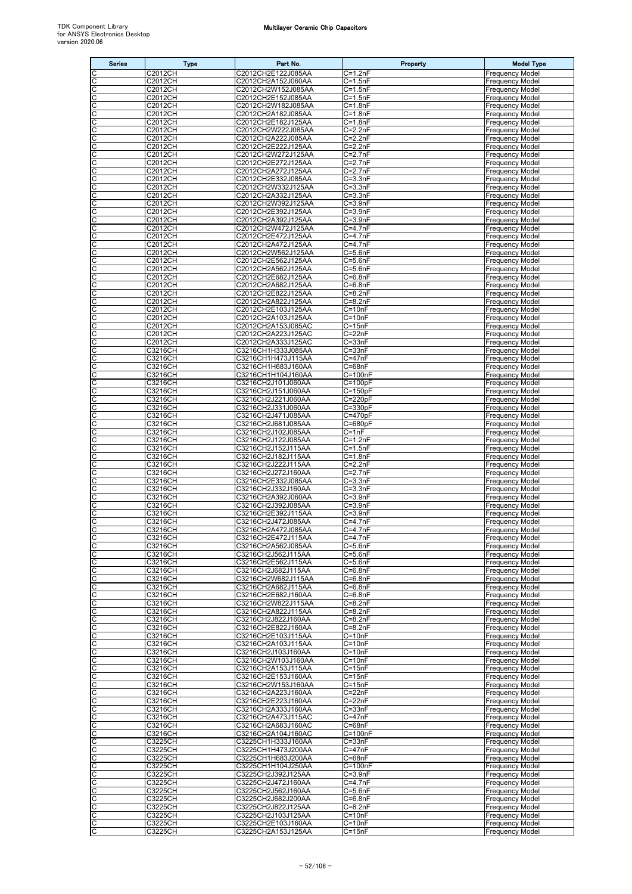| Series | Type | Part No. | Property | Model Type |
|---|---|---|---|---|
| C | C2012CH | C2012CH2E122J085AA | C=1.2nF | Frequency Model |
| C | C2012CH | C2012CH2A152J060AA | C=1.5nF | Frequency Model |
| C | C2012CH | C2012CH2W152J085AA | C=1.5nF | Frequency Model |
| C | C2012CH | C2012CH2E152J085AA | C=1.5nF | Frequency Model |
| C | C2012CH | C2012CH2W182J085AA | C=1.8nF | Frequency Model |
| C | C2012CH | C2012CH2A182J085AA | C=1.8nF | Frequency Model |
| C | C2012CH | C2012CH2E182J125AA | C=1.8nF | Frequency Model |
| C | C2012CH | C2012CH2W222J085AA | C=2.2nF | Frequency Model |
| C | C2012CH | C2012CH2A222J085AA | C=2.2nF | Frequency Model |
| C | C2012CH | C2012CH2E222J125AA | C=2.2nF | Frequency Model |
| C | C2012CH | C2012CH2W272J125AA | C=2.7nF | Frequency Model |
| C | C2012CH | C2012CH2E272J125AA | C=2.7nF | Frequency Model |
| C | C2012CH | C2012CH2A272J125AA | C=2.7nF | Frequency Model |
| C | C2012CH | C2012CH2E332J085AA | C=3.3nF | Frequency Model |
| C | C2012CH | C2012CH2W332J125AA | C=3.3nF | Frequency Model |
| C | C2012CH | C2012CH2A332J125AA | C=3.3nF | Frequency Model |
| C | C2012CH | C2012CH2W392J125AA | C=3.9nF | Frequency Model |
| C | C2012CH | C2012CH2E392J125AA | C=3.9nF | Frequency Model |
| C | C2012CH | C2012CH2A392J125AA | C=3.9nF | Frequency Model |
| C | C2012CH | C2012CH2W472J125AA | C=4.7nF | Frequency Model |
| C | C2012CH | C2012CH2E472J125AA | C=4.7nF | Frequency Model |
| C | C2012CH | C2012CH2A472J125AA | C=4.7nF | Frequency Model |
| C | C2012CH | C2012CH2W562J125AA | C=5.6nF | Frequency Model |
| C | C2012CH | C2012CH2E562J125AA | C=5.6nF | Frequency Model |
| C | C2012CH | C2012CH2A562J125AA | C=5.6nF | Frequency Model |
| C | C2012CH | C2012CH2E682J125AA | C=6.8nF | Frequency Model |
| C | C2012CH | C2012CH2A682J125AA | C=6.8nF | Frequency Model |
| C | C2012CH | C2012CH2E822J125AA | C=8.2nF | Frequency Model |
| C | C2012CH | C2012CH2A822J125AA | C=8.2nF | Frequency Model |
| C | C2012CH | C2012CH2E103J125AA | C=10nF | Frequency Model |
| C | C2012CH | C2012CH2A103J125AA | C=10nF | Frequency Model |
| C | C2012CH | C2012CH2A153J085AC | C=15nF | Frequency Model |
| C | C2012CH | C2012CH2A223J125AC | C=22nF | Frequency Model |
| C | C2012CH | C2012CH2A333J125AC | C=33nF | Frequency Model |
| C | C3216CH | C3216CH1H333J085AA | C=33nF | Frequency Model |
| C | C3216CH | C3216CH1H473J115AA | C=47nF | Frequency Model |
| C | C3216CH | C3216CH1H683J160AA | C=68nF | Frequency Model |
| C | C3216CH | C3216CH1H104J160AA | C=100nF | Frequency Model |
| C | C3216CH | C3216CH2J101J060AA | C=100pF | Frequency Model |
| C | C3216CH | C3216CH2J151J060AA | C=150pF | Frequency Model |
| C | C3216CH | C3216CH2J221J060AA | C=220pF | Frequency Model |
| C | C3216CH | C3216CH2J331J060AA | C=330pF | Frequency Model |
| C | C3216CH | C3216CH2J471J085AA | C=470pF | Frequency Model |
| C | C3216CH | C3216CH2J681J085AA | C=680pF | Frequency Model |
| C | C3216CH | C3216CH2J102J085AA | C=1nF | Frequency Model |
| C | C3216CH | C3216CH2J122J085AA | C=1.2nF | Frequency Model |
| C | C3216CH | C3216CH2J152J115AA | C=1.5nF | Frequency Model |
| C | C3216CH | C3216CH2J182J115AA | C=1.8nF | Frequency Model |
| C | C3216CH | C3216CH2J222J115AA | C=2.2nF | Frequency Model |
| C | C3216CH | C3216CH2J272J160AA | C=2.7nF | Frequency Model |
| C | C3216CH | C3216CH2E332J085AA | C=3.3nF | Frequency Model |
| C | C3216CH | C3216CH2J332J160AA | C=3.3nF | Frequency Model |
| C | C3216CH | C3216CH2A392J060AA | C=3.9nF | Frequency Model |
| C | C3216CH | C3216CH2J392J085AA | C=3.9nF | Frequency Model |
| C | C3216CH | C3216CH2E392J115AA | C=3.9nF | Frequency Model |
| C | C3216CH | C3216CH2J472J085AA | C=4.7nF | Frequency Model |
| C | C3216CH | C3216CH2A472J085AA | C=4.7nF | Frequency Model |
| C | C3216CH | C3216CH2E472J115AA | C=4.7nF | Frequency Model |
| C | C3216CH | C3216CH2A562J085AA | C=5.6nF | Frequency Model |
| C | C3216CH | C3216CH2J562J115AA | C=5.6nF | Frequency Model |
| C | C3216CH | C3216CH2E562J115AA | C=5.6nF | Frequency Model |
| C | C3216CH | C3216CH2J682J115AA | C=6.8nF | Frequency Model |
| C | C3216CH | C3216CH2W682J115AA | C=6.8nF | Frequency Model |
| C | C3216CH | C3216CH2A682J115AA | C=6.8nF | Frequency Model |
| C | C3216CH | C3216CH2E682J160AA | C=6.8nF | Frequency Model |
| C | C3216CH | C3216CH2W822J115AA | C=8.2nF | Frequency Model |
| C | C3216CH | C3216CH2A822J115AA | C=8.2nF | Frequency Model |
| C | C3216CH | C3216CH2J822J160AA | C=8.2nF | Frequency Model |
| C | C3216CH | C3216CH2E822J160AA | C=8.2nF | Frequency Model |
| C | C3216CH | C3216CH2E103J115AA | C=10nF | Frequency Model |
| C | C3216CH | C3216CH2A103J115AA | C=10nF | Frequency Model |
| C | C3216CH | C3216CH2J103J160AA | C=10nF | Frequency Model |
| C | C3216CH | C3216CH2W103J160AA | C=10nF | Frequency Model |
| C | C3216CH | C3216CH2A153J115AA | C=15nF | Frequency Model |
| C | C3216CH | C3216CH2E153J160AA | C=15nF | Frequency Model |
| C | C3216CH | C3216CH2W153J160AA | C=15nF | Frequency Model |
| C | C3216CH | C3216CH2A223J160AA | C=22nF | Frequency Model |
| C | C3216CH | C3216CH2E223J160AA | C=22nF | Frequency Model |
| C | C3216CH | C3216CH2A333J160AA | C=33nF | Frequency Model |
| C | C3216CH | C3216CH2A473J115AC | C=47nF | Frequency Model |
| C | C3216CH | C3216CH2A683J160AC | C=68nF | Frequency Model |
| C | C3216CH | C3216CH2A104J160AC | C=100nF | Frequency Model |
| C | C3225CH | C3225CH1H333J160AA | C=33nF | Frequency Model |
| C | C3225CH | C3225CH1H473J200AA | C=47nF | Frequency Model |
| C | C3225CH | C3225CH1H683J200AA | C=68nF | Frequency Model |
| C | C3225CH | C3225CH1H104J250AA | C=100nF | Frequency Model |
| C | C3225CH | C3225CH2J392J125AA | C=3.9nF | Frequency Model |
| C | C3225CH | C3225CH2J472J160AA | C=4.7nF | Frequency Model |
| C | C3225CH | C3225CH2J562J160AA | C=5.6nF | Frequency Model |
| C | C3225CH | C3225CH2J682J200AA | C=6.8nF | Frequency Model |
| C | C3225CH | C3225CH2J822J125AA | C=8.2nF | Frequency Model |
| C | C3225CH | C3225CH2J103J125AA | C=10nF | Frequency Model |
| C | C3225CH | C3225CH2E103J160AA | C=10nF | Frequency Model |
| C | C3225CH | C3225CH2A153J125AA | C=15nF | Frequency Model |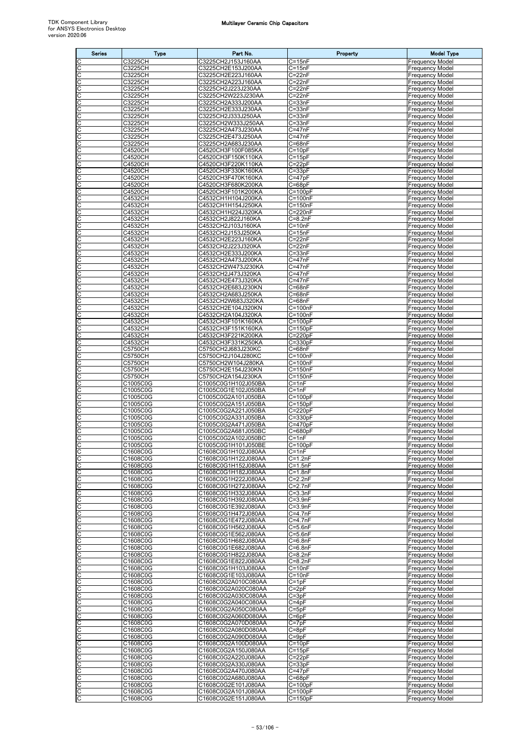| Series | Type | Part No. | Property | Model Type |
|---|---|---|---|---|
| C | C3225CH | C3225CH2J153J160AA | C=15nF | Frequency Model |
| C | C3225CH | C3225CH2E153J200AA | C=15nF | Frequency Model |
| C | C3225CH | C3225CH2E223J160AA | C=22nF | Frequency Model |
| C | C3225CH | C3225CH2A223J160AA | C=22nF | Frequency Model |
| C | C3225CH | C3225CH2J223J230AA | C=22nF | Frequency Model |
| C | C3225CH | C3225CH2W223J230AA | C=22nF | Frequency Model |
| C | C3225CH | C3225CH2A333J200AA | C=33nF | Frequency Model |
| C | C3225CH | C3225CH2E333J230AA | C=33nF | Frequency Model |
| C | C3225CH | C3225CH2J333J250AA | C=33nF | Frequency Model |
| C | C3225CH | C3225CH2W333J250AA | C=33nF | Frequency Model |
| C | C3225CH | C3225CH2A473J230AA | C=47nF | Frequency Model |
| C | C3225CH | C3225CH2E473J250AA | C=47nF | Frequency Model |
| C | C3225CH | C3225CH2A683J230AA | C=68nF | Frequency Model |
| C | C4520CH | C4520CH3F100F085KA | C=10pF | Frequency Model |
| C | C4520CH | C4520CH3F150K110KA | C=15pF | Frequency Model |
| C | C4520CH | C4520CH3F220K110KA | C=22pF | Frequency Model |
| C | C4520CH | C4520CH3F330K160KA | C=33pF | Frequency Model |
| C | C4520CH | C4520CH3F470K160KA | C=47pF | Frequency Model |
| C | C4520CH | C4520CH3F680K200KA | C=68pF | Frequency Model |
| C | C4520CH | C4520CH3F101K200KA | C=100pF | Frequency Model |
| C | C4532CH | C4532CH1H104J200KA | C=100nF | Frequency Model |
| C | C4532CH | C4532CH1H154J250KA | C=150nF | Frequency Model |
| C | C4532CH | C4532CH1H224J320KA | C=220nF | Frequency Model |
| C | C4532CH | C4532CH2J822J160KA | C=8.2nF | Frequency Model |
| C | C4532CH | C4532CH2J103J160KA | C=10nF | Frequency Model |
| C | C4532CH | C4532CH2J153J250KA | C=15nF | Frequency Model |
| C | C4532CH | C4532CH2E223J160KA | C=22nF | Frequency Model |
| C | C4532CH | C4532CH2J223J320KA | C=22nF | Frequency Model |
| C | C4532CH | C4532CH2E333J200KA | C=33nF | Frequency Model |
| C | C4532CH | C4532CH2A473J200KA | C=47nF | Frequency Model |
| C | C4532CH | C4532CH2W473J230KA | C=47nF | Frequency Model |
| C | C4532CH | C4532CH2J473J320KA | C=47nF | Frequency Model |
| C | C4532CH | C4532CH2E473J320KA | C=47nF | Frequency Model |
| C | C4532CH | C4532CH2E683J230KN | C=68nF | Frequency Model |
| C | C4532CH | C4532CH2A683J250KA | C=68nF | Frequency Model |
| C | C4532CH | C4532CH2W683J320KA | C=68nF | Frequency Model |
| C | C4532CH | C4532CH2E104J320KN | C=100nF | Frequency Model |
| C | C4532CH | C4532CH2A104J320KA | C=100nF | Frequency Model |
| C | C4532CH | C4532CH3F101K160KA | C=100pF | Frequency Model |
| C | C4532CH | C4532CH3F151K160KA | C=150pF | Frequency Model |
| C | C4532CH | C4532CH3F221K200KA | C=220pF | Frequency Model |
| C | C4532CH | C4532CH3F331K250KA | C=330pF | Frequency Model |
| C | C5750CH | C5750CH2J683J230KC | C=68nF | Frequency Model |
| C | C5750CH | C5750CH2J104J280KC | C=100nF | Frequency Model |
| C | C5750CH | C5750CH2W104J280KA | C=100nF | Frequency Model |
| C | C5750CH | C5750CH2E154J230KN | C=150nF | Frequency Model |
| C | C5750CH | C5750CH2A154J230KA | C=150nF | Frequency Model |
| C | C1005C0G | C1005C0G1H102J050BA | C=1nF | Frequency Model |
| C | C1005C0G | C1005C0G1E102J050BA | C=1nF | Frequency Model |
| C | C1005C0G | C1005C0G2A101J050BA | C=100pF | Frequency Model |
| C | C1005C0G | C1005C0G2A151J050BA | C=150pF | Frequency Model |
| C | C1005C0G | C1005C0G2A221J050BA | C=220pF | Frequency Model |
| C | C1005C0G | C1005C0G2A331J050BA | C=330pF | Frequency Model |
| C | C1005C0G | C1005C0G2A471J050BA | C=470pF | Frequency Model |
| C | C1005C0G | C1005C0G2A681J050BC | C=680pF | Frequency Model |
| C | C1005C0G | C1005C0G2A102J050BC | C=1nF | Frequency Model |
| C | C1005C0G | C1005C0G1H101J050BE | C=100pF | Frequency Model |
| C | C1608C0G | C1608C0G1H102J080AA | C=1nF | Frequency Model |
| C | C1608C0G | C1608C0G1H122J080AA | C=1.2nF | Frequency Model |
| C | C1608C0G | C1608C0G1H152J080AA | C=1.5nF | Frequency Model |
| C | C1608C0G | C1608C0G1H182J080AA | C=1.8nF | Frequency Model |
| C | C1608C0G | C1608C0G1H222J080AA | C=2.2nF | Frequency Model |
| C | C1608C0G | C1608C0G1H272J080AA | C=2.7nF | Frequency Model |
| C | C1608C0G | C1608C0G1H332J080AA | C=3.3nF | Frequency Model |
| C | C1608C0G | C1608C0G1H392J080AA | C=3.9nF | Frequency Model |
| C | C1608C0G | C1608C0G1E392J080AA | C=3.9nF | Frequency Model |
| C | C1608C0G | C1608C0G1H472J080AA | C=4.7nF | Frequency Model |
| C | C1608C0G | C1608C0G1E472J080AA | C=4.7nF | Frequency Model |
| C | C1608C0G | C1608C0G1H562J080AA | C=5.6nF | Frequency Model |
| C | C1608C0G | C1608C0G1E562J080AA | C=5.6nF | Frequency Model |
| C | C1608C0G | C1608C0G1H682J080AA | C=6.8nF | Frequency Model |
| C | C1608C0G | C1608C0G1E682J080AA | C=6.8nF | Frequency Model |
| C | C1608C0G | C1608C0G1H822J080AA | C=8.2nF | Frequency Model |
| C | C1608C0G | C1608C0G1E822J080AA | C=8.2nF | Frequency Model |
| C | C1608C0G | C1608C0G1H103J080AA | C=10nF | Frequency Model |
| C | C1608C0G | C1608C0G1E103J080AA | C=10nF | Frequency Model |
| C | C1608C0G | C1608C0G2A010C080AA | C=1pF | Frequency Model |
| C | C1608C0G | C1608C0G2A020C080AA | C=2pF | Frequency Model |
| C | C1608C0G | C1608C0G2A030C080AA | C=3pF | Frequency Model |
| C | C1608C0G | C1608C0G2A040C080AA | C=4pF | Frequency Model |
| C | C1608C0G | C1608C0G2A050C080AA | C=5pF | Frequency Model |
| C | C1608C0G | C1608C0G2A060D080AA | C=6pF | Frequency Model |
| C | C1608C0G | C1608C0G2A070D080AA | C=7pF | Frequency Model |
| C | C1608C0G | C1608C0G2A080D080AA | C=8pF | Frequency Model |
| C | C1608C0G | C1608C0G2A090D080AA | C=9pF | Frequency Model |
| C | C1608C0G | C1608C0G2A100D080AA | C=10pF | Frequency Model |
| C | C1608C0G | C1608C0G2A150J080AA | C=15pF | Frequency Model |
| C | C1608C0G | C1608C0G2A220J080AA | C=22pF | Frequency Model |
| C | C1608C0G | C1608C0G2A330J080AA | C=33pF | Frequency Model |
| C | C1608C0G | C1608C0G2A470J080AA | C=47pF | Frequency Model |
| C | C1608C0G | C1608C0G2A680J080AA | C=68pF | Frequency Model |
| C | C1608C0G | C1608C0G2E101J080AA | C=100pF | Frequency Model |
| C | C1608C0G | C1608C0G2A101J080AA | C=100pF | Frequency Model |
| C | C1608C0G | C1608C0G2E151J080AA | C=150pF | Frequency Model |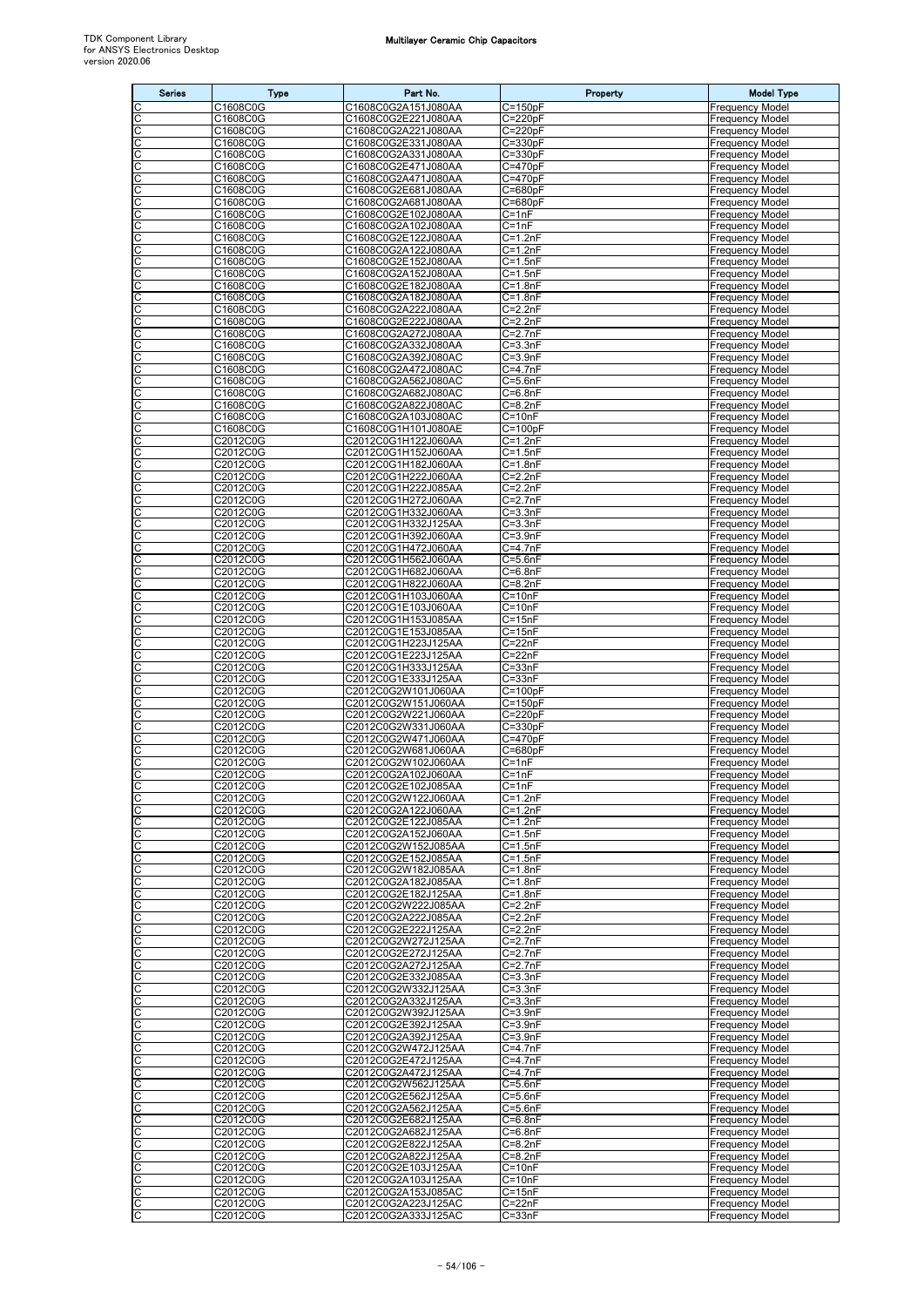| Series | Type | Part No. | Property | Model Type |
|---|---|---|---|---|
| C | C1608C0G | C1608C0G2A151J080AA | C=150pF | Frequency Model |
| C | C1608C0G | C1608C0G2E221J080AA | C=220pF | Frequency Model |
| C | C1608C0G | C1608C0G2A221J080AA | C=220pF | Frequency Model |
| C | C1608C0G | C1608C0G2E331J080AA | C=330pF | Frequency Model |
| C | C1608C0G | C1608C0G2A331J080AA | C=330pF | Frequency Model |
| C | C1608C0G | C1608C0G2E471J080AA | C=470pF | Frequency Model |
| C | C1608C0G | C1608C0G2A471J080AA | C=470pF | Frequency Model |
| C | C1608C0G | C1608C0G2E681J080AA | C=680pF | Frequency Model |
| C | C1608C0G | C1608C0G2A681J080AA | C=680pF | Frequency Model |
| C | C1608C0G | C1608C0G2E102J080AA | C=1nF | Frequency Model |
| C | C1608C0G | C1608C0G2A102J080AA | C=1nF | Frequency Model |
| C | C1608C0G | C1608C0G2E122J080AA | C=1.2nF | Frequency Model |
| C | C1608C0G | C1608C0G2A122J080AA | C=1.2nF | Frequency Model |
| C | C1608C0G | C1608C0G2E152J080AA | C=1.5nF | Frequency Model |
| C | C1608C0G | C1608C0G2A152J080AA | C=1.5nF | Frequency Model |
| C | C1608C0G | C1608C0G2E182J080AA | C=1.8nF | Frequency Model |
| C | C1608C0G | C1608C0G2A182J080AA | C=1.8nF | Frequency Model |
| C | C1608C0G | C1608C0G2A222J080AA | C=2.2nF | Frequency Model |
| C | C1608C0G | C1608C0G2E222J080AA | C=2.2nF | Frequency Model |
| C | C1608C0G | C1608C0G2A272J080AA | C=2.7nF | Frequency Model |
| C | C1608C0G | C1608C0G2A332J080AA | C=3.3nF | Frequency Model |
| C | C1608C0G | C1608C0G2A392J080AC | C=3.9nF | Frequency Model |
| C | C1608C0G | C1608C0G2A472J080AC | C=4.7nF | Frequency Model |
| C | C1608C0G | C1608C0G2A562J080AC | C=5.6nF | Frequency Model |
| C | C1608C0G | C1608C0G2A682J080AC | C=6.8nF | Frequency Model |
| C | C1608C0G | C1608C0G2A822J080AC | C=8.2nF | Frequency Model |
| C | C1608C0G | C1608C0G2A103J080AC | C=10nF | Frequency Model |
| C | C1608C0G | C1608C0G1H101J080AE | C=100pF | Frequency Model |
| C | C2012C0G | C2012C0G1H122J060AA | C=1.2nF | Frequency Model |
| C | C2012C0G | C2012C0G1H152J060AA | C=1.5nF | Frequency Model |
| C | C2012C0G | C2012C0G1H182J060AA | C=1.8nF | Frequency Model |
| C | C2012C0G | C2012C0G1H222J060AA | C=2.2nF | Frequency Model |
| C | C2012C0G | C2012C0G1H222J085AA | C=2.2nF | Frequency Model |
| C | C2012C0G | C2012C0G1H272J060AA | C=2.7nF | Frequency Model |
| C | C2012C0G | C2012C0G1H332J060AA | C=3.3nF | Frequency Model |
| C | C2012C0G | C2012C0G1H332J125AA | C=3.3nF | Frequency Model |
| C | C2012C0G | C2012C0G1H392J060AA | C=3.9nF | Frequency Model |
| C | C2012C0G | C2012C0G1H472J060AA | C=4.7nF | Frequency Model |
| C | C2012C0G | C2012C0G1H562J060AA | C=5.6nF | Frequency Model |
| C | C2012C0G | C2012C0G1H682J060AA | C=6.8nF | Frequency Model |
| C | C2012C0G | C2012C0G1H822J060AA | C=8.2nF | Frequency Model |
| C | C2012C0G | C2012C0G1H103J060AA | C=10nF | Frequency Model |
| C | C2012C0G | C2012C0G1E103J060AA | C=10nF | Frequency Model |
| C | C2012C0G | C2012C0G1H153J085AA | C=15nF | Frequency Model |
| C | C2012C0G | C2012C0G1E153J085AA | C=15nF | Frequency Model |
| C | C2012C0G | C2012C0G1H223J125AA | C=22nF | Frequency Model |
| C | C2012C0G | C2012C0G1E223J125AA | C=22nF | Frequency Model |
| C | C2012C0G | C2012C0G1H333J125AA | C=33nF | Frequency Model |
| C | C2012C0G | C2012C0G1E333J125AA | C=33nF | Frequency Model |
| C | C2012C0G | C2012C0G2W101J060AA | C=100pF | Frequency Model |
| C | C2012C0G | C2012C0G2W151J060AA | C=150pF | Frequency Model |
| C | C2012C0G | C2012C0G2W221J060AA | C=220pF | Frequency Model |
| C | C2012C0G | C2012C0G2W331J060AA | C=330pF | Frequency Model |
| C | C2012C0G | C2012C0G2W471J060AA | C=470pF | Frequency Model |
| C | C2012C0G | C2012C0G2W681J060AA | C=680pF | Frequency Model |
| C | C2012C0G | C2012C0G2W102J060AA | C=1nF | Frequency Model |
| C | C2012C0G | C2012C0G2A102J060AA | C=1nF | Frequency Model |
| C | C2012C0G | C2012C0G2E102J085AA | C=1nF | Frequency Model |
| C | C2012C0G | C2012C0G2W122J060AA | C=1.2nF | Frequency Model |
| C | C2012C0G | C2012C0G2A122J060AA | C=1.2nF | Frequency Model |
| C | C2012C0G | C2012C0G2E122J085AA | C=1.2nF | Frequency Model |
| C | C2012C0G | C2012C0G2A152J060AA | C=1.5nF | Frequency Model |
| C | C2012C0G | C2012C0G2W152J085AA | C=1.5nF | Frequency Model |
| C | C2012C0G | C2012C0G2E152J085AA | C=1.5nF | Frequency Model |
| C | C2012C0G | C2012C0G2W182J085AA | C=1.8nF | Frequency Model |
| C | C2012C0G | C2012C0G2A182J085AA | C=1.8nF | Frequency Model |
| C | C2012C0G | C2012C0G2E182J125AA | C=1.8nF | Frequency Model |
| C | C2012C0G | C2012C0G2W222J085AA | C=2.2nF | Frequency Model |
| C | C2012C0G | C2012C0G2A222J085AA | C=2.2nF | Frequency Model |
| C | C2012C0G | C2012C0G2E222J125AA | C=2.2nF | Frequency Model |
| C | C2012C0G | C2012C0G2W272J125AA | C=2.7nF | Frequency Model |
| C | C2012C0G | C2012C0G2E272J125AA | C=2.7nF | Frequency Model |
| C | C2012C0G | C2012C0G2A272J125AA | C=2.7nF | Frequency Model |
| C | C2012C0G | C2012C0G2E332J085AA | C=3.3nF | Frequency Model |
| C | C2012C0G | C2012C0G2W332J125AA | C=3.3nF | Frequency Model |
| C | C2012C0G | C2012C0G2A332J125AA | C=3.3nF | Frequency Model |
| C | C2012C0G | C2012C0G2W392J125AA | C=3.9nF | Frequency Model |
| C | C2012C0G | C2012C0G2E392J125AA | C=3.9nF | Frequency Model |
| C | C2012C0G | C2012C0G2A392J125AA | C=3.9nF | Frequency Model |
| C | C2012C0G | C2012C0G2W472J125AA | C=4.7nF | Frequency Model |
| C | C2012C0G | C2012C0G2E472J125AA | C=4.7nF | Frequency Model |
| C | C2012C0G | C2012C0G2A472J125AA | C=4.7nF | Frequency Model |
| C | C2012C0G | C2012C0G2W562J125AA | C=5.6nF | Frequency Model |
| C | C2012C0G | C2012C0G2E562J125AA | C=5.6nF | Frequency Model |
| C | C2012C0G | C2012C0G2A562J125AA | C=5.6nF | Frequency Model |
| C | C2012C0G | C2012C0G2E682J125AA | C=6.8nF | Frequency Model |
| C | C2012C0G | C2012C0G2A682J125AA | C=6.8nF | Frequency Model |
| C | C2012C0G | C2012C0G2E822J125AA | C=8.2nF | Frequency Model |
| C | C2012C0G | C2012C0G2A822J125AA | C=8.2nF | Frequency Model |
| C | C2012C0G | C2012C0G2E103J125AA | C=10nF | Frequency Model |
| C | C2012C0G | C2012C0G2A103J125AA | C=10nF | Frequency Model |
| C | C2012C0G | C2012C0G2A153J085AC | C=15nF | Frequency Model |
| C | C2012C0G | C2012C0G2A223J125AC | C=22nF | Frequency Model |
| C | C2012C0G | C2012C0G2A333J125AC | C=33nF | Frequency Model |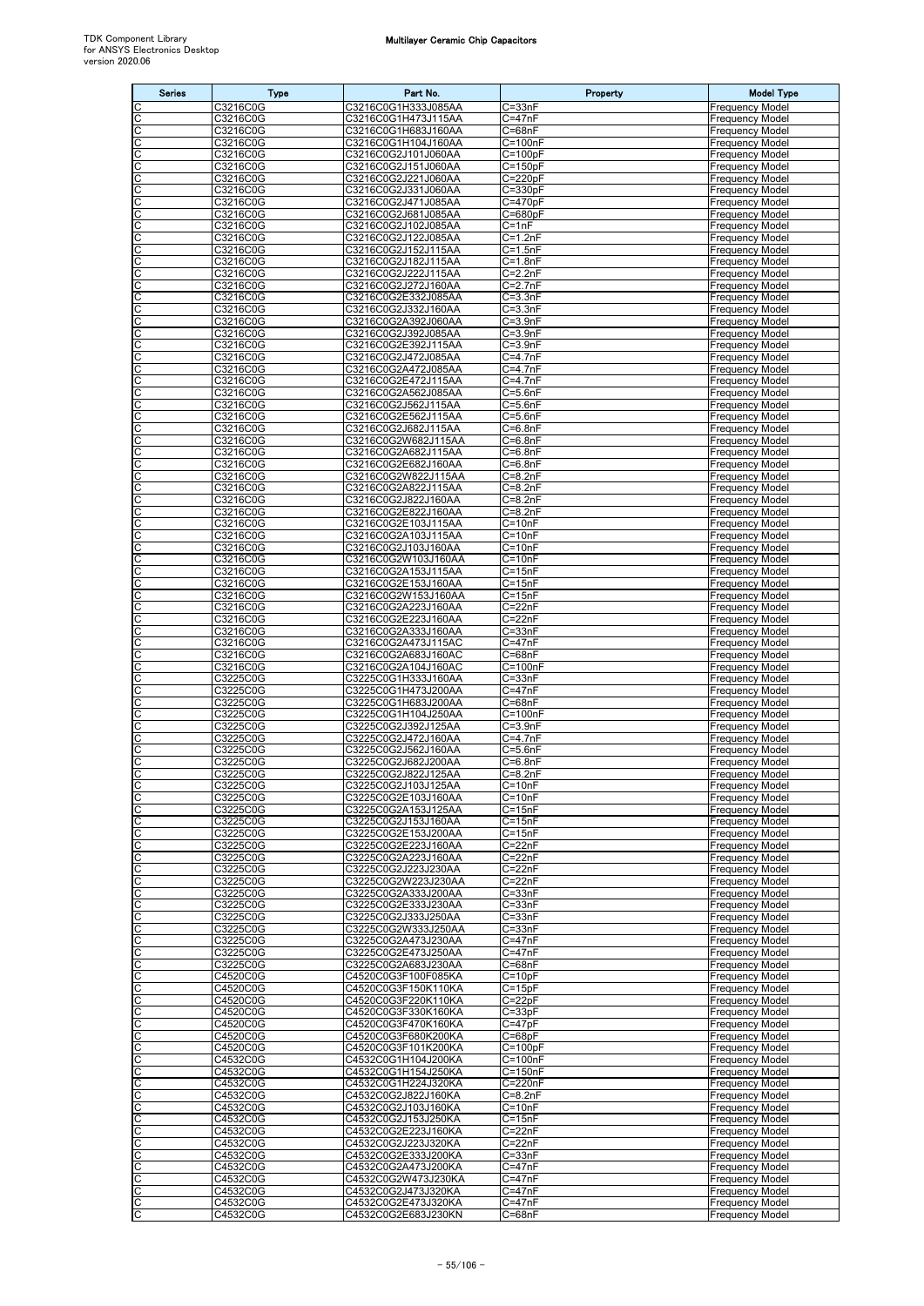| Series | Type | Part No. | Property | Model Type |
|---|---|---|---|---|
| C | C3216C0G | C3216C0G1H333J085AA | C=33nF | Frequency Model |
| C | C3216C0G | C3216C0G1H473J115AA | C=47nF | Frequency Model |
| C | C3216C0G | C3216C0G1H683J160AA | C=68nF | Frequency Model |
| C | C3216C0G | C3216C0G1H104J160AA | C=100nF | Frequency Model |
| C | C3216C0G | C3216C0G2J101J060AA | C=100pF | Frequency Model |
| C | C3216C0G | C3216C0G2J151J060AA | C=150pF | Frequency Model |
| C | C3216C0G | C3216C0G2J221J060AA | C=220pF | Frequency Model |
| C | C3216C0G | C3216C0G2J331J060AA | C=330pF | Frequency Model |
| C | C3216C0G | C3216C0G2J471J085AA | C=470pF | Frequency Model |
| C | C3216C0G | C3216C0G2J681J085AA | C=680pF | Frequency Model |
| C | C3216C0G | C3216C0G2J102J085AA | C=1nF | Frequency Model |
| C | C3216C0G | C3216C0G2J122J085AA | C=1.2nF | Frequency Model |
| C | C3216C0G | C3216C0G2J152J115AA | C=1.5nF | Frequency Model |
| C | C3216C0G | C3216C0G2J182J115AA | C=1.8nF | Frequency Model |
| C | C3216C0G | C3216C0G2J222J115AA | C=2.2nF | Frequency Model |
| C | C3216C0G | C3216C0G2J272J160AA | C=2.7nF | Frequency Model |
| C | C3216C0G | C3216C0G2E332J085AA | C=3.3nF | Frequency Model |
| C | C3216C0G | C3216C0G2J332J160AA | C=3.3nF | Frequency Model |
| C | C3216C0G | C3216C0G2A392J060AA | C=3.9nF | Frequency Model |
| C | C3216C0G | C3216C0G2J392J085AA | C=3.9nF | Frequency Model |
| C | C3216C0G | C3216C0G2E392J115AA | C=3.9nF | Frequency Model |
| C | C3216C0G | C3216C0G2J472J085AA | C=4.7nF | Frequency Model |
| C | C3216C0G | C3216C0G2A472J085AA | C=4.7nF | Frequency Model |
| C | C3216C0G | C3216C0G2E472J115AA | C=4.7nF | Frequency Model |
| C | C3216C0G | C3216C0G2A562J085AA | C=5.6nF | Frequency Model |
| C | C3216C0G | C3216C0G2J562J115AA | C=5.6nF | Frequency Model |
| C | C3216C0G | C3216C0G2E562J115AA | C=5.6nF | Frequency Model |
| C | C3216C0G | C3216C0G2J682J115AA | C=6.8nF | Frequency Model |
| C | C3216C0G | C3216C0G2W682J115AA | C=6.8nF | Frequency Model |
| C | C3216C0G | C3216C0G2A682J115AA | C=6.8nF | Frequency Model |
| C | C3216C0G | C3216C0G2E682J160AA | C=6.8nF | Frequency Model |
| C | C3216C0G | C3216C0G2W822J115AA | C=8.2nF | Frequency Model |
| C | C3216C0G | C3216C0G2A822J115AA | C=8.2nF | Frequency Model |
| C | C3216C0G | C3216C0G2J822J160AA | C=8.2nF | Frequency Model |
| C | C3216C0G | C3216C0G2E822J160AA | C=8.2nF | Frequency Model |
| C | C3216C0G | C3216C0G2E103J115AA | C=10nF | Frequency Model |
| C | C3216C0G | C3216C0G2A103J115AA | C=10nF | Frequency Model |
| C | C3216C0G | C3216C0G2J103J160AA | C=10nF | Frequency Model |
| C | C3216C0G | C3216C0G2W103J160AA | C=10nF | Frequency Model |
| C | C3216C0G | C3216C0G2A153J115AA | C=15nF | Frequency Model |
| C | C3216C0G | C3216C0G2E153J160AA | C=15nF | Frequency Model |
| C | C3216C0G | C3216C0G2W153J160AA | C=15nF | Frequency Model |
| C | C3216C0G | C3216C0G2A223J160AA | C=22nF | Frequency Model |
| C | C3216C0G | C3216C0G2E223J160AA | C=22nF | Frequency Model |
| C | C3216C0G | C3216C0G2A333J160AA | C=33nF | Frequency Model |
| C | C3216C0G | C3216C0G2A473J115AC | C=47nF | Frequency Model |
| C | C3216C0G | C3216C0G2A683J160AC | C=68nF | Frequency Model |
| C | C3216C0G | C3216C0G2A104J160AC | C=100nF | Frequency Model |
| C | C3225C0G | C3225C0G1H333J160AA | C=33nF | Frequency Model |
| C | C3225C0G | C3225C0G1H473J200AA | C=47nF | Frequency Model |
| C | C3225C0G | C3225C0G1H683J200AA | C=68nF | Frequency Model |
| C | C3225C0G | C3225C0G1H104J250AA | C=100nF | Frequency Model |
| C | C3225C0G | C3225C0G2J392J125AA | C=3.9nF | Frequency Model |
| C | C3225C0G | C3225C0G2J472J160AA | C=4.7nF | Frequency Model |
| C | C3225C0G | C3225C0G2J562J160AA | C=5.6nF | Frequency Model |
| C | C3225C0G | C3225C0G2J682J200AA | C=6.8nF | Frequency Model |
| C | C3225C0G | C3225C0G2J822J125AA | C=8.2nF | Frequency Model |
| C | C3225C0G | C3225C0G2J103J125AA | C=10nF | Frequency Model |
| C | C3225C0G | C3225C0G2E103J160AA | C=10nF | Frequency Model |
| C | C3225C0G | C3225C0G2A153J125AA | C=15nF | Frequency Model |
| C | C3225C0G | C3225C0G2J153J160AA | C=15nF | Frequency Model |
| C | C3225C0G | C3225C0G2E153J200AA | C=15nF | Frequency Model |
| C | C3225C0G | C3225C0G2E223J160AA | C=22nF | Frequency Model |
| C | C3225C0G | C3225C0G2A223J160AA | C=22nF | Frequency Model |
| C | C3225C0G | C3225C0G2J223J230AA | C=22nF | Frequency Model |
| C | C3225C0G | C3225C0G2W223J230AA | C=22nF | Frequency Model |
| C | C3225C0G | C3225C0G2A333J200AA | C=33nF | Frequency Model |
| C | C3225C0G | C3225C0G2E333J230AA | C=33nF | Frequency Model |
| C | C3225C0G | C3225C0G2J333J250AA | C=33nF | Frequency Model |
| C | C3225C0G | C3225C0G2W333J250AA | C=33nF | Frequency Model |
| C | C3225C0G | C3225C0G2A473J230AA | C=47nF | Frequency Model |
| C | C3225C0G | C3225C0G2E473J250AA | C=47nF | Frequency Model |
| C | C3225C0G | C3225C0G2A683J230AA | C=68nF | Frequency Model |
| C | C4520C0G | C4520C0G3F100F085KA | C=10pF | Frequency Model |
| C | C4520C0G | C4520C0G3F150K110KA | C=15pF | Frequency Model |
| C | C4520C0G | C4520C0G3F220K110KA | C=22pF | Frequency Model |
| C | C4520C0G | C4520C0G3F330K160KA | C=33pF | Frequency Model |
| C | C4520C0G | C4520C0G3F470K160KA | C=47pF | Frequency Model |
| C | C4520C0G | C4520C0G3F680K200KA | C=68pF | Frequency Model |
| C | C4520C0G | C4520C0G3F101K200KA | C=100pF | Frequency Model |
| C | C4532C0G | C4532C0G1H104J200KA | C=100nF | Frequency Model |
| C | C4532C0G | C4532C0G1H154J250KA | C=150nF | Frequency Model |
| C | C4532C0G | C4532C0G1H224J320KA | C=220nF | Frequency Model |
| C | C4532C0G | C4532C0G2J822J160KA | C=8.2nF | Frequency Model |
| C | C4532C0G | C4532C0G2J103J160KA | C=10nF | Frequency Model |
| C | C4532C0G | C4532C0G2J153J250KA | C=15nF | Frequency Model |
| C | C4532C0G | C4532C0G2E223J160KA | C=22nF | Frequency Model |
| C | C4532C0G | C4532C0G2J223J320KA | C=22nF | Frequency Model |
| C | C4532C0G | C4532C0G2E333J200KA | C=33nF | Frequency Model |
| C | C4532C0G | C4532C0G2A473J200KA | C=47nF | Frequency Model |
| C | C4532C0G | C4532C0G2W473J230KA | C=47nF | Frequency Model |
| C | C4532C0G | C4532C0G2J473J320KA | C=47nF | Frequency Model |
| C | C4532C0G | C4532C0G2E473J320KA | C=47nF | Frequency Model |
| C | C4532C0G | C4532C0G2E683J230KN | C=68nF | Frequency Model |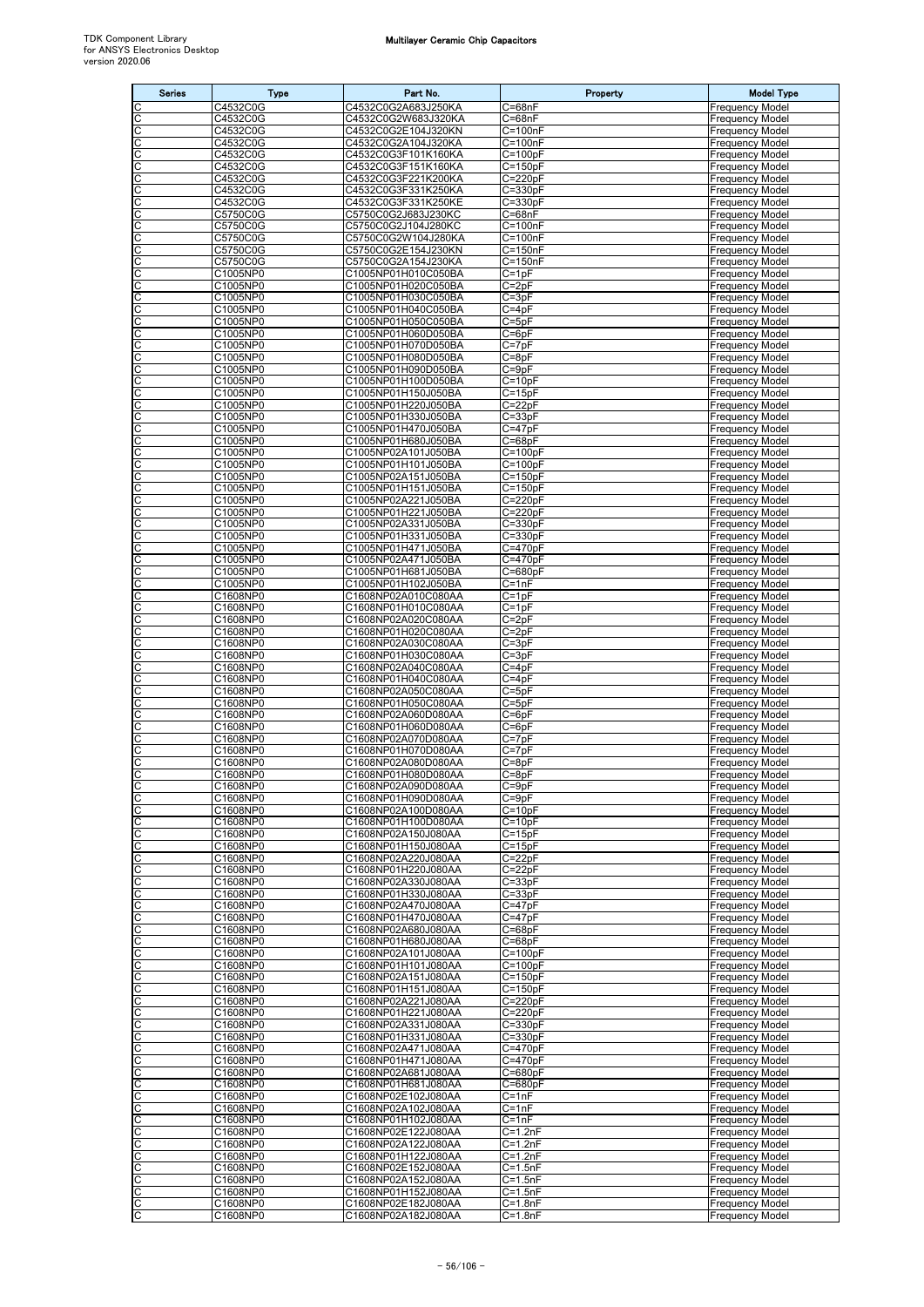| Series | Type | Part No. | Property | Model Type |
|---|---|---|---|---|
| C | C4532C0G | C4532C0G2A683J250KA | C=68nF | Frequency Model |
| C | C4532C0G | C4532C0G2W683J320KA | C=68nF | Frequency Model |
| C | C4532C0G | C4532C0G2E104J320KN | C=100nF | Frequency Model |
| C | C4532C0G | C4532C0G2A104J320KA | C=100nF | Frequency Model |
| C | C4532C0G | C4532C0G3F101K160KA | C=100pF | Frequency Model |
| C | C4532C0G | C4532C0G3F151K160KA | C=150pF | Frequency Model |
| C | C4532C0G | C4532C0G3F221K200KA | C=220pF | Frequency Model |
| C | C4532C0G | C4532C0G3F331K250KA | C=330pF | Frequency Model |
| C | C4532C0G | C4532C0G3F331K250KE | C=330pF | Frequency Model |
| C | C5750C0G | C5750C0G2J683J230KC | C=68nF | Frequency Model |
| C | C5750C0G | C5750C0G2J104J280KC | C=100nF | Frequency Model |
| C | C5750C0G | C5750C0G2W104J280KA | C=100nF | Frequency Model |
| C | C5750C0G | C5750C0G2E154J230KN | C=150nF | Frequency Model |
| C | C5750C0G | C5750C0G2A154J230KA | C=150nF | Frequency Model |
| C | C1005NP0 | C1005NP01H010C050BA | C=1pF | Frequency Model |
| C | C1005NP0 | C1005NP01H020C050BA | C=2pF | Frequency Model |
| C | C1005NP0 | C1005NP01H030C050BA | C=3pF | Frequency Model |
| C | C1005NP0 | C1005NP01H040C050BA | C=4pF | Frequency Model |
| C | C1005NP0 | C1005NP01H050C050BA | C=5pF | Frequency Model |
| C | C1005NP0 | C1005NP01H060D050BA | C=6pF | Frequency Model |
| C | C1005NP0 | C1005NP01H070D050BA | C=7pF | Frequency Model |
| C | C1005NP0 | C1005NP01H080D050BA | C=8pF | Frequency Model |
| C | C1005NP0 | C1005NP01H090D050BA | C=9pF | Frequency Model |
| C | C1005NP0 | C1005NP01H100D050BA | C=10pF | Frequency Model |
| C | C1005NP0 | C1005NP01H150J050BA | C=15pF | Frequency Model |
| C | C1005NP0 | C1005NP01H220J050BA | C=22pF | Frequency Model |
| C | C1005NP0 | C1005NP01H330J050BA | C=33pF | Frequency Model |
| C | C1005NP0 | C1005NP01H470J050BA | C=47pF | Frequency Model |
| C | C1005NP0 | C1005NP01H680J050BA | C=68pF | Frequency Model |
| C | C1005NP0 | C1005NP02A101J050BA | C=100pF | Frequency Model |
| C | C1005NP0 | C1005NP01H101J050BA | C=100pF | Frequency Model |
| C | C1005NP0 | C1005NP02A151J050BA | C=150pF | Frequency Model |
| C | C1005NP0 | C1005NP01H151J050BA | C=150pF | Frequency Model |
| C | C1005NP0 | C1005NP02A221J050BA | C=220pF | Frequency Model |
| C | C1005NP0 | C1005NP01H221J050BA | C=220pF | Frequency Model |
| C | C1005NP0 | C1005NP02A331J050BA | C=330pF | Frequency Model |
| C | C1005NP0 | C1005NP01H331J050BA | C=330pF | Frequency Model |
| C | C1005NP0 | C1005NP01H471J050BA | C=470pF | Frequency Model |
| C | C1005NP0 | C1005NP02A471J050BA | C=470pF | Frequency Model |
| C | C1005NP0 | C1005NP01H681J050BA | C=680pF | Frequency Model |
| C | C1005NP0 | C1005NP01H102J050BA | C=1nF | Frequency Model |
| C | C1608NP0 | C1608NP02A010C080AA | C=1pF | Frequency Model |
| C | C1608NP0 | C1608NP01H010C080AA | C=1pF | Frequency Model |
| C | C1608NP0 | C1608NP02A020C080AA | C=2pF | Frequency Model |
| C | C1608NP0 | C1608NP01H020C080AA | C=2pF | Frequency Model |
| C | C1608NP0 | C1608NP02A030C080AA | C=3pF | Frequency Model |
| C | C1608NP0 | C1608NP01H030C080AA | C=3pF | Frequency Model |
| C | C1608NP0 | C1608NP02A040C080AA | C=4pF | Frequency Model |
| C | C1608NP0 | C1608NP01H040C080AA | C=4pF | Frequency Model |
| C | C1608NP0 | C1608NP02A050C080AA | C=5pF | Frequency Model |
| C | C1608NP0 | C1608NP01H050C080AA | C=5pF | Frequency Model |
| C | C1608NP0 | C1608NP02A060D080AA | C=6pF | Frequency Model |
| C | C1608NP0 | C1608NP01H060D080AA | C=6pF | Frequency Model |
| C | C1608NP0 | C1608NP02A070D080AA | C=7pF | Frequency Model |
| C | C1608NP0 | C1608NP01H070D080AA | C=7pF | Frequency Model |
| C | C1608NP0 | C1608NP02A080D080AA | C=8pF | Frequency Model |
| C | C1608NP0 | C1608NP01H080D080AA | C=8pF | Frequency Model |
| C | C1608NP0 | C1608NP02A090D080AA | C=9pF | Frequency Model |
| C | C1608NP0 | C1608NP01H090D080AA | C=9pF | Frequency Model |
| C | C1608NP0 | C1608NP02A100D080AA | C=10pF | Frequency Model |
| C | C1608NP0 | C1608NP01H100D080AA | C=10pF | Frequency Model |
| C | C1608NP0 | C1608NP02A150J080AA | C=15pF | Frequency Model |
| C | C1608NP0 | C1608NP01H150J080AA | C=15pF | Frequency Model |
| C | C1608NP0 | C1608NP02A220J080AA | C=22pF | Frequency Model |
| C | C1608NP0 | C1608NP01H220J080AA | C=22pF | Frequency Model |
| C | C1608NP0 | C1608NP02A330J080AA | C=33pF | Frequency Model |
| C | C1608NP0 | C1608NP01H330J080AA | C=33pF | Frequency Model |
| C | C1608NP0 | C1608NP02A470J080AA | C=47pF | Frequency Model |
| C | C1608NP0 | C1608NP01H470J080AA | C=47pF | Frequency Model |
| C | C1608NP0 | C1608NP02A680J080AA | C=68pF | Frequency Model |
| C | C1608NP0 | C1608NP01H680J080AA | C=68pF | Frequency Model |
| C | C1608NP0 | C1608NP02A101J080AA | C=100pF | Frequency Model |
| C | C1608NP0 | C1608NP01H101J080AA | C=100pF | Frequency Model |
| C | C1608NP0 | C1608NP02A151J080AA | C=150pF | Frequency Model |
| C | C1608NP0 | C1608NP01H151J080AA | C=150pF | Frequency Model |
| C | C1608NP0 | C1608NP02A221J080AA | C=220pF | Frequency Model |
| C | C1608NP0 | C1608NP01H221J080AA | C=220pF | Frequency Model |
| C | C1608NP0 | C1608NP02A331J080AA | C=330pF | Frequency Model |
| C | C1608NP0 | C1608NP01H331J080AA | C=330pF | Frequency Model |
| C | C1608NP0 | C1608NP02A471J080AA | C=470pF | Frequency Model |
| C | C1608NP0 | C1608NP01H471J080AA | C=470pF | Frequency Model |
| C | C1608NP0 | C1608NP02A681J080AA | C=680pF | Frequency Model |
| C | C1608NP0 | C1608NP01H681J080AA | C=680pF | Frequency Model |
| C | C1608NP0 | C1608NP02E102J080AA | C=1nF | Frequency Model |
| C | C1608NP0 | C1608NP02A102J080AA | C=1nF | Frequency Model |
| C | C1608NP0 | C1608NP01H102J080AA | C=1nF | Frequency Model |
| C | C1608NP0 | C1608NP02E122J080AA | C=1.2nF | Frequency Model |
| C | C1608NP0 | C1608NP02A122J080AA | C=1.2nF | Frequency Model |
| C | C1608NP0 | C1608NP01H122J080AA | C=1.2nF | Frequency Model |
| C | C1608NP0 | C1608NP02E152J080AA | C=1.5nF | Frequency Model |
| C | C1608NP0 | C1608NP02A152J080AA | C=1.5nF | Frequency Model |
| C | C1608NP0 | C1608NP01H152J080AA | C=1.5nF | Frequency Model |
| C | C1608NP0 | C1608NP02E182J080AA | C=1.8nF | Frequency Model |
| C | C1608NP0 | C1608NP02A182J080AA | C=1.8nF | Frequency Model |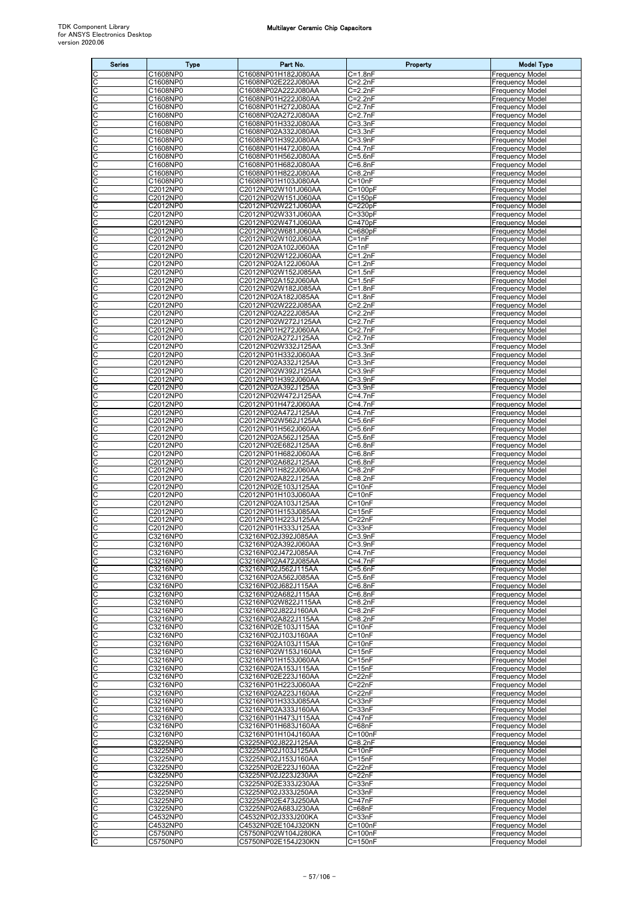| Series | Type | Part No. | Property | Model Type |
|---|---|---|---|---|
| C | C1608NP0 | C1608NP01H182J080AA | C=1.8nF | Frequency Model |
| C | C1608NP0 | C1608NP02E222J080AA | C=2.2nF | Frequency Model |
| C | C1608NP0 | C1608NP02A222J080AA | C=2.2nF | Frequency Model |
| C | C1608NP0 | C1608NP01H222J080AA | C=2.2nF | Frequency Model |
| C | C1608NP0 | C1608NP01H272J080AA | C=2.7nF | Frequency Model |
| C | C1608NP0 | C1608NP02A272J080AA | C=2.7nF | Frequency Model |
| C | C1608NP0 | C1608NP01H332J080AA | C=3.3nF | Frequency Model |
| C | C1608NP0 | C1608NP02A332J080AA | C=3.3nF | Frequency Model |
| C | C1608NP0 | C1608NP01H392J080AA | C=3.9nF | Frequency Model |
| C | C1608NP0 | C1608NP01H472J080AA | C=4.7nF | Frequency Model |
| C | C1608NP0 | C1608NP01H562J080AA | C=5.6nF | Frequency Model |
| C | C1608NP0 | C1608NP01H682J080AA | C=6.8nF | Frequency Model |
| C | C1608NP0 | C1608NP01H822J080AA | C=8.2nF | Frequency Model |
| C | C1608NP0 | C1608NP01H103J080AA | C=10nF | Frequency Model |
| C | C2012NP0 | C2012NP02W101J060AA | C=100pF | Frequency Model |
| C | C2012NP0 | C2012NP02W151J060AA | C=150pF | Frequency Model |
| C | C2012NP0 | C2012NP02W221J060AA | C=220pF | Frequency Model |
| C | C2012NP0 | C2012NP02W331J060AA | C=330pF | Frequency Model |
| C | C2012NP0 | C2012NP02W471J060AA | C=470pF | Frequency Model |
| C | C2012NP0 | C2012NP02W681J060AA | C=680pF | Frequency Model |
| C | C2012NP0 | C2012NP02W102J060AA | C=1nF | Frequency Model |
| C | C2012NP0 | C2012NP02A102J060AA | C=1nF | Frequency Model |
| C | C2012NP0 | C2012NP02W122J060AA | C=1.2nF | Frequency Model |
| C | C2012NP0 | C2012NP02A122J060AA | C=1.2nF | Frequency Model |
| C | C2012NP0 | C2012NP02W152J085AA | C=1.5nF | Frequency Model |
| C | C2012NP0 | C2012NP02A152J060AA | C=1.5nF | Frequency Model |
| C | C2012NP0 | C2012NP02W182J085AA | C=1.8nF | Frequency Model |
| C | C2012NP0 | C2012NP02A182J085AA | C=1.8nF | Frequency Model |
| C | C2012NP0 | C2012NP02W222J085AA | C=2.2nF | Frequency Model |
| C | C2012NP0 | C2012NP02A222J085AA | C=2.2nF | Frequency Model |
| C | C2012NP0 | C2012NP02W272J125AA | C=2.7nF | Frequency Model |
| C | C2012NP0 | C2012NP01H272J060AA | C=2.7nF | Frequency Model |
| C | C2012NP0 | C2012NP02A272J125AA | C=2.7nF | Frequency Model |
| C | C2012NP0 | C2012NP02W332J125AA | C=3.3nF | Frequency Model |
| C | C2012NP0 | C2012NP01H332J060AA | C=3.3nF | Frequency Model |
| C | C2012NP0 | C2012NP02A332J125AA | C=3.3nF | Frequency Model |
| C | C2012NP0 | C2012NP02W392J125AA | C=3.9nF | Frequency Model |
| C | C2012NP0 | C2012NP01H392J060AA | C=3.9nF | Frequency Model |
| C | C2012NP0 | C2012NP02A392J125AA | C=3.9nF | Frequency Model |
| C | C2012NP0 | C2012NP02W472J125AA | C=4.7nF | Frequency Model |
| C | C2012NP0 | C2012NP01H472J060AA | C=4.7nF | Frequency Model |
| C | C2012NP0 | C2012NP02A472J125AA | C=4.7nF | Frequency Model |
| C | C2012NP0 | C2012NP02W562J125AA | C=5.6nF | Frequency Model |
| C | C2012NP0 | C2012NP01H562J060AA | C=5.6nF | Frequency Model |
| C | C2012NP0 | C2012NP02A562J125AA | C=5.6nF | Frequency Model |
| C | C2012NP0 | C2012NP02E682J125AA | C=6.8nF | Frequency Model |
| C | C2012NP0 | C2012NP01H682J060AA | C=6.8nF | Frequency Model |
| C | C2012NP0 | C2012NP02A682J125AA | C=6.8nF | Frequency Model |
| C | C2012NP0 | C2012NP01H822J060AA | C=8.2nF | Frequency Model |
| C | C2012NP0 | C2012NP02A822J125AA | C=8.2nF | Frequency Model |
| C | C2012NP0 | C2012NP02E103J125AA | C=10nF | Frequency Model |
| C | C2012NP0 | C2012NP01H103J060AA | C=10nF | Frequency Model |
| C | C2012NP0 | C2012NP02A103J125AA | C=10nF | Frequency Model |
| C | C2012NP0 | C2012NP01H153J085AA | C=15nF | Frequency Model |
| C | C2012NP0 | C2012NP01H223J125AA | C=22nF | Frequency Model |
| C | C2012NP0 | C2012NP01H333J125AA | C=33nF | Frequency Model |
| C | C3216NP0 | C3216NP02J392J085AA | C=3.9nF | Frequency Model |
| C | C3216NP0 | C3216NP02A392J060AA | C=3.9nF | Frequency Model |
| C | C3216NP0 | C3216NP02J472J085AA | C=4.7nF | Frequency Model |
| C | C3216NP0 | C3216NP02A472J085AA | C=4.7nF | Frequency Model |
| C | C3216NP0 | C3216NP02J562J115AA | C=5.6nF | Frequency Model |
| C | C3216NP0 | C3216NP02A562J085AA | C=5.6nF | Frequency Model |
| C | C3216NP0 | C3216NP02J682J115AA | C=6.8nF | Frequency Model |
| C | C3216NP0 | C3216NP02A682J115AA | C=6.8nF | Frequency Model |
| C | C3216NP0 | C3216NP02W822J115AA | C=8.2nF | Frequency Model |
| C | C3216NP0 | C3216NP02J822J160AA | C=8.2nF | Frequency Model |
| C | C3216NP0 | C3216NP02A822J115AA | C=8.2nF | Frequency Model |
| C | C3216NP0 | C3216NP02E103J115AA | C=10nF | Frequency Model |
| C | C3216NP0 | C3216NP02J103J160AA | C=10nF | Frequency Model |
| C | C3216NP0 | C3216NP02A103J115AA | C=10nF | Frequency Model |
| C | C3216NP0 | C3216NP02W153J160AA | C=15nF | Frequency Model |
| C | C3216NP0 | C3216NP01H153J060AA | C=15nF | Frequency Model |
| C | C3216NP0 | C3216NP02A153J115AA | C=15nF | Frequency Model |
| C | C3216NP0 | C3216NP02E223J160AA | C=22nF | Frequency Model |
| C | C3216NP0 | C3216NP01H223J060AA | C=22nF | Frequency Model |
| C | C3216NP0 | C3216NP02A223J160AA | C=22nF | Frequency Model |
| C | C3216NP0 | C3216NP01H333J085AA | C=33nF | Frequency Model |
| C | C3216NP0 | C3216NP02A333J160AA | C=33nF | Frequency Model |
| C | C3216NP0 | C3216NP01H473J115AA | C=47nF | Frequency Model |
| C | C3216NP0 | C3216NP01H683J160AA | C=68nF | Frequency Model |
| C | C3216NP0 | C3216NP01H104J160AA | C=100nF | Frequency Model |
| C | C3225NP0 | C3225NP02J822J125AA | C=8.2nF | Frequency Model |
| C | C3225NP0 | C3225NP02J103J125AA | C=10nF | Frequency Model |
| C | C3225NP0 | C3225NP02J153J160AA | C=15nF | Frequency Model |
| C | C3225NP0 | C3225NP02E223J160AA | C=22nF | Frequency Model |
| C | C3225NP0 | C3225NP02J223J230AA | C=22nF | Frequency Model |
| C | C3225NP0 | C3225NP02E333J230AA | C=33nF | Frequency Model |
| C | C3225NP0 | C3225NP02J333J250AA | C=33nF | Frequency Model |
| C | C3225NP0 | C3225NP02E473J250AA | C=47nF | Frequency Model |
| C | C3225NP0 | C3225NP02A683J230AA | C=68nF | Frequency Model |
| C | C4532NP0 | C4532NP02J333J200KA | C=33nF | Frequency Model |
| C | C4532NP0 | C4532NP02E104J320KN | C=100nF | Frequency Model |
| C | C5750NP0 | C5750NP02W104J280KA | C=100nF | Frequency Model |
| C | C5750NP0 | C5750NP02E154J230KN | C=150nF | Frequency Model |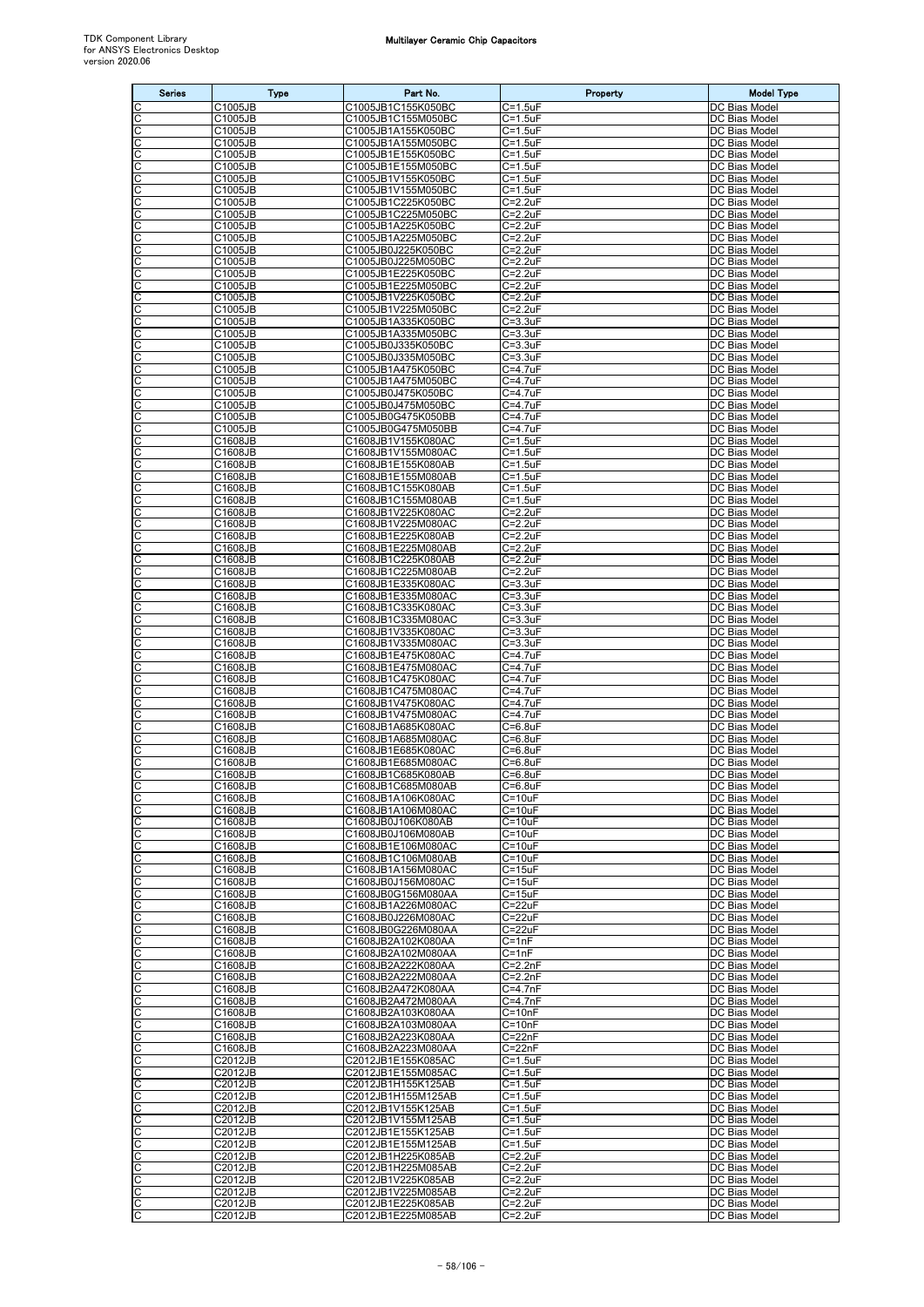| Series | Type | Part No. | Property | Model Type |
|---|---|---|---|---|
| C | C1005JB | C1005JB1C155K050BC | C=1.5uF | DC Bias Model |
| C | C1005JB | C1005JB1C155M050BC | C=1.5uF | DC Bias Model |
| C | C1005JB | C1005JB1A155K050BC | C=1.5uF | DC Bias Model |
| C | C1005JB | C1005JB1A155M050BC | C=1.5uF | DC Bias Model |
| C | C1005JB | C1005JB1E155K050BC | C=1.5uF | DC Bias Model |
| C | C1005JB | C1005JB1E155M050BC | C=1.5uF | DC Bias Model |
| C | C1005JB | C1005JB1V155K050BC | C=1.5uF | DC Bias Model |
| C | C1005JB | C1005JB1V155M050BC | C=1.5uF | DC Bias Model |
| C | C1005JB | C1005JB1C225K050BC | C=2.2uF | DC Bias Model |
| C | C1005JB | C1005JB1C225M050BC | C=2.2uF | DC Bias Model |
| C | C1005JB | C1005JB1A225K050BC | C=2.2uF | DC Bias Model |
| C | C1005JB | C1005JB1A225M050BC | C=2.2uF | DC Bias Model |
| C | C1005JB | C1005JB0J225K050BC | C=2.2uF | DC Bias Model |
| C | C1005JB | C1005JB0J225M050BC | C=2.2uF | DC Bias Model |
| C | C1005JB | C1005JB1E225K050BC | C=2.2uF | DC Bias Model |
| C | C1005JB | C1005JB1E225M050BC | C=2.2uF | DC Bias Model |
| C | C1005JB | C1005JB1V225K050BC | C=2.2uF | DC Bias Model |
| C | C1005JB | C1005JB1V225M050BC | C=2.2uF | DC Bias Model |
| C | C1005JB | C1005JB1A335K050BC | C=3.3uF | DC Bias Model |
| C | C1005JB | C1005JB1A335M050BC | C=3.3uF | DC Bias Model |
| C | C1005JB | C1005JB0J335K050BC | C=3.3uF | DC Bias Model |
| C | C1005JB | C1005JB0J335M050BC | C=3.3uF | DC Bias Model |
| C | C1005JB | C1005JB1A475K050BC | C=4.7uF | DC Bias Model |
| C | C1005JB | C1005JB1A475M050BC | C=4.7uF | DC Bias Model |
| C | C1005JB | C1005JB0J475K050BC | C=4.7uF | DC Bias Model |
| C | C1005JB | C1005JB0J475M050BC | C=4.7uF | DC Bias Model |
| C | C1005JB | C1005JB0G475K050BB | C=4.7uF | DC Bias Model |
| C | C1005JB | C1005JB0G475M050BB | C=4.7uF | DC Bias Model |
| C | C1608JB | C1608JB1V155K080AC | C=1.5uF | DC Bias Model |
| C | C1608JB | C1608JB1V155M080AC | C=1.5uF | DC Bias Model |
| C | C1608JB | C1608JB1E155K080AB | C=1.5uF | DC Bias Model |
| C | C1608JB | C1608JB1E155M080AB | C=1.5uF | DC Bias Model |
| C | C1608JB | C1608JB1C155K080AB | C=1.5uF | DC Bias Model |
| C | C1608JB | C1608JB1C155M080AB | C=1.5uF | DC Bias Model |
| C | C1608JB | C1608JB1V225K080AC | C=2.2uF | DC Bias Model |
| C | C1608JB | C1608JB1V225M080AC | C=2.2uF | DC Bias Model |
| C | C1608JB | C1608JB1E225K080AB | C=2.2uF | DC Bias Model |
| C | C1608JB | C1608JB1E225M080AB | C=2.2uF | DC Bias Model |
| C | C1608JB | C1608JB1C225K080AB | C=2.2uF | DC Bias Model |
| C | C1608JB | C1608JB1C225M080AB | C=2.2uF | DC Bias Model |
| C | C1608JB | C1608JB1E335K080AC | C=3.3uF | DC Bias Model |
| C | C1608JB | C1608JB1E335M080AC | C=3.3uF | DC Bias Model |
| C | C1608JB | C1608JB1C335K080AC | C=3.3uF | DC Bias Model |
| C | C1608JB | C1608JB1C335M080AC | C=3.3uF | DC Bias Model |
| C | C1608JB | C1608JB1V335K080AC | C=3.3uF | DC Bias Model |
| C | C1608JB | C1608JB1V335M080AC | C=3.3uF | DC Bias Model |
| C | C1608JB | C1608JB1E475K080AC | C=4.7uF | DC Bias Model |
| C | C1608JB | C1608JB1E475M080AC | C=4.7uF | DC Bias Model |
| C | C1608JB | C1608JB1C475K080AC | C=4.7uF | DC Bias Model |
| C | C1608JB | C1608JB1C475M080AC | C=4.7uF | DC Bias Model |
| C | C1608JB | C1608JB1V475K080AC | C=4.7uF | DC Bias Model |
| C | C1608JB | C1608JB1V475M080AC | C=4.7uF | DC Bias Model |
| C | C1608JB | C1608JB1A685K080AC | C=6.8uF | DC Bias Model |
| C | C1608JB | C1608JB1A685M080AC | C=6.8uF | DC Bias Model |
| C | C1608JB | C1608JB1E685K080AC | C=6.8uF | DC Bias Model |
| C | C1608JB | C1608JB1E685M080AC | C=6.8uF | DC Bias Model |
| C | C1608JB | C1608JB1C685K080AB | C=6.8uF | DC Bias Model |
| C | C1608JB | C1608JB1C685M080AB | C=6.8uF | DC Bias Model |
| C | C1608JB | C1608JB1A106K080AC | C=10uF | DC Bias Model |
| C | C1608JB | C1608JB1A106M080AC | C=10uF | DC Bias Model |
| C | C1608JB | C1608JB0J106K080AB | C=10uF | DC Bias Model |
| C | C1608JB | C1608JB0J106M080AB | C=10uF | DC Bias Model |
| C | C1608JB | C1608JB1E106M080AC | C=10uF | DC Bias Model |
| C | C1608JB | C1608JB1C106M080AB | C=10uF | DC Bias Model |
| C | C1608JB | C1608JB1A156M080AC | C=15uF | DC Bias Model |
| C | C1608JB | C1608JB0J156M080AC | C=15uF | DC Bias Model |
| C | C1608JB | C1608JB0G156M080AA | C=15uF | DC Bias Model |
| C | C1608JB | C1608JB1A226M080AC | C=22uF | DC Bias Model |
| C | C1608JB | C1608JB0J226M080AC | C=22uF | DC Bias Model |
| C | C1608JB | C1608JB0G226M080AA | C=22uF | DC Bias Model |
| C | C1608JB | C1608JB2A102K080AA | C=1nF | DC Bias Model |
| C | C1608JB | C1608JB2A102M080AA | C=1nF | DC Bias Model |
| C | C1608JB | C1608JB2A222K080AA | C=2.2nF | DC Bias Model |
| C | C1608JB | C1608JB2A222M080AA | C=2.2nF | DC Bias Model |
| C | C1608JB | C1608JB2A472K080AA | C=4.7nF | DC Bias Model |
| C | C1608JB | C1608JB2A472M080AA | C=4.7nF | DC Bias Model |
| C | C1608JB | C1608JB2A103K080AA | C=10nF | DC Bias Model |
| C | C1608JB | C1608JB2A103M080AA | C=10nF | DC Bias Model |
| C | C1608JB | C1608JB2A223K080AA | C=22nF | DC Bias Model |
| C | C1608JB | C1608JB2A223M080AA | C=22nF | DC Bias Model |
| C | C2012JB | C2012JB1E155K085AC | C=1.5uF | DC Bias Model |
| C | C2012JB | C2012JB1E155M085AC | C=1.5uF | DC Bias Model |
| C | C2012JB | C2012JB1H155K125AB | C=1.5uF | DC Bias Model |
| C | C2012JB | C2012JB1H155M125AB | C=1.5uF | DC Bias Model |
| C | C2012JB | C2012JB1V155K125AB | C=1.5uF | DC Bias Model |
| C | C2012JB | C2012JB1V155M125AB | C=1.5uF | DC Bias Model |
| C | C2012JB | C2012JB1E155K125AB | C=1.5uF | DC Bias Model |
| C | C2012JB | C2012JB1E155M125AB | C=1.5uF | DC Bias Model |
| C | C2012JB | C2012JB1H225K085AB | C=2.2uF | DC Bias Model |
| C | C2012JB | C2012JB1H225M085AB | C=2.2uF | DC Bias Model |
| C | C2012JB | C2012JB1V225K085AB | C=2.2uF | DC Bias Model |
| C | C2012JB | C2012JB1V225M085AB | C=2.2uF | DC Bias Model |
| C | C2012JB | C2012JB1E225K085AB | C=2.2uF | DC Bias Model |
| C | C2012JB | C2012JB1E225M085AB | C=2.2uF | DC Bias Model |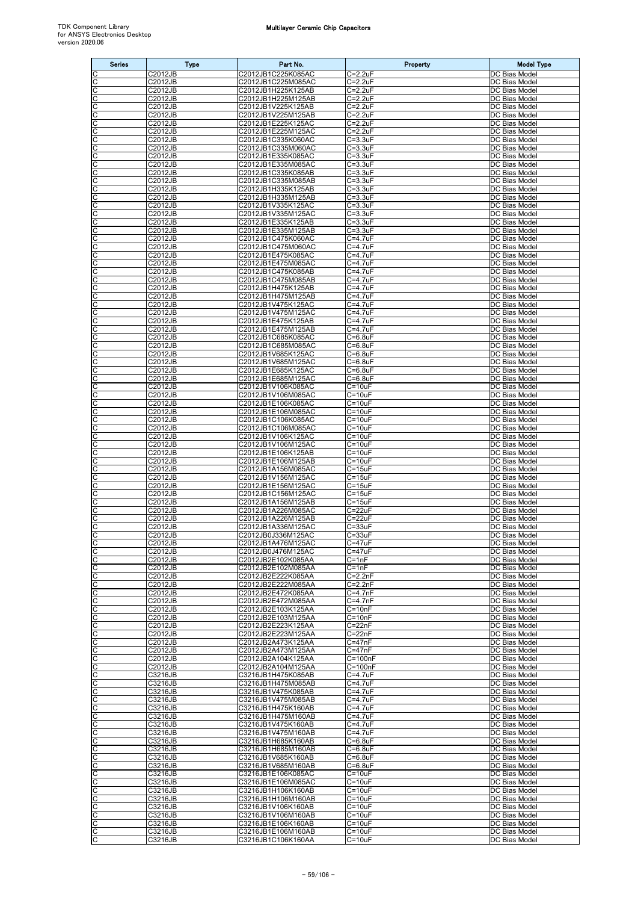| Series | Type | Part No. | Property | Model Type |
|---|---|---|---|---|
| C | C2012JB | C2012JB1C225K085AC | C=2.2uF | DC Bias Model |
| C | C2012JB | C2012JB1C225M085AC | C=2.2uF | DC Bias Model |
| C | C2012JB | C2012JB1H225K125AB | C=2.2uF | DC Bias Model |
| C | C2012JB | C2012JB1H225M125AB | C=2.2uF | DC Bias Model |
| C | C2012JB | C2012JB1V225K125AB | C=2.2uF | DC Bias Model |
| C | C2012JB | C2012JB1V225M125AB | C=2.2uF | DC Bias Model |
| C | C2012JB | C2012JB1E225K125AC | C=2.2uF | DC Bias Model |
| C | C2012JB | C2012JB1E225M125AC | C=2.2uF | DC Bias Model |
| C | C2012JB | C2012JB1C335K060AC | C=3.3uF | DC Bias Model |
| C | C2012JB | C2012JB1C335M060AC | C=3.3uF | DC Bias Model |
| C | C2012JB | C2012JB1E335K085AC | C=3.3uF | DC Bias Model |
| C | C2012JB | C2012JB1E335M085AC | C=3.3uF | DC Bias Model |
| C | C2012JB | C2012JB1C335K085AB | C=3.3uF | DC Bias Model |
| C | C2012JB | C2012JB1C335M085AB | C=3.3uF | DC Bias Model |
| C | C2012JB | C2012JB1H335K125AB | C=3.3uF | DC Bias Model |
| C | C2012JB | C2012JB1H335M125AB | C=3.3uF | DC Bias Model |
| C | C2012JB | C2012JB1V335K125AC | C=3.3uF | DC Bias Model |
| C | C2012JB | C2012JB1V335M125AC | C=3.3uF | DC Bias Model |
| C | C2012JB | C2012JB1E335K125AB | C=3.3uF | DC Bias Model |
| C | C2012JB | C2012JB1E335M125AB | C=3.3uF | DC Bias Model |
| C | C2012JB | C2012JB1C475K060AC | C=4.7uF | DC Bias Model |
| C | C2012JB | C2012JB1C475M060AC | C=4.7uF | DC Bias Model |
| C | C2012JB | C2012JB1E475K085AC | C=4.7uF | DC Bias Model |
| C | C2012JB | C2012JB1E475M085AC | C=4.7uF | DC Bias Model |
| C | C2012JB | C2012JB1C475K085AB | C=4.7uF | DC Bias Model |
| C | C2012JB | C2012JB1C475M085AB | C=4.7uF | DC Bias Model |
| C | C2012JB | C2012JB1H475K125AB | C=4.7uF | DC Bias Model |
| C | C2012JB | C2012JB1H475M125AB | C=4.7uF | DC Bias Model |
| C | C2012JB | C2012JB1V475K125AC | C=4.7uF | DC Bias Model |
| C | C2012JB | C2012JB1V475M125AC | C=4.7uF | DC Bias Model |
| C | C2012JB | C2012JB1E475K125AB | C=4.7uF | DC Bias Model |
| C | C2012JB | C2012JB1E475M125AB | C=4.7uF | DC Bias Model |
| C | C2012JB | C2012JB1C685K085AC | C=6.8uF | DC Bias Model |
| C | C2012JB | C2012JB1C685M085AC | C=6.8uF | DC Bias Model |
| C | C2012JB | C2012JB1V685K125AC | C=6.8uF | DC Bias Model |
| C | C2012JB | C2012JB1V685M125AC | C=6.8uF | DC Bias Model |
| C | C2012JB | C2012JB1E685K125AC | C=6.8uF | DC Bias Model |
| C | C2012JB | C2012JB1E685M125AC | C=6.8uF | DC Bias Model |
| C | C2012JB | C2012JB1V106K085AC | C=10uF | DC Bias Model |
| C | C2012JB | C2012JB1V106M085AC | C=10uF | DC Bias Model |
| C | C2012JB | C2012JB1E106K085AC | C=10uF | DC Bias Model |
| C | C2012JB | C2012JB1E106M085AC | C=10uF | DC Bias Model |
| C | C2012JB | C2012JB1C106K085AC | C=10uF | DC Bias Model |
| C | C2012JB | C2012JB1C106M085AC | C=10uF | DC Bias Model |
| C | C2012JB | C2012JB1V106K125AC | C=10uF | DC Bias Model |
| C | C2012JB | C2012JB1V106M125AC | C=10uF | DC Bias Model |
| C | C2012JB | C2012JB1E106K125AB | C=10uF | DC Bias Model |
| C | C2012JB | C2012JB1E106M125AB | C=10uF | DC Bias Model |
| C | C2012JB | C2012JB1A156M085AC | C=15uF | DC Bias Model |
| C | C2012JB | C2012JB1V156M125AC | C=15uF | DC Bias Model |
| C | C2012JB | C2012JB1E156M125AC | C=15uF | DC Bias Model |
| C | C2012JB | C2012JB1C156M125AC | C=15uF | DC Bias Model |
| C | C2012JB | C2012JB1A156M125AB | C=15uF | DC Bias Model |
| C | C2012JB | C2012JB1A226M085AC | C=22uF | DC Bias Model |
| C | C2012JB | C2012JB1A226M125AB | C=22uF | DC Bias Model |
| C | C2012JB | C2012JB1A336M125AC | C=33uF | DC Bias Model |
| C | C2012JB | C2012JB0J336M125AC | C=33uF | DC Bias Model |
| C | C2012JB | C2012JB1A476M125AC | C=47uF | DC Bias Model |
| C | C2012JB | C2012JB0J476M125AC | C=47uF | DC Bias Model |
| C | C2012JB | C2012JB2E102K085AA | C=1nF | DC Bias Model |
| C | C2012JB | C2012JB2E102M085AA | C=1nF | DC Bias Model |
| C | C2012JB | C2012JB2E222K085AA | C=2.2nF | DC Bias Model |
| C | C2012JB | C2012JB2E222M085AA | C=2.2nF | DC Bias Model |
| C | C2012JB | C2012JB2E472K085AA | C=4.7nF | DC Bias Model |
| C | C2012JB | C2012JB2E472M085AA | C=4.7nF | DC Bias Model |
| C | C2012JB | C2012JB2E103K125AA | C=10nF | DC Bias Model |
| C | C2012JB | C2012JB2E103M125AA | C=10nF | DC Bias Model |
| C | C2012JB | C2012JB2E223K125AA | C=22nF | DC Bias Model |
| C | C2012JB | C2012JB2E223M125AA | C=22nF | DC Bias Model |
| C | C2012JB | C2012JB2A473K125AA | C=47nF | DC Bias Model |
| C | C2012JB | C2012JB2A473M125AA | C=47nF | DC Bias Model |
| C | C2012JB | C2012JB2A104K125AA | C=100nF | DC Bias Model |
| C | C2012JB | C2012JB2A104M125AA | C=100nF | DC Bias Model |
| C | C3216JB | C3216JB1H475K085AB | C=4.7uF | DC Bias Model |
| C | C3216JB | C3216JB1H475M085AB | C=4.7uF | DC Bias Model |
| C | C3216JB | C3216JB1V475K085AB | C=4.7uF | DC Bias Model |
| C | C3216JB | C3216JB1V475M085AB | C=4.7uF | DC Bias Model |
| C | C3216JB | C3216JB1H475K160AB | C=4.7uF | DC Bias Model |
| C | C3216JB | C3216JB1H475M160AB | C=4.7uF | DC Bias Model |
| C | C3216JB | C3216JB1V475K160AB | C=4.7uF | DC Bias Model |
| C | C3216JB | C3216JB1V475M160AB | C=4.7uF | DC Bias Model |
| C | C3216JB | C3216JB1H685K160AB | C=6.8uF | DC Bias Model |
| C | C3216JB | C3216JB1H685M160AB | C=6.8uF | DC Bias Model |
| C | C3216JB | C3216JB1V685K160AB | C=6.8uF | DC Bias Model |
| C | C3216JB | C3216JB1V685M160AB | C=6.8uF | DC Bias Model |
| C | C3216JB | C3216JB1E106K085AC | C=10uF | DC Bias Model |
| C | C3216JB | C3216JB1E106M085AC | C=10uF | DC Bias Model |
| C | C3216JB | C3216JB1H106K160AB | C=10uF | DC Bias Model |
| C | C3216JB | C3216JB1H106M160AB | C=10uF | DC Bias Model |
| C | C3216JB | C3216JB1V106K160AB | C=10uF | DC Bias Model |
| C | C3216JB | C3216JB1V106M160AB | C=10uF | DC Bias Model |
| C | C3216JB | C3216JB1E106K160AB | C=10uF | DC Bias Model |
| C | C3216JB | C3216JB1E106M160AB | C=10uF | DC Bias Model |
| C | C3216JB | C3216JB1C106K160AA | C=10uF | DC Bias Model |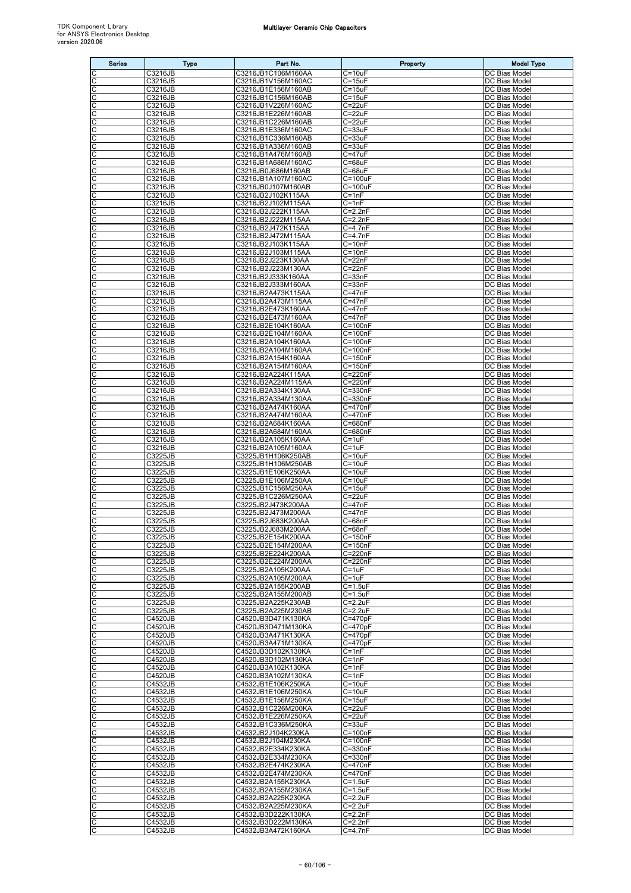| Series | Type | Part No. | Property | Model Type |
|---|---|---|---|---|
| C | C3216JB | C3216JB1C106M160AA | C=10uF | DC Bias Model |
| C | C3216JB | C3216JB1V156M160AC | C=15uF | DC Bias Model |
| C | C3216JB | C3216JB1E156M160AB | C=15uF | DC Bias Model |
| C | C3216JB | C3216JB1C156M160AB | C=15uF | DC Bias Model |
| C | C3216JB | C3216JB1V226M160AC | C=22uF | DC Bias Model |
| C | C3216JB | C3216JB1E226M160AB | C=22uF | DC Bias Model |
| C | C3216JB | C3216JB1C226M160AB | C=22uF | DC Bias Model |
| C | C3216JB | C3216JB1E336M160AC | C=33uF | DC Bias Model |
| C | C3216JB | C3216JB1C336M160AB | C=33uF | DC Bias Model |
| C | C3216JB | C3216JB1A336M160AB | C=33uF | DC Bias Model |
| C | C3216JB | C3216JB1A476M160AB | C=47uF | DC Bias Model |
| C | C3216JB | C3216JB1A686M160AC | C=68uF | DC Bias Model |
| C | C3216JB | C3216JB0J686M160AB | C=68uF | DC Bias Model |
| C | C3216JB | C3216JB1A107M160AC | C=100uF | DC Bias Model |
| C | C3216JB | C3216JB0J107M160AB | C=100uF | DC Bias Model |
| C | C3216JB | C3216JB2J102K115AA | C=1nF | DC Bias Model |
| C | C3216JB | C3216JB2J102M115AA | C=1nF | DC Bias Model |
| C | C3216JB | C3216JB2J222K115AA | C=2.2nF | DC Bias Model |
| C | C3216JB | C3216JB2J222M115AA | C=2.2nF | DC Bias Model |
| C | C3216JB | C3216JB2J472K115AA | C=4.7nF | DC Bias Model |
| C | C3216JB | C3216JB2J472M115AA | C=4.7nF | DC Bias Model |
| C | C3216JB | C3216JB2J103K115AA | C=10nF | DC Bias Model |
| C | C3216JB | C3216JB2J103M115AA | C=10nF | DC Bias Model |
| C | C3216JB | C3216JB2J223K130AA | C=22nF | DC Bias Model |
| C | C3216JB | C3216JB2J223M130AA | C=22nF | DC Bias Model |
| C | C3216JB | C3216JB2J333K160AA | C=33nF | DC Bias Model |
| C | C3216JB | C3216JB2J333M160AA | C=33nF | DC Bias Model |
| C | C3216JB | C3216JB2A473K115AA | C=47nF | DC Bias Model |
| C | C3216JB | C3216JB2A473M115AA | C=47nF | DC Bias Model |
| C | C3216JB | C3216JB2E473K160AA | C=47nF | DC Bias Model |
| C | C3216JB | C3216JB2E473M160AA | C=47nF | DC Bias Model |
| C | C3216JB | C3216JB2E104K160AA | C=100nF | DC Bias Model |
| C | C3216JB | C3216JB2E104M160AA | C=100nF | DC Bias Model |
| C | C3216JB | C3216JB2A104K160AA | C=100nF | DC Bias Model |
| C | C3216JB | C3216JB2A104M160AA | C=100nF | DC Bias Model |
| C | C3216JB | C3216JB2A154K160AA | C=150nF | DC Bias Model |
| C | C3216JB | C3216JB2A154M160AA | C=150nF | DC Bias Model |
| C | C3216JB | C3216JB2A224K115AA | C=220nF | DC Bias Model |
| C | C3216JB | C3216JB2A224M115AA | C=220nF | DC Bias Model |
| C | C3216JB | C3216JB2A334K130AA | C=330nF | DC Bias Model |
| C | C3216JB | C3216JB2A334M130AA | C=330nF | DC Bias Model |
| C | C3216JB | C3216JB2A474K160AA | C=470nF | DC Bias Model |
| C | C3216JB | C3216JB2A474M160AA | C=470nF | DC Bias Model |
| C | C3216JB | C3216JB2A684K160AA | C=680nF | DC Bias Model |
| C | C3216JB | C3216JB2A684M160AA | C=680nF | DC Bias Model |
| C | C3216JB | C3216JB2A105K160AA | C=1uF | DC Bias Model |
| C | C3216JB | C3216JB2A105M160AA | C=1uF | DC Bias Model |
| C | C3225JB | C3225JB1H106K250AB | C=10uF | DC Bias Model |
| C | C3225JB | C3225JB1H106M250AB | C=10uF | DC Bias Model |
| C | C3225JB | C3225JB1E106K250AA | C=10uF | DC Bias Model |
| C | C3225JB | C3225JB1E106M250AA | C=10uF | DC Bias Model |
| C | C3225JB | C3225JB1C156M250AA | C=15uF | DC Bias Model |
| C | C3225JB | C3225JB1C226M250AA | C=22uF | DC Bias Model |
| C | C3225JB | C3225JB2J473K200AA | C=47nF | DC Bias Model |
| C | C3225JB | C3225JB2J473M200AA | C=47nF | DC Bias Model |
| C | C3225JB | C3225JB2J683K200AA | C=68nF | DC Bias Model |
| C | C3225JB | C3225JB2J683M200AA | C=68nF | DC Bias Model |
| C | C3225JB | C3225JB2E154K200AA | C=150nF | DC Bias Model |
| C | C3225JB | C3225JB2E154M200AA | C=150nF | DC Bias Model |
| C | C3225JB | C3225JB2E224K200AA | C=220nF | DC Bias Model |
| C | C3225JB | C3225JB2E224M200AA | C=220nF | DC Bias Model |
| C | C3225JB | C3225JB2A105K200AA | C=1uF | DC Bias Model |
| C | C3225JB | C3225JB2A105M200AA | C=1uF | DC Bias Model |
| C | C3225JB | C3225JB2A155K200AB | C=1.5uF | DC Bias Model |
| C | C3225JB | C3225JB2A155M200AB | C=1.5uF | DC Bias Model |
| C | C3225JB | C3225JB2A225K230AB | C=2.2uF | DC Bias Model |
| C | C3225JB | C3225JB2A225M230AB | C=2.2uF | DC Bias Model |
| C | C4520JB | C4520JB3D471K130KA | C=470pF | DC Bias Model |
| C | C4520JB | C4520JB3D471M130KA | C=470pF | DC Bias Model |
| C | C4520JB | C4520JB3A471K130KA | C=470pF | DC Bias Model |
| C | C4520JB | C4520JB3A471M130KA | C=470pF | DC Bias Model |
| C | C4520JB | C4520JB3D102K130KA | C=1nF | DC Bias Model |
| C | C4520JB | C4520JB3D102M130KA | C=1nF | DC Bias Model |
| C | C4520JB | C4520JB3A102K130KA | C=1nF | DC Bias Model |
| C | C4520JB | C4520JB3A102M130KA | C=1nF | DC Bias Model |
| C | C4532JB | C4532JB1E106K250KA | C=10uF | DC Bias Model |
| C | C4532JB | C4532JB1E106M250KA | C=10uF | DC Bias Model |
| C | C4532JB | C4532JB1E156M250KA | C=15uF | DC Bias Model |
| C | C4532JB | C4532JB1C226M200KA | C=22uF | DC Bias Model |
| C | C4532JB | C4532JB1E226M250KA | C=22uF | DC Bias Model |
| C | C4532JB | C4532JB1C336M250KA | C=33uF | DC Bias Model |
| C | C4532JB | C4532JB2J104K230KA | C=100nF | DC Bias Model |
| C | C4532JB | C4532JB2J104M230KA | C=100nF | DC Bias Model |
| C | C4532JB | C4532JB2E334K230KA | C=330nF | DC Bias Model |
| C | C4532JB | C4532JB2E334M230KA | C=330nF | DC Bias Model |
| C | C4532JB | C4532JB2E474K230KA | C=470nF | DC Bias Model |
| C | C4532JB | C4532JB2E474M230KA | C=470nF | DC Bias Model |
| C | C4532JB | C4532JB2A155K230KA | C=1.5uF | DC Bias Model |
| C | C4532JB | C4532JB2A155M230KA | C=1.5uF | DC Bias Model |
| C | C4532JB | C4532JB2A225K230KA | C=2.2uF | DC Bias Model |
| C | C4532JB | C4532JB2A225M230KA | C=2.2uF | DC Bias Model |
| C | C4532JB | C4532JB3D222K130KA | C=2.2nF | DC Bias Model |
| C | C4532JB | C4532JB3D222M130KA | C=2.2nF | DC Bias Model |
| C | C4532JB | C4532JB3A472K160KA | C=4.7nF | DC Bias Model |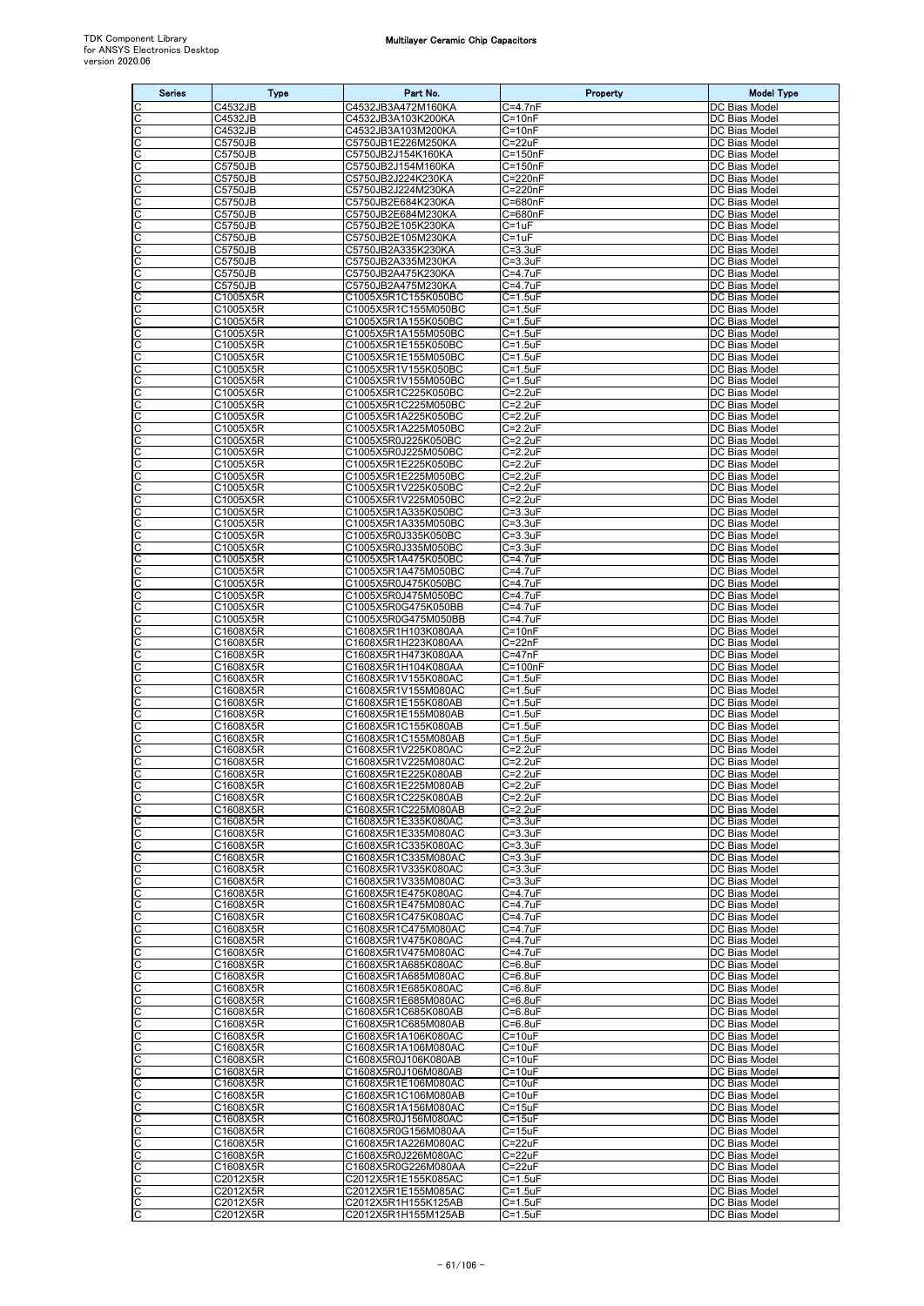| Series | Type | Part No. | Property | Model Type |
|---|---|---|---|---|
| C | C4532JB | C4532JB3A472M160KA | C=4.7nF | DC Bias Model |
| C | C4532JB | C4532JB3A103K200KA | C=10nF | DC Bias Model |
| C | C4532JB | C4532JB3A103M200KA | C=10nF | DC Bias Model |
| C | C5750JB | C5750JB1E226M250KA | C=22uF | DC Bias Model |
| C | C5750JB | C5750JB2J154K160KA | C=150nF | DC Bias Model |
| C | C5750JB | C5750JB2J154M160KA | C=150nF | DC Bias Model |
| C | C5750JB | C5750JB2J224K230KA | C=220nF | DC Bias Model |
| C | C5750JB | C5750JB2J224M230KA | C=220nF | DC Bias Model |
| C | C5750JB | C5750JB2E684K230KA | C=680nF | DC Bias Model |
| C | C5750JB | C5750JB2E684M230KA | C=680nF | DC Bias Model |
| C | C5750JB | C5750JB2E105K230KA | C=1uF | DC Bias Model |
| C | C5750JB | C5750JB2E105M230KA | C=1uF | DC Bias Model |
| C | C5750JB | C5750JB2A335K230KA | C=3.3uF | DC Bias Model |
| C | C5750JB | C5750JB2A335M230KA | C=3.3uF | DC Bias Model |
| C | C5750JB | C5750JB2A475K230KA | C=4.7uF | DC Bias Model |
| C | C5750JB | C5750JB2A475M230KA | C=4.7uF | DC Bias Model |
| C | C1005X5R | C1005X5R1C155K050BC | C=1.5uF | DC Bias Model |
| C | C1005X5R | C1005X5R1C155M050BC | C=1.5uF | DC Bias Model |
| C | C1005X5R | C1005X5R1A155K050BC | C=1.5uF | DC Bias Model |
| C | C1005X5R | C1005X5R1A155M050BC | C=1.5uF | DC Bias Model |
| C | C1005X5R | C1005X5R1E155K050BC | C=1.5uF | DC Bias Model |
| C | C1005X5R | C1005X5R1E155M050BC | C=1.5uF | DC Bias Model |
| C | C1005X5R | C1005X5R1V155K050BC | C=1.5uF | DC Bias Model |
| C | C1005X5R | C1005X5R1V155M050BC | C=1.5uF | DC Bias Model |
| C | C1005X5R | C1005X5R1C225K050BC | C=2.2uF | DC Bias Model |
| C | C1005X5R | C1005X5R1C225M050BC | C=2.2uF | DC Bias Model |
| C | C1005X5R | C1005X5R1A225K050BC | C=2.2uF | DC Bias Model |
| C | C1005X5R | C1005X5R1A225M050BC | C=2.2uF | DC Bias Model |
| C | C1005X5R | C1005X5R0J225K050BC | C=2.2uF | DC Bias Model |
| C | C1005X5R | C1005X5R0J225M050BC | C=2.2uF | DC Bias Model |
| C | C1005X5R | C1005X5R1E225K050BC | C=2.2uF | DC Bias Model |
| C | C1005X5R | C1005X5R1E225M050BC | C=2.2uF | DC Bias Model |
| C | C1005X5R | C1005X5R1V225K050BC | C=2.2uF | DC Bias Model |
| C | C1005X5R | C1005X5R1V225M050BC | C=2.2uF | DC Bias Model |
| C | C1005X5R | C1005X5R1A335K050BC | C=3.3uF | DC Bias Model |
| C | C1005X5R | C1005X5R1A335M050BC | C=3.3uF | DC Bias Model |
| C | C1005X5R | C1005X5R0J335K050BC | C=3.3uF | DC Bias Model |
| C | C1005X5R | C1005X5R0J335M050BC | C=3.3uF | DC Bias Model |
| C | C1005X5R | C1005X5R1A475K050BC | C=4.7uF | DC Bias Model |
| C | C1005X5R | C1005X5R1A475M050BC | C=4.7uF | DC Bias Model |
| C | C1005X5R | C1005X5R0J475K050BC | C=4.7uF | DC Bias Model |
| C | C1005X5R | C1005X5R0J475M050BC | C=4.7uF | DC Bias Model |
| C | C1005X5R | C1005X5R0G475K050BB | C=4.7uF | DC Bias Model |
| C | C1005X5R | C1005X5R0G475M050BB | C=4.7uF | DC Bias Model |
| C | C1608X5R | C1608X5R1H103K080AA | C=10nF | DC Bias Model |
| C | C1608X5R | C1608X5R1H223K080AA | C=22nF | DC Bias Model |
| C | C1608X5R | C1608X5R1H473K080AA | C=47nF | DC Bias Model |
| C | C1608X5R | C1608X5R1H104K080AA | C=100nF | DC Bias Model |
| C | C1608X5R | C1608X5R1V155K080AC | C=1.5uF | DC Bias Model |
| C | C1608X5R | C1608X5R1V155M080AC | C=1.5uF | DC Bias Model |
| C | C1608X5R | C1608X5R1E155K080AB | C=1.5uF | DC Bias Model |
| C | C1608X5R | C1608X5R1E155M080AB | C=1.5uF | DC Bias Model |
| C | C1608X5R | C1608X5R1C155K080AB | C=1.5uF | DC Bias Model |
| C | C1608X5R | C1608X5R1C155M080AB | C=1.5uF | DC Bias Model |
| C | C1608X5R | C1608X5R1V225K080AC | C=2.2uF | DC Bias Model |
| C | C1608X5R | C1608X5R1V225M080AC | C=2.2uF | DC Bias Model |
| C | C1608X5R | C1608X5R1E225K080AB | C=2.2uF | DC Bias Model |
| C | C1608X5R | C1608X5R1E225M080AB | C=2.2uF | DC Bias Model |
| C | C1608X5R | C1608X5R1C225K080AB | C=2.2uF | DC Bias Model |
| C | C1608X5R | C1608X5R1C225M080AB | C=2.2uF | DC Bias Model |
| C | C1608X5R | C1608X5R1E335K080AC | C=3.3uF | DC Bias Model |
| C | C1608X5R | C1608X5R1E335M080AC | C=3.3uF | DC Bias Model |
| C | C1608X5R | C1608X5R1C335K080AC | C=3.3uF | DC Bias Model |
| C | C1608X5R | C1608X5R1C335M080AC | C=3.3uF | DC Bias Model |
| C | C1608X5R | C1608X5R1V335K080AC | C=3.3uF | DC Bias Model |
| C | C1608X5R | C1608X5R1V335M080AC | C=3.3uF | DC Bias Model |
| C | C1608X5R | C1608X5R1E475K080AC | C=4.7uF | DC Bias Model |
| C | C1608X5R | C1608X5R1E475M080AC | C=4.7uF | DC Bias Model |
| C | C1608X5R | C1608X5R1C475K080AC | C=4.7uF | DC Bias Model |
| C | C1608X5R | C1608X5R1C475M080AC | C=4.7uF | DC Bias Model |
| C | C1608X5R | C1608X5R1V475K080AC | C=4.7uF | DC Bias Model |
| C | C1608X5R | C1608X5R1V475M080AC | C=4.7uF | DC Bias Model |
| C | C1608X5R | C1608X5R1A685K080AC | C=6.8uF | DC Bias Model |
| C | C1608X5R | C1608X5R1A685M080AC | C=6.8uF | DC Bias Model |
| C | C1608X5R | C1608X5R1E685K080AC | C=6.8uF | DC Bias Model |
| C | C1608X5R | C1608X5R1E685M080AC | C=6.8uF | DC Bias Model |
| C | C1608X5R | C1608X5R1C685K080AB | C=6.8uF | DC Bias Model |
| C | C1608X5R | C1608X5R1C685M080AB | C=6.8uF | DC Bias Model |
| C | C1608X5R | C1608X5R1A106K080AC | C=10uF | DC Bias Model |
| C | C1608X5R | C1608X5R1A106M080AC | C=10uF | DC Bias Model |
| C | C1608X5R | C1608X5R0J106K080AB | C=10uF | DC Bias Model |
| C | C1608X5R | C1608X5R0J106M080AB | C=10uF | DC Bias Model |
| C | C1608X5R | C1608X5R1E106M080AC | C=10uF | DC Bias Model |
| C | C1608X5R | C1608X5R1C106M080AB | C=10uF | DC Bias Model |
| C | C1608X5R | C1608X5R1A156M080AC | C=15uF | DC Bias Model |
| C | C1608X5R | C1608X5R0J156M080AC | C=15uF | DC Bias Model |
| C | C1608X5R | C1608X5R0G156M080AA | C=15uF | DC Bias Model |
| C | C1608X5R | C1608X5R1A226M080AC | C=22uF | DC Bias Model |
| C | C1608X5R | C1608X5R0J226M080AC | C=22uF | DC Bias Model |
| C | C1608X5R | C1608X5R0G226M080AA | C=22uF | DC Bias Model |
| C | C2012X5R | C2012X5R1E155K085AC | C=1.5uF | DC Bias Model |
| C | C2012X5R | C2012X5R1E155M085AC | C=1.5uF | DC Bias Model |
| C | C2012X5R | C2012X5R1H155K125AB | C=1.5uF | DC Bias Model |
| C | C2012X5R | C2012X5R1H155M125AB | C=1.5uF | DC Bias Model |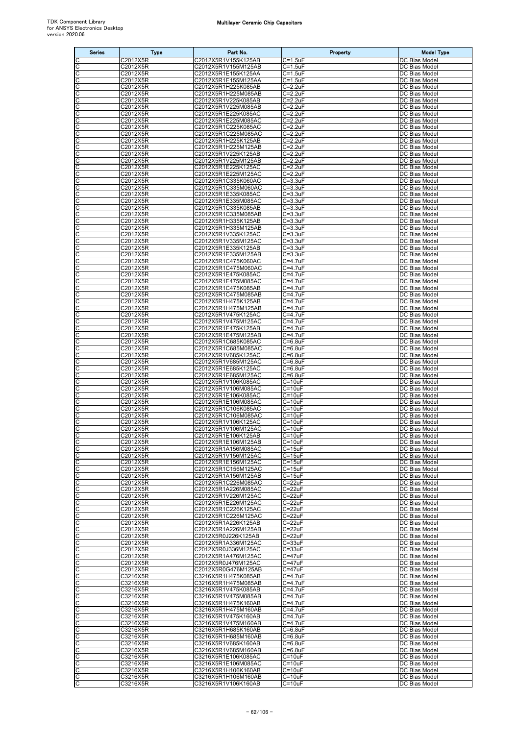| Series | Type | Part No. | Property | Model Type |
|---|---|---|---|---|
| C | C2012X5R | C2012X5R1V155K125AB | C=1.5uF | DC Bias Model |
| C | C2012X5R | C2012X5R1V155M125AB | C=1.5uF | DC Bias Model |
| C | C2012X5R | C2012X5R1E155K125AA | C=1.5uF | DC Bias Model |
| C | C2012X5R | C2012X5R1E155M125AA | C=1.5uF | DC Bias Model |
| C | C2012X5R | C2012X5R1H225K085AB | C=2.2uF | DC Bias Model |
| C | C2012X5R | C2012X5R1H225M085AB | C=2.2uF | DC Bias Model |
| C | C2012X5R | C2012X5R1V225K085AB | C=2.2uF | DC Bias Model |
| C | C2012X5R | C2012X5R1V225M085AB | C=2.2uF | DC Bias Model |
| C | C2012X5R | C2012X5R1E225K085AC | C=2.2uF | DC Bias Model |
| C | C2012X5R | C2012X5R1E225M085AC | C=2.2uF | DC Bias Model |
| C | C2012X5R | C2012X5R1C225K085AC | C=2.2uF | DC Bias Model |
| C | C2012X5R | C2012X5R1C225M085AC | C=2.2uF | DC Bias Model |
| C | C2012X5R | C2012X5R1H225K125AB | C=2.2uF | DC Bias Model |
| C | C2012X5R | C2012X5R1H225M125AB | C=2.2uF | DC Bias Model |
| C | C2012X5R | C2012X5R1V225K125AB | C=2.2uF | DC Bias Model |
| C | C2012X5R | C2012X5R1V225M125AB | C=2.2uF | DC Bias Model |
| C | C2012X5R | C2012X5R1E225K125AC | C=2.2uF | DC Bias Model |
| C | C2012X5R | C2012X5R1E225M125AC | C=2.2uF | DC Bias Model |
| C | C2012X5R | C2012X5R1C335K060AC | C=3.3uF | DC Bias Model |
| C | C2012X5R | C2012X5R1C335M060AC | C=3.3uF | DC Bias Model |
| C | C2012X5R | C2012X5R1E335K085AC | C=3.3uF | DC Bias Model |
| C | C2012X5R | C2012X5R1E335M085AC | C=3.3uF | DC Bias Model |
| C | C2012X5R | C2012X5R1C335K085AB | C=3.3uF | DC Bias Model |
| C | C2012X5R | C2012X5R1C335M085AB | C=3.3uF | DC Bias Model |
| C | C2012X5R | C2012X5R1H335K125AB | C=3.3uF | DC Bias Model |
| C | C2012X5R | C2012X5R1H335M125AB | C=3.3uF | DC Bias Model |
| C | C2012X5R | C2012X5R1V335K125AC | C=3.3uF | DC Bias Model |
| C | C2012X5R | C2012X5R1V335M125AC | C=3.3uF | DC Bias Model |
| C | C2012X5R | C2012X5R1E335K125AB | C=3.3uF | DC Bias Model |
| C | C2012X5R | C2012X5R1E335M125AB | C=3.3uF | DC Bias Model |
| C | C2012X5R | C2012X5R1C475K060AC | C=4.7uF | DC Bias Model |
| C | C2012X5R | C2012X5R1C475M060AC | C=4.7uF | DC Bias Model |
| C | C2012X5R | C2012X5R1E475K085AC | C=4.7uF | DC Bias Model |
| C | C2012X5R | C2012X5R1E475M085AC | C=4.7uF | DC Bias Model |
| C | C2012X5R | C2012X5R1C475K085AB | C=4.7uF | DC Bias Model |
| C | C2012X5R | C2012X5R1C475M085AB | C=4.7uF | DC Bias Model |
| C | C2012X5R | C2012X5R1H475K125AB | C=4.7uF | DC Bias Model |
| C | C2012X5R | C2012X5R1H475M125AB | C=4.7uF | DC Bias Model |
| C | C2012X5R | C2012X5R1V475K125AC | C=4.7uF | DC Bias Model |
| C | C2012X5R | C2012X5R1V475M125AC | C=4.7uF | DC Bias Model |
| C | C2012X5R | C2012X5R1E475K125AB | C=4.7uF | DC Bias Model |
| C | C2012X5R | C2012X5R1E475M125AB | C=4.7uF | DC Bias Model |
| C | C2012X5R | C2012X5R1C685K085AC | C=6.8uF | DC Bias Model |
| C | C2012X5R | C2012X5R1C685M085AC | C=6.8uF | DC Bias Model |
| C | C2012X5R | C2012X5R1V685K125AC | C=6.8uF | DC Bias Model |
| C | C2012X5R | C2012X5R1V685M125AC | C=6.8uF | DC Bias Model |
| C | C2012X5R | C2012X5R1E685K125AC | C=6.8uF | DC Bias Model |
| C | C2012X5R | C2012X5R1E685M125AC | C=6.8uF | DC Bias Model |
| C | C2012X5R | C2012X5R1V106K085AC | C=10uF | DC Bias Model |
| C | C2012X5R | C2012X5R1V106M085AC | C=10uF | DC Bias Model |
| C | C2012X5R | C2012X5R1E106K085AC | C=10uF | DC Bias Model |
| C | C2012X5R | C2012X5R1E106M085AC | C=10uF | DC Bias Model |
| C | C2012X5R | C2012X5R1C106K085AC | C=10uF | DC Bias Model |
| C | C2012X5R | C2012X5R1C106M085AC | C=10uF | DC Bias Model |
| C | C2012X5R | C2012X5R1V106K125AC | C=10uF | DC Bias Model |
| C | C2012X5R | C2012X5R1V106M125AC | C=10uF | DC Bias Model |
| C | C2012X5R | C2012X5R1E106K125AB | C=10uF | DC Bias Model |
| C | C2012X5R | C2012X5R1E106M125AB | C=10uF | DC Bias Model |
| C | C2012X5R | C2012X5R1A156M085AC | C=15uF | DC Bias Model |
| C | C2012X5R | C2012X5R1V156M125AC | C=15uF | DC Bias Model |
| C | C2012X5R | C2012X5R1E156M125AC | C=15uF | DC Bias Model |
| C | C2012X5R | C2012X5R1C156M125AC | C=15uF | DC Bias Model |
| C | C2012X5R | C2012X5R1A156M125AB | C=15uF | DC Bias Model |
| C | C2012X5R | C2012X5R1C226M085AC | C=22uF | DC Bias Model |
| C | C2012X5R | C2012X5R1A226M085AC | C=22uF | DC Bias Model |
| C | C2012X5R | C2012X5R1V226M125AC | C=22uF | DC Bias Model |
| C | C2012X5R | C2012X5R1E226M125AC | C=22uF | DC Bias Model |
| C | C2012X5R | C2012X5R1C226K125AC | C=22uF | DC Bias Model |
| C | C2012X5R | C2012X5R1C226M125AC | C=22uF | DC Bias Model |
| C | C2012X5R | C2012X5R1A226K125AB | C=22uF | DC Bias Model |
| C | C2012X5R | C2012X5R1A226M125AB | C=22uF | DC Bias Model |
| C | C2012X5R | C2012X5R0J226K125AB | C=22uF | DC Bias Model |
| C | C2012X5R | C2012X5R1A336M125AC | C=33uF | DC Bias Model |
| C | C2012X5R | C2012X5R0J336M125AC | C=33uF | DC Bias Model |
| C | C2012X5R | C2012X5R1A476M125AC | C=47uF | DC Bias Model |
| C | C2012X5R | C2012X5R0J476M125AC | C=47uF | DC Bias Model |
| C | C2012X5R | C2012X5R0G476M125AB | C=47uF | DC Bias Model |
| C | C3216X5R | C3216X5R1H475K085AB | C=4.7uF | DC Bias Model |
| C | C3216X5R | C3216X5R1H475M085AB | C=4.7uF | DC Bias Model |
| C | C3216X5R | C3216X5R1V475K085AB | C=4.7uF | DC Bias Model |
| C | C3216X5R | C3216X5R1V475M085AB | C=4.7uF | DC Bias Model |
| C | C3216X5R | C3216X5R1H475K160AB | C=4.7uF | DC Bias Model |
| C | C3216X5R | C3216X5R1H475M160AB | C=4.7uF | DC Bias Model |
| C | C3216X5R | C3216X5R1V475K160AB | C=4.7uF | DC Bias Model |
| C | C3216X5R | C3216X5R1V475M160AB | C=4.7uF | DC Bias Model |
| C | C3216X5R | C3216X5R1H685K160AB | C=6.8uF | DC Bias Model |
| C | C3216X5R | C3216X5R1H685M160AB | C=6.8uF | DC Bias Model |
| C | C3216X5R | C3216X5R1V685K160AB | C=6.8uF | DC Bias Model |
| C | C3216X5R | C3216X5R1V685M160AB | C=6.8uF | DC Bias Model |
| C | C3216X5R | C3216X5R1E106K085AC | C=10uF | DC Bias Model |
| C | C3216X5R | C3216X5R1E106M085AC | C=10uF | DC Bias Model |
| C | C3216X5R | C3216X5R1H106K160AB | C=10uF | DC Bias Model |
| C | C3216X5R | C3216X5R1H106M160AB | C=10uF | DC Bias Model |
| C | C3216X5R | C3216X5R1V106K160AB | C=10uF | DC Bias Model |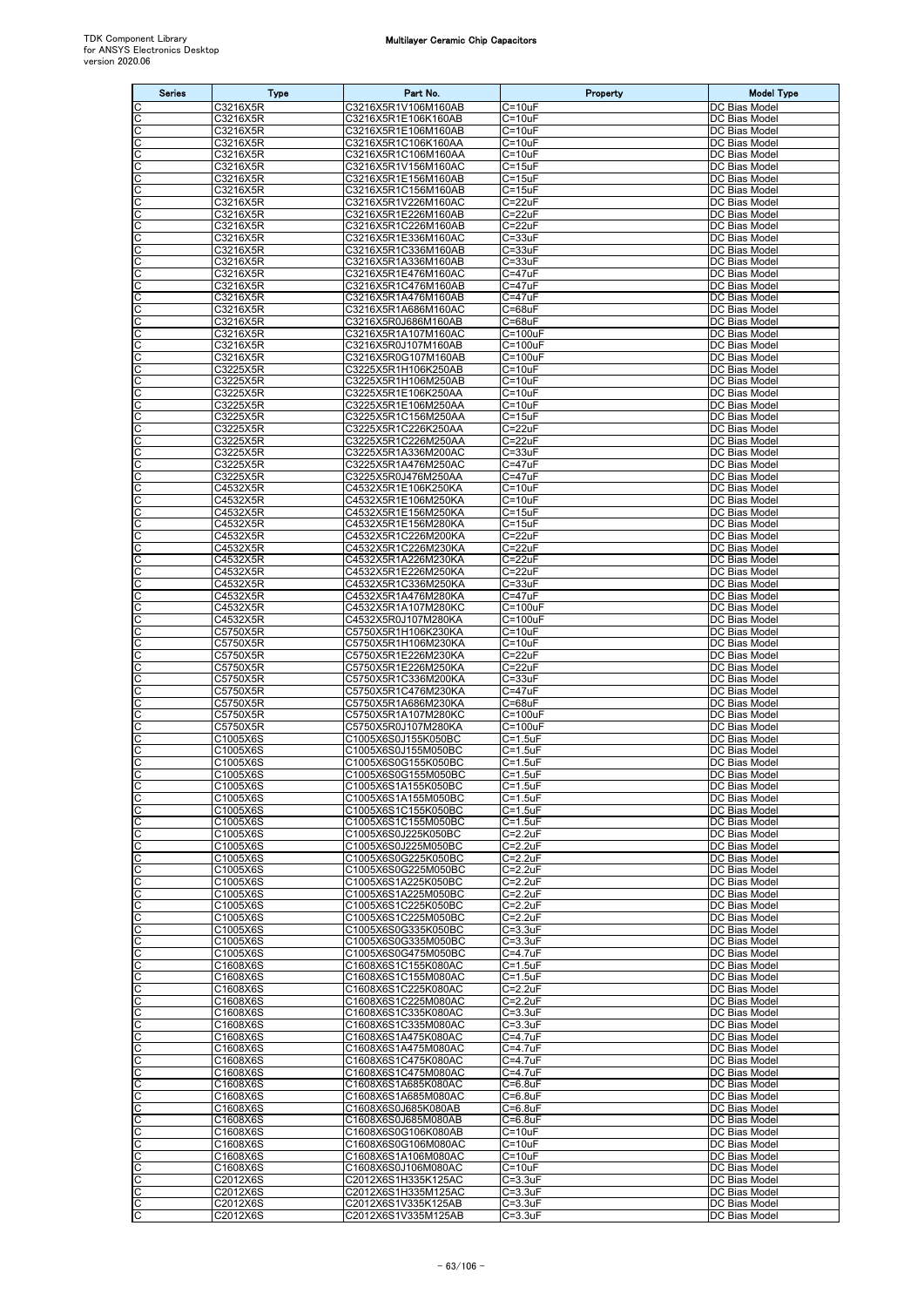| Series | Type | Part No. | Property | Model Type |
|---|---|---|---|---|
| C | C3216X5R | C3216X5R1V106M160AB | C=10uF | DC Bias Model |
| C | C3216X5R | C3216X5R1E106K160AB | C=10uF | DC Bias Model |
| C | C3216X5R | C3216X5R1E106M160AB | C=10uF | DC Bias Model |
| C | C3216X5R | C3216X5R1C106K160AA | C=10uF | DC Bias Model |
| C | C3216X5R | C3216X5R1C106M160AA | C=10uF | DC Bias Model |
| C | C3216X5R | C3216X5R1V156M160AC | C=15uF | DC Bias Model |
| C | C3216X5R | C3216X5R1E156M160AB | C=15uF | DC Bias Model |
| C | C3216X5R | C3216X5R1C156M160AB | C=15uF | DC Bias Model |
| C | C3216X5R | C3216X5R1V226M160AC | C=22uF | DC Bias Model |
| C | C3216X5R | C3216X5R1E226M160AB | C=22uF | DC Bias Model |
| C | C3216X5R | C3216X5R1C226M160AB | C=22uF | DC Bias Model |
| C | C3216X5R | C3216X5R1E336M160AC | C=33uF | DC Bias Model |
| C | C3216X5R | C3216X5R1C336M160AB | C=33uF | DC Bias Model |
| C | C3216X5R | C3216X5R1A336M160AB | C=33uF | DC Bias Model |
| C | C3216X5R | C3216X5R1E476M160AC | C=47uF | DC Bias Model |
| C | C3216X5R | C3216X5R1C476M160AB | C=47uF | DC Bias Model |
| C | C3216X5R | C3216X5R1A476M160AB | C=47uF | DC Bias Model |
| C | C3216X5R | C3216X5R1A686M160AC | C=68uF | DC Bias Model |
| C | C3216X5R | C3216X5R0J686M160AB | C=68uF | DC Bias Model |
| C | C3216X5R | C3216X5R1A107M160AC | C=100uF | DC Bias Model |
| C | C3216X5R | C3216X5R0J107M160AB | C=100uF | DC Bias Model |
| C | C3216X5R | C3216X5R0G107M160AB | C=100uF | DC Bias Model |
| C | C3225X5R | C3225X5R1H106K250AB | C=10uF | DC Bias Model |
| C | C3225X5R | C3225X5R1H106M250AB | C=10uF | DC Bias Model |
| C | C3225X5R | C3225X5R1E106K250AA | C=10uF | DC Bias Model |
| C | C3225X5R | C3225X5R1E106M250AA | C=10uF | DC Bias Model |
| C | C3225X5R | C3225X5R1C156M250AA | C=15uF | DC Bias Model |
| C | C3225X5R | C3225X5R1C226K250AA | C=22uF | DC Bias Model |
| C | C3225X5R | C3225X5R1C226M250AA | C=22uF | DC Bias Model |
| C | C3225X5R | C3225X5R1A336M200AC | C=33uF | DC Bias Model |
| C | C3225X5R | C3225X5R1A476M250AC | C=47uF | DC Bias Model |
| C | C3225X5R | C3225X5R0J476M250AA | C=47uF | DC Bias Model |
| C | C4532X5R | C4532X5R1E106K250KA | C=10uF | DC Bias Model |
| C | C4532X5R | C4532X5R1E106M250KA | C=10uF | DC Bias Model |
| C | C4532X5R | C4532X5R1E156M250KA | C=15uF | DC Bias Model |
| C | C4532X5R | C4532X5R1E156M280KA | C=15uF | DC Bias Model |
| C | C4532X5R | C4532X5R1C226M200KA | C=22uF | DC Bias Model |
| C | C4532X5R | C4532X5R1C226M230KA | C=22uF | DC Bias Model |
| C | C4532X5R | C4532X5R1A226M230KA | C=22uF | DC Bias Model |
| C | C4532X5R | C4532X5R1E226M250KA | C=22uF | DC Bias Model |
| C | C4532X5R | C4532X5R1C336M250KA | C=33uF | DC Bias Model |
| C | C4532X5R | C4532X5R1A476M280KA | C=47uF | DC Bias Model |
| C | C4532X5R | C4532X5R1A107M280KC | C=100uF | DC Bias Model |
| C | C4532X5R | C4532X5R0J107M280KA | C=100uF | DC Bias Model |
| C | C5750X5R | C5750X5R1H106K230KA | C=10uF | DC Bias Model |
| C | C5750X5R | C5750X5R1H106M230KA | C=10uF | DC Bias Model |
| C | C5750X5R | C5750X5R1E226M230KA | C=22uF | DC Bias Model |
| C | C5750X5R | C5750X5R1E226M250KA | C=22uF | DC Bias Model |
| C | C5750X5R | C5750X5R1C336M200KA | C=33uF | DC Bias Model |
| C | C5750X5R | C5750X5R1C476M230KA | C=47uF | DC Bias Model |
| C | C5750X5R | C5750X5R1A686M230KA | C=68uF | DC Bias Model |
| C | C5750X5R | C5750X5R1A107M280KC | C=100uF | DC Bias Model |
| C | C5750X5R | C5750X5R0J107M280KA | C=100uF | DC Bias Model |
| C | C1005X6S | C1005X6S0J155K050BC | C=1.5uF | DC Bias Model |
| C | C1005X6S | C1005X6S0J155M050BC | C=1.5uF | DC Bias Model |
| C | C1005X6S | C1005X6S0G155K050BC | C=1.5uF | DC Bias Model |
| C | C1005X6S | C1005X6S0G155M050BC | C=1.5uF | DC Bias Model |
| C | C1005X6S | C1005X6S1A155K050BC | C=1.5uF | DC Bias Model |
| C | C1005X6S | C1005X6S1A155M050BC | C=1.5uF | DC Bias Model |
| C | C1005X6S | C1005X6S1C155K050BC | C=1.5uF | DC Bias Model |
| C | C1005X6S | C1005X6S1C155M050BC | C=1.5uF | DC Bias Model |
| C | C1005X6S | C1005X6S0J225K050BC | C=2.2uF | DC Bias Model |
| C | C1005X6S | C1005X6S0J225M050BC | C=2.2uF | DC Bias Model |
| C | C1005X6S | C1005X6S0G225K050BC | C=2.2uF | DC Bias Model |
| C | C1005X6S | C1005X6S0G225M050BC | C=2.2uF | DC Bias Model |
| C | C1005X6S | C1005X6S1A225K050BC | C=2.2uF | DC Bias Model |
| C | C1005X6S | C1005X6S1A225M050BC | C=2.2uF | DC Bias Model |
| C | C1005X6S | C1005X6S1C225K050BC | C=2.2uF | DC Bias Model |
| C | C1005X6S | C1005X6S1C225M050BC | C=2.2uF | DC Bias Model |
| C | C1005X6S | C1005X6S0G335K050BC | C=3.3uF | DC Bias Model |
| C | C1005X6S | C1005X6S0G335M050BC | C=3.3uF | DC Bias Model |
| C | C1005X6S | C1005X6S0G475M050BC | C=4.7uF | DC Bias Model |
| C | C1608X6S | C1608X6S1C155K080AC | C=1.5uF | DC Bias Model |
| C | C1608X6S | C1608X6S1C155M080AC | C=1.5uF | DC Bias Model |
| C | C1608X6S | C1608X6S1C225K080AC | C=2.2uF | DC Bias Model |
| C | C1608X6S | C1608X6S1C225M080AC | C=2.2uF | DC Bias Model |
| C | C1608X6S | C1608X6S1C335K080AC | C=3.3uF | DC Bias Model |
| C | C1608X6S | C1608X6S1C335M080AC | C=3.3uF | DC Bias Model |
| C | C1608X6S | C1608X6S1A475K080AC | C=4.7uF | DC Bias Model |
| C | C1608X6S | C1608X6S1A475M080AC | C=4.7uF | DC Bias Model |
| C | C1608X6S | C1608X6S1C475K080AC | C=4.7uF | DC Bias Model |
| C | C1608X6S | C1608X6S1C475M080AC | C=4.7uF | DC Bias Model |
| C | C1608X6S | C1608X6S1A685K080AC | C=6.8uF | DC Bias Model |
| C | C1608X6S | C1608X6S1A685M080AC | C=6.8uF | DC Bias Model |
| C | C1608X6S | C1608X6S0J685K080AB | C=6.8uF | DC Bias Model |
| C | C1608X6S | C1608X6S0J685M080AB | C=6.8uF | DC Bias Model |
| C | C1608X6S | C1608X6S0G106K080AB | C=10uF | DC Bias Model |
| C | C1608X6S | C1608X6S0G106M080AC | C=10uF | DC Bias Model |
| C | C1608X6S | C1608X6S1A106M080AC | C=10uF | DC Bias Model |
| C | C1608X6S | C1608X6S0J106M080AC | C=10uF | DC Bias Model |
| C | C2012X6S | C2012X6S1H335K125AC | C=3.3uF | DC Bias Model |
| C | C2012X6S | C2012X6S1H335M125AC | C=3.3uF | DC Bias Model |
| C | C2012X6S | C2012X6S1V335K125AB | C=3.3uF | DC Bias Model |
| C | C2012X6S | C2012X6S1V335M125AB | C=3.3uF | DC Bias Model |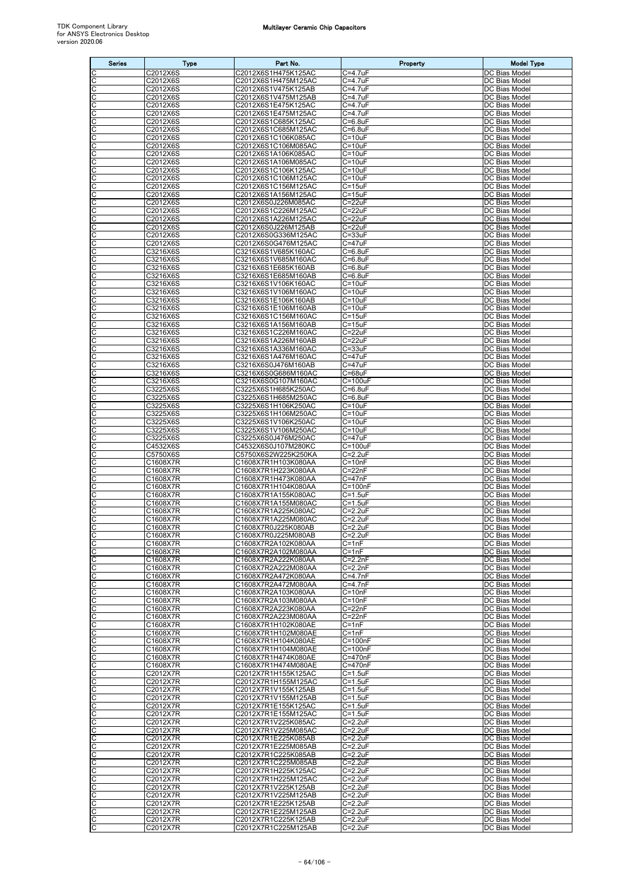| Series | Type | Part No. | Property | Model Type |
|---|---|---|---|---|
| C | C2012X6S | C2012X6S1H475K125AC | C=4.7uF | DC Bias Model |
| C | C2012X6S | C2012X6S1H475M125AC | C=4.7uF | DC Bias Model |
| C | C2012X6S | C2012X6S1V475K125AB | C=4.7uF | DC Bias Model |
| C | C2012X6S | C2012X6S1V475M125AB | C=4.7uF | DC Bias Model |
| C | C2012X6S | C2012X6S1E475K125AC | C=4.7uF | DC Bias Model |
| C | C2012X6S | C2012X6S1E475M125AC | C=4.7uF | DC Bias Model |
| C | C2012X6S | C2012X6S1C685K125AC | C=6.8uF | DC Bias Model |
| C | C2012X6S | C2012X6S1C685M125AC | C=6.8uF | DC Bias Model |
| C | C2012X6S | C2012X6S1C106K085AC | C=10uF | DC Bias Model |
| C | C2012X6S | C2012X6S1C106M085AC | C=10uF | DC Bias Model |
| C | C2012X6S | C2012X6S1A106K085AC | C=10uF | DC Bias Model |
| C | C2012X6S | C2012X6S1A106M085AC | C=10uF | DC Bias Model |
| C | C2012X6S | C2012X6S1C106K125AC | C=10uF | DC Bias Model |
| C | C2012X6S | C2012X6S1C106M125AC | C=10uF | DC Bias Model |
| C | C2012X6S | C2012X6S1C156M125AC | C=15uF | DC Bias Model |
| C | C2012X6S | C2012X6S1A156M125AC | C=15uF | DC Bias Model |
| C | C2012X6S | C2012X6S0J226M085AC | C=22uF | DC Bias Model |
| C | C2012X6S | C2012X6S1C226M125AC | C=22uF | DC Bias Model |
| C | C2012X6S | C2012X6S1A226M125AC | C=22uF | DC Bias Model |
| C | C2012X6S | C2012X6S0J226M125AB | C=22uF | DC Bias Model |
| C | C2012X6S | C2012X6S0G336M125AC | C=33uF | DC Bias Model |
| C | C2012X6S | C2012X6S0G476M125AC | C=47uF | DC Bias Model |
| C | C3216X6S | C3216X6S1V685K160AC | C=6.8uF | DC Bias Model |
| C | C3216X6S | C3216X6S1V685M160AC | C=6.8uF | DC Bias Model |
| C | C3216X6S | C3216X6S1E685K160AB | C=6.8uF | DC Bias Model |
| C | C3216X6S | C3216X6S1E685M160AB | C=6.8uF | DC Bias Model |
| C | C3216X6S | C3216X6S1V106K160AC | C=10uF | DC Bias Model |
| C | C3216X6S | C3216X6S1V106M160AC | C=10uF | DC Bias Model |
| C | C3216X6S | C3216X6S1E106K160AB | C=10uF | DC Bias Model |
| C | C3216X6S | C3216X6S1E106M160AB | C=10uF | DC Bias Model |
| C | C3216X6S | C3216X6S1C156M160AC | C=15uF | DC Bias Model |
| C | C3216X6S | C3216X6S1A156M160AB | C=15uF | DC Bias Model |
| C | C3216X6S | C3216X6S1C226M160AC | C=22uF | DC Bias Model |
| C | C3216X6S | C3216X6S1A226M160AB | C=22uF | DC Bias Model |
| C | C3216X6S | C3216X6S1A336M160AC | C=33uF | DC Bias Model |
| C | C3216X6S | C3216X6S1A476M160AC | C=47uF | DC Bias Model |
| C | C3216X6S | C3216X6S0J476M160AB | C=47uF | DC Bias Model |
| C | C3216X6S | C3216X6S0G686M160AC | C=68uF | DC Bias Model |
| C | C3216X6S | C3216X6S0G107M160AC | C=100uF | DC Bias Model |
| C | C3225X6S | C3225X6S1H685K250AC | C=6.8uF | DC Bias Model |
| C | C3225X6S | C3225X6S1H685M250AC | C=6.8uF | DC Bias Model |
| C | C3225X6S | C3225X6S1H106K250AC | C=10uF | DC Bias Model |
| C | C3225X6S | C3225X6S1H106M250AC | C=10uF | DC Bias Model |
| C | C3225X6S | C3225X6S1V106K250AC | C=10uF | DC Bias Model |
| C | C3225X6S | C3225X6S1V106M250AC | C=10uF | DC Bias Model |
| C | C3225X6S | C3225X6S0J476M250AC | C=47uF | DC Bias Model |
| C | C4532X6S | C4532X6S0J107M280KC | C=100uF | DC Bias Model |
| C | C5750X6S | C5750X6S2W225K250KA | C=2.2uF | DC Bias Model |
| C | C1608X7R | C1608X7R1H103K080AA | C=10nF | DC Bias Model |
| C | C1608X7R | C1608X7R1H223K080AA | C=22nF | DC Bias Model |
| C | C1608X7R | C1608X7R1H473K080AA | C=47nF | DC Bias Model |
| C | C1608X7R | C1608X7R1H104K080AA | C=100nF | DC Bias Model |
| C | C1608X7R | C1608X7R1A155K080AC | C=1.5uF | DC Bias Model |
| C | C1608X7R | C1608X7R1A155M080AC | C=1.5uF | DC Bias Model |
| C | C1608X7R | C1608X7R1A225K080AC | C=2.2uF | DC Bias Model |
| C | C1608X7R | C1608X7R1A225M080AC | C=2.2uF | DC Bias Model |
| C | C1608X7R | C1608X7R0J225K080AB | C=2.2uF | DC Bias Model |
| C | C1608X7R | C1608X7R0J225M080AB | C=2.2uF | DC Bias Model |
| C | C1608X7R | C1608X7R2A102K080AA | C=1nF | DC Bias Model |
| C | C1608X7R | C1608X7R2A102M080AA | C=1nF | DC Bias Model |
| C | C1608X7R | C1608X7R2A222K080AA | C=2.2nF | DC Bias Model |
| C | C1608X7R | C1608X7R2A222M080AA | C=2.2nF | DC Bias Model |
| C | C1608X7R | C1608X7R2A472K080AA | C=4.7nF | DC Bias Model |
| C | C1608X7R | C1608X7R2A472M080AA | C=4.7nF | DC Bias Model |
| C | C1608X7R | C1608X7R2A103K080AA | C=10nF | DC Bias Model |
| C | C1608X7R | C1608X7R2A103M080AA | C=10nF | DC Bias Model |
| C | C1608X7R | C1608X7R2A223K080AA | C=22nF | DC Bias Model |
| C | C1608X7R | C1608X7R2A223M080AA | C=22nF | DC Bias Model |
| C | C1608X7R | C1608X7R1H102K080AE | C=1nF | DC Bias Model |
| C | C1608X7R | C1608X7R1H102M080AE | C=1nF | DC Bias Model |
| C | C1608X7R | C1608X7R1H104K080AE | C=100nF | DC Bias Model |
| C | C1608X7R | C1608X7R1H104M080AE | C=100nF | DC Bias Model |
| C | C1608X7R | C1608X7R1H474K080AE | C=470nF | DC Bias Model |
| C | C1608X7R | C1608X7R1H474M080AE | C=470nF | DC Bias Model |
| C | C2012X7R | C2012X7R1H155K125AC | C=1.5uF | DC Bias Model |
| C | C2012X7R | C2012X7R1H155M125AC | C=1.5uF | DC Bias Model |
| C | C2012X7R | C2012X7R1V155K125AB | C=1.5uF | DC Bias Model |
| C | C2012X7R | C2012X7R1V155M125AB | C=1.5uF | DC Bias Model |
| C | C2012X7R | C2012X7R1E155K125AC | C=1.5uF | DC Bias Model |
| C | C2012X7R | C2012X7R1E155M125AC | C=1.5uF | DC Bias Model |
| C | C2012X7R | C2012X7R1V225K085AC | C=2.2uF | DC Bias Model |
| C | C2012X7R | C2012X7R1V225M085AC | C=2.2uF | DC Bias Model |
| C | C2012X7R | C2012X7R1E225K085AB | C=2.2uF | DC Bias Model |
| C | C2012X7R | C2012X7R1E225M085AB | C=2.2uF | DC Bias Model |
| C | C2012X7R | C2012X7R1C225K085AB | C=2.2uF | DC Bias Model |
| C | C2012X7R | C2012X7R1C225M085AB | C=2.2uF | DC Bias Model |
| C | C2012X7R | C2012X7R1H225K125AC | C=2.2uF | DC Bias Model |
| C | C2012X7R | C2012X7R1H225M125AC | C=2.2uF | DC Bias Model |
| C | C2012X7R | C2012X7R1V225K125AB | C=2.2uF | DC Bias Model |
| C | C2012X7R | C2012X7R1V225M125AB | C=2.2uF | DC Bias Model |
| C | C2012X7R | C2012X7R1E225K125AB | C=2.2uF | DC Bias Model |
| C | C2012X7R | C2012X7R1E225M125AB | C=2.2uF | DC Bias Model |
| C | C2012X7R | C2012X7R1C225K125AB | C=2.2uF | DC Bias Model |
| C | C2012X7R | C2012X7R1C225M125AB | C=2.2uF | DC Bias Model |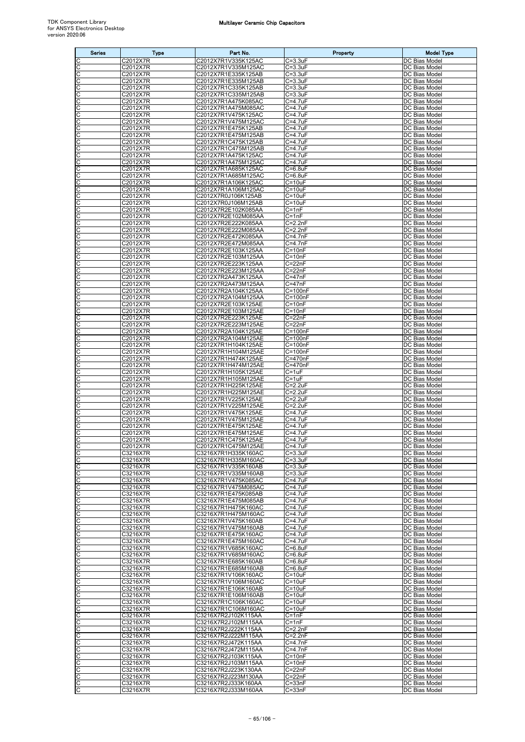| Series | Type | Part No. | Property | Model Type |
|---|---|---|---|---|
| C | C2012X7R | C2012X7R1V335K125AC | C=3.3uF | DC Bias Model |
| C | C2012X7R | C2012X7R1V335M125AC | C=3.3uF | DC Bias Model |
| C | C2012X7R | C2012X7R1E335K125AB | C=3.3uF | DC Bias Model |
| C | C2012X7R | C2012X7R1E335M125AB | C=3.3uF | DC Bias Model |
| C | C2012X7R | C2012X7R1C335K125AB | C=3.3uF | DC Bias Model |
| C | C2012X7R | C2012X7R1C335M125AB | C=3.3uF | DC Bias Model |
| C | C2012X7R | C2012X7R1A475K085AC | C=4.7uF | DC Bias Model |
| C | C2012X7R | C2012X7R1A475M085AC | C=4.7uF | DC Bias Model |
| C | C2012X7R | C2012X7R1V475K125AC | C=4.7uF | DC Bias Model |
| C | C2012X7R | C2012X7R1V475M125AC | C=4.7uF | DC Bias Model |
| C | C2012X7R | C2012X7R1E475K125AB | C=4.7uF | DC Bias Model |
| C | C2012X7R | C2012X7R1E475M125AB | C=4.7uF | DC Bias Model |
| C | C2012X7R | C2012X7R1C475K125AB | C=4.7uF | DC Bias Model |
| C | C2012X7R | C2012X7R1C475M125AB | C=4.7uF | DC Bias Model |
| C | C2012X7R | C2012X7R1A475K125AC | C=4.7uF | DC Bias Model |
| C | C2012X7R | C2012X7R1A475M125AC | C=4.7uF | DC Bias Model |
| C | C2012X7R | C2012X7R1A685K125AC | C=6.8uF | DC Bias Model |
| C | C2012X7R | C2012X7R1A685M125AC | C=6.8uF | DC Bias Model |
| C | C2012X7R | C2012X7R1A106K125AC | C=10uF | DC Bias Model |
| C | C2012X7R | C2012X7R1A106M125AC | C=10uF | DC Bias Model |
| C | C2012X7R | C2012X7R0J106K125AB | C=10uF | DC Bias Model |
| C | C2012X7R | C2012X7R0J106M125AB | C=10uF | DC Bias Model |
| C | C2012X7R | C2012X7R2E102K085AA | C=1nF | DC Bias Model |
| C | C2012X7R | C2012X7R2E102M085AA | C=1nF | DC Bias Model |
| C | C2012X7R | C2012X7R2E222K085AA | C=2.2nF | DC Bias Model |
| C | C2012X7R | C2012X7R2E222M085AA | C=2.2nF | DC Bias Model |
| C | C2012X7R | C2012X7R2E472K085AA | C=4.7nF | DC Bias Model |
| C | C2012X7R | C2012X7R2E472M085AA | C=4.7nF | DC Bias Model |
| C | C2012X7R | C2012X7R2E103K125AA | C=10nF | DC Bias Model |
| C | C2012X7R | C2012X7R2E103M125AA | C=10nF | DC Bias Model |
| C | C2012X7R | C2012X7R2E223K125AA | C=22nF | DC Bias Model |
| C | C2012X7R | C2012X7R2E223M125AA | C=22nF | DC Bias Model |
| C | C2012X7R | C2012X7R2A473K125AA | C=47nF | DC Bias Model |
| C | C2012X7R | C2012X7R2A473M125AA | C=47nF | DC Bias Model |
| C | C2012X7R | C2012X7R2A104K125AA | C=100nF | DC Bias Model |
| C | C2012X7R | C2012X7R2A104M125AA | C=100nF | DC Bias Model |
| C | C2012X7R | C2012X7R2E103K125AE | C=10nF | DC Bias Model |
| C | C2012X7R | C2012X7R2E103M125AE | C=10nF | DC Bias Model |
| C | C2012X7R | C2012X7R2E223K125AE | C=22nF | DC Bias Model |
| C | C2012X7R | C2012X7R2E223M125AE | C=22nF | DC Bias Model |
| C | C2012X7R | C2012X7R2A104K125AE | C=100nF | DC Bias Model |
| C | C2012X7R | C2012X7R2A104M125AE | C=100nF | DC Bias Model |
| C | C2012X7R | C2012X7R1H104K125AE | C=100nF | DC Bias Model |
| C | C2012X7R | C2012X7R1H104M125AE | C=100nF | DC Bias Model |
| C | C2012X7R | C2012X7R1H474K125AE | C=470nF | DC Bias Model |
| C | C2012X7R | C2012X7R1H474M125AE | C=470nF | DC Bias Model |
| C | C2012X7R | C2012X7R1H105K125AE | C=1uF | DC Bias Model |
| C | C2012X7R | C2012X7R1H105M125AE | C=1uF | DC Bias Model |
| C | C2012X7R | C2012X7R1H225K125AE | C=2.2uF | DC Bias Model |
| C | C2012X7R | C2012X7R1H225M125AE | C=2.2uF | DC Bias Model |
| C | C2012X7R | C2012X7R1V225K125AE | C=2.2uF | DC Bias Model |
| C | C2012X7R | C2012X7R1V225M125AE | C=2.2uF | DC Bias Model |
| C | C2012X7R | C2012X7R1V475K125AE | C=4.7uF | DC Bias Model |
| C | C2012X7R | C2012X7R1V475M125AE | C=4.7uF | DC Bias Model |
| C | C2012X7R | C2012X7R1E475K125AE | C=4.7uF | DC Bias Model |
| C | C2012X7R | C2012X7R1E475M125AE | C=4.7uF | DC Bias Model |
| C | C2012X7R | C2012X7R1C475K125AE | C=4.7uF | DC Bias Model |
| C | C2012X7R | C2012X7R1C475M125AE | C=4.7uF | DC Bias Model |
| C | C3216X7R | C3216X7R1H335K160AC | C=3.3uF | DC Bias Model |
| C | C3216X7R | C3216X7R1H335M160AC | C=3.3uF | DC Bias Model |
| C | C3216X7R | C3216X7R1V335K160AB | C=3.3uF | DC Bias Model |
| C | C3216X7R | C3216X7R1V335M160AB | C=3.3uF | DC Bias Model |
| C | C3216X7R | C3216X7R1V475K085AC | C=4.7uF | DC Bias Model |
| C | C3216X7R | C3216X7R1V475M085AC | C=4.7uF | DC Bias Model |
| C | C3216X7R | C3216X7R1E475K085AB | C=4.7uF | DC Bias Model |
| C | C3216X7R | C3216X7R1E475M085AB | C=4.7uF | DC Bias Model |
| C | C3216X7R | C3216X7R1H475K160AC | C=4.7uF | DC Bias Model |
| C | C3216X7R | C3216X7R1H475M160AC | C=4.7uF | DC Bias Model |
| C | C3216X7R | C3216X7R1V475K160AB | C=4.7uF | DC Bias Model |
| C | C3216X7R | C3216X7R1V475M160AB | C=4.7uF | DC Bias Model |
| C | C3216X7R | C3216X7R1E475K160AC | C=4.7uF | DC Bias Model |
| C | C3216X7R | C3216X7R1E475M160AC | C=4.7uF | DC Bias Model |
| C | C3216X7R | C3216X7R1V685K160AC | C=6.8uF | DC Bias Model |
| C | C3216X7R | C3216X7R1V685M160AC | C=6.8uF | DC Bias Model |
| C | C3216X7R | C3216X7R1E685K160AB | C=6.8uF | DC Bias Model |
| C | C3216X7R | C3216X7R1E685M160AB | C=6.8uF | DC Bias Model |
| C | C3216X7R | C3216X7R1V106K160AC | C=10uF | DC Bias Model |
| C | C3216X7R | C3216X7R1V106M160AC | C=10uF | DC Bias Model |
| C | C3216X7R | C3216X7R1E106K160AB | C=10uF | DC Bias Model |
| C | C3216X7R | C3216X7R1E106M160AB | C=10uF | DC Bias Model |
| C | C3216X7R | C3216X7R1C106K160AC | C=10uF | DC Bias Model |
| C | C3216X7R | C3216X7R1C106M160AC | C=10uF | DC Bias Model |
| C | C3216X7R | C3216X7R2J102K115AA | C=1nF | DC Bias Model |
| C | C3216X7R | C3216X7R2J102M115AA | C=1nF | DC Bias Model |
| C | C3216X7R | C3216X7R2J222K115AA | C=2.2nF | DC Bias Model |
| C | C3216X7R | C3216X7R2J222M115AA | C=2.2nF | DC Bias Model |
| C | C3216X7R | C3216X7R2J472K115AA | C=4.7nF | DC Bias Model |
| C | C3216X7R | C3216X7R2J472M115AA | C=4.7nF | DC Bias Model |
| C | C3216X7R | C3216X7R2J103K115AA | C=10nF | DC Bias Model |
| C | C3216X7R | C3216X7R2J103M115AA | C=10nF | DC Bias Model |
| C | C3216X7R | C3216X7R2J223K130AA | C=22nF | DC Bias Model |
| C | C3216X7R | C3216X7R2J223M130AA | C=22nF | DC Bias Model |
| C | C3216X7R | C3216X7R2J333K160AA | C=33nF | DC Bias Model |
| C | C3216X7R | C3216X7R2J333M160AA | C=33nF | DC Bias Model |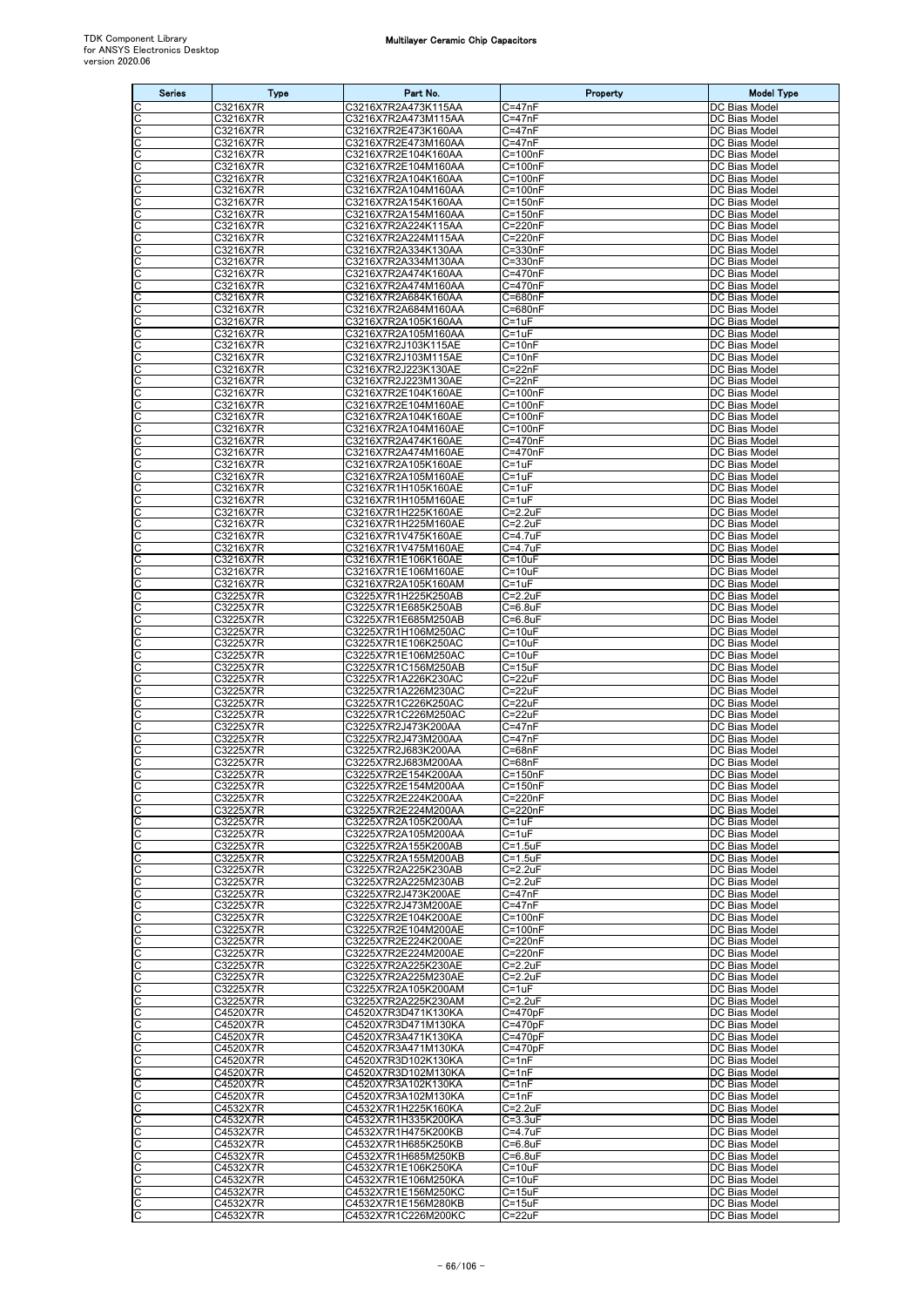| Series | Type | Part No. | Property | Model Type |
|---|---|---|---|---|
| C | C3216X7R | C3216X7R2A473K115AA | C=47nF | DC Bias Model |
| C | C3216X7R | C3216X7R2A473M115AA | C=47nF | DC Bias Model |
| C | C3216X7R | C3216X7R2E473K160AA | C=47nF | DC Bias Model |
| C | C3216X7R | C3216X7R2E473M160AA | C=47nF | DC Bias Model |
| C | C3216X7R | C3216X7R2E104K160AA | C=100nF | DC Bias Model |
| C | C3216X7R | C3216X7R2E104M160AA | C=100nF | DC Bias Model |
| C | C3216X7R | C3216X7R2A104K160AA | C=100nF | DC Bias Model |
| C | C3216X7R | C3216X7R2A104M160AA | C=100nF | DC Bias Model |
| C | C3216X7R | C3216X7R2A154K160AA | C=150nF | DC Bias Model |
| C | C3216X7R | C3216X7R2A154M160AA | C=150nF | DC Bias Model |
| C | C3216X7R | C3216X7R2A224K115AA | C=220nF | DC Bias Model |
| C | C3216X7R | C3216X7R2A224M115AA | C=220nF | DC Bias Model |
| C | C3216X7R | C3216X7R2A334K130AA | C=330nF | DC Bias Model |
| C | C3216X7R | C3216X7R2A334M130AA | C=330nF | DC Bias Model |
| C | C3216X7R | C3216X7R2A474K160AA | C=470nF | DC Bias Model |
| C | C3216X7R | C3216X7R2A474M160AA | C=470nF | DC Bias Model |
| C | C3216X7R | C3216X7R2A684K160AA | C=680nF | DC Bias Model |
| C | C3216X7R | C3216X7R2A684M160AA | C=680nF | DC Bias Model |
| C | C3216X7R | C3216X7R2A105K160AA | C=1uF | DC Bias Model |
| C | C3216X7R | C3216X7R2A105M160AA | C=1uF | DC Bias Model |
| C | C3216X7R | C3216X7R2J103K115AE | C=10nF | DC Bias Model |
| C | C3216X7R | C3216X7R2J103M115AE | C=10nF | DC Bias Model |
| C | C3216X7R | C3216X7R2J223K130AE | C=22nF | DC Bias Model |
| C | C3216X7R | C3216X7R2J223M130AE | C=22nF | DC Bias Model |
| C | C3216X7R | C3216X7R2E104K160AE | C=100nF | DC Bias Model |
| C | C3216X7R | C3216X7R2E104M160AE | C=100nF | DC Bias Model |
| C | C3216X7R | C3216X7R2A104K160AE | C=100nF | DC Bias Model |
| C | C3216X7R | C3216X7R2A104M160AE | C=100nF | DC Bias Model |
| C | C3216X7R | C3216X7R2A474K160AE | C=470nF | DC Bias Model |
| C | C3216X7R | C3216X7R2A474M160AE | C=470nF | DC Bias Model |
| C | C3216X7R | C3216X7R2A105K160AE | C=1uF | DC Bias Model |
| C | C3216X7R | C3216X7R2A105M160AE | C=1uF | DC Bias Model |
| C | C3216X7R | C3216X7R1H105K160AE | C=1uF | DC Bias Model |
| C | C3216X7R | C3216X7R1H105M160AE | C=1uF | DC Bias Model |
| C | C3216X7R | C3216X7R1H225K160AE | C=2.2uF | DC Bias Model |
| C | C3216X7R | C3216X7R1H225M160AE | C=2.2uF | DC Bias Model |
| C | C3216X7R | C3216X7R1V475K160AE | C=4.7uF | DC Bias Model |
| C | C3216X7R | C3216X7R1V475M160AE | C=4.7uF | DC Bias Model |
| C | C3216X7R | C3216X7R1E106K160AE | C=10uF | DC Bias Model |
| C | C3216X7R | C3216X7R1E106M160AE | C=10uF | DC Bias Model |
| C | C3216X7R | C3216X7R2A105K160AM | C=1uF | DC Bias Model |
| C | C3225X7R | C3225X7R1H225K250AB | C=2.2uF | DC Bias Model |
| C | C3225X7R | C3225X7R1E685K250AB | C=6.8uF | DC Bias Model |
| C | C3225X7R | C3225X7R1E685M250AB | C=6.8uF | DC Bias Model |
| C | C3225X7R | C3225X7R1H106M250AC | C=10uF | DC Bias Model |
| C | C3225X7R | C3225X7R1E106K250AC | C=10uF | DC Bias Model |
| C | C3225X7R | C3225X7R1E106M250AC | C=10uF | DC Bias Model |
| C | C3225X7R | C3225X7R1C156M250AB | C=15uF | DC Bias Model |
| C | C3225X7R | C3225X7R1A226K230AC | C=22uF | DC Bias Model |
| C | C3225X7R | C3225X7R1A226M230AC | C=22uF | DC Bias Model |
| C | C3225X7R | C3225X7R1C226K250AC | C=22uF | DC Bias Model |
| C | C3225X7R | C3225X7R1C226M250AC | C=22uF | DC Bias Model |
| C | C3225X7R | C3225X7R2J473K200AA | C=47nF | DC Bias Model |
| C | C3225X7R | C3225X7R2J473M200AA | C=47nF | DC Bias Model |
| C | C3225X7R | C3225X7R2J683K200AA | C=68nF | DC Bias Model |
| C | C3225X7R | C3225X7R2J683M200AA | C=68nF | DC Bias Model |
| C | C3225X7R | C3225X7R2E154K200AA | C=150nF | DC Bias Model |
| C | C3225X7R | C3225X7R2E154M200AA | C=150nF | DC Bias Model |
| C | C3225X7R | C3225X7R2E224K200AA | C=220nF | DC Bias Model |
| C | C3225X7R | C3225X7R2E224M200AA | C=220nF | DC Bias Model |
| C | C3225X7R | C3225X7R2A105K200AA | C=1uF | DC Bias Model |
| C | C3225X7R | C3225X7R2A105M200AA | C=1uF | DC Bias Model |
| C | C3225X7R | C3225X7R2A155K200AB | C=1.5uF | DC Bias Model |
| C | C3225X7R | C3225X7R2A155M200AB | C=1.5uF | DC Bias Model |
| C | C3225X7R | C3225X7R2A225K230AB | C=2.2uF | DC Bias Model |
| C | C3225X7R | C3225X7R2A225M230AB | C=2.2uF | DC Bias Model |
| C | C3225X7R | C3225X7R2J473K200AE | C=47nF | DC Bias Model |
| C | C3225X7R | C3225X7R2J473M200AE | C=47nF | DC Bias Model |
| C | C3225X7R | C3225X7R2E104K200AE | C=100nF | DC Bias Model |
| C | C3225X7R | C3225X7R2E104M200AE | C=100nF | DC Bias Model |
| C | C3225X7R | C3225X7R2E224K200AE | C=220nF | DC Bias Model |
| C | C3225X7R | C3225X7R2E224M200AE | C=220nF | DC Bias Model |
| C | C3225X7R | C3225X7R2A225K230AE | C=2.2uF | DC Bias Model |
| C | C3225X7R | C3225X7R2A225M230AE | C=2.2uF | DC Bias Model |
| C | C3225X7R | C3225X7R2A105K200AM | C=1uF | DC Bias Model |
| C | C3225X7R | C3225X7R2A225K230AM | C=2.2uF | DC Bias Model |
| C | C4520X7R | C4520X7R3D471K130KA | C=470pF | DC Bias Model |
| C | C4520X7R | C4520X7R3D471M130KA | C=470pF | DC Bias Model |
| C | C4520X7R | C4520X7R3A471K130KA | C=470pF | DC Bias Model |
| C | C4520X7R | C4520X7R3A471M130KA | C=470pF | DC Bias Model |
| C | C4520X7R | C4520X7R3D102K130KA | C=1nF | DC Bias Model |
| C | C4520X7R | C4520X7R3D102M130KA | C=1nF | DC Bias Model |
| C | C4520X7R | C4520X7R3A102K130KA | C=1nF | DC Bias Model |
| C | C4520X7R | C4520X7R3A102M130KA | C=1nF | DC Bias Model |
| C | C4532X7R | C4532X7R1H225K160KA | C=2.2uF | DC Bias Model |
| C | C4532X7R | C4532X7R1H335K200KA | C=3.3uF | DC Bias Model |
| C | C4532X7R | C4532X7R1H475K200KB | C=4.7uF | DC Bias Model |
| C | C4532X7R | C4532X7R1H685K250KB | C=6.8uF | DC Bias Model |
| C | C4532X7R | C4532X7R1H685M250KB | C=6.8uF | DC Bias Model |
| C | C4532X7R | C4532X7R1E106K250KA | C=10uF | DC Bias Model |
| C | C4532X7R | C4532X7R1E106M250KA | C=10uF | DC Bias Model |
| C | C4532X7R | C4532X7R1E156M250KC | C=15uF | DC Bias Model |
| C | C4532X7R | C4532X7R1E156M280KB | C=15uF | DC Bias Model |
| C | C4532X7R | C4532X7R1C226M200KC | C=22uF | DC Bias Model |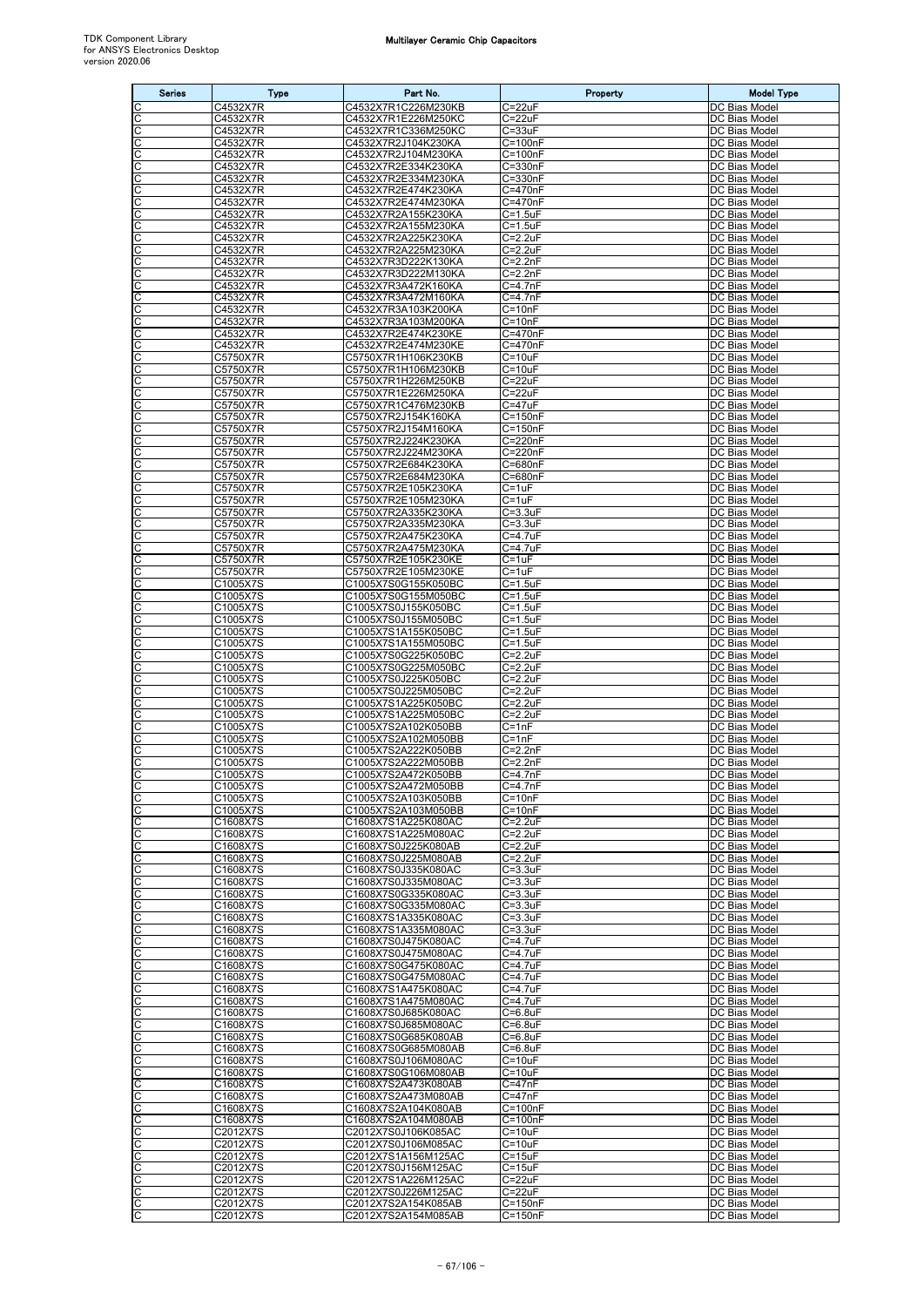| Series | Type | Part No. | Property | Model Type |
|---|---|---|---|---|
| C | C4532X7R | C4532X7R1C226M230KB | C=22uF | DC Bias Model |
| C | C4532X7R | C4532X7R1E226M250KC | C=22uF | DC Bias Model |
| C | C4532X7R | C4532X7R1C336M250KC | C=33uF | DC Bias Model |
| C | C4532X7R | C4532X7R2J104K230KA | C=100nF | DC Bias Model |
| C | C4532X7R | C4532X7R2J104M230KA | C=100nF | DC Bias Model |
| C | C4532X7R | C4532X7R2E334K230KA | C=330nF | DC Bias Model |
| C | C4532X7R | C4532X7R2E334M230KA | C=330nF | DC Bias Model |
| C | C4532X7R | C4532X7R2E474K230KA | C=470nF | DC Bias Model |
| C | C4532X7R | C4532X7R2E474M230KA | C=470nF | DC Bias Model |
| C | C4532X7R | C4532X7R2A155K230KA | C=1.5uF | DC Bias Model |
| C | C4532X7R | C4532X7R2A155M230KA | C=1.5uF | DC Bias Model |
| C | C4532X7R | C4532X7R2A225K230KA | C=2.2uF | DC Bias Model |
| C | C4532X7R | C4532X7R2A225M230KA | C=2.2uF | DC Bias Model |
| C | C4532X7R | C4532X7R3D222K130KA | C=2.2nF | DC Bias Model |
| C | C4532X7R | C4532X7R3D222M130KA | C=2.2nF | DC Bias Model |
| C | C4532X7R | C4532X7R3A472K160KA | C=4.7nF | DC Bias Model |
| C | C4532X7R | C4532X7R3A472M160KA | C=4.7nF | DC Bias Model |
| C | C4532X7R | C4532X7R3A103K200KA | C=10nF | DC Bias Model |
| C | C4532X7R | C4532X7R3A103M200KA | C=10nF | DC Bias Model |
| C | C4532X7R | C4532X7R2E474K230KE | C=470nF | DC Bias Model |
| C | C4532X7R | C4532X7R2E474M230KE | C=470nF | DC Bias Model |
| C | C5750X7R | C5750X7R1H106K230KB | C=10uF | DC Bias Model |
| C | C5750X7R | C5750X7R1H106M230KB | C=10uF | DC Bias Model |
| C | C5750X7R | C5750X7R1H226M250KB | C=22uF | DC Bias Model |
| C | C5750X7R | C5750X7R1E226M250KA | C=22uF | DC Bias Model |
| C | C5750X7R | C5750X7R1C476M230KB | C=47uF | DC Bias Model |
| C | C5750X7R | C5750X7R2J154K160KA | C=150nF | DC Bias Model |
| C | C5750X7R | C5750X7R2J154M160KA | C=150nF | DC Bias Model |
| C | C5750X7R | C5750X7R2J224K230KA | C=220nF | DC Bias Model |
| C | C5750X7R | C5750X7R2J224M230KA | C=220nF | DC Bias Model |
| C | C5750X7R | C5750X7R2E684K230KA | C=680nF | DC Bias Model |
| C | C5750X7R | C5750X7R2E684M230KA | C=680nF | DC Bias Model |
| C | C5750X7R | C5750X7R2E105K230KA | C=1uF | DC Bias Model |
| C | C5750X7R | C5750X7R2E105M230KA | C=1uF | DC Bias Model |
| C | C5750X7R | C5750X7R2A335K230KA | C=3.3uF | DC Bias Model |
| C | C5750X7R | C5750X7R2A335M230KA | C=3.3uF | DC Bias Model |
| C | C5750X7R | C5750X7R2A475K230KA | C=4.7uF | DC Bias Model |
| C | C5750X7R | C5750X7R2A475M230KA | C=4.7uF | DC Bias Model |
| C | C5750X7R | C5750X7R2E105K230KE | C=1uF | DC Bias Model |
| C | C5750X7R | C5750X7R2E105M230KE | C=1uF | DC Bias Model |
| C | C1005X7S | C1005X7S0G155K050BC | C=1.5uF | DC Bias Model |
| C | C1005X7S | C1005X7S0G155M050BC | C=1.5uF | DC Bias Model |
| C | C1005X7S | C1005X7S0J155K050BC | C=1.5uF | DC Bias Model |
| C | C1005X7S | C1005X7S0J155M050BC | C=1.5uF | DC Bias Model |
| C | C1005X7S | C1005X7S1A155K050BC | C=1.5uF | DC Bias Model |
| C | C1005X7S | C1005X7S1A155M050BC | C=1.5uF | DC Bias Model |
| C | C1005X7S | C1005X7S0G225K050BC | C=2.2uF | DC Bias Model |
| C | C1005X7S | C1005X7S0G225M050BC | C=2.2uF | DC Bias Model |
| C | C1005X7S | C1005X7S0J225K050BC | C=2.2uF | DC Bias Model |
| C | C1005X7S | C1005X7S0J225M050BC | C=2.2uF | DC Bias Model |
| C | C1005X7S | C1005X7S1A225K050BC | C=2.2uF | DC Bias Model |
| C | C1005X7S | C1005X7S1A225M050BC | C=2.2uF | DC Bias Model |
| C | C1005X7S | C1005X7S2A102K050BB | C=1nF | DC Bias Model |
| C | C1005X7S | C1005X7S2A102M050BB | C=1nF | DC Bias Model |
| C | C1005X7S | C1005X7S2A222K050BB | C=2.2nF | DC Bias Model |
| C | C1005X7S | C1005X7S2A222M050BB | C=2.2nF | DC Bias Model |
| C | C1005X7S | C1005X7S2A472K050BB | C=4.7nF | DC Bias Model |
| C | C1005X7S | C1005X7S2A472M050BB | C=4.7nF | DC Bias Model |
| C | C1005X7S | C1005X7S2A103K050BB | C=10nF | DC Bias Model |
| C | C1005X7S | C1005X7S2A103M050BB | C=10nF | DC Bias Model |
| C | C1608X7S | C1608X7S1A225K080AC | C=2.2uF | DC Bias Model |
| C | C1608X7S | C1608X7S1A225M080AC | C=2.2uF | DC Bias Model |
| C | C1608X7S | C1608X7S0J225K080AB | C=2.2uF | DC Bias Model |
| C | C1608X7S | C1608X7S0J225M080AB | C=2.2uF | DC Bias Model |
| C | C1608X7S | C1608X7S0J335K080AC | C=3.3uF | DC Bias Model |
| C | C1608X7S | C1608X7S0J335M080AC | C=3.3uF | DC Bias Model |
| C | C1608X7S | C1608X7S0G335K080AC | C=3.3uF | DC Bias Model |
| C | C1608X7S | C1608X7S0G335M080AC | C=3.3uF | DC Bias Model |
| C | C1608X7S | C1608X7S1A335K080AC | C=3.3uF | DC Bias Model |
| C | C1608X7S | C1608X7S1A335M080AC | C=3.3uF | DC Bias Model |
| C | C1608X7S | C1608X7S0J475K080AC | C=4.7uF | DC Bias Model |
| C | C1608X7S | C1608X7S0J475M080AC | C=4.7uF | DC Bias Model |
| C | C1608X7S | C1608X7S0G475K080AC | C=4.7uF | DC Bias Model |
| C | C1608X7S | C1608X7S0G475M080AC | C=4.7uF | DC Bias Model |
| C | C1608X7S | C1608X7S1A475K080AC | C=4.7uF | DC Bias Model |
| C | C1608X7S | C1608X7S1A475M080AC | C=4.7uF | DC Bias Model |
| C | C1608X7S | C1608X7S0J685K080AC | C=6.8uF | DC Bias Model |
| C | C1608X7S | C1608X7S0J685M080AC | C=6.8uF | DC Bias Model |
| C | C1608X7S | C1608X7S0G685K080AB | C=6.8uF | DC Bias Model |
| C | C1608X7S | C1608X7S0G685M080AB | C=6.8uF | DC Bias Model |
| C | C1608X7S | C1608X7S0J106M080AC | C=10uF | DC Bias Model |
| C | C1608X7S | C1608X7S0G106M080AB | C=10uF | DC Bias Model |
| C | C1608X7S | C1608X7S2A473K080AB | C=47nF | DC Bias Model |
| C | C1608X7S | C1608X7S2A473M080AB | C=47nF | DC Bias Model |
| C | C1608X7S | C1608X7S2A104K080AB | C=100nF | DC Bias Model |
| C | C1608X7S | C1608X7S2A104M080AB | C=100nF | DC Bias Model |
| C | C2012X7S | C2012X7S0J106K085AC | C=10uF | DC Bias Model |
| C | C2012X7S | C2012X7S0J106M085AC | C=10uF | DC Bias Model |
| C | C2012X7S | C2012X7S1A156M125AC | C=15uF | DC Bias Model |
| C | C2012X7S | C2012X7S0J156M125AC | C=15uF | DC Bias Model |
| C | C2012X7S | C2012X7S1A226M125AC | C=22uF | DC Bias Model |
| C | C2012X7S | C2012X7S0J226M125AC | C=22uF | DC Bias Model |
| C | C2012X7S | C2012X7S2A154K085AB | C=150nF | DC Bias Model |
| C | C2012X7S | C2012X7S2A154M085AB | C=150nF | DC Bias Model |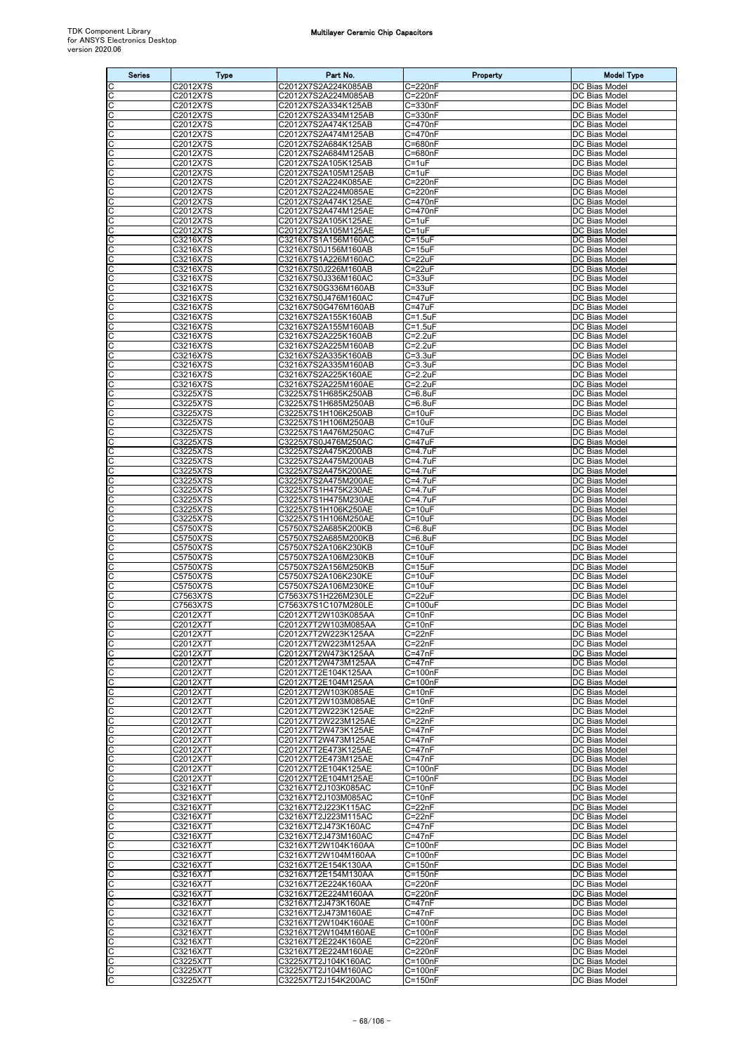| Series | Type | Part No. | Property | Model Type |
| --- | --- | --- | --- | --- |
| C | C2012X7S | C2012X7S2A224K085AB | C=220nF | DC Bias Model |
| C | C2012X7S | C2012X7S2A224M085AB | C=220nF | DC Bias Model |
| C | C2012X7S | C2012X7S2A334K125AB | C=330nF | DC Bias Model |
| C | C2012X7S | C2012X7S2A334M125AB | C=330nF | DC Bias Model |
| C | C2012X7S | C2012X7S2A474K125AB | C=470nF | DC Bias Model |
| C | C2012X7S | C2012X7S2A474M125AB | C=470nF | DC Bias Model |
| C | C2012X7S | C2012X7S2A684K125AB | C=680nF | DC Bias Model |
| C | C2012X7S | C2012X7S2A684M125AB | C=680nF | DC Bias Model |
| C | C2012X7S | C2012X7S2A105K125AB | C=1uF | DC Bias Model |
| C | C2012X7S | C2012X7S2A105M125AB | C=1uF | DC Bias Model |
| C | C2012X7S | C2012X7S2A224K085AE | C=220nF | DC Bias Model |
| C | C2012X7S | C2012X7S2A224M085AE | C=220nF | DC Bias Model |
| C | C2012X7S | C2012X7S2A474K125AE | C=470nF | DC Bias Model |
| C | C2012X7S | C2012X7S2A474M125AE | C=470nF | DC Bias Model |
| C | C2012X7S | C2012X7S2A105K125AE | C=1uF | DC Bias Model |
| C | C2012X7S | C2012X7S2A105M125AE | C=1uF | DC Bias Model |
| C | C3216X7S | C3216X7S1A156M160AC | C=15uF | DC Bias Model |
| C | C3216X7S | C3216X7S0J156M160AB | C=15uF | DC Bias Model |
| C | C3216X7S | C3216X7S1A226M160AC | C=22uF | DC Bias Model |
| C | C3216X7S | C3216X7S0J226M160AB | C=22uF | DC Bias Model |
| C | C3216X7S | C3216X7S0J336M160AC | C=33uF | DC Bias Model |
| C | C3216X7S | C3216X7S0G336M160AB | C=33uF | DC Bias Model |
| C | C3216X7S | C3216X7S0J476M160AC | C=47uF | DC Bias Model |
| C | C3216X7S | C3216X7S0G476M160AB | C=47uF | DC Bias Model |
| C | C3216X7S | C3216X7S2A155K160AB | C=1.5uF | DC Bias Model |
| C | C3216X7S | C3216X7S2A155M160AB | C=1.5uF | DC Bias Model |
| C | C3216X7S | C3216X7S2A225K160AB | C=2.2uF | DC Bias Model |
| C | C3216X7S | C3216X7S2A225M160AB | C=2.2uF | DC Bias Model |
| C | C3216X7S | C3216X7S2A335K160AB | C=3.3uF | DC Bias Model |
| C | C3216X7S | C3216X7S2A335M160AB | C=3.3uF | DC Bias Model |
| C | C3216X7S | C3216X7S2A225K160AE | C=2.2uF | DC Bias Model |
| C | C3216X7S | C3216X7S2A225M160AE | C=2.2uF | DC Bias Model |
| C | C3225X7S | C3225X7S1H685K250AB | C=6.8uF | DC Bias Model |
| C | C3225X7S | C3225X7S1H685M250AB | C=6.8uF | DC Bias Model |
| C | C3225X7S | C3225X7S1H106K250AB | C=10uF | DC Bias Model |
| C | C3225X7S | C3225X7S1H106M250AB | C=10uF | DC Bias Model |
| C | C3225X7S | C3225X7S1A476M250AC | C=47uF | DC Bias Model |
| C | C3225X7S | C3225X7S0J476M250AC | C=47uF | DC Bias Model |
| C | C3225X7S | C3225X7S2A475K200AB | C=4.7uF | DC Bias Model |
| C | C3225X7S | C3225X7S2A475M200AB | C=4.7uF | DC Bias Model |
| C | C3225X7S | C3225X7S2A475K200AE | C=4.7uF | DC Bias Model |
| C | C3225X7S | C3225X7S2A475M200AE | C=4.7uF | DC Bias Model |
| C | C3225X7S | C3225X7S1H475K230AE | C=4.7uF | DC Bias Model |
| C | C3225X7S | C3225X7S1H475M230AE | C=4.7uF | DC Bias Model |
| C | C3225X7S | C3225X7S1H106K250AE | C=10uF | DC Bias Model |
| C | C3225X7S | C3225X7S1H106M250AE | C=10uF | DC Bias Model |
| C | C5750X7S | C5750X7S2A685K200KB | C=6.8uF | DC Bias Model |
| C | C5750X7S | C5750X7S2A685M200KB | C=6.8uF | DC Bias Model |
| C | C5750X7S | C5750X7S2A106K230KB | C=10uF | DC Bias Model |
| C | C5750X7S | C5750X7S2A106M230KB | C=10uF | DC Bias Model |
| C | C5750X7S | C5750X7S2A156M250KB | C=15uF | DC Bias Model |
| C | C5750X7S | C5750X7S2A106K230KE | C=10uF | DC Bias Model |
| C | C5750X7S | C5750X7S2A106M230KE | C=10uF | DC Bias Model |
| C | C7563X7S | C7563X7S1H226M230LE | C=22uF | DC Bias Model |
| C | C7563X7S | C7563X7S1C107M280LE | C=100uF | DC Bias Model |
| C | C2012X7T | C2012X7T2W103K085AA | C=10nF | DC Bias Model |
| C | C2012X7T | C2012X7T2W103M085AA | C=10nF | DC Bias Model |
| C | C2012X7T | C2012X7T2W223K125AA | C=22nF | DC Bias Model |
| C | C2012X7T | C2012X7T2W223M125AA | C=22nF | DC Bias Model |
| C | C2012X7T | C2012X7T2W473K125AA | C=47nF | DC Bias Model |
| C | C2012X7T | C2012X7T2W473M125AA | C=47nF | DC Bias Model |
| C | C2012X7T | C2012X7T2E104K125AA | C=100nF | DC Bias Model |
| C | C2012X7T | C2012X7T2E104M125AA | C=100nF | DC Bias Model |
| C | C2012X7T | C2012X7T2W103K085AE | C=10nF | DC Bias Model |
| C | C2012X7T | C2012X7T2W103M085AE | C=10nF | DC Bias Model |
| C | C2012X7T | C2012X7T2W223K125AE | C=22nF | DC Bias Model |
| C | C2012X7T | C2012X7T2W223M125AE | C=22nF | DC Bias Model |
| C | C2012X7T | C2012X7T2W473K125AE | C=47nF | DC Bias Model |
| C | C2012X7T | C2012X7T2W473M125AE | C=47nF | DC Bias Model |
| C | C2012X7T | C2012X7T2E473K125AE | C=47nF | DC Bias Model |
| C | C2012X7T | C2012X7T2E473M125AE | C=47nF | DC Bias Model |
| C | C2012X7T | C2012X7T2E104K125AE | C=100nF | DC Bias Model |
| C | C2012X7T | C2012X7T2E104M125AE | C=100nF | DC Bias Model |
| C | C3216X7T | C3216X7T2J103K085AC | C=10nF | DC Bias Model |
| C | C3216X7T | C3216X7T2J103M085AC | C=10nF | DC Bias Model |
| C | C3216X7T | C3216X7T2J223K115AC | C=22nF | DC Bias Model |
| C | C3216X7T | C3216X7T2J223M115AC | C=22nF | DC Bias Model |
| C | C3216X7T | C3216X7T2J473K160AC | C=47nF | DC Bias Model |
| C | C3216X7T | C3216X7T2J473M160AC | C=47nF | DC Bias Model |
| C | C3216X7T | C3216X7T2W104K160AA | C=100nF | DC Bias Model |
| C | C3216X7T | C3216X7T2W104M160AA | C=100nF | DC Bias Model |
| C | C3216X7T | C3216X7T2E154K130AA | C=150nF | DC Bias Model |
| C | C3216X7T | C3216X7T2E154M130AA | C=150nF | DC Bias Model |
| C | C3216X7T | C3216X7T2E224K160AA | C=220nF | DC Bias Model |
| C | C3216X7T | C3216X7T2E224M160AA | C=220nF | DC Bias Model |
| C | C3216X7T | C3216X7T2J473K160AE | C=47nF | DC Bias Model |
| C | C3216X7T | C3216X7T2J473M160AE | C=47nF | DC Bias Model |
| C | C3216X7T | C3216X7T2W104K160AE | C=100nF | DC Bias Model |
| C | C3216X7T | C3216X7T2W104M160AE | C=100nF | DC Bias Model |
| C | C3216X7T | C3216X7T2E224K160AE | C=220nF | DC Bias Model |
| C | C3216X7T | C3216X7T2E224M160AE | C=220nF | DC Bias Model |
| C | C3225X7T | C3225X7T2J104K160AC | C=100nF | DC Bias Model |
| C | C3225X7T | C3225X7T2J104M160AC | C=100nF | DC Bias Model |
| C | C3225X7T | C3225X7T2J154K200AC | C=150nF | DC Bias Model |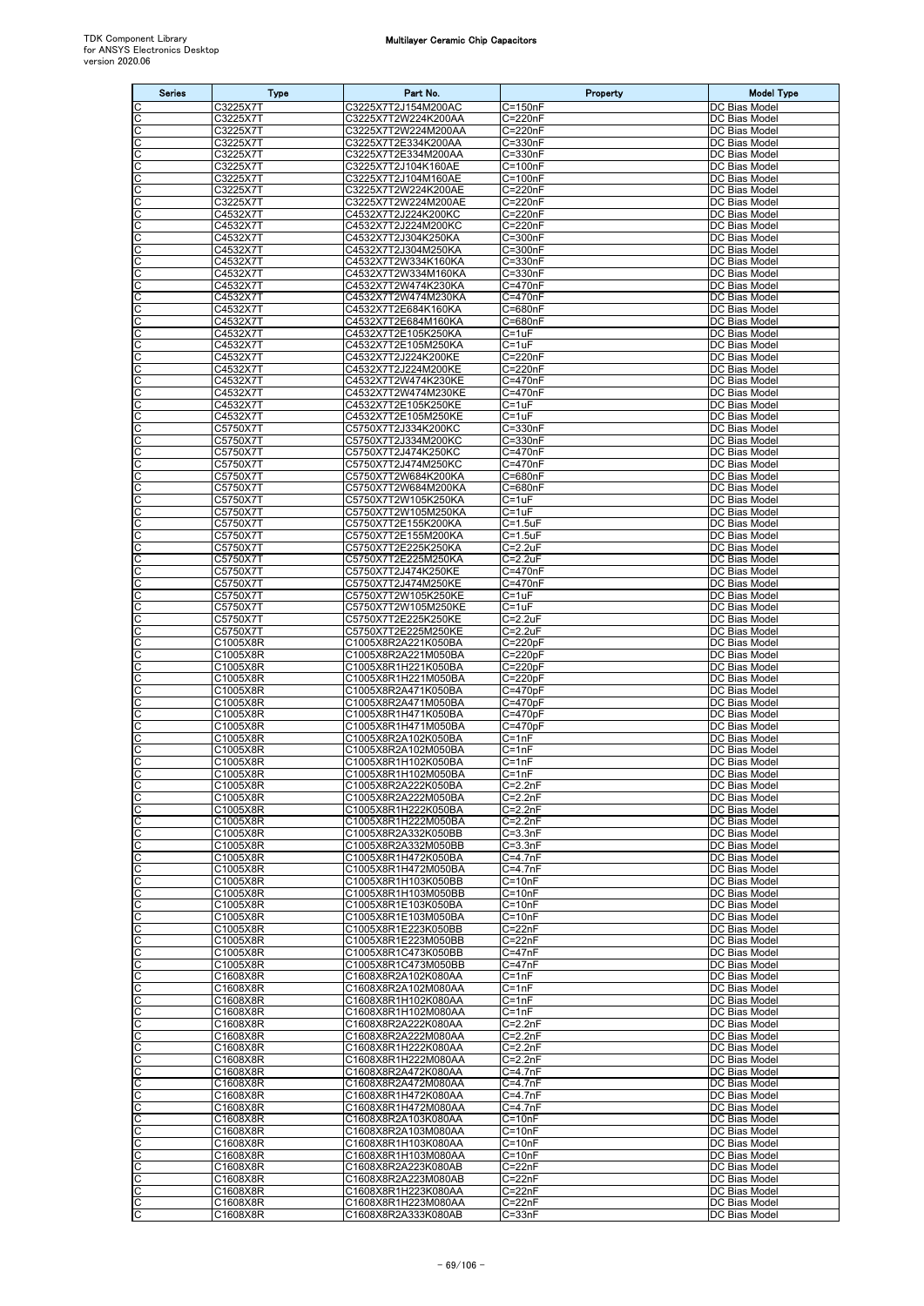| Series | Type | Part No. | Property | Model Type |
|---|---|---|---|---|
| C | C3225X7T | C3225X7T2J154M200AC | C=150nF | DC Bias Model |
| C | C3225X7T | C3225X7T2W224K200AA | C=220nF | DC Bias Model |
| C | C3225X7T | C3225X7T2W224M200AA | C=220nF | DC Bias Model |
| C | C3225X7T | C3225X7T2E334K200AA | C=330nF | DC Bias Model |
| C | C3225X7T | C3225X7T2E334M200AA | C=330nF | DC Bias Model |
| C | C3225X7T | C3225X7T2J104K160AE | C=100nF | DC Bias Model |
| C | C3225X7T | C3225X7T2J104M160AE | C=100nF | DC Bias Model |
| C | C3225X7T | C3225X7T2W224K200AE | C=220nF | DC Bias Model |
| C | C3225X7T | C3225X7T2W224M200AE | C=220nF | DC Bias Model |
| C | C4532X7T | C4532X7T2J224K200KC | C=220nF | DC Bias Model |
| C | C4532X7T | C4532X7T2J224M200KC | C=220nF | DC Bias Model |
| C | C4532X7T | C4532X7T2J304K250KA | C=300nF | DC Bias Model |
| C | C4532X7T | C4532X7T2J304M250KA | C=300nF | DC Bias Model |
| C | C4532X7T | C4532X7T2W334K160KA | C=330nF | DC Bias Model |
| C | C4532X7T | C4532X7T2W334M160KA | C=330nF | DC Bias Model |
| C | C4532X7T | C4532X7T2W474K230KA | C=470nF | DC Bias Model |
| C | C4532X7T | C4532X7T2W474M230KA | C=470nF | DC Bias Model |
| C | C4532X7T | C4532X7T2E684K160KA | C=680nF | DC Bias Model |
| C | C4532X7T | C4532X7T2E684M160KA | C=680nF | DC Bias Model |
| C | C4532X7T | C4532X7T2E105K250KA | C=1uF | DC Bias Model |
| C | C4532X7T | C4532X7T2E105M250KA | C=1uF | DC Bias Model |
| C | C4532X7T | C4532X7T2J224K200KE | C=220nF | DC Bias Model |
| C | C4532X7T | C4532X7T2J224M200KE | C=220nF | DC Bias Model |
| C | C4532X7T | C4532X7T2W474K230KE | C=470nF | DC Bias Model |
| C | C4532X7T | C4532X7T2W474M230KE | C=470nF | DC Bias Model |
| C | C4532X7T | C4532X7T2E105K250KE | C=1uF | DC Bias Model |
| C | C4532X7T | C4532X7T2E105M250KE | C=1uF | DC Bias Model |
| C | C5750X7T | C5750X7T2J334K200KC | C=330nF | DC Bias Model |
| C | C5750X7T | C5750X7T2J334M200KC | C=330nF | DC Bias Model |
| C | C5750X7T | C5750X7T2J474K250KC | C=470nF | DC Bias Model |
| C | C5750X7T | C5750X7T2J474M250KC | C=470nF | DC Bias Model |
| C | C5750X7T | C5750X7T2W684K200KA | C=680nF | DC Bias Model |
| C | C5750X7T | C5750X7T2W684M200KA | C=680nF | DC Bias Model |
| C | C5750X7T | C5750X7T2W105K250KA | C=1uF | DC Bias Model |
| C | C5750X7T | C5750X7T2W105M250KA | C=1uF | DC Bias Model |
| C | C5750X7T | C5750X7T2E155K200KA | C=1.5uF | DC Bias Model |
| C | C5750X7T | C5750X7T2E155M200KA | C=1.5uF | DC Bias Model |
| C | C5750X7T | C5750X7T2E225K250KA | C=2.2uF | DC Bias Model |
| C | C5750X7T | C5750X7T2E225M250KA | C=2.2uF | DC Bias Model |
| C | C5750X7T | C5750X7T2J474K250KE | C=470nF | DC Bias Model |
| C | C5750X7T | C5750X7T2J474M250KE | C=470nF | DC Bias Model |
| C | C5750X7T | C5750X7T2W105K250KE | C=1uF | DC Bias Model |
| C | C5750X7T | C5750X7T2W105M250KE | C=1uF | DC Bias Model |
| C | C5750X7T | C5750X7T2E225K250KE | C=2.2uF | DC Bias Model |
| C | C5750X7T | C5750X7T2E225M250KE | C=2.2uF | DC Bias Model |
| C | C1005X8R | C1005X8R2A221K050BA | C=220pF | DC Bias Model |
| C | C1005X8R | C1005X8R2A221M050BA | C=220pF | DC Bias Model |
| C | C1005X8R | C1005X8R1H221K050BA | C=220pF | DC Bias Model |
| C | C1005X8R | C1005X8R1H221M050BA | C=220pF | DC Bias Model |
| C | C1005X8R | C1005X8R2A471K050BA | C=470pF | DC Bias Model |
| C | C1005X8R | C1005X8R2A471M050BA | C=470pF | DC Bias Model |
| C | C1005X8R | C1005X8R1H471K050BA | C=470pF | DC Bias Model |
| C | C1005X8R | C1005X8R1H471M050BA | C=470pF | DC Bias Model |
| C | C1005X8R | C1005X8R2A102K050BA | C=1nF | DC Bias Model |
| C | C1005X8R | C1005X8R2A102M050BA | C=1nF | DC Bias Model |
| C | C1005X8R | C1005X8R1H102K050BA | C=1nF | DC Bias Model |
| C | C1005X8R | C1005X8R1H102M050BA | C=1nF | DC Bias Model |
| C | C1005X8R | C1005X8R2A222K050BA | C=2.2nF | DC Bias Model |
| C | C1005X8R | C1005X8R2A222M050BA | C=2.2nF | DC Bias Model |
| C | C1005X8R | C1005X8R1H222K050BA | C=2.2nF | DC Bias Model |
| C | C1005X8R | C1005X8R1H222M050BA | C=2.2nF | DC Bias Model |
| C | C1005X8R | C1005X8R2A332K050BB | C=3.3nF | DC Bias Model |
| C | C1005X8R | C1005X8R2A332M050BB | C=3.3nF | DC Bias Model |
| C | C1005X8R | C1005X8R1H472K050BA | C=4.7nF | DC Bias Model |
| C | C1005X8R | C1005X8R1H472M050BA | C=4.7nF | DC Bias Model |
| C | C1005X8R | C1005X8R1H103K050BB | C=10nF | DC Bias Model |
| C | C1005X8R | C1005X8R1H103M050BB | C=10nF | DC Bias Model |
| C | C1005X8R | C1005X8R1E103K050BA | C=10nF | DC Bias Model |
| C | C1005X8R | C1005X8R1E103M050BA | C=10nF | DC Bias Model |
| C | C1005X8R | C1005X8R1E223K050BB | C=22nF | DC Bias Model |
| C | C1005X8R | C1005X8R1E223M050BB | C=22nF | DC Bias Model |
| C | C1005X8R | C1005X8R1C473K050BB | C=47nF | DC Bias Model |
| C | C1005X8R | C1005X8R1C473M050BB | C=47nF | DC Bias Model |
| C | C1608X8R | C1608X8R2A102K080AA | C=1nF | DC Bias Model |
| C | C1608X8R | C1608X8R2A102M080AA | C=1nF | DC Bias Model |
| C | C1608X8R | C1608X8R1H102K080AA | C=1nF | DC Bias Model |
| C | C1608X8R | C1608X8R1H102M080AA | C=1nF | DC Bias Model |
| C | C1608X8R | C1608X8R2A222K080AA | C=2.2nF | DC Bias Model |
| C | C1608X8R | C1608X8R2A222M080AA | C=2.2nF | DC Bias Model |
| C | C1608X8R | C1608X8R1H222K080AA | C=2.2nF | DC Bias Model |
| C | C1608X8R | C1608X8R1H222M080AA | C=2.2nF | DC Bias Model |
| C | C1608X8R | C1608X8R2A472K080AA | C=4.7nF | DC Bias Model |
| C | C1608X8R | C1608X8R2A472M080AA | C=4.7nF | DC Bias Model |
| C | C1608X8R | C1608X8R1H472K080AA | C=4.7nF | DC Bias Model |
| C | C1608X8R | C1608X8R1H472M080AA | C=4.7nF | DC Bias Model |
| C | C1608X8R | C1608X8R2A103K080AA | C=10nF | DC Bias Model |
| C | C1608X8R | C1608X8R2A103M080AA | C=10nF | DC Bias Model |
| C | C1608X8R | C1608X8R1H103K080AA | C=10nF | DC Bias Model |
| C | C1608X8R | C1608X8R1H103M080AA | C=10nF | DC Bias Model |
| C | C1608X8R | C1608X8R2A223K080AB | C=22nF | DC Bias Model |
| C | C1608X8R | C1608X8R2A223M080AB | C=22nF | DC Bias Model |
| C | C1608X8R | C1608X8R1H223K080AA | C=22nF | DC Bias Model |
| C | C1608X8R | C1608X8R1H223M080AA | C=22nF | DC Bias Model |
| C | C1608X8R | C1608X8R2A333K080AB | C=33nF | DC Bias Model |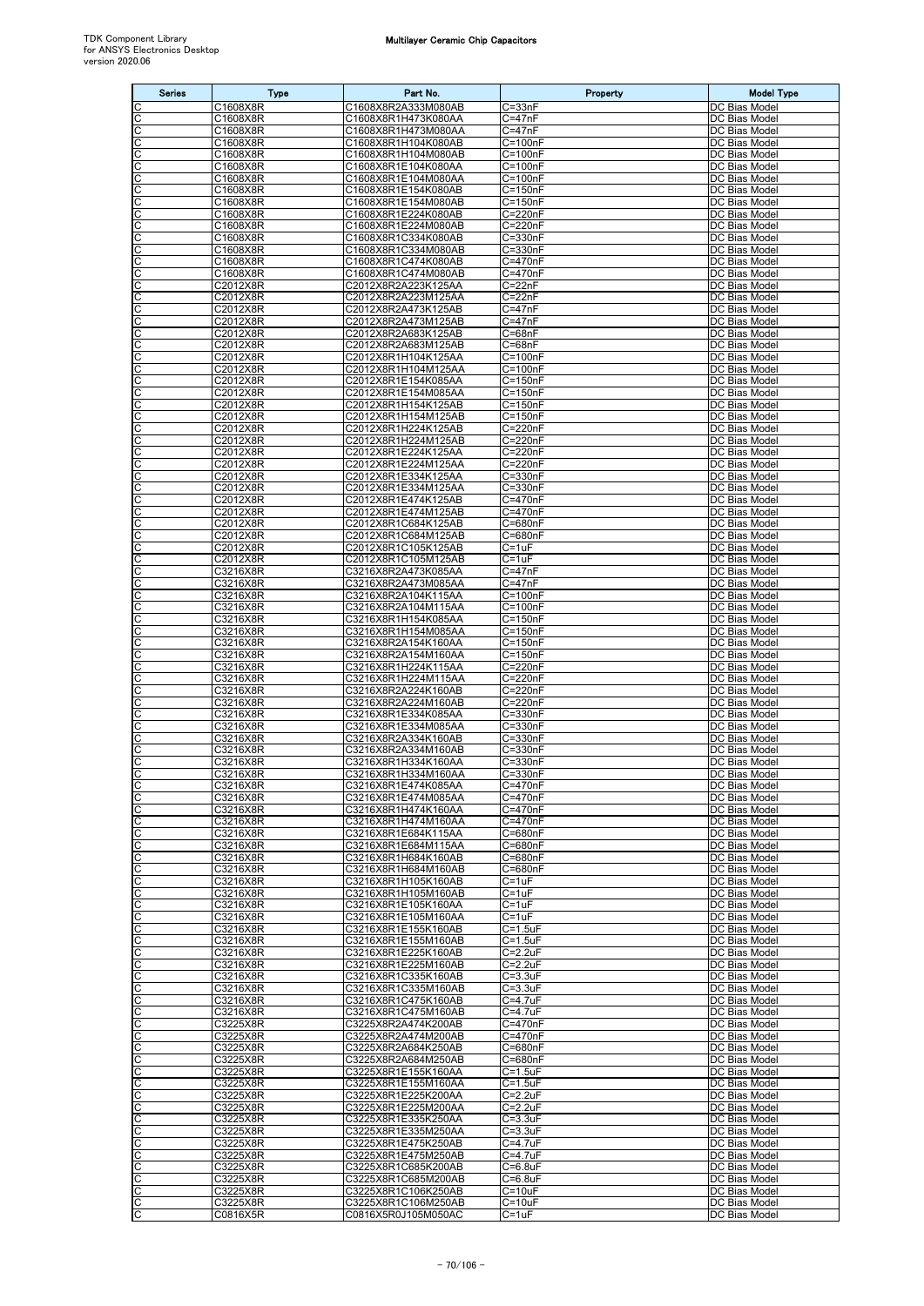# Multilayer Ceramic Chip Capacitors

TDK Component Library
for ANSYS Electronics Desktop
version 2020.06

| Series | Type | Part No. | Property | Model Type |
|---|---|---|---|---|
| C | C1608X8R | C1608X8R2A333M080AB | C=33nF | DC Bias Model |
| C | C1608X8R | C1608X8R1H473K080AA | C=47nF | DC Bias Model |
| C | C1608X8R | C1608X8R1H473M080AA | C=47nF | DC Bias Model |
| C | C1608X8R | C1608X8R1H104K080AB | C=100nF | DC Bias Model |
| C | C1608X8R | C1608X8R1H104M080AB | C=100nF | DC Bias Model |
| C | C1608X8R | C1608X8R1E104K080AA | C=100nF | DC Bias Model |
| C | C1608X8R | C1608X8R1E104M080AA | C=100nF | DC Bias Model |
| C | C1608X8R | C1608X8R1E154K080AB | C=150nF | DC Bias Model |
| C | C1608X8R | C1608X8R1E154M080AB | C=150nF | DC Bias Model |
| C | C1608X8R | C1608X8R1E224K080AB | C=220nF | DC Bias Model |
| C | C1608X8R | C1608X8R1E224M080AB | C=220nF | DC Bias Model |
| C | C1608X8R | C1608X8R1C334K080AB | C=330nF | DC Bias Model |
| C | C1608X8R | C1608X8R1C334M080AB | C=330nF | DC Bias Model |
| C | C1608X8R | C1608X8R1C474K080AB | C=470nF | DC Bias Model |
| C | C1608X8R | C1608X8R1C474M080AB | C=470nF | DC Bias Model |
| C | C2012X8R | C2012X8R2A223K125AA | C=22nF | DC Bias Model |
| C | C2012X8R | C2012X8R2A223M125AA | C=22nF | DC Bias Model |
| C | C2012X8R | C2012X8R2A473K125AB | C=47nF | DC Bias Model |
| C | C2012X8R | C2012X8R2A473M125AB | C=47nF | DC Bias Model |
| C | C2012X8R | C2012X8R2A683K125AB | C=68nF | DC Bias Model |
| C | C2012X8R | C2012X8R2A683M125AB | C=68nF | DC Bias Model |
| C | C2012X8R | C2012X8R1H104K125AA | C=100nF | DC Bias Model |
| C | C2012X8R | C2012X8R1H104M125AA | C=100nF | DC Bias Model |
| C | C2012X8R | C2012X8R1E154K085AA | C=150nF | DC Bias Model |
| C | C2012X8R | C2012X8R1E154M085AA | C=150nF | DC Bias Model |
| C | C2012X8R | C2012X8R1H154K125AB | C=150nF | DC Bias Model |
| C | C2012X8R | C2012X8R1H154M125AB | C=150nF | DC Bias Model |
| C | C2012X8R | C2012X8R1H224K125AB | C=220nF | DC Bias Model |
| C | C2012X8R | C2012X8R1H224M125AB | C=220nF | DC Bias Model |
| C | C2012X8R | C2012X8R1E224K125AA | C=220nF | DC Bias Model |
| C | C2012X8R | C2012X8R1E224M125AA | C=220nF | DC Bias Model |
| C | C2012X8R | C2012X8R1E334K125AA | C=330nF | DC Bias Model |
| C | C2012X8R | C2012X8R1E334M125AA | C=330nF | DC Bias Model |
| C | C2012X8R | C2012X8R1E474K125AB | C=470nF | DC Bias Model |
| C | C2012X8R | C2012X8R1E474M125AB | C=470nF | DC Bias Model |
| C | C2012X8R | C2012X8R1C684K125AB | C=680nF | DC Bias Model |
| C | C2012X8R | C2012X8R1C684M125AB | C=680nF | DC Bias Model |
| C | C2012X8R | C2012X8R1C105K125AB | C=1uF | DC Bias Model |
| C | C2012X8R | C2012X8R1C105M125AB | C=1uF | DC Bias Model |
| C | C3216X8R | C3216X8R2A473K085AA | C=47nF | DC Bias Model |
| C | C3216X8R | C3216X8R2A473M085AA | C=47nF | DC Bias Model |
| C | C3216X8R | C3216X8R2A104K115AA | C=100nF | DC Bias Model |
| C | C3216X8R | C3216X8R2A104M115AA | C=100nF | DC Bias Model |
| C | C3216X8R | C3216X8R1H154K085AA | C=150nF | DC Bias Model |
| C | C3216X8R | C3216X8R1H154M085AA | C=150nF | DC Bias Model |
| C | C3216X8R | C3216X8R2A154K160AA | C=150nF | DC Bias Model |
| C | C3216X8R | C3216X8R2A154M160AA | C=150nF | DC Bias Model |
| C | C3216X8R | C3216X8R1H224K115AA | C=220nF | DC Bias Model |
| C | C3216X8R | C3216X8R1H224M115AA | C=220nF | DC Bias Model |
| C | C3216X8R | C3216X8R2A224K160AB | C=220nF | DC Bias Model |
| C | C3216X8R | C3216X8R2A224M160AB | C=220nF | DC Bias Model |
| C | C3216X8R | C3216X8R1E334K085AA | C=330nF | DC Bias Model |
| C | C3216X8R | C3216X8R1E334M085AA | C=330nF | DC Bias Model |
| C | C3216X8R | C3216X8R2A334K160AB | C=330nF | DC Bias Model |
| C | C3216X8R | C3216X8R2A334M160AB | C=330nF | DC Bias Model |
| C | C3216X8R | C3216X8R1H334K160AA | C=330nF | DC Bias Model |
| C | C3216X8R | C3216X8R1H334M160AA | C=330nF | DC Bias Model |
| C | C3216X8R | C3216X8R1E474K085AA | C=470nF | DC Bias Model |
| C | C3216X8R | C3216X8R1E474M085AA | C=470nF | DC Bias Model |
| C | C3216X8R | C3216X8R1H474K160AA | C=470nF | DC Bias Model |
| C | C3216X8R | C3216X8R1H474M160AA | C=470nF | DC Bias Model |
| C | C3216X8R | C3216X8R1E684K115AA | C=680nF | DC Bias Model |
| C | C3216X8R | C3216X8R1E684M115AA | C=680nF | DC Bias Model |
| C | C3216X8R | C3216X8R1H684K160AB | C=680nF | DC Bias Model |
| C | C3216X8R | C3216X8R1H684M160AB | C=680nF | DC Bias Model |
| C | C3216X8R | C3216X8R1H105K160AB | C=1uF | DC Bias Model |
| C | C3216X8R | C3216X8R1H105M160AB | C=1uF | DC Bias Model |
| C | C3216X8R | C3216X8R1E105K160AA | C=1uF | DC Bias Model |
| C | C3216X8R | C3216X8R1E105M160AA | C=1uF | DC Bias Model |
| C | C3216X8R | C3216X8R1E155K160AB | C=1.5uF | DC Bias Model |
| C | C3216X8R | C3216X8R1E155M160AB | C=1.5uF | DC Bias Model |
| C | C3216X8R | C3216X8R1E225K160AB | C=2.2uF | DC Bias Model |
| C | C3216X8R | C3216X8R1E225M160AB | C=2.2uF | DC Bias Model |
| C | C3216X8R | C3216X8R1C335K160AB | C=3.3uF | DC Bias Model |
| C | C3216X8R | C3216X8R1C335M160AB | C=3.3uF | DC Bias Model |
| C | C3216X8R | C3216X8R1C475K160AB | C=4.7uF | DC Bias Model |
| C | C3216X8R | C3216X8R1C475M160AB | C=4.7uF | DC Bias Model |
| C | C3225X8R | C3225X8R2A474K200AB | C=470nF | DC Bias Model |
| C | C3225X8R | C3225X8R2A474M200AB | C=470nF | DC Bias Model |
| C | C3225X8R | C3225X8R2A684K250AB | C=680nF | DC Bias Model |
| C | C3225X8R | C3225X8R2A684M250AB | C=680nF | DC Bias Model |
| C | C3225X8R | C3225X8R1E155K160AA | C=1.5uF | DC Bias Model |
| C | C3225X8R | C3225X8R1E155M160AA | C=1.5uF | DC Bias Model |
| C | C3225X8R | C3225X8R1E225K200AA | C=2.2uF | DC Bias Model |
| C | C3225X8R | C3225X8R1E225M200AA | C=2.2uF | DC Bias Model |
| C | C3225X8R | C3225X8R1E335K250AA | C=3.3uF | DC Bias Model |
| C | C3225X8R | C3225X8R1E335M250AA | C=3.3uF | DC Bias Model |
| C | C3225X8R | C3225X8R1E475K250AB | C=4.7uF | DC Bias Model |
| C | C3225X8R | C3225X8R1E475M250AB | C=4.7uF | DC Bias Model |
| C | C3225X8R | C3225X8R1C685K200AB | C=6.8uF | DC Bias Model |
| C | C3225X8R | C3225X8R1C685M200AB | C=6.8uF | DC Bias Model |
| C | C3225X8R | C3225X8R1C106K250AB | C=10uF | DC Bias Model |
| C | C3225X8R | C3225X8R1C106M250AB | C=10uF | DC Bias Model |
| C | C0816X5R | C0816X5R0J105M050AC | C=1uF | DC Bias Model |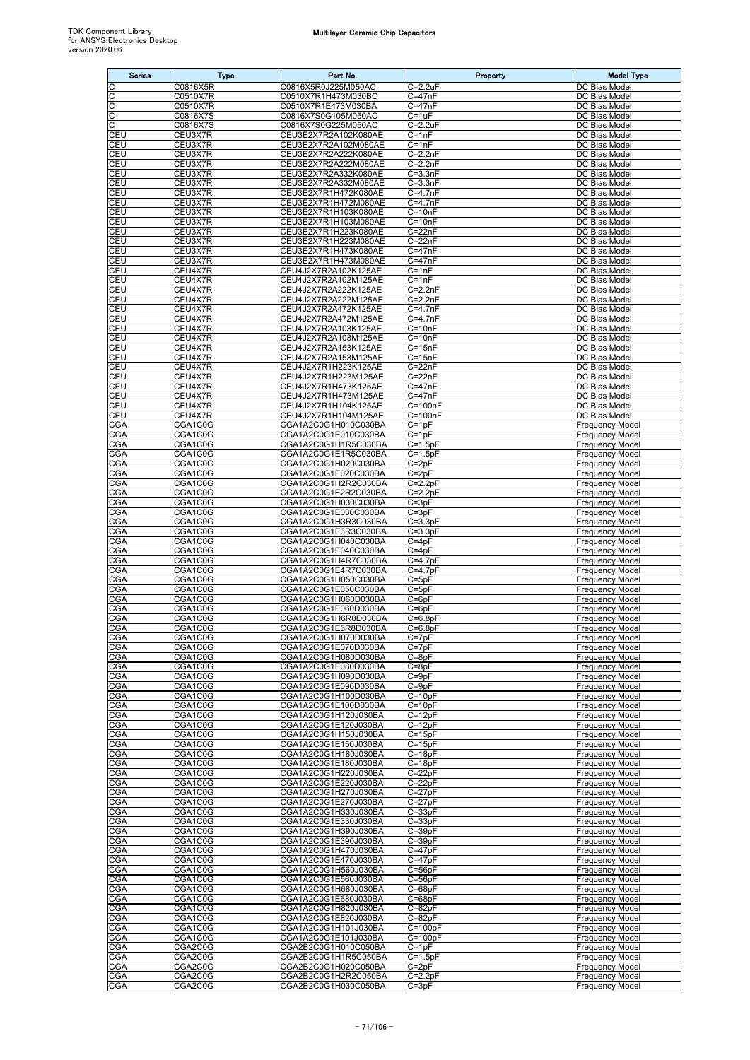| Series | Type | Part No. | Property | Model Type |
|---|---|---|---|---|
| C | C0816X5R | C0816X5R0J225M050AC | C=2.2uF | DC Bias Model |
| C | C0510X7R | C0510X7R1H473M030BC | C=47nF | DC Bias Model |
| C | C0510X7R | C0510X7R1E473M030BA | C=47nF | DC Bias Model |
| C | C0816X7S | C0816X7S0G105M050AC | C=1uF | DC Bias Model |
| C | C0816X7S | C0816X7S0G225M050AC | C=2.2uF | DC Bias Model |
| CEU | CEU3X7R | CEU3E2X7R2A102K080AE | C=1nF | DC Bias Model |
| CEU | CEU3X7R | CEU3E2X7R2A102M080AE | C=1nF | DC Bias Model |
| CEU | CEU3X7R | CEU3E2X7R2A222K080AE | C=2.2nF | DC Bias Model |
| CEU | CEU3X7R | CEU3E2X7R2A222M080AE | C=2.2nF | DC Bias Model |
| CEU | CEU3X7R | CEU3E2X7R2A332K080AE | C=3.3nF | DC Bias Model |
| CEU | CEU3X7R | CEU3E2X7R2A332M080AE | C=3.3nF | DC Bias Model |
| CEU | CEU3X7R | CEU3E2X7R1H472K080AE | C=4.7nF | DC Bias Model |
| CEU | CEU3X7R | CEU3E2X7R1H472M080AE | C=4.7nF | DC Bias Model |
| CEU | CEU3X7R | CEU3E2X7R1H103K080AE | C=10nF | DC Bias Model |
| CEU | CEU3X7R | CEU3E2X7R1H103M080AE | C=10nF | DC Bias Model |
| CEU | CEU3X7R | CEU3E2X7R1H223K080AE | C=22nF | DC Bias Model |
| CEU | CEU3X7R | CEU3E2X7R1H223M080AE | C=22nF | DC Bias Model |
| CEU | CEU3X7R | CEU3E2X7R1H473K080AE | C=47nF | DC Bias Model |
| CEU | CEU3X7R | CEU3E2X7R1H473M080AE | C=47nF | DC Bias Model |
| CEU | CEU4X7R | CEU4J2X7R2A102K125AE | C=1nF | DC Bias Model |
| CEU | CEU4X7R | CEU4J2X7R2A102M125AE | C=1nF | DC Bias Model |
| CEU | CEU4X7R | CEU4J2X7R2A222K125AE | C=2.2nF | DC Bias Model |
| CEU | CEU4X7R | CEU4J2X7R2A222M125AE | C=2.2nF | DC Bias Model |
| CEU | CEU4X7R | CEU4J2X7R2A472K125AE | C=4.7nF | DC Bias Model |
| CEU | CEU4X7R | CEU4J2X7R2A472M125AE | C=4.7nF | DC Bias Model |
| CEU | CEU4X7R | CEU4J2X7R2A103K125AE | C=10nF | DC Bias Model |
| CEU | CEU4X7R | CEU4J2X7R2A103M125AE | C=10nF | DC Bias Model |
| CEU | CEU4X7R | CEU4J2X7R2A153K125AE | C=15nF | DC Bias Model |
| CEU | CEU4X7R | CEU4J2X7R2A153M125AE | C=15nF | DC Bias Model |
| CEU | CEU4X7R | CEU4J2X7R1H223K125AE | C=22nF | DC Bias Model |
| CEU | CEU4X7R | CEU4J2X7R1H223M125AE | C=22nF | DC Bias Model |
| CEU | CEU4X7R | CEU4J2X7R1H473K125AE | C=47nF | DC Bias Model |
| CEU | CEU4X7R | CEU4J2X7R1H473M125AE | C=47nF | DC Bias Model |
| CEU | CEU4X7R | CEU4J2X7R1H104K125AE | C=100nF | DC Bias Model |
| CEU | CEU4X7R | CEU4J2X7R1H104M125AE | C=100nF | DC Bias Model |
| CGA | CGA1C0G | CGA1A2C0G1H010C030BA | C=1pF | Frequency Model |
| CGA | CGA1C0G | CGA1A2C0G1E010C030BA | C=1pF | Frequency Model |
| CGA | CGA1C0G | CGA1A2C0G1H1R5C030BA | C=1.5pF | Frequency Model |
| CGA | CGA1C0G | CGA1A2C0G1E1R5C030BA | C=1.5pF | Frequency Model |
| CGA | CGA1C0G | CGA1A2C0G1H020C030BA | C=2pF | Frequency Model |
| CGA | CGA1C0G | CGA1A2C0G1E020C030BA | C=2pF | Frequency Model |
| CGA | CGA1C0G | CGA1A2C0G1H2R2C030BA | C=2.2pF | Frequency Model |
| CGA | CGA1C0G | CGA1A2C0G1E2R2C030BA | C=2.2pF | Frequency Model |
| CGA | CGA1C0G | CGA1A2C0G1H030C030BA | C=3pF | Frequency Model |
| CGA | CGA1C0G | CGA1A2C0G1E030C030BA | C=3pF | Frequency Model |
| CGA | CGA1C0G | CGA1A2C0G1H3R3C030BA | C=3.3pF | Frequency Model |
| CGA | CGA1C0G | CGA1A2C0G1E3R3C030BA | C=3.3pF | Frequency Model |
| CGA | CGA1C0G | CGA1A2C0G1H040C030BA | C=4pF | Frequency Model |
| CGA | CGA1C0G | CGA1A2C0G1E040C030BA | C=4pF | Frequency Model |
| CGA | CGA1C0G | CGA1A2C0G1H4R7C030BA | C=4.7pF | Frequency Model |
| CGA | CGA1C0G | CGA1A2C0G1E4R7C030BA | C=4.7pF | Frequency Model |
| CGA | CGA1C0G | CGA1A2C0G1H050C030BA | C=5pF | Frequency Model |
| CGA | CGA1C0G | CGA1A2C0G1E050C030BA | C=5pF | Frequency Model |
| CGA | CGA1C0G | CGA1A2C0G1H060D030BA | C=6pF | Frequency Model |
| CGA | CGA1C0G | CGA1A2C0G1E060D030BA | C=6pF | Frequency Model |
| CGA | CGA1C0G | CGA1A2C0G1H6R8D030BA | C=6.8pF | Frequency Model |
| CGA | CGA1C0G | CGA1A2C0G1E6R8D030BA | C=6.8pF | Frequency Model |
| CGA | CGA1C0G | CGA1A2C0G1H070D030BA | C=7pF | Frequency Model |
| CGA | CGA1C0G | CGA1A2C0G1E070D030BA | C=7pF | Frequency Model |
| CGA | CGA1C0G | CGA1A2C0G1H080D030BA | C=8pF | Frequency Model |
| CGA | CGA1C0G | CGA1A2C0G1E080D030BA | C=8pF | Frequency Model |
| CGA | CGA1C0G | CGA1A2C0G1H090D030BA | C=9pF | Frequency Model |
| CGA | CGA1C0G | CGA1A2C0G1E090D030BA | C=9pF | Frequency Model |
| CGA | CGA1C0G | CGA1A2C0G1H100D030BA | C=10pF | Frequency Model |
| CGA | CGA1C0G | CGA1A2C0G1E100D030BA | C=10pF | Frequency Model |
| CGA | CGA1C0G | CGA1A2C0G1H120J030BA | C=12pF | Frequency Model |
| CGA | CGA1C0G | CGA1A2C0G1E120J030BA | C=12pF | Frequency Model |
| CGA | CGA1C0G | CGA1A2C0G1H150J030BA | C=15pF | Frequency Model |
| CGA | CGA1C0G | CGA1A2C0G1E150J030BA | C=15pF | Frequency Model |
| CGA | CGA1C0G | CGA1A2C0G1H180J030BA | C=18pF | Frequency Model |
| CGA | CGA1C0G | CGA1A2C0G1E180J030BA | C=18pF | Frequency Model |
| CGA | CGA1C0G | CGA1A2C0G1H220J030BA | C=22pF | Frequency Model |
| CGA | CGA1C0G | CGA1A2C0G1E220J030BA | C=22pF | Frequency Model |
| CGA | CGA1C0G | CGA1A2C0G1H270J030BA | C=27pF | Frequency Model |
| CGA | CGA1C0G | CGA1A2C0G1E270J030BA | C=27pF | Frequency Model |
| CGA | CGA1C0G | CGA1A2C0G1H330J030BA | C=33pF | Frequency Model |
| CGA | CGA1C0G | CGA1A2C0G1E330J030BA | C=33pF | Frequency Model |
| CGA | CGA1C0G | CGA1A2C0G1H390J030BA | C=39pF | Frequency Model |
| CGA | CGA1C0G | CGA1A2C0G1E390J030BA | C=39pF | Frequency Model |
| CGA | CGA1C0G | CGA1A2C0G1H470J030BA | C=47pF | Frequency Model |
| CGA | CGA1C0G | CGA1A2C0G1E470J030BA | C=47pF | Frequency Model |
| CGA | CGA1C0G | CGA1A2C0G1H560J030BA | C=56pF | Frequency Model |
| CGA | CGA1C0G | CGA1A2C0G1E560J030BA | C=56pF | Frequency Model |
| CGA | CGA1C0G | CGA1A2C0G1H680J030BA | C=68pF | Frequency Model |
| CGA | CGA1C0G | CGA1A2C0G1E680J030BA | C=68pF | Frequency Model |
| CGA | CGA1C0G | CGA1A2C0G1H820J030BA | C=82pF | Frequency Model |
| CGA | CGA1C0G | CGA1A2C0G1E820J030BA | C=82pF | Frequency Model |
| CGA | CGA1C0G | CGA1A2C0G1H101J030BA | C=100pF | Frequency Model |
| CGA | CGA1C0G | CGA1A2C0G1E101J030BA | C=100pF | Frequency Model |
| CGA | CGA2C0G | CGA2B2C0G1H010C050BA | C=1pF | Frequency Model |
| CGA | CGA2C0G | CGA2B2C0G1H1R5C050BA | C=1.5pF | Frequency Model |
| CGA | CGA2C0G | CGA2B2C0G1H020C050BA | C=2pF | Frequency Model |
| CGA | CGA2C0G | CGA2B2C0G1H2R2C050BA | C=2.2pF | Frequency Model |
| CGA | CGA2C0G | CGA2B2C0G1H030C050BA | C=3pF | Frequency Model |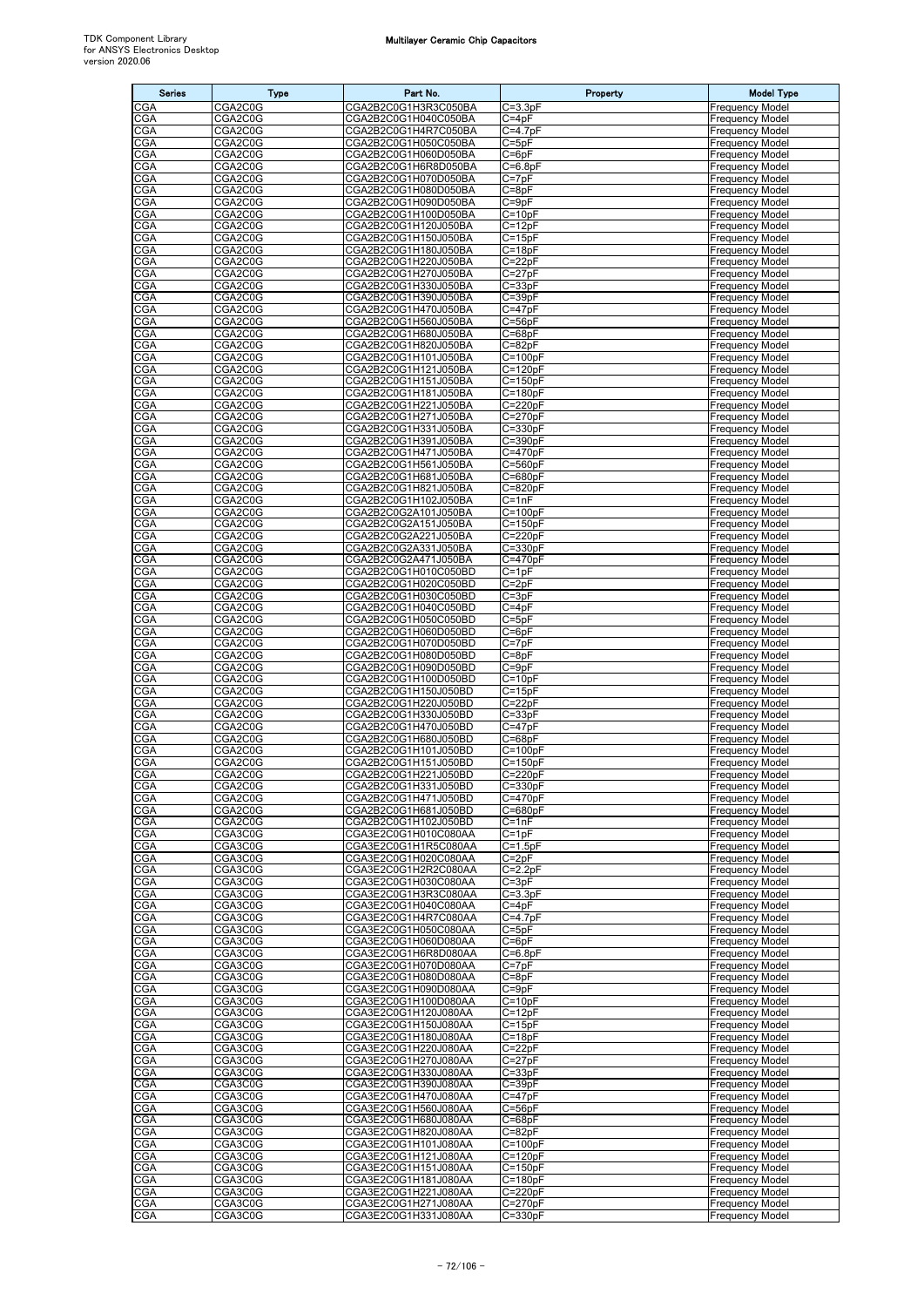| Series | Type | Part No. | Property | Model Type |
|---|---|---|---|---|
| CGA | CGA2C0G | CGA2B2C0G1H3R3C050BA | C=3.3pF | Frequency Model |
| CGA | CGA2C0G | CGA2B2C0G1H040C050BA | C=4pF | Frequency Model |
| CGA | CGA2C0G | CGA2B2C0G1H4R7C050BA | C=4.7pF | Frequency Model |
| CGA | CGA2C0G | CGA2B2C0G1H050C050BA | C=5pF | Frequency Model |
| CGA | CGA2C0G | CGA2B2C0G1H060D050BA | C=6pF | Frequency Model |
| CGA | CGA2C0G | CGA2B2C0G1H6R8D050BA | C=6.8pF | Frequency Model |
| CGA | CGA2C0G | CGA2B2C0G1H070D050BA | C=7pF | Frequency Model |
| CGA | CGA2C0G | CGA2B2C0G1H080D050BA | C=8pF | Frequency Model |
| CGA | CGA2C0G | CGA2B2C0G1H090D050BA | C=9pF | Frequency Model |
| CGA | CGA2C0G | CGA2B2C0G1H100D050BA | C=10pF | Frequency Model |
| CGA | CGA2C0G | CGA2B2C0G1H120J050BA | C=12pF | Frequency Model |
| CGA | CGA2C0G | CGA2B2C0G1H150J050BA | C=15pF | Frequency Model |
| CGA | CGA2C0G | CGA2B2C0G1H180J050BA | C=18pF | Frequency Model |
| CGA | CGA2C0G | CGA2B2C0G1H220J050BA | C=22pF | Frequency Model |
| CGA | CGA2C0G | CGA2B2C0G1H270J050BA | C=27pF | Frequency Model |
| CGA | CGA2C0G | CGA2B2C0G1H330J050BA | C=33pF | Frequency Model |
| CGA | CGA2C0G | CGA2B2C0G1H390J050BA | C=39pF | Frequency Model |
| CGA | CGA2C0G | CGA2B2C0G1H470J050BA | C=47pF | Frequency Model |
| CGA | CGA2C0G | CGA2B2C0G1H560J050BA | C=56pF | Frequency Model |
| CGA | CGA2C0G | CGA2B2C0G1H680J050BA | C=68pF | Frequency Model |
| CGA | CGA2C0G | CGA2B2C0G1H820J050BA | C=82pF | Frequency Model |
| CGA | CGA2C0G | CGA2B2C0G1H101J050BA | C=100pF | Frequency Model |
| CGA | CGA2C0G | CGA2B2C0G1H121J050BA | C=120pF | Frequency Model |
| CGA | CGA2C0G | CGA2B2C0G1H151J050BA | C=150pF | Frequency Model |
| CGA | CGA2C0G | CGA2B2C0G1H181J050BA | C=180pF | Frequency Model |
| CGA | CGA2C0G | CGA2B2C0G1H221J050BA | C=220pF | Frequency Model |
| CGA | CGA2C0G | CGA2B2C0G1H271J050BA | C=270pF | Frequency Model |
| CGA | CGA2C0G | CGA2B2C0G1H331J050BA | C=330pF | Frequency Model |
| CGA | CGA2C0G | CGA2B2C0G1H391J050BA | C=390pF | Frequency Model |
| CGA | CGA2C0G | CGA2B2C0G1H471J050BA | C=470pF | Frequency Model |
| CGA | CGA2C0G | CGA2B2C0G1H561J050BA | C=560pF | Frequency Model |
| CGA | CGA2C0G | CGA2B2C0G1H681J050BA | C=680pF | Frequency Model |
| CGA | CGA2C0G | CGA2B2C0G1H821J050BA | C=820pF | Frequency Model |
| CGA | CGA2C0G | CGA2B2C0G1H102J050BA | C=1nF | Frequency Model |
| CGA | CGA2C0G | CGA2B2C0G2A101J050BA | C=100pF | Frequency Model |
| CGA | CGA2C0G | CGA2B2C0G2A151J050BA | C=150pF | Frequency Model |
| CGA | CGA2C0G | CGA2B2C0G2A221J050BA | C=220pF | Frequency Model |
| CGA | CGA2C0G | CGA2B2C0G2A331J050BA | C=330pF | Frequency Model |
| CGA | CGA2C0G | CGA2B2C0G2A471J050BA | C=470pF | Frequency Model |
| CGA | CGA2C0G | CGA2B2C0G1H010C050BD | C=1pF | Frequency Model |
| CGA | CGA2C0G | CGA2B2C0G1H020C050BD | C=2pF | Frequency Model |
| CGA | CGA2C0G | CGA2B2C0G1H030C050BD | C=3pF | Frequency Model |
| CGA | CGA2C0G | CGA2B2C0G1H040C050BD | C=4pF | Frequency Model |
| CGA | CGA2C0G | CGA2B2C0G1H050C050BD | C=5pF | Frequency Model |
| CGA | CGA2C0G | CGA2B2C0G1H060D050BD | C=6pF | Frequency Model |
| CGA | CGA2C0G | CGA2B2C0G1H070D050BD | C=7pF | Frequency Model |
| CGA | CGA2C0G | CGA2B2C0G1H080D050BD | C=8pF | Frequency Model |
| CGA | CGA2C0G | CGA2B2C0G1H090D050BD | C=9pF | Frequency Model |
| CGA | CGA2C0G | CGA2B2C0G1H100D050BD | C=10pF | Frequency Model |
| CGA | CGA2C0G | CGA2B2C0G1H150J050BD | C=15pF | Frequency Model |
| CGA | CGA2C0G | CGA2B2C0G1H220J050BD | C=22pF | Frequency Model |
| CGA | CGA2C0G | CGA2B2C0G1H330J050BD | C=33pF | Frequency Model |
| CGA | CGA2C0G | CGA2B2C0G1H470J050BD | C=47pF | Frequency Model |
| CGA | CGA2C0G | CGA2B2C0G1H680J050BD | C=68pF | Frequency Model |
| CGA | CGA2C0G | CGA2B2C0G1H101J050BD | C=100pF | Frequency Model |
| CGA | CGA2C0G | CGA2B2C0G1H151J050BD | C=150pF | Frequency Model |
| CGA | CGA2C0G | CGA2B2C0G1H221J050BD | C=220pF | Frequency Model |
| CGA | CGA2C0G | CGA2B2C0G1H331J050BD | C=330pF | Frequency Model |
| CGA | CGA2C0G | CGA2B2C0G1H471J050BD | C=470pF | Frequency Model |
| CGA | CGA2C0G | CGA2B2C0G1H681J050BD | C=680pF | Frequency Model |
| CGA | CGA2C0G | CGA2B2C0G1H102J050BD | C=1nF | Frequency Model |
| CGA | CGA3C0G | CGA3E2C0G1H010C080AA | C=1pF | Frequency Model |
| CGA | CGA3C0G | CGA3E2C0G1H1R5C080AA | C=1.5pF | Frequency Model |
| CGA | CGA3C0G | CGA3E2C0G1H020C080AA | C=2pF | Frequency Model |
| CGA | CGA3C0G | CGA3E2C0G1H2R2C080AA | C=2.2pF | Frequency Model |
| CGA | CGA3C0G | CGA3E2C0G1H030C080AA | C=3pF | Frequency Model |
| CGA | CGA3C0G | CGA3E2C0G1H3R3C080AA | C=3.3pF | Frequency Model |
| CGA | CGA3C0G | CGA3E2C0G1H040C080AA | C=4pF | Frequency Model |
| CGA | CGA3C0G | CGA3E2C0G1H4R7C080AA | C=4.7pF | Frequency Model |
| CGA | CGA3C0G | CGA3E2C0G1H050C080AA | C=5pF | Frequency Model |
| CGA | CGA3C0G | CGA3E2C0G1H060D080AA | C=6pF | Frequency Model |
| CGA | CGA3C0G | CGA3E2C0G1H6R8D080AA | C=6.8pF | Frequency Model |
| CGA | CGA3C0G | CGA3E2C0G1H070D080AA | C=7pF | Frequency Model |
| CGA | CGA3C0G | CGA3E2C0G1H080D080AA | C=8pF | Frequency Model |
| CGA | CGA3C0G | CGA3E2C0G1H090D080AA | C=9pF | Frequency Model |
| CGA | CGA3C0G | CGA3E2C0G1H100D080AA | C=10pF | Frequency Model |
| CGA | CGA3C0G | CGA3E2C0G1H120J080AA | C=12pF | Frequency Model |
| CGA | CGA3C0G | CGA3E2C0G1H150J080AA | C=15pF | Frequency Model |
| CGA | CGA3C0G | CGA3E2C0G1H180J080AA | C=18pF | Frequency Model |
| CGA | CGA3C0G | CGA3E2C0G1H220J080AA | C=22pF | Frequency Model |
| CGA | CGA3C0G | CGA3E2C0G1H270J080AA | C=27pF | Frequency Model |
| CGA | CGA3C0G | CGA3E2C0G1H330J080AA | C=33pF | Frequency Model |
| CGA | CGA3C0G | CGA3E2C0G1H390J080AA | C=39pF | Frequency Model |
| CGA | CGA3C0G | CGA3E2C0G1H470J080AA | C=47pF | Frequency Model |
| CGA | CGA3C0G | CGA3E2C0G1H560J080AA | C=56pF | Frequency Model |
| CGA | CGA3C0G | CGA3E2C0G1H680J080AA | C=68pF | Frequency Model |
| CGA | CGA3C0G | CGA3E2C0G1H820J080AA | C=82pF | Frequency Model |
| CGA | CGA3C0G | CGA3E2C0G1H101J080AA | C=100pF | Frequency Model |
| CGA | CGA3C0G | CGA3E2C0G1H121J080AA | C=120pF | Frequency Model |
| CGA | CGA3C0G | CGA3E2C0G1H151J080AA | C=150pF | Frequency Model |
| CGA | CGA3C0G | CGA3E2C0G1H181J080AA | C=180pF | Frequency Model |
| CGA | CGA3C0G | CGA3E2C0G1H221J080AA | C=220pF | Frequency Model |
| CGA | CGA3C0G | CGA3E2C0G1H271J080AA | C=270pF | Frequency Model |
| CGA | CGA3C0G | CGA3E2C0G1H331J080AA | C=330pF | Frequency Model |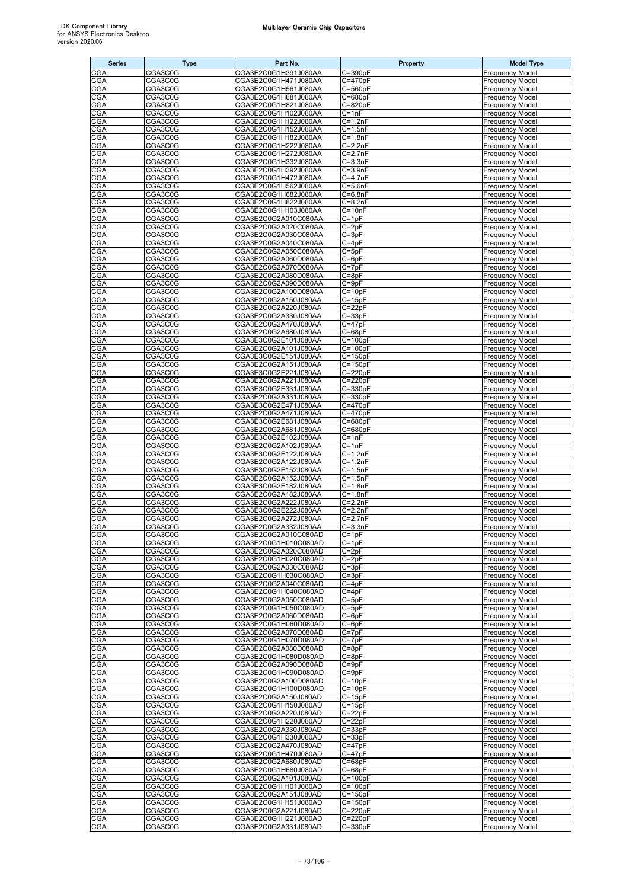| Series | Type | Part No. | Property | Model Type |
|---|---|---|---|---|
| CGA | CGA3C0G | CGA3E2C0G1H391J080AA | C=390pF | Frequency Model |
| CGA | CGA3C0G | CGA3E2C0G1H471J080AA | C=470pF | Frequency Model |
| CGA | CGA3C0G | CGA3E2C0G1H561J080AA | C=560pF | Frequency Model |
| CGA | CGA3C0G | CGA3E2C0G1H681J080AA | C=680pF | Frequency Model |
| CGA | CGA3C0G | CGA3E2C0G1H821J080AA | C=820pF | Frequency Model |
| CGA | CGA3C0G | CGA3E2C0G1H102J080AA | C=1nF | Frequency Model |
| CGA | CGA3C0G | CGA3E2C0G1H122J080AA | C=1.2nF | Frequency Model |
| CGA | CGA3C0G | CGA3E2C0G1H152J080AA | C=1.5nF | Frequency Model |
| CGA | CGA3C0G | CGA3E2C0G1H182J080AA | C=1.8nF | Frequency Model |
| CGA | CGA3C0G | CGA3E2C0G1H222J080AA | C=2.2nF | Frequency Model |
| CGA | CGA3C0G | CGA3E2C0G1H272J080AA | C=2.7nF | Frequency Model |
| CGA | CGA3C0G | CGA3E2C0G1H332J080AA | C=3.3nF | Frequency Model |
| CGA | CGA3C0G | CGA3E2C0G1H392J080AA | C=3.9nF | Frequency Model |
| CGA | CGA3C0G | CGA3E2C0G1H472J080AA | C=4.7nF | Frequency Model |
| CGA | CGA3C0G | CGA3E2C0G1H562J080AA | C=5.6nF | Frequency Model |
| CGA | CGA3C0G | CGA3E2C0G1H682J080AA | C=6.8nF | Frequency Model |
| CGA | CGA3C0G | CGA3E2C0G1H822J080AA | C=8.2nF | Frequency Model |
| CGA | CGA3C0G | CGA3E2C0G1H103J080AA | C=10nF | Frequency Model |
| CGA | CGA3C0G | CGA3E2C0G2A010C080AA | C=1pF | Frequency Model |
| CGA | CGA3C0G | CGA3E2C0G2A020C080AA | C=2pF | Frequency Model |
| CGA | CGA3C0G | CGA3E2C0G2A030C080AA | C=3pF | Frequency Model |
| CGA | CGA3C0G | CGA3E2C0G2A040C080AA | C=4pF | Frequency Model |
| CGA | CGA3C0G | CGA3E2C0G2A050C080AA | C=5pF | Frequency Model |
| CGA | CGA3C0G | CGA3E2C0G2A060D080AA | C=6pF | Frequency Model |
| CGA | CGA3C0G | CGA3E2C0G2A070D080AA | C=7pF | Frequency Model |
| CGA | CGA3C0G | CGA3E2C0G2A080D080AA | C=8pF | Frequency Model |
| CGA | CGA3C0G | CGA3E2C0G2A090D080AA | C=9pF | Frequency Model |
| CGA | CGA3C0G | CGA3E2C0G2A100D080AA | C=10pF | Frequency Model |
| CGA | CGA3C0G | CGA3E2C0G2A150J080AA | C=15pF | Frequency Model |
| CGA | CGA3C0G | CGA3E2C0G2A220J080AA | C=22pF | Frequency Model |
| CGA | CGA3C0G | CGA3E2C0G2A330J080AA | C=33pF | Frequency Model |
| CGA | CGA3C0G | CGA3E2C0G2A470J080AA | C=47pF | Frequency Model |
| CGA | CGA3C0G | CGA3E2C0G2A680J080AA | C=68pF | Frequency Model |
| CGA | CGA3C0G | CGA3E3C0G2E101J080AA | C=100pF | Frequency Model |
| CGA | CGA3C0G | CGA3E2C0G2A101J080AA | C=100pF | Frequency Model |
| CGA | CGA3C0G | CGA3E3C0G2E151J080AA | C=150pF | Frequency Model |
| CGA | CGA3C0G | CGA3E2C0G2A151J080AA | C=150pF | Frequency Model |
| CGA | CGA3C0G | CGA3E3C0G2E221J080AA | C=220pF | Frequency Model |
| CGA | CGA3C0G | CGA3E2C0G2A221J080AA | C=220pF | Frequency Model |
| CGA | CGA3C0G | CGA3E3C0G2E331J080AA | C=330pF | Frequency Model |
| CGA | CGA3C0G | CGA3E2C0G2A331J080AA | C=330pF | Frequency Model |
| CGA | CGA3C0G | CGA3E3C0G2E471J080AA | C=470pF | Frequency Model |
| CGA | CGA3C0G | CGA3E2C0G2A471J080AA | C=470pF | Frequency Model |
| CGA | CGA3C0G | CGA3E3C0G2E681J080AA | C=680pF | Frequency Model |
| CGA | CGA3C0G | CGA3E2C0G2A681J080AA | C=680pF | Frequency Model |
| CGA | CGA3C0G | CGA3E3C0G2E102J080AA | C=1nF | Frequency Model |
| CGA | CGA3C0G | CGA3E2C0G2A102J080AA | C=1nF | Frequency Model |
| CGA | CGA3C0G | CGA3E3C0G2E122J080AA | C=1.2nF | Frequency Model |
| CGA | CGA3C0G | CGA3E2C0G2A122J080AA | C=1.2nF | Frequency Model |
| CGA | CGA3C0G | CGA3E3C0G2E152J080AA | C=1.5nF | Frequency Model |
| CGA | CGA3C0G | CGA3E2C0G2A152J080AA | C=1.5nF | Frequency Model |
| CGA | CGA3C0G | CGA3E3C0G2E182J080AA | C=1.8nF | Frequency Model |
| CGA | CGA3C0G | CGA3E2C0G2A182J080AA | C=1.8nF | Frequency Model |
| CGA | CGA3C0G | CGA3E2C0G2A222J080AA | C=2.2nF | Frequency Model |
| CGA | CGA3C0G | CGA3E3C0G2E222J080AA | C=2.2nF | Frequency Model |
| CGA | CGA3C0G | CGA3E2C0G2A272J080AA | C=2.7nF | Frequency Model |
| CGA | CGA3C0G | CGA3E2C0G2A332J080AA | C=3.3nF | Frequency Model |
| CGA | CGA3C0G | CGA3E2C0G2A010C080AD | C=1pF | Frequency Model |
| CGA | CGA3C0G | CGA3E2C0G1H010C080AD | C=1pF | Frequency Model |
| CGA | CGA3C0G | CGA3E2C0G2A020C080AD | C=2pF | Frequency Model |
| CGA | CGA3C0G | CGA3E2C0G1H020C080AD | C=2pF | Frequency Model |
| CGA | CGA3C0G | CGA3E2C0G2A030C080AD | C=3pF | Frequency Model |
| CGA | CGA3C0G | CGA3E2C0G1H030C080AD | C=3pF | Frequency Model |
| CGA | CGA3C0G | CGA3E2C0G2A040C080AD | C=4pF | Frequency Model |
| CGA | CGA3C0G | CGA3E2C0G1H040C080AD | C=4pF | Frequency Model |
| CGA | CGA3C0G | CGA3E2C0G2A050C080AD | C=5pF | Frequency Model |
| CGA | CGA3C0G | CGA3E2C0G1H050C080AD | C=5pF | Frequency Model |
| CGA | CGA3C0G | CGA3E2C0G2A060D080AD | C=6pF | Frequency Model |
| CGA | CGA3C0G | CGA3E2C0G1H060D080AD | C=6pF | Frequency Model |
| CGA | CGA3C0G | CGA3E2C0G2A070D080AD | C=7pF | Frequency Model |
| CGA | CGA3C0G | CGA3E2C0G1H070D080AD | C=7pF | Frequency Model |
| CGA | CGA3C0G | CGA3E2C0G2A080D080AD | C=8pF | Frequency Model |
| CGA | CGA3C0G | CGA3E2C0G1H080D080AD | C=8pF | Frequency Model |
| CGA | CGA3C0G | CGA3E2C0G2A090D080AD | C=9pF | Frequency Model |
| CGA | CGA3C0G | CGA3E2C0G1H090D080AD | C=9pF | Frequency Model |
| CGA | CGA3C0G | CGA3E2C0G2A100D080AD | C=10pF | Frequency Model |
| CGA | CGA3C0G | CGA3E2C0G1H100D080AD | C=10pF | Frequency Model |
| CGA | CGA3C0G | CGA3E2C0G2A150J080AD | C=15pF | Frequency Model |
| CGA | CGA3C0G | CGA3E2C0G1H150J080AD | C=15pF | Frequency Model |
| CGA | CGA3C0G | CGA3E2C0G2A220J080AD | C=22pF | Frequency Model |
| CGA | CGA3C0G | CGA3E2C0G1H220J080AD | C=22pF | Frequency Model |
| CGA | CGA3C0G | CGA3E2C0G2A330J080AD | C=33pF | Frequency Model |
| CGA | CGA3C0G | CGA3E2C0G1H330J080AD | C=33pF | Frequency Model |
| CGA | CGA3C0G | CGA3E2C0G2A470J080AD | C=47pF | Frequency Model |
| CGA | CGA3C0G | CGA3E2C0G1H470J080AD | C=47pF | Frequency Model |
| CGA | CGA3C0G | CGA3E2C0G2A680J080AD | C=68pF | Frequency Model |
| CGA | CGA3C0G | CGA3E2C0G1H680J080AD | C=68pF | Frequency Model |
| CGA | CGA3C0G | CGA3E2C0G2A101J080AD | C=100pF | Frequency Model |
| CGA | CGA3C0G | CGA3E2C0G1H101J080AD | C=100pF | Frequency Model |
| CGA | CGA3C0G | CGA3E2C0G2A151J080AD | C=150pF | Frequency Model |
| CGA | CGA3C0G | CGA3E2C0G1H151J080AD | C=150pF | Frequency Model |
| CGA | CGA3C0G | CGA3E2C0G2A221J080AD | C=220pF | Frequency Model |
| CGA | CGA3C0G | CGA3E2C0G1H221J080AD | C=220pF | Frequency Model |
| CGA | CGA3C0G | CGA3E2C0G2A331J080AD | C=330pF | Frequency Model |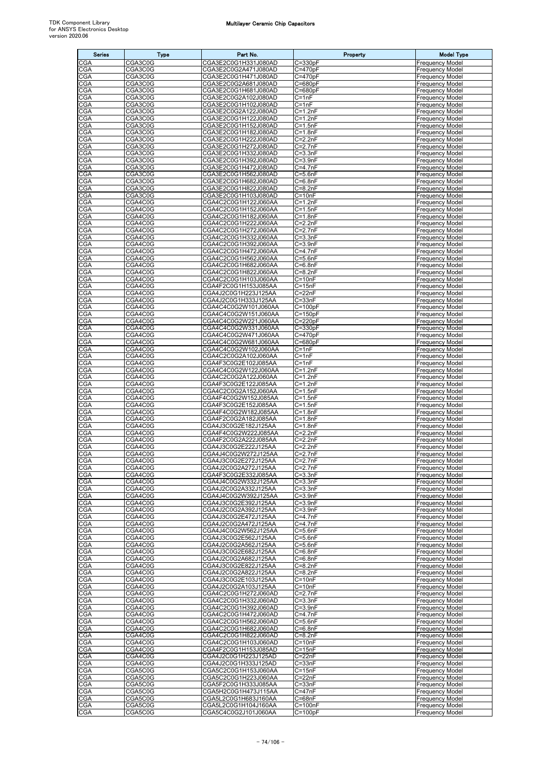| Series | Type | Part No. | Property | Model Type |
|---|---|---|---|---|
| CGA | CGA3C0G | CGA3E2C0G1H331J080AD | C=330pF | Frequency Model |
| CGA | CGA3C0G | CGA3E2C0G2A471J080AD | C=470pF | Frequency Model |
| CGA | CGA3C0G | CGA3E2C0G1H471J080AD | C=470pF | Frequency Model |
| CGA | CGA3C0G | CGA3E2C0G2A681J080AD | C=680pF | Frequency Model |
| CGA | CGA3C0G | CGA3E2C0G1H681J080AD | C=680pF | Frequency Model |
| CGA | CGA3C0G | CGA3E2C0G2A102J080AD | C=1nF | Frequency Model |
| CGA | CGA3C0G | CGA3E2C0G1H102J080AD | C=1nF | Frequency Model |
| CGA | CGA3C0G | CGA3E2C0G2A122J080AD | C=1.2nF | Frequency Model |
| CGA | CGA3C0G | CGA3E2C0G1H122J080AD | C=1.2nF | Frequency Model |
| CGA | CGA3C0G | CGA3E2C0G1H152J080AD | C=1.5nF | Frequency Model |
| CGA | CGA3C0G | CGA3E2C0G1H182J080AD | C=1.8nF | Frequency Model |
| CGA | CGA3C0G | CGA3E2C0G1H222J080AD | C=2.2nF | Frequency Model |
| CGA | CGA3C0G | CGA3E2C0G1H272J080AD | C=2.7nF | Frequency Model |
| CGA | CGA3C0G | CGA3E2C0G1H332J080AD | C=3.3nF | Frequency Model |
| CGA | CGA3C0G | CGA3E2C0G1H392J080AD | C=3.9nF | Frequency Model |
| CGA | CGA3C0G | CGA3E2C0G1H472J080AD | C=4.7nF | Frequency Model |
| CGA | CGA3C0G | CGA3E2C0G1H562J080AD | C=5.6nF | Frequency Model |
| CGA | CGA3C0G | CGA3E2C0G1H682J080AD | C=6.8nF | Frequency Model |
| CGA | CGA3C0G | CGA3E2C0G1H822J080AD | C=8.2nF | Frequency Model |
| CGA | CGA3C0G | CGA3E2C0G1H103J080AD | C=10nF | Frequency Model |
| CGA | CGA4C0G | CGA4C2C0G1H122J060AA | C=1.2nF | Frequency Model |
| CGA | CGA4C0G | CGA4C2C0G1H152J060AA | C=1.5nF | Frequency Model |
| CGA | CGA4C0G | CGA4C2C0G1H182J060AA | C=1.8nF | Frequency Model |
| CGA | CGA4C0G | CGA4C2C0G1H222J060AA | C=2.2nF | Frequency Model |
| CGA | CGA4C0G | CGA4C2C0G1H272J060AA | C=2.7nF | Frequency Model |
| CGA | CGA4C0G | CGA4C2C0G1H332J060AA | C=3.3nF | Frequency Model |
| CGA | CGA4C0G | CGA4C2C0G1H392J060AA | C=3.9nF | Frequency Model |
| CGA | CGA4C0G | CGA4C2C0G1H472J060AA | C=4.7nF | Frequency Model |
| CGA | CGA4C0G | CGA4C2C0G1H562J060AA | C=5.6nF | Frequency Model |
| CGA | CGA4C0G | CGA4C2C0G1H682J060AA | C=6.8nF | Frequency Model |
| CGA | CGA4C0G | CGA4C2C0G1H822J060AA | C=8.2nF | Frequency Model |
| CGA | CGA4C0G | CGA4C2C0G1H103J060AA | C=10nF | Frequency Model |
| CGA | CGA4C0G | CGA4F2C0G1H153J085AA | C=15nF | Frequency Model |
| CGA | CGA4C0G | CGA4J2C0G1H223J125AA | C=22nF | Frequency Model |
| CGA | CGA4C0G | CGA4J2C0G1H333J125AA | C=33nF | Frequency Model |
| CGA | CGA4C0G | CGA4C4C0G2W101J060AA | C=100pF | Frequency Model |
| CGA | CGA4C0G | CGA4C4C0G2W151J060AA | C=150pF | Frequency Model |
| CGA | CGA4C0G | CGA4C4C0G2W221J060AA | C=220pF | Frequency Model |
| CGA | CGA4C0G | CGA4C4C0G2W331J060AA | C=330pF | Frequency Model |
| CGA | CGA4C0G | CGA4C4C0G2W471J060AA | C=470pF | Frequency Model |
| CGA | CGA4C0G | CGA4C4C0G2W681J060AA | C=680pF | Frequency Model |
| CGA | CGA4C0G | CGA4C4C0G2W102J060AA | C=1nF | Frequency Model |
| CGA | CGA4C0G | CGA4C2C0G2A102J060AA | C=1nF | Frequency Model |
| CGA | CGA4C0G | CGA4F3C0G2E102J085AA | C=1nF | Frequency Model |
| CGA | CGA4C0G | CGA4C4C0G2W122J060AA | C=1.2nF | Frequency Model |
| CGA | CGA4C0G | CGA4C2C0G2A122J060AA | C=1.2nF | Frequency Model |
| CGA | CGA4C0G | CGA4F3C0G2E122J085AA | C=1.2nF | Frequency Model |
| CGA | CGA4C0G | CGA4C2C0G2A152J060AA | C=1.5nF | Frequency Model |
| CGA | CGA4C0G | CGA4F4C0G2W152J085AA | C=1.5nF | Frequency Model |
| CGA | CGA4C0G | CGA4F3C0G2E152J085AA | C=1.5nF | Frequency Model |
| CGA | CGA4C0G | CGA4F4C0G2W182J085AA | C=1.8nF | Frequency Model |
| CGA | CGA4C0G | CGA4F2C0G2A182J085AA | C=1.8nF | Frequency Model |
| CGA | CGA4C0G | CGA4J3C0G2E182J125AA | C=1.8nF | Frequency Model |
| CGA | CGA4C0G | CGA4F4C0G2W222J085AA | C=2.2nF | Frequency Model |
| CGA | CGA4C0G | CGA4F2C0G2A222J085AA | C=2.2nF | Frequency Model |
| CGA | CGA4C0G | CGA4J3C0G2E222J125AA | C=2.2nF | Frequency Model |
| CGA | CGA4C0G | CGA4J4C0G2W272J125AA | C=2.7nF | Frequency Model |
| CGA | CGA4C0G | CGA4J3C0G2E272J125AA | C=2.7nF | Frequency Model |
| CGA | CGA4C0G | CGA4J2C0G2A272J125AA | C=2.7nF | Frequency Model |
| CGA | CGA4C0G | CGA4F3C0G2E332J085AA | C=3.3nF | Frequency Model |
| CGA | CGA4C0G | CGA4J4C0G2W332J125AA | C=3.3nF | Frequency Model |
| CGA | CGA4C0G | CGA4J2C0G2A332J125AA | C=3.3nF | Frequency Model |
| CGA | CGA4C0G | CGA4J4C0G2W392J125AA | C=3.9nF | Frequency Model |
| CGA | CGA4C0G | CGA4J3C0G2E392J125AA | C=3.9nF | Frequency Model |
| CGA | CGA4C0G | CGA4J2C0G2A392J125AA | C=3.9nF | Frequency Model |
| CGA | CGA4C0G | CGA4J3C0G2E472J125AA | C=4.7nF | Frequency Model |
| CGA | CGA4C0G | CGA4J2C0G2A472J125AA | C=4.7nF | Frequency Model |
| CGA | CGA4C0G | CGA4J4C0G2W562J125AA | C=5.6nF | Frequency Model |
| CGA | CGA4C0G | CGA4J3C0G2E562J125AA | C=5.6nF | Frequency Model |
| CGA | CGA4C0G | CGA4J2C0G2A562J125AA | C=5.6nF | Frequency Model |
| CGA | CGA4C0G | CGA4J3C0G2E682J125AA | C=6.8nF | Frequency Model |
| CGA | CGA4C0G | CGA4J2C0G2A682J125AA | C=6.8nF | Frequency Model |
| CGA | CGA4C0G | CGA4J3C0G2E822J125AA | C=8.2nF | Frequency Model |
| CGA | CGA4C0G | CGA4J2C0G2A822J125AA | C=8.2nF | Frequency Model |
| CGA | CGA4C0G | CGA4J3C0G2E103J125AA | C=10nF | Frequency Model |
| CGA | CGA4C0G | CGA4J2C0G2A103J125AA | C=10nF | Frequency Model |
| CGA | CGA4C0G | CGA4C2C0G1H272J060AD | C=2.7nF | Frequency Model |
| CGA | CGA4C0G | CGA4C2C0G1H332J060AD | C=3.3nF | Frequency Model |
| CGA | CGA4C0G | CGA4C2C0G1H392J060AD | C=3.9nF | Frequency Model |
| CGA | CGA4C0G | CGA4C2C0G1H472J060AD | C=4.7nF | Frequency Model |
| CGA | CGA4C0G | CGA4C2C0G1H562J060AD | C=5.6nF | Frequency Model |
| CGA | CGA4C0G | CGA4C2C0G1H682J060AD | C=6.8nF | Frequency Model |
| CGA | CGA4C0G | CGA4C2C0G1H822J060AD | C=8.2nF | Frequency Model |
| CGA | CGA4C0G | CGA4C2C0G1H103J060AD | C=10nF | Frequency Model |
| CGA | CGA4C0G | CGA4F2C0G1H153J085AD | C=15nF | Frequency Model |
| CGA | CGA4C0G | CGA4J2C0G1H223J125AD | C=22nF | Frequency Model |
| CGA | CGA4C0G | CGA4J2C0G1H333J125AD | C=33nF | Frequency Model |
| CGA | CGA5C0G | CGA5C2C0G1H153J060AA | C=15nF | Frequency Model |
| CGA | CGA5C0G | CGA5C2C0G1H223J060AA | C=22nF | Frequency Model |
| CGA | CGA5C0G | CGA5F2C0G1H333J085AA | C=33nF | Frequency Model |
| CGA | CGA5C0G | CGA5H2C0G1H473J115AA | C=47nF | Frequency Model |
| CGA | CGA5C0G | CGA5L2C0G1H683J160AA | C=68nF | Frequency Model |
| CGA | CGA5C0G | CGA5L2C0G1H104J160AA | C=100nF | Frequency Model |
| CGA | CGA5C0G | CGA5C4C0G2J101J060AA | C=100pF | Frequency Model |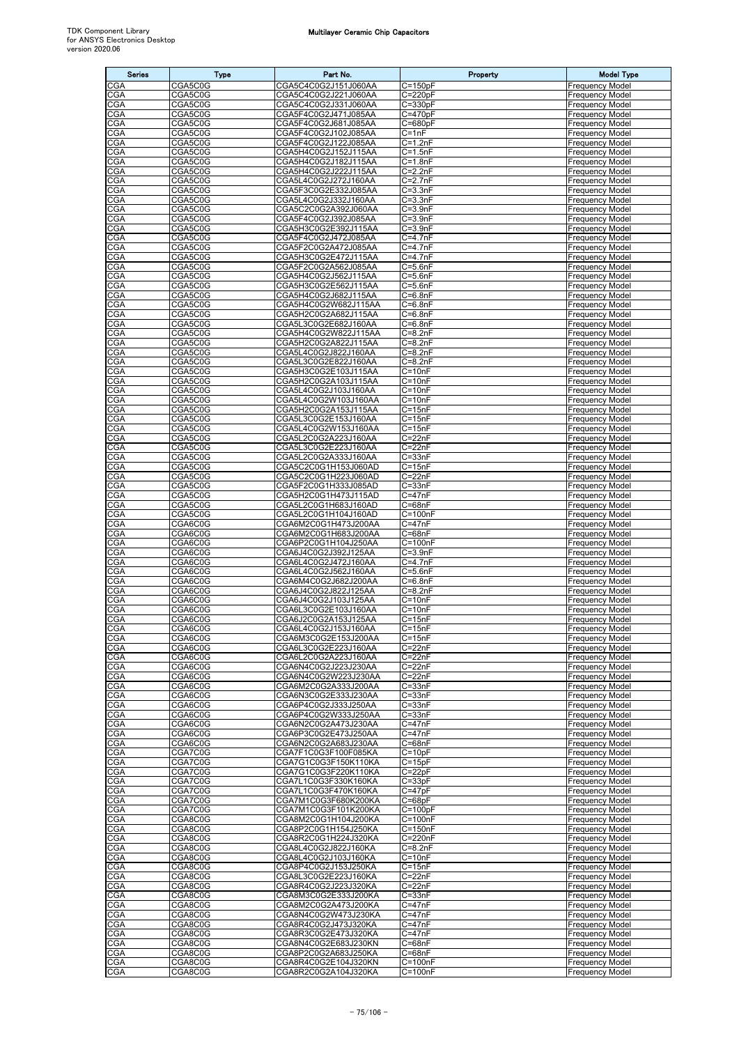| Series | Type | Part No. | Property | Model Type |
|---|---|---|---|---|
| CGA | CGA5C0G | CGA5C4C0G2J151J060AA | C=150pF | Frequency Model |
| CGA | CGA5C0G | CGA5C4C0G2J221J060AA | C=220pF | Frequency Model |
| CGA | CGA5C0G | CGA5C4C0G2J331J060AA | C=330pF | Frequency Model |
| CGA | CGA5C0G | CGA5F4C0G2J471J085AA | C=470pF | Frequency Model |
| CGA | CGA5C0G | CGA5F4C0G2J681J085AA | C=680pF | Frequency Model |
| CGA | CGA5C0G | CGA5F4C0G2J102J085AA | C=1nF | Frequency Model |
| CGA | CGA5C0G | CGA5F4C0G2J122J085AA | C=1.2nF | Frequency Model |
| CGA | CGA5C0G | CGA5H4C0G2J152J115AA | C=1.5nF | Frequency Model |
| CGA | CGA5C0G | CGA5H4C0G2J182J115AA | C=1.8nF | Frequency Model |
| CGA | CGA5C0G | CGA5H4C0G2J222J115AA | C=2.2nF | Frequency Model |
| CGA | CGA5C0G | CGA5L4C0G2J272J160AA | C=2.7nF | Frequency Model |
| CGA | CGA5C0G | CGA5F3C0G2E332J085AA | C=3.3nF | Frequency Model |
| CGA | CGA5C0G | CGA5L4C0G2J332J160AA | C=3.3nF | Frequency Model |
| CGA | CGA5C0G | CGA5C2C0G2A392J060AA | C=3.9nF | Frequency Model |
| CGA | CGA5C0G | CGA5F4C0G2J392J085AA | C=3.9nF | Frequency Model |
| CGA | CGA5C0G | CGA5H3C0G2E392J115AA | C=3.9nF | Frequency Model |
| CGA | CGA5C0G | CGA5F4C0G2J472J085AA | C=4.7nF | Frequency Model |
| CGA | CGA5C0G | CGA5F2C0G2A472J085AA | C=4.7nF | Frequency Model |
| CGA | CGA5C0G | CGA5H3C0G2E472J115AA | C=4.7nF | Frequency Model |
| CGA | CGA5C0G | CGA5F2C0G2A562J085AA | C=5.6nF | Frequency Model |
| CGA | CGA5C0G | CGA5H4C0G2J562J115AA | C=5.6nF | Frequency Model |
| CGA | CGA5C0G | CGA5H3C0G2E562J115AA | C=5.6nF | Frequency Model |
| CGA | CGA5C0G | CGA5H4C0G2J682J115AA | C=6.8nF | Frequency Model |
| CGA | CGA5C0G | CGA5H4C0G2W682J115AA | C=6.8nF | Frequency Model |
| CGA | CGA5C0G | CGA5H2C0G2A682J115AA | C=6.8nF | Frequency Model |
| CGA | CGA5C0G | CGA5L3C0G2E682J160AA | C=6.8nF | Frequency Model |
| CGA | CGA5C0G | CGA5H4C0G2W822J115AA | C=8.2nF | Frequency Model |
| CGA | CGA5C0G | CGA5H2C0G2A822J115AA | C=8.2nF | Frequency Model |
| CGA | CGA5C0G | CGA5L4C0G2J822J160AA | C=8.2nF | Frequency Model |
| CGA | CGA5C0G | CGA5L3C0G2E822J160AA | C=8.2nF | Frequency Model |
| CGA | CGA5C0G | CGA5H3C0G2E103J115AA | C=10nF | Frequency Model |
| CGA | CGA5C0G | CGA5H2C0G2A103J115AA | C=10nF | Frequency Model |
| CGA | CGA5C0G | CGA5L4C0G2J103J160AA | C=10nF | Frequency Model |
| CGA | CGA5C0G | CGA5L4C0G2W103J160AA | C=10nF | Frequency Model |
| CGA | CGA5C0G | CGA5H2C0G2A153J115AA | C=15nF | Frequency Model |
| CGA | CGA5C0G | CGA5L3C0G2E153J160AA | C=15nF | Frequency Model |
| CGA | CGA5C0G | CGA5L4C0G2W153J160AA | C=15nF | Frequency Model |
| CGA | CGA5C0G | CGA5L2C0G2A223J160AA | C=22nF | Frequency Model |
| CGA | CGA5C0G | CGA5L3C0G2E223J160AA | C=22nF | Frequency Model |
| CGA | CGA5C0G | CGA5L2C0G2A333J160AA | C=33nF | Frequency Model |
| CGA | CGA5C0G | CGA5C2C0G1H153J060AD | C=15nF | Frequency Model |
| CGA | CGA5C0G | CGA5C2C0G1H223J060AD | C=22nF | Frequency Model |
| CGA | CGA5C0G | CGA5F2C0G1H333J085AD | C=33nF | Frequency Model |
| CGA | CGA5C0G | CGA5H2C0G1H473J115AD | C=47nF | Frequency Model |
| CGA | CGA5C0G | CGA5L2C0G1H683J160AD | C=68nF | Frequency Model |
| CGA | CGA5C0G | CGA5L2C0G1H104J160AD | C=100nF | Frequency Model |
| CGA | CGA6C0G | CGA6M2C0G1H473J200AA | C=47nF | Frequency Model |
| CGA | CGA6C0G | CGA6M2C0G1H683J200AA | C=68nF | Frequency Model |
| CGA | CGA6C0G | CGA6P2C0G1H104J250AA | C=100nF | Frequency Model |
| CGA | CGA6C0G | CGA6J4C0G2J392J125AA | C=3.9nF | Frequency Model |
| CGA | CGA6C0G | CGA6L4C0G2J472J160AA | C=4.7nF | Frequency Model |
| CGA | CGA6C0G | CGA6L4C0G2J562J160AA | C=5.6nF | Frequency Model |
| CGA | CGA6C0G | CGA6M4C0G2J682J200AA | C=6.8nF | Frequency Model |
| CGA | CGA6C0G | CGA6J4C0G2J822J125AA | C=8.2nF | Frequency Model |
| CGA | CGA6C0G | CGA6J4C0G2J103J125AA | C=10nF | Frequency Model |
| CGA | CGA6C0G | CGA6L3C0G2E103J160AA | C=10nF | Frequency Model |
| CGA | CGA6C0G | CGA6J2C0G2A153J125AA | C=15nF | Frequency Model |
| CGA | CGA6C0G | CGA6L4C0G2J153J160AA | C=15nF | Frequency Model |
| CGA | CGA6C0G | CGA6M3C0G2E153J200AA | C=15nF | Frequency Model |
| CGA | CGA6C0G | CGA6L3C0G2E223J160AA | C=22nF | Frequency Model |
| CGA | CGA6C0G | CGA6L2C0G2A223J160AA | C=22nF | Frequency Model |
| CGA | CGA6C0G | CGA6N4C0G2J223J230AA | C=22nF | Frequency Model |
| CGA | CGA6C0G | CGA6N4C0G2W223J230AA | C=22nF | Frequency Model |
| CGA | CGA6C0G | CGA6M2C0G2A333J200AA | C=33nF | Frequency Model |
| CGA | CGA6C0G | CGA6N3C0G2E333J230AA | C=33nF | Frequency Model |
| CGA | CGA6C0G | CGA6P4C0G2J333J250AA | C=33nF | Frequency Model |
| CGA | CGA6C0G | CGA6P4C0G2W333J250AA | C=33nF | Frequency Model |
| CGA | CGA6C0G | CGA6N2C0G2A473J230AA | C=47nF | Frequency Model |
| CGA | CGA6C0G | CGA6P3C0G2E473J250AA | C=47nF | Frequency Model |
| CGA | CGA6C0G | CGA6N2C0G2A683J230AA | C=68nF | Frequency Model |
| CGA | CGA7C0G | CGA7F1C0G3F100F085KA | C=10pF | Frequency Model |
| CGA | CGA7C0G | CGA7G1C0G3F150K110KA | C=15pF | Frequency Model |
| CGA | CGA7C0G | CGA7G1C0G3F220K110KA | C=22pF | Frequency Model |
| CGA | CGA7C0G | CGA7L1C0G3F330K160KA | C=33pF | Frequency Model |
| CGA | CGA7C0G | CGA7L1C0G3F470K160KA | C=47pF | Frequency Model |
| CGA | CGA7C0G | CGA7M1C0G3F680K200KA | C=68pF | Frequency Model |
| CGA | CGA7C0G | CGA7M1C0G3F101K200KA | C=100pF | Frequency Model |
| CGA | CGA8C0G | CGA8M2C0G1H104J200KA | C=100nF | Frequency Model |
| CGA | CGA8C0G | CGA8P2C0G1H154J250KA | C=150nF | Frequency Model |
| CGA | CGA8C0G | CGA8R2C0G1H224J320KA | C=220nF | Frequency Model |
| CGA | CGA8C0G | CGA8L4C0G2J822J160KA | C=8.2nF | Frequency Model |
| CGA | CGA8C0G | CGA8L4C0G2J103J160KA | C=10nF | Frequency Model |
| CGA | CGA8C0G | CGA8P4C0G2J153J250KA | C=15nF | Frequency Model |
| CGA | CGA8C0G | CGA8L3C0G2E223J160KA | C=22nF | Frequency Model |
| CGA | CGA8C0G | CGA8R4C0G2J223J320KA | C=22nF | Frequency Model |
| CGA | CGA8C0G | CGA8M3C0G2E333J200KA | C=33nF | Frequency Model |
| CGA | CGA8C0G | CGA8M2C0G2A473J200KA | C=47nF | Frequency Model |
| CGA | CGA8C0G | CGA8N4C0G2W473J230KA | C=47nF | Frequency Model |
| CGA | CGA8C0G | CGA8R4C0G2J473J320KA | C=47nF | Frequency Model |
| CGA | CGA8C0G | CGA8R3C0G2E473J320KA | C=47nF | Frequency Model |
| CGA | CGA8C0G | CGA8N4C0G2E683J230KN | C=68nF | Frequency Model |
| CGA | CGA8C0G | CGA8P2C0G2A683J250KA | C=68nF | Frequency Model |
| CGA | CGA8C0G | CGA8R4C0G2E104J320KN | C=100nF | Frequency Model |
| CGA | CGA8C0G | CGA8R2C0G2A104J320KA | C=100nF | Frequency Model |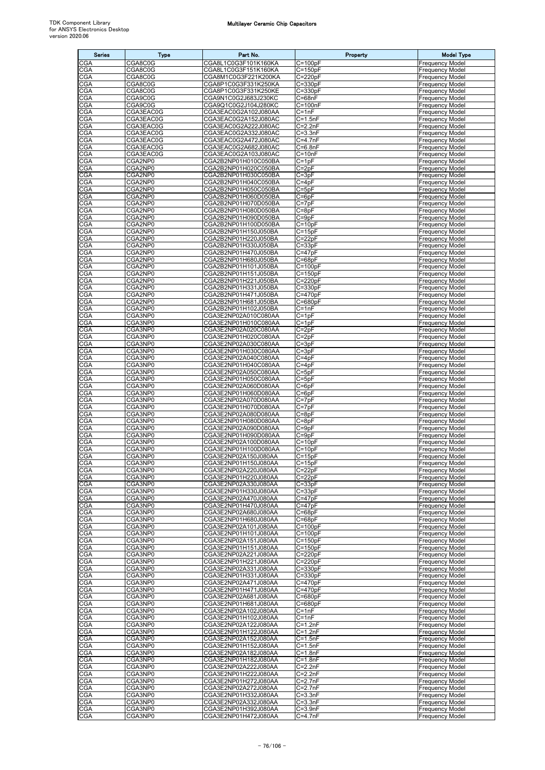| Series | Type | Part No. | Property | Model Type |
|---|---|---|---|---|
| CGA | CGA8C0G | CGA8L1C0G3F101K160KA | C=100pF | Frequency Model |
| CGA | CGA8C0G | CGA8L1C0G3F151K160KA | C=150pF | Frequency Model |
| CGA | CGA8C0G | CGA8M1C0G3F221K200KA | C=220pF | Frequency Model |
| CGA | CGA8C0G | CGA8P1C0G3F331K250KA | C=330pF | Frequency Model |
| CGA | CGA8C0G | CGA8P1C0G3F331K250KE | C=330pF | Frequency Model |
| CGA | CGA9C0G | CGA9N1C0G2J683J230KC | C=68nF | Frequency Model |
| CGA | CGA9C0G | CGA9Q1C0G2J104J280KC | C=100nF | Frequency Model |
| CGA | CGA3EAC0G | CGA3EAC0G2A102J080AC | C=1nF | Frequency Model |
| CGA | CGA3EAC0G | CGA3EAC0G2A152J080AC | C=1.5nF | Frequency Model |
| CGA | CGA3EAC0G | CGA3EAC0G2A222J080AC | C=2.2nF | Frequency Model |
| CGA | CGA3EAC0G | CGA3EAC0G2A332J080AC | C=3.3nF | Frequency Model |
| CGA | CGA3EAC0G | CGA3EAC0G2A472J080AC | C=4.7nF | Frequency Model |
| CGA | CGA3EAC0G | CGA3EAC0G2A682J080AC | C=6.8nF | Frequency Model |
| CGA | CGA3EAC0G | CGA3EAC0G2A103J080AC | C=10nF | Frequency Model |
| CGA | CGA2NP0 | CGA2B2NP01H010C050BA | C=1pF | Frequency Model |
| CGA | CGA2NP0 | CGA2B2NP01H020C050BA | C=2pF | Frequency Model |
| CGA | CGA2NP0 | CGA2B2NP01H030C050BA | C=3pF | Frequency Model |
| CGA | CGA2NP0 | CGA2B2NP01H040C050BA | C=4pF | Frequency Model |
| CGA | CGA2NP0 | CGA2B2NP01H050C050BA | C=5pF | Frequency Model |
| CGA | CGA2NP0 | CGA2B2NP01H060D050BA | C=6pF | Frequency Model |
| CGA | CGA2NP0 | CGA2B2NP01H070D050BA | C=7pF | Frequency Model |
| CGA | CGA2NP0 | CGA2B2NP01H080D050BA | C=8pF | Frequency Model |
| CGA | CGA2NP0 | CGA2B2NP01H090D050BA | C=9pF | Frequency Model |
| CGA | CGA2NP0 | CGA2B2NP01H100D050BA | C=10pF | Frequency Model |
| CGA | CGA2NP0 | CGA2B2NP01H150J050BA | C=15pF | Frequency Model |
| CGA | CGA2NP0 | CGA2B2NP01H220J050BA | C=22pF | Frequency Model |
| CGA | CGA2NP0 | CGA2B2NP01H330J050BA | C=33pF | Frequency Model |
| CGA | CGA2NP0 | CGA2B2NP01H470J050BA | C=47pF | Frequency Model |
| CGA | CGA2NP0 | CGA2B2NP01H680J050BA | C=68pF | Frequency Model |
| CGA | CGA2NP0 | CGA2B2NP01H101J050BA | C=100pF | Frequency Model |
| CGA | CGA2NP0 | CGA2B2NP01H151J050BA | C=150pF | Frequency Model |
| CGA | CGA2NP0 | CGA2B2NP01H221J050BA | C=220pF | Frequency Model |
| CGA | CGA2NP0 | CGA2B2NP01H331J050BA | C=330pF | Frequency Model |
| CGA | CGA2NP0 | CGA2B2NP01H471J050BA | C=470pF | Frequency Model |
| CGA | CGA2NP0 | CGA2B2NP01H681J050BA | C=680pF | Frequency Model |
| CGA | CGA2NP0 | CGA2B2NP01H102J050BA | C=1nF | Frequency Model |
| CGA | CGA3NP0 | CGA3E2NP02A010C080AA | C=1pF | Frequency Model |
| CGA | CGA3NP0 | CGA3E2NP01H010C080AA | C=1pF | Frequency Model |
| CGA | CGA3NP0 | CGA3E2NP02A020C080AA | C=2pF | Frequency Model |
| CGA | CGA3NP0 | CGA3E2NP01H020C080AA | C=2pF | Frequency Model |
| CGA | CGA3NP0 | CGA3E2NP02A030C080AA | C=3pF | Frequency Model |
| CGA | CGA3NP0 | CGA3E2NP01H030C080AA | C=3pF | Frequency Model |
| CGA | CGA3NP0 | CGA3E2NP02A040C080AA | C=4pF | Frequency Model |
| CGA | CGA3NP0 | CGA3E2NP01H040C080AA | C=4pF | Frequency Model |
| CGA | CGA3NP0 | CGA3E2NP02A050C080AA | C=5pF | Frequency Model |
| CGA | CGA3NP0 | CGA3E2NP01H050C080AA | C=5pF | Frequency Model |
| CGA | CGA3NP0 | CGA3E2NP02A060D080AA | C=6pF | Frequency Model |
| CGA | CGA3NP0 | CGA3E2NP01H060D080AA | C=6pF | Frequency Model |
| CGA | CGA3NP0 | CGA3E2NP02A070D080AA | C=7pF | Frequency Model |
| CGA | CGA3NP0 | CGA3E2NP01H070D080AA | C=7pF | Frequency Model |
| CGA | CGA3NP0 | CGA3E2NP02A080D080AA | C=8pF | Frequency Model |
| CGA | CGA3NP0 | CGA3E2NP01H080D080AA | C=8pF | Frequency Model |
| CGA | CGA3NP0 | CGA3E2NP02A090D080AA | C=9pF | Frequency Model |
| CGA | CGA3NP0 | CGA3E2NP01H090D080AA | C=9pF | Frequency Model |
| CGA | CGA3NP0 | CGA3E2NP02A100D080AA | C=10pF | Frequency Model |
| CGA | CGA3NP0 | CGA3E2NP01H100D080AA | C=10pF | Frequency Model |
| CGA | CGA3NP0 | CGA3E2NP02A150J080AA | C=15pF | Frequency Model |
| CGA | CGA3NP0 | CGA3E2NP01H150J080AA | C=15pF | Frequency Model |
| CGA | CGA3NP0 | CGA3E2NP02A220J080AA | C=22pF | Frequency Model |
| CGA | CGA3NP0 | CGA3E2NP01H220J080AA | C=22pF | Frequency Model |
| CGA | CGA3NP0 | CGA3E2NP02A330J080AA | C=33pF | Frequency Model |
| CGA | CGA3NP0 | CGA3E2NP01H330J080AA | C=33pF | Frequency Model |
| CGA | CGA3NP0 | CGA3E2NP02A470J080AA | C=47pF | Frequency Model |
| CGA | CGA3NP0 | CGA3E2NP01H470J080AA | C=47pF | Frequency Model |
| CGA | CGA3NP0 | CGA3E2NP02A680J080AA | C=68pF | Frequency Model |
| CGA | CGA3NP0 | CGA3E2NP01H680J080AA | C=68pF | Frequency Model |
| CGA | CGA3NP0 | CGA3E2NP02A101J080AA | C=100pF | Frequency Model |
| CGA | CGA3NP0 | CGA3E2NP01H101J080AA | C=100pF | Frequency Model |
| CGA | CGA3NP0 | CGA3E2NP02A151J080AA | C=150pF | Frequency Model |
| CGA | CGA3NP0 | CGA3E2NP01H151J080AA | C=150pF | Frequency Model |
| CGA | CGA3NP0 | CGA3E2NP02A221J080AA | C=220pF | Frequency Model |
| CGA | CGA3NP0 | CGA3E2NP01H221J080AA | C=220pF | Frequency Model |
| CGA | CGA3NP0 | CGA3E2NP02A331J080AA | C=330pF | Frequency Model |
| CGA | CGA3NP0 | CGA3E2NP01H331J080AA | C=330pF | Frequency Model |
| CGA | CGA3NP0 | CGA3E2NP02A471J080AA | C=470pF | Frequency Model |
| CGA | CGA3NP0 | CGA3E2NP01H471J080AA | C=470pF | Frequency Model |
| CGA | CGA3NP0 | CGA3E2NP02A681J080AA | C=680pF | Frequency Model |
| CGA | CGA3NP0 | CGA3E2NP01H681J080AA | C=680pF | Frequency Model |
| CGA | CGA3NP0 | CGA3E2NP02A102J080AA | C=1nF | Frequency Model |
| CGA | CGA3NP0 | CGA3E2NP01H102J080AA | C=1nF | Frequency Model |
| CGA | CGA3NP0 | CGA3E2NP02A122J080AA | C=1.2nF | Frequency Model |
| CGA | CGA3NP0 | CGA3E2NP01H122J080AA | C=1.2nF | Frequency Model |
| CGA | CGA3NP0 | CGA3E2NP02A152J080AA | C=1.5nF | Frequency Model |
| CGA | CGA3NP0 | CGA3E2NP01H152J080AA | C=1.5nF | Frequency Model |
| CGA | CGA3NP0 | CGA3E2NP02A182J080AA | C=1.8nF | Frequency Model |
| CGA | CGA3NP0 | CGA3E2NP01H182J080AA | C=1.8nF | Frequency Model |
| CGA | CGA3NP0 | CGA3E2NP02A222J080AA | C=2.2nF | Frequency Model |
| CGA | CGA3NP0 | CGA3E2NP01H222J080AA | C=2.2nF | Frequency Model |
| CGA | CGA3NP0 | CGA3E2NP01H272J080AA | C=2.7nF | Frequency Model |
| CGA | CGA3NP0 | CGA3E2NP02A272J080AA | C=2.7nF | Frequency Model |
| CGA | CGA3NP0 | CGA3E2NP01H332J080AA | C=3.3nF | Frequency Model |
| CGA | CGA3NP0 | CGA3E2NP02A332J080AA | C=3.3nF | Frequency Model |
| CGA | CGA3NP0 | CGA3E2NP01H392J080AA | C=3.9nF | Frequency Model |
| CGA | CGA3NP0 | CGA3E2NP01H472J080AA | C=4.7nF | Frequency Model |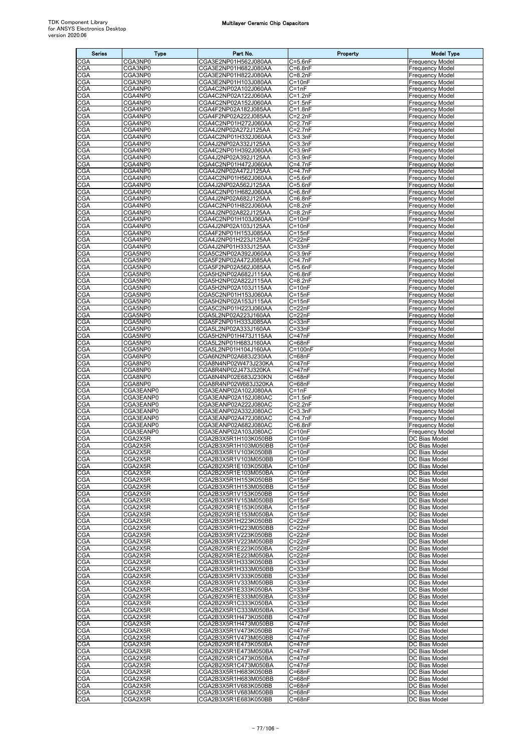| Series | Type | Part No. | Property | Model Type |
|---|---|---|---|---|
| CGA | CGA3NP0 | CGA3E2NP01H562J080AA | C=5.6nF | Frequency Model |
| CGA | CGA3NP0 | CGA3E2NP01H682J080AA | C=6.8nF | Frequency Model |
| CGA | CGA3NP0 | CGA3E2NP01H822J080AA | C=8.2nF | Frequency Model |
| CGA | CGA3NP0 | CGA3E2NP01H103J080AA | C=10nF | Frequency Model |
| CGA | CGA4NP0 | CGA4C2NP02A102J060AA | C=1nF | Frequency Model |
| CGA | CGA4NP0 | CGA4C2NP02A122J060AA | C=1.2nF | Frequency Model |
| CGA | CGA4NP0 | CGA4C2NP02A152J060AA | C=1.5nF | Frequency Model |
| CGA | CGA4NP0 | CGA4F2NP02A182J085AA | C=1.8nF | Frequency Model |
| CGA | CGA4NP0 | CGA4F2NP02A222J085AA | C=2.2nF | Frequency Model |
| CGA | CGA4NP0 | CGA4C2NP01H272J060AA | C=2.7nF | Frequency Model |
| CGA | CGA4NP0 | CGA4J2NP02A272J125AA | C=2.7nF | Frequency Model |
| CGA | CGA4NP0 | CGA4C2NP01H332J060AA | C=3.3nF | Frequency Model |
| CGA | CGA4NP0 | CGA4J2NP02A332J125AA | C=3.3nF | Frequency Model |
| CGA | CGA4NP0 | CGA4C2NP01H392J060AA | C=3.9nF | Frequency Model |
| CGA | CGA4NP0 | CGA4J2NP02A392J125AA | C=3.9nF | Frequency Model |
| CGA | CGA4NP0 | CGA4C2NP01H472J060AA | C=4.7nF | Frequency Model |
| CGA | CGA4NP0 | CGA4J2NP02A472J125AA | C=4.7nF | Frequency Model |
| CGA | CGA4NP0 | CGA4C2NP01H562J060AA | C=5.6nF | Frequency Model |
| CGA | CGA4NP0 | CGA4J2NP02A562J125AA | C=5.6nF | Frequency Model |
| CGA | CGA4NP0 | CGA4C2NP01H682J060AA | C=6.8nF | Frequency Model |
| CGA | CGA4NP0 | CGA4J2NP02A682J125AA | C=6.8nF | Frequency Model |
| CGA | CGA4NP0 | CGA4C2NP01H822J060AA | C=8.2nF | Frequency Model |
| CGA | CGA4NP0 | CGA4J2NP02A822J125AA | C=8.2nF | Frequency Model |
| CGA | CGA4NP0 | CGA4C2NP01H103J060AA | C=10nF | Frequency Model |
| CGA | CGA4NP0 | CGA4J2NP02A103J125AA | C=10nF | Frequency Model |
| CGA | CGA4NP0 | CGA4F2NP01H153J085AA | C=15nF | Frequency Model |
| CGA | CGA4NP0 | CGA4J2NP01H223J125AA | C=22nF | Frequency Model |
| CGA | CGA4NP0 | CGA4J2NP01H333J125AA | C=33nF | Frequency Model |
| CGA | CGA5NP0 | CGA5C2NP02A392J060AA | C=3.9nF | Frequency Model |
| CGA | CGA5NP0 | CGA5F2NP02A472J085AA | C=4.7nF | Frequency Model |
| CGA | CGA5NP0 | CGA5F2NP02A562J085AA | C=5.6nF | Frequency Model |
| CGA | CGA5NP0 | CGA5H2NP02A682J115AA | C=6.8nF | Frequency Model |
| CGA | CGA5NP0 | CGA5H2NP02A822J115AA | C=8.2nF | Frequency Model |
| CGA | CGA5NP0 | CGA5H2NP02A103J115AA | C=10nF | Frequency Model |
| CGA | CGA5NP0 | CGA5C2NP01H153J060AA | C=15nF | Frequency Model |
| CGA | CGA5NP0 | CGA5H2NP02A153J115AA | C=15nF | Frequency Model |
| CGA | CGA5NP0 | CGA5C2NP01H223J060AA | C=22nF | Frequency Model |
| CGA | CGA5NP0 | CGA5L2NP02A223J160AA | C=22nF | Frequency Model |
| CGA | CGA5NP0 | CGA5F2NP01H333J085AA | C=33nF | Frequency Model |
| CGA | CGA5NP0 | CGA5L2NP02A333J160AA | C=33nF | Frequency Model |
| CGA | CGA5NP0 | CGA5H2NP01H473J115AA | C=47nF | Frequency Model |
| CGA | CGA5NP0 | CGA5L2NP01H683J160AA | C=68nF | Frequency Model |
| CGA | CGA5NP0 | CGA5L2NP01H104J160AA | C=100nF | Frequency Model |
| CGA | CGA6NP0 | CGA6N2NP02A683J230AA | C=68nF | Frequency Model |
| CGA | CGA8NP0 | CGA8N4NP02W473J230KA | C=47nF | Frequency Model |
| CGA | CGA8NP0 | CGA8R4NP02J473J320KA | C=47nF | Frequency Model |
| CGA | CGA8NP0 | CGA8N4NP02E683J230KN | C=68nF | Frequency Model |
| CGA | CGA8NP0 | CGA8R4NP02W683J320KA | C=68nF | Frequency Model |
| CGA | CGA3EANP0 | CGA3EANP02A102J080AA | C=1nF | Frequency Model |
| CGA | CGA3EANP0 | CGA3EANP02A152J080AC | C=1.5nF | Frequency Model |
| CGA | CGA3EANP0 | CGA3EANP02A222J080AC | C=2.2nF | Frequency Model |
| CGA | CGA3EANP0 | CGA3EANP02A332J080AC | C=3.3nF | Frequency Model |
| CGA | CGA3EANP0 | CGA3EANP02A472J080AC | C=4.7nF | Frequency Model |
| CGA | CGA3EANP0 | CGA3EANP02A682J080AC | C=6.8nF | Frequency Model |
| CGA | CGA3EANP0 | CGA3EANP02A103J080AC | C=10nF | Frequency Model |
| CGA | CGA2X5R | CGA2B3X5R1H103K050BB | C=10nF | DC Bias Model |
| CGA | CGA2X5R | CGA2B3X5R1H103M050BB | C=10nF | DC Bias Model |
| CGA | CGA2X5R | CGA2B3X5R1V103K050BB | C=10nF | DC Bias Model |
| CGA | CGA2X5R | CGA2B3X5R1V103M050BB | C=10nF | DC Bias Model |
| CGA | CGA2X5R | CGA2B2X5R1E103K050BA | C=10nF | DC Bias Model |
| CGA | CGA2X5R | CGA2B2X5R1E103M050BA | C=10nF | DC Bias Model |
| CGA | CGA2X5R | CGA2B3X5R1H153K050BB | C=15nF | DC Bias Model |
| CGA | CGA2X5R | CGA2B3X5R1H153M050BB | C=15nF | DC Bias Model |
| CGA | CGA2X5R | CGA2B3X5R1V153K050BB | C=15nF | DC Bias Model |
| CGA | CGA2X5R | CGA2B3X5R1V153M050BB | C=15nF | DC Bias Model |
| CGA | CGA2X5R | CGA2B2X5R1E153K050BA | C=15nF | DC Bias Model |
| CGA | CGA2X5R | CGA2B2X5R1E153M050BA | C=15nF | DC Bias Model |
| CGA | CGA2X5R | CGA2B3X5R1H223K050BB | C=22nF | DC Bias Model |
| CGA | CGA2X5R | CGA2B3X5R1H223M050BB | C=22nF | DC Bias Model |
| CGA | CGA2X5R | CGA2B3X5R1V223K050BB | C=22nF | DC Bias Model |
| CGA | CGA2X5R | CGA2B3X5R1V223M050BB | C=22nF | DC Bias Model |
| CGA | CGA2X5R | CGA2B2X5R1E223K050BA | C=22nF | DC Bias Model |
| CGA | CGA2X5R | CGA2B2X5R1E223M050BA | C=22nF | DC Bias Model |
| CGA | CGA2X5R | CGA2B3X5R1H333K050BB | C=33nF | DC Bias Model |
| CGA | CGA2X5R | CGA2B3X5R1H333M050BB | C=33nF | DC Bias Model |
| CGA | CGA2X5R | CGA2B3X5R1V333K050BB | C=33nF | DC Bias Model |
| CGA | CGA2X5R | CGA2B3X5R1V333M050BB | C=33nF | DC Bias Model |
| CGA | CGA2X5R | CGA2B2X5R1E333K050BA | C=33nF | DC Bias Model |
| CGA | CGA2X5R | CGA2B2X5R1E333M050BA | C=33nF | DC Bias Model |
| CGA | CGA2X5R | CGA2B2X5R1C333K050BA | C=33nF | DC Bias Model |
| CGA | CGA2X5R | CGA2B2X5R1C333M050BA | C=33nF | DC Bias Model |
| CGA | CGA2X5R | CGA2B3X5R1H473K050BB | C=47nF | DC Bias Model |
| CGA | CGA2X5R | CGA2B3X5R1H473M050BB | C=47nF | DC Bias Model |
| CGA | CGA2X5R | CGA2B3X5R1V473K050BB | C=47nF | DC Bias Model |
| CGA | CGA2X5R | CGA2B3X5R1V473M050BB | C=47nF | DC Bias Model |
| CGA | CGA2X5R | CGA2B2X5R1E473K050BA | C=47nF | DC Bias Model |
| CGA | CGA2X5R | CGA2B2X5R1E473M050BA | C=47nF | DC Bias Model |
| CGA | CGA2X5R | CGA2B2X5R1C473K050BA | C=47nF | DC Bias Model |
| CGA | CGA2X5R | CGA2B2X5R1C473M050BA | C=47nF | DC Bias Model |
| CGA | CGA2X5R | CGA2B3X5R1H683K050BB | C=68nF | DC Bias Model |
| CGA | CGA2X5R | CGA2B3X5R1H683M050BB | C=68nF | DC Bias Model |
| CGA | CGA2X5R | CGA2B3X5R1V683K050BB | C=68nF | DC Bias Model |
| CGA | CGA2X5R | CGA2B3X5R1V683M050BB | C=68nF | DC Bias Model |
| CGA | CGA2X5R | CGA2B3X5R1E683K050BB | C=68nF | DC Bias Model |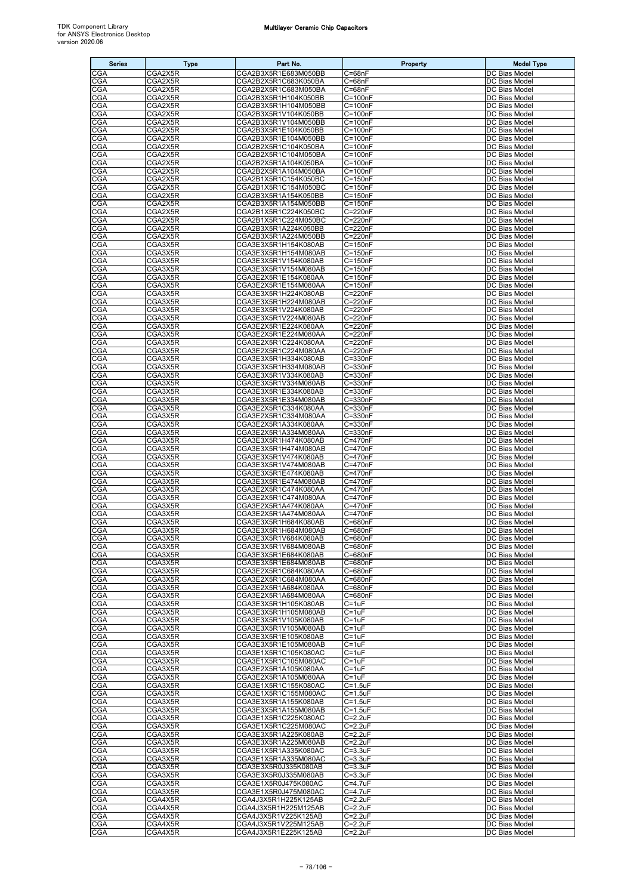| Series | Type | Part No. | Property | Model Type |
|---|---|---|---|---|
| CGA | CGA2X5R | CGA2B3X5R1E683M050BB | C=68nF | DC Bias Model |
| CGA | CGA2X5R | CGA2B2X5R1C683K050BA | C=68nF | DC Bias Model |
| CGA | CGA2X5R | CGA2B2X5R1C683M050BA | C=68nF | DC Bias Model |
| CGA | CGA2X5R | CGA2B3X5R1H104K050BB | C=100nF | DC Bias Model |
| CGA | CGA2X5R | CGA2B3X5R1H104M050BB | C=100nF | DC Bias Model |
| CGA | CGA2X5R | CGA2B3X5R1V104K050BB | C=100nF | DC Bias Model |
| CGA | CGA2X5R | CGA2B3X5R1V104M050BB | C=100nF | DC Bias Model |
| CGA | CGA2X5R | CGA2B3X5R1E104K050BB | C=100nF | DC Bias Model |
| CGA | CGA2X5R | CGA2B3X5R1E104M050BB | C=100nF | DC Bias Model |
| CGA | CGA2X5R | CGA2B2X5R1C104K050BA | C=100nF | DC Bias Model |
| CGA | CGA2X5R | CGA2B2X5R1C104M050BA | C=100nF | DC Bias Model |
| CGA | CGA2X5R | CGA2B2X5R1A104K050BA | C=100nF | DC Bias Model |
| CGA | CGA2X5R | CGA2B2X5R1A104M050BA | C=100nF | DC Bias Model |
| CGA | CGA2X5R | CGA2B1X5R1C154K050BC | C=150nF | DC Bias Model |
| CGA | CGA2X5R | CGA2B1X5R1C154M050BC | C=150nF | DC Bias Model |
| CGA | CGA2X5R | CGA2B3X5R1A154K050BB | C=150nF | DC Bias Model |
| CGA | CGA2X5R | CGA2B3X5R1A154M050BB | C=150nF | DC Bias Model |
| CGA | CGA2X5R | CGA2B1X5R1C224K050BC | C=220nF | DC Bias Model |
| CGA | CGA2X5R | CGA2B1X5R1C224M050BC | C=220nF | DC Bias Model |
| CGA | CGA2X5R | CGA2B3X5R1A224K050BB | C=220nF | DC Bias Model |
| CGA | CGA2X5R | CGA2B3X5R1A224M050BB | C=220nF | DC Bias Model |
| CGA | CGA3X5R | CGA3E3X5R1H154K080AB | C=150nF | DC Bias Model |
| CGA | CGA3X5R | CGA3E3X5R1H154M080AB | C=150nF | DC Bias Model |
| CGA | CGA3X5R | CGA3E3X5R1V154K080AB | C=150nF | DC Bias Model |
| CGA | CGA3X5R | CGA3E3X5R1V154M080AB | C=150nF | DC Bias Model |
| CGA | CGA3X5R | CGA3E2X5R1E154K080AA | C=150nF | DC Bias Model |
| CGA | CGA3X5R | CGA3E2X5R1E154M080AA | C=150nF | DC Bias Model |
| CGA | CGA3X5R | CGA3E3X5R1H224K080AB | C=220nF | DC Bias Model |
| CGA | CGA3X5R | CGA3E3X5R1H224M080AB | C=220nF | DC Bias Model |
| CGA | CGA3X5R | CGA3E3X5R1V224K080AB | C=220nF | DC Bias Model |
| CGA | CGA3X5R | CGA3E3X5R1V224M080AB | C=220nF | DC Bias Model |
| CGA | CGA3X5R | CGA3E2X5R1E224K080AA | C=220nF | DC Bias Model |
| CGA | CGA3X5R | CGA3E2X5R1E224M080AA | C=220nF | DC Bias Model |
| CGA | CGA3X5R | CGA3E2X5R1C224K080AA | C=220nF | DC Bias Model |
| CGA | CGA3X5R | CGA3E2X5R1C224M080AA | C=220nF | DC Bias Model |
| CGA | CGA3X5R | CGA3E3X5R1H334K080AB | C=330nF | DC Bias Model |
| CGA | CGA3X5R | CGA3E3X5R1H334M080AB | C=330nF | DC Bias Model |
| CGA | CGA3X5R | CGA3E3X5R1V334K080AB | C=330nF | DC Bias Model |
| CGA | CGA3X5R | CGA3E3X5R1V334M080AB | C=330nF | DC Bias Model |
| CGA | CGA3X5R | CGA3E3X5R1E334K080AB | C=330nF | DC Bias Model |
| CGA | CGA3X5R | CGA3E3X5R1E334M080AB | C=330nF | DC Bias Model |
| CGA | CGA3X5R | CGA3E2X5R1C334K080AA | C=330nF | DC Bias Model |
| CGA | CGA3X5R | CGA3E2X5R1C334M080AA | C=330nF | DC Bias Model |
| CGA | CGA3X5R | CGA3E2X5R1A334K080AA | C=330nF | DC Bias Model |
| CGA | CGA3X5R | CGA3E2X5R1A334M080AA | C=330nF | DC Bias Model |
| CGA | CGA3X5R | CGA3E3X5R1H474K080AB | C=470nF | DC Bias Model |
| CGA | CGA3X5R | CGA3E3X5R1H474M080AB | C=470nF | DC Bias Model |
| CGA | CGA3X5R | CGA3E3X5R1V474K080AB | C=470nF | DC Bias Model |
| CGA | CGA3X5R | CGA3E3X5R1V474M080AB | C=470nF | DC Bias Model |
| CGA | CGA3X5R | CGA3E3X5R1E474K080AB | C=470nF | DC Bias Model |
| CGA | CGA3X5R | CGA3E3X5R1E474M080AB | C=470nF | DC Bias Model |
| CGA | CGA3X5R | CGA3E2X5R1C474K080AA | C=470nF | DC Bias Model |
| CGA | CGA3X5R | CGA3E2X5R1C474M080AA | C=470nF | DC Bias Model |
| CGA | CGA3X5R | CGA3E2X5R1A474K080AA | C=470nF | DC Bias Model |
| CGA | CGA3X5R | CGA3E2X5R1A474M080AA | C=470nF | DC Bias Model |
| CGA | CGA3X5R | CGA3E3X5R1H684K080AB | C=680nF | DC Bias Model |
| CGA | CGA3X5R | CGA3E3X5R1H684M080AB | C=680nF | DC Bias Model |
| CGA | CGA3X5R | CGA3E3X5R1V684K080AB | C=680nF | DC Bias Model |
| CGA | CGA3X5R | CGA3E3X5R1V684M080AB | C=680nF | DC Bias Model |
| CGA | CGA3X5R | CGA3E3X5R1E684K080AB | C=680nF | DC Bias Model |
| CGA | CGA3X5R | CGA3E3X5R1E684M080AB | C=680nF | DC Bias Model |
| CGA | CGA3X5R | CGA3E2X5R1C684K080AA | C=680nF | DC Bias Model |
| CGA | CGA3X5R | CGA3E2X5R1C684M080AA | C=680nF | DC Bias Model |
| CGA | CGA3X5R | CGA3E2X5R1A684K080AA | C=680nF | DC Bias Model |
| CGA | CGA3X5R | CGA3E2X5R1A684M080AA | C=680nF | DC Bias Model |
| CGA | CGA3X5R | CGA3E3X5R1H105K080AB | C=1uF | DC Bias Model |
| CGA | CGA3X5R | CGA3E3X5R1H105M080AB | C=1uF | DC Bias Model |
| CGA | CGA3X5R | CGA3E3X5R1V105K080AB | C=1uF | DC Bias Model |
| CGA | CGA3X5R | CGA3E3X5R1V105M080AB | C=1uF | DC Bias Model |
| CGA | CGA3X5R | CGA3E3X5R1E105K080AB | C=1uF | DC Bias Model |
| CGA | CGA3X5R | CGA3E3X5R1E105M080AB | C=1uF | DC Bias Model |
| CGA | CGA3X5R | CGA3E1X5R1C105K080AC | C=1uF | DC Bias Model |
| CGA | CGA3X5R | CGA3E1X5R1C105M080AC | C=1uF | DC Bias Model |
| CGA | CGA3X5R | CGA3E2X5R1A105K080AA | C=1uF | DC Bias Model |
| CGA | CGA3X5R | CGA3E2X5R1A105M080AA | C=1uF | DC Bias Model |
| CGA | CGA3X5R | CGA3E1X5R1C155K080AC | C=1.5uF | DC Bias Model |
| CGA | CGA3X5R | CGA3E1X5R1C155M080AC | C=1.5uF | DC Bias Model |
| CGA | CGA3X5R | CGA3E3X5R1A155K080AB | C=1.5uF | DC Bias Model |
| CGA | CGA3X5R | CGA3E3X5R1A155M080AB | C=1.5uF | DC Bias Model |
| CGA | CGA3X5R | CGA3E1X5R1C225K080AC | C=2.2uF | DC Bias Model |
| CGA | CGA3X5R | CGA3E1X5R1C225M080AC | C=2.2uF | DC Bias Model |
| CGA | CGA3X5R | CGA3E3X5R1A225K080AB | C=2.2uF | DC Bias Model |
| CGA | CGA3X5R | CGA3E3X5R1A225M080AB | C=2.2uF | DC Bias Model |
| CGA | CGA3X5R | CGA3E1X5R1A335K080AC | C=3.3uF | DC Bias Model |
| CGA | CGA3X5R | CGA3E1X5R1A335M080AC | C=3.3uF | DC Bias Model |
| CGA | CGA3X5R | CGA3E3X5R0J335K080AB | C=3.3uF | DC Bias Model |
| CGA | CGA3X5R | CGA3E3X5R0J335M080AB | C=3.3uF | DC Bias Model |
| CGA | CGA3X5R | CGA3E1X5R0J475K080AC | C=4.7uF | DC Bias Model |
| CGA | CGA3X5R | CGA3E1X5R0J475M080AC | C=4.7uF | DC Bias Model |
| CGA | CGA4X5R | CGA4J3X5R1H225K125AB | C=2.2uF | DC Bias Model |
| CGA | CGA4X5R | CGA4J3X5R1H225M125AB | C=2.2uF | DC Bias Model |
| CGA | CGA4X5R | CGA4J3X5R1V225K125AB | C=2.2uF | DC Bias Model |
| CGA | CGA4X5R | CGA4J3X5R1V225M125AB | C=2.2uF | DC Bias Model |
| CGA | CGA4X5R | CGA4J3X5R1E225K125AB | C=2.2uF | DC Bias Model |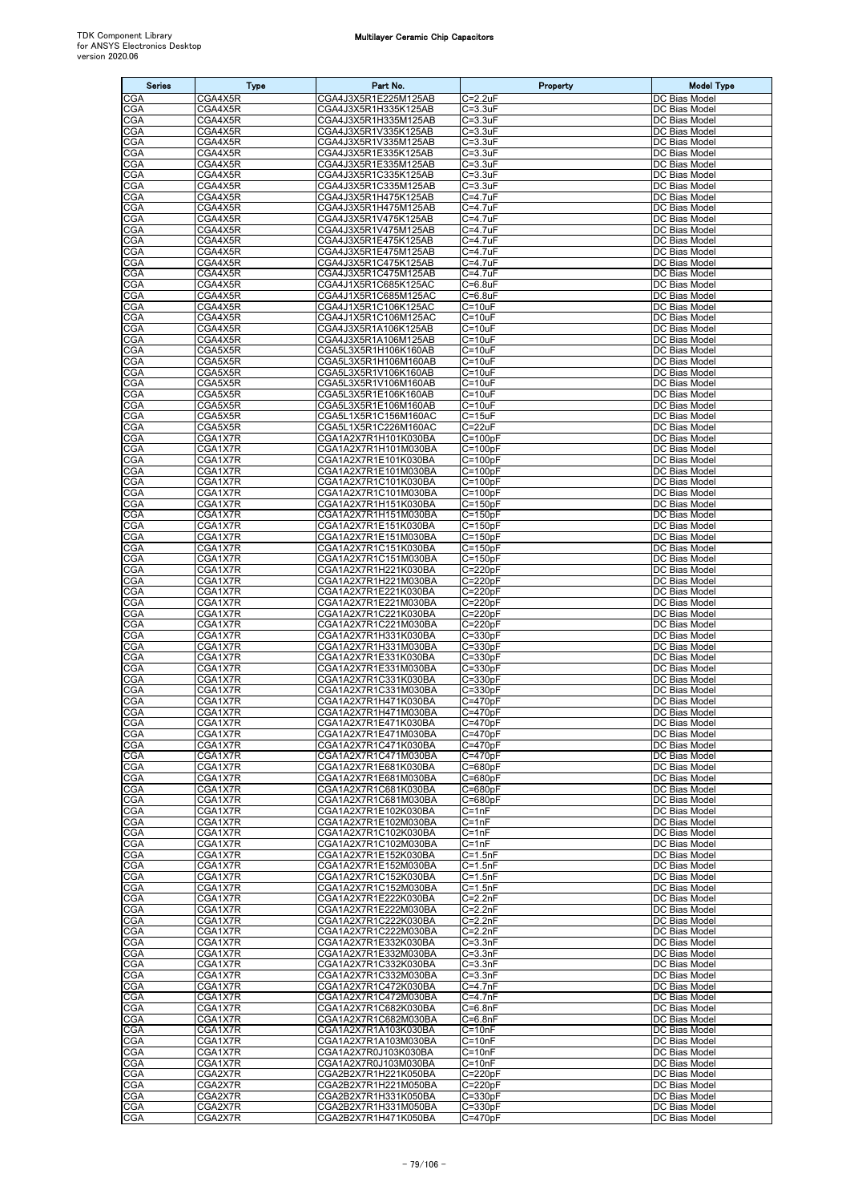| Series | Type | Part No. | Property | Model Type |
|---|---|---|---|---|
| CGA | CGA4X5R | CGA4J3X5R1E225M125AB | C=2.2uF | DC Bias Model |
| CGA | CGA4X5R | CGA4J3X5R1H335K125AB | C=3.3uF | DC Bias Model |
| CGA | CGA4X5R | CGA4J3X5R1H335M125AB | C=3.3uF | DC Bias Model |
| CGA | CGA4X5R | CGA4J3X5R1V335K125AB | C=3.3uF | DC Bias Model |
| CGA | CGA4X5R | CGA4J3X5R1V335M125AB | C=3.3uF | DC Bias Model |
| CGA | CGA4X5R | CGA4J3X5R1E335K125AB | C=3.3uF | DC Bias Model |
| CGA | CGA4X5R | CGA4J3X5R1E335M125AB | C=3.3uF | DC Bias Model |
| CGA | CGA4X5R | CGA4J3X5R1C335K125AB | C=3.3uF | DC Bias Model |
| CGA | CGA4X5R | CGA4J3X5R1C335M125AB | C=3.3uF | DC Bias Model |
| CGA | CGA4X5R | CGA4J3X5R1H475K125AB | C=4.7uF | DC Bias Model |
| CGA | CGA4X5R | CGA4J3X5R1H475M125AB | C=4.7uF | DC Bias Model |
| CGA | CGA4X5R | CGA4J3X5R1V475K125AB | C=4.7uF | DC Bias Model |
| CGA | CGA4X5R | CGA4J3X5R1V475M125AB | C=4.7uF | DC Bias Model |
| CGA | CGA4X5R | CGA4J3X5R1E475K125AB | C=4.7uF | DC Bias Model |
| CGA | CGA4X5R | CGA4J3X5R1E475M125AB | C=4.7uF | DC Bias Model |
| CGA | CGA4X5R | CGA4J3X5R1C475K125AB | C=4.7uF | DC Bias Model |
| CGA | CGA4X5R | CGA4J3X5R1C475M125AB | C=4.7uF | DC Bias Model |
| CGA | CGA4X5R | CGA4J1X5R1C685K125AC | C=6.8uF | DC Bias Model |
| CGA | CGA4X5R | CGA4J1X5R1C685M125AC | C=6.8uF | DC Bias Model |
| CGA | CGA4X5R | CGA4J1X5R1C106K125AC | C=10uF | DC Bias Model |
| CGA | CGA4X5R | CGA4J1X5R1C106M125AC | C=10uF | DC Bias Model |
| CGA | CGA4X5R | CGA4J3X5R1A106K125AB | C=10uF | DC Bias Model |
| CGA | CGA4X5R | CGA4J3X5R1A106M125AB | C=10uF | DC Bias Model |
| CGA | CGA5X5R | CGA5L3X5R1H106K160AB | C=10uF | DC Bias Model |
| CGA | CGA5X5R | CGA5L3X5R1H106M160AB | C=10uF | DC Bias Model |
| CGA | CGA5X5R | CGA5L3X5R1V106K160AB | C=10uF | DC Bias Model |
| CGA | CGA5X5R | CGA5L3X5R1V106M160AB | C=10uF | DC Bias Model |
| CGA | CGA5X5R | CGA5L3X5R1E106K160AB | C=10uF | DC Bias Model |
| CGA | CGA5X5R | CGA5L3X5R1E106M160AB | C=10uF | DC Bias Model |
| CGA | CGA5X5R | CGA5L1X5R1C156M160AC | C=15uF | DC Bias Model |
| CGA | CGA5X5R | CGA5L1X5R1C226M160AC | C=22uF | DC Bias Model |
| CGA | CGA1X7R | CGA1A2X7R1H101K030BA | C=100pF | DC Bias Model |
| CGA | CGA1X7R | CGA1A2X7R1H101M030BA | C=100pF | DC Bias Model |
| CGA | CGA1X7R | CGA1A2X7R1E101K030BA | C=100pF | DC Bias Model |
| CGA | CGA1X7R | CGA1A2X7R1E101M030BA | C=100pF | DC Bias Model |
| CGA | CGA1X7R | CGA1A2X7R1C101K030BA | C=100pF | DC Bias Model |
| CGA | CGA1X7R | CGA1A2X7R1C101M030BA | C=100pF | DC Bias Model |
| CGA | CGA1X7R | CGA1A2X7R1H151K030BA | C=150pF | DC Bias Model |
| CGA | CGA1X7R | CGA1A2X7R1H151M030BA | C=150pF | DC Bias Model |
| CGA | CGA1X7R | CGA1A2X7R1E151K030BA | C=150pF | DC Bias Model |
| CGA | CGA1X7R | CGA1A2X7R1E151M030BA | C=150pF | DC Bias Model |
| CGA | CGA1X7R | CGA1A2X7R1C151K030BA | C=150pF | DC Bias Model |
| CGA | CGA1X7R | CGA1A2X7R1C151M030BA | C=150pF | DC Bias Model |
| CGA | CGA1X7R | CGA1A2X7R1H221K030BA | C=220pF | DC Bias Model |
| CGA | CGA1X7R | CGA1A2X7R1H221M030BA | C=220pF | DC Bias Model |
| CGA | CGA1X7R | CGA1A2X7R1E221K030BA | C=220pF | DC Bias Model |
| CGA | CGA1X7R | CGA1A2X7R1E221M030BA | C=220pF | DC Bias Model |
| CGA | CGA1X7R | CGA1A2X7R1C221K030BA | C=220pF | DC Bias Model |
| CGA | CGA1X7R | CGA1A2X7R1C221M030BA | C=220pF | DC Bias Model |
| CGA | CGA1X7R | CGA1A2X7R1H331K030BA | C=330pF | DC Bias Model |
| CGA | CGA1X7R | CGA1A2X7R1H331M030BA | C=330pF | DC Bias Model |
| CGA | CGA1X7R | CGA1A2X7R1E331K030BA | C=330pF | DC Bias Model |
| CGA | CGA1X7R | CGA1A2X7R1E331M030BA | C=330pF | DC Bias Model |
| CGA | CGA1X7R | CGA1A2X7R1C331K030BA | C=330pF | DC Bias Model |
| CGA | CGA1X7R | CGA1A2X7R1C331M030BA | C=330pF | DC Bias Model |
| CGA | CGA1X7R | CGA1A2X7R1H471K030BA | C=470pF | DC Bias Model |
| CGA | CGA1X7R | CGA1A2X7R1H471M030BA | C=470pF | DC Bias Model |
| CGA | CGA1X7R | CGA1A2X7R1E471K030BA | C=470pF | DC Bias Model |
| CGA | CGA1X7R | CGA1A2X7R1E471M030BA | C=470pF | DC Bias Model |
| CGA | CGA1X7R | CGA1A2X7R1C471K030BA | C=470pF | DC Bias Model |
| CGA | CGA1X7R | CGA1A2X7R1C471M030BA | C=470pF | DC Bias Model |
| CGA | CGA1X7R | CGA1A2X7R1E681K030BA | C=680pF | DC Bias Model |
| CGA | CGA1X7R | CGA1A2X7R1E681M030BA | C=680pF | DC Bias Model |
| CGA | CGA1X7R | CGA1A2X7R1C681K030BA | C=680pF | DC Bias Model |
| CGA | CGA1X7R | CGA1A2X7R1C681M030BA | C=680pF | DC Bias Model |
| CGA | CGA1X7R | CGA1A2X7R1E102K030BA | C=1nF | DC Bias Model |
| CGA | CGA1X7R | CGA1A2X7R1E102M030BA | C=1nF | DC Bias Model |
| CGA | CGA1X7R | CGA1A2X7R1C102K030BA | C=1nF | DC Bias Model |
| CGA | CGA1X7R | CGA1A2X7R1C102M030BA | C=1nF | DC Bias Model |
| CGA | CGA1X7R | CGA1A2X7R1E152K030BA | C=1.5nF | DC Bias Model |
| CGA | CGA1X7R | CGA1A2X7R1E152M030BA | C=1.5nF | DC Bias Model |
| CGA | CGA1X7R | CGA1A2X7R1C152K030BA | C=1.5nF | DC Bias Model |
| CGA | CGA1X7R | CGA1A2X7R1C152M030BA | C=1.5nF | DC Bias Model |
| CGA | CGA1X7R | CGA1A2X7R1E222K030BA | C=2.2nF | DC Bias Model |
| CGA | CGA1X7R | CGA1A2X7R1E222M030BA | C=2.2nF | DC Bias Model |
| CGA | CGA1X7R | CGA1A2X7R1C222K030BA | C=2.2nF | DC Bias Model |
| CGA | CGA1X7R | CGA1A2X7R1C222M030BA | C=2.2nF | DC Bias Model |
| CGA | CGA1X7R | CGA1A2X7R1E332K030BA | C=3.3nF | DC Bias Model |
| CGA | CGA1X7R | CGA1A2X7R1E332M030BA | C=3.3nF | DC Bias Model |
| CGA | CGA1X7R | CGA1A2X7R1C332K030BA | C=3.3nF | DC Bias Model |
| CGA | CGA1X7R | CGA1A2X7R1C332M030BA | C=3.3nF | DC Bias Model |
| CGA | CGA1X7R | CGA1A2X7R1C472K030BA | C=4.7nF | DC Bias Model |
| CGA | CGA1X7R | CGA1A2X7R1C472M030BA | C=4.7nF | DC Bias Model |
| CGA | CGA1X7R | CGA1A2X7R1C682K030BA | C=6.8nF | DC Bias Model |
| CGA | CGA1X7R | CGA1A2X7R1C682M030BA | C=6.8nF | DC Bias Model |
| CGA | CGA1X7R | CGA1A2X7R1A103K030BA | C=10nF | DC Bias Model |
| CGA | CGA1X7R | CGA1A2X7R1A103M030BA | C=10nF | DC Bias Model |
| CGA | CGA1X7R | CGA1A2X7R0J103K030BA | C=10nF | DC Bias Model |
| CGA | CGA1X7R | CGA1A2X7R0J103M030BA | C=10nF | DC Bias Model |
| CGA | CGA2X7R | CGA2B2X7R1H221K050BA | C=220pF | DC Bias Model |
| CGA | CGA2X7R | CGA2B2X7R1H221M050BA | C=220pF | DC Bias Model |
| CGA | CGA2X7R | CGA2B2X7R1H331K050BA | C=330pF | DC Bias Model |
| CGA | CGA2X7R | CGA2B2X7R1H331M050BA | C=330pF | DC Bias Model |
| CGA | CGA2X7R | CGA2B2X7R1H471K050BA | C=470pF | DC Bias Model |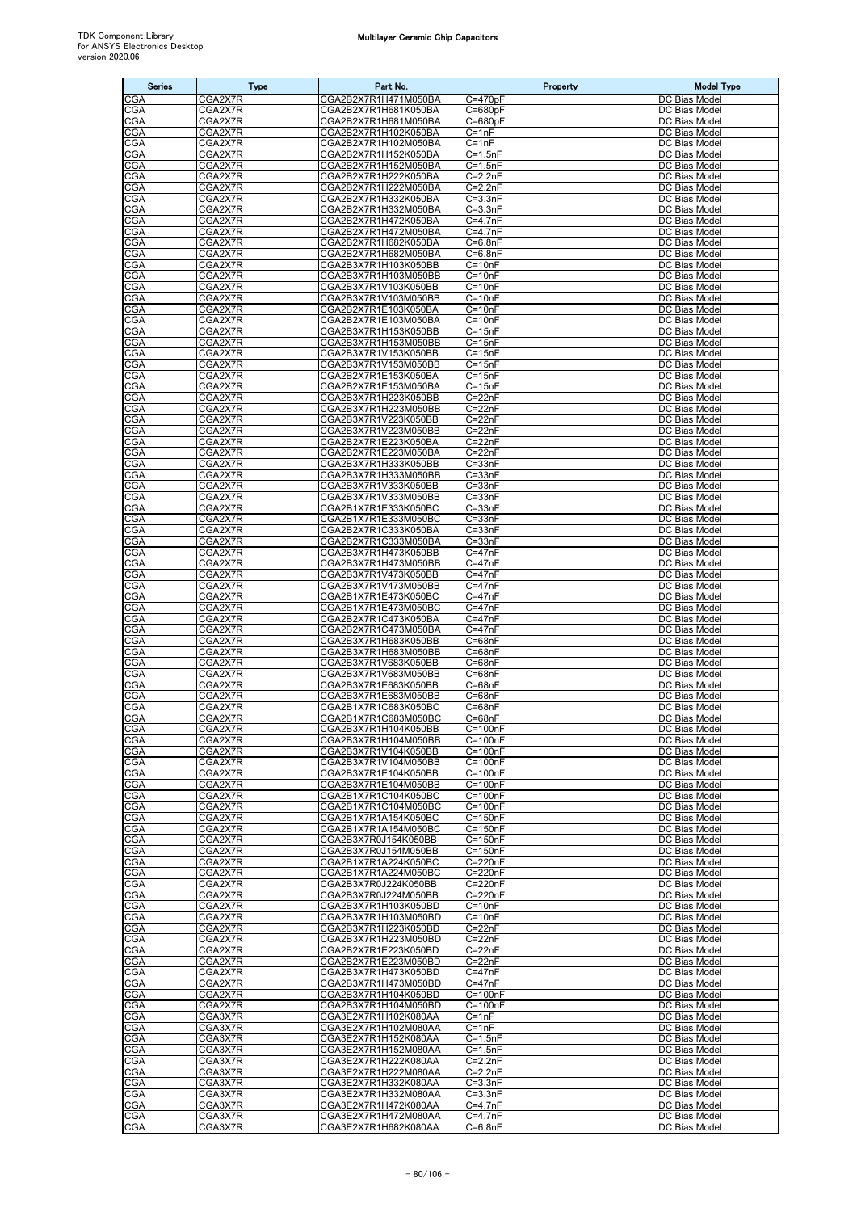| Series | Type | Part No. | Property | Model Type |
|---|---|---|---|---|
| CGA | CGA2X7R | CGA2B2X7R1H471M050BA | C=470pF | DC Bias Model |
| CGA | CGA2X7R | CGA2B2X7R1H681K050BA | C=680pF | DC Bias Model |
| CGA | CGA2X7R | CGA2B2X7R1H681M050BA | C=680pF | DC Bias Model |
| CGA | CGA2X7R | CGA2B2X7R1H102K050BA | C=1nF | DC Bias Model |
| CGA | CGA2X7R | CGA2B2X7R1H102M050BA | C=1nF | DC Bias Model |
| CGA | CGA2X7R | CGA2B2X7R1H152K050BA | C=1.5nF | DC Bias Model |
| CGA | CGA2X7R | CGA2B2X7R1H152M050BA | C=1.5nF | DC Bias Model |
| CGA | CGA2X7R | CGA2B2X7R1H222K050BA | C=2.2nF | DC Bias Model |
| CGA | CGA2X7R | CGA2B2X7R1H222M050BA | C=2.2nF | DC Bias Model |
| CGA | CGA2X7R | CGA2B2X7R1H332K050BA | C=3.3nF | DC Bias Model |
| CGA | CGA2X7R | CGA2B2X7R1H332M050BA | C=3.3nF | DC Bias Model |
| CGA | CGA2X7R | CGA2B2X7R1H472K050BA | C=4.7nF | DC Bias Model |
| CGA | CGA2X7R | CGA2B2X7R1H472M050BA | C=4.7nF | DC Bias Model |
| CGA | CGA2X7R | CGA2B2X7R1H682K050BA | C=6.8nF | DC Bias Model |
| CGA | CGA2X7R | CGA2B2X7R1H682M050BA | C=6.8nF | DC Bias Model |
| CGA | CGA2X7R | CGA2B3X7R1H103K050BB | C=10nF | DC Bias Model |
| CGA | CGA2X7R | CGA2B3X7R1H103M050BB | C=10nF | DC Bias Model |
| CGA | CGA2X7R | CGA2B3X7R1V103K050BB | C=10nF | DC Bias Model |
| CGA | CGA2X7R | CGA2B3X7R1V103M050BB | C=10nF | DC Bias Model |
| CGA | CGA2X7R | CGA2B2X7R1E103K050BA | C=10nF | DC Bias Model |
| CGA | CGA2X7R | CGA2B2X7R1E103M050BA | C=10nF | DC Bias Model |
| CGA | CGA2X7R | CGA2B3X7R1H153K050BB | C=15nF | DC Bias Model |
| CGA | CGA2X7R | CGA2B3X7R1H153M050BB | C=15nF | DC Bias Model |
| CGA | CGA2X7R | CGA2B3X7R1V153K050BB | C=15nF | DC Bias Model |
| CGA | CGA2X7R | CGA2B3X7R1V153M050BB | C=15nF | DC Bias Model |
| CGA | CGA2X7R | CGA2B2X7R1E153K050BA | C=15nF | DC Bias Model |
| CGA | CGA2X7R | CGA2B2X7R1E153M050BA | C=15nF | DC Bias Model |
| CGA | CGA2X7R | CGA2B3X7R1H223K050BB | C=22nF | DC Bias Model |
| CGA | CGA2X7R | CGA2B3X7R1H223M050BB | C=22nF | DC Bias Model |
| CGA | CGA2X7R | CGA2B3X7R1V223K050BB | C=22nF | DC Bias Model |
| CGA | CGA2X7R | CGA2B3X7R1V223M050BB | C=22nF | DC Bias Model |
| CGA | CGA2X7R | CGA2B2X7R1E223K050BA | C=22nF | DC Bias Model |
| CGA | CGA2X7R | CGA2B2X7R1E223M050BA | C=22nF | DC Bias Model |
| CGA | CGA2X7R | CGA2B3X7R1H333K050BB | C=33nF | DC Bias Model |
| CGA | CGA2X7R | CGA2B3X7R1H333M050BB | C=33nF | DC Bias Model |
| CGA | CGA2X7R | CGA2B3X7R1V333K050BB | C=33nF | DC Bias Model |
| CGA | CGA2X7R | CGA2B3X7R1V333M050BB | C=33nF | DC Bias Model |
| CGA | CGA2X7R | CGA2B1X7R1E333K050BC | C=33nF | DC Bias Model |
| CGA | CGA2X7R | CGA2B1X7R1E333M050BC | C=33nF | DC Bias Model |
| CGA | CGA2X7R | CGA2B2X7R1C333K050BA | C=33nF | DC Bias Model |
| CGA | CGA2X7R | CGA2B2X7R1C333M050BA | C=33nF | DC Bias Model |
| CGA | CGA2X7R | CGA2B3X7R1H473K050BB | C=47nF | DC Bias Model |
| CGA | CGA2X7R | CGA2B3X7R1H473M050BB | C=47nF | DC Bias Model |
| CGA | CGA2X7R | CGA2B3X7R1V473K050BB | C=47nF | DC Bias Model |
| CGA | CGA2X7R | CGA2B3X7R1V473M050BB | C=47nF | DC Bias Model |
| CGA | CGA2X7R | CGA2B1X7R1E473K050BC | C=47nF | DC Bias Model |
| CGA | CGA2X7R | CGA2B1X7R1E473M050BC | C=47nF | DC Bias Model |
| CGA | CGA2X7R | CGA2B2X7R1C473K050BA | C=47nF | DC Bias Model |
| CGA | CGA2X7R | CGA2B2X7R1C473M050BA | C=47nF | DC Bias Model |
| CGA | CGA2X7R | CGA2B3X7R1H683K050BB | C=68nF | DC Bias Model |
| CGA | CGA2X7R | CGA2B3X7R1H683M050BB | C=68nF | DC Bias Model |
| CGA | CGA2X7R | CGA2B3X7R1V683K050BB | C=68nF | DC Bias Model |
| CGA | CGA2X7R | CGA2B3X7R1V683M050BB | C=68nF | DC Bias Model |
| CGA | CGA2X7R | CGA2B3X7R1E683K050BB | C=68nF | DC Bias Model |
| CGA | CGA2X7R | CGA2B3X7R1E683M050BB | C=68nF | DC Bias Model |
| CGA | CGA2X7R | CGA2B1X7R1C683K050BC | C=68nF | DC Bias Model |
| CGA | CGA2X7R | CGA2B1X7R1C683M050BC | C=68nF | DC Bias Model |
| CGA | CGA2X7R | CGA2B3X7R1H104K050BB | C=100nF | DC Bias Model |
| CGA | CGA2X7R | CGA2B3X7R1H104M050BB | C=100nF | DC Bias Model |
| CGA | CGA2X7R | CGA2B3X7R1V104K050BB | C=100nF | DC Bias Model |
| CGA | CGA2X7R | CGA2B3X7R1V104M050BB | C=100nF | DC Bias Model |
| CGA | CGA2X7R | CGA2B3X7R1E104K050BB | C=100nF | DC Bias Model |
| CGA | CGA2X7R | CGA2B3X7R1E104M050BB | C=100nF | DC Bias Model |
| CGA | CGA2X7R | CGA2B1X7R1C104K050BC | C=100nF | DC Bias Model |
| CGA | CGA2X7R | CGA2B1X7R1C104M050BC | C=100nF | DC Bias Model |
| CGA | CGA2X7R | CGA2B1X7R1A154K050BC | C=150nF | DC Bias Model |
| CGA | CGA2X7R | CGA2B1X7R1A154M050BC | C=150nF | DC Bias Model |
| CGA | CGA2X7R | CGA2B3X7R0J154K050BB | C=150nF | DC Bias Model |
| CGA | CGA2X7R | CGA2B3X7R0J154M050BB | C=150nF | DC Bias Model |
| CGA | CGA2X7R | CGA2B1X7R1A224K050BC | C=220nF | DC Bias Model |
| CGA | CGA2X7R | CGA2B1X7R1A224M050BC | C=220nF | DC Bias Model |
| CGA | CGA2X7R | CGA2B3X7R0J224K050BB | C=220nF | DC Bias Model |
| CGA | CGA2X7R | CGA2B3X7R0J224M050BB | C=220nF | DC Bias Model |
| CGA | CGA2X7R | CGA2B3X7R1H103K050BD | C=10nF | DC Bias Model |
| CGA | CGA2X7R | CGA2B3X7R1H103M050BD | C=10nF | DC Bias Model |
| CGA | CGA2X7R | CGA2B3X7R1H223K050BD | C=22nF | DC Bias Model |
| CGA | CGA2X7R | CGA2B3X7R1H223M050BD | C=22nF | DC Bias Model |
| CGA | CGA2X7R | CGA2B3X7R1E223K050BD | C=22nF | DC Bias Model |
| CGA | CGA2X7R | CGA2B2X7R1E223M050BD | C=22nF | DC Bias Model |
| CGA | CGA2X7R | CGA2B3X7R1H473K050BD | C=47nF | DC Bias Model |
| CGA | CGA2X7R | CGA2B3X7R1H473M050BD | C=47nF | DC Bias Model |
| CGA | CGA2X7R | CGA2B3X7R1H104K050BD | C=100nF | DC Bias Model |
| CGA | CGA2X7R | CGA2B3X7R1H104M050BD | C=100nF | DC Bias Model |
| CGA | CGA3X7R | CGA3E2X7R1H102K080AA | C=1nF | DC Bias Model |
| CGA | CGA3X7R | CGA3E2X7R1H102M080AA | C=1nF | DC Bias Model |
| CGA | CGA3X7R | CGA3E2X7R1H152K080AA | C=1.5nF | DC Bias Model |
| CGA | CGA3X7R | CGA3E2X7R1H152M080AA | C=1.5nF | DC Bias Model |
| CGA | CGA3X7R | CGA3E2X7R1H222K080AA | C=2.2nF | DC Bias Model |
| CGA | CGA3X7R | CGA3E2X7R1H222M080AA | C=2.2nF | DC Bias Model |
| CGA | CGA3X7R | CGA3E2X7R1H332K080AA | C=3.3nF | DC Bias Model |
| CGA | CGA3X7R | CGA3E2X7R1H332M080AA | C=3.3nF | DC Bias Model |
| CGA | CGA3X7R | CGA3E2X7R1H472K080AA | C=4.7nF | DC Bias Model |
| CGA | CGA3X7R | CGA3E2X7R1H472M080AA | C=4.7nF | DC Bias Model |
| CGA | CGA3X7R | CGA3E2X7R1H682K080AA | C=6.8nF | DC Bias Model |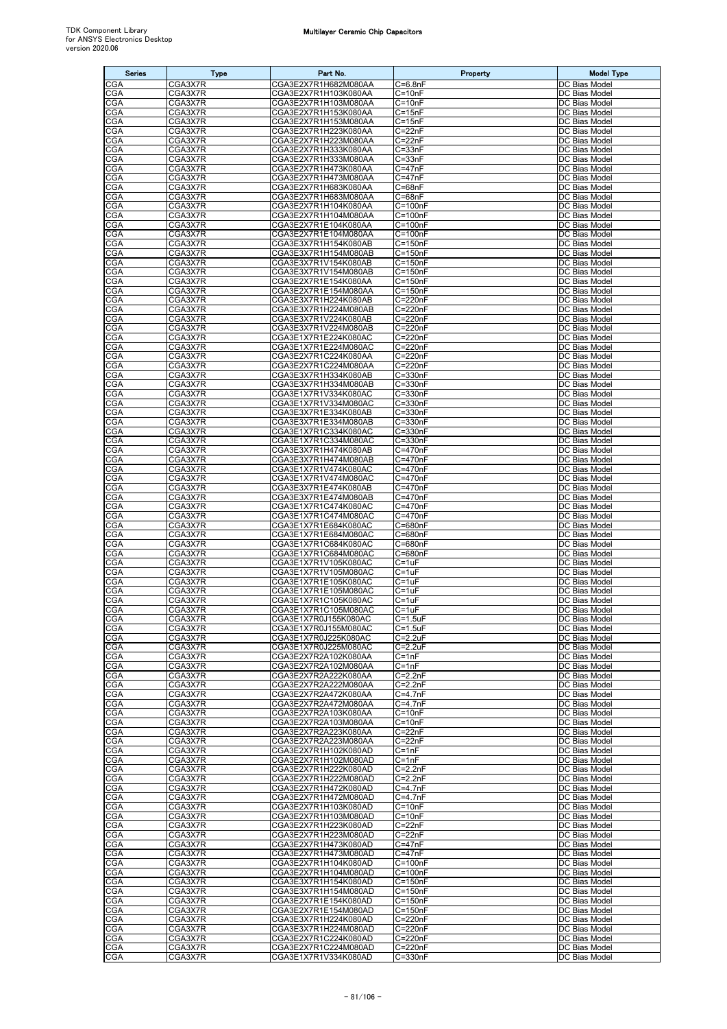| Series | Type | Part No. | Property | Model Type |
|---|---|---|---|---|
| CGA | CGA3X7R | CGA3E2X7R1H682M080AA | C=6.8nF | DC Bias Model |
| CGA | CGA3X7R | CGA3E2X7R1H103K080AA | C=10nF | DC Bias Model |
| CGA | CGA3X7R | CGA3E2X7R1H103M080AA | C=10nF | DC Bias Model |
| CGA | CGA3X7R | CGA3E2X7R1H153K080AA | C=15nF | DC Bias Model |
| CGA | CGA3X7R | CGA3E2X7R1H153M080AA | C=15nF | DC Bias Model |
| CGA | CGA3X7R | CGA3E2X7R1H223K080AA | C=22nF | DC Bias Model |
| CGA | CGA3X7R | CGA3E2X7R1H223M080AA | C=22nF | DC Bias Model |
| CGA | CGA3X7R | CGA3E2X7R1H333K080AA | C=33nF | DC Bias Model |
| CGA | CGA3X7R | CGA3E2X7R1H333M080AA | C=33nF | DC Bias Model |
| CGA | CGA3X7R | CGA3E2X7R1H473K080AA | C=47nF | DC Bias Model |
| CGA | CGA3X7R | CGA3E2X7R1H473M080AA | C=47nF | DC Bias Model |
| CGA | CGA3X7R | CGA3E2X7R1H683K080AA | C=68nF | DC Bias Model |
| CGA | CGA3X7R | CGA3E2X7R1H683M080AA | C=68nF | DC Bias Model |
| CGA | CGA3X7R | CGA3E2X7R1H104K080AA | C=100nF | DC Bias Model |
| CGA | CGA3X7R | CGA3E2X7R1H104M080AA | C=100nF | DC Bias Model |
| CGA | CGA3X7R | CGA3E2X7R1E104K080AA | C=100nF | DC Bias Model |
| CGA | CGA3X7R | CGA3E2X7R1E104M080AA | C=100nF | DC Bias Model |
| CGA | CGA3X7R | CGA3E3X7R1H154K080AB | C=150nF | DC Bias Model |
| CGA | CGA3X7R | CGA3E3X7R1H154M080AB | C=150nF | DC Bias Model |
| CGA | CGA3X7R | CGA3E3X7R1V154K080AB | C=150nF | DC Bias Model |
| CGA | CGA3X7R | CGA3E3X7R1V154M080AB | C=150nF | DC Bias Model |
| CGA | CGA3X7R | CGA3E2X7R1E154K080AA | C=150nF | DC Bias Model |
| CGA | CGA3X7R | CGA3E2X7R1E154M080AA | C=150nF | DC Bias Model |
| CGA | CGA3X7R | CGA3E3X7R1H224K080AB | C=220nF | DC Bias Model |
| CGA | CGA3X7R | CGA3E3X7R1H224M080AB | C=220nF | DC Bias Model |
| CGA | CGA3X7R | CGA3E3X7R1V224K080AB | C=220nF | DC Bias Model |
| CGA | CGA3X7R | CGA3E3X7R1V224M080AB | C=220nF | DC Bias Model |
| CGA | CGA3X7R | CGA3E1X7R1E224K080AC | C=220nF | DC Bias Model |
| CGA | CGA3X7R | CGA3E1X7R1E224M080AC | C=220nF | DC Bias Model |
| CGA | CGA3X7R | CGA3E2X7R1C224K080AA | C=220nF | DC Bias Model |
| CGA | CGA3X7R | CGA3E2X7R1C224M080AA | C=220nF | DC Bias Model |
| CGA | CGA3X7R | CGA3E3X7R1H334K080AB | C=330nF | DC Bias Model |
| CGA | CGA3X7R | CGA3E3X7R1H334M080AB | C=330nF | DC Bias Model |
| CGA | CGA3X7R | CGA3E1X7R1V334K080AC | C=330nF | DC Bias Model |
| CGA | CGA3X7R | CGA3E1X7R1V334M080AC | C=330nF | DC Bias Model |
| CGA | CGA3X7R | CGA3E3X7R1E334K080AB | C=330nF | DC Bias Model |
| CGA | CGA3X7R | CGA3E3X7R1E334M080AB | C=330nF | DC Bias Model |
| CGA | CGA3X7R | CGA3E1X7R1C334K080AC | C=330nF | DC Bias Model |
| CGA | CGA3X7R | CGA3E1X7R1C334M080AC | C=330nF | DC Bias Model |
| CGA | CGA3X7R | CGA3E3X7R1H474K080AB | C=470nF | DC Bias Model |
| CGA | CGA3X7R | CGA3E3X7R1H474M080AB | C=470nF | DC Bias Model |
| CGA | CGA3X7R | CGA3E1X7R1V474K080AC | C=470nF | DC Bias Model |
| CGA | CGA3X7R | CGA3E1X7R1V474M080AC | C=470nF | DC Bias Model |
| CGA | CGA3X7R | CGA3E3X7R1E474K080AB | C=470nF | DC Bias Model |
| CGA | CGA3X7R | CGA3E3X7R1E474M080AB | C=470nF | DC Bias Model |
| CGA | CGA3X7R | CGA3E1X7R1C474K080AC | C=470nF | DC Bias Model |
| CGA | CGA3X7R | CGA3E1X7R1C474M080AC | C=470nF | DC Bias Model |
| CGA | CGA3X7R | CGA3E1X7R1E684K080AC | C=680nF | DC Bias Model |
| CGA | CGA3X7R | CGA3E1X7R1E684M080AC | C=680nF | DC Bias Model |
| CGA | CGA3X7R | CGA3E1X7R1C684K080AC | C=680nF | DC Bias Model |
| CGA | CGA3X7R | CGA3E1X7R1C684M080AC | C=680nF | DC Bias Model |
| CGA | CGA3X7R | CGA3E1X7R1V105K080AC | C=1uF | DC Bias Model |
| CGA | CGA3X7R | CGA3E1X7R1V105M080AC | C=1uF | DC Bias Model |
| CGA | CGA3X7R | CGA3E1X7R1E105K080AC | C=1uF | DC Bias Model |
| CGA | CGA3X7R | CGA3E1X7R1E105M080AC | C=1uF | DC Bias Model |
| CGA | CGA3X7R | CGA3E1X7R1C105K080AC | C=1uF | DC Bias Model |
| CGA | CGA3X7R | CGA3E1X7R1C105M080AC | C=1uF | DC Bias Model |
| CGA | CGA3X7R | CGA3E1X7R0J155K080AC | C=1.5uF | DC Bias Model |
| CGA | CGA3X7R | CGA3E1X7R0J155M080AC | C=1.5uF | DC Bias Model |
| CGA | CGA3X7R | CGA3E1X7R0J225K080AC | C=2.2uF | DC Bias Model |
| CGA | CGA3X7R | CGA3E1X7R0J225M080AC | C=2.2uF | DC Bias Model |
| CGA | CGA3X7R | CGA3E2X7R2A102K080AA | C=1nF | DC Bias Model |
| CGA | CGA3X7R | CGA3E2X7R2A102M080AA | C=1nF | DC Bias Model |
| CGA | CGA3X7R | CGA3E2X7R2A222K080AA | C=2.2nF | DC Bias Model |
| CGA | CGA3X7R | CGA3E2X7R2A222M080AA | C=2.2nF | DC Bias Model |
| CGA | CGA3X7R | CGA3E2X7R2A472K080AA | C=4.7nF | DC Bias Model |
| CGA | CGA3X7R | CGA3E2X7R2A472M080AA | C=4.7nF | DC Bias Model |
| CGA | CGA3X7R | CGA3E2X7R2A103K080AA | C=10nF | DC Bias Model |
| CGA | CGA3X7R | CGA3E2X7R2A103M080AA | C=10nF | DC Bias Model |
| CGA | CGA3X7R | CGA3E2X7R2A223K080AA | C=22nF | DC Bias Model |
| CGA | CGA3X7R | CGA3E2X7R2A223M080AA | C=22nF | DC Bias Model |
| CGA | CGA3X7R | CGA3E2X7R1H102K080AD | C=1nF | DC Bias Model |
| CGA | CGA3X7R | CGA3E2X7R1H102M080AD | C=1nF | DC Bias Model |
| CGA | CGA3X7R | CGA3E2X7R1H222K080AD | C=2.2nF | DC Bias Model |
| CGA | CGA3X7R | CGA3E2X7R1H222M080AD | C=2.2nF | DC Bias Model |
| CGA | CGA3X7R | CGA3E2X7R1H472K080AD | C=4.7nF | DC Bias Model |
| CGA | CGA3X7R | CGA3E2X7R1H472M080AD | C=4.7nF | DC Bias Model |
| CGA | CGA3X7R | CGA3E2X7R1H103K080AD | C=10nF | DC Bias Model |
| CGA | CGA3X7R | CGA3E2X7R1H103M080AD | C=10nF | DC Bias Model |
| CGA | CGA3X7R | CGA3E2X7R1H223K080AD | C=22nF | DC Bias Model |
| CGA | CGA3X7R | CGA3E2X7R1H223M080AD | C=22nF | DC Bias Model |
| CGA | CGA3X7R | CGA3E2X7R1H473K080AD | C=47nF | DC Bias Model |
| CGA | CGA3X7R | CGA3E2X7R1H473M080AD | C=47nF | DC Bias Model |
| CGA | CGA3X7R | CGA3E2X7R1H104K080AD | C=100nF | DC Bias Model |
| CGA | CGA3X7R | CGA3E2X7R1H104M080AD | C=100nF | DC Bias Model |
| CGA | CGA3X7R | CGA3E3X7R1H154K080AD | C=150nF | DC Bias Model |
| CGA | CGA3X7R | CGA3E3X7R1H154M080AD | C=150nF | DC Bias Model |
| CGA | CGA3X7R | CGA3E2X7R1E154K080AD | C=150nF | DC Bias Model |
| CGA | CGA3X7R | CGA3E2X7R1E154M080AD | C=150nF | DC Bias Model |
| CGA | CGA3X7R | CGA3E3X7R1H224K080AD | C=220nF | DC Bias Model |
| CGA | CGA3X7R | CGA3E3X7R1H224M080AD | C=220nF | DC Bias Model |
| CGA | CGA3X7R | CGA3E2X7R1C224K080AD | C=220nF | DC Bias Model |
| CGA | CGA3X7R | CGA3E2X7R1C224M080AD | C=220nF | DC Bias Model |
| CGA | CGA3X7R | CGA3E1X7R1V334K080AD | C=330nF | DC Bias Model |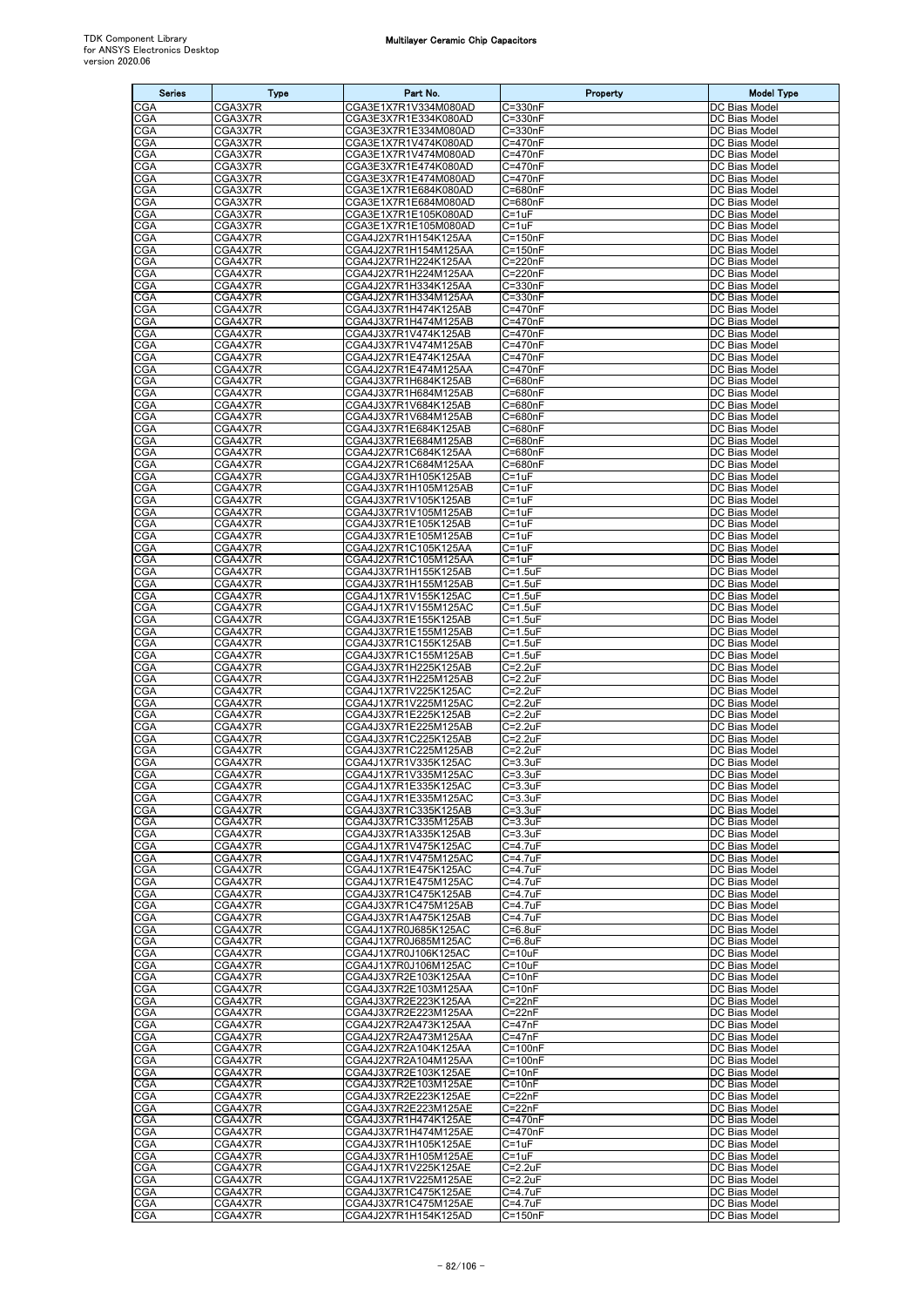| Series | Type | Part No. | Property | Model Type |
|---|---|---|---|---|
| CGA | CGA3X7R | CGA3E1X7R1V334M080AD | C=330nF | DC Bias Model |
| CGA | CGA3X7R | CGA3E3X7R1E334K080AD | C=330nF | DC Bias Model |
| CGA | CGA3X7R | CGA3E3X7R1E334M080AD | C=330nF | DC Bias Model |
| CGA | CGA3X7R | CGA3E1X7R1V474K080AD | C=470nF | DC Bias Model |
| CGA | CGA3X7R | CGA3E1X7R1V474M080AD | C=470nF | DC Bias Model |
| CGA | CGA3X7R | CGA3E3X7R1E474K080AD | C=470nF | DC Bias Model |
| CGA | CGA3X7R | CGA3E3X7R1E474M080AD | C=470nF | DC Bias Model |
| CGA | CGA3X7R | CGA3E1X7R1E684K080AD | C=680nF | DC Bias Model |
| CGA | CGA3X7R | CGA3E1X7R1E684M080AD | C=680nF | DC Bias Model |
| CGA | CGA3X7R | CGA3E1X7R1E105K080AD | C=1uF | DC Bias Model |
| CGA | CGA3X7R | CGA3E1X7R1E105M080AD | C=1uF | DC Bias Model |
| CGA | CGA4X7R | CGA4J2X7R1H154K125AA | C=150nF | DC Bias Model |
| CGA | CGA4X7R | CGA4J2X7R1H154M125AA | C=150nF | DC Bias Model |
| CGA | CGA4X7R | CGA4J2X7R1H224K125AA | C=220nF | DC Bias Model |
| CGA | CGA4X7R | CGA4J2X7R1H224M125AA | C=220nF | DC Bias Model |
| CGA | CGA4X7R | CGA4J2X7R1H334K125AA | C=330nF | DC Bias Model |
| CGA | CGA4X7R | CGA4J2X7R1H334M125AA | C=330nF | DC Bias Model |
| CGA | CGA4X7R | CGA4J3X7R1H474K125AB | C=470nF | DC Bias Model |
| CGA | CGA4X7R | CGA4J3X7R1H474M125AB | C=470nF | DC Bias Model |
| CGA | CGA4X7R | CGA4J3X7R1V474K125AB | C=470nF | DC Bias Model |
| CGA | CGA4X7R | CGA4J3X7R1V474M125AB | C=470nF | DC Bias Model |
| CGA | CGA4X7R | CGA4J2X7R1E474K125AA | C=470nF | DC Bias Model |
| CGA | CGA4X7R | CGA4J2X7R1E474M125AA | C=470nF | DC Bias Model |
| CGA | CGA4X7R | CGA4J3X7R1H684K125AB | C=680nF | DC Bias Model |
| CGA | CGA4X7R | CGA4J3X7R1H684M125AB | C=680nF | DC Bias Model |
| CGA | CGA4X7R | CGA4J3X7R1V684K125AB | C=680nF | DC Bias Model |
| CGA | CGA4X7R | CGA4J3X7R1V684M125AB | C=680nF | DC Bias Model |
| CGA | CGA4X7R | CGA4J3X7R1E684K125AB | C=680nF | DC Bias Model |
| CGA | CGA4X7R | CGA4J3X7R1E684M125AB | C=680nF | DC Bias Model |
| CGA | CGA4X7R | CGA4J2X7R1C684K125AA | C=680nF | DC Bias Model |
| CGA | CGA4X7R | CGA4J2X7R1C684M125AA | C=680nF | DC Bias Model |
| CGA | CGA4X7R | CGA4J3X7R1H105K125AB | C=1uF | DC Bias Model |
| CGA | CGA4X7R | CGA4J3X7R1H105M125AB | C=1uF | DC Bias Model |
| CGA | CGA4X7R | CGA4J3X7R1V105K125AB | C=1uF | DC Bias Model |
| CGA | CGA4X7R | CGA4J3X7R1V105M125AB | C=1uF | DC Bias Model |
| CGA | CGA4X7R | CGA4J3X7R1E105K125AB | C=1uF | DC Bias Model |
| CGA | CGA4X7R | CGA4J3X7R1E105M125AB | C=1uF | DC Bias Model |
| CGA | CGA4X7R | CGA4J2X7R1C105K125AA | C=1uF | DC Bias Model |
| CGA | CGA4X7R | CGA4J2X7R1C105M125AA | C=1uF | DC Bias Model |
| CGA | CGA4X7R | CGA4J3X7R1H155K125AB | C=1.5uF | DC Bias Model |
| CGA | CGA4X7R | CGA4J3X7R1H155M125AB | C=1.5uF | DC Bias Model |
| CGA | CGA4X7R | CGA4J1X7R1V155K125AC | C=1.5uF | DC Bias Model |
| CGA | CGA4X7R | CGA4J1X7R1V155M125AC | C=1.5uF | DC Bias Model |
| CGA | CGA4X7R | CGA4J3X7R1E155K125AB | C=1.5uF | DC Bias Model |
| CGA | CGA4X7R | CGA4J3X7R1E155M125AB | C=1.5uF | DC Bias Model |
| CGA | CGA4X7R | CGA4J3X7R1C155K125AB | C=1.5uF | DC Bias Model |
| CGA | CGA4X7R | CGA4J3X7R1C155M125AB | C=1.5uF | DC Bias Model |
| CGA | CGA4X7R | CGA4J3X7R1H225K125AB | C=2.2uF | DC Bias Model |
| CGA | CGA4X7R | CGA4J3X7R1H225M125AB | C=2.2uF | DC Bias Model |
| CGA | CGA4X7R | CGA4J1X7R1V225K125AC | C=2.2uF | DC Bias Model |
| CGA | CGA4X7R | CGA4J1X7R1V225M125AC | C=2.2uF | DC Bias Model |
| CGA | CGA4X7R | CGA4J3X7R1E225K125AB | C=2.2uF | DC Bias Model |
| CGA | CGA4X7R | CGA4J3X7R1E225M125AB | C=2.2uF | DC Bias Model |
| CGA | CGA4X7R | CGA4J3X7R1C225K125AB | C=2.2uF | DC Bias Model |
| CGA | CGA4X7R | CGA4J3X7R1C225M125AB | C=2.2uF | DC Bias Model |
| CGA | CGA4X7R | CGA4J1X7R1V335K125AC | C=3.3uF | DC Bias Model |
| CGA | CGA4X7R | CGA4J1X7R1V335M125AC | C=3.3uF | DC Bias Model |
| CGA | CGA4X7R | CGA4J1X7R1E335K125AC | C=3.3uF | DC Bias Model |
| CGA | CGA4X7R | CGA4J1X7R1E335M125AC | C=3.3uF | DC Bias Model |
| CGA | CGA4X7R | CGA4J3X7R1C335K125AB | C=3.3uF | DC Bias Model |
| CGA | CGA4X7R | CGA4J3X7R1C335M125AB | C=3.3uF | DC Bias Model |
| CGA | CGA4X7R | CGA4J3X7R1A335K125AB | C=3.3uF | DC Bias Model |
| CGA | CGA4X7R | CGA4J1X7R1V475K125AC | C=4.7uF | DC Bias Model |
| CGA | CGA4X7R | CGA4J1X7R1V475M125AC | C=4.7uF | DC Bias Model |
| CGA | CGA4X7R | CGA4J1X7R1E475K125AC | C=4.7uF | DC Bias Model |
| CGA | CGA4X7R | CGA4J1X7R1E475M125AC | C=4.7uF | DC Bias Model |
| CGA | CGA4X7R | CGA4J3X7R1C475K125AB | C=4.7uF | DC Bias Model |
| CGA | CGA4X7R | CGA4J3X7R1C475M125AB | C=4.7uF | DC Bias Model |
| CGA | CGA4X7R | CGA4J3X7R1A475K125AB | C=4.7uF | DC Bias Model |
| CGA | CGA4X7R | CGA4J1X7R0J685K125AC | C=6.8uF | DC Bias Model |
| CGA | CGA4X7R | CGA4J1X7R0J685M125AC | C=6.8uF | DC Bias Model |
| CGA | CGA4X7R | CGA4J1X7R0J106K125AC | C=10uF | DC Bias Model |
| CGA | CGA4X7R | CGA4J1X7R0J106M125AC | C=10uF | DC Bias Model |
| CGA | CGA4X7R | CGA4J3X7R2E103K125AA | C=10nF | DC Bias Model |
| CGA | CGA4X7R | CGA4J3X7R2E103M125AA | C=10nF | DC Bias Model |
| CGA | CGA4X7R | CGA4J3X7R2E223K125AA | C=22nF | DC Bias Model |
| CGA | CGA4X7R | CGA4J3X7R2E223M125AA | C=22nF | DC Bias Model |
| CGA | CGA4X7R | CGA4J2X7R2A473K125AA | C=47nF | DC Bias Model |
| CGA | CGA4X7R | CGA4J2X7R2A473M125AA | C=47nF | DC Bias Model |
| CGA | CGA4X7R | CGA4J2X7R2A104K125AA | C=100nF | DC Bias Model |
| CGA | CGA4X7R | CGA4J2X7R2A104M125AA | C=100nF | DC Bias Model |
| CGA | CGA4X7R | CGA4J3X7R2E103K125AE | C=10nF | DC Bias Model |
| CGA | CGA4X7R | CGA4J3X7R2E103M125AE | C=10nF | DC Bias Model |
| CGA | CGA4X7R | CGA4J3X7R2E223K125AE | C=22nF | DC Bias Model |
| CGA | CGA4X7R | CGA4J3X7R2E223M125AE | C=22nF | DC Bias Model |
| CGA | CGA4X7R | CGA4J3X7R1H474K125AE | C=470nF | DC Bias Model |
| CGA | CGA4X7R | CGA4J3X7R1H474M125AE | C=470nF | DC Bias Model |
| CGA | CGA4X7R | CGA4J3X7R1H105K125AE | C=1uF | DC Bias Model |
| CGA | CGA4X7R | CGA4J3X7R1H105M125AE | C=1uF | DC Bias Model |
| CGA | CGA4X7R | CGA4J1X7R1V225K125AE | C=2.2uF | DC Bias Model |
| CGA | CGA4X7R | CGA4J1X7R1V225M125AE | C=2.2uF | DC Bias Model |
| CGA | CGA4X7R | CGA4J3X7R1C475K125AE | C=4.7uF | DC Bias Model |
| CGA | CGA4X7R | CGA4J3X7R1C475M125AE | C=4.7uF | DC Bias Model |
| CGA | CGA4X7R | CGA4J2X7R1H154K125AD | C=150nF | DC Bias Model |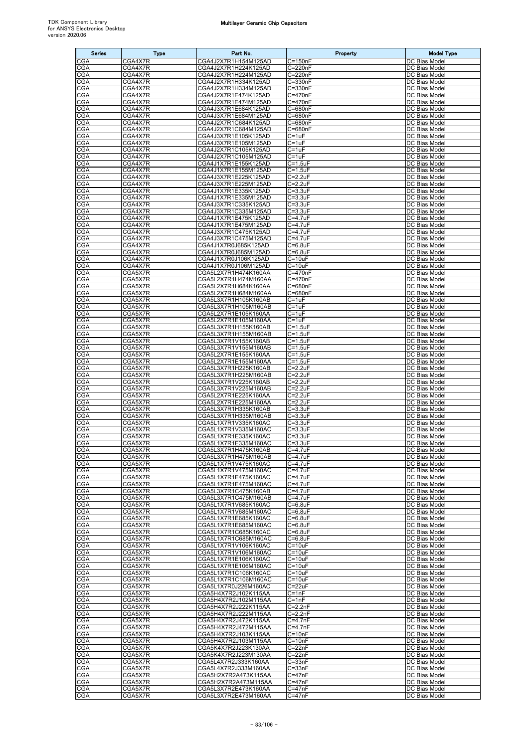| Series | Type | Part No. | Property | Model Type |
|---|---|---|---|---|
| CGA | CGA4X7R | CGA4J2X7R1H154M125AD | C=150nF | DC Bias Model |
| CGA | CGA4X7R | CGA4J2X7R1H224K125AD | C=220nF | DC Bias Model |
| CGA | CGA4X7R | CGA4J2X7R1H224M125AD | C=220nF | DC Bias Model |
| CGA | CGA4X7R | CGA4J2X7R1H334K125AD | C=330nF | DC Bias Model |
| CGA | CGA4X7R | CGA4J2X7R1H334M125AD | C=330nF | DC Bias Model |
| CGA | CGA4X7R | CGA4J2X7R1E474K125AD | C=470nF | DC Bias Model |
| CGA | CGA4X7R | CGA4J2X7R1E474M125AD | C=470nF | DC Bias Model |
| CGA | CGA4X7R | CGA4J3X7R1E684K125AD | C=680nF | DC Bias Model |
| CGA | CGA4X7R | CGA4J3X7R1E684M125AD | C=680nF | DC Bias Model |
| CGA | CGA4X7R | CGA4J2X7R1C684K125AD | C=680nF | DC Bias Model |
| CGA | CGA4X7R | CGA4J2X7R1C684M125AD | C=680nF | DC Bias Model |
| CGA | CGA4X7R | CGA4J3X7R1E105K125AD | C=1uF | DC Bias Model |
| CGA | CGA4X7R | CGA4J3X7R1E105M125AD | C=1uF | DC Bias Model |
| CGA | CGA4X7R | CGA4J2X7R1C105K125AD | C=1uF | DC Bias Model |
| CGA | CGA4X7R | CGA4J2X7R1C105M125AD | C=1uF | DC Bias Model |
| CGA | CGA4X7R | CGA4J1X7R1E155K125AD | C=1.5uF | DC Bias Model |
| CGA | CGA4X7R | CGA4J1X7R1E155M125AD | C=1.5uF | DC Bias Model |
| CGA | CGA4X7R | CGA4J3X7R1E225K125AD | C=2.2uF | DC Bias Model |
| CGA | CGA4X7R | CGA4J3X7R1E225M125AD | C=2.2uF | DC Bias Model |
| CGA | CGA4X7R | CGA4J1X7R1E335K125AD | C=3.3uF | DC Bias Model |
| CGA | CGA4X7R | CGA4J1X7R1E335M125AD | C=3.3uF | DC Bias Model |
| CGA | CGA4X7R | CGA4J3X7R1C335K125AD | C=3.3uF | DC Bias Model |
| CGA | CGA4X7R | CGA4J3X7R1C335M125AD | C=3.3uF | DC Bias Model |
| CGA | CGA4X7R | CGA4J1X7R1E475K125AD | C=4.7uF | DC Bias Model |
| CGA | CGA4X7R | CGA4J1X7R1E475M125AD | C=4.7uF | DC Bias Model |
| CGA | CGA4X7R | CGA4J3X7R1C475K125AD | C=4.7uF | DC Bias Model |
| CGA | CGA4X7R | CGA4J3X7R1C475M125AD | C=4.7uF | DC Bias Model |
| CGA | CGA4X7R | CGA4J1X7R0J685K125AD | C=6.8uF | DC Bias Model |
| CGA | CGA4X7R | CGA4J1X7R0J685M125AD | C=6.8uF | DC Bias Model |
| CGA | CGA4X7R | CGA4J1X7R0J106K125AD | C=10uF | DC Bias Model |
| CGA | CGA4X7R | CGA4J1X7R0J106M125AD | C=10uF | DC Bias Model |
| CGA | CGA5X7R | CGA5L2X7R1H474K160AA | C=470nF | DC Bias Model |
| CGA | CGA5X7R | CGA5L2X7R1H474M160AA | C=470nF | DC Bias Model |
| CGA | CGA5X7R | CGA5L2X7R1H684K160AA | C=680nF | DC Bias Model |
| CGA | CGA5X7R | CGA5L2X7R1H684M160AA | C=680nF | DC Bias Model |
| CGA | CGA5X7R | CGA5L3X7R1H105K160AB | C=1uF | DC Bias Model |
| CGA | CGA5X7R | CGA5L3X7R1H105M160AB | C=1uF | DC Bias Model |
| CGA | CGA5X7R | CGA5L2X7R1E105K160AA | C=1uF | DC Bias Model |
| CGA | CGA5X7R | CGA5L2X7R1E105M160AA | C=1uF | DC Bias Model |
| CGA | CGA5X7R | CGA5L3X7R1H155K160AB | C=1.5uF | DC Bias Model |
| CGA | CGA5X7R | CGA5L3X7R1H155M160AB | C=1.5uF | DC Bias Model |
| CGA | CGA5X7R | CGA5L3X7R1V155K160AB | C=1.5uF | DC Bias Model |
| CGA | CGA5X7R | CGA5L3X7R1V155M160AB | C=1.5uF | DC Bias Model |
| CGA | CGA5X7R | CGA5L2X7R1E155K160AA | C=1.5uF | DC Bias Model |
| CGA | CGA5X7R | CGA5L2X7R1E155M160AA | C=1.5uF | DC Bias Model |
| CGA | CGA5X7R | CGA5L3X7R1H225K160AB | C=2.2uF | DC Bias Model |
| CGA | CGA5X7R | CGA5L3X7R1H225M160AB | C=2.2uF | DC Bias Model |
| CGA | CGA5X7R | CGA5L3X7R1V225K160AB | C=2.2uF | DC Bias Model |
| CGA | CGA5X7R | CGA5L3X7R1V225M160AB | C=2.2uF | DC Bias Model |
| CGA | CGA5X7R | CGA5L2X7R1E225K160AA | C=2.2uF | DC Bias Model |
| CGA | CGA5X7R | CGA5L2X7R1E225M160AA | C=2.2uF | DC Bias Model |
| CGA | CGA5X7R | CGA5L3X7R1H335K160AB | C=3.3uF | DC Bias Model |
| CGA | CGA5X7R | CGA5L3X7R1H335M160AB | C=3.3uF | DC Bias Model |
| CGA | CGA5X7R | CGA5L1X7R1V335K160AC | C=3.3uF | DC Bias Model |
| CGA | CGA5X7R | CGA5L1X7R1V335M160AC | C=3.3uF | DC Bias Model |
| CGA | CGA5X7R | CGA5L1X7R1E335K160AC | C=3.3uF | DC Bias Model |
| CGA | CGA5X7R | CGA5L1X7R1E335M160AC | C=3.3uF | DC Bias Model |
| CGA | CGA5X7R | CGA5L3X7R1H475K160AB | C=4.7uF | DC Bias Model |
| CGA | CGA5X7R | CGA5L3X7R1H475M160AB | C=4.7uF | DC Bias Model |
| CGA | CGA5X7R | CGA5L1X7R1V475K160AC | C=4.7uF | DC Bias Model |
| CGA | CGA5X7R | CGA5L1X7R1V475M160AC | C=4.7uF | DC Bias Model |
| CGA | CGA5X7R | CGA5L1X7R1E475K160AC | C=4.7uF | DC Bias Model |
| CGA | CGA5X7R | CGA5L1X7R1E475M160AC | C=4.7uF | DC Bias Model |
| CGA | CGA5X7R | CGA5L3X7R1C475K160AB | C=4.7uF | DC Bias Model |
| CGA | CGA5X7R | CGA5L3X7R1C475M160AB | C=4.7uF | DC Bias Model |
| CGA | CGA5X7R | CGA5L1X7R1V685K160AC | C=6.8uF | DC Bias Model |
| CGA | CGA5X7R | CGA5L1X7R1V685M160AC | C=6.8uF | DC Bias Model |
| CGA | CGA5X7R | CGA5L1X7R1E685K160AC | C=6.8uF | DC Bias Model |
| CGA | CGA5X7R | CGA5L1X7R1E685M160AC | C=6.8uF | DC Bias Model |
| CGA | CGA5X7R | CGA5L1X7R1C685K160AC | C=6.8uF | DC Bias Model |
| CGA | CGA5X7R | CGA5L1X7R1C685M160AC | C=6.8uF | DC Bias Model |
| CGA | CGA5X7R | CGA5L1X7R1V106K160AC | C=10uF | DC Bias Model |
| CGA | CGA5X7R | CGA5L1X7R1V106M160AC | C=10uF | DC Bias Model |
| CGA | CGA5X7R | CGA5L1X7R1E106K160AC | C=10uF | DC Bias Model |
| CGA | CGA5X7R | CGA5L1X7R1E106M160AC | C=10uF | DC Bias Model |
| CGA | CGA5X7R | CGA5L1X7R1C106K160AC | C=10uF | DC Bias Model |
| CGA | CGA5X7R | CGA5L1X7R1C106M160AC | C=10uF | DC Bias Model |
| CGA | CGA5X7R | CGA5L1X7R0J226M160AC | C=22uF | DC Bias Model |
| CGA | CGA5X7R | CGA5H4X7R2J102K115AA | C=1nF | DC Bias Model |
| CGA | CGA5X7R | CGA5H4X7R2J102M115AA | C=1nF | DC Bias Model |
| CGA | CGA5X7R | CGA5H4X7R2J222K115AA | C=2.2nF | DC Bias Model |
| CGA | CGA5X7R | CGA5H4X7R2J222M115AA | C=2.2nF | DC Bias Model |
| CGA | CGA5X7R | CGA5H4X7R2J472K115AA | C=4.7nF | DC Bias Model |
| CGA | CGA5X7R | CGA5H4X7R2J472M115AA | C=4.7nF | DC Bias Model |
| CGA | CGA5X7R | CGA5H4X7R2J103K115AA | C=10nF | DC Bias Model |
| CGA | CGA5X7R | CGA5H4X7R2J103M115AA | C=10nF | DC Bias Model |
| CGA | CGA5X7R | CGA5K4X7R2J223K130AA | C=22nF | DC Bias Model |
| CGA | CGA5X7R | CGA5K4X7R2J223M130AA | C=22nF | DC Bias Model |
| CGA | CGA5X7R | CGA5L4X7R2J333K160AA | C=33nF | DC Bias Model |
| CGA | CGA5X7R | CGA5L4X7R2J333M160AA | C=33nF | DC Bias Model |
| CGA | CGA5X7R | CGA5H2X7R2A473K115AA | C=47nF | DC Bias Model |
| CGA | CGA5X7R | CGA5H2X7R2A473M115AA | C=47nF | DC Bias Model |
| CGA | CGA5X7R | CGA5L3X7R2E473K160AA | C=47nF | DC Bias Model |
| CGA | CGA5X7R | CGA5L3X7R2E473M160AA | C=47nF | DC Bias Model |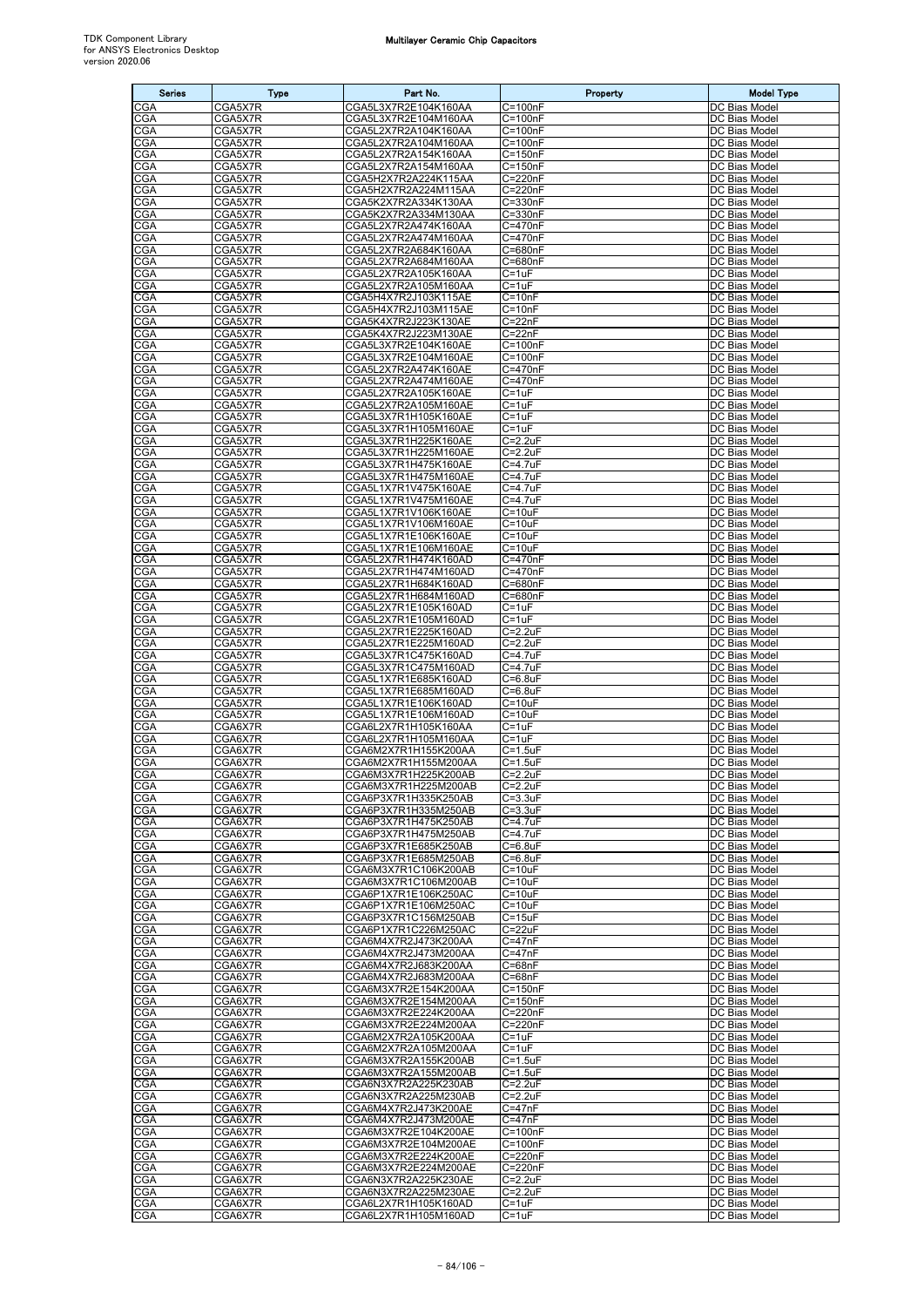| Series | Type | Part No. | Property | Model Type |
|---|---|---|---|---|
| CGA | CGA5X7R | CGA5L3X7R2E104K160AA | C=100nF | DC Bias Model |
| CGA | CGA5X7R | CGA5L3X7R2E104M160AA | C=100nF | DC Bias Model |
| CGA | CGA5X7R | CGA5L2X7R2A104K160AA | C=100nF | DC Bias Model |
| CGA | CGA5X7R | CGA5L2X7R2A104M160AA | C=100nF | DC Bias Model |
| CGA | CGA5X7R | CGA5L2X7R2A154K160AA | C=150nF | DC Bias Model |
| CGA | CGA5X7R | CGA5L2X7R2A154M160AA | C=150nF | DC Bias Model |
| CGA | CGA5X7R | CGA5H2X7R2A224K115AA | C=220nF | DC Bias Model |
| CGA | CGA5X7R | CGA5H2X7R2A224M115AA | C=220nF | DC Bias Model |
| CGA | CGA5X7R | CGA5K2X7R2A334K130AA | C=330nF | DC Bias Model |
| CGA | CGA5X7R | CGA5K2X7R2A334M130AA | C=330nF | DC Bias Model |
| CGA | CGA5X7R | CGA5L2X7R2A474K160AA | C=470nF | DC Bias Model |
| CGA | CGA5X7R | CGA5L2X7R2A474M160AA | C=470nF | DC Bias Model |
| CGA | CGA5X7R | CGA5L2X7R2A684K160AA | C=680nF | DC Bias Model |
| CGA | CGA5X7R | CGA5L2X7R2A684M160AA | C=680nF | DC Bias Model |
| CGA | CGA5X7R | CGA5L2X7R2A105K160AA | C=1uF | DC Bias Model |
| CGA | CGA5X7R | CGA5L2X7R2A105M160AA | C=1uF | DC Bias Model |
| CGA | CGA5X7R | CGA5H4X7R2J103K115AE | C=10nF | DC Bias Model |
| CGA | CGA5X7R | CGA5H4X7R2J103M115AE | C=10nF | DC Bias Model |
| CGA | CGA5X7R | CGA5K4X7R2J223K130AE | C=22nF | DC Bias Model |
| CGA | CGA5X7R | CGA5K4X7R2J223M130AE | C=22nF | DC Bias Model |
| CGA | CGA5X7R | CGA5L3X7R2E104K160AE | C=100nF | DC Bias Model |
| CGA | CGA5X7R | CGA5L3X7R2E104M160AE | C=100nF | DC Bias Model |
| CGA | CGA5X7R | CGA5L2X7R2A474K160AE | C=470nF | DC Bias Model |
| CGA | CGA5X7R | CGA5L2X7R2A474M160AE | C=470nF | DC Bias Model |
| CGA | CGA5X7R | CGA5L2X7R2A105K160AE | C=1uF | DC Bias Model |
| CGA | CGA5X7R | CGA5L2X7R2A105M160AE | C=1uF | DC Bias Model |
| CGA | CGA5X7R | CGA5L3X7R1H105K160AE | C=1uF | DC Bias Model |
| CGA | CGA5X7R | CGA5L3X7R1H105M160AE | C=1uF | DC Bias Model |
| CGA | CGA5X7R | CGA5L3X7R1H225K160AE | C=2.2uF | DC Bias Model |
| CGA | CGA5X7R | CGA5L3X7R1H225M160AE | C=2.2uF | DC Bias Model |
| CGA | CGA5X7R | CGA5L3X7R1H475K160AE | C=4.7uF | DC Bias Model |
| CGA | CGA5X7R | CGA5L3X7R1H475M160AE | C=4.7uF | DC Bias Model |
| CGA | CGA5X7R | CGA5L1X7R1V475K160AE | C=4.7uF | DC Bias Model |
| CGA | CGA5X7R | CGA5L1X7R1V475M160AE | C=4.7uF | DC Bias Model |
| CGA | CGA5X7R | CGA5L1X7R1V106K160AE | C=10uF | DC Bias Model |
| CGA | CGA5X7R | CGA5L1X7R1V106M160AE | C=10uF | DC Bias Model |
| CGA | CGA5X7R | CGA5L1X7R1E106K160AE | C=10uF | DC Bias Model |
| CGA | CGA5X7R | CGA5L1X7R1E106M160AE | C=10uF | DC Bias Model |
| CGA | CGA5X7R | CGA5L2X7R1H474K160AD | C=470nF | DC Bias Model |
| CGA | CGA5X7R | CGA5L2X7R1H474M160AD | C=470nF | DC Bias Model |
| CGA | CGA5X7R | CGA5L2X7R1H684K160AD | C=680nF | DC Bias Model |
| CGA | CGA5X7R | CGA5L2X7R1H684M160AD | C=680nF | DC Bias Model |
| CGA | CGA5X7R | CGA5L2X7R1E105K160AD | C=1uF | DC Bias Model |
| CGA | CGA5X7R | CGA5L2X7R1E105M160AD | C=1uF | DC Bias Model |
| CGA | CGA5X7R | CGA5L2X7R1E225K160AD | C=2.2uF | DC Bias Model |
| CGA | CGA5X7R | CGA5L2X7R1E225M160AD | C=2.2uF | DC Bias Model |
| CGA | CGA5X7R | CGA5L3X7R1C475K160AD | C=4.7uF | DC Bias Model |
| CGA | CGA5X7R | CGA5L3X7R1C475M160AD | C=4.7uF | DC Bias Model |
| CGA | CGA5X7R | CGA5L1X7R1E685K160AD | C=6.8uF | DC Bias Model |
| CGA | CGA5X7R | CGA5L1X7R1E685M160AD | C=6.8uF | DC Bias Model |
| CGA | CGA5X7R | CGA5L1X7R1E106K160AD | C=10uF | DC Bias Model |
| CGA | CGA5X7R | CGA5L1X7R1E106M160AD | C=10uF | DC Bias Model |
| CGA | CGA6X7R | CGA6L2X7R1H105K160AA | C=1uF | DC Bias Model |
| CGA | CGA6X7R | CGA6L2X7R1H105M160AA | C=1uF | DC Bias Model |
| CGA | CGA6X7R | CGA6M2X7R1H155K200AA | C=1.5uF | DC Bias Model |
| CGA | CGA6X7R | CGA6M2X7R1H155M200AA | C=1.5uF | DC Bias Model |
| CGA | CGA6X7R | CGA6M3X7R1H225K200AB | C=2.2uF | DC Bias Model |
| CGA | CGA6X7R | CGA6M3X7R1H225M200AB | C=2.2uF | DC Bias Model |
| CGA | CGA6X7R | CGA6P3X7R1H335K250AB | C=3.3uF | DC Bias Model |
| CGA | CGA6X7R | CGA6P3X7R1H335M250AB | C=3.3uF | DC Bias Model |
| CGA | CGA6X7R | CGA6P3X7R1H475K250AB | C=4.7uF | DC Bias Model |
| CGA | CGA6X7R | CGA6P3X7R1H475M250AB | C=4.7uF | DC Bias Model |
| CGA | CGA6X7R | CGA6P3X7R1E685K250AB | C=6.8uF | DC Bias Model |
| CGA | CGA6X7R | CGA6P3X7R1E685M250AB | C=6.8uF | DC Bias Model |
| CGA | CGA6X7R | CGA6M3X7R1C106K200AB | C=10uF | DC Bias Model |
| CGA | CGA6X7R | CGA6M3X7R1C106M200AB | C=10uF | DC Bias Model |
| CGA | CGA6X7R | CGA6P1X7R1E106K250AC | C=10uF | DC Bias Model |
| CGA | CGA6X7R | CGA6P1X7R1E106M250AC | C=10uF | DC Bias Model |
| CGA | CGA6X7R | CGA6P3X7R1C156M250AB | C=15uF | DC Bias Model |
| CGA | CGA6X7R | CGA6P1X7R1C226M250AC | C=22uF | DC Bias Model |
| CGA | CGA6X7R | CGA6M4X7R2J473K200AA | C=47nF | DC Bias Model |
| CGA | CGA6X7R | CGA6M4X7R2J473M200AA | C=47nF | DC Bias Model |
| CGA | CGA6X7R | CGA6M4X7R2J683K200AA | C=68nF | DC Bias Model |
| CGA | CGA6X7R | CGA6M4X7R2J683M200AA | C=68nF | DC Bias Model |
| CGA | CGA6X7R | CGA6M3X7R2E154K200AA | C=150nF | DC Bias Model |
| CGA | CGA6X7R | CGA6M3X7R2E154M200AA | C=150nF | DC Bias Model |
| CGA | CGA6X7R | CGA6M3X7R2E224K200AA | C=220nF | DC Bias Model |
| CGA | CGA6X7R | CGA6M3X7R2E224M200AA | C=220nF | DC Bias Model |
| CGA | CGA6X7R | CGA6M2X7R2A105K200AA | C=1uF | DC Bias Model |
| CGA | CGA6X7R | CGA6M2X7R2A105M200AA | C=1uF | DC Bias Model |
| CGA | CGA6X7R | CGA6M3X7R2A155K200AB | C=1.5uF | DC Bias Model |
| CGA | CGA6X7R | CGA6M3X7R2A155M200AB | C=1.5uF | DC Bias Model |
| CGA | CGA6X7R | CGA6N3X7R2A225K230AB | C=2.2uF | DC Bias Model |
| CGA | CGA6X7R | CGA6N3X7R2A225M230AB | C=2.2uF | DC Bias Model |
| CGA | CGA6X7R | CGA6M4X7R2J473K200AE | C=47nF | DC Bias Model |
| CGA | CGA6X7R | CGA6M4X7R2J473M200AE | C=47nF | DC Bias Model |
| CGA | CGA6X7R | CGA6M3X7R2E104K200AE | C=100nF | DC Bias Model |
| CGA | CGA6X7R | CGA6M3X7R2E104M200AE | C=100nF | DC Bias Model |
| CGA | CGA6X7R | CGA6M3X7R2E224K200AE | C=220nF | DC Bias Model |
| CGA | CGA6X7R | CGA6M3X7R2E224M200AE | C=220nF | DC Bias Model |
| CGA | CGA6X7R | CGA6N3X7R2A225K230AE | C=2.2uF | DC Bias Model |
| CGA | CGA6X7R | CGA6N3X7R2A225M230AE | C=2.2uF | DC Bias Model |
| CGA | CGA6X7R | CGA6L2X7R1H105K160AD | C=1uF | DC Bias Model |
| CGA | CGA6X7R | CGA6L2X7R1H105M160AD | C=1uF | DC Bias Model |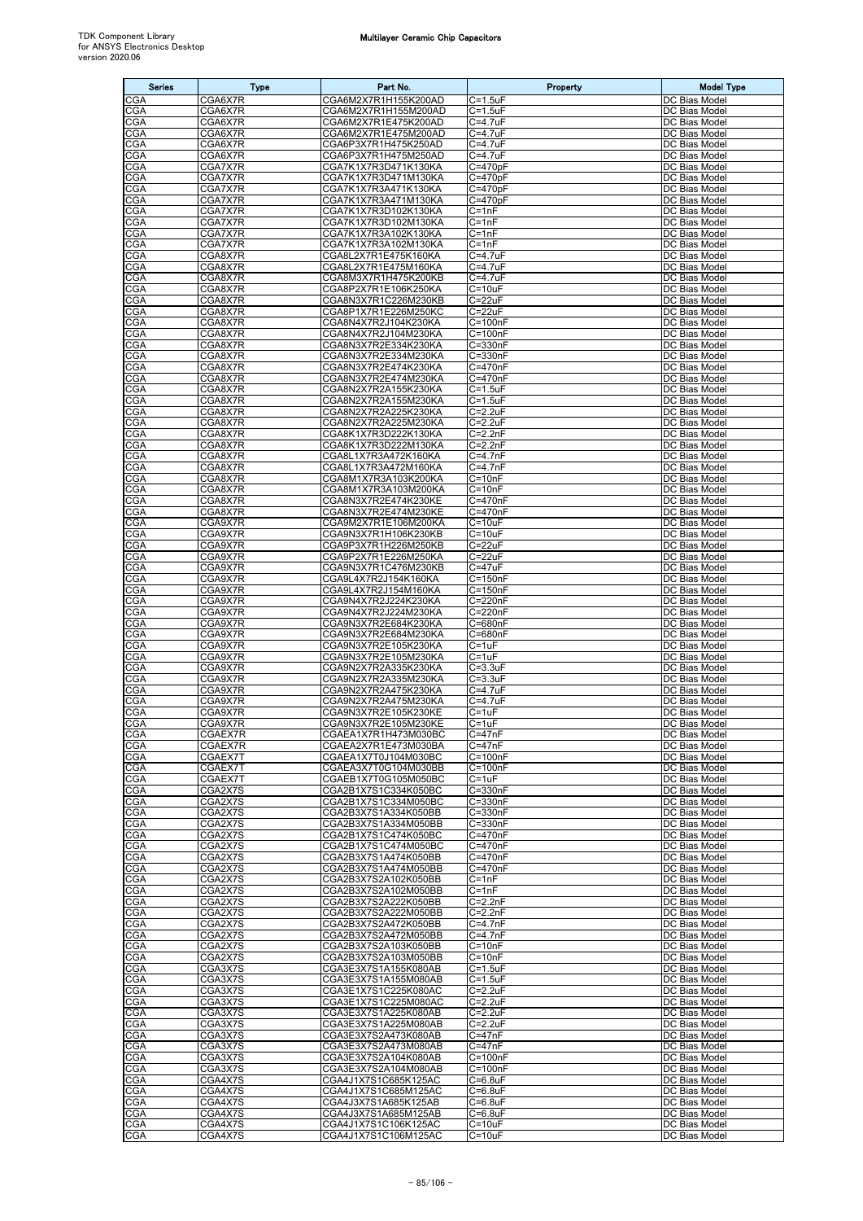| Series | Type | Part No. | Property | Model Type |
|---|---|---|---|---|
| CGA | CGA6X7R | CGA6M2X7R1H155K200AD | C=1.5uF | DC Bias Model |
| CGA | CGA6X7R | CGA6M2X7R1H155M200AD | C=1.5uF | DC Bias Model |
| CGA | CGA6X7R | CGA6M2X7R1E475K200AD | C=4.7uF | DC Bias Model |
| CGA | CGA6X7R | CGA6M2X7R1E475M200AD | C=4.7uF | DC Bias Model |
| CGA | CGA6X7R | CGA6P3X7R1H475K250AD | C=4.7uF | DC Bias Model |
| CGA | CGA6X7R | CGA6P3X7R1H475M250AD | C=4.7uF | DC Bias Model |
| CGA | CGA7X7R | CGA7K1X7R3D471K130KA | C=470pF | DC Bias Model |
| CGA | CGA7X7R | CGA7K1X7R3D471M130KA | C=470pF | DC Bias Model |
| CGA | CGA7X7R | CGA7K1X7R3A471K130KA | C=470pF | DC Bias Model |
| CGA | CGA7X7R | CGA7K1X7R3A471M130KA | C=470pF | DC Bias Model |
| CGA | CGA7X7R | CGA7K1X7R3D102K130KA | C=1nF | DC Bias Model |
| CGA | CGA7X7R | CGA7K1X7R3D102M130KA | C=1nF | DC Bias Model |
| CGA | CGA7X7R | CGA7K1X7R3A102K130KA | C=1nF | DC Bias Model |
| CGA | CGA7X7R | CGA7K1X7R3A102M130KA | C=1nF | DC Bias Model |
| CGA | CGA8X7R | CGA8L2X7R1E475K160KA | C=4.7uF | DC Bias Model |
| CGA | CGA8X7R | CGA8L2X7R1E475M160KA | C=4.7uF | DC Bias Model |
| CGA | CGA8X7R | CGA8M3X7R1H475K200KB | C=4.7uF | DC Bias Model |
| CGA | CGA8X7R | CGA8P2X7R1E106K250KA | C=10uF | DC Bias Model |
| CGA | CGA8X7R | CGA8N3X7R1C226M230KB | C=22uF | DC Bias Model |
| CGA | CGA8X7R | CGA8P1X7R1E226M250KC | C=22uF | DC Bias Model |
| CGA | CGA8X7R | CGA8N4X7R2J104K230KA | C=100nF | DC Bias Model |
| CGA | CGA8X7R | CGA8N4X7R2J104M230KA | C=100nF | DC Bias Model |
| CGA | CGA8X7R | CGA8N3X7R2E334K230KA | C=330nF | DC Bias Model |
| CGA | CGA8X7R | CGA8N3X7R2E334M230KA | C=330nF | DC Bias Model |
| CGA | CGA8X7R | CGA8N3X7R2E474K230KA | C=470nF | DC Bias Model |
| CGA | CGA8X7R | CGA8N3X7R2E474M230KA | C=470nF | DC Bias Model |
| CGA | CGA8X7R | CGA8N2X7R2A155K230KA | C=1.5uF | DC Bias Model |
| CGA | CGA8X7R | CGA8N2X7R2A155M230KA | C=1.5uF | DC Bias Model |
| CGA | CGA8X7R | CGA8N2X7R2A225K230KA | C=2.2uF | DC Bias Model |
| CGA | CGA8X7R | CGA8N2X7R2A225M230KA | C=2.2uF | DC Bias Model |
| CGA | CGA8X7R | CGA8K1X7R3D222K130KA | C=2.2nF | DC Bias Model |
| CGA | CGA8X7R | CGA8K1X7R3D222M130KA | C=2.2nF | DC Bias Model |
| CGA | CGA8X7R | CGA8L1X7R3A472K160KA | C=4.7nF | DC Bias Model |
| CGA | CGA8X7R | CGA8L1X7R3A472M160KA | C=4.7nF | DC Bias Model |
| CGA | CGA8X7R | CGA8M1X7R3A103K200KA | C=10nF | DC Bias Model |
| CGA | CGA8X7R | CGA8M1X7R3A103M200KA | C=10nF | DC Bias Model |
| CGA | CGA8X7R | CGA8N3X7R2E474K230KE | C=470nF | DC Bias Model |
| CGA | CGA8X7R | CGA8N3X7R2E474M230KE | C=470nF | DC Bias Model |
| CGA | CGA9X7R | CGA9M2X7R1E106M200KA | C=10uF | DC Bias Model |
| CGA | CGA9X7R | CGA9N3X7R1H106K230KB | C=10uF | DC Bias Model |
| CGA | CGA9X7R | CGA9P3X7R1H226M250KB | C=22uF | DC Bias Model |
| CGA | CGA9X7R | CGA9P2X7R1E226M250KA | C=22uF | DC Bias Model |
| CGA | CGA9X7R | CGA9N3X7R1C476M230KB | C=47uF | DC Bias Model |
| CGA | CGA9X7R | CGA9L4X7R2J154K160KA | C=150nF | DC Bias Model |
| CGA | CGA9X7R | CGA9L4X7R2J154M160KA | C=150nF | DC Bias Model |
| CGA | CGA9X7R | CGA9N4X7R2J224K230KA | C=220nF | DC Bias Model |
| CGA | CGA9X7R | CGA9N4X7R2J224M230KA | C=220nF | DC Bias Model |
| CGA | CGA9X7R | CGA9N3X7R2E684K230KA | C=680nF | DC Bias Model |
| CGA | CGA9X7R | CGA9N3X7R2E684M230KA | C=680nF | DC Bias Model |
| CGA | CGA9X7R | CGA9N3X7R2E105K230KA | C=1uF | DC Bias Model |
| CGA | CGA9X7R | CGA9N3X7R2E105M230KA | C=1uF | DC Bias Model |
| CGA | CGA9X7R | CGA9N2X7R2A335K230KA | C=3.3uF | DC Bias Model |
| CGA | CGA9X7R | CGA9N2X7R2A335M230KA | C=3.3uF | DC Bias Model |
| CGA | CGA9X7R | CGA9N2X7R2A475K230KA | C=4.7uF | DC Bias Model |
| CGA | CGA9X7R | CGA9N2X7R2A475M230KA | C=4.7uF | DC Bias Model |
| CGA | CGA9X7R | CGA9N3X7R2E105K230KE | C=1uF | DC Bias Model |
| CGA | CGA9X7R | CGA9N3X7R2E105M230KE | C=1uF | DC Bias Model |
| CGA | CGAEX7R | CGAEA1X7R1H473M030BC | C=47nF | DC Bias Model |
| CGA | CGAEX7R | CGAEA2X7R1E473M030BA | C=47nF | DC Bias Model |
| CGA | CGAEX7T | CGAEA1X7T0J104M030BC | C=100nF | DC Bias Model |
| CGA | CGAEX7T | CGAEA3X7T0G104M030BB | C=100nF | DC Bias Model |
| CGA | CGAEX7T | CGAEB1X7T0G105M050BC | C=1uF | DC Bias Model |
| CGA | CGA2X7S | CGA2B1X7S1C334K050BC | C=330nF | DC Bias Model |
| CGA | CGA2X7S | CGA2B1X7S1C334M050BC | C=330nF | DC Bias Model |
| CGA | CGA2X7S | CGA2B3X7S1A334K050BB | C=330nF | DC Bias Model |
| CGA | CGA2X7S | CGA2B3X7S1A334M050BB | C=330nF | DC Bias Model |
| CGA | CGA2X7S | CGA2B1X7S1C474K050BC | C=470nF | DC Bias Model |
| CGA | CGA2X7S | CGA2B1X7S1C474M050BC | C=470nF | DC Bias Model |
| CGA | CGA2X7S | CGA2B3X7S1A474K050BB | C=470nF | DC Bias Model |
| CGA | CGA2X7S | CGA2B3X7S1A474M050BB | C=470nF | DC Bias Model |
| CGA | CGA2X7S | CGA2B3X7S2A102K050BB | C=1nF | DC Bias Model |
| CGA | CGA2X7S | CGA2B3X7S2A102M050BB | C=1nF | DC Bias Model |
| CGA | CGA2X7S | CGA2B3X7S2A222K050BB | C=2.2nF | DC Bias Model |
| CGA | CGA2X7S | CGA2B3X7S2A222M050BB | C=2.2nF | DC Bias Model |
| CGA | CGA2X7S | CGA2B3X7S2A472K050BB | C=4.7nF | DC Bias Model |
| CGA | CGA2X7S | CGA2B3X7S2A472M050BB | C=4.7nF | DC Bias Model |
| CGA | CGA2X7S | CGA2B3X7S2A103K050BB | C=10nF | DC Bias Model |
| CGA | CGA2X7S | CGA2B3X7S2A103M050BB | C=10nF | DC Bias Model |
| CGA | CGA3X7S | CGA3E3X7S1A155K080AB | C=1.5uF | DC Bias Model |
| CGA | CGA3X7S | CGA3E3X7S1A155M080AB | C=1.5uF | DC Bias Model |
| CGA | CGA3X7S | CGA3E1X7S1C225K080AC | C=2.2uF | DC Bias Model |
| CGA | CGA3X7S | CGA3E1X7S1C225M080AC | C=2.2uF | DC Bias Model |
| CGA | CGA3X7S | CGA3E3X7S1A225K080AB | C=2.2uF | DC Bias Model |
| CGA | CGA3X7S | CGA3E3X7S1A225M080AB | C=2.2uF | DC Bias Model |
| CGA | CGA3X7S | CGA3E3X7S2A473K080AB | C=47nF | DC Bias Model |
| CGA | CGA3X7S | CGA3E3X7S2A473M080AB | C=47nF | DC Bias Model |
| CGA | CGA3X7S | CGA3E3X7S2A104K080AB | C=100nF | DC Bias Model |
| CGA | CGA3X7S | CGA3E3X7S2A104M080AB | C=100nF | DC Bias Model |
| CGA | CGA4X7S | CGA4J1X7S1C685K125AC | C=6.8uF | DC Bias Model |
| CGA | CGA4X7S | CGA4J1X7S1C685M125AC | C=6.8uF | DC Bias Model |
| CGA | CGA4X7S | CGA4J3X7S1A685K125AB | C=6.8uF | DC Bias Model |
| CGA | CGA4X7S | CGA4J3X7S1A685M125AB | C=6.8uF | DC Bias Model |
| CGA | CGA4X7S | CGA4J1X7S1C106K125AC | C=10uF | DC Bias Model |
| CGA | CGA4X7S | CGA4J1X7S1C106M125AC | C=10uF | DC Bias Model |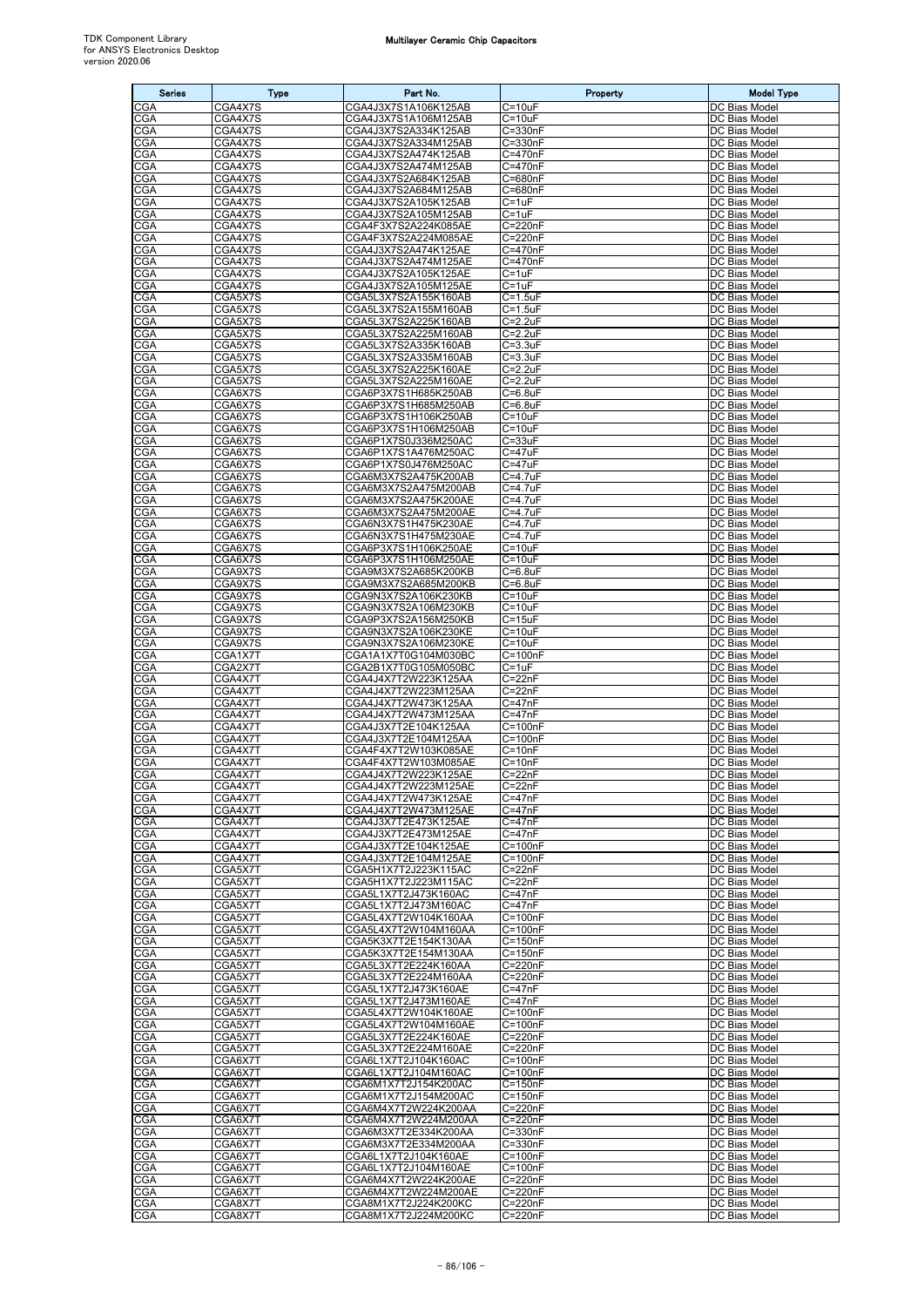| Series | Type | Part No. | Property | Model Type |
|---|---|---|---|---|
| CGA | CGA4X7S | CGA4J3X7S1A106K125AB | C=10uF | DC Bias Model |
| CGA | CGA4X7S | CGA4J3X7S1A106M125AB | C=10uF | DC Bias Model |
| CGA | CGA4X7S | CGA4J3X7S2A334K125AB | C=330nF | DC Bias Model |
| CGA | CGA4X7S | CGA4J3X7S2A334M125AB | C=330nF | DC Bias Model |
| CGA | CGA4X7S | CGA4J3X7S2A474K125AB | C=470nF | DC Bias Model |
| CGA | CGA4X7S | CGA4J3X7S2A474M125AB | C=470nF | DC Bias Model |
| CGA | CGA4X7S | CGA4J3X7S2A684K125AB | C=680nF | DC Bias Model |
| CGA | CGA4X7S | CGA4J3X7S2A684M125AB | C=680nF | DC Bias Model |
| CGA | CGA4X7S | CGA4J3X7S2A105K125AB | C=1uF | DC Bias Model |
| CGA | CGA4X7S | CGA4J3X7S2A105M125AB | C=1uF | DC Bias Model |
| CGA | CGA4X7S | CGA4F3X7S2A224K085AE | C=220nF | DC Bias Model |
| CGA | CGA4X7S | CGA4F3X7S2A224M085AE | C=220nF | DC Bias Model |
| CGA | CGA4X7S | CGA4J3X7S2A474K125AE | C=470nF | DC Bias Model |
| CGA | CGA4X7S | CGA4J3X7S2A474M125AE | C=470nF | DC Bias Model |
| CGA | CGA4X7S | CGA4J3X7S2A105K125AE | C=1uF | DC Bias Model |
| CGA | CGA4X7S | CGA4J3X7S2A105M125AE | C=1uF | DC Bias Model |
| CGA | CGA5X7S | CGA5L3X7S2A155K160AB | C=1.5uF | DC Bias Model |
| CGA | CGA5X7S | CGA5L3X7S2A155M160AB | C=1.5uF | DC Bias Model |
| CGA | CGA5X7S | CGA5L3X7S2A225K160AB | C=2.2uF | DC Bias Model |
| CGA | CGA5X7S | CGA5L3X7S2A225M160AB | C=2.2uF | DC Bias Model |
| CGA | CGA5X7S | CGA5L3X7S2A335K160AB | C=3.3uF | DC Bias Model |
| CGA | CGA5X7S | CGA5L3X7S2A335M160AB | C=3.3uF | DC Bias Model |
| CGA | CGA5X7S | CGA5L3X7S2A225K160AE | C=2.2uF | DC Bias Model |
| CGA | CGA5X7S | CGA5L3X7S2A225M160AE | C=2.2uF | DC Bias Model |
| CGA | CGA6X7S | CGA6P3X7S1H685K250AB | C=6.8uF | DC Bias Model |
| CGA | CGA6X7S | CGA6P3X7S1H685M250AB | C=6.8uF | DC Bias Model |
| CGA | CGA6X7S | CGA6P3X7S1H106K250AB | C=10uF | DC Bias Model |
| CGA | CGA6X7S | CGA6P3X7S1H106M250AB | C=10uF | DC Bias Model |
| CGA | CGA6X7S | CGA6P1X7S0J336M250AC | C=33uF | DC Bias Model |
| CGA | CGA6X7S | CGA6P1X7S1A476M250AC | C=47uF | DC Bias Model |
| CGA | CGA6X7S | CGA6P1X7S0J476M250AC | C=47uF | DC Bias Model |
| CGA | CGA6X7S | CGA6M3X7S2A475K200AB | C=4.7uF | DC Bias Model |
| CGA | CGA6X7S | CGA6M3X7S2A475M200AB | C=4.7uF | DC Bias Model |
| CGA | CGA6X7S | CGA6M3X7S2A475K200AE | C=4.7uF | DC Bias Model |
| CGA | CGA6X7S | CGA6M3X7S2A475M200AE | C=4.7uF | DC Bias Model |
| CGA | CGA6X7S | CGA6N3X7S1H475K230AE | C=4.7uF | DC Bias Model |
| CGA | CGA6X7S | CGA6N3X7S1H475M230AE | C=4.7uF | DC Bias Model |
| CGA | CGA6X7S | CGA6P3X7S1H106K250AE | C=10uF | DC Bias Model |
| CGA | CGA6X7S | CGA6P3X7S1H106M250AE | C=10uF | DC Bias Model |
| CGA | CGA9X7S | CGA9M3X7S2A685K200KB | C=6.8uF | DC Bias Model |
| CGA | CGA9X7S | CGA9M3X7S2A685M200KB | C=6.8uF | DC Bias Model |
| CGA | CGA9X7S | CGA9N3X7S2A106K230KB | C=10uF | DC Bias Model |
| CGA | CGA9X7S | CGA9N3X7S2A106M230KB | C=10uF | DC Bias Model |
| CGA | CGA9X7S | CGA9P3X7S2A156M250KB | C=15uF | DC Bias Model |
| CGA | CGA9X7S | CGA9N3X7S2A106K230KE | C=10uF | DC Bias Model |
| CGA | CGA9X7S | CGA9N3X7S2A106M230KE | C=10uF | DC Bias Model |
| CGA | CGA1X7T | CGA1A1X7T0G104M030BC | C=100nF | DC Bias Model |
| CGA | CGA2X7T | CGA2B1X7T0G105M050BC | C=1uF | DC Bias Model |
| CGA | CGA4X7T | CGA4J4X7T2W223K125AA | C=22nF | DC Bias Model |
| CGA | CGA4X7T | CGA4J4X7T2W223M125AA | C=22nF | DC Bias Model |
| CGA | CGA4X7T | CGA4J4X7T2W473K125AA | C=47nF | DC Bias Model |
| CGA | CGA4X7T | CGA4J4X7T2W473M125AA | C=47nF | DC Bias Model |
| CGA | CGA4X7T | CGA4J3X7T2E104K125AA | C=100nF | DC Bias Model |
| CGA | CGA4X7T | CGA4J3X7T2E104M125AA | C=100nF | DC Bias Model |
| CGA | CGA4X7T | CGA4F4X7T2W103K085AE | C=10nF | DC Bias Model |
| CGA | CGA4X7T | CGA4F4X7T2W103M085AE | C=10nF | DC Bias Model |
| CGA | CGA4X7T | CGA4J4X7T2W223K125AE | C=22nF | DC Bias Model |
| CGA | CGA4X7T | CGA4J4X7T2W223M125AE | C=22nF | DC Bias Model |
| CGA | CGA4X7T | CGA4J4X7T2W473K125AE | C=47nF | DC Bias Model |
| CGA | CGA4X7T | CGA4J4X7T2W473M125AE | C=47nF | DC Bias Model |
| CGA | CGA4X7T | CGA4J3X7T2E473K125AE | C=47nF | DC Bias Model |
| CGA | CGA4X7T | CGA4J3X7T2E473M125AE | C=47nF | DC Bias Model |
| CGA | CGA4X7T | CGA4J3X7T2E104K125AE | C=100nF | DC Bias Model |
| CGA | CGA4X7T | CGA4J3X7T2E104M125AE | C=100nF | DC Bias Model |
| CGA | CGA5X7T | CGA5H1X7T2J223K115AC | C=22nF | DC Bias Model |
| CGA | CGA5X7T | CGA5H1X7T2J223M115AC | C=22nF | DC Bias Model |
| CGA | CGA5X7T | CGA5L1X7T2J473K160AC | C=47nF | DC Bias Model |
| CGA | CGA5X7T | CGA5L1X7T2J473M160AC | C=47nF | DC Bias Model |
| CGA | CGA5X7T | CGA5L4X7T2W104K160AA | C=100nF | DC Bias Model |
| CGA | CGA5X7T | CGA5L4X7T2W104M160AA | C=100nF | DC Bias Model |
| CGA | CGA5X7T | CGA5K3X7T2E154K130AA | C=150nF | DC Bias Model |
| CGA | CGA5X7T | CGA5K3X7T2E154M130AA | C=150nF | DC Bias Model |
| CGA | CGA5X7T | CGA5L3X7T2E224K160AA | C=220nF | DC Bias Model |
| CGA | CGA5X7T | CGA5L3X7T2E224M160AA | C=220nF | DC Bias Model |
| CGA | CGA5X7T | CGA5L1X7T2J473K160AE | C=47nF | DC Bias Model |
| CGA | CGA5X7T | CGA5L1X7T2J473M160AE | C=47nF | DC Bias Model |
| CGA | CGA5X7T | CGA5L4X7T2W104K160AE | C=100nF | DC Bias Model |
| CGA | CGA5X7T | CGA5L4X7T2W104M160AE | C=100nF | DC Bias Model |
| CGA | CGA5X7T | CGA5L3X7T2E224K160AE | C=220nF | DC Bias Model |
| CGA | CGA5X7T | CGA5L3X7T2E224M160AE | C=220nF | DC Bias Model |
| CGA | CGA6X7T | CGA6L1X7T2J104K160AC | C=100nF | DC Bias Model |
| CGA | CGA6X7T | CGA6L1X7T2J104M160AC | C=100nF | DC Bias Model |
| CGA | CGA6X7T | CGA6M1X7T2J154K200AC | C=150nF | DC Bias Model |
| CGA | CGA6X7T | CGA6M1X7T2J154M200AC | C=150nF | DC Bias Model |
| CGA | CGA6X7T | CGA6M4X7T2W224K200AA | C=220nF | DC Bias Model |
| CGA | CGA6X7T | CGA6M4X7T2W224M200AA | C=220nF | DC Bias Model |
| CGA | CGA6X7T | CGA6M3X7T2E334K200AA | C=330nF | DC Bias Model |
| CGA | CGA6X7T | CGA6M3X7T2E334M200AA | C=330nF | DC Bias Model |
| CGA | CGA6X7T | CGA6L1X7T2J104K160AE | C=100nF | DC Bias Model |
| CGA | CGA6X7T | CGA6L1X7T2J104M160AE | C=100nF | DC Bias Model |
| CGA | CGA6X7T | CGA6M4X7T2W224K200AE | C=220nF | DC Bias Model |
| CGA | CGA6X7T | CGA6M4X7T2W224M200AE | C=220nF | DC Bias Model |
| CGA | CGA8X7T | CGA8M1X7T2J224K200KC | C=220nF | DC Bias Model |
| CGA | CGA8X7T | CGA8M1X7T2J224M200KC | C=220nF | DC Bias Model |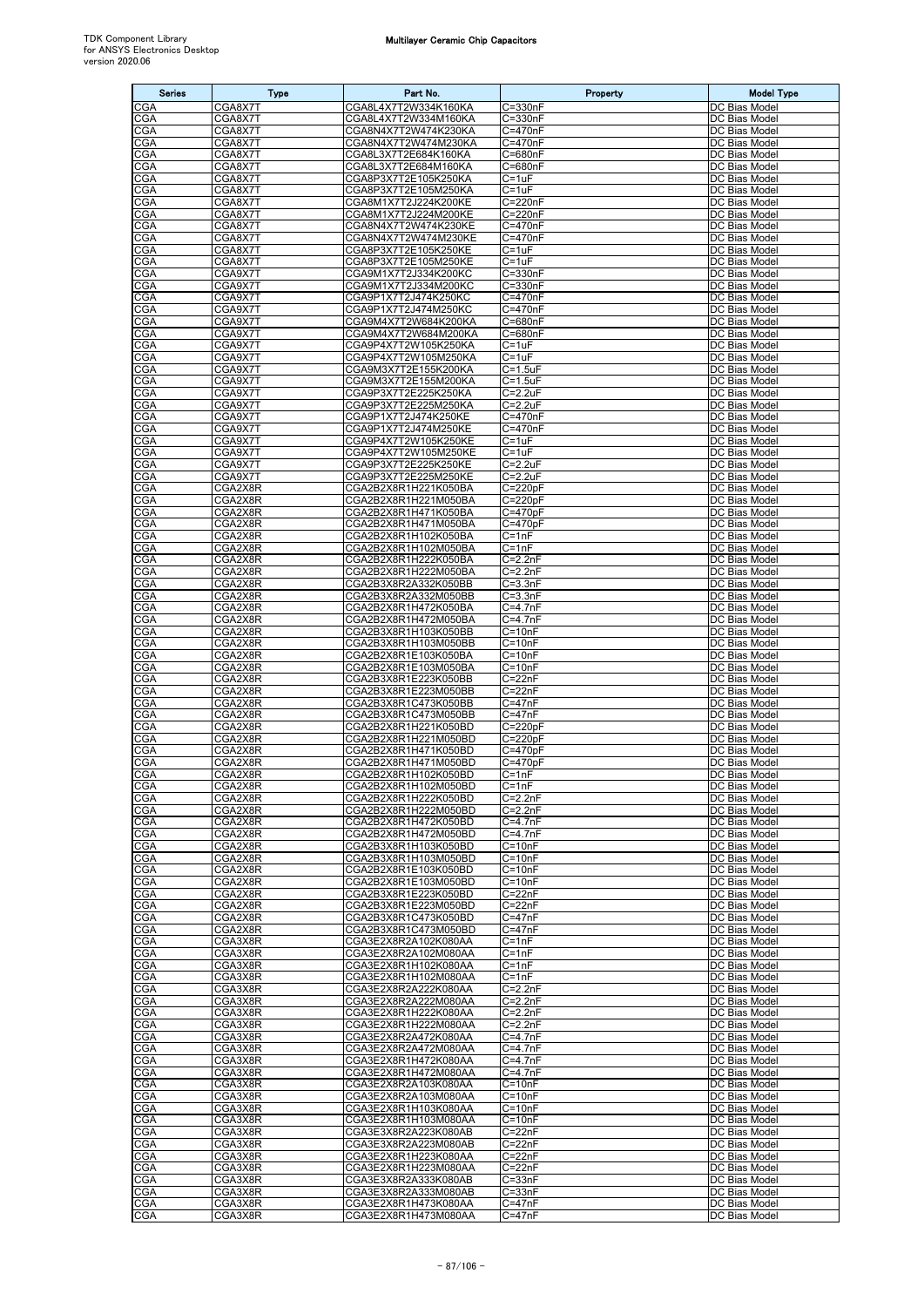| Series | Type | Part No. | Property | Model Type |
|---|---|---|---|---|
| CGA | CGA8X7T | CGA8L4X7T2W334K160KA | C=330nF | DC Bias Model |
| CGA | CGA8X7T | CGA8L4X7T2W334M160KA | C=330nF | DC Bias Model |
| CGA | CGA8X7T | CGA8N4X7T2W474K230KA | C=470nF | DC Bias Model |
| CGA | CGA8X7T | CGA8N4X7T2W474M230KA | C=470nF | DC Bias Model |
| CGA | CGA8X7T | CGA8L3X7T2E684K160KA | C=680nF | DC Bias Model |
| CGA | CGA8X7T | CGA8L3X7T2E684M160KA | C=680nF | DC Bias Model |
| CGA | CGA8X7T | CGA8P3X7T2E105K250KA | C=1uF | DC Bias Model |
| CGA | CGA8X7T | CGA8P3X7T2E105M250KA | C=1uF | DC Bias Model |
| CGA | CGA8X7T | CGA8M1X7T2J224K200KE | C=220nF | DC Bias Model |
| CGA | CGA8X7T | CGA8M1X7T2J224M200KE | C=220nF | DC Bias Model |
| CGA | CGA8X7T | CGA8N4X7T2W474K230KE | C=470nF | DC Bias Model |
| CGA | CGA8X7T | CGA8N4X7T2W474M230KE | C=470nF | DC Bias Model |
| CGA | CGA8X7T | CGA8P3X7T2E105K250KE | C=1uF | DC Bias Model |
| CGA | CGA8X7T | CGA8P3X7T2E105M250KE | C=1uF | DC Bias Model |
| CGA | CGA9X7T | CGA9M1X7T2J334K200KC | C=330nF | DC Bias Model |
| CGA | CGA9X7T | CGA9M1X7T2J334M200KC | C=330nF | DC Bias Model |
| CGA | CGA9X7T | CGA9P1X7T2J474K250KC | C=470nF | DC Bias Model |
| CGA | CGA9X7T | CGA9P1X7T2J474M250KC | C=470nF | DC Bias Model |
| CGA | CGA9X7T | CGA9M4X7T2W684K200KA | C=680nF | DC Bias Model |
| CGA | CGA9X7T | CGA9M4X7T2W684M200KA | C=680nF | DC Bias Model |
| CGA | CGA9X7T | CGA9P4X7T2W105K250KA | C=1uF | DC Bias Model |
| CGA | CGA9X7T | CGA9P4X7T2W105M250KA | C=1uF | DC Bias Model |
| CGA | CGA9X7T | CGA9M3X7T2E155K200KA | C=1.5uF | DC Bias Model |
| CGA | CGA9X7T | CGA9M3X7T2E155M200KA | C=1.5uF | DC Bias Model |
| CGA | CGA9X7T | CGA9P3X7T2E225K250KA | C=2.2uF | DC Bias Model |
| CGA | CGA9X7T | CGA9P3X7T2E225M250KA | C=2.2uF | DC Bias Model |
| CGA | CGA9X7T | CGA9P1X7T2J474K250KE | C=470nF | DC Bias Model |
| CGA | CGA9X7T | CGA9P1X7T2J474M250KE | C=470nF | DC Bias Model |
| CGA | CGA9X7T | CGA9P4X7T2W105K250KE | C=1uF | DC Bias Model |
| CGA | CGA9X7T | CGA9P4X7T2W105M250KE | C=1uF | DC Bias Model |
| CGA | CGA9X7T | CGA9P3X7T2E225K250KE | C=2.2uF | DC Bias Model |
| CGA | CGA9X7T | CGA9P3X7T2E225M250KE | C=2.2uF | DC Bias Model |
| CGA | CGA2X8R | CGA2B2X8R1H221K050BA | C=220pF | DC Bias Model |
| CGA | CGA2X8R | CGA2B2X8R1H221M050BA | C=220pF | DC Bias Model |
| CGA | CGA2X8R | CGA2B2X8R1H471K050BA | C=470pF | DC Bias Model |
| CGA | CGA2X8R | CGA2B2X8R1H471M050BA | C=470pF | DC Bias Model |
| CGA | CGA2X8R | CGA2B2X8R1H102K050BA | C=1nF | DC Bias Model |
| CGA | CGA2X8R | CGA2B2X8R1H102M050BA | C=1nF | DC Bias Model |
| CGA | CGA2X8R | CGA2B2X8R1H222K050BA | C=2.2nF | DC Bias Model |
| CGA | CGA2X8R | CGA2B2X8R1H222M050BA | C=2.2nF | DC Bias Model |
| CGA | CGA2X8R | CGA2B3X8R2A332K050BB | C=3.3nF | DC Bias Model |
| CGA | CGA2X8R | CGA2B3X8R2A332M050BB | C=3.3nF | DC Bias Model |
| CGA | CGA2X8R | CGA2B2X8R1H472K050BA | C=4.7nF | DC Bias Model |
| CGA | CGA2X8R | CGA2B2X8R1H472M050BA | C=4.7nF | DC Bias Model |
| CGA | CGA2X8R | CGA2B3X8R1H103K050BB | C=10nF | DC Bias Model |
| CGA | CGA2X8R | CGA2B3X8R1H103M050BB | C=10nF | DC Bias Model |
| CGA | CGA2X8R | CGA2B2X8R1E103K050BA | C=10nF | DC Bias Model |
| CGA | CGA2X8R | CGA2B2X8R1E103M050BA | C=10nF | DC Bias Model |
| CGA | CGA2X8R | CGA2B3X8R1E223K050BB | C=22nF | DC Bias Model |
| CGA | CGA2X8R | CGA2B3X8R1E223M050BB | C=22nF | DC Bias Model |
| CGA | CGA2X8R | CGA2B3X8R1C473K050BB | C=47nF | DC Bias Model |
| CGA | CGA2X8R | CGA2B3X8R1C473M050BB | C=47nF | DC Bias Model |
| CGA | CGA2X8R | CGA2B2X8R1H221K050BD | C=220pF | DC Bias Model |
| CGA | CGA2X8R | CGA2B2X8R1H221M050BD | C=220pF | DC Bias Model |
| CGA | CGA2X8R | CGA2B2X8R1H471K050BD | C=470pF | DC Bias Model |
| CGA | CGA2X8R | CGA2B2X8R1H471M050BD | C=470pF | DC Bias Model |
| CGA | CGA2X8R | CGA2B2X8R1H102K050BD | C=1nF | DC Bias Model |
| CGA | CGA2X8R | CGA2B2X8R1H102M050BD | C=1nF | DC Bias Model |
| CGA | CGA2X8R | CGA2B2X8R1H222K050BD | C=2.2nF | DC Bias Model |
| CGA | CGA2X8R | CGA2B2X8R1H222M050BD | C=2.2nF | DC Bias Model |
| CGA | CGA2X8R | CGA2B2X8R1H472K050BD | C=4.7nF | DC Bias Model |
| CGA | CGA2X8R | CGA2B2X8R1H472M050BD | C=4.7nF | DC Bias Model |
| CGA | CGA2X8R | CGA2B3X8R1H103K050BD | C=10nF | DC Bias Model |
| CGA | CGA2X8R | CGA2B3X8R1H103M050BD | C=10nF | DC Bias Model |
| CGA | CGA2X8R | CGA2B2X8R1E103K050BD | C=10nF | DC Bias Model |
| CGA | CGA2X8R | CGA2B2X8R1E103M050BD | C=10nF | DC Bias Model |
| CGA | CGA2X8R | CGA2B3X8R1E223K050BD | C=22nF | DC Bias Model |
| CGA | CGA2X8R | CGA2B3X8R1E223M050BD | C=22nF | DC Bias Model |
| CGA | CGA2X8R | CGA2B3X8R1C473K050BD | C=47nF | DC Bias Model |
| CGA | CGA2X8R | CGA2B3X8R1C473M050BD | C=47nF | DC Bias Model |
| CGA | CGA3X8R | CGA3E2X8R2A102K080AA | C=1nF | DC Bias Model |
| CGA | CGA3X8R | CGA3E2X8R2A102M080AA | C=1nF | DC Bias Model |
| CGA | CGA3X8R | CGA3E2X8R1H102K080AA | C=1nF | DC Bias Model |
| CGA | CGA3X8R | CGA3E2X8R1H102M080AA | C=1nF | DC Bias Model |
| CGA | CGA3X8R | CGA3E2X8R2A222K080AA | C=2.2nF | DC Bias Model |
| CGA | CGA3X8R | CGA3E2X8R2A222M080AA | C=2.2nF | DC Bias Model |
| CGA | CGA3X8R | CGA3E2X8R1H222K080AA | C=2.2nF | DC Bias Model |
| CGA | CGA3X8R | CGA3E2X8R1H222M080AA | C=2.2nF | DC Bias Model |
| CGA | CGA3X8R | CGA3E2X8R2A472K080AA | C=4.7nF | DC Bias Model |
| CGA | CGA3X8R | CGA3E2X8R2A472M080AA | C=4.7nF | DC Bias Model |
| CGA | CGA3X8R | CGA3E2X8R1H472K080AA | C=4.7nF | DC Bias Model |
| CGA | CGA3X8R | CGA3E2X8R1H472M080AA | C=4.7nF | DC Bias Model |
| CGA | CGA3X8R | CGA3E2X8R2A103K080AA | C=10nF | DC Bias Model |
| CGA | CGA3X8R | CGA3E2X8R2A103M080AA | C=10nF | DC Bias Model |
| CGA | CGA3X8R | CGA3E2X8R1H103K080AA | C=10nF | DC Bias Model |
| CGA | CGA3X8R | CGA3E2X8R1H103M080AA | C=10nF | DC Bias Model |
| CGA | CGA3X8R | CGA3E3X8R2A223K080AB | C=22nF | DC Bias Model |
| CGA | CGA3X8R | CGA3E3X8R2A223M080AB | C=22nF | DC Bias Model |
| CGA | CGA3X8R | CGA3E2X8R1H223K080AA | C=22nF | DC Bias Model |
| CGA | CGA3X8R | CGA3E2X8R1H223M080AA | C=22nF | DC Bias Model |
| CGA | CGA3X8R | CGA3E3X8R2A333K080AB | C=33nF | DC Bias Model |
| CGA | CGA3X8R | CGA3E3X8R2A333M080AB | C=33nF | DC Bias Model |
| CGA | CGA3X8R | CGA3E2X8R1H473K080AA | C=47nF | DC Bias Model |
| CGA | CGA3X8R | CGA3E2X8R1H473M080AA | C=47nF | DC Bias Model |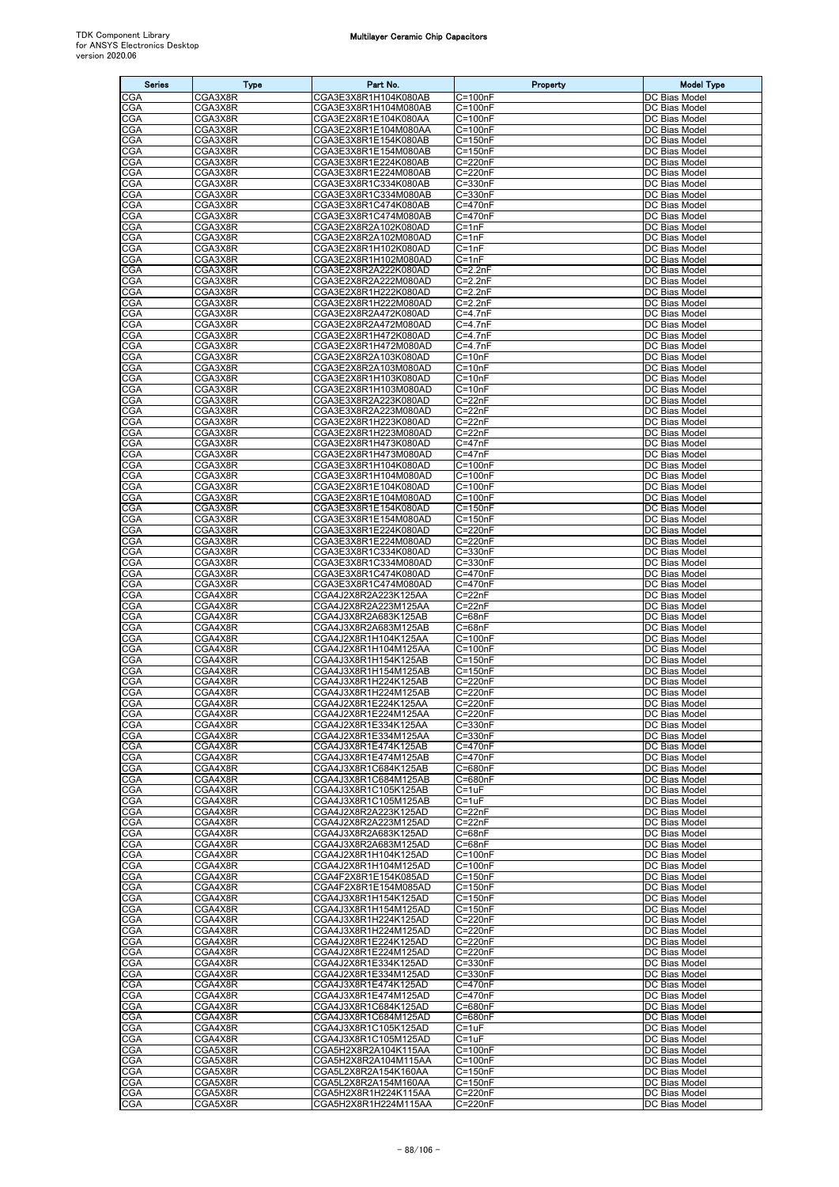| Series | Type | Part No. | Property | Model Type |
|---|---|---|---|---|
| CGA | CGA3X8R | CGA3E3X8R1H104K080AB | C=100nF | DC Bias Model |
| CGA | CGA3X8R | CGA3E3X8R1H104M080AB | C=100nF | DC Bias Model |
| CGA | CGA3X8R | CGA3E2X8R1E104K080AA | C=100nF | DC Bias Model |
| CGA | CGA3X8R | CGA3E2X8R1E104M080AA | C=100nF | DC Bias Model |
| CGA | CGA3X8R | CGA3E3X8R1E154K080AB | C=150nF | DC Bias Model |
| CGA | CGA3X8R | CGA3E3X8R1E154M080AB | C=150nF | DC Bias Model |
| CGA | CGA3X8R | CGA3E3X8R1E224K080AB | C=220nF | DC Bias Model |
| CGA | CGA3X8R | CGA3E3X8R1E224M080AB | C=220nF | DC Bias Model |
| CGA | CGA3X8R | CGA3E3X8R1C334K080AB | C=330nF | DC Bias Model |
| CGA | CGA3X8R | CGA3E3X8R1C334M080AB | C=330nF | DC Bias Model |
| CGA | CGA3X8R | CGA3E3X8R1C474K080AB | C=470nF | DC Bias Model |
| CGA | CGA3X8R | CGA3E3X8R1C474M080AB | C=470nF | DC Bias Model |
| CGA | CGA3X8R | CGA3E2X8R2A102K080AD | C=1nF | DC Bias Model |
| CGA | CGA3X8R | CGA3E2X8R2A102M080AD | C=1nF | DC Bias Model |
| CGA | CGA3X8R | CGA3E2X8R1H102K080AD | C=1nF | DC Bias Model |
| CGA | CGA3X8R | CGA3E2X8R1H102M080AD | C=1nF | DC Bias Model |
| CGA | CGA3X8R | CGA3E2X8R2A222K080AD | C=2.2nF | DC Bias Model |
| CGA | CGA3X8R | CGA3E2X8R2A222M080AD | C=2.2nF | DC Bias Model |
| CGA | CGA3X8R | CGA3E2X8R1H222K080AD | C=2.2nF | DC Bias Model |
| CGA | CGA3X8R | CGA3E2X8R1H222M080AD | C=2.2nF | DC Bias Model |
| CGA | CGA3X8R | CGA3E2X8R2A472K080AD | C=4.7nF | DC Bias Model |
| CGA | CGA3X8R | CGA3E2X8R2A472M080AD | C=4.7nF | DC Bias Model |
| CGA | CGA3X8R | CGA3E2X8R1H472K080AD | C=4.7nF | DC Bias Model |
| CGA | CGA3X8R | CGA3E2X8R1H472M080AD | C=4.7nF | DC Bias Model |
| CGA | CGA3X8R | CGA3E2X8R2A103K080AD | C=10nF | DC Bias Model |
| CGA | CGA3X8R | CGA3E2X8R2A103M080AD | C=10nF | DC Bias Model |
| CGA | CGA3X8R | CGA3E2X8R1H103K080AD | C=10nF | DC Bias Model |
| CGA | CGA3X8R | CGA3E2X8R1H103M080AD | C=10nF | DC Bias Model |
| CGA | CGA3X8R | CGA3E3X8R2A223K080AD | C=22nF | DC Bias Model |
| CGA | CGA3X8R | CGA3E3X8R2A223M080AD | C=22nF | DC Bias Model |
| CGA | CGA3X8R | CGA3E2X8R1H223K080AD | C=22nF | DC Bias Model |
| CGA | CGA3X8R | CGA3E2X8R1H223M080AD | C=22nF | DC Bias Model |
| CGA | CGA3X8R | CGA3E2X8R1H473K080AD | C=47nF | DC Bias Model |
| CGA | CGA3X8R | CGA3E2X8R1H473M080AD | C=47nF | DC Bias Model |
| CGA | CGA3X8R | CGA3E3X8R1H104K080AD | C=100nF | DC Bias Model |
| CGA | CGA3X8R | CGA3E3X8R1H104M080AD | C=100nF | DC Bias Model |
| CGA | CGA3X8R | CGA3E2X8R1E104K080AD | C=100nF | DC Bias Model |
| CGA | CGA3X8R | CGA3E2X8R1E104M080AD | C=100nF | DC Bias Model |
| CGA | CGA3X8R | CGA3E3X8R1E154K080AD | C=150nF | DC Bias Model |
| CGA | CGA3X8R | CGA3E3X8R1E154M080AD | C=150nF | DC Bias Model |
| CGA | CGA3X8R | CGA3E3X8R1E224K080AD | C=220nF | DC Bias Model |
| CGA | CGA3X8R | CGA3E3X8R1E224M080AD | C=220nF | DC Bias Model |
| CGA | CGA3X8R | CGA3E3X8R1C334K080AD | C=330nF | DC Bias Model |
| CGA | CGA3X8R | CGA3E3X8R1C334M080AD | C=330nF | DC Bias Model |
| CGA | CGA3X8R | CGA3E3X8R1C474K080AD | C=470nF | DC Bias Model |
| CGA | CGA3X8R | CGA3E3X8R1C474M080AD | C=470nF | DC Bias Model |
| CGA | CGA4X8R | CGA4J2X8R2A223K125AA | C=22nF | DC Bias Model |
| CGA | CGA4X8R | CGA4J2X8R2A223M125AA | C=22nF | DC Bias Model |
| CGA | CGA4X8R | CGA4J3X8R2A683K125AB | C=68nF | DC Bias Model |
| CGA | CGA4X8R | CGA4J3X8R2A683M125AB | C=68nF | DC Bias Model |
| CGA | CGA4X8R | CGA4J2X8R1H104K125AA | C=100nF | DC Bias Model |
| CGA | CGA4X8R | CGA4J2X8R1H104M125AA | C=100nF | DC Bias Model |
| CGA | CGA4X8R | CGA4J3X8R1H154K125AB | C=150nF | DC Bias Model |
| CGA | CGA4X8R | CGA4J3X8R1H154M125AB | C=150nF | DC Bias Model |
| CGA | CGA4X8R | CGA4J3X8R1H224K125AB | C=220nF | DC Bias Model |
| CGA | CGA4X8R | CGA4J3X8R1H224M125AB | C=220nF | DC Bias Model |
| CGA | CGA4X8R | CGA4J2X8R1E224K125AA | C=220nF | DC Bias Model |
| CGA | CGA4X8R | CGA4J2X8R1E224M125AA | C=220nF | DC Bias Model |
| CGA | CGA4X8R | CGA4J2X8R1E334K125AA | C=330nF | DC Bias Model |
| CGA | CGA4X8R | CGA4J2X8R1E334M125AA | C=330nF | DC Bias Model |
| CGA | CGA4X8R | CGA4J3X8R1E474K125AB | C=470nF | DC Bias Model |
| CGA | CGA4X8R | CGA4J3X8R1E474M125AB | C=470nF | DC Bias Model |
| CGA | CGA4X8R | CGA4J3X8R1C684K125AB | C=680nF | DC Bias Model |
| CGA | CGA4X8R | CGA4J3X8R1C684M125AB | C=680nF | DC Bias Model |
| CGA | CGA4X8R | CGA4J3X8R1C105K125AB | C=1uF | DC Bias Model |
| CGA | CGA4X8R | CGA4J3X8R1C105M125AB | C=1uF | DC Bias Model |
| CGA | CGA4X8R | CGA4J2X8R2A223K125AD | C=22nF | DC Bias Model |
| CGA | CGA4X8R | CGA4J2X8R2A223M125AD | C=22nF | DC Bias Model |
| CGA | CGA4X8R | CGA4J3X8R2A683K125AD | C=68nF | DC Bias Model |
| CGA | CGA4X8R | CGA4J3X8R2A683M125AD | C=68nF | DC Bias Model |
| CGA | CGA4X8R | CGA4J2X8R1H104K125AD | C=100nF | DC Bias Model |
| CGA | CGA4X8R | CGA4J2X8R1H104M125AD | C=100nF | DC Bias Model |
| CGA | CGA4X8R | CGA4F2X8R1E154K085AD | C=150nF | DC Bias Model |
| CGA | CGA4X8R | CGA4F2X8R1E154M085AD | C=150nF | DC Bias Model |
| CGA | CGA4X8R | CGA4J3X8R1H154K125AD | C=150nF | DC Bias Model |
| CGA | CGA4X8R | CGA4J3X8R1H154M125AD | C=150nF | DC Bias Model |
| CGA | CGA4X8R | CGA4J3X8R1H224K125AD | C=220nF | DC Bias Model |
| CGA | CGA4X8R | CGA4J3X8R1H224M125AD | C=220nF | DC Bias Model |
| CGA | CGA4X8R | CGA4J2X8R1E224K125AD | C=220nF | DC Bias Model |
| CGA | CGA4X8R | CGA4J2X8R1E224M125AD | C=220nF | DC Bias Model |
| CGA | CGA4X8R | CGA4J2X8R1E334K125AD | C=330nF | DC Bias Model |
| CGA | CGA4X8R | CGA4J2X8R1E334M125AD | C=330nF | DC Bias Model |
| CGA | CGA4X8R | CGA4J3X8R1E474K125AD | C=470nF | DC Bias Model |
| CGA | CGA4X8R | CGA4J3X8R1E474M125AD | C=470nF | DC Bias Model |
| CGA | CGA4X8R | CGA4J3X8R1C684K125AD | C=680nF | DC Bias Model |
| CGA | CGA4X8R | CGA4J3X8R1C684M125AD | C=680nF | DC Bias Model |
| CGA | CGA4X8R | CGA4J3X8R1C105K125AD | C=1uF | DC Bias Model |
| CGA | CGA4X8R | CGA4J3X8R1C105M125AD | C=1uF | DC Bias Model |
| CGA | CGA5X8R | CGA5H2X8R2A104K115AA | C=100nF | DC Bias Model |
| CGA | CGA5X8R | CGA5H2X8R2A104M115AA | C=100nF | DC Bias Model |
| CGA | CGA5X8R | CGA5L2X8R2A154K160AA | C=150nF | DC Bias Model |
| CGA | CGA5X8R | CGA5L2X8R2A154M160AA | C=150nF | DC Bias Model |
| CGA | CGA5X8R | CGA5H2X8R1H224K115AA | C=220nF | DC Bias Model |
| CGA | CGA5X8R | CGA5H2X8R1H224M115AA | C=220nF | DC Bias Model |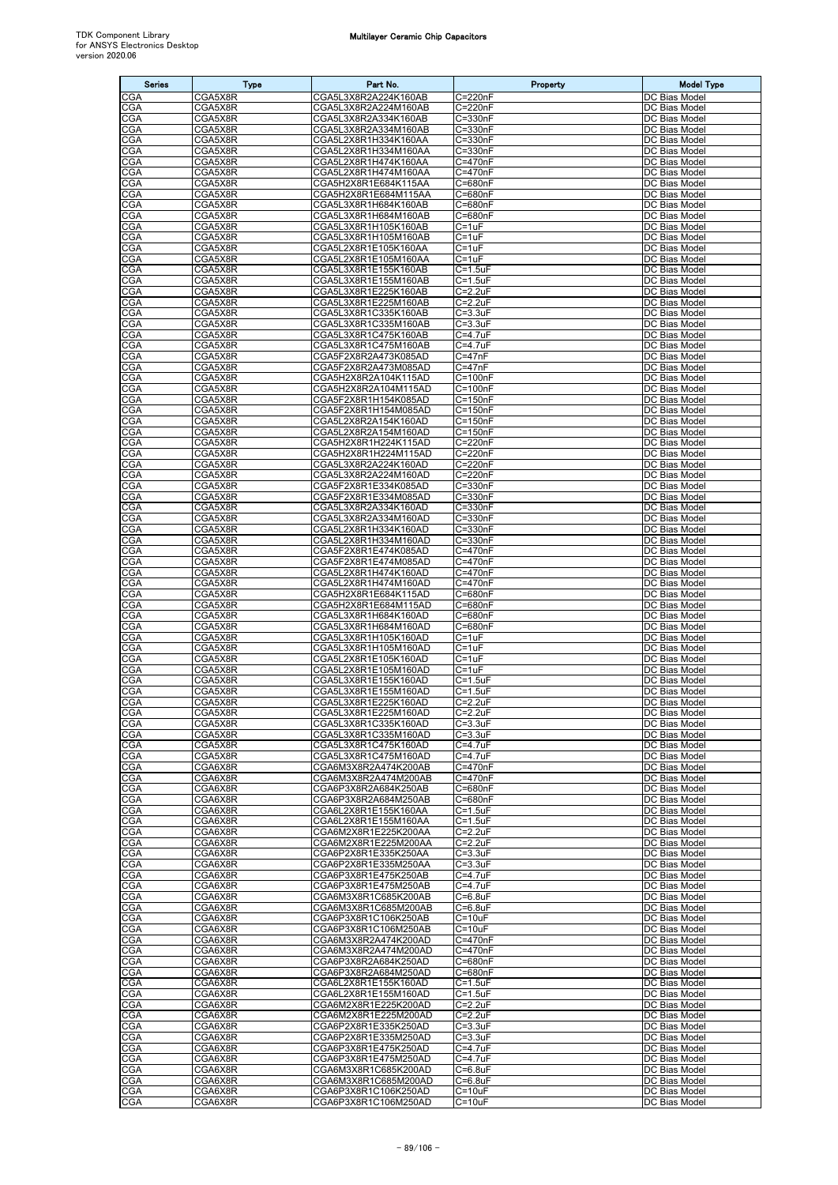| Series | Type | Part No. | Property | Model Type |
|---|---|---|---|---|
| CGA | CGA5X8R | CGA5L3X8R2A224K160AB | C=220nF | DC Bias Model |
| CGA | CGA5X8R | CGA5L3X8R2A224M160AB | C=220nF | DC Bias Model |
| CGA | CGA5X8R | CGA5L3X8R2A334K160AB | C=330nF | DC Bias Model |
| CGA | CGA5X8R | CGA5L3X8R2A334M160AB | C=330nF | DC Bias Model |
| CGA | CGA5X8R | CGA5L2X8R1H334K160AA | C=330nF | DC Bias Model |
| CGA | CGA5X8R | CGA5L2X8R1H334M160AA | C=330nF | DC Bias Model |
| CGA | CGA5X8R | CGA5L2X8R1H474K160AA | C=470nF | DC Bias Model |
| CGA | CGA5X8R | CGA5L2X8R1H474M160AA | C=470nF | DC Bias Model |
| CGA | CGA5X8R | CGA5H2X8R1E684K115AA | C=680nF | DC Bias Model |
| CGA | CGA5X8R | CGA5H2X8R1E684M115AA | C=680nF | DC Bias Model |
| CGA | CGA5X8R | CGA5L3X8R1H684K160AB | C=680nF | DC Bias Model |
| CGA | CGA5X8R | CGA5L3X8R1H684M160AB | C=680nF | DC Bias Model |
| CGA | CGA5X8R | CGA5L3X8R1H105K160AB | C=1uF | DC Bias Model |
| CGA | CGA5X8R | CGA5L3X8R1H105M160AB | C=1uF | DC Bias Model |
| CGA | CGA5X8R | CGA5L2X8R1E105K160AA | C=1uF | DC Bias Model |
| CGA | CGA5X8R | CGA5L2X8R1E105M160AA | C=1uF | DC Bias Model |
| CGA | CGA5X8R | CGA5L3X8R1E155K160AB | C=1.5uF | DC Bias Model |
| CGA | CGA5X8R | CGA5L3X8R1E155M160AB | C=1.5uF | DC Bias Model |
| CGA | CGA5X8R | CGA5L3X8R1E225K160AB | C=2.2uF | DC Bias Model |
| CGA | CGA5X8R | CGA5L3X8R1E225M160AB | C=2.2uF | DC Bias Model |
| CGA | CGA5X8R | CGA5L3X8R1C335K160AB | C=3.3uF | DC Bias Model |
| CGA | CGA5X8R | CGA5L3X8R1C335M160AB | C=3.3uF | DC Bias Model |
| CGA | CGA5X8R | CGA5L3X8R1C475K160AB | C=4.7uF | DC Bias Model |
| CGA | CGA5X8R | CGA5L3X8R1C475M160AB | C=4.7uF | DC Bias Model |
| CGA | CGA5X8R | CGA5F2X8R2A473K085AD | C=47nF | DC Bias Model |
| CGA | CGA5X8R | CGA5F2X8R2A473M085AD | C=47nF | DC Bias Model |
| CGA | CGA5X8R | CGA5H2X8R2A104K115AD | C=100nF | DC Bias Model |
| CGA | CGA5X8R | CGA5H2X8R2A104M115AD | C=100nF | DC Bias Model |
| CGA | CGA5X8R | CGA5F2X8R1H154K085AD | C=150nF | DC Bias Model |
| CGA | CGA5X8R | CGA5F2X8R1H154M085AD | C=150nF | DC Bias Model |
| CGA | CGA5X8R | CGA5L2X8R2A154K160AD | C=150nF | DC Bias Model |
| CGA | CGA5X8R | CGA5L2X8R2A154M160AD | C=150nF | DC Bias Model |
| CGA | CGA5X8R | CGA5H2X8R1H224K115AD | C=220nF | DC Bias Model |
| CGA | CGA5X8R | CGA5H2X8R1H224M115AD | C=220nF | DC Bias Model |
| CGA | CGA5X8R | CGA5L3X8R2A224K160AD | C=220nF | DC Bias Model |
| CGA | CGA5X8R | CGA5L3X8R2A224M160AD | C=220nF | DC Bias Model |
| CGA | CGA5X8R | CGA5F2X8R1E334K085AD | C=330nF | DC Bias Model |
| CGA | CGA5X8R | CGA5F2X8R1E334M085AD | C=330nF | DC Bias Model |
| CGA | CGA5X8R | CGA5L3X8R2A334K160AD | C=330nF | DC Bias Model |
| CGA | CGA5X8R | CGA5L3X8R2A334M160AD | C=330nF | DC Bias Model |
| CGA | CGA5X8R | CGA5L2X8R1H334K160AD | C=330nF | DC Bias Model |
| CGA | CGA5X8R | CGA5L2X8R1H334M160AD | C=330nF | DC Bias Model |
| CGA | CGA5X8R | CGA5F2X8R1E474K085AD | C=470nF | DC Bias Model |
| CGA | CGA5X8R | CGA5F2X8R1E474M085AD | C=470nF | DC Bias Model |
| CGA | CGA5X8R | CGA5L2X8R1H474K160AD | C=470nF | DC Bias Model |
| CGA | CGA5X8R | CGA5L2X8R1H474M160AD | C=470nF | DC Bias Model |
| CGA | CGA5X8R | CGA5H2X8R1E684K115AD | C=680nF | DC Bias Model |
| CGA | CGA5X8R | CGA5H2X8R1E684M115AD | C=680nF | DC Bias Model |
| CGA | CGA5X8R | CGA5L3X8R1H684K160AD | C=680nF | DC Bias Model |
| CGA | CGA5X8R | CGA5L3X8R1H684M160AD | C=680nF | DC Bias Model |
| CGA | CGA5X8R | CGA5L3X8R1H105K160AD | C=1uF | DC Bias Model |
| CGA | CGA5X8R | CGA5L3X8R1H105M160AD | C=1uF | DC Bias Model |
| CGA | CGA5X8R | CGA5L2X8R1E105K160AD | C=1uF | DC Bias Model |
| CGA | CGA5X8R | CGA5L2X8R1E105M160AD | C=1uF | DC Bias Model |
| CGA | CGA5X8R | CGA5L3X8R1E155K160AD | C=1.5uF | DC Bias Model |
| CGA | CGA5X8R | CGA5L3X8R1E155M160AD | C=1.5uF | DC Bias Model |
| CGA | CGA5X8R | CGA5L3X8R1E225K160AD | C=2.2uF | DC Bias Model |
| CGA | CGA5X8R | CGA5L3X8R1E225M160AD | C=2.2uF | DC Bias Model |
| CGA | CGA5X8R | CGA5L3X8R1C335K160AD | C=3.3uF | DC Bias Model |
| CGA | CGA5X8R | CGA5L3X8R1C335M160AD | C=3.3uF | DC Bias Model |
| CGA | CGA5X8R | CGA5L3X8R1C475K160AD | C=4.7uF | DC Bias Model |
| CGA | CGA5X8R | CGA5L3X8R1C475M160AD | C=4.7uF | DC Bias Model |
| CGA | CGA6X8R | CGA6M3X8R2A474K200AB | C=470nF | DC Bias Model |
| CGA | CGA6X8R | CGA6M3X8R2A474M200AB | C=470nF | DC Bias Model |
| CGA | CGA6X8R | CGA6P3X8R2A684K250AB | C=680nF | DC Bias Model |
| CGA | CGA6X8R | CGA6P3X8R2A684M250AB | C=680nF | DC Bias Model |
| CGA | CGA6X8R | CGA6L2X8R1E155K160AA | C=1.5uF | DC Bias Model |
| CGA | CGA6X8R | CGA6L2X8R1E155M160AA | C=1.5uF | DC Bias Model |
| CGA | CGA6X8R | CGA6M2X8R1E225K200AA | C=2.2uF | DC Bias Model |
| CGA | CGA6X8R | CGA6M2X8R1E225M200AA | C=2.2uF | DC Bias Model |
| CGA | CGA6X8R | CGA6P2X8R1E335K250AA | C=3.3uF | DC Bias Model |
| CGA | CGA6X8R | CGA6P2X8R1E335M250AA | C=3.3uF | DC Bias Model |
| CGA | CGA6X8R | CGA6P3X8R1E475K250AB | C=4.7uF | DC Bias Model |
| CGA | CGA6X8R | CGA6P3X8R1E475M250AB | C=4.7uF | DC Bias Model |
| CGA | CGA6X8R | CGA6M3X8R1C685K200AB | C=6.8uF | DC Bias Model |
| CGA | CGA6X8R | CGA6M3X8R1C685M200AB | C=6.8uF | DC Bias Model |
| CGA | CGA6X8R | CGA6P3X8R1C106K250AB | C=10uF | DC Bias Model |
| CGA | CGA6X8R | CGA6P3X8R1C106M250AB | C=10uF | DC Bias Model |
| CGA | CGA6X8R | CGA6M3X8R2A474K200AD | C=470nF | DC Bias Model |
| CGA | CGA6X8R | CGA6M3X8R2A474M200AD | C=470nF | DC Bias Model |
| CGA | CGA6X8R | CGA6P3X8R2A684K250AD | C=680nF | DC Bias Model |
| CGA | CGA6X8R | CGA6P3X8R2A684M250AD | C=680nF | DC Bias Model |
| CGA | CGA6X8R | CGA6L2X8R1E155K160AD | C=1.5uF | DC Bias Model |
| CGA | CGA6X8R | CGA6L2X8R1E155M160AD | C=1.5uF | DC Bias Model |
| CGA | CGA6X8R | CGA6M2X8R1E225K200AD | C=2.2uF | DC Bias Model |
| CGA | CGA6X8R | CGA6M2X8R1E225M200AD | C=2.2uF | DC Bias Model |
| CGA | CGA6X8R | CGA6P2X8R1E335K250AD | C=3.3uF | DC Bias Model |
| CGA | CGA6X8R | CGA6P2X8R1E335M250AD | C=3.3uF | DC Bias Model |
| CGA | CGA6X8R | CGA6P3X8R1E475K250AD | C=4.7uF | DC Bias Model |
| CGA | CGA6X8R | CGA6P3X8R1E475M250AD | C=4.7uF | DC Bias Model |
| CGA | CGA6X8R | CGA6M3X8R1C685K200AD | C=6.8uF | DC Bias Model |
| CGA | CGA6X8R | CGA6M3X8R1C685M200AD | C=6.8uF | DC Bias Model |
| CGA | CGA6X8R | CGA6P3X8R1C106K250AD | C=10uF | DC Bias Model |
| CGA | CGA6X8R | CGA6P3X8R1C106M250AD | C=10uF | DC Bias Model |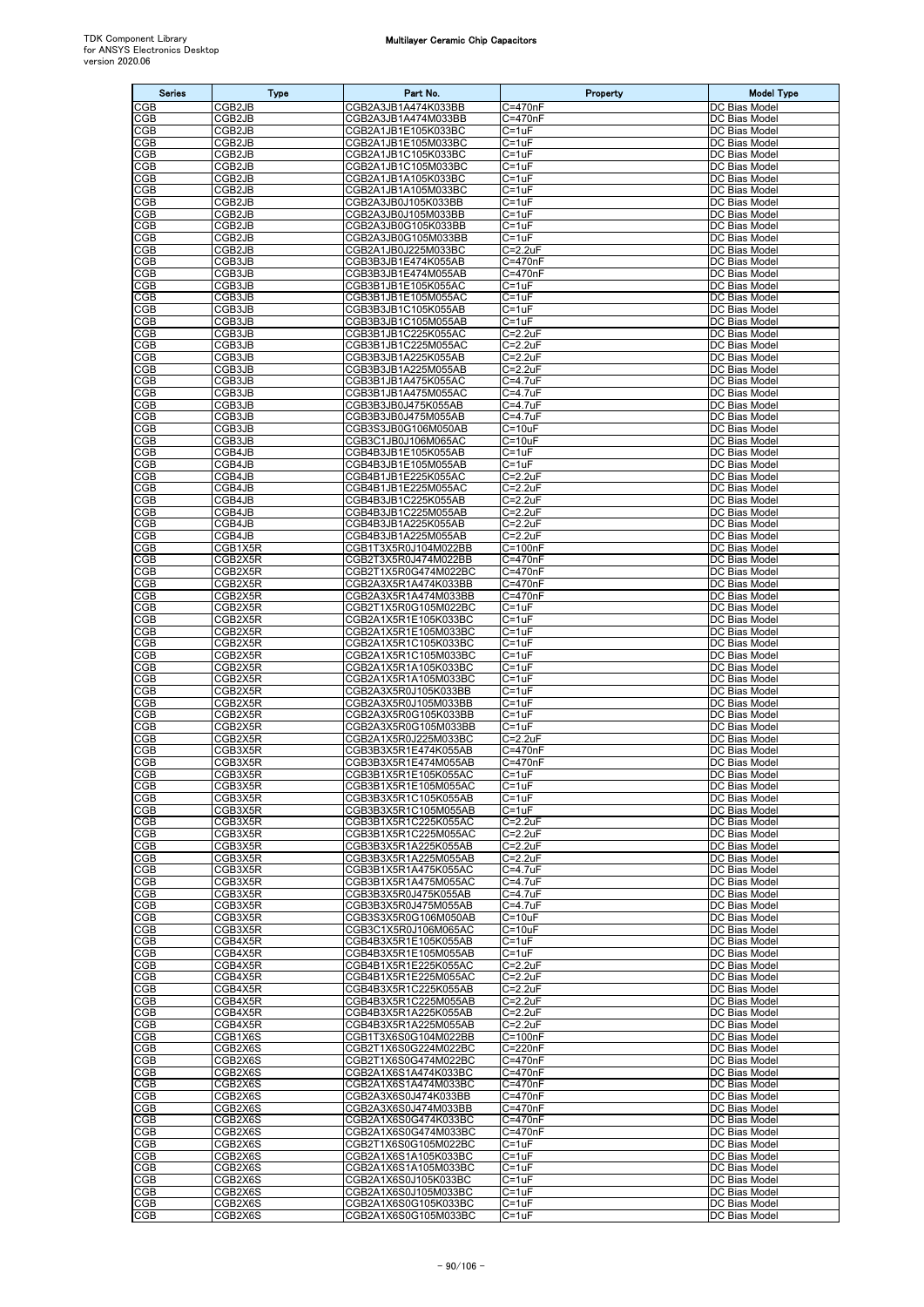| Series | Type | Part No. | Property | Model Type |
|---|---|---|---|---|
| CGB | CGB2JB | CGB2A3JB1A474K033BB | C=470nF | DC Bias Model |
| CGB | CGB2JB | CGB2A3JB1A474M033BB | C=470nF | DC Bias Model |
| CGB | CGB2JB | CGB2A1JB1E105K033BC | C=1uF | DC Bias Model |
| CGB | CGB2JB | CGB2A1JB1E105M033BC | C=1uF | DC Bias Model |
| CGB | CGB2JB | CGB2A1JB1C105K033BC | C=1uF | DC Bias Model |
| CGB | CGB2JB | CGB2A1JB1C105M033BC | C=1uF | DC Bias Model |
| CGB | CGB2JB | CGB2A1JB1A105K033BC | C=1uF | DC Bias Model |
| CGB | CGB2JB | CGB2A1JB1A105M033BC | C=1uF | DC Bias Model |
| CGB | CGB2JB | CGB2A3JB0J105K033BB | C=1uF | DC Bias Model |
| CGB | CGB2JB | CGB2A3JB0J105M033BB | C=1uF | DC Bias Model |
| CGB | CGB2JB | CGB2A3JB0G105K033BB | C=1uF | DC Bias Model |
| CGB | CGB2JB | CGB2A3JB0G105M033BB | C=1uF | DC Bias Model |
| CGB | CGB2JB | CGB2A1JB0J225M033BC | C=2.2uF | DC Bias Model |
| CGB | CGB3JB | CGB3B3JB1E474K055AB | C=470nF | DC Bias Model |
| CGB | CGB3JB | CGB3B3JB1E474M055AB | C=470nF | DC Bias Model |
| CGB | CGB3JB | CGB3B1JB1E105K055AC | C=1uF | DC Bias Model |
| CGB | CGB3JB | CGB3B1JB1E105M055AC | C=1uF | DC Bias Model |
| CGB | CGB3JB | CGB3B3JB1C105K055AB | C=1uF | DC Bias Model |
| CGB | CGB3JB | CGB3B3JB1C105M055AB | C=1uF | DC Bias Model |
| CGB | CGB3JB | CGB3B1JB1C225K055AC | C=2.2uF | DC Bias Model |
| CGB | CGB3JB | CGB3B1JB1C225M055AC | C=2.2uF | DC Bias Model |
| CGB | CGB3JB | CGB3B3JB1A225K055AB | C=2.2uF | DC Bias Model |
| CGB | CGB3JB | CGB3B3JB1A225M055AB | C=2.2uF | DC Bias Model |
| CGB | CGB3JB | CGB3B1JB1A475K055AC | C=4.7uF | DC Bias Model |
| CGB | CGB3JB | CGB3B1JB1A475M055AC | C=4.7uF | DC Bias Model |
| CGB | CGB3JB | CGB3B3JB0J475K055AB | C=4.7uF | DC Bias Model |
| CGB | CGB3JB | CGB3B3JB0J475M055AB | C=4.7uF | DC Bias Model |
| CGB | CGB3JB | CGB3S3JB0G106M050AB | C=10uF | DC Bias Model |
| CGB | CGB3JB | CGB3C1JB0J106M065AC | C=10uF | DC Bias Model |
| CGB | CGB4JB | CGB4B3JB1E105K055AB | C=1uF | DC Bias Model |
| CGB | CGB4JB | CGB4B3JB1E105M055AB | C=1uF | DC Bias Model |
| CGB | CGB4JB | CGB4B1JB1E225K055AC | C=2.2uF | DC Bias Model |
| CGB | CGB4JB | CGB4B1JB1E225M055AC | C=2.2uF | DC Bias Model |
| CGB | CGB4JB | CGB4B3JB1C225K055AB | C=2.2uF | DC Bias Model |
| CGB | CGB4JB | CGB4B3JB1C225M055AB | C=2.2uF | DC Bias Model |
| CGB | CGB4JB | CGB4B3JB1A225K055AB | C=2.2uF | DC Bias Model |
| CGB | CGB4JB | CGB4B3JB1A225M055AB | C=2.2uF | DC Bias Model |
| CGB | CGB1X5R | CGB1T3X5R0J104M022BB | C=100nF | DC Bias Model |
| CGB | CGB2X5R | CGB2T3X5R0J474M022BB | C=470nF | DC Bias Model |
| CGB | CGB2X5R | CGB2T1X5R0G474M022BC | C=470nF | DC Bias Model |
| CGB | CGB2X5R | CGB2A3X5R1A474K033BB | C=470nF | DC Bias Model |
| CGB | CGB2X5R | CGB2A3X5R1A474M033BB | C=470nF | DC Bias Model |
| CGB | CGB2X5R | CGB2T1X5R0G105M022BC | C=1uF | DC Bias Model |
| CGB | CGB2X5R | CGB2A1X5R1E105K033BC | C=1uF | DC Bias Model |
| CGB | CGB2X5R | CGB2A1X5R1E105M033BC | C=1uF | DC Bias Model |
| CGB | CGB2X5R | CGB2A1X5R1C105K033BC | C=1uF | DC Bias Model |
| CGB | CGB2X5R | CGB2A1X5R1C105M033BC | C=1uF | DC Bias Model |
| CGB | CGB2X5R | CGB2A1X5R1A105K033BC | C=1uF | DC Bias Model |
| CGB | CGB2X5R | CGB2A1X5R1A105M033BC | C=1uF | DC Bias Model |
| CGB | CGB2X5R | CGB2A3X5R0J105K033BB | C=1uF | DC Bias Model |
| CGB | CGB2X5R | CGB2A3X5R0J105M033BB | C=1uF | DC Bias Model |
| CGB | CGB2X5R | CGB2A3X5R0G105K033BB | C=1uF | DC Bias Model |
| CGB | CGB2X5R | CGB2A3X5R0G105M033BB | C=1uF | DC Bias Model |
| CGB | CGB2X5R | CGB2A1X5R0J225M033BC | C=2.2uF | DC Bias Model |
| CGB | CGB3X5R | CGB3B3X5R1E474K055AB | C=470nF | DC Bias Model |
| CGB | CGB3X5R | CGB3B3X5R1E474M055AB | C=470nF | DC Bias Model |
| CGB | CGB3X5R | CGB3B1X5R1E105K055AC | C=1uF | DC Bias Model |
| CGB | CGB3X5R | CGB3B1X5R1E105M055AC | C=1uF | DC Bias Model |
| CGB | CGB3X5R | CGB3B3X5R1C105K055AB | C=1uF | DC Bias Model |
| CGB | CGB3X5R | CGB3B3X5R1C105M055AB | C=1uF | DC Bias Model |
| CGB | CGB3X5R | CGB3B1X5R1C225K055AC | C=2.2uF | DC Bias Model |
| CGB | CGB3X5R | CGB3B1X5R1C225M055AC | C=2.2uF | DC Bias Model |
| CGB | CGB3X5R | CGB3B3X5R1A225K055AB | C=2.2uF | DC Bias Model |
| CGB | CGB3X5R | CGB3B3X5R1A225M055AB | C=2.2uF | DC Bias Model |
| CGB | CGB3X5R | CGB3B1X5R1A475K055AC | C=4.7uF | DC Bias Model |
| CGB | CGB3X5R | CGB3B1X5R1A475M055AC | C=4.7uF | DC Bias Model |
| CGB | CGB3X5R | CGB3B3X5R0J475K055AB | C=4.7uF | DC Bias Model |
| CGB | CGB3X5R | CGB3B3X5R0J475M055AB | C=4.7uF | DC Bias Model |
| CGB | CGB3X5R | CGB3S3X5R0G106M050AB | C=10uF | DC Bias Model |
| CGB | CGB3X5R | CGB3C1X5R0J106M065AC | C=10uF | DC Bias Model |
| CGB | CGB4X5R | CGB4B3X5R1E105K055AB | C=1uF | DC Bias Model |
| CGB | CGB4X5R | CGB4B3X5R1E105M055AB | C=1uF | DC Bias Model |
| CGB | CGB4X5R | CGB4B1X5R1E225K055AC | C=2.2uF | DC Bias Model |
| CGB | CGB4X5R | CGB4B1X5R1E225M055AC | C=2.2uF | DC Bias Model |
| CGB | CGB4X5R | CGB4B3X5R1C225K055AB | C=2.2uF | DC Bias Model |
| CGB | CGB4X5R | CGB4B3X5R1C225M055AB | C=2.2uF | DC Bias Model |
| CGB | CGB4X5R | CGB4B3X5R1A225K055AB | C=2.2uF | DC Bias Model |
| CGB | CGB4X5R | CGB4B3X5R1A225M055AB | C=2.2uF | DC Bias Model |
| CGB | CGB1X6S | CGB1T3X6S0G104M022BB | C=100nF | DC Bias Model |
| CGB | CGB2X6S | CGB2T1X6S0G224M022BC | C=220nF | DC Bias Model |
| CGB | CGB2X6S | CGB2T1X6S0G474M022BC | C=470nF | DC Bias Model |
| CGB | CGB2X6S | CGB2A1X6S1A474K033BC | C=470nF | DC Bias Model |
| CGB | CGB2X6S | CGB2A1X6S1A474M033BC | C=470nF | DC Bias Model |
| CGB | CGB2X6S | CGB2A3X6S0J474K033BB | C=470nF | DC Bias Model |
| CGB | CGB2X6S | CGB2A3X6S0J474M033BB | C=470nF | DC Bias Model |
| CGB | CGB2X6S | CGB2A1X6S0G474K033BC | C=470nF | DC Bias Model |
| CGB | CGB2X6S | CGB2A1X6S0G474M033BC | C=470nF | DC Bias Model |
| CGB | CGB2X6S | CGB2T1X6S0G105M022BC | C=1uF | DC Bias Model |
| CGB | CGB2X6S | CGB2A1X6S1A105K033BC | C=1uF | DC Bias Model |
| CGB | CGB2X6S | CGB2A1X6S1A105M033BC | C=1uF | DC Bias Model |
| CGB | CGB2X6S | CGB2A1X6S0J105K033BC | C=1uF | DC Bias Model |
| CGB | CGB2X6S | CGB2A1X6S0J105M033BC | C=1uF | DC Bias Model |
| CGB | CGB2X6S | CGB2A1X6S0G105K033BC | C=1uF | DC Bias Model |
| CGB | CGB2X6S | CGB2A1X6S0G105M033BC | C=1uF | DC Bias Model |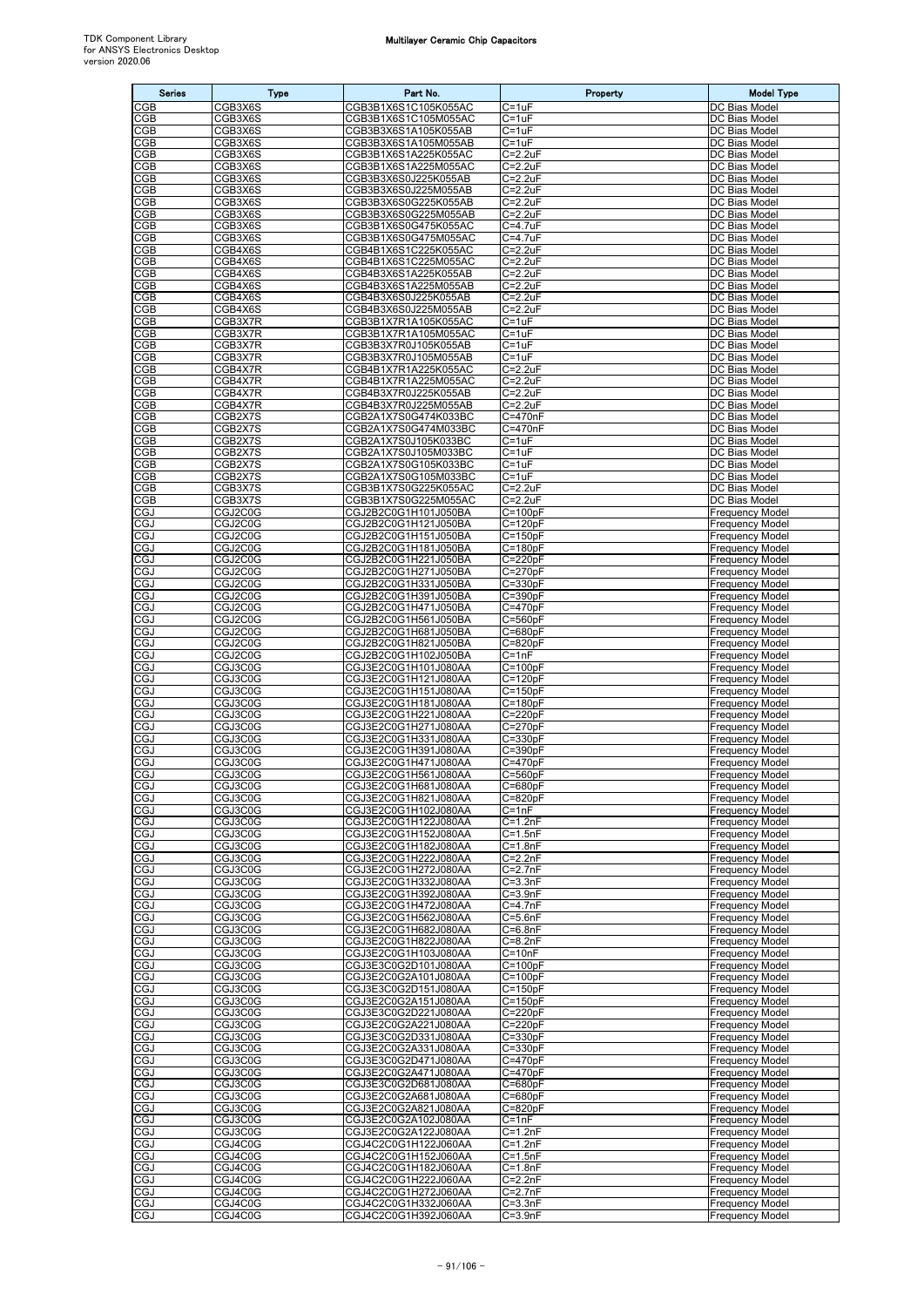| Series | Type | Part No. | Property | Model Type |
| --- | --- | --- | --- | --- |
| CGB | CGB3X6S | CGB3B1X6S1C105K055AC | C=1uF | DC Bias Model |
| CGB | CGB3X6S | CGB3B1X6S1C105M055AC | C=1uF | DC Bias Model |
| CGB | CGB3X6S | CGB3B3X6S1A105K055AB | C=1uF | DC Bias Model |
| CGB | CGB3X6S | CGB3B3X6S1A105M055AB | C=1uF | DC Bias Model |
| CGB | CGB3X6S | CGB3B1X6S1A225K055AC | C=2.2uF | DC Bias Model |
| CGB | CGB3X6S | CGB3B1X6S1A225M055AC | C=2.2uF | DC Bias Model |
| CGB | CGB3X6S | CGB3B3X6S0J225K055AB | C=2.2uF | DC Bias Model |
| CGB | CGB3X6S | CGB3B3X6S0J225M055AB | C=2.2uF | DC Bias Model |
| CGB | CGB3X6S | CGB3B3X6S0G225K055AB | C=2.2uF | DC Bias Model |
| CGB | CGB3X6S | CGB3B3X6S0G225M055AB | C=2.2uF | DC Bias Model |
| CGB | CGB3X6S | CGB3B1X6S0G475K055AC | C=4.7uF | DC Bias Model |
| CGB | CGB3X6S | CGB3B1X6S0G475M055AC | C=4.7uF | DC Bias Model |
| CGB | CGB4X6S | CGB4B1X6S1C225K055AC | C=2.2uF | DC Bias Model |
| CGB | CGB4X6S | CGB4B1X6S1C225M055AC | C=2.2uF | DC Bias Model |
| CGB | CGB4X6S | CGB4B3X6S1A225K055AB | C=2.2uF | DC Bias Model |
| CGB | CGB4X6S | CGB4B3X6S1A225M055AB | C=2.2uF | DC Bias Model |
| CGB | CGB4X6S | CGB4B3X6S0J225K055AB | C=2.2uF | DC Bias Model |
| CGB | CGB4X6S | CGB4B3X6S0J225M055AB | C=2.2uF | DC Bias Model |
| CGB | CGB3X7R | CGB3B1X7R1A105K055AC | C=1uF | DC Bias Model |
| CGB | CGB3X7R | CGB3B1X7R1A105M055AC | C=1uF | DC Bias Model |
| CGB | CGB3X7R | CGB3B3X7R0J105K055AB | C=1uF | DC Bias Model |
| CGB | CGB3X7R | CGB3B3X7R0J105M055AB | C=1uF | DC Bias Model |
| CGB | CGB4X7R | CGB4B1X7R1A225K055AC | C=2.2uF | DC Bias Model |
| CGB | CGB4X7R | CGB4B1X7R1A225M055AC | C=2.2uF | DC Bias Model |
| CGB | CGB4X7R | CGB4B3X7R0J225K055AB | C=2.2uF | DC Bias Model |
| CGB | CGB4X7R | CGB4B3X7R0J225M055AB | C=2.2uF | DC Bias Model |
| CGB | CGB2X7S | CGB2A1X7S0G474K033BC | C=470nF | DC Bias Model |
| CGB | CGB2X7S | CGB2A1X7S0G474M033BC | C=470nF | DC Bias Model |
| CGB | CGB2X7S | CGB2A1X7S0J105K033BC | C=1uF | DC Bias Model |
| CGB | CGB2X7S | CGB2A1X7S0J105M033BC | C=1uF | DC Bias Model |
| CGB | CGB2X7S | CGB2A1X7S0G105K033BC | C=1uF | DC Bias Model |
| CGB | CGB2X7S | CGB2A1X7S0G105M033BC | C=1uF | DC Bias Model |
| CGB | CGB3X7S | CGB3B1X7S0G225K055AC | C=2.2uF | DC Bias Model |
| CGB | CGB3X7S | CGB3B1X7S0G225M055AC | C=2.2uF | DC Bias Model |
| CGJ | CGJ2C0G | CGJ2B2C0G1H101J050BA | C=100pF | Frequency Model |
| CGJ | CGJ2C0G | CGJ2B2C0G1H121J050BA | C=120pF | Frequency Model |
| CGJ | CGJ2C0G | CGJ2B2C0G1H151J050BA | C=150pF | Frequency Model |
| CGJ | CGJ2C0G | CGJ2B2C0G1H181J050BA | C=180pF | Frequency Model |
| CGJ | CGJ2C0G | CGJ2B2C0G1H221J050BA | C=220pF | Frequency Model |
| CGJ | CGJ2C0G | CGJ2B2C0G1H271J050BA | C=270pF | Frequency Model |
| CGJ | CGJ2C0G | CGJ2B2C0G1H331J050BA | C=330pF | Frequency Model |
| CGJ | CGJ2C0G | CGJ2B2C0G1H391J050BA | C=390pF | Frequency Model |
| CGJ | CGJ2C0G | CGJ2B2C0G1H471J050BA | C=470pF | Frequency Model |
| CGJ | CGJ2C0G | CGJ2B2C0G1H561J050BA | C=560pF | Frequency Model |
| CGJ | CGJ2C0G | CGJ2B2C0G1H681J050BA | C=680pF | Frequency Model |
| CGJ | CGJ2C0G | CGJ2B2C0G1H821J050BA | C=820pF | Frequency Model |
| CGJ | CGJ2C0G | CGJ2B2C0G1H102J050BA | C=1nF | Frequency Model |
| CGJ | CGJ3C0G | CGJ3E2C0G1H101J080AA | C=100pF | Frequency Model |
| CGJ | CGJ3C0G | CGJ3E2C0G1H121J080AA | C=120pF | Frequency Model |
| CGJ | CGJ3C0G | CGJ3E2C0G1H151J080AA | C=150pF | Frequency Model |
| CGJ | CGJ3C0G | CGJ3E2C0G1H181J080AA | C=180pF | Frequency Model |
| CGJ | CGJ3C0G | CGJ3E2C0G1H221J080AA | C=220pF | Frequency Model |
| CGJ | CGJ3C0G | CGJ3E2C0G1H271J080AA | C=270pF | Frequency Model |
| CGJ | CGJ3C0G | CGJ3E2C0G1H331J080AA | C=330pF | Frequency Model |
| CGJ | CGJ3C0G | CGJ3E2C0G1H391J080AA | C=390pF | Frequency Model |
| CGJ | CGJ3C0G | CGJ3E2C0G1H471J080AA | C=470pF | Frequency Model |
| CGJ | CGJ3C0G | CGJ3E2C0G1H561J080AA | C=560pF | Frequency Model |
| CGJ | CGJ3C0G | CGJ3E2C0G1H681J080AA | C=680pF | Frequency Model |
| CGJ | CGJ3C0G | CGJ3E2C0G1H821J080AA | C=820pF | Frequency Model |
| CGJ | CGJ3C0G | CGJ3E2C0G1H102J080AA | C=1nF | Frequency Model |
| CGJ | CGJ3C0G | CGJ3E2C0G1H122J080AA | C=1.2nF | Frequency Model |
| CGJ | CGJ3C0G | CGJ3E2C0G1H152J080AA | C=1.5nF | Frequency Model |
| CGJ | CGJ3C0G | CGJ3E2C0G1H182J080AA | C=1.8nF | Frequency Model |
| CGJ | CGJ3C0G | CGJ3E2C0G1H222J080AA | C=2.2nF | Frequency Model |
| CGJ | CGJ3C0G | CGJ3E2C0G1H272J080AA | C=2.7nF | Frequency Model |
| CGJ | CGJ3C0G | CGJ3E2C0G1H332J080AA | C=3.3nF | Frequency Model |
| CGJ | CGJ3C0G | CGJ3E2C0G1H392J080AA | C=3.9nF | Frequency Model |
| CGJ | CGJ3C0G | CGJ3E2C0G1H472J080AA | C=4.7nF | Frequency Model |
| CGJ | CGJ3C0G | CGJ3E2C0G1H562J080AA | C=5.6nF | Frequency Model |
| CGJ | CGJ3C0G | CGJ3E2C0G1H682J080AA | C=6.8nF | Frequency Model |
| CGJ | CGJ3C0G | CGJ3E2C0G1H822J080AA | C=8.2nF | Frequency Model |
| CGJ | CGJ3C0G | CGJ3E2C0G1H103J080AA | C=10nF | Frequency Model |
| CGJ | CGJ3C0G | CGJ3E3C0G2D101J080AA | C=100pF | Frequency Model |
| CGJ | CGJ3C0G | CGJ3E2C0G2A101J080AA | C=100pF | Frequency Model |
| CGJ | CGJ3C0G | CGJ3E3C0G2D151J080AA | C=150pF | Frequency Model |
| CGJ | CGJ3C0G | CGJ3E2C0G2A151J080AA | C=150pF | Frequency Model |
| CGJ | CGJ3C0G | CGJ3E3C0G2D221J080AA | C=220pF | Frequency Model |
| CGJ | CGJ3C0G | CGJ3E2C0G2A221J080AA | C=220pF | Frequency Model |
| CGJ | CGJ3C0G | CGJ3E3C0G2D331J080AA | C=330pF | Frequency Model |
| CGJ | CGJ3C0G | CGJ3E2C0G2A331J080AA | C=330pF | Frequency Model |
| CGJ | CGJ3C0G | CGJ3E3C0G2D471J080AA | C=470pF | Frequency Model |
| CGJ | CGJ3C0G | CGJ3E2C0G2A471J080AA | C=470pF | Frequency Model |
| CGJ | CGJ3C0G | CGJ3E3C0G2D681J080AA | C=680pF | Frequency Model |
| CGJ | CGJ3C0G | CGJ3E2C0G2A681J080AA | C=680pF | Frequency Model |
| CGJ | CGJ3C0G | CGJ3E2C0G2A821J080AA | C=820pF | Frequency Model |
| CGJ | CGJ3C0G | CGJ3E2C0G2A102J080AA | C=1nF | Frequency Model |
| CGJ | CGJ3C0G | CGJ3E2C0G2A122J080AA | C=1.2nF | Frequency Model |
| CGJ | CGJ4C0G | CGJ4C2C0G1H122J060AA | C=1.2nF | Frequency Model |
| CGJ | CGJ4C0G | CGJ4C2C0G1H152J060AA | C=1.5nF | Frequency Model |
| CGJ | CGJ4C0G | CGJ4C2C0G1H182J060AA | C=1.8nF | Frequency Model |
| CGJ | CGJ4C0G | CGJ4C2C0G1H222J060AA | C=2.2nF | Frequency Model |
| CGJ | CGJ4C0G | CGJ4C2C0G1H272J060AA | C=2.7nF | Frequency Model |
| CGJ | CGJ4C0G | CGJ4C2C0G1H332J060AA | C=3.3nF | Frequency Model |
| CGJ | CGJ4C0G | CGJ4C2C0G1H392J060AA | C=3.9nF | Frequency Model |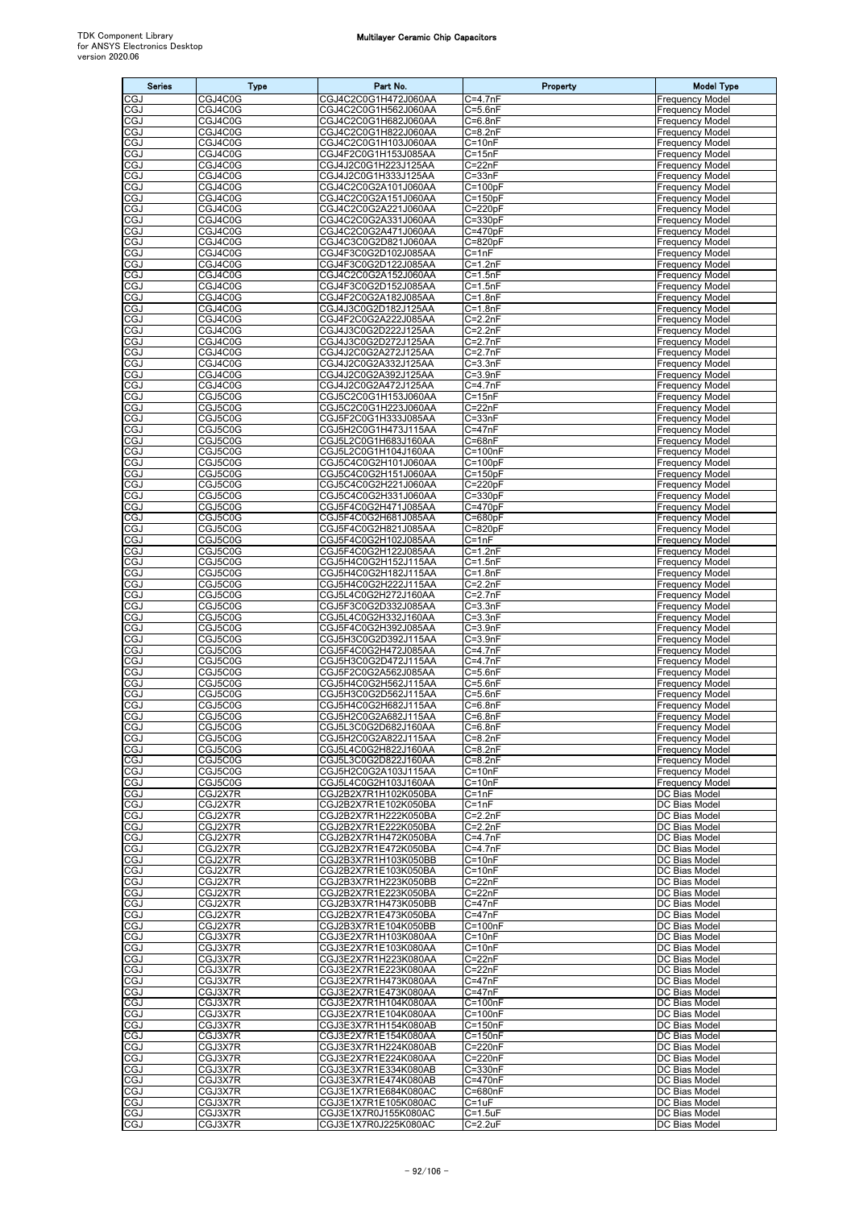| Series | Type | Part No. | Property | Model Type |
|---|---|---|---|---|
| CGJ | CGJ4C0G | CGJ4C2C0G1H472J060AA | C=4.7nF | Frequency Model |
| CGJ | CGJ4C0G | CGJ4C2C0G1H562J060AA | C=5.6nF | Frequency Model |
| CGJ | CGJ4C0G | CGJ4C2C0G1H682J060AA | C=6.8nF | Frequency Model |
| CGJ | CGJ4C0G | CGJ4C2C0G1H822J060AA | C=8.2nF | Frequency Model |
| CGJ | CGJ4C0G | CGJ4C2C0G1H103J060AA | C=10nF | Frequency Model |
| CGJ | CGJ4C0G | CGJ4F2C0G1H153J085AA | C=15nF | Frequency Model |
| CGJ | CGJ4C0G | CGJ4J2C0G1H223J125AA | C=22nF | Frequency Model |
| CGJ | CGJ4C0G | CGJ4J2C0G1H333J125AA | C=33nF | Frequency Model |
| CGJ | CGJ4C0G | CGJ4C2C0G2A101J060AA | C=100pF | Frequency Model |
| CGJ | CGJ4C0G | CGJ4C2C0G2A151J060AA | C=150pF | Frequency Model |
| CGJ | CGJ4C0G | CGJ4C2C0G2A221J060AA | C=220pF | Frequency Model |
| CGJ | CGJ4C0G | CGJ4C2C0G2A331J060AA | C=330pF | Frequency Model |
| CGJ | CGJ4C0G | CGJ4C2C0G2A471J060AA | C=470pF | Frequency Model |
| CGJ | CGJ4C0G | CGJ4C3C0G2D821J060AA | C=820pF | Frequency Model |
| CGJ | CGJ4C0G | CGJ4F3C0G2D102J085AA | C=1nF | Frequency Model |
| CGJ | CGJ4C0G | CGJ4F3C0G2D122J085AA | C=1.2nF | Frequency Model |
| CGJ | CGJ4C0G | CGJ4C2C0G2A152J060AA | C=1.5nF | Frequency Model |
| CGJ | CGJ4C0G | CGJ4F3C0G2D152J085AA | C=1.5nF | Frequency Model |
| CGJ | CGJ4C0G | CGJ4F2C0G2A182J085AA | C=1.8nF | Frequency Model |
| CGJ | CGJ4C0G | CGJ4J3C0G2D182J125AA | C=1.8nF | Frequency Model |
| CGJ | CGJ4C0G | CGJ4F2C0G2A222J085AA | C=2.2nF | Frequency Model |
| CGJ | CGJ4C0G | CGJ4J3C0G2D222J125AA | C=2.2nF | Frequency Model |
| CGJ | CGJ4C0G | CGJ4J3C0G2D272J125AA | C=2.7nF | Frequency Model |
| CGJ | CGJ4C0G | CGJ4J2C0G2A272J125AA | C=2.7nF | Frequency Model |
| CGJ | CGJ4C0G | CGJ4J2C0G2A332J125AA | C=3.3nF | Frequency Model |
| CGJ | CGJ4C0G | CGJ4J2C0G2A392J125AA | C=3.9nF | Frequency Model |
| CGJ | CGJ4C0G | CGJ4J2C0G2A472J125AA | C=4.7nF | Frequency Model |
| CGJ | CGJ5C0G | CGJ5C2C0G1H153J060AA | C=15nF | Frequency Model |
| CGJ | CGJ5C0G | CGJ5C2C0G1H223J060AA | C=22nF | Frequency Model |
| CGJ | CGJ5C0G | CGJ5F2C0G1H333J085AA | C=33nF | Frequency Model |
| CGJ | CGJ5C0G | CGJ5H2C0G1H473J115AA | C=47nF | Frequency Model |
| CGJ | CGJ5C0G | CGJ5L2C0G1H683J160AA | C=68nF | Frequency Model |
| CGJ | CGJ5C0G | CGJ5L2C0G1H104J160AA | C=100nF | Frequency Model |
| CGJ | CGJ5C0G | CGJ5C4C0G2H101J060AA | C=100pF | Frequency Model |
| CGJ | CGJ5C0G | CGJ5C4C0G2H151J060AA | C=150pF | Frequency Model |
| CGJ | CGJ5C0G | CGJ5C4C0G2H221J060AA | C=220pF | Frequency Model |
| CGJ | CGJ5C0G | CGJ5C4C0G2H331J060AA | C=330pF | Frequency Model |
| CGJ | CGJ5C0G | CGJ5F4C0G2H471J085AA | C=470pF | Frequency Model |
| CGJ | CGJ5C0G | CGJ5F4C0G2H681J085AA | C=680pF | Frequency Model |
| CGJ | CGJ5C0G | CGJ5F4C0G2H821J085AA | C=820pF | Frequency Model |
| CGJ | CGJ5C0G | CGJ5F4C0G2H102J085AA | C=1nF | Frequency Model |
| CGJ | CGJ5C0G | CGJ5F4C0G2H122J085AA | C=1.2nF | Frequency Model |
| CGJ | CGJ5C0G | CGJ5H4C0G2H152J115AA | C=1.5nF | Frequency Model |
| CGJ | CGJ5C0G | CGJ5H4C0G2H182J115AA | C=1.8nF | Frequency Model |
| CGJ | CGJ5C0G | CGJ5H4C0G2H222J115AA | C=2.2nF | Frequency Model |
| CGJ | CGJ5C0G | CGJ5L4C0G2H272J160AA | C=2.7nF | Frequency Model |
| CGJ | CGJ5C0G | CGJ5F3C0G2D332J085AA | C=3.3nF | Frequency Model |
| CGJ | CGJ5C0G | CGJ5L4C0G2H332J160AA | C=3.3nF | Frequency Model |
| CGJ | CGJ5C0G | CGJ5F4C0G2H392J085AA | C=3.9nF | Frequency Model |
| CGJ | CGJ5C0G | CGJ5H3C0G2D392J115AA | C=3.9nF | Frequency Model |
| CGJ | CGJ5C0G | CGJ5F4C0G2H472J085AA | C=4.7nF | Frequency Model |
| CGJ | CGJ5C0G | CGJ5H3C0G2D472J115AA | C=4.7nF | Frequency Model |
| CGJ | CGJ5C0G | CGJ5F2C0G2A562J085AA | C=5.6nF | Frequency Model |
| CGJ | CGJ5C0G | CGJ5H4C0G2H562J115AA | C=5.6nF | Frequency Model |
| CGJ | CGJ5C0G | CGJ5H3C0G2D562J115AA | C=5.6nF | Frequency Model |
| CGJ | CGJ5C0G | CGJ5H4C0G2H682J115AA | C=6.8nF | Frequency Model |
| CGJ | CGJ5C0G | CGJ5H2C0G2A682J115AA | C=6.8nF | Frequency Model |
| CGJ | CGJ5C0G | CGJ5L3C0G2D682J160AA | C=6.8nF | Frequency Model |
| CGJ | CGJ5C0G | CGJ5H2C0G2A822J115AA | C=8.2nF | Frequency Model |
| CGJ | CGJ5C0G | CGJ5L4C0G2H822J160AA | C=8.2nF | Frequency Model |
| CGJ | CGJ5C0G | CGJ5L3C0G2D822J160AA | C=8.2nF | Frequency Model |
| CGJ | CGJ5C0G | CGJ5H2C0G2A103J115AA | C=10nF | Frequency Model |
| CGJ | CGJ5C0G | CGJ5L4C0G2H103J160AA | C=10nF | Frequency Model |
| CGJ | CGJ2X7R | CGJ2B2X7R1H102K050BA | C=1nF | DC Bias Model |
| CGJ | CGJ2X7R | CGJ2B2X7R1E102K050BA | C=1nF | DC Bias Model |
| CGJ | CGJ2X7R | CGJ2B2X7R1H222K050BA | C=2.2nF | DC Bias Model |
| CGJ | CGJ2X7R | CGJ2B2X7R1E222K050BA | C=2.2nF | DC Bias Model |
| CGJ | CGJ2X7R | CGJ2B2X7R1H472K050BA | C=4.7nF | DC Bias Model |
| CGJ | CGJ2X7R | CGJ2B2X7R1E472K050BA | C=4.7nF | DC Bias Model |
| CGJ | CGJ2X7R | CGJ2B3X7R1H103K050BB | C=10nF | DC Bias Model |
| CGJ | CGJ2X7R | CGJ2B2X7R1E103K050BA | C=10nF | DC Bias Model |
| CGJ | CGJ2X7R | CGJ2B3X7R1H223K050BB | C=22nF | DC Bias Model |
| CGJ | CGJ2X7R | CGJ2B2X7R1E223K050BA | C=22nF | DC Bias Model |
| CGJ | CGJ2X7R | CGJ2B3X7R1H473K050BB | C=47nF | DC Bias Model |
| CGJ | CGJ2X7R | CGJ2B2X7R1E473K050BA | C=47nF | DC Bias Model |
| CGJ | CGJ2X7R | CGJ2B3X7R1E104K050BB | C=100nF | DC Bias Model |
| CGJ | CGJ3X7R | CGJ3E2X7R1H103K080AA | C=10nF | DC Bias Model |
| CGJ | CGJ3X7R | CGJ3E2X7R1E103K080AA | C=10nF | DC Bias Model |
| CGJ | CGJ3X7R | CGJ3E2X7R1H223K080AA | C=22nF | DC Bias Model |
| CGJ | CGJ3X7R | CGJ3E2X7R1E223K080AA | C=22nF | DC Bias Model |
| CGJ | CGJ3X7R | CGJ3E2X7R1H473K080AA | C=47nF | DC Bias Model |
| CGJ | CGJ3X7R | CGJ3E2X7R1E473K080AA | C=47nF | DC Bias Model |
| CGJ | CGJ3X7R | CGJ3E2X7R1H104K080AA | C=100nF | DC Bias Model |
| CGJ | CGJ3X7R | CGJ3E2X7R1E104K080AA | C=100nF | DC Bias Model |
| CGJ | CGJ3X7R | CGJ3E3X7R1H154K080AB | C=150nF | DC Bias Model |
| CGJ | CGJ3X7R | CGJ3E2X7R1E154K080AA | C=150nF | DC Bias Model |
| CGJ | CGJ3X7R | CGJ3E3X7R1H224K080AB | C=220nF | DC Bias Model |
| CGJ | CGJ3X7R | CGJ3E2X7R1E224K080AA | C=220nF | DC Bias Model |
| CGJ | CGJ3X7R | CGJ3E3X7R1E334K080AB | C=330nF | DC Bias Model |
| CGJ | CGJ3X7R | CGJ3E3X7R1E474K080AB | C=470nF | DC Bias Model |
| CGJ | CGJ3X7R | CGJ3E1X7R1E684K080AC | C=680nF | DC Bias Model |
| CGJ | CGJ3X7R | CGJ3E1X7R1E105K080AC | C=1uF | DC Bias Model |
| CGJ | CGJ3X7R | CGJ3E1X7R0J155K080AC | C=1.5uF | DC Bias Model |
| CGJ | CGJ3X7R | CGJ3E1X7R0J225K080AC | C=2.2uF | DC Bias Model |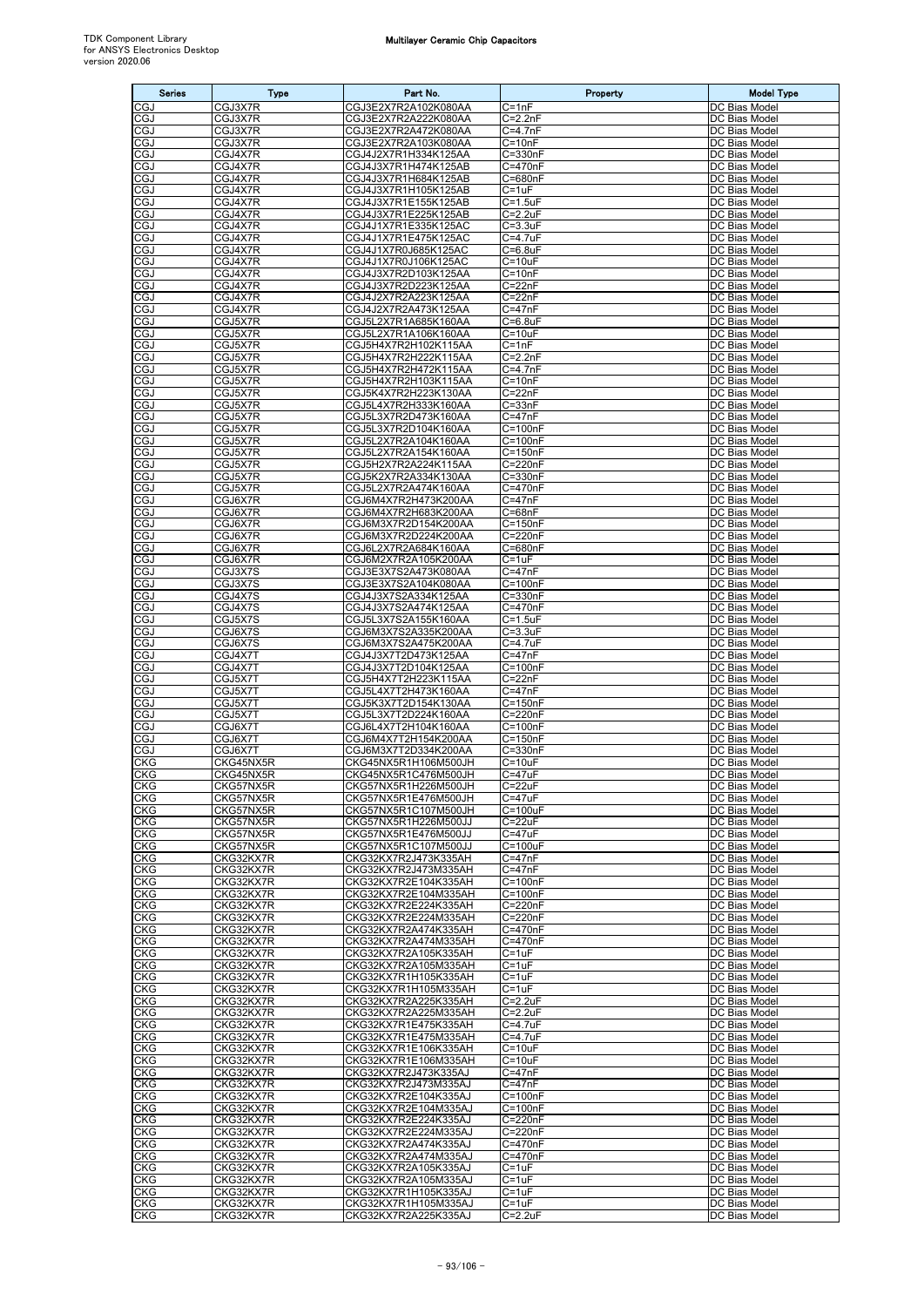| Series | Type | Part No. | Property | Model Type |
|---|---|---|---|---|
| CGJ | CGJ3X7R | CGJ3E2X7R2A102K080AA | C=1nF | DC Bias Model |
| CGJ | CGJ3X7R | CGJ3E2X7R2A222K080AA | C=2.2nF | DC Bias Model |
| CGJ | CGJ3X7R | CGJ3E2X7R2A472K080AA | C=4.7nF | DC Bias Model |
| CGJ | CGJ3X7R | CGJ3E2X7R2A103K080AA | C=10nF | DC Bias Model |
| CGJ | CGJ4X7R | CGJ4J2X7R1H334K125AA | C=330nF | DC Bias Model |
| CGJ | CGJ4X7R | CGJ4J3X7R1H474K125AB | C=470nF | DC Bias Model |
| CGJ | CGJ4X7R | CGJ4J3X7R1H684K125AB | C=680nF | DC Bias Model |
| CGJ | CGJ4X7R | CGJ4J3X7R1H105K125AB | C=1uF | DC Bias Model |
| CGJ | CGJ4X7R | CGJ4J3X7R1E155K125AB | C=1.5uF | DC Bias Model |
| CGJ | CGJ4X7R | CGJ4J3X7R1E225K125AB | C=2.2uF | DC Bias Model |
| CGJ | CGJ4X7R | CGJ4J1X7R1E335K125AC | C=3.3uF | DC Bias Model |
| CGJ | CGJ4X7R | CGJ4J1X7R1E475K125AC | C=4.7uF | DC Bias Model |
| CGJ | CGJ4X7R | CGJ4J1X7R0J685K125AC | C=6.8uF | DC Bias Model |
| CGJ | CGJ4X7R | CGJ4J1X7R0J106K125AC | C=10uF | DC Bias Model |
| CGJ | CGJ4X7R | CGJ4J3X7R2D103K125AA | C=10nF | DC Bias Model |
| CGJ | CGJ4X7R | CGJ4J3X7R2D223K125AA | C=22nF | DC Bias Model |
| CGJ | CGJ4X7R | CGJ4J2X7R2A223K125AA | C=22nF | DC Bias Model |
| CGJ | CGJ4X7R | CGJ4J2X7R2A473K125AA | C=47nF | DC Bias Model |
| CGJ | CGJ5X7R | CGJ5L2X7R1A685K160AA | C=6.8uF | DC Bias Model |
| CGJ | CGJ5X7R | CGJ5L2X7R1A106K160AA | C=10uF | DC Bias Model |
| CGJ | CGJ5X7R | CGJ5H4X7R2H102K115AA | C=1nF | DC Bias Model |
| CGJ | CGJ5X7R | CGJ5H4X7R2H222K115AA | C=2.2nF | DC Bias Model |
| CGJ | CGJ5X7R | CGJ5H4X7R2H472K115AA | C=4.7nF | DC Bias Model |
| CGJ | CGJ5X7R | CGJ5H4X7R2H103K115AA | C=10nF | DC Bias Model |
| CGJ | CGJ5X7R | CGJ5K4X7R2H223K130AA | C=22nF | DC Bias Model |
| CGJ | CGJ5X7R | CGJ5L4X7R2H333K160AA | C=33nF | DC Bias Model |
| CGJ | CGJ5X7R | CGJ5L3X7R2D473K160AA | C=47nF | DC Bias Model |
| CGJ | CGJ5X7R | CGJ5L3X7R2D104K160AA | C=100nF | DC Bias Model |
| CGJ | CGJ5X7R | CGJ5L2X7R2A104K160AA | C=100nF | DC Bias Model |
| CGJ | CGJ5X7R | CGJ5L2X7R2A154K160AA | C=150nF | DC Bias Model |
| CGJ | CGJ5X7R | CGJ5H2X7R2A224K115AA | C=220nF | DC Bias Model |
| CGJ | CGJ5X7R | CGJ5K2X7R2A334K130AA | C=330nF | DC Bias Model |
| CGJ | CGJ5X7R | CGJ5L2X7R2A474K160AA | C=470nF | DC Bias Model |
| CGJ | CGJ6X7R | CGJ6M4X7R2H473K200AA | C=47nF | DC Bias Model |
| CGJ | CGJ6X7R | CGJ6M4X7R2H683K200AA | C=68nF | DC Bias Model |
| CGJ | CGJ6X7R | CGJ6M3X7R2D154K200AA | C=150nF | DC Bias Model |
| CGJ | CGJ6X7R | CGJ6M3X7R2D224K200AA | C=220nF | DC Bias Model |
| CGJ | CGJ6X7R | CGJ6L2X7R2A684K160AA | C=680nF | DC Bias Model |
| CGJ | CGJ6X7R | CGJ6M2X7R2A105K200AA | C=1uF | DC Bias Model |
| CGJ | CGJ3X7S | CGJ3E3X7S2A473K080AA | C=47nF | DC Bias Model |
| CGJ | CGJ3X7S | CGJ3E3X7S2A104K080AA | C=100nF | DC Bias Model |
| CGJ | CGJ4X7S | CGJ4J3X7S2A334K125AA | C=330nF | DC Bias Model |
| CGJ | CGJ4X7S | CGJ4J3X7S2A474K125AA | C=470nF | DC Bias Model |
| CGJ | CGJ5X7S | CGJ5L3X7S2A155K160AA | C=1.5uF | DC Bias Model |
| CGJ | CGJ6X7S | CGJ6M3X7S2A335K200AA | C=3.3uF | DC Bias Model |
| CGJ | CGJ6X7S | CGJ6M3X7S2A475K200AA | C=4.7uF | DC Bias Model |
| CGJ | CGJ4X7T | CGJ4J3X7T2D473K125AA | C=47nF | DC Bias Model |
| CGJ | CGJ4X7T | CGJ4J3X7T2D104K125AA | C=100nF | DC Bias Model |
| CGJ | CGJ5X7T | CGJ5H4X7T2H223K115AA | C=22nF | DC Bias Model |
| CGJ | CGJ5X7T | CGJ5L4X7T2H473K160AA | C=47nF | DC Bias Model |
| CGJ | CGJ5X7T | CGJ5K3X7T2D154K130AA | C=150nF | DC Bias Model |
| CGJ | CGJ5X7T | CGJ5L3X7T2D224K160AA | C=220nF | DC Bias Model |
| CGJ | CGJ6X7T | CGJ6L4X7T2H104K160AA | C=100nF | DC Bias Model |
| CGJ | CGJ6X7T | CGJ6M4X7T2H154K200AA | C=150nF | DC Bias Model |
| CGJ | CGJ6X7T | CGJ6M3X7T2D334K200AA | C=330nF | DC Bias Model |
| CKG | CKG45NX5R | CKG45NX5R1H106M500JH | C=10uF | DC Bias Model |
| CKG | CKG45NX5R | CKG45NX5R1C476M500JH | C=47uF | DC Bias Model |
| CKG | CKG57NX5R | CKG57NX5R1H226M500JH | C=22uF | DC Bias Model |
| CKG | CKG57NX5R | CKG57NX5R1E476M500JH | C=47uF | DC Bias Model |
| CKG | CKG57NX5R | CKG57NX5R1C107M500JH | C=100uF | DC Bias Model |
| CKG | CKG57NX5R | CKG57NX5R1H226M500JJ | C=22uF | DC Bias Model |
| CKG | CKG57NX5R | CKG57NX5R1E476M500JJ | C=47uF | DC Bias Model |
| CKG | CKG57NX5R | CKG57NX5R1C107M500JJ | C=100uF | DC Bias Model |
| CKG | CKG32KX7R | CKG32KX7R2J473K335AH | C=47nF | DC Bias Model |
| CKG | CKG32KX7R | CKG32KX7R2J473M335AH | C=47nF | DC Bias Model |
| CKG | CKG32KX7R | CKG32KX7R2E104K335AH | C=100nF | DC Bias Model |
| CKG | CKG32KX7R | CKG32KX7R2E104M335AH | C=100nF | DC Bias Model |
| CKG | CKG32KX7R | CKG32KX7R2E224K335AH | C=220nF | DC Bias Model |
| CKG | CKG32KX7R | CKG32KX7R2E224M335AH | C=220nF | DC Bias Model |
| CKG | CKG32KX7R | CKG32KX7R2A474K335AH | C=470nF | DC Bias Model |
| CKG | CKG32KX7R | CKG32KX7R2A474M335AH | C=470nF | DC Bias Model |
| CKG | CKG32KX7R | CKG32KX7R2A105K335AH | C=1uF | DC Bias Model |
| CKG | CKG32KX7R | CKG32KX7R2A105M335AH | C=1uF | DC Bias Model |
| CKG | CKG32KX7R | CKG32KX7R1H105K335AH | C=1uF | DC Bias Model |
| CKG | CKG32KX7R | CKG32KX7R1H105M335AH | C=1uF | DC Bias Model |
| CKG | CKG32KX7R | CKG32KX7R2A225K335AH | C=2.2uF | DC Bias Model |
| CKG | CKG32KX7R | CKG32KX7R2A225M335AH | C=2.2uF | DC Bias Model |
| CKG | CKG32KX7R | CKG32KX7R1E475K335AH | C=4.7uF | DC Bias Model |
| CKG | CKG32KX7R | CKG32KX7R1E475M335AH | C=4.7uF | DC Bias Model |
| CKG | CKG32KX7R | CKG32KX7R1E106K335AH | C=10uF | DC Bias Model |
| CKG | CKG32KX7R | CKG32KX7R1E106M335AH | C=10uF | DC Bias Model |
| CKG | CKG32KX7R | CKG32KX7R2J473K335AJ | C=47nF | DC Bias Model |
| CKG | CKG32KX7R | CKG32KX7R2J473M335AJ | C=47nF | DC Bias Model |
| CKG | CKG32KX7R | CKG32KX7R2E104K335AJ | C=100nF | DC Bias Model |
| CKG | CKG32KX7R | CKG32KX7R2E104M335AJ | C=100nF | DC Bias Model |
| CKG | CKG32KX7R | CKG32KX7R2E224K335AJ | C=220nF | DC Bias Model |
| CKG | CKG32KX7R | CKG32KX7R2E224M335AJ | C=220nF | DC Bias Model |
| CKG | CKG32KX7R | CKG32KX7R2A474K335AJ | C=470nF | DC Bias Model |
| CKG | CKG32KX7R | CKG32KX7R2A474M335AJ | C=470nF | DC Bias Model |
| CKG | CKG32KX7R | CKG32KX7R2A105K335AJ | C=1uF | DC Bias Model |
| CKG | CKG32KX7R | CKG32KX7R2A105M335AJ | C=1uF | DC Bias Model |
| CKG | CKG32KX7R | CKG32KX7R1H105K335AJ | C=1uF | DC Bias Model |
| CKG | CKG32KX7R | CKG32KX7R1H105M335AJ | C=1uF | DC Bias Model |
| CKG | CKG32KX7R | CKG32KX7R2A225K335AJ | C=2.2uF | DC Bias Model |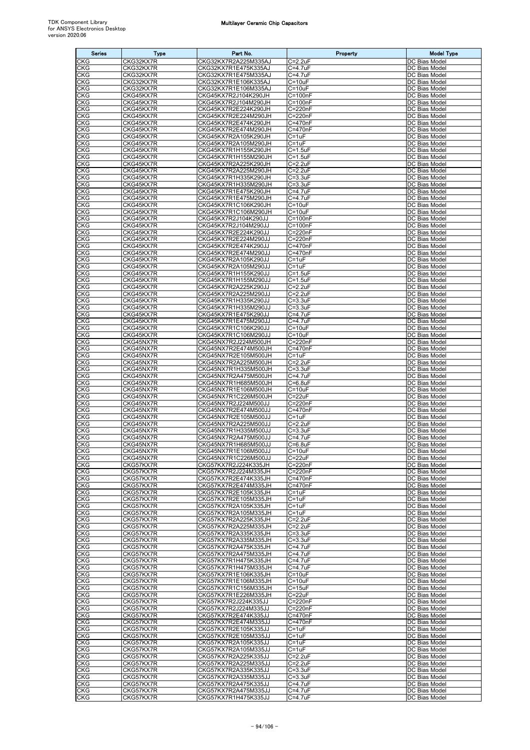| Series | Type | Part No. | Property | Model Type |
| --- | --- | --- | --- | --- |
| CKG | CKG32KX7R | CKG32KX7R2A225M335AJ | C=2.2uF | DC Bias Model |
| CKG | CKG32KX7R | CKG32KX7R1E475K335AJ | C=4.7uF | DC Bias Model |
| CKG | CKG32KX7R | CKG32KX7R1E475M335AJ | C=4.7uF | DC Bias Model |
| CKG | CKG32KX7R | CKG32KX7R1E106K335AJ | C=10uF | DC Bias Model |
| CKG | CKG32KX7R | CKG32KX7R1E106M335AJ | C=10uF | DC Bias Model |
| CKG | CKG45KX7R | CKG45KX7R2J104K290JH | C=100nF | DC Bias Model |
| CKG | CKG45KX7R | CKG45KX7R2J104M290JH | C=100nF | DC Bias Model |
| CKG | CKG45KX7R | CKG45KX7R2E224K290JH | C=220nF | DC Bias Model |
| CKG | CKG45KX7R | CKG45KX7R2E224M290JH | C=220nF | DC Bias Model |
| CKG | CKG45KX7R | CKG45KX7R2E474K290JH | C=470nF | DC Bias Model |
| CKG | CKG45KX7R | CKG45KX7R2E474M290JH | C=470nF | DC Bias Model |
| CKG | CKG45KX7R | CKG45KX7R2A105K290JH | C=1uF | DC Bias Model |
| CKG | CKG45KX7R | CKG45KX7R2A105M290JH | C=1uF | DC Bias Model |
| CKG | CKG45KX7R | CKG45KX7R1H155K290JH | C=1.5uF | DC Bias Model |
| CKG | CKG45KX7R | CKG45KX7R1H155M290JH | C=1.5uF | DC Bias Model |
| CKG | CKG45KX7R | CKG45KX7R2A225K290JH | C=2.2uF | DC Bias Model |
| CKG | CKG45KX7R | CKG45KX7R2A225M290JH | C=2.2uF | DC Bias Model |
| CKG | CKG45KX7R | CKG45KX7R1H335K290JH | C=3.3uF | DC Bias Model |
| CKG | CKG45KX7R | CKG45KX7R1H335M290JH | C=3.3uF | DC Bias Model |
| CKG | CKG45KX7R | CKG45KX7R1E475K290JH | C=4.7uF | DC Bias Model |
| CKG | CKG45KX7R | CKG45KX7R1E475M290JH | C=4.7uF | DC Bias Model |
| CKG | CKG45KX7R | CKG45KX7R1C106K290JH | C=10uF | DC Bias Model |
| CKG | CKG45KX7R | CKG45KX7R1C106M290JH | C=10uF | DC Bias Model |
| CKG | CKG45KX7R | CKG45KX7R2J104K290JJ | C=100nF | DC Bias Model |
| CKG | CKG45KX7R | CKG45KX7R2J104M290JJ | C=100nF | DC Bias Model |
| CKG | CKG45KX7R | CKG45KX7R2E224K290JJ | C=220nF | DC Bias Model |
| CKG | CKG45KX7R | CKG45KX7R2E224M290JJ | C=220nF | DC Bias Model |
| CKG | CKG45KX7R | CKG45KX7R2E474K290JJ | C=470nF | DC Bias Model |
| CKG | CKG45KX7R | CKG45KX7R2E474M290JJ | C=470nF | DC Bias Model |
| CKG | CKG45KX7R | CKG45KX7R2A105K290JJ | C=1uF | DC Bias Model |
| CKG | CKG45KX7R | CKG45KX7R2A105M290JJ | C=1uF | DC Bias Model |
| CKG | CKG45KX7R | CKG45KX7R1H155K290JJ | C=1.5uF | DC Bias Model |
| CKG | CKG45KX7R | CKG45KX7R1H155M290JJ | C=1.5uF | DC Bias Model |
| CKG | CKG45KX7R | CKG45KX7R2A225K290JJ | C=2.2uF | DC Bias Model |
| CKG | CKG45KX7R | CKG45KX7R2A225M290JJ | C=2.2uF | DC Bias Model |
| CKG | CKG45KX7R | CKG45KX7R1H335K290JJ | C=3.3uF | DC Bias Model |
| CKG | CKG45KX7R | CKG45KX7R1H335M290JJ | C=3.3uF | DC Bias Model |
| CKG | CKG45KX7R | CKG45KX7R1E475K290JJ | C=4.7uF | DC Bias Model |
| CKG | CKG45KX7R | CKG45KX7R1E475M290JJ | C=4.7uF | DC Bias Model |
| CKG | CKG45KX7R | CKG45KX7R1C106K290JJ | C=10uF | DC Bias Model |
| CKG | CKG45KX7R | CKG45KX7R1C106M290JJ | C=10uF | DC Bias Model |
| CKG | CKG45NX7R | CKG45NX7R2J224M500JH | C=220nF | DC Bias Model |
| CKG | CKG45NX7R | CKG45NX7R2E474M500JH | C=470nF | DC Bias Model |
| CKG | CKG45NX7R | CKG45NX7R2E105M500JH | C=1uF | DC Bias Model |
| CKG | CKG45NX7R | CKG45NX7R2A225M500JH | C=2.2uF | DC Bias Model |
| CKG | CKG45NX7R | CKG45NX7R1H335M500JH | C=3.3uF | DC Bias Model |
| CKG | CKG45NX7R | CKG45NX7R2A475M500JH | C=4.7uF | DC Bias Model |
| CKG | CKG45NX7R | CKG45NX7R1H685M500JH | C=6.8uF | DC Bias Model |
| CKG | CKG45NX7R | CKG45NX7R1E106M500JH | C=10uF | DC Bias Model |
| CKG | CKG45NX7R | CKG45NX7R1C226M500JH | C=22uF | DC Bias Model |
| CKG | CKG45NX7R | CKG45NX7R2J224M500JJ | C=220nF | DC Bias Model |
| CKG | CKG45NX7R | CKG45NX7R2E474M500JJ | C=470nF | DC Bias Model |
| CKG | CKG45NX7R | CKG45NX7R2E105M500JJ | C=1uF | DC Bias Model |
| CKG | CKG45NX7R | CKG45NX7R2A225M500JJ | C=2.2uF | DC Bias Model |
| CKG | CKG45NX7R | CKG45NX7R1H335M500JJ | C=3.3uF | DC Bias Model |
| CKG | CKG45NX7R | CKG45NX7R2A475M500JJ | C=4.7uF | DC Bias Model |
| CKG | CKG45NX7R | CKG45NX7R1H685M500JJ | C=6.8uF | DC Bias Model |
| CKG | CKG45NX7R | CKG45NX7R1E106M500JJ | C=10uF | DC Bias Model |
| CKG | CKG45NX7R | CKG45NX7R1C226M500JJ | C=22uF | DC Bias Model |
| CKG | CKG57KX7R | CKG57KX7R2J224K335JH | C=220nF | DC Bias Model |
| CKG | CKG57KX7R | CKG57KX7R2J224M335JH | C=220nF | DC Bias Model |
| CKG | CKG57KX7R | CKG57KX7R2E474K335JH | C=470nF | DC Bias Model |
| CKG | CKG57KX7R | CKG57KX7R2E474M335JH | C=470nF | DC Bias Model |
| CKG | CKG57KX7R | CKG57KX7R2E105K335JH | C=1uF | DC Bias Model |
| CKG | CKG57KX7R | CKG57KX7R2E105M335JH | C=1uF | DC Bias Model |
| CKG | CKG57KX7R | CKG57KX7R2A105K335JH | C=1uF | DC Bias Model |
| CKG | CKG57KX7R | CKG57KX7R2A105M335JH | C=1uF | DC Bias Model |
| CKG | CKG57KX7R | CKG57KX7R2A225K335JH | C=2.2uF | DC Bias Model |
| CKG | CKG57KX7R | CKG57KX7R2A225M335JH | C=2.2uF | DC Bias Model |
| CKG | CKG57KX7R | CKG57KX7R2A335K335JH | C=3.3uF | DC Bias Model |
| CKG | CKG57KX7R | CKG57KX7R2A335M335JH | C=3.3uF | DC Bias Model |
| CKG | CKG57KX7R | CKG57KX7R2A475K335JH | C=4.7uF | DC Bias Model |
| CKG | CKG57KX7R | CKG57KX7R2A475M335JH | C=4.7uF | DC Bias Model |
| CKG | CKG57KX7R | CKG57KX7R1H475K335JH | C=4.7uF | DC Bias Model |
| CKG | CKG57KX7R | CKG57KX7R1H475M335JH | C=4.7uF | DC Bias Model |
| CKG | CKG57KX7R | CKG57KX7R1E106K335JH | C=10uF | DC Bias Model |
| CKG | CKG57KX7R | CKG57KX7R1E106M335JH | C=10uF | DC Bias Model |
| CKG | CKG57KX7R | CKG57KX7R1C156M335JH | C=15uF | DC Bias Model |
| CKG | CKG57KX7R | CKG57KX7R1E226M335JH | C=22uF | DC Bias Model |
| CKG | CKG57KX7R | CKG57KX7R2J224K335JJ | C=220nF | DC Bias Model |
| CKG | CKG57KX7R | CKG57KX7R2J224M335JJ | C=220nF | DC Bias Model |
| CKG | CKG57KX7R | CKG57KX7R2E474K335JJ | C=470nF | DC Bias Model |
| CKG | CKG57KX7R | CKG57KX7R2E474M335JJ | C=470nF | DC Bias Model |
| CKG | CKG57KX7R | CKG57KX7R2E105K335JJ | C=1uF | DC Bias Model |
| CKG | CKG57KX7R | CKG57KX7R2E105M335JJ | C=1uF | DC Bias Model |
| CKG | CKG57KX7R | CKG57KX7R2A105K335JJ | C=1uF | DC Bias Model |
| CKG | CKG57KX7R | CKG57KX7R2A105M335JJ | C=1uF | DC Bias Model |
| CKG | CKG57KX7R | CKG57KX7R2A225K335JJ | C=2.2uF | DC Bias Model |
| CKG | CKG57KX7R | CKG57KX7R2A225M335JJ | C=2.2uF | DC Bias Model |
| CKG | CKG57KX7R | CKG57KX7R2A335K335JJ | C=3.3uF | DC Bias Model |
| CKG | CKG57KX7R | CKG57KX7R2A335M335JJ | C=3.3uF | DC Bias Model |
| CKG | CKG57KX7R | CKG57KX7R2A475K335JJ | C=4.7uF | DC Bias Model |
| CKG | CKG57KX7R | CKG57KX7R2A475M335JJ | C=4.7uF | DC Bias Model |
| CKG | CKG57KX7R | CKG57KX7R1H475K335JJ | C=4.7uF | DC Bias Model |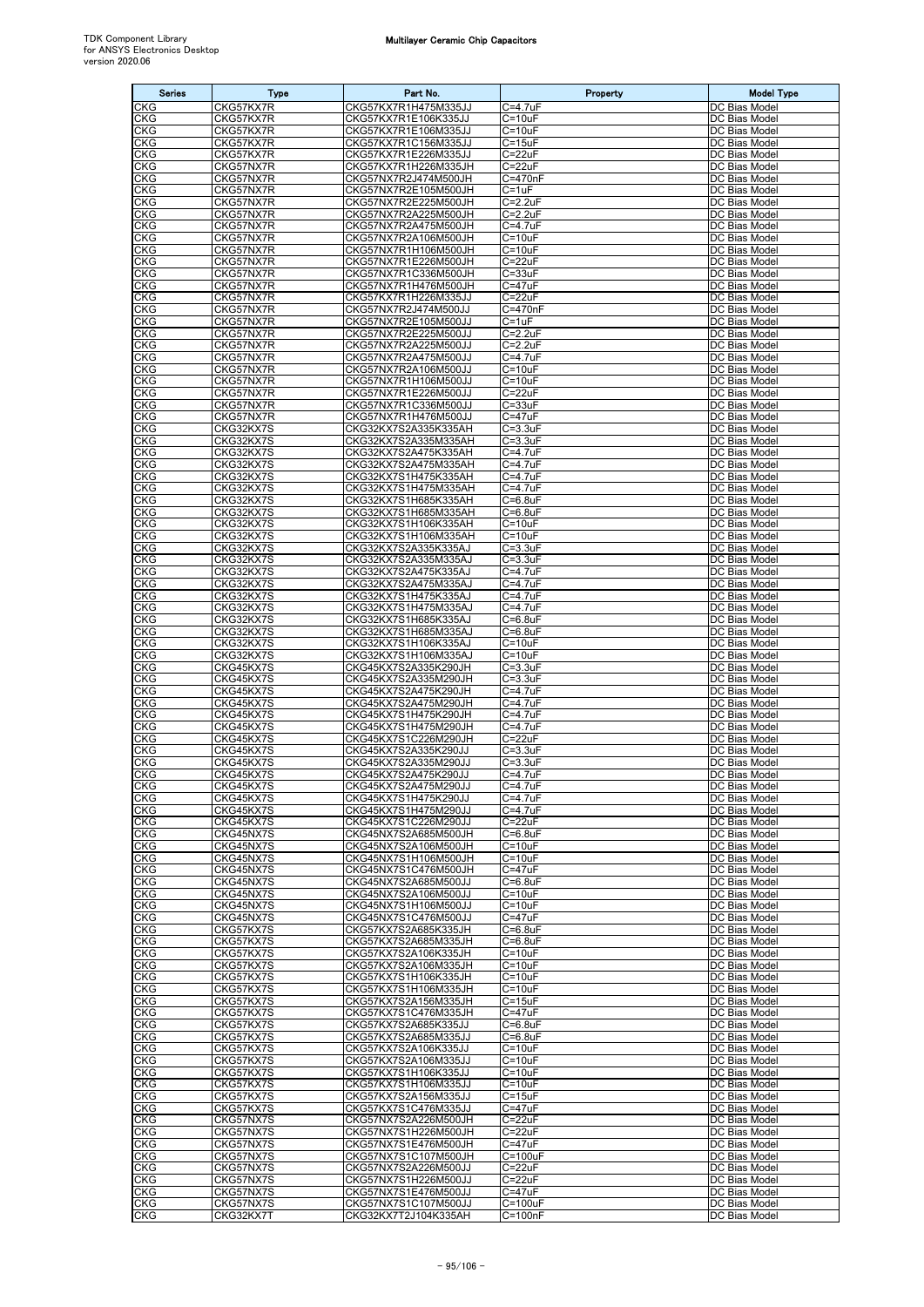| Series | Type | Part No. | Property | Model Type |
|---|---|---|---|---|
| CKG | CKG57KX7R | CKG57KX7R1H475M335JJ | C=4.7uF | DC Bias Model |
| CKG | CKG57KX7R | CKG57KX7R1E106K335JJ | C=10uF | DC Bias Model |
| CKG | CKG57KX7R | CKG57KX7R1E106M335JJ | C=10uF | DC Bias Model |
| CKG | CKG57KX7R | CKG57KX7R1C156M335JJ | C=15uF | DC Bias Model |
| CKG | CKG57KX7R | CKG57KX7R1E226M335JJ | C=22uF | DC Bias Model |
| CKG | CKG57NX7R | CKG57KX7R1H226M335JH | C=22uF | DC Bias Model |
| CKG | CKG57NX7R | CKG57NX7R2J474M500JH | C=470nF | DC Bias Model |
| CKG | CKG57NX7R | CKG57NX7R2E105M500JH | C=1uF | DC Bias Model |
| CKG | CKG57NX7R | CKG57NX7R2E225M500JH | C=2.2uF | DC Bias Model |
| CKG | CKG57NX7R | CKG57NX7R2A225M500JH | C=2.2uF | DC Bias Model |
| CKG | CKG57NX7R | CKG57NX7R2A475M500JH | C=4.7uF | DC Bias Model |
| CKG | CKG57NX7R | CKG57NX7R2A106M500JH | C=10uF | DC Bias Model |
| CKG | CKG57NX7R | CKG57NX7R1H106M500JH | C=10uF | DC Bias Model |
| CKG | CKG57NX7R | CKG57NX7R1E226M500JH | C=22uF | DC Bias Model |
| CKG | CKG57NX7R | CKG57NX7R1C336M500JH | C=33uF | DC Bias Model |
| CKG | CKG57NX7R | CKG57NX7R1H476M500JH | C=47uF | DC Bias Model |
| CKG | CKG57NX7R | CKG57KX7R1H226M335JJ | C=22uF | DC Bias Model |
| CKG | CKG57NX7R | CKG57NX7R2J474M500JJ | C=470nF | DC Bias Model |
| CKG | CKG57NX7R | CKG57NX7R2E105M500JJ | C=1uF | DC Bias Model |
| CKG | CKG57NX7R | CKG57NX7R2E225M500JJ | C=2.2uF | DC Bias Model |
| CKG | CKG57NX7R | CKG57NX7R2A225M500JJ | C=2.2uF | DC Bias Model |
| CKG | CKG57NX7R | CKG57NX7R2A475M500JJ | C=4.7uF | DC Bias Model |
| CKG | CKG57NX7R | CKG57NX7R2A106M500JJ | C=10uF | DC Bias Model |
| CKG | CKG57NX7R | CKG57NX7R1H106M500JJ | C=10uF | DC Bias Model |
| CKG | CKG57NX7R | CKG57NX7R1E226M500JJ | C=22uF | DC Bias Model |
| CKG | CKG57NX7R | CKG57NX7R1C336M500JJ | C=33uF | DC Bias Model |
| CKG | CKG57NX7R | CKG57NX7R1H476M500JJ | C=47uF | DC Bias Model |
| CKG | CKG32KX7S | CKG32KX7S2A335K335AH | C=3.3uF | DC Bias Model |
| CKG | CKG32KX7S | CKG32KX7S2A335M335AH | C=3.3uF | DC Bias Model |
| CKG | CKG32KX7S | CKG32KX7S2A475K335AH | C=4.7uF | DC Bias Model |
| CKG | CKG32KX7S | CKG32KX7S2A475M335AH | C=4.7uF | DC Bias Model |
| CKG | CKG32KX7S | CKG32KX7S1H475K335AH | C=4.7uF | DC Bias Model |
| CKG | CKG32KX7S | CKG32KX7S1H475M335AH | C=4.7uF | DC Bias Model |
| CKG | CKG32KX7S | CKG32KX7S1H685K335AH | C=6.8uF | DC Bias Model |
| CKG | CKG32KX7S | CKG32KX7S1H685M335AH | C=6.8uF | DC Bias Model |
| CKG | CKG32KX7S | CKG32KX7S1H106K335AH | C=10uF | DC Bias Model |
| CKG | CKG32KX7S | CKG32KX7S1H106M335AH | C=10uF | DC Bias Model |
| CKG | CKG32KX7S | CKG32KX7S2A335K335AJ | C=3.3uF | DC Bias Model |
| CKG | CKG32KX7S | CKG32KX7S2A335M335AJ | C=3.3uF | DC Bias Model |
| CKG | CKG32KX7S | CKG32KX7S2A475K335AJ | C=4.7uF | DC Bias Model |
| CKG | CKG32KX7S | CKG32KX7S2A475M335AJ | C=4.7uF | DC Bias Model |
| CKG | CKG32KX7S | CKG32KX7S1H475K335AJ | C=4.7uF | DC Bias Model |
| CKG | CKG32KX7S | CKG32KX7S1H475M335AJ | C=4.7uF | DC Bias Model |
| CKG | CKG32KX7S | CKG32KX7S1H685K335AJ | C=6.8uF | DC Bias Model |
| CKG | CKG32KX7S | CKG32KX7S1H685M335AJ | C=6.8uF | DC Bias Model |
| CKG | CKG32KX7S | CKG32KX7S1H106K335AJ | C=10uF | DC Bias Model |
| CKG | CKG32KX7S | CKG32KX7S1H106M335AJ | C=10uF | DC Bias Model |
| CKG | CKG45KX7S | CKG45KX7S2A335K290JH | C=3.3uF | DC Bias Model |
| CKG | CKG45KX7S | CKG45KX7S2A335M290JH | C=3.3uF | DC Bias Model |
| CKG | CKG45KX7S | CKG45KX7S2A475K290JH | C=4.7uF | DC Bias Model |
| CKG | CKG45KX7S | CKG45KX7S2A475M290JH | C=4.7uF | DC Bias Model |
| CKG | CKG45KX7S | CKG45KX7S1H475K290JH | C=4.7uF | DC Bias Model |
| CKG | CKG45KX7S | CKG45KX7S1H475M290JH | C=4.7uF | DC Bias Model |
| CKG | CKG45KX7S | CKG45KX7S1C226M290JH | C=22uF | DC Bias Model |
| CKG | CKG45KX7S | CKG45KX7S2A335K290JJ | C=3.3uF | DC Bias Model |
| CKG | CKG45KX7S | CKG45KX7S2A335M290JJ | C=3.3uF | DC Bias Model |
| CKG | CKG45KX7S | CKG45KX7S2A475K290JJ | C=4.7uF | DC Bias Model |
| CKG | CKG45KX7S | CKG45KX7S2A475M290JJ | C=4.7uF | DC Bias Model |
| CKG | CKG45KX7S | CKG45KX7S1H475K290JJ | C=4.7uF | DC Bias Model |
| CKG | CKG45KX7S | CKG45KX7S1H475M290JJ | C=4.7uF | DC Bias Model |
| CKG | CKG45KX7S | CKG45KX7S1C226M290JJ | C=22uF | DC Bias Model |
| CKG | CKG45NX7S | CKG45NX7S2A685M500JH | C=6.8uF | DC Bias Model |
| CKG | CKG45NX7S | CKG45NX7S2A106M500JH | C=10uF | DC Bias Model |
| CKG | CKG45NX7S | CKG45NX7S1H106M500JH | C=10uF | DC Bias Model |
| CKG | CKG45NX7S | CKG45NX7S1C476M500JH | C=47uF | DC Bias Model |
| CKG | CKG45NX7S | CKG45NX7S2A685M500JJ | C=6.8uF | DC Bias Model |
| CKG | CKG45NX7S | CKG45NX7S2A106M500JJ | C=10uF | DC Bias Model |
| CKG | CKG45NX7S | CKG45NX7S1H106M500JJ | C=10uF | DC Bias Model |
| CKG | CKG45NX7S | CKG45NX7S1C476M500JJ | C=47uF | DC Bias Model |
| CKG | CKG57KX7S | CKG57KX7S2A685K335JH | C=6.8uF | DC Bias Model |
| CKG | CKG57KX7S | CKG57KX7S2A685M335JH | C=6.8uF | DC Bias Model |
| CKG | CKG57KX7S | CKG57KX7S2A106K335JH | C=10uF | DC Bias Model |
| CKG | CKG57KX7S | CKG57KX7S2A106M335JH | C=10uF | DC Bias Model |
| CKG | CKG57KX7S | CKG57KX7S1H106K335JH | C=10uF | DC Bias Model |
| CKG | CKG57KX7S | CKG57KX7S1H106M335JH | C=10uF | DC Bias Model |
| CKG | CKG57KX7S | CKG57KX7S2A156M335JH | C=15uF | DC Bias Model |
| CKG | CKG57KX7S | CKG57KX7S1C476M335JH | C=47uF | DC Bias Model |
| CKG | CKG57KX7S | CKG57KX7S2A685K335JJ | C=6.8uF | DC Bias Model |
| CKG | CKG57KX7S | CKG57KX7S2A685M335JJ | C=6.8uF | DC Bias Model |
| CKG | CKG57KX7S | CKG57KX7S2A106K335JJ | C=10uF | DC Bias Model |
| CKG | CKG57KX7S | CKG57KX7S2A106M335JJ | C=10uF | DC Bias Model |
| CKG | CKG57KX7S | CKG57KX7S1H106K335JJ | C=10uF | DC Bias Model |
| CKG | CKG57KX7S | CKG57KX7S1H106M335JJ | C=10uF | DC Bias Model |
| CKG | CKG57KX7S | CKG57KX7S2A156M335JJ | C=15uF | DC Bias Model |
| CKG | CKG57KX7S | CKG57KX7S1C476M335JJ | C=47uF | DC Bias Model |
| CKG | CKG57NX7S | CKG57NX7S2A226M500JH | C=22uF | DC Bias Model |
| CKG | CKG57NX7S | CKG57NX7S1H226M500JH | C=22uF | DC Bias Model |
| CKG | CKG57NX7S | CKG57NX7S1E476M500JH | C=47uF | DC Bias Model |
| CKG | CKG57NX7S | CKG57NX7S1C107M500JH | C=100uF | DC Bias Model |
| CKG | CKG57NX7S | CKG57NX7S2A226M500JJ | C=22uF | DC Bias Model |
| CKG | CKG57NX7S | CKG57NX7S1H226M500JJ | C=22uF | DC Bias Model |
| CKG | CKG57NX7S | CKG57NX7S1E476M500JJ | C=47uF | DC Bias Model |
| CKG | CKG57NX7S | CKG57NX7S1C107M500JJ | C=100uF | DC Bias Model |
| CKG | CKG32KX7T | CKG32KX7T2J104K335AH | C=100nF | DC Bias Model |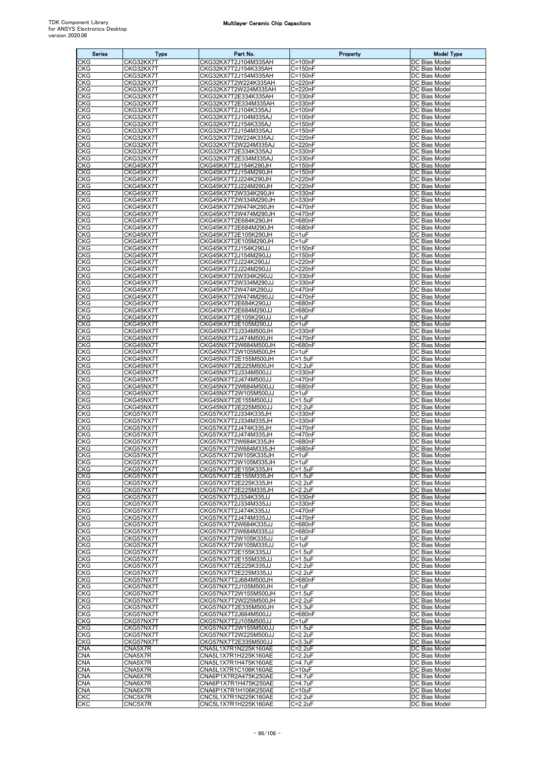| Series | Type | Part No. | Property | Model Type |
|---|---|---|---|---|
| CKG | CKG32KX7T | CKG32KX7T2J104M335AH | C=100nF | DC Bias Model |
| CKG | CKG32KX7T | CKG32KX7T2J154K335AH | C=150nF | DC Bias Model |
| CKG | CKG32KX7T | CKG32KX7T2J154M335AH | C=150nF | DC Bias Model |
| CKG | CKG32KX7T | CKG32KX7T2W224K335AH | C=220nF | DC Bias Model |
| CKG | CKG32KX7T | CKG32KX7T2W224M335AH | C=220nF | DC Bias Model |
| CKG | CKG32KX7T | CKG32KX7T2E334K335AH | C=330nF | DC Bias Model |
| CKG | CKG32KX7T | CKG32KX7T2E334M335AH | C=330nF | DC Bias Model |
| CKG | CKG32KX7T | CKG32KX7T2J104K335AJ | C=100nF | DC Bias Model |
| CKG | CKG32KX7T | CKG32KX7T2J104M335AJ | C=100nF | DC Bias Model |
| CKG | CKG32KX7T | CKG32KX7T2J154K335AJ | C=150nF | DC Bias Model |
| CKG | CKG32KX7T | CKG32KX7T2J154M335AJ | C=150nF | DC Bias Model |
| CKG | CKG32KX7T | CKG32KX7T2W224K335AJ | C=220nF | DC Bias Model |
| CKG | CKG32KX7T | CKG32KX7T2W224M335AJ | C=220nF | DC Bias Model |
| CKG | CKG32KX7T | CKG32KX7T2E334K335AJ | C=330nF | DC Bias Model |
| CKG | CKG32KX7T | CKG32KX7T2E334M335AJ | C=330nF | DC Bias Model |
| CKG | CKG45KX7T | CKG45KX7T2J154K290JH | C=150nF | DC Bias Model |
| CKG | CKG45KX7T | CKG45KX7T2J154M290JH | C=150nF | DC Bias Model |
| CKG | CKG45KX7T | CKG45KX7T2J224K290JH | C=220nF | DC Bias Model |
| CKG | CKG45KX7T | CKG45KX7T2J224M290JH | C=220nF | DC Bias Model |
| CKG | CKG45KX7T | CKG45KX7T2W334K290JH | C=330nF | DC Bias Model |
| CKG | CKG45KX7T | CKG45KX7T2W334M290JH | C=330nF | DC Bias Model |
| CKG | CKG45KX7T | CKG45KX7T2W474K290JH | C=470nF | DC Bias Model |
| CKG | CKG45KX7T | CKG45KX7T2W474M290JH | C=470nF | DC Bias Model |
| CKG | CKG45KX7T | CKG45KX7T2E684K290JH | C=680nF | DC Bias Model |
| CKG | CKG45KX7T | CKG45KX7T2E684M290JH | C=680nF | DC Bias Model |
| CKG | CKG45KX7T | CKG45KX7T2E105K290JH | C=1uF | DC Bias Model |
| CKG | CKG45KX7T | CKG45KX7T2E105M290JH | C=1uF | DC Bias Model |
| CKG | CKG45KX7T | CKG45KX7T2J154K290JJ | C=150nF | DC Bias Model |
| CKG | CKG45KX7T | CKG45KX7T2J154M290JJ | C=150nF | DC Bias Model |
| CKG | CKG45KX7T | CKG45KX7T2J224K290JJ | C=220nF | DC Bias Model |
| CKG | CKG45KX7T | CKG45KX7T2J224M290JJ | C=220nF | DC Bias Model |
| CKG | CKG45KX7T | CKG45KX7T2W334K290JJ | C=330nF | DC Bias Model |
| CKG | CKG45KX7T | CKG45KX7T2W334M290JJ | C=330nF | DC Bias Model |
| CKG | CKG45KX7T | CKG45KX7T2W474K290JJ | C=470nF | DC Bias Model |
| CKG | CKG45KX7T | CKG45KX7T2W474M290JJ | C=470nF | DC Bias Model |
| CKG | CKG45KX7T | CKG45KX7T2E684K290JJ | C=680nF | DC Bias Model |
| CKG | CKG45KX7T | CKG45KX7T2E684M290JJ | C=680nF | DC Bias Model |
| CKG | CKG45KX7T | CKG45KX7T2E105K290JJ | C=1uF | DC Bias Model |
| CKG | CKG45KX7T | CKG45KX7T2E105M290JJ | C=1uF | DC Bias Model |
| CKG | CKG45NX7T | CKG45NX7T2J334M500JH | C=330nF | DC Bias Model |
| CKG | CKG45NX7T | CKG45NX7T2J474M500JH | C=470nF | DC Bias Model |
| CKG | CKG45NX7T | CKG45NX7T2W684M500JH | C=680nF | DC Bias Model |
| CKG | CKG45NX7T | CKG45NX7T2W105M500JH | C=1uF | DC Bias Model |
| CKG | CKG45NX7T | CKG45NX7T2E155M500JH | C=1.5uF | DC Bias Model |
| CKG | CKG45NX7T | CKG45NX7T2E225M500JH | C=2.2uF | DC Bias Model |
| CKG | CKG45NX7T | CKG45NX7T2J334M500JJ | C=330nF | DC Bias Model |
| CKG | CKG45NX7T | CKG45NX7T2J474M500JJ | C=470nF | DC Bias Model |
| CKG | CKG45NX7T | CKG45NX7T2W684M500JJ | C=680nF | DC Bias Model |
| CKG | CKG45NX7T | CKG45NX7T2W105M500JJ | C=1uF | DC Bias Model |
| CKG | CKG45NX7T | CKG45NX7T2E155M500JJ | C=1.5uF | DC Bias Model |
| CKG | CKG45NX7T | CKG45NX7T2E225M500JJ | C=2.2uF | DC Bias Model |
| CKG | CKG57KX7T | CKG57KX7T2J334K335JH | C=330nF | DC Bias Model |
| CKG | CKG57KX7T | CKG57KX7T2J334M335JH | C=330nF | DC Bias Model |
| CKG | CKG57KX7T | CKG57KX7T2J474K335JH | C=470nF | DC Bias Model |
| CKG | CKG57KX7T | CKG57KX7T2J474M335JH | C=470nF | DC Bias Model |
| CKG | CKG57KX7T | CKG57KX7T2W684K335JH | C=680nF | DC Bias Model |
| CKG | CKG57KX7T | CKG57KX7T2W684M335JH | C=680nF | DC Bias Model |
| CKG | CKG57KX7T | CKG57KX7T2W105K335JH | C=1uF | DC Bias Model |
| CKG | CKG57KX7T | CKG57KX7T2W105M335JH | C=1uF | DC Bias Model |
| CKG | CKG57KX7T | CKG57KX7T2E155K335JH | C=1.5uF | DC Bias Model |
| CKG | CKG57KX7T | CKG57KX7T2E155M335JH | C=1.5uF | DC Bias Model |
| CKG | CKG57KX7T | CKG57KX7T2E225K335JH | C=2.2uF | DC Bias Model |
| CKG | CKG57KX7T | CKG57KX7T2E225M335JH | C=2.2uF | DC Bias Model |
| CKG | CKG57KX7T | CKG57KX7T2J334K335JJ | C=330nF | DC Bias Model |
| CKG | CKG57KX7T | CKG57KX7T2J334M335JJ | C=330nF | DC Bias Model |
| CKG | CKG57KX7T | CKG57KX7T2J474K335JJ | C=470nF | DC Bias Model |
| CKG | CKG57KX7T | CKG57KX7T2J474M335JJ | C=470nF | DC Bias Model |
| CKG | CKG57KX7T | CKG57KX7T2W684K335JJ | C=680nF | DC Bias Model |
| CKG | CKG57KX7T | CKG57KX7T2W684M335JJ | C=680nF | DC Bias Model |
| CKG | CKG57KX7T | CKG57KX7T2W105K335JJ | C=1uF | DC Bias Model |
| CKG | CKG57KX7T | CKG57KX7T2W105M335JJ | C=1uF | DC Bias Model |
| CKG | CKG57KX7T | CKG57KX7T2E155K335JJ | C=1.5uF | DC Bias Model |
| CKG | CKG57KX7T | CKG57KX7T2E155M335JJ | C=1.5uF | DC Bias Model |
| CKG | CKG57KX7T | CKG57KX7T2E225K335JJ | C=2.2uF | DC Bias Model |
| CKG | CKG57KX7T | CKG57KX7T2E225M335JJ | C=2.2uF | DC Bias Model |
| CKG | CKG57NX7T | CKG57NX7T2J684M500JH | C=680nF | DC Bias Model |
| CKG | CKG57NX7T | CKG57NX7T2J105M500JH | C=1uF | DC Bias Model |
| CKG | CKG57NX7T | CKG57NX7T2W155M500JH | C=1.5uF | DC Bias Model |
| CKG | CKG57NX7T | CKG57NX7T2W225M500JH | C=2.2uF | DC Bias Model |
| CKG | CKG57NX7T | CKG57NX7T2E335M500JH | C=3.3uF | DC Bias Model |
| CKG | CKG57NX7T | CKG57NX7T2J684M500JJ | C=680nF | DC Bias Model |
| CKG | CKG57NX7T | CKG57NX7T2J105M500JJ | C=1uF | DC Bias Model |
| CKG | CKG57NX7T | CKG57NX7T2W155M500JJ | C=1.5uF | DC Bias Model |
| CKG | CKG57NX7T | CKG57NX7T2W225M500JJ | C=2.2uF | DC Bias Model |
| CKG | CKG57NX7T | CKG57NX7T2E335M500JJ | C=3.3uF | DC Bias Model |
| CNA | CNA5X7R | CNA5L1X7R1N225K160AE | C=2.2uF | DC Bias Model |
| CNA | CNA5X7R | CNA5L1X7R1H225K160AE | C=2.2uF | DC Bias Model |
| CNA | CNA5X7R | CNA5L1X7R1H475K160AE | C=4.7uF | DC Bias Model |
| CNA | CNA5X7R | CNA5L1X7R1C106K160AE | C=10uF | DC Bias Model |
| CNA | CNA6X7R | CNA6P1X7R2A475K250AE | C=4.7uF | DC Bias Model |
| CNA | CNA6X7R | CNA6P1X7R1H475K250AE | C=4.7uF | DC Bias Model |
| CNA | CNA6X7R | CNA6P1X7R1H106K250AE | C=10uF | DC Bias Model |
| CKC | CNC5X7R | CNC5L1X7R1N225K160AE | C=2.2uF | DC Bias Model |
| CKC | CNC5X7R | CNC5L1X7R1H225K160AE | C=2.2uF | DC Bias Model |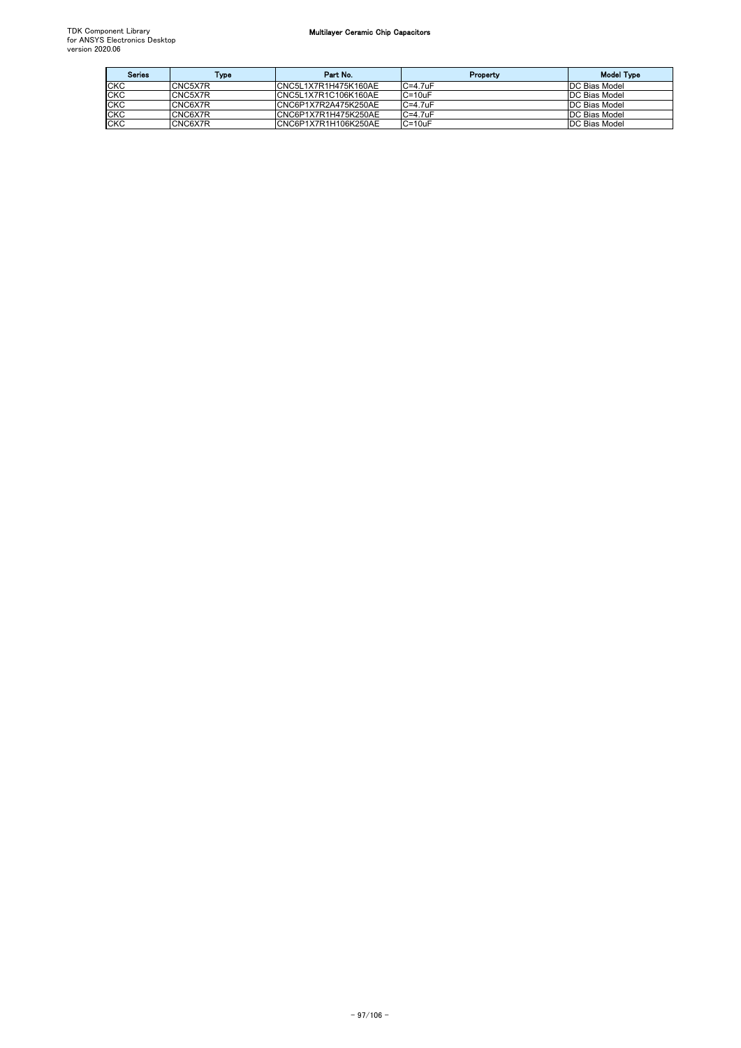# Multilayer Ceramic Chip Capacitors

| Series | Type | Part No. | Property | Model Type |
| --- | --- | --- | --- | --- |
| CKC | CNC5X7R | CNC5L1X7R1H475K160AE | C=4.7uF | DC Bias Model |
| CKC | CNC5X7R | CNC5L1X7R1C106K160AE | C=10uF | DC Bias Model |
| CKC | CNC6X7R | CNC6P1X7R2A475K250AE | C=4.7uF | DC Bias Model |
| CKC | CNC6X7R | CNC6P1X7R1H475K250AE | C=4.7uF | DC Bias Model |
| CKC | CNC6X7R | CNC6P1X7R1H106K250AE | C=10uF | DC Bias Model |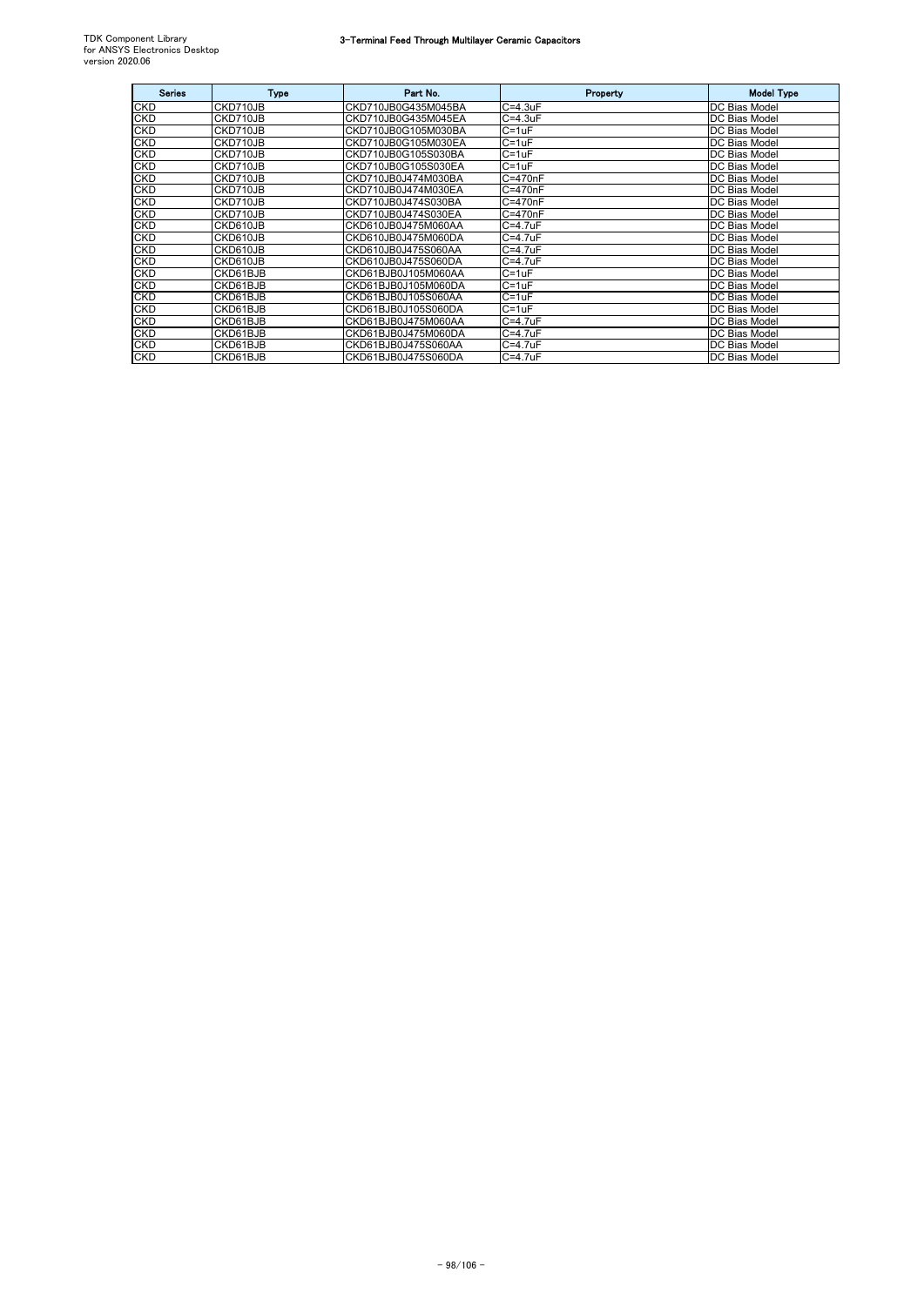# 3-Terminal Feed Through Multilayer Ceramic Capacitors

| Series | Type | Part No. | Property | Model Type |
|---|---|---|---|---|
| CKD | CKD710JB | CKD710JB0G435M045BA | C=4.3uF | DC Bias Model |
| CKD | CKD710JB | CKD710JB0G435M045EA | C=4.3uF | DC Bias Model |
| CKD | CKD710JB | CKD710JB0G105M030BA | C=1uF | DC Bias Model |
| CKD | CKD710JB | CKD710JB0G105M030EA | C=1uF | DC Bias Model |
| CKD | CKD710JB | CKD710JB0G105S030BA | C=1uF | DC Bias Model |
| CKD | CKD710JB | CKD710JB0G105S030EA | C=1uF | DC Bias Model |
| CKD | CKD710JB | CKD710JB0J474M030BA | C=470nF | DC Bias Model |
| CKD | CKD710JB | CKD710JB0J474M030EA | C=470nF | DC Bias Model |
| CKD | CKD710JB | CKD710JB0J474S030BA | C=470nF | DC Bias Model |
| CKD | CKD710JB | CKD710JB0J474S030EA | C=470nF | DC Bias Model |
| CKD | CKD610JB | CKD610JB0J475M060AA | C=4.7uF | DC Bias Model |
| CKD | CKD610JB | CKD610JB0J475M060DA | C=4.7uF | DC Bias Model |
| CKD | CKD610JB | CKD610JB0J475S060AA | C=4.7uF | DC Bias Model |
| CKD | CKD610JB | CKD610JB0J475S060DA | C=4.7uF | DC Bias Model |
| CKD | CKD61BJB | CKD61BJB0J105M060AA | C=1uF | DC Bias Model |
| CKD | CKD61BJB | CKD61BJB0J105M060DA | C=1uF | DC Bias Model |
| CKD | CKD61BJB | CKD61BJB0J105S060AA | C=1uF | DC Bias Model |
| CKD | CKD61BJB | CKD61BJB0J105S060DA | C=1uF | DC Bias Model |
| CKD | CKD61BJB | CKD61BJB0J475M060AA | C=4.7uF | DC Bias Model |
| CKD | CKD61BJB | CKD61BJB0J475M060DA | C=4.7uF | DC Bias Model |
| CKD | CKD61BJB | CKD61BJB0J475S060AA | C=4.7uF | DC Bias Model |
| CKD | CKD61BJB | CKD61BJB0J475S060DA | C=4.7uF | DC Bias Model |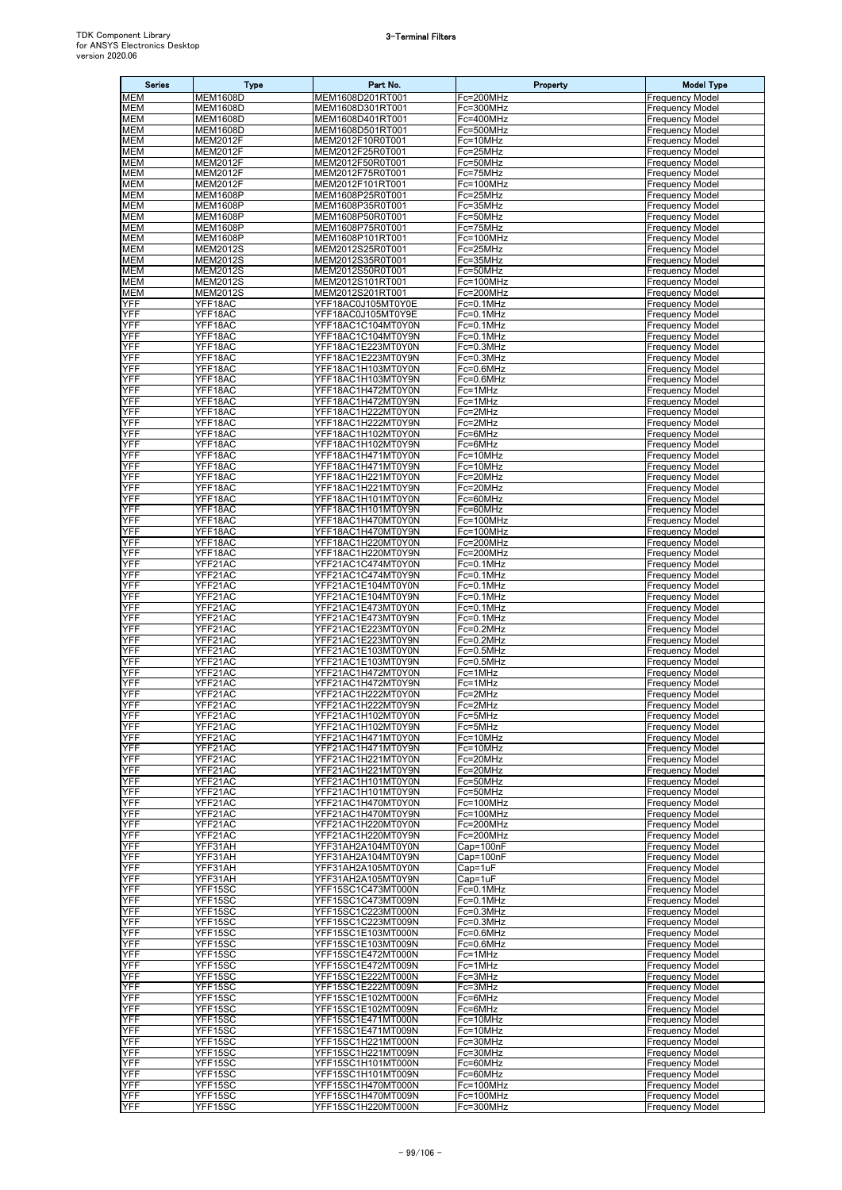# 3-Terminal Filters

| Series | Type | Part No. | Property | Model Type |
|---|---|---|---|---|
| MEM | MEM1608D | MEM1608D201RT001 | Fc=200MHz | Frequency Model |
| MEM | MEM1608D | MEM1608D301RT001 | Fc=300MHz | Frequency Model |
| MEM | MEM1608D | MEM1608D401RT001 | Fc=400MHz | Frequency Model |
| MEM | MEM1608D | MEM1608D501RT001 | Fc=500MHz | Frequency Model |
| MEM | MEM2012F | MEM2012F10R0T001 | Fc=10MHz | Frequency Model |
| MEM | MEM2012F | MEM2012F25R0T001 | Fc=25MHz | Frequency Model |
| MEM | MEM2012F | MEM2012F50R0T001 | Fc=50MHz | Frequency Model |
| MEM | MEM2012F | MEM2012F75R0T001 | Fc=75MHz | Frequency Model |
| MEM | MEM2012F | MEM2012F101RT001 | Fc=100MHz | Frequency Model |
| MEM | MEM1608P | MEM1608P25R0T001 | Fc=25MHz | Frequency Model |
| MEM | MEM1608P | MEM1608P35R0T001 | Fc=35MHz | Frequency Model |
| MEM | MEM1608P | MEM1608P50R0T001 | Fc=50MHz | Frequency Model |
| MEM | MEM1608P | MEM1608P75R0T001 | Fc=75MHz | Frequency Model |
| MEM | MEM1608P | MEM1608P101RT001 | Fc=100MHz | Frequency Model |
| MEM | MEM2012S | MEM2012S25R0T001 | Fc=25MHz | Frequency Model |
| MEM | MEM2012S | MEM2012S35R0T001 | Fc=35MHz | Frequency Model |
| MEM | MEM2012S | MEM2012S50R0T001 | Fc=50MHz | Frequency Model |
| MEM | MEM2012S | MEM2012S101RT001 | Fc=100MHz | Frequency Model |
| MEM | MEM2012S | MEM2012S201RT001 | Fc=200MHz | Frequency Model |
| YFF | YFF18AC | YFF18AC0J105MT0Y0E | Fc=0.1MHz | Frequency Model |
| YFF | YFF18AC | YFF18AC0J105MT0Y9E | Fc=0.1MHz | Frequency Model |
| YFF | YFF18AC | YFF18AC1C104MT0Y0N | Fc=0.1MHz | Frequency Model |
| YFF | YFF18AC | YFF18AC1C104MT0Y9N | Fc=0.1MHz | Frequency Model |
| YFF | YFF18AC | YFF18AC1E223MT0Y0N | Fc=0.3MHz | Frequency Model |
| YFF | YFF18AC | YFF18AC1E223MT0Y9N | Fc=0.3MHz | Frequency Model |
| YFF | YFF18AC | YFF18AC1H103MT0Y0N | Fc=0.6MHz | Frequency Model |
| YFF | YFF18AC | YFF18AC1H103MT0Y9N | Fc=0.6MHz | Frequency Model |
| YFF | YFF18AC | YFF18AC1H472MT0Y0N | Fc=1MHz | Frequency Model |
| YFF | YFF18AC | YFF18AC1H472MT0Y9N | Fc=1MHz | Frequency Model |
| YFF | YFF18AC | YFF18AC1H222MT0Y0N | Fc=2MHz | Frequency Model |
| YFF | YFF18AC | YFF18AC1H222MT0Y9N | Fc=2MHz | Frequency Model |
| YFF | YFF18AC | YFF18AC1H102MT0Y0N | Fc=6MHz | Frequency Model |
| YFF | YFF18AC | YFF18AC1H102MT0Y9N | Fc=6MHz | Frequency Model |
| YFF | YFF18AC | YFF18AC1H471MT0Y0N | Fc=10MHz | Frequency Model |
| YFF | YFF18AC | YFF18AC1H471MT0Y9N | Fc=10MHz | Frequency Model |
| YFF | YFF18AC | YFF18AC1H221MT0Y0N | Fc=20MHz | Frequency Model |
| YFF | YFF18AC | YFF18AC1H221MT0Y9N | Fc=20MHz | Frequency Model |
| YFF | YFF18AC | YFF18AC1H101MT0Y0N | Fc=60MHz | Frequency Model |
| YFF | YFF18AC | YFF18AC1H101MT0Y9N | Fc=60MHz | Frequency Model |
| YFF | YFF18AC | YFF18AC1H470MT0Y0N | Fc=100MHz | Frequency Model |
| YFF | YFF18AC | YFF18AC1H470MT0Y9N | Fc=100MHz | Frequency Model |
| YFF | YFF18AC | YFF18AC1H220MT0Y0N | Fc=200MHz | Frequency Model |
| YFF | YFF18AC | YFF18AC1H220MT0Y9N | Fc=200MHz | Frequency Model |
| YFF | YFF21AC | YFF21AC1C474MT0Y0N | Fc=0.1MHz | Frequency Model |
| YFF | YFF21AC | YFF21AC1C474MT0Y9N | Fc=0.1MHz | Frequency Model |
| YFF | YFF21AC | YFF21AC1E104MT0Y0N | Fc=0.1MHz | Frequency Model |
| YFF | YFF21AC | YFF21AC1E104MT0Y9N | Fc=0.1MHz | Frequency Model |
| YFF | YFF21AC | YFF21AC1E473MT0Y0N | Fc=0.1MHz | Frequency Model |
| YFF | YFF21AC | YFF21AC1E473MT0Y9N | Fc=0.1MHz | Frequency Model |
| YFF | YFF21AC | YFF21AC1E223MT0Y0N | Fc=0.2MHz | Frequency Model |
| YFF | YFF21AC | YFF21AC1E223MT0Y9N | Fc=0.2MHz | Frequency Model |
| YFF | YFF21AC | YFF21AC1E103MT0Y0N | Fc=0.5MHz | Frequency Model |
| YFF | YFF21AC | YFF21AC1E103MT0Y9N | Fc=0.5MHz | Frequency Model |
| YFF | YFF21AC | YFF21AC1H472MT0Y0N | Fc=1MHz | Frequency Model |
| YFF | YFF21AC | YFF21AC1H472MT0Y9N | Fc=1MHz | Frequency Model |
| YFF | YFF21AC | YFF21AC1H222MT0Y0N | Fc=2MHz | Frequency Model |
| YFF | YFF21AC | YFF21AC1H222MT0Y9N | Fc=2MHz | Frequency Model |
| YFF | YFF21AC | YFF21AC1H102MT0Y0N | Fc=5MHz | Frequency Model |
| YFF | YFF21AC | YFF21AC1H102MT0Y9N | Fc=5MHz | Frequency Model |
| YFF | YFF21AC | YFF21AC1H471MT0Y0N | Fc=10MHz | Frequency Model |
| YFF | YFF21AC | YFF21AC1H471MT0Y9N | Fc=10MHz | Frequency Model |
| YFF | YFF21AC | YFF21AC1H221MT0Y0N | Fc=20MHz | Frequency Model |
| YFF | YFF21AC | YFF21AC1H221MT0Y9N | Fc=20MHz | Frequency Model |
| YFF | YFF21AC | YFF21AC1H101MT0Y0N | Fc=50MHz | Frequency Model |
| YFF | YFF21AC | YFF21AC1H101MT0Y9N | Fc=50MHz | Frequency Model |
| YFF | YFF21AC | YFF21AC1H470MT0Y0N | Fc=100MHz | Frequency Model |
| YFF | YFF21AC | YFF21AC1H470MT0Y9N | Fc=100MHz | Frequency Model |
| YFF | YFF21AC | YFF21AC1H220MT0Y0N | Fc=200MHz | Frequency Model |
| YFF | YFF21AC | YFF21AC1H220MT0Y9N | Fc=200MHz | Frequency Model |
| YFF | YFF31AH | YFF31AH2A104MT0Y0N | Cap=100nF | Frequency Model |
| YFF | YFF31AH | YFF31AH2A104MT0Y9N | Cap=100nF | Frequency Model |
| YFF | YFF31AH | YFF31AH2A105MT0Y0N | Cap=1uF | Frequency Model |
| YFF | YFF31AH | YFF31AH2A105MT0Y9N | Cap=1uF | Frequency Model |
| YFF | YFF15SC | YFF15SC1C473MT000N | Fc=0.1MHz | Frequency Model |
| YFF | YFF15SC | YFF15SC1C473MT009N | Fc=0.1MHz | Frequency Model |
| YFF | YFF15SC | YFF15SC1C223MT000N | Fc=0.3MHz | Frequency Model |
| YFF | YFF15SC | YFF15SC1C223MT009N | Fc=0.3MHz | Frequency Model |
| YFF | YFF15SC | YFF15SC1E103MT000N | Fc=0.6MHz | Frequency Model |
| YFF | YFF15SC | YFF15SC1E103MT009N | Fc=0.6MHz | Frequency Model |
| YFF | YFF15SC | YFF15SC1E472MT000N | Fc=1MHz | Frequency Model |
| YFF | YFF15SC | YFF15SC1E472MT009N | Fc=1MHz | Frequency Model |
| YFF | YFF15SC | YFF15SC1E222MT000N | Fc=3MHz | Frequency Model |
| YFF | YFF15SC | YFF15SC1E222MT009N | Fc=3MHz | Frequency Model |
| YFF | YFF15SC | YFF15SC1E102MT000N | Fc=6MHz | Frequency Model |
| YFF | YFF15SC | YFF15SC1E102MT009N | Fc=6MHz | Frequency Model |
| YFF | YFF15SC | YFF15SC1E471MT000N | Fc=10MHz | Frequency Model |
| YFF | YFF15SC | YFF15SC1E471MT009N | Fc=10MHz | Frequency Model |
| YFF | YFF15SC | YFF15SC1H221MT000N | Fc=30MHz | Frequency Model |
| YFF | YFF15SC | YFF15SC1H221MT009N | Fc=30MHz | Frequency Model |
| YFF | YFF15SC | YFF15SC1H101MT000N | Fc=60MHz | Frequency Model |
| YFF | YFF15SC | YFF15SC1H101MT009N | Fc=60MHz | Frequency Model |
| YFF | YFF15SC | YFF15SC1H470MT000N | Fc=100MHz | Frequency Model |
| YFF | YFF15SC | YFF15SC1H470MT009N | Fc=100MHz | Frequency Model |
| YFF | YFF15SC | YFF15SC1H220MT000N | Fc=300MHz | Frequency Model |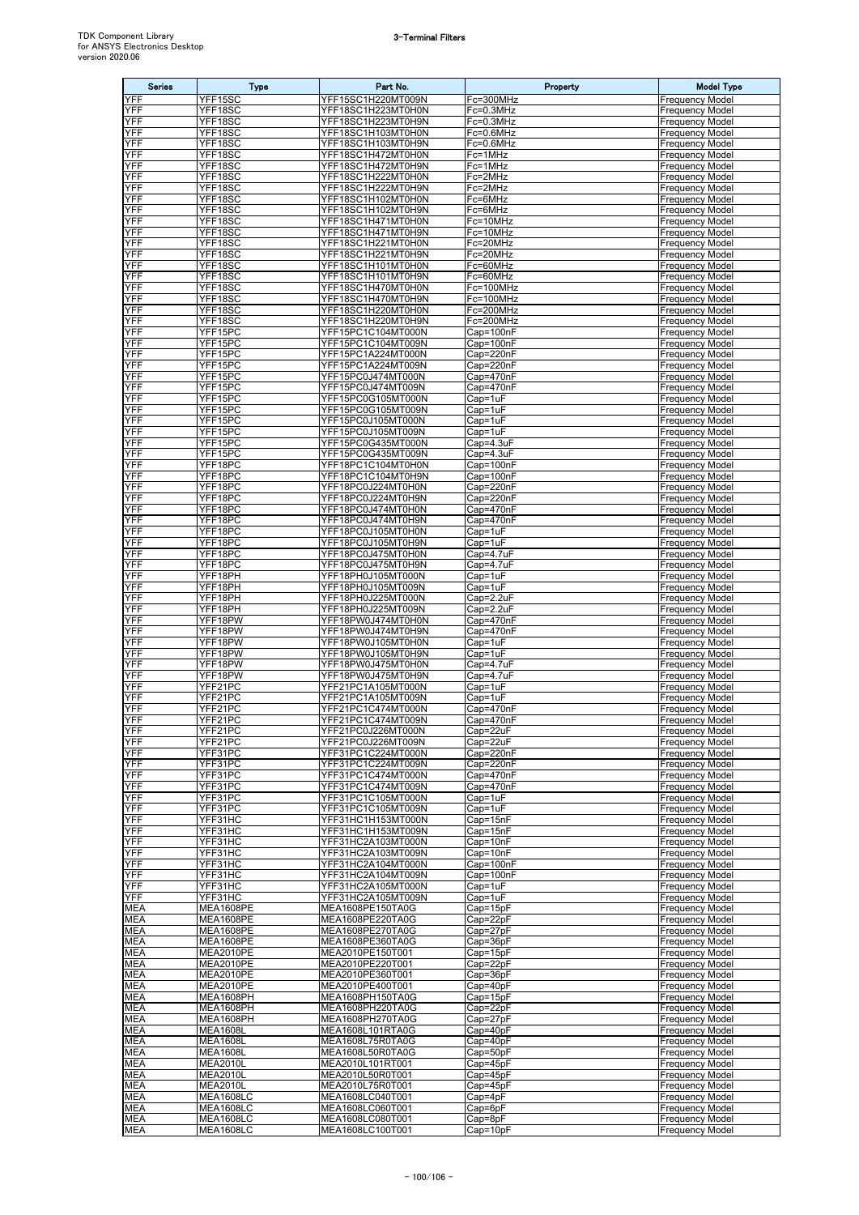| Series | Type | Part No. | Property | Model Type |
|---|---|---|---|---|
| YFF | YFF15SC | YFF15SC1H220MT009N | Fc=300MHz | Frequency Model |
| YFF | YFF18SC | YFF18SC1H223MT0H0N | Fc=0.3MHz | Frequency Model |
| YFF | YFF18SC | YFF18SC1H223MT0H9N | Fc=0.3MHz | Frequency Model |
| YFF | YFF18SC | YFF18SC1H103MT0H0N | Fc=0.6MHz | Frequency Model |
| YFF | YFF18SC | YFF18SC1H103MT0H9N | Fc=0.6MHz | Frequency Model |
| YFF | YFF18SC | YFF18SC1H472MT0H0N | Fc=1MHz | Frequency Model |
| YFF | YFF18SC | YFF18SC1H472MT0H9N | Fc=1MHz | Frequency Model |
| YFF | YFF18SC | YFF18SC1H222MT0H0N | Fc=2MHz | Frequency Model |
| YFF | YFF18SC | YFF18SC1H222MT0H9N | Fc=2MHz | Frequency Model |
| YFF | YFF18SC | YFF18SC1H102MT0H0N | Fc=6MHz | Frequency Model |
| YFF | YFF18SC | YFF18SC1H102MT0H9N | Fc=6MHz | Frequency Model |
| YFF | YFF18SC | YFF18SC1H471MT0H0N | Fc=10MHz | Frequency Model |
| YFF | YFF18SC | YFF18SC1H471MT0H9N | Fc=10MHz | Frequency Model |
| YFF | YFF18SC | YFF18SC1H221MT0H0N | Fc=20MHz | Frequency Model |
| YFF | YFF18SC | YFF18SC1H221MT0H9N | Fc=20MHz | Frequency Model |
| YFF | YFF18SC | YFF18SC1H101MT0H0N | Fc=60MHz | Frequency Model |
| YFF | YFF18SC | YFF18SC1H101MT0H9N | Fc=60MHz | Frequency Model |
| YFF | YFF18SC | YFF18SC1H470MT0H0N | Fc=100MHz | Frequency Model |
| YFF | YFF18SC | YFF18SC1H470MT0H9N | Fc=100MHz | Frequency Model |
| YFF | YFF18SC | YFF18SC1H220MT0H0N | Fc=200MHz | Frequency Model |
| YFF | YFF18SC | YFF18SC1H220MT0H9N | Fc=200MHz | Frequency Model |
| YFF | YFF15PC | YFF15PC1C104MT000N | Cap=100nF | Frequency Model |
| YFF | YFF15PC | YFF15PC1C104MT009N | Cap=100nF | Frequency Model |
| YFF | YFF15PC | YFF15PC1A224MT000N | Cap=220nF | Frequency Model |
| YFF | YFF15PC | YFF15PC1A224MT009N | Cap=220nF | Frequency Model |
| YFF | YFF15PC | YFF15PC0J474MT000N | Cap=470nF | Frequency Model |
| YFF | YFF15PC | YFF15PC0J474MT009N | Cap=470nF | Frequency Model |
| YFF | YFF15PC | YFF15PC0G105MT000N | Cap=1uF | Frequency Model |
| YFF | YFF15PC | YFF15PC0G105MT009N | Cap=1uF | Frequency Model |
| YFF | YFF15PC | YFF15PC0J105MT000N | Cap=1uF | Frequency Model |
| YFF | YFF15PC | YFF15PC0J105MT009N | Cap=1uF | Frequency Model |
| YFF | YFF15PC | YFF15PC0G435MT000N | Cap=4.3uF | Frequency Model |
| YFF | YFF15PC | YFF15PC0G435MT009N | Cap=4.3uF | Frequency Model |
| YFF | YFF18PC | YFF18PC1C104MT0H0N | Cap=100nF | Frequency Model |
| YFF | YFF18PC | YFF18PC1C104MT0H9N | Cap=100nF | Frequency Model |
| YFF | YFF18PC | YFF18PC0J224MT0H0N | Cap=220nF | Frequency Model |
| YFF | YFF18PC | YFF18PC0J224MT0H9N | Cap=220nF | Frequency Model |
| YFF | YFF18PC | YFF18PC0J474MT0H0N | Cap=470nF | Frequency Model |
| YFF | YFF18PC | YFF18PC0J474MT0H9N | Cap=470nF | Frequency Model |
| YFF | YFF18PC | YFF18PC0J105MT0H0N | Cap=1uF | Frequency Model |
| YFF | YFF18PC | YFF18PC0J105MT0H9N | Cap=1uF | Frequency Model |
| YFF | YFF18PC | YFF18PC0J475MT0H0N | Cap=4.7uF | Frequency Model |
| YFF | YFF18PC | YFF18PC0J475MT0H9N | Cap=4.7uF | Frequency Model |
| YFF | YFF18PH | YFF18PH0J105MT000N | Cap=1uF | Frequency Model |
| YFF | YFF18PH | YFF18PH0J105MT009N | Cap=1uF | Frequency Model |
| YFF | YFF18PH | YFF18PH0J225MT000N | Cap=2.2uF | Frequency Model |
| YFF | YFF18PH | YFF18PH0J225MT009N | Cap=2.2uF | Frequency Model |
| YFF | YFF18PW | YFF18PW0J474MT0H0N | Cap=470nF | Frequency Model |
| YFF | YFF18PW | YFF18PW0J474MT0H9N | Cap=470nF | Frequency Model |
| YFF | YFF18PW | YFF18PW0J105MT0H0N | Cap=1uF | Frequency Model |
| YFF | YFF18PW | YFF18PW0J105MT0H9N | Cap=1uF | Frequency Model |
| YFF | YFF18PW | YFF18PW0J475MT0H0N | Cap=4.7uF | Frequency Model |
| YFF | YFF18PW | YFF18PW0J475MT0H9N | Cap=4.7uF | Frequency Model |
| YFF | YFF21PC | YFF21PC1A105MT000N | Cap=1uF | Frequency Model |
| YFF | YFF21PC | YFF21PC1A105MT009N | Cap=1uF | Frequency Model |
| YFF | YFF21PC | YFF21PC1C474MT000N | Cap=470nF | Frequency Model |
| YFF | YFF21PC | YFF21PC1C474MT009N | Cap=470nF | Frequency Model |
| YFF | YFF21PC | YFF21PC0J226MT000N | Cap=22uF | Frequency Model |
| YFF | YFF21PC | YFF21PC0J226MT009N | Cap=22uF | Frequency Model |
| YFF | YFF31PC | YFF31PC1C224MT000N | Cap=220nF | Frequency Model |
| YFF | YFF31PC | YFF31PC1C224MT009N | Cap=220nF | Frequency Model |
| YFF | YFF31PC | YFF31PC1C474MT000N | Cap=470nF | Frequency Model |
| YFF | YFF31PC | YFF31PC1C474MT009N | Cap=470nF | Frequency Model |
| YFF | YFF31PC | YFF31PC1C105MT000N | Cap=1uF | Frequency Model |
| YFF | YFF31PC | YFF31PC1C105MT009N | Cap=1uF | Frequency Model |
| YFF | YFF31HC | YFF31HC1H153MT000N | Cap=15nF | Frequency Model |
| YFF | YFF31HC | YFF31HC1H153MT009N | Cap=15nF | Frequency Model |
| YFF | YFF31HC | YFF31HC2A103MT000N | Cap=10nF | Frequency Model |
| YFF | YFF31HC | YFF31HC2A103MT009N | Cap=10nF | Frequency Model |
| YFF | YFF31HC | YFF31HC2A104MT000N | Cap=100nF | Frequency Model |
| YFF | YFF31HC | YFF31HC2A104MT009N | Cap=100nF | Frequency Model |
| YFF | YFF31HC | YFF31HC2A105MT000N | Cap=1uF | Frequency Model |
| YFF | YFF31HC | YFF31HC2A105MT009N | Cap=1uF | Frequency Model |
| MEA | MEA1608PE | MEA1608PE150TA0G | Cap=15pF | Frequency Model |
| MEA | MEA1608PE | MEA1608PE220TA0G | Cap=22pF | Frequency Model |
| MEA | MEA1608PE | MEA1608PE270TA0G | Cap=27pF | Frequency Model |
| MEA | MEA1608PE | MEA1608PE360TA0G | Cap=36pF | Frequency Model |
| MEA | MEA2010PE | MEA2010PE150T001 | Cap=15pF | Frequency Model |
| MEA | MEA2010PE | MEA2010PE220T001 | Cap=22pF | Frequency Model |
| MEA | MEA2010PE | MEA2010PE360T001 | Cap=36pF | Frequency Model |
| MEA | MEA2010PE | MEA2010PE400T001 | Cap=40pF | Frequency Model |
| MEA | MEA1608PH | MEA1608PH150TA0G | Cap=15pF | Frequency Model |
| MEA | MEA1608PH | MEA1608PH220TA0G | Cap=22pF | Frequency Model |
| MEA | MEA1608PH | MEA1608PH270TA0G | Cap=27pF | Frequency Model |
| MEA | MEA1608L | MEA1608L101RTA0G | Cap=40pF | Frequency Model |
| MEA | MEA1608L | MEA1608L75R0TA0G | Cap=40pF | Frequency Model |
| MEA | MEA1608L | MEA1608L50R0TA0G | Cap=50pF | Frequency Model |
| MEA | MEA2010L | MEA2010L101RT001 | Cap=45pF | Frequency Model |
| MEA | MEA2010L | MEA2010L50R0T001 | Cap=45pF | Frequency Model |
| MEA | MEA2010L | MEA2010L75R0T001 | Cap=45pF | Frequency Model |
| MEA | MEA1608LC | MEA1608LC040T001 | Cap=4pF | Frequency Model |
| MEA | MEA1608LC | MEA1608LC060T001 | Cap=6pF | Frequency Model |
| MEA | MEA1608LC | MEA1608LC080T001 | Cap=8pF | Frequency Model |
| MEA | MEA1608LC | MEA1608LC100T001 | Cap=10pF | Frequency Model |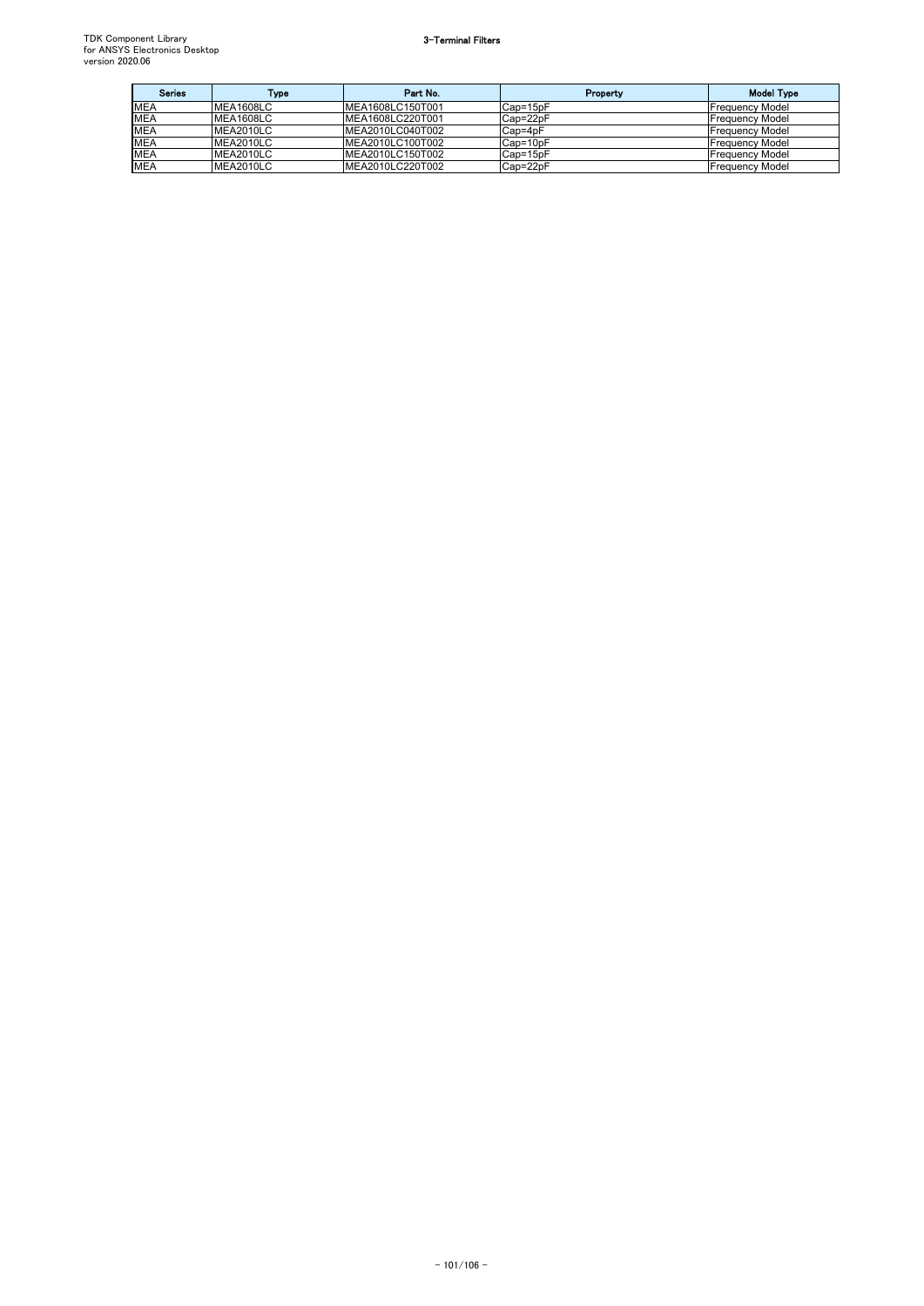| Series | Type | Part No. | Property | Model Type |
|---|---|---|---|---|
| MEA | MEA1608LC | MEA1608LC150T001 | Cap=15pF | Frequency Model |
| MEA | MEA1608LC | MEA1608LC220T001 | Cap=22pF | Frequency Model |
| MEA | MEA2010LC | MEA2010LC040T002 | Cap=4pF | Frequency Model |
| MEA | MEA2010LC | MEA2010LC100T002 | Cap=10pF | Frequency Model |
| MEA | MEA2010LC | MEA2010LC150T002 | Cap=15pF | Frequency Model |
| MEA | MEA2010LC | MEA2010LC220T002 | Cap=22pF | Frequency Model |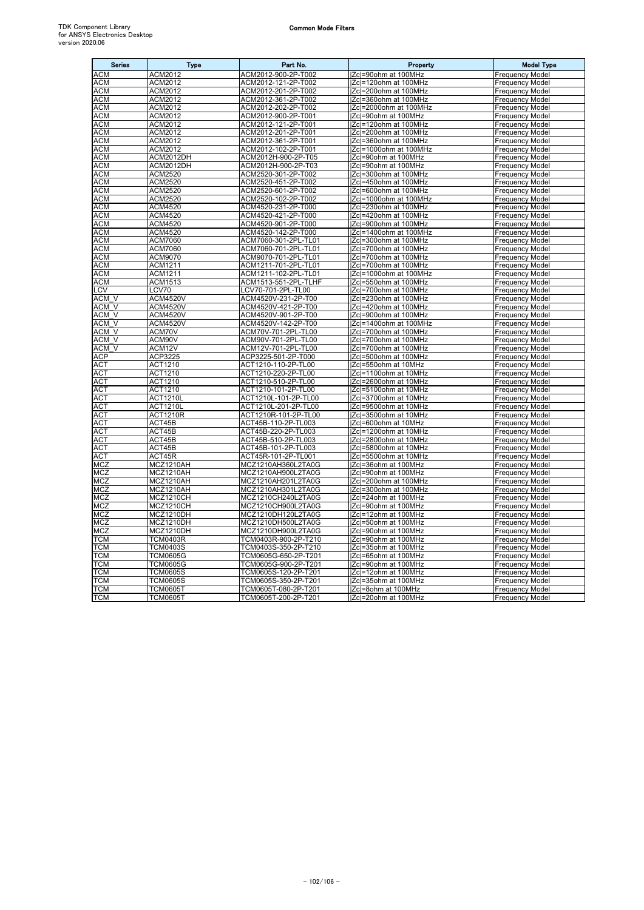## Common Mode Filters

| Series | Type | Part No. | Property | Model Type |
|---|---|---|---|---|
| ACM | ACM2012 | ACM2012-900-2P-T002 | \|Zc\|=90ohm at 100MHz | Frequency Model |
| ACM | ACM2012 | ACM2012-121-2P-T002 | \|Zc\|=120ohm at 100MHz | Frequency Model |
| ACM | ACM2012 | ACM2012-201-2P-T002 | \|Zc\|=200ohm at 100MHz | Frequency Model |
| ACM | ACM2012 | ACM2012-361-2P-T002 | \|Zc\|=360ohm at 100MHz | Frequency Model |
| ACM | ACM2012 | ACM2012-202-2P-T002 | \|Zc\|=2000ohm at 100MHz | Frequency Model |
| ACM | ACM2012 | ACM2012-900-2P-T001 | \|Zc\|=90ohm at 100MHz | Frequency Model |
| ACM | ACM2012 | ACM2012-121-2P-T001 | \|Zc\|=120ohm at 100MHz | Frequency Model |
| ACM | ACM2012 | ACM2012-201-2P-T001 | \|Zc\|=200ohm at 100MHz | Frequency Model |
| ACM | ACM2012 | ACM2012-361-2P-T001 | \|Zc\|=360ohm at 100MHz | Frequency Model |
| ACM | ACM2012 | ACM2012-102-2P-T001 | \|Zc\|=1000ohm at 100MHz | Frequency Model |
| ACM | ACM2012DH | ACM2012H-900-2P-T05 | \|Zc\|=90ohm at 100MHz | Frequency Model |
| ACM | ACM2012DH | ACM2012H-900-2P-T03 | \|Zc\|=90ohm at 100MHz | Frequency Model |
| ACM | ACM2520 | ACM2520-301-2P-T002 | \|Zc\|=300ohm at 100MHz | Frequency Model |
| ACM | ACM2520 | ACM2520-451-2P-T002 | \|Zc\|=450ohm at 100MHz | Frequency Model |
| ACM | ACM2520 | ACM2520-601-2P-T002 | \|Zc\|=600ohm at 100MHz | Frequency Model |
| ACM | ACM2520 | ACM2520-102-2P-T002 | \|Zc\|=1000ohm at 100MHz | Frequency Model |
| ACM | ACM4520 | ACM4520-231-2P-T000 | \|Zc\|=230ohm at 100MHz | Frequency Model |
| ACM | ACM4520 | ACM4520-421-2P-T000 | \|Zc\|=420ohm at 100MHz | Frequency Model |
| ACM | ACM4520 | ACM4520-901-2P-T000 | \|Zc\|=900ohm at 100MHz | Frequency Model |
| ACM | ACM4520 | ACM4520-142-2P-T000 | \|Zc\|=1400ohm at 100MHz | Frequency Model |
| ACM | ACM7060 | ACM7060-301-2PL-TL01 | \|Zc\|=300ohm at 100MHz | Frequency Model |
| ACM | ACM7060 | ACM7060-701-2PL-TL01 | \|Zc\|=700ohm at 100MHz | Frequency Model |
| ACM | ACM9070 | ACM9070-701-2PL-TL01 | \|Zc\|=700ohm at 100MHz | Frequency Model |
| ACM | ACM1211 | ACM1211-701-2PL-TL01 | \|Zc\|=700ohm at 100MHz | Frequency Model |
| ACM | ACM1211 | ACM1211-102-2PL-TL01 | \|Zc\|=1000ohm at 100MHz | Frequency Model |
| ACM | ACM1513 | ACM1513-551-2PL-TLHF | \|Zc\|=550ohm at 100MHz | Frequency Model |
| LCV | LCV70 | LCV70-701-2PL-TL00 | \|Zc\|=700ohm at 100MHz | Frequency Model |
| ACM_V | ACM4520V | ACM4520V-231-2P-T00 | \|Zc\|=230ohm at 100MHz | Frequency Model |
| ACM_V | ACM4520V | ACM4520V-421-2P-T00 | \|Zc\|=420ohm at 100MHz | Frequency Model |
| ACM_V | ACM4520V | ACM4520V-901-2P-T00 | \|Zc\|=900ohm at 100MHz | Frequency Model |
| ACM_V | ACM4520V | ACM4520V-142-2P-T00 | \|Zc\|=1400ohm at 100MHz | Frequency Model |
| ACM_V | ACM70V | ACM70V-701-2PL-TL00 | \|Zc\|=700ohm at 100MHz | Frequency Model |
| ACM_V | ACM90V | ACM90V-701-2PL-TL00 | \|Zc\|=700ohm at 100MHz | Frequency Model |
| ACM_V | ACM12V | ACM12V-701-2PL-TL00 | \|Zc\|=700ohm at 100MHz | Frequency Model |
| ACP | ACP3225 | ACP3225-501-2P-T000 | \|Zc\|=500ohm at 100MHz | Frequency Model |
| ACT | ACT1210 | ACT1210-110-2P-TL00 | \|Zc\|=550ohm at 10MHz | Frequency Model |
| ACT | ACT1210 | ACT1210-220-2P-TL00 | \|Zc\|=1100ohm at 10MHz | Frequency Model |
| ACT | ACT1210 | ACT1210-510-2P-TL00 | \|Zc\|=2600ohm at 10MHz | Frequency Model |
| ACT | ACT1210 | ACT1210-101-2P-TL00 | \|Zc\|=5100ohm at 10MHz | Frequency Model |
| ACT | ACT1210L | ACT1210L-101-2P-TL00 | \|Zc\|=3700ohm at 10MHz | Frequency Model |
| ACT | ACT1210L | ACT1210L-201-2P-TL00 | \|Zc\|=9500ohm at 10MHz | Frequency Model |
| ACT | ACT1210R | ACT1210R-101-2P-TL00 | \|Zc\|=3500ohm at 10MHz | Frequency Model |
| ACT | ACT45B | ACT45B-110-2P-TL003 | \|Zc\|=600ohm at 10MHz | Frequency Model |
| ACT | ACT45B | ACT45B-220-2P-TL003 | \|Zc\|=1200ohm at 10MHz | Frequency Model |
| ACT | ACT45B | ACT45B-510-2P-TL003 | \|Zc\|=2800ohm at 10MHz | Frequency Model |
| ACT | ACT45B | ACT45B-101-2P-TL003 | \|Zc\|=5800ohm at 10MHz | Frequency Model |
| ACT | ACT45R | ACT45R-101-2P-TL001 | \|Zc\|=5500ohm at 10MHz | Frequency Model |
| MCZ | MCZ1210AH | MCZ1210AH360L2TA0G | \|Zc\|=36ohm at 100MHz | Frequency Model |
| MCZ | MCZ1210AH | MCZ1210AH900L2TA0G | \|Zc\|=90ohm at 100MHz | Frequency Model |
| MCZ | MCZ1210AH | MCZ1210AH201L2TA0G | \|Zc\|=200ohm at 100MHz | Frequency Model |
| MCZ | MCZ1210AH | MCZ1210AH301L2TA0G | \|Zc\|=300ohm at 100MHz | Frequency Model |
| MCZ | MCZ1210CH | MCZ1210CH240L2TA0G | \|Zc\|=24ohm at 100MHz | Frequency Model |
| MCZ | MCZ1210CH | MCZ1210CH900L2TA0G | \|Zc\|=90ohm at 100MHz | Frequency Model |
| MCZ | MCZ1210DH | MCZ1210DH120L2TA0G | \|Zc\|=12ohm at 100MHz | Frequency Model |
| MCZ | MCZ1210DH | MCZ1210DH500L2TA0G | \|Zc\|=50ohm at 100MHz | Frequency Model |
| MCZ | MCZ1210DH | MCZ1210DH900L2TA0G | \|Zc\|=90ohm at 100MHz | Frequency Model |
| TCM | TCM0403R | TCM0403R-900-2P-T210 | \|Zc\|=90ohm at 100MHz | Frequency Model |
| TCM | TCM0403S | TCM0403S-350-2P-T210 | \|Zc\|=35ohm at 100MHz | Frequency Model |
| TCM | TCM0605G | TCM0605G-650-2P-T201 | \|Zc\|=65ohm at 100MHz | Frequency Model |
| TCM | TCM0605G | TCM0605G-900-2P-T201 | \|Zc\|=90ohm at 100MHz | Frequency Model |
| TCM | TCM0605S | TCM0605S-120-2P-T201 | \|Zc\|=12ohm at 100MHz | Frequency Model |
| TCM | TCM0605S | TCM0605S-350-2P-T201 | \|Zc\|=35ohm at 100MHz | Frequency Model |
| TCM | TCM0605T | TCM0605T-080-2P-T201 | \|Zc\|=8ohm at 100MHz | Frequency Model |
| TCM | TCM0605T | TCM0605T-200-2P-T201 | \|Zc\|=20ohm at 100MHz | Frequency Model |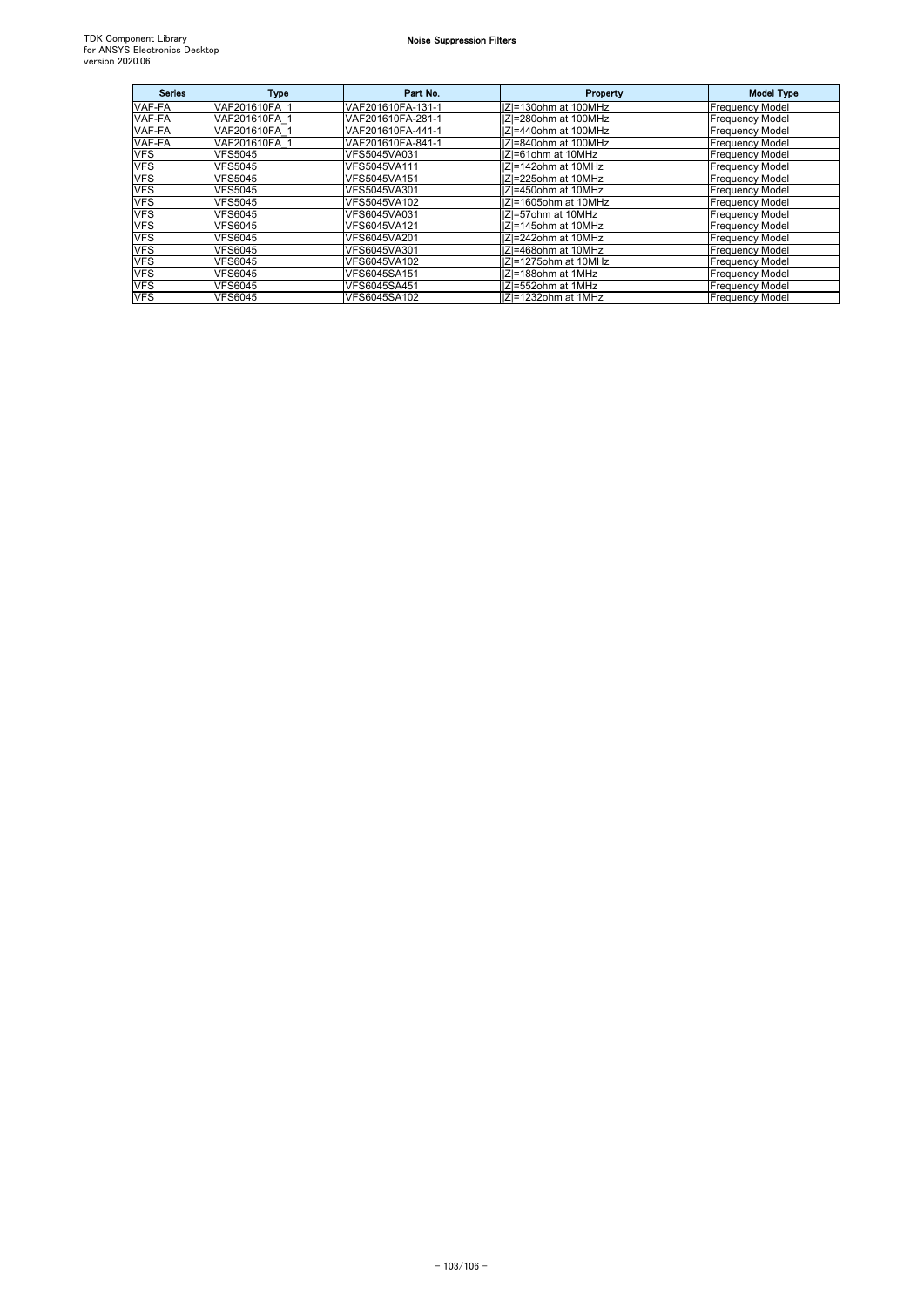## Noise Suppression Filters

| Series | Type | Part No. | Property | Model Type |
|---|---|---|---|---|
| VAF-FA | VAF201610FA_1 | VAF201610FA-131-1 | \|Z\|=130ohm at 100MHz | Frequency Model |
| VAF-FA | VAF201610FA_1 | VAF201610FA-281-1 | \|Z\|=280ohm at 100MHz | Frequency Model |
| VAF-FA | VAF201610FA_1 | VAF201610FA-441-1 | \|Z\|=440ohm at 100MHz | Frequency Model |
| VAF-FA | VAF201610FA_1 | VAF201610FA-841-1 | \|Z\|=840ohm at 100MHz | Frequency Model |
| VFS | VFS5045 | VFS5045VA031 | \|Z\|=61ohm at 10MHz | Frequency Model |
| VFS | VFS5045 | VFS5045VA111 | \|Z\|=142ohm at 10MHz | Frequency Model |
| VFS | VFS5045 | VFS5045VA151 | \|Z\|=225ohm at 10MHz | Frequency Model |
| VFS | VFS5045 | VFS5045VA301 | \|Z\|=450ohm at 10MHz | Frequency Model |
| VFS | VFS5045 | VFS5045VA102 | \|Z\|=1605ohm at 10MHz | Frequency Model |
| VFS | VFS6045 | VFS6045VA031 | \|Z\|=57ohm at 10MHz | Frequency Model |
| VFS | VFS6045 | VFS6045VA121 | \|Z\|=145ohm at 10MHz | Frequency Model |
| VFS | VFS6045 | VFS6045VA201 | \|Z\|=242ohm at 10MHz | Frequency Model |
| VFS | VFS6045 | VFS6045VA301 | \|Z\|=468ohm at 10MHz | Frequency Model |
| VFS | VFS6045 | VFS6045VA102 | \|Z\|=1275ohm at 10MHz | Frequency Model |
| VFS | VFS6045 | VFS6045SA151 | \|Z\|=188ohm at 1MHz | Frequency Model |
| VFS | VFS6045 | VFS6045SA451 | \|Z\|=552ohm at 1MHz | Frequency Model |
| VFS | VFS6045 | VFS6045SA102 | \|Z\|=1232ohm at 1MHz | Frequency Model |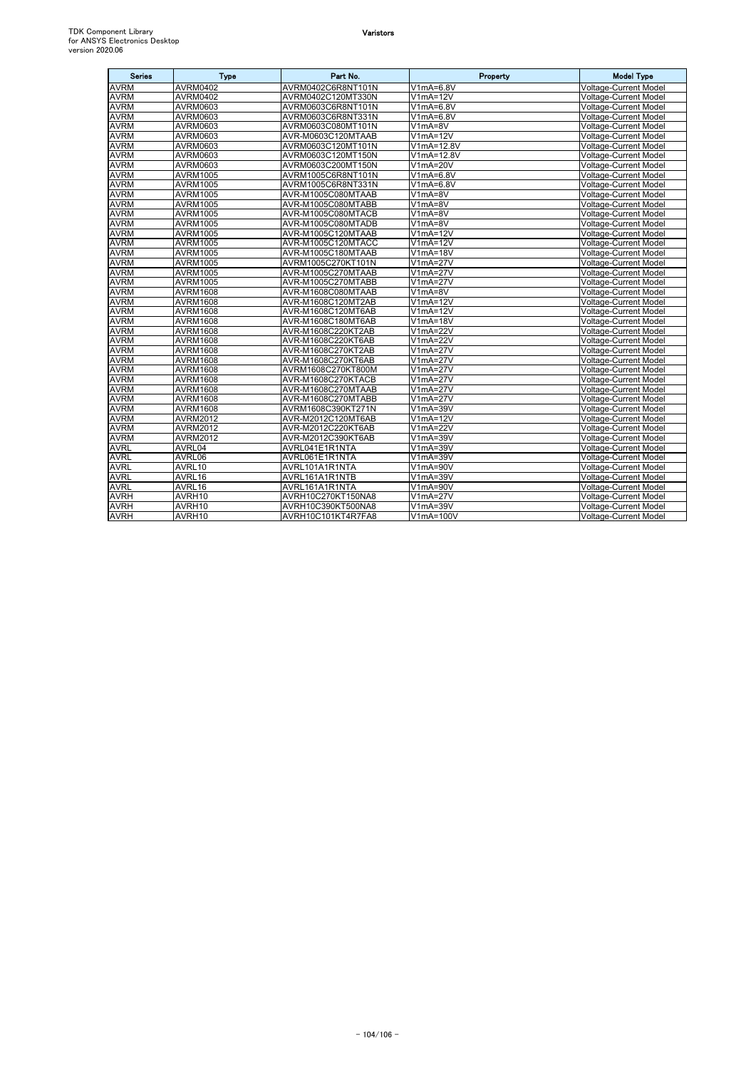# Varistors

| Series | Type | Part No. | Property | Model Type |
|---|---|---|---|---|
| AVRM | AVRM0402 | AVRM0402C6R8NT101N | V1mA=6.8V | Voltage-Current Model |
| AVRM | AVRM0402 | AVRM0402C120MT330N | V1mA=12V | Voltage-Current Model |
| AVRM | AVRM0603 | AVRM0603C6R8NT101N | V1mA=6.8V | Voltage-Current Model |
| AVRM | AVRM0603 | AVRM0603C6R8NT331N | V1mA=6.8V | Voltage-Current Model |
| AVRM | AVRM0603 | AVRM0603C080MT101N | V1mA=8V | Voltage-Current Model |
| AVRM | AVRM0603 | AVR-M0603C120MTAAB | V1mA=12V | Voltage-Current Model |
| AVRM | AVRM0603 | AVRM0603C120MT101N | V1mA=12.8V | Voltage-Current Model |
| AVRM | AVRM0603 | AVRM0603C120MT150N | V1mA=12.8V | Voltage-Current Model |
| AVRM | AVRM0603 | AVRM0603C200MT150N | V1mA=20V | Voltage-Current Model |
| AVRM | AVRM1005 | AVRM1005C6R8NT101N | V1mA=6.8V | Voltage-Current Model |
| AVRM | AVRM1005 | AVRM1005C6R8NT331N | V1mA=6.8V | Voltage-Current Model |
| AVRM | AVRM1005 | AVR-M1005C080MTAAB | V1mA=8V | Voltage-Current Model |
| AVRM | AVRM1005 | AVR-M1005C080MTABB | V1mA=8V | Voltage-Current Model |
| AVRM | AVRM1005 | AVR-M1005C080MTACB | V1mA=8V | Voltage-Current Model |
| AVRM | AVRM1005 | AVR-M1005C080MTADB | V1mA=8V | Voltage-Current Model |
| AVRM | AVRM1005 | AVR-M1005C120MTAAB | V1mA=12V | Voltage-Current Model |
| AVRM | AVRM1005 | AVR-M1005C120MTACC | V1mA=12V | Voltage-Current Model |
| AVRM | AVRM1005 | AVR-M1005C180MTAAB | V1mA=18V | Voltage-Current Model |
| AVRM | AVRM1005 | AVRM1005C270KT101N | V1mA=27V | Voltage-Current Model |
| AVRM | AVRM1005 | AVR-M1005C270MTAAB | V1mA=27V | Voltage-Current Model |
| AVRM | AVRM1005 | AVR-M1005C270MTABB | V1mA=27V | Voltage-Current Model |
| AVRM | AVRM1608 | AVR-M1608C080MTAAB | V1mA=8V | Voltage-Current Model |
| AVRM | AVRM1608 | AVR-M1608C120MT2AB | V1mA=12V | Voltage-Current Model |
| AVRM | AVRM1608 | AVR-M1608C120MT6AB | V1mA=12V | Voltage-Current Model |
| AVRM | AVRM1608 | AVR-M1608C180MT6AB | V1mA=18V | Voltage-Current Model |
| AVRM | AVRM1608 | AVR-M1608C220KT2AB | V1mA=22V | Voltage-Current Model |
| AVRM | AVRM1608 | AVR-M1608C220KT6AB | V1mA=22V | Voltage-Current Model |
| AVRM | AVRM1608 | AVR-M1608C270KT2AB | V1mA=27V | Voltage-Current Model |
| AVRM | AVRM1608 | AVR-M1608C270KT6AB | V1mA=27V | Voltage-Current Model |
| AVRM | AVRM1608 | AVRM1608C270KT800M | V1mA=27V | Voltage-Current Model |
| AVRM | AVRM1608 | AVR-M1608C270KTACB | V1mA=27V | Voltage-Current Model |
| AVRM | AVRM1608 | AVR-M1608C270MTAAB | V1mA=27V | Voltage-Current Model |
| AVRM | AVRM1608 | AVR-M1608C270MTABB | V1mA=27V | Voltage-Current Model |
| AVRM | AVRM1608 | AVRM1608C390KT271N | V1mA=39V | Voltage-Current Model |
| AVRM | AVRM2012 | AVR-M2012C120MT6AB | V1mA=12V | Voltage-Current Model |
| AVRM | AVRM2012 | AVR-M2012C220KT6AB | V1mA=22V | Voltage-Current Model |
| AVRM | AVRM2012 | AVR-M2012C390KT6AB | V1mA=39V | Voltage-Current Model |
| AVRL | AVRL04 | AVRL041E1R1NTA | V1mA=39V | Voltage-Current Model |
| AVRL | AVRL06 | AVRL061E1R1NTA | V1mA=39V | Voltage-Current Model |
| AVRL | AVRL10 | AVRL101A1R1NTA | V1mA=90V | Voltage-Current Model |
| AVRL | AVRL16 | AVRL161A1R1NTB | V1mA=39V | Voltage-Current Model |
| AVRL | AVRL16 | AVRL161A1R1NTA | V1mA=90V | Voltage-Current Model |
| AVRH | AVRH10 | AVRH10C270KT150NA8 | V1mA=27V | Voltage-Current Model |
| AVRH | AVRH10 | AVRH10C390KT500NA8 | V1mA=39V | Voltage-Current Model |
| AVRH | AVRH10 | AVRH10C101KT4R7FA8 | V1mA=100V | Voltage-Current Model |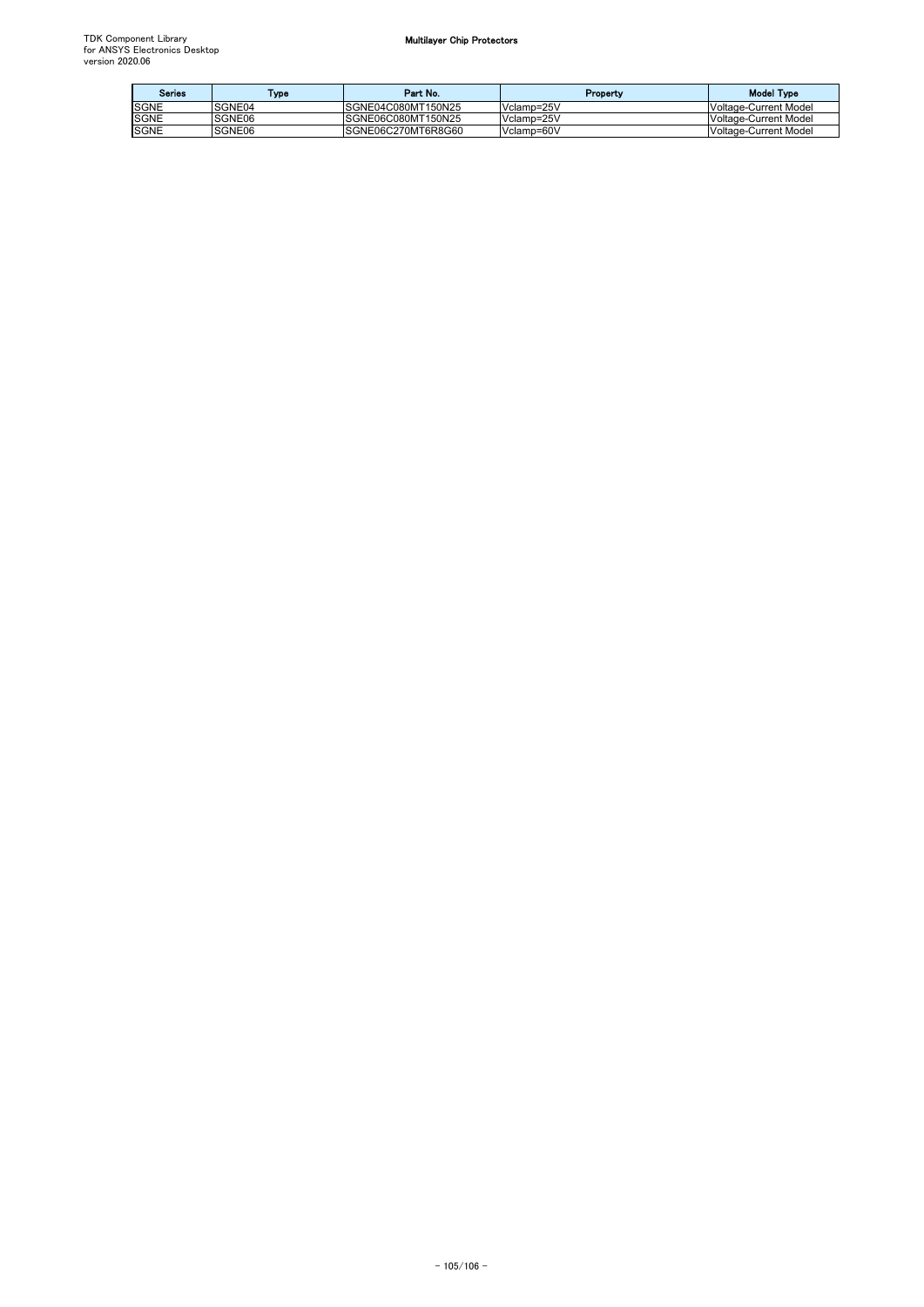# Multilayer Chip Protectors

| Series | Type | Part No. | Property | Model Type |
|---|---|---|---|---|
| SGNE | SGNE04 | SGNE04C080MT150N25 | Vclamp=25V | Voltage-Current Model |
| SGNE | SGNE06 | SGNE06C080MT150N25 | Vclamp=25V | Voltage-Current Model |
| SGNE | SGNE06 | SGNE06C270MT6R8G60 | Vclamp=60V | Voltage-Current Model |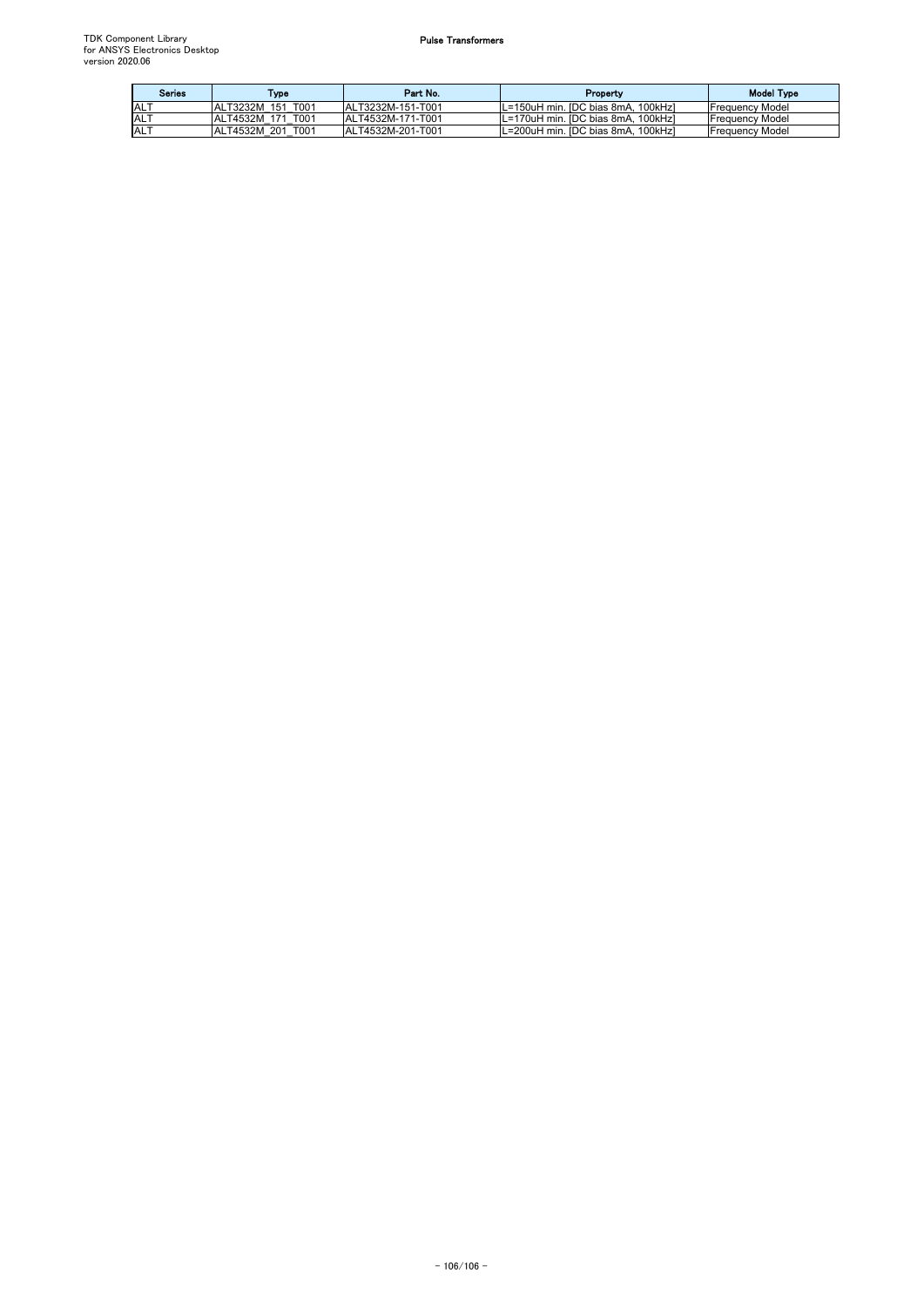## Pulse Transformers

| Series | Type | Part No. | Property | Model Type |
|---|---|---|---|---|
| ALT | ALT3232M_151_T001 | ALT3232M-151-T001 | L=150uH min. [DC bias 8mA, 100kHz] | Frequency Model |
| ALT | ALT4532M_171_T001 | ALT4532M-171-T001 | L=170uH min. [DC bias 8mA, 100kHz] | Frequency Model |
| ALT | ALT4532M_201_T001 | ALT4532M-201-T001 | L=200uH min. [DC bias 8mA, 100kHz] | Frequency Model |